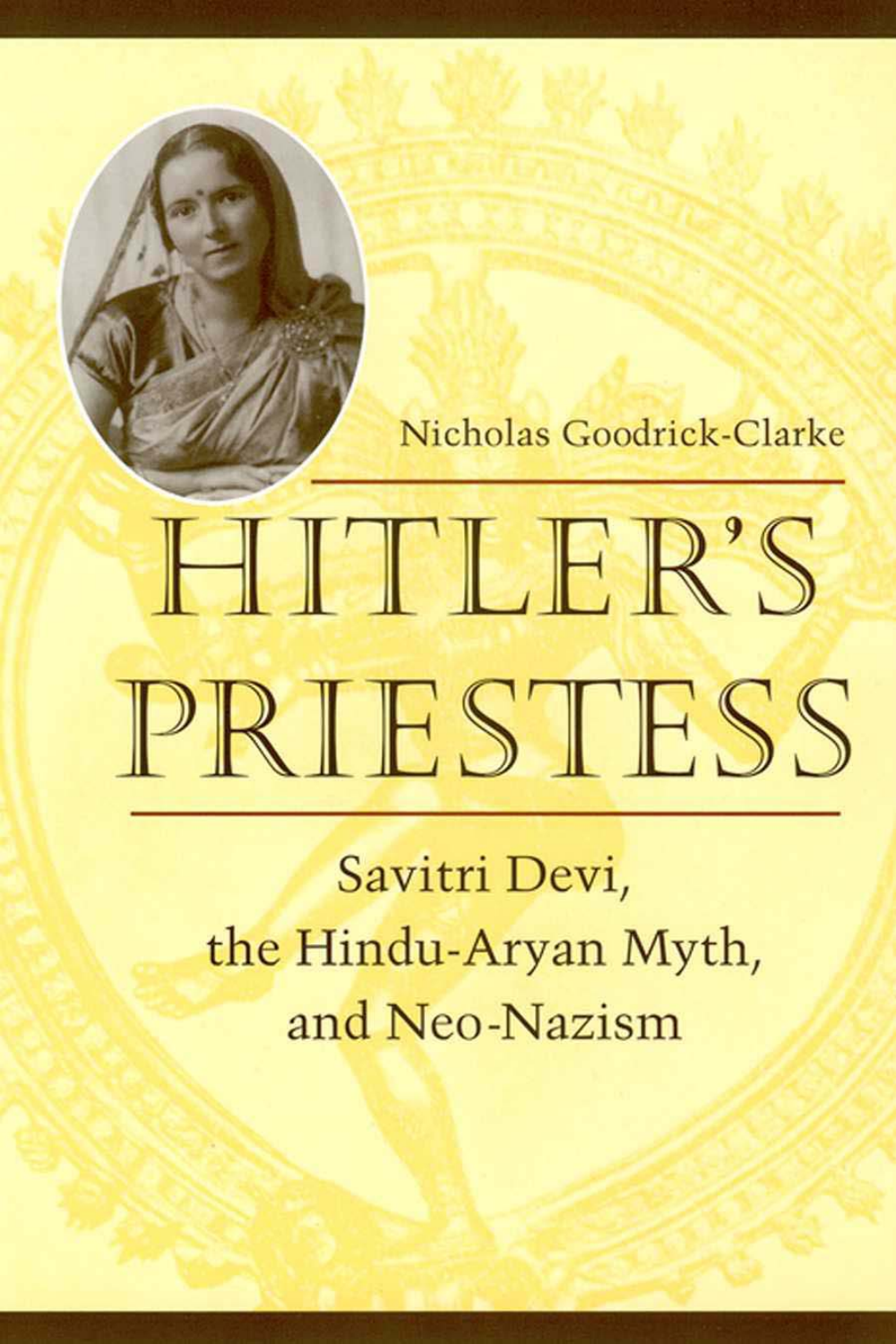Nicholas Goodrick-Clarke

# HITLER'S PRIESTESS

## Savitri Devi, the Hindu-Aryan Myth, and Neo-Nazism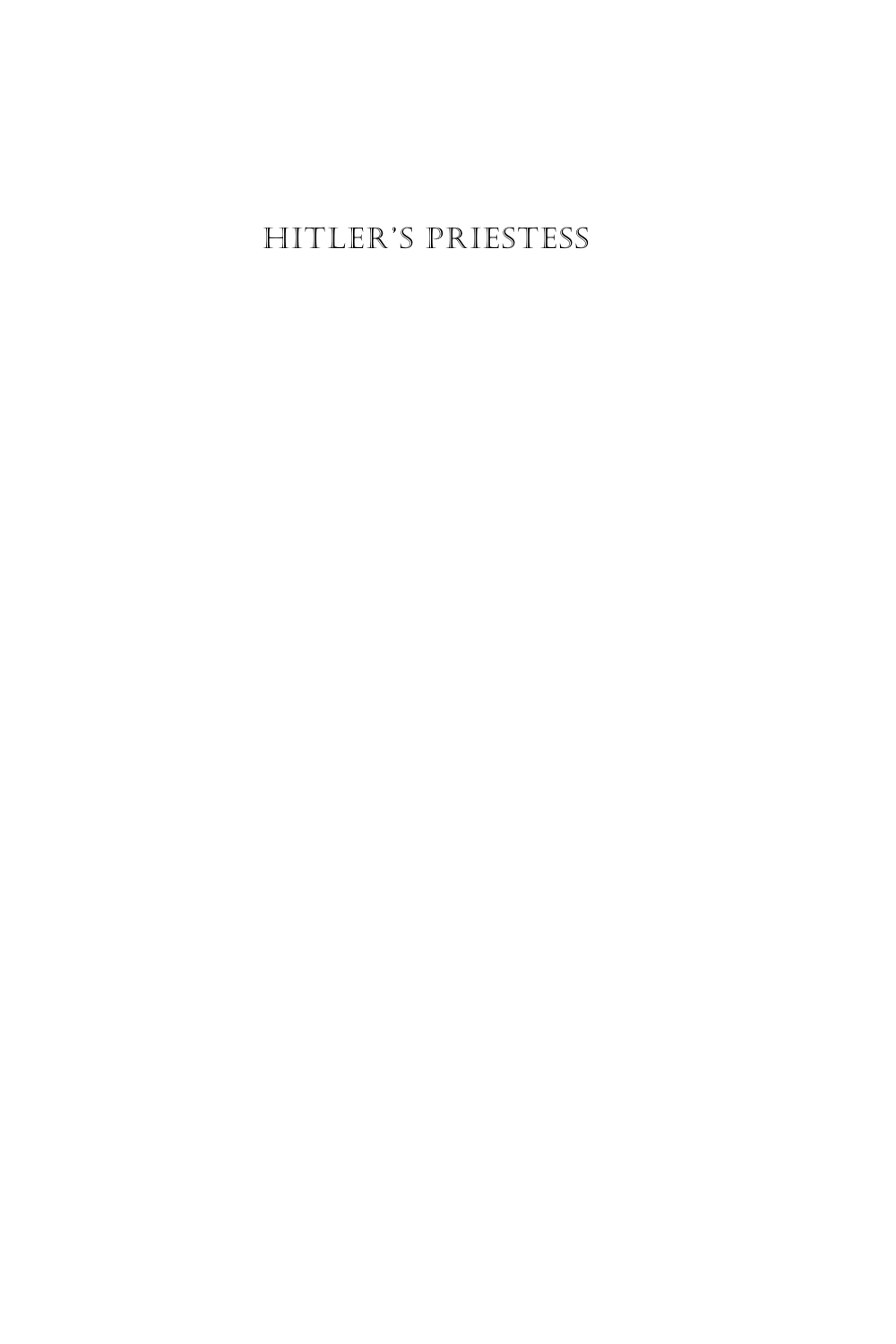# HITLER'S PRIESTESS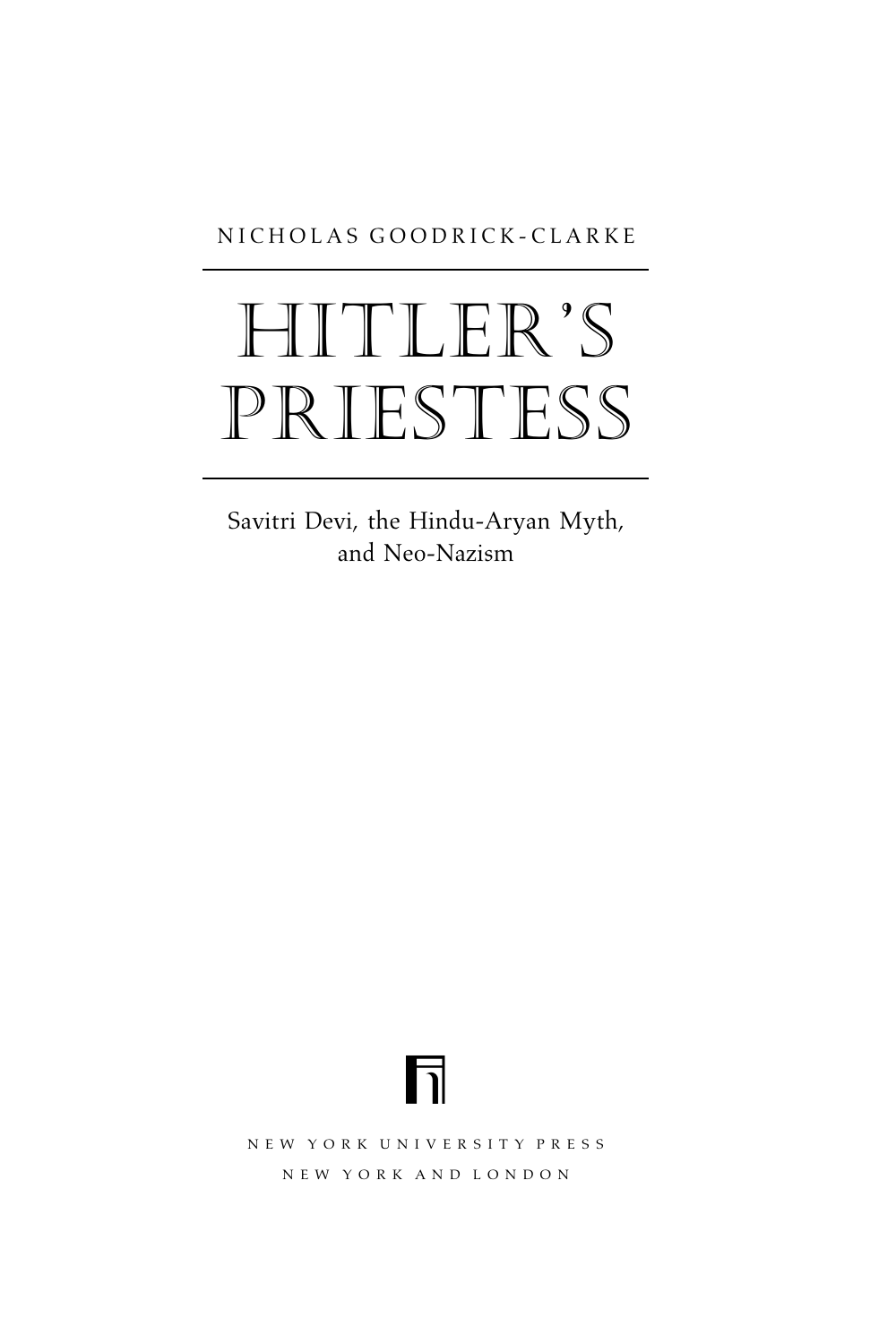NICHOLAS GOODRICK-CLARKE

# HITLER'S PRIESTESS

Savitri Devi, the Hindu-Aryan Myth, and Neo-Nazism

NEW YORK UNIVERSITY PRESS

NEW YORK AND LONDON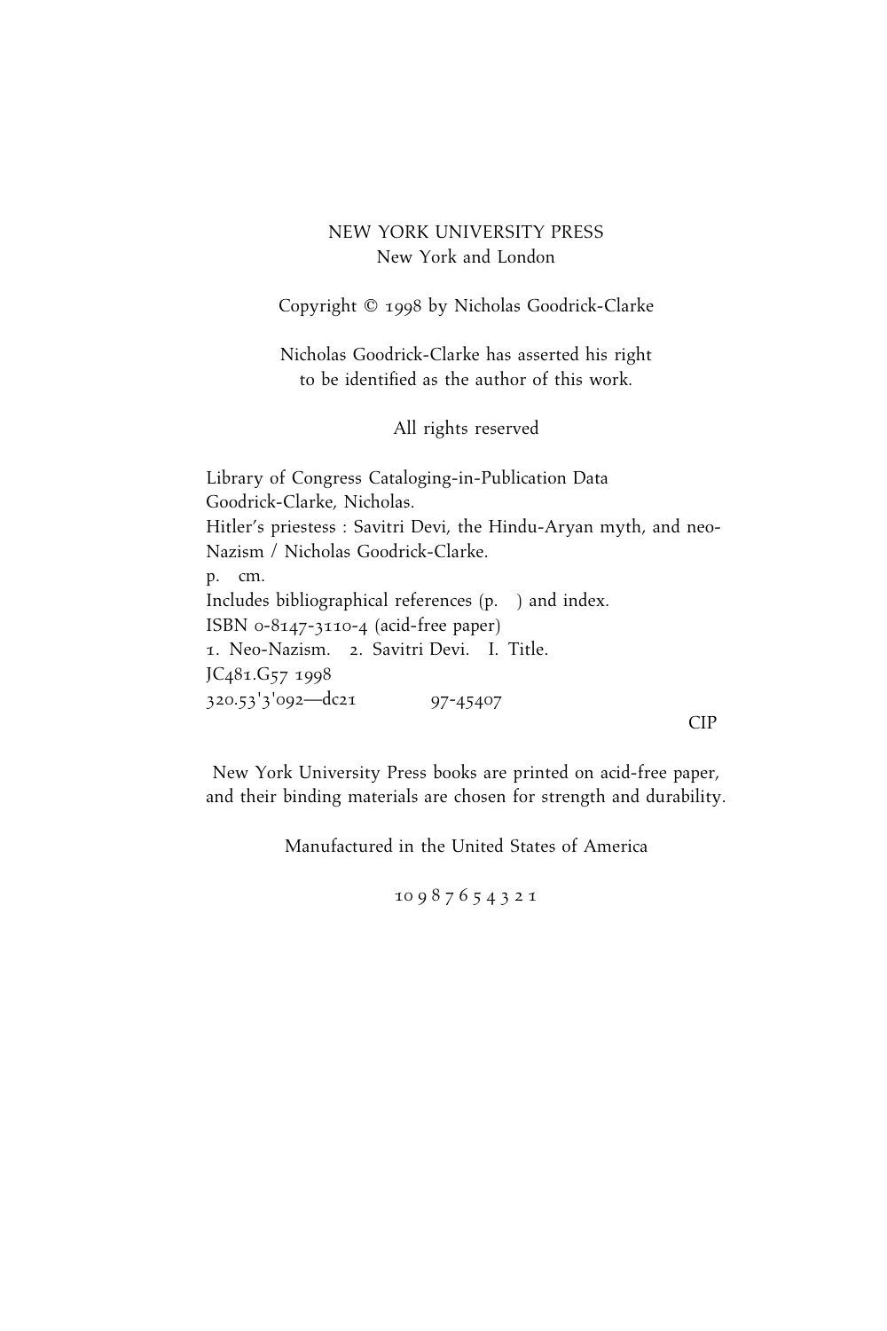NEW YORK UNIVERSITY PRESS
New York and London

Copyright © 1998 by Nicholas Goodrick-Clarke

Nicholas Goodrick-Clarke has asserted his right
to be identified as the author of this work.

All rights reserved

Library of Congress Cataloging-in-Publication Data
Goodrick-Clarke, Nicholas.
Hitler's priestess : Savitri Devi, the Hindu-Aryan myth, and neo-Nazism / Nicholas Goodrick-Clarke.
p. cm.
Includes bibliographical references (p. ) and index.
ISBN 0-8147-3110-4 (acid-free paper)
1. Neo-Nazism. 2. Savitri Devi. I. Title.
JC481.G57 1998
320.53'3'092—dc21 97-45407
CIP

New York University Press books are printed on acid-free paper, and their binding materials are chosen for strength and durability.

Manufactured in the United States of America

10 9 8 7 6 5 4 3 2 1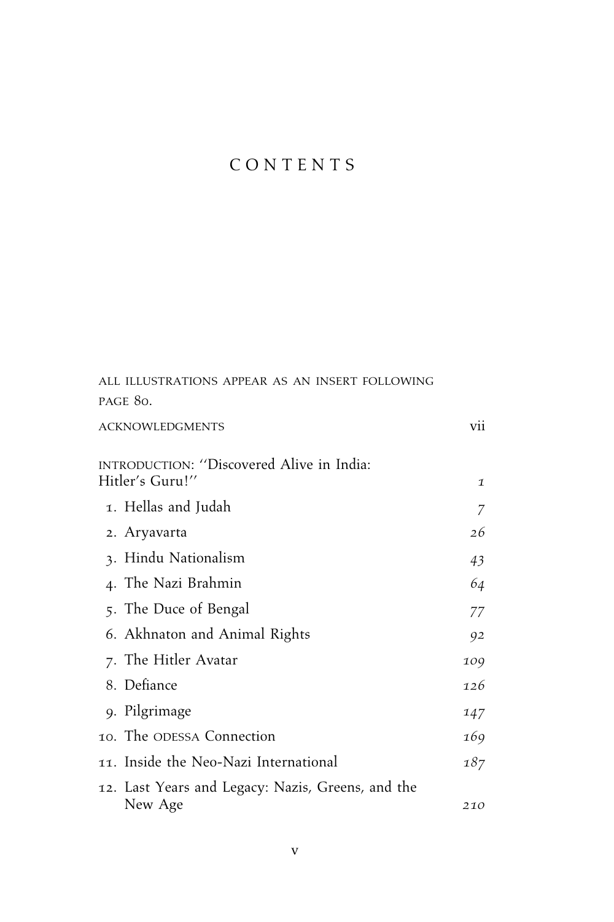# CONTENTS

ALL ILLUSTRATIONS APPEAR AS AN INSERT FOLLOWING PAGE 80.

| | |
|---|---|
| ACKNOWLEDGMENTS | vii |
| INTRODUCTION: "Discovered Alive in India: Hitler's Guru!" | *1* |
| 1. Hellas and Judah | *7* |
| 2. Aryavarta | *26* |
| 3. Hindu Nationalism | *43* |
| 4. The Nazi Brahmin | *64* |
| 5. The Duce of Bengal | *77* |
| 6. Akhnaton and Animal Rights | *92* |
| 7. The Hitler Avatar | *109* |
| 8. Defiance | *126* |
| 9. Pilgrimage | *147* |
| 10. The ODESSA Connection | *169* |
| 11. Inside the Neo-Nazi International | *187* |
| 12. Last Years and Legacy: Nazis, Greens, and the New Age | *210* |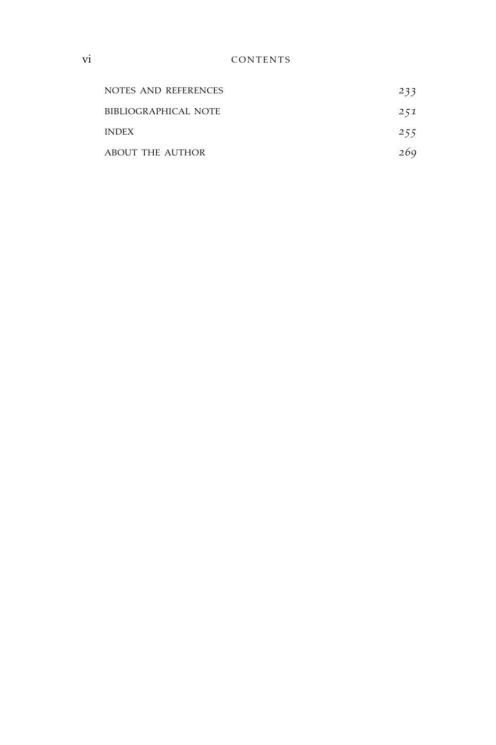| | |
|---|---|
| NOTES AND REFERENCES | *233* |
| BIBLIOGRAPHICAL NOTE | *251* |
| INDEX | *255* |
| ABOUT THE AUTHOR | *269* |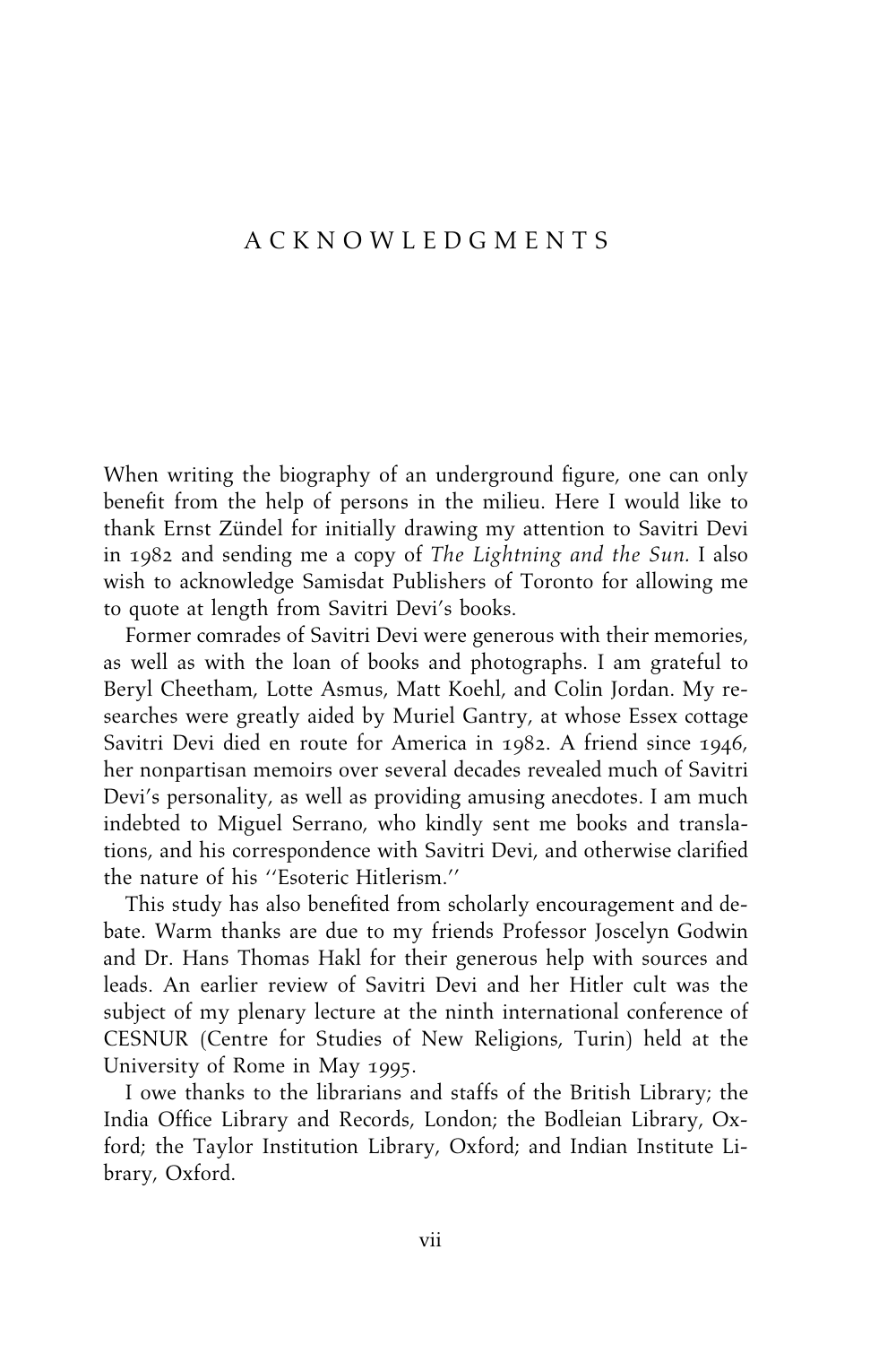# ACKNOWLEDGMENTS

When writing the biography of an underground figure, one can only benefit from the help of persons in the milieu. Here I would like to thank Ernst Zündel for initially drawing my attention to Savitri Devi in 1982 and sending me a copy of *The Lightning and the Sun.* I also wish to acknowledge Samisdat Publishers of Toronto for allowing me to quote at length from Savitri Devi's books.

Former comrades of Savitri Devi were generous with their memories, as well as with the loan of books and photographs. I am grateful to Beryl Cheetham, Lotte Asmus, Matt Koehl, and Colin Jordan. My researches were greatly aided by Muriel Gantry, at whose Essex cottage Savitri Devi died en route for America in 1982. A friend since 1946, her nonpartisan memoirs over several decades revealed much of Savitri Devi's personality, as well as providing amusing anecdotes. I am much indebted to Miguel Serrano, who kindly sent me books and translations, and his correspondence with Savitri Devi, and otherwise clarified the nature of his ''Esoteric Hitlerism.''

This study has also benefited from scholarly encouragement and debate. Warm thanks are due to my friends Professor Joscelyn Godwin and Dr. Hans Thomas Hakl for their generous help with sources and leads. An earlier review of Savitri Devi and her Hitler cult was the subject of my plenary lecture at the ninth international conference of CESNUR (Centre for Studies of New Religions, Turin) held at the University of Rome in May 1995.

I owe thanks to the librarians and staffs of the British Library; the India Office Library and Records, London; the Bodleian Library, Oxford; the Taylor Institution Library, Oxford; and Indian Institute Library, Oxford.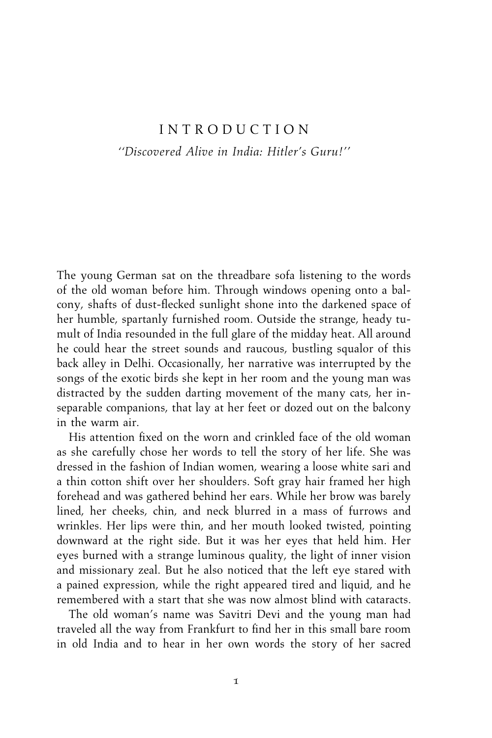# INTRODUCTION

*"Discovered Alive in India: Hitler's Guru!"*

The young German sat on the threadbare sofa listening to the words of the old woman before him. Through windows opening onto a balcony, shafts of dust-flecked sunlight shone into the darkened space of her humble, spartanly furnished room. Outside the strange, heady tumult of India resounded in the full glare of the midday heat. All around he could hear the street sounds and raucous, bustling squalor of this back alley in Delhi. Occasionally, her narrative was interrupted by the songs of the exotic birds she kept in her room and the young man was distracted by the sudden darting movement of the many cats, her inseparable companions, that lay at her feet or dozed out on the balcony in the warm air.

His attention fixed on the worn and crinkled face of the old woman as she carefully chose her words to tell the story of her life. She was dressed in the fashion of Indian women, wearing a loose white sari and a thin cotton shift over her shoulders. Soft gray hair framed her high forehead and was gathered behind her ears. While her brow was barely lined, her cheeks, chin, and neck blurred in a mass of furrows and wrinkles. Her lips were thin, and her mouth looked twisted, pointing downward at the right side. But it was her eyes that held him. Her eyes burned with a strange luminous quality, the light of inner vision and missionary zeal. But he also noticed that the left eye stared with a pained expression, while the right appeared tired and liquid, and he remembered with a start that she was now almost blind with cataracts.

The old woman's name was Savitri Devi and the young man had traveled all the way from Frankfurt to find her in this small bare room in old India and to hear in her own words the story of her sacred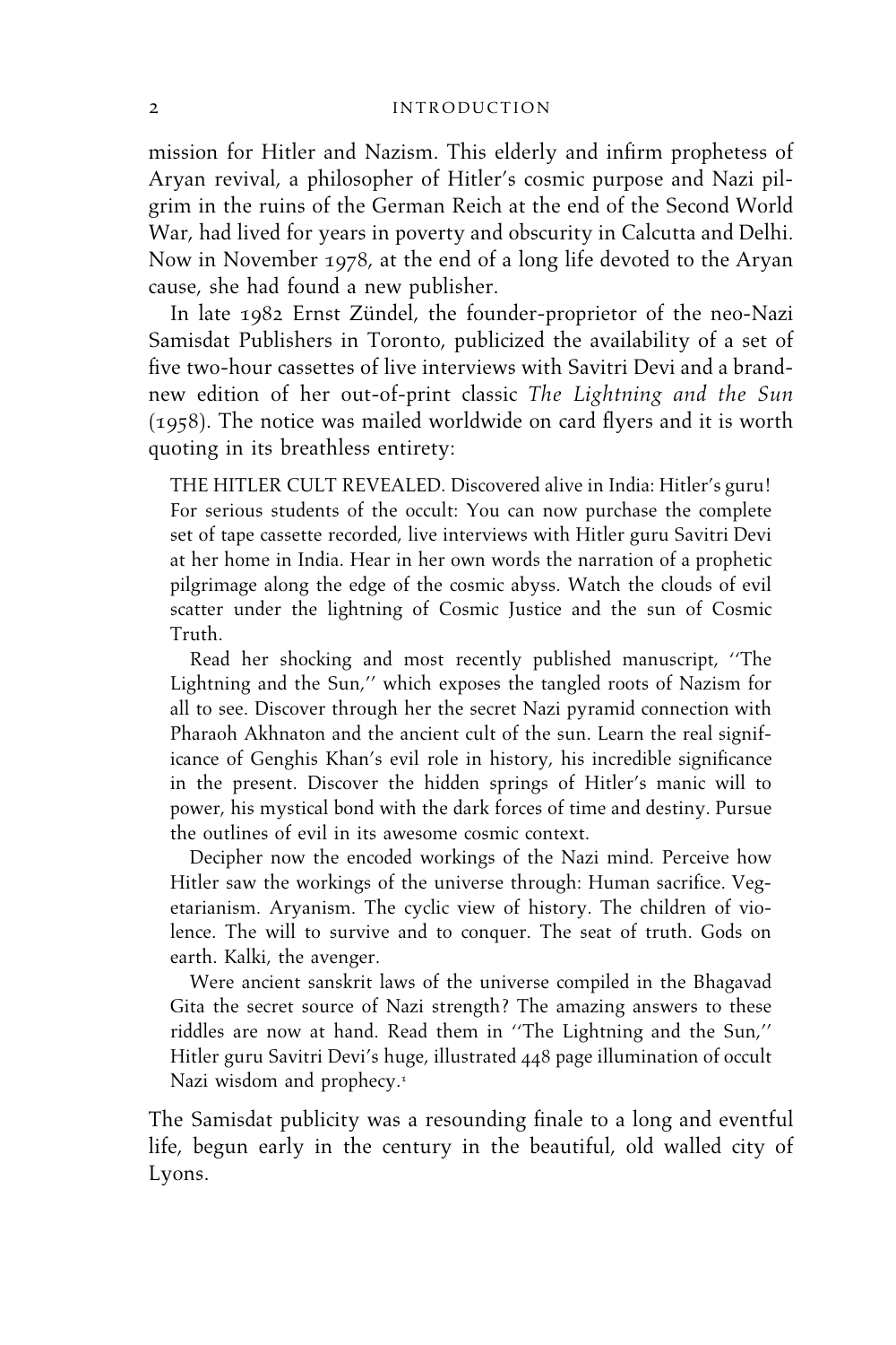mission for Hitler and Nazism. This elderly and infirm prophetess of Aryan revival, a philosopher of Hitler's cosmic purpose and Nazi pilgrim in the ruins of the German Reich at the end of the Second World War, had lived for years in poverty and obscurity in Calcutta and Delhi. Now in November 1978, at the end of a long life devoted to the Aryan cause, she had found a new publisher.

In late 1982 Ernst Zündel, the founder-proprietor of the neo-Nazi Samisdat Publishers in Toronto, publicized the availability of a set of five two-hour cassettes of live interviews with Savitri Devi and a brand-new edition of her out-of-print classic *The Lightning and the Sun* (1958). The notice was mailed worldwide on card flyers and it is worth quoting in its breathless entirety:

> THE HITLER CULT REVEALED. Discovered alive in India: Hitler's guru! For serious students of the occult: You can now purchase the complete set of tape cassette recorded, live interviews with Hitler guru Savitri Devi at her home in India. Hear in her own words the narration of a prophetic pilgrimage along the edge of the cosmic abyss. Watch the clouds of evil scatter under the lightning of Cosmic Justice and the sun of Cosmic Truth.
>
> Read her shocking and most recently published manuscript, ''The Lightning and the Sun,'' which exposes the tangled roots of Nazism for all to see. Discover through her the secret Nazi pyramid connection with Pharaoh Akhnaton and the ancient cult of the sun. Learn the real significance of Genghis Khan's evil role in history, his incredible significance in the present. Discover the hidden springs of Hitler's manic will to power, his mystical bond with the dark forces of time and destiny. Pursue the outlines of evil in its awesome cosmic context.
>
> Decipher now the encoded workings of the Nazi mind. Perceive how Hitler saw the workings of the universe through: Human sacrifice. Vegetarianism. Aryanism. The cyclic view of history. The children of violence. The will to survive and to conquer. The seat of truth. Gods on earth. Kalki, the avenger.
>
> Were ancient sanskrit laws of the universe compiled in the Bhagavad Gita the secret source of Nazi strength? The amazing answers to these riddles are now at hand. Read them in ''The Lightning and the Sun,'' Hitler guru Savitri Devi's huge, illustrated 448 page illumination of occult Nazi wisdom and prophecy.[1]

The Samisdat publicity was a resounding finale to a long and eventful life, begun early in the century in the beautiful, old walled city of Lyons.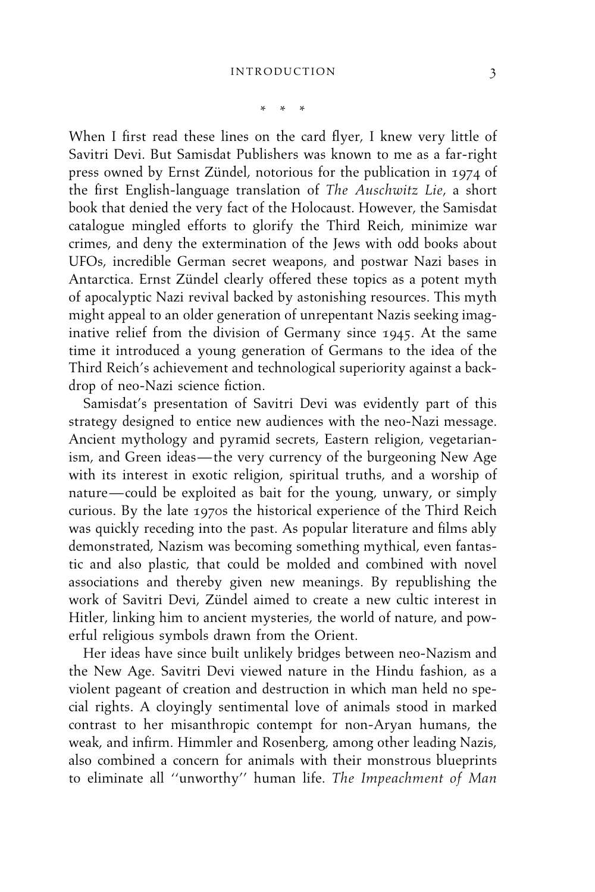\* \* \*

When I first read these lines on the card flyer, I knew very little of Savitri Devi. But Samisdat Publishers was known to me as a far-right press owned by Ernst Zündel, notorious for the publication in 1974 of the first English-language translation of *The Auschwitz Lie*, a short book that denied the very fact of the Holocaust. However, the Samisdat catalogue mingled efforts to glorify the Third Reich, minimize war crimes, and deny the extermination of the Jews with odd books about UFOs, incredible German secret weapons, and postwar Nazi bases in Antarctica. Ernst Zündel clearly offered these topics as a potent myth of apocalyptic Nazi revival backed by astonishing resources. This myth might appeal to an older generation of unrepentant Nazis seeking imaginative relief from the division of Germany since 1945. At the same time it introduced a young generation of Germans to the idea of the Third Reich's achievement and technological superiority against a backdrop of neo-Nazi science fiction.

Samisdat's presentation of Savitri Devi was evidently part of this strategy designed to entice new audiences with the neo-Nazi message. Ancient mythology and pyramid secrets, Eastern religion, vegetarianism, and Green ideas—the very currency of the burgeoning New Age with its interest in exotic religion, spiritual truths, and a worship of nature—could be exploited as bait for the young, unwary, or simply curious. By the late 1970s the historical experience of the Third Reich was quickly receding into the past. As popular literature and films ably demonstrated, Nazism was becoming something mythical, even fantastic and also plastic, that could be molded and combined with novel associations and thereby given new meanings. By republishing the work of Savitri Devi, Zündel aimed to create a new cultic interest in Hitler, linking him to ancient mysteries, the world of nature, and powerful religious symbols drawn from the Orient.

Her ideas have since built unlikely bridges between neo-Nazism and the New Age. Savitri Devi viewed nature in the Hindu fashion, as a violent pageant of creation and destruction in which man held no special rights. A cloyingly sentimental love of animals stood in marked contrast to her misanthropic contempt for non-Aryan humans, the weak, and infirm. Himmler and Rosenberg, among other leading Nazis, also combined a concern for animals with their monstrous blueprints to eliminate all ''unworthy'' human life. *The Impeachment of Man*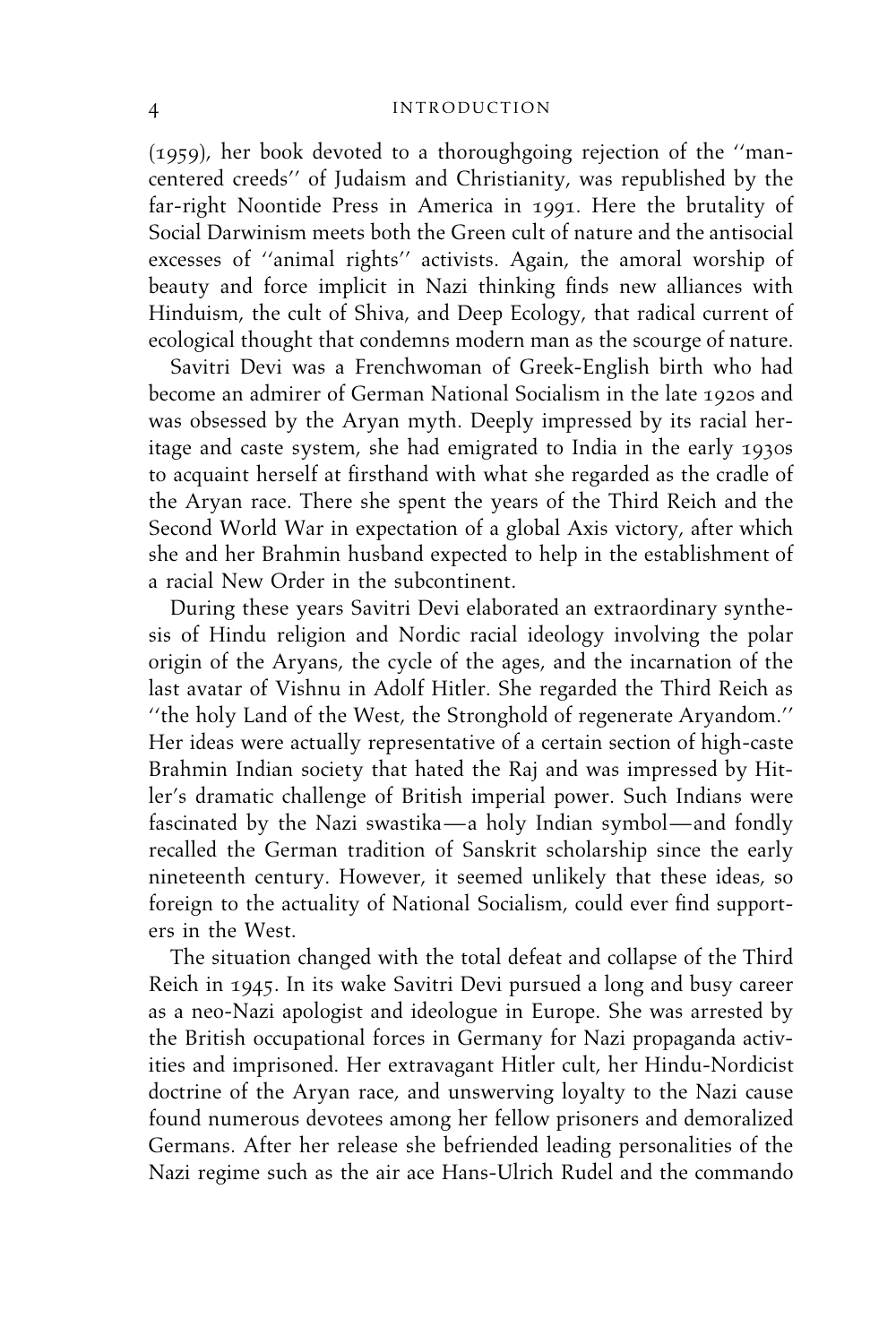(1959), her book devoted to a thoroughgoing rejection of the ''man-centered creeds'' of Judaism and Christianity, was republished by the far-right Noontide Press in America in 1991. Here the brutality of Social Darwinism meets both the Green cult of nature and the antisocial excesses of ''animal rights'' activists. Again, the amoral worship of beauty and force implicit in Nazi thinking finds new alliances with Hinduism, the cult of Shiva, and Deep Ecology, that radical current of ecological thought that condemns modern man as the scourge of nature.

Savitri Devi was a Frenchwoman of Greek-English birth who had become an admirer of German National Socialism in the late 1920s and was obsessed by the Aryan myth. Deeply impressed by its racial heritage and caste system, she had emigrated to India in the early 1930s to acquaint herself at firsthand with what she regarded as the cradle of the Aryan race. There she spent the years of the Third Reich and the Second World War in expectation of a global Axis victory, after which she and her Brahmin husband expected to help in the establishment of a racial New Order in the subcontinent.

During these years Savitri Devi elaborated an extraordinary synthesis of Hindu religion and Nordic racial ideology involving the polar origin of the Aryans, the cycle of the ages, and the incarnation of the last avatar of Vishnu in Adolf Hitler. She regarded the Third Reich as ''the holy Land of the West, the Stronghold of regenerate Aryandom.'' Her ideas were actually representative of a certain section of high-caste Brahmin Indian society that hated the Raj and was impressed by Hitler's dramatic challenge of British imperial power. Such Indians were fascinated by the Nazi swastika—a holy Indian symbol—and fondly recalled the German tradition of Sanskrit scholarship since the early nineteenth century. However, it seemed unlikely that these ideas, so foreign to the actuality of National Socialism, could ever find supporters in the West.

The situation changed with the total defeat and collapse of the Third Reich in 1945. In its wake Savitri Devi pursued a long and busy career as a neo-Nazi apologist and ideologue in Europe. She was arrested by the British occupational forces in Germany for Nazi propaganda activities and imprisoned. Her extravagant Hitler cult, her Hindu-Nordicist doctrine of the Aryan race, and unswerving loyalty to the Nazi cause found numerous devotees among her fellow prisoners and demoralized Germans. After her release she befriended leading personalities of the Nazi regime such as the air ace Hans-Ulrich Rudel and the commando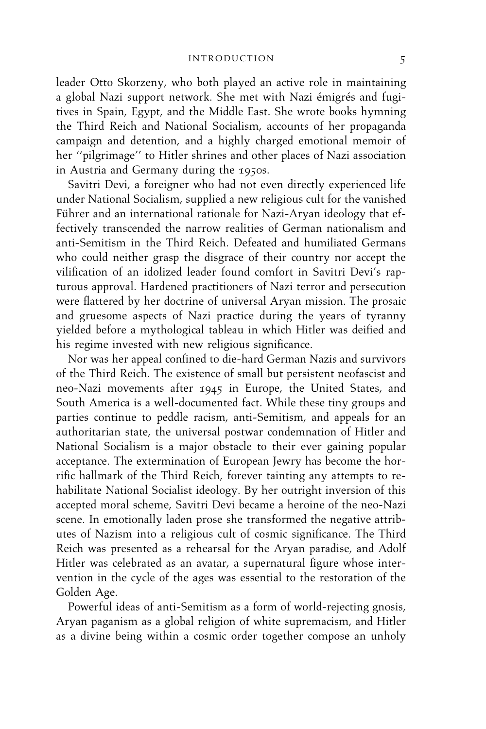leader Otto Skorzeny, who both played an active role in maintaining a global Nazi support network. She met with Nazi émigrés and fugitives in Spain, Egypt, and the Middle East. She wrote books hymning the Third Reich and National Socialism, accounts of her propaganda campaign and detention, and a highly charged emotional memoir of her ''pilgrimage'' to Hitler shrines and other places of Nazi association in Austria and Germany during the 1950s.

Savitri Devi, a foreigner who had not even directly experienced life under National Socialism, supplied a new religious cult for the vanished Führer and an international rationale for Nazi-Aryan ideology that effectively transcended the narrow realities of German nationalism and anti-Semitism in the Third Reich. Defeated and humiliated Germans who could neither grasp the disgrace of their country nor accept the vilification of an idolized leader found comfort in Savitri Devi's rapturous approval. Hardened practitioners of Nazi terror and persecution were flattered by her doctrine of universal Aryan mission. The prosaic and gruesome aspects of Nazi practice during the years of tyranny yielded before a mythological tableau in which Hitler was deified and his regime invested with new religious significance.

Nor was her appeal confined to die-hard German Nazis and survivors of the Third Reich. The existence of small but persistent neofascist and neo-Nazi movements after 1945 in Europe, the United States, and South America is a well-documented fact. While these tiny groups and parties continue to peddle racism, anti-Semitism, and appeals for an authoritarian state, the universal postwar condemnation of Hitler and National Socialism is a major obstacle to their ever gaining popular acceptance. The extermination of European Jewry has become the horrific hallmark of the Third Reich, forever tainting any attempts to rehabilitate National Socialist ideology. By her outright inversion of this accepted moral scheme, Savitri Devi became a heroine of the neo-Nazi scene. In emotionally laden prose she transformed the negative attributes of Nazism into a religious cult of cosmic significance. The Third Reich was presented as a rehearsal for the Aryan paradise, and Adolf Hitler was celebrated as an avatar, a supernatural figure whose intervention in the cycle of the ages was essential to the restoration of the Golden Age.

Powerful ideas of anti-Semitism as a form of world-rejecting gnosis, Aryan paganism as a global religion of white supremacism, and Hitler as a divine being within a cosmic order together compose an unholy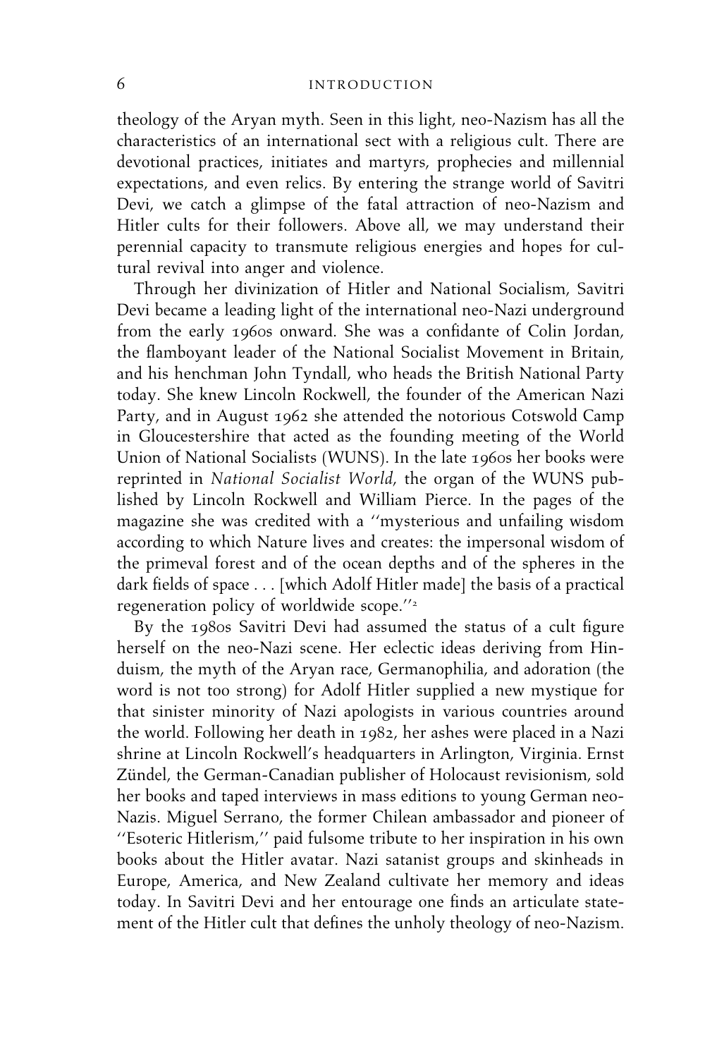theology of the Aryan myth. Seen in this light, neo-Nazism has all the characteristics of an international sect with a religious cult. There are devotional practices, initiates and martyrs, prophecies and millennial expectations, and even relics. By entering the strange world of Savitri Devi, we catch a glimpse of the fatal attraction of neo-Nazism and Hitler cults for their followers. Above all, we may understand their perennial capacity to transmute religious energies and hopes for cultural revival into anger and violence.

Through her divinization of Hitler and National Socialism, Savitri Devi became a leading light of the international neo-Nazi underground from the early 1960s onward. She was a confidante of Colin Jordan, the flamboyant leader of the National Socialist Movement in Britain, and his henchman John Tyndall, who heads the British National Party today. She knew Lincoln Rockwell, the founder of the American Nazi Party, and in August 1962 she attended the notorious Cotswold Camp in Gloucestershire that acted as the founding meeting of the World Union of National Socialists (WUNS). In the late 1960s her books were reprinted in *National Socialist World*, the organ of the WUNS published by Lincoln Rockwell and William Pierce. In the pages of the magazine she was credited with a ''mysterious and unfailing wisdom according to which Nature lives and creates: the impersonal wisdom of the primeval forest and of the ocean depths and of the spheres in the dark fields of space . . . [which Adolf Hitler made] the basis of a practical regeneration policy of worldwide scope.''[2]

By the 1980s Savitri Devi had assumed the status of a cult figure herself on the neo-Nazi scene. Her eclectic ideas deriving from Hinduism, the myth of the Aryan race, Germanophilia, and adoration (the word is not too strong) for Adolf Hitler supplied a new mystique for that sinister minority of Nazi apologists in various countries around the world. Following her death in 1982, her ashes were placed in a Nazi shrine at Lincoln Rockwell's headquarters in Arlington, Virginia. Ernst Zündel, the German-Canadian publisher of Holocaust revisionism, sold her books and taped interviews in mass editions to young German neo-Nazis. Miguel Serrano, the former Chilean ambassador and pioneer of ''Esoteric Hitlerism,'' paid fulsome tribute to her inspiration in his own books about the Hitler avatar. Nazi satanist groups and skinheads in Europe, America, and New Zealand cultivate her memory and ideas today. In Savitri Devi and her entourage one finds an articulate statement of the Hitler cult that defines the unholy theology of neo-Nazism.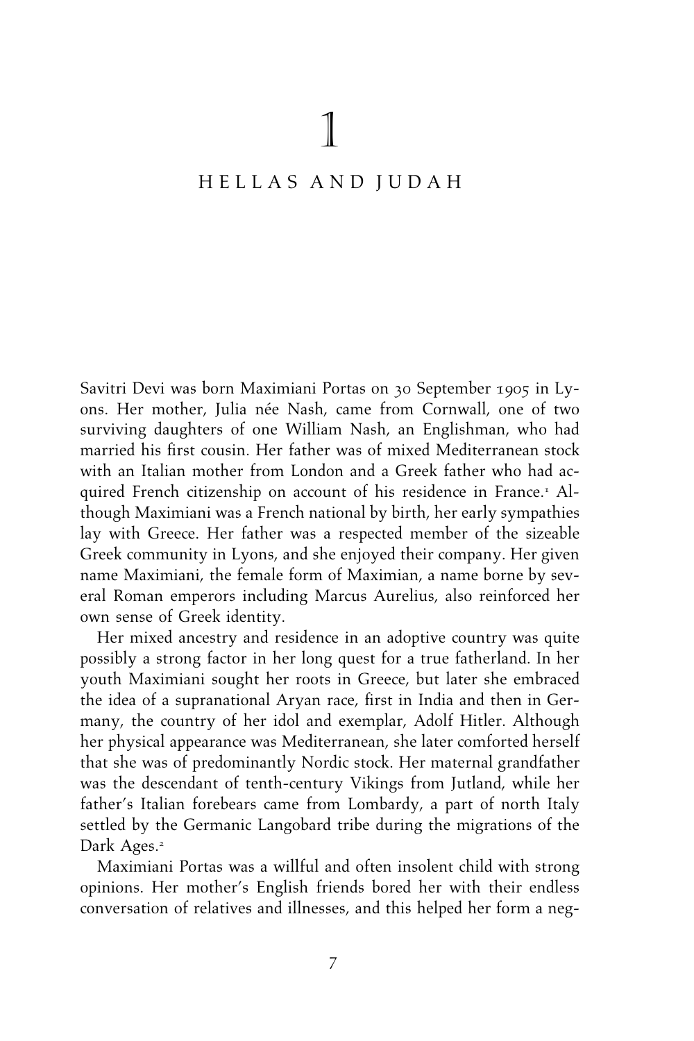# 1

## HELLAS AND JUDAH

Savitri Devi was born Maximiani Portas on 30 September 1905 in Lyons. Her mother, Julia née Nash, came from Cornwall, one of two surviving daughters of one William Nash, an Englishman, who had married his first cousin. Her father was of mixed Mediterranean stock with an Italian mother from London and a Greek father who had acquired French citizenship on account of his residence in France.[1] Although Maximiani was a French national by birth, her early sympathies lay with Greece. Her father was a respected member of the sizeable Greek community in Lyons, and she enjoyed their company. Her given name Maximiani, the female form of Maximian, a name borne by several Roman emperors including Marcus Aurelius, also reinforced her own sense of Greek identity.

Her mixed ancestry and residence in an adoptive country was quite possibly a strong factor in her long quest for a true fatherland. In her youth Maximiani sought her roots in Greece, but later she embraced the idea of a supranational Aryan race, first in India and then in Germany, the country of her idol and exemplar, Adolf Hitler. Although her physical appearance was Mediterranean, she later comforted herself that she was of predominantly Nordic stock. Her maternal grandfather was the descendant of tenth-century Vikings from Jutland, while her father's Italian forebears came from Lombardy, a part of north Italy settled by the Germanic Langobard tribe during the migrations of the Dark Ages.[2]

Maximiani Portas was a willful and often insolent child with strong opinions. Her mother's English friends bored her with their endless conversation of relatives and illnesses, and this helped her form a neg-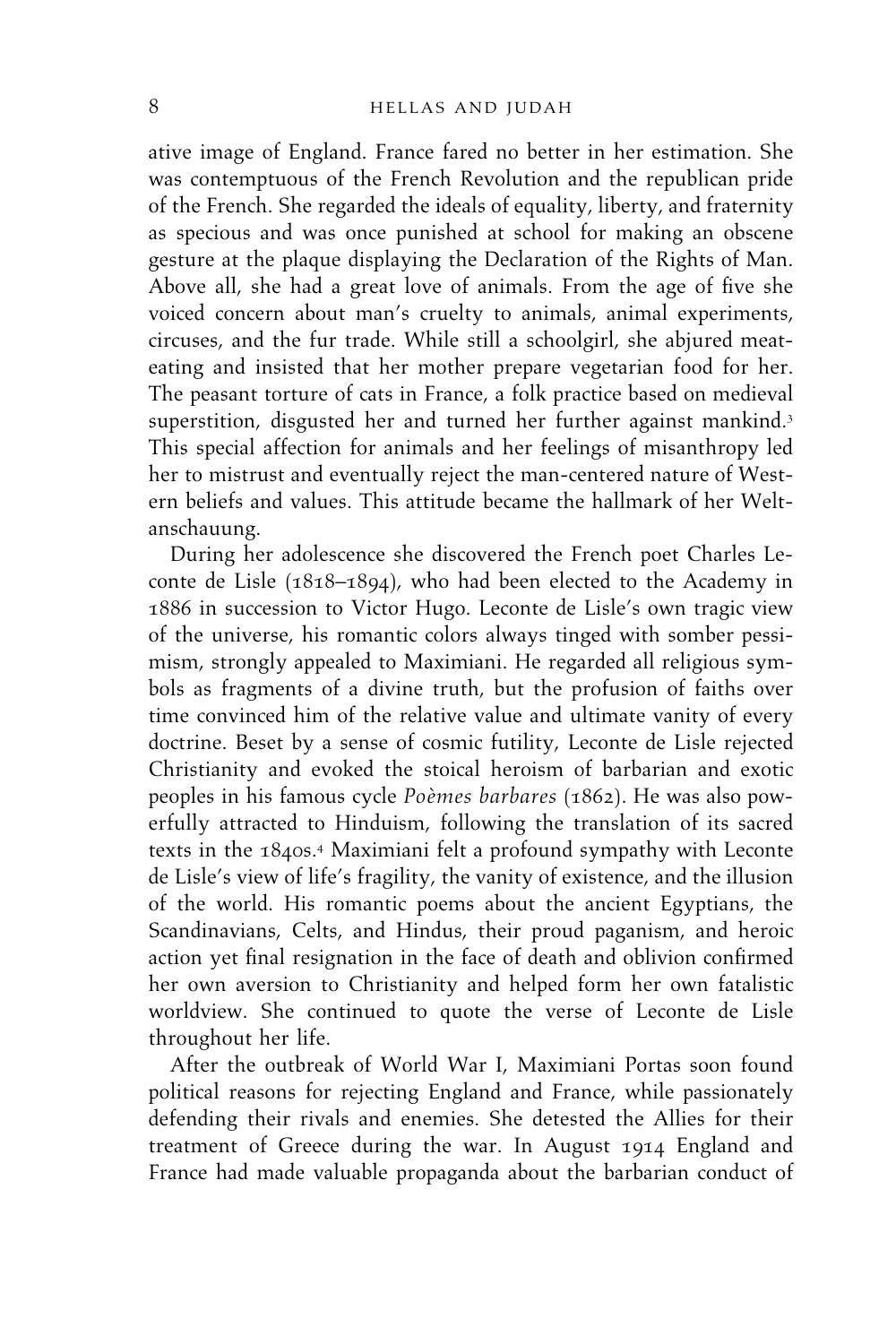ative image of England. France fared no better in her estimation. She was contemptuous of the French Revolution and the republican pride of the French. She regarded the ideals of equality, liberty, and fraternity as specious and was once punished at school for making an obscene gesture at the plaque displaying the Declaration of the Rights of Man. Above all, she had a great love of animals. From the age of five she voiced concern about man's cruelty to animals, animal experiments, circuses, and the fur trade. While still a schoolgirl, she abjured meat-eating and insisted that her mother prepare vegetarian food for her. The peasant torture of cats in France, a folk practice based on medieval superstition, disgusted her and turned her further against mankind.[3] This special affection for animals and her feelings of misanthropy led her to mistrust and eventually reject the man-centered nature of Western beliefs and values. This attitude became the hallmark of her Weltanschauung.

During her adolescence she discovered the French poet Charles Leconte de Lisle (1818–1894), who had been elected to the Academy in 1886 in succession to Victor Hugo. Leconte de Lisle's own tragic view of the universe, his romantic colors always tinged with somber pessimism, strongly appealed to Maximiani. He regarded all religious symbols as fragments of a divine truth, but the profusion of faiths over time convinced him of the relative value and ultimate vanity of every doctrine. Beset by a sense of cosmic futility, Leconte de Lisle rejected Christianity and evoked the stoical heroism of barbarian and exotic peoples in his famous cycle *Poèmes barbares* (1862). He was also powerfully attracted to Hinduism, following the translation of its sacred texts in the 1840s.[4] Maximiani felt a profound sympathy with Leconte de Lisle's view of life's fragility, the vanity of existence, and the illusion of the world. His romantic poems about the ancient Egyptians, the Scandinavians, Celts, and Hindus, their proud paganism, and heroic action yet final resignation in the face of death and oblivion confirmed her own aversion to Christianity and helped form her own fatalistic worldview. She continued to quote the verse of Leconte de Lisle throughout her life.

After the outbreak of World War I, Maximiani Portas soon found political reasons for rejecting England and France, while passionately defending their rivals and enemies. She detested the Allies for their treatment of Greece during the war. In August 1914 England and France had made valuable propaganda about the barbarian conduct of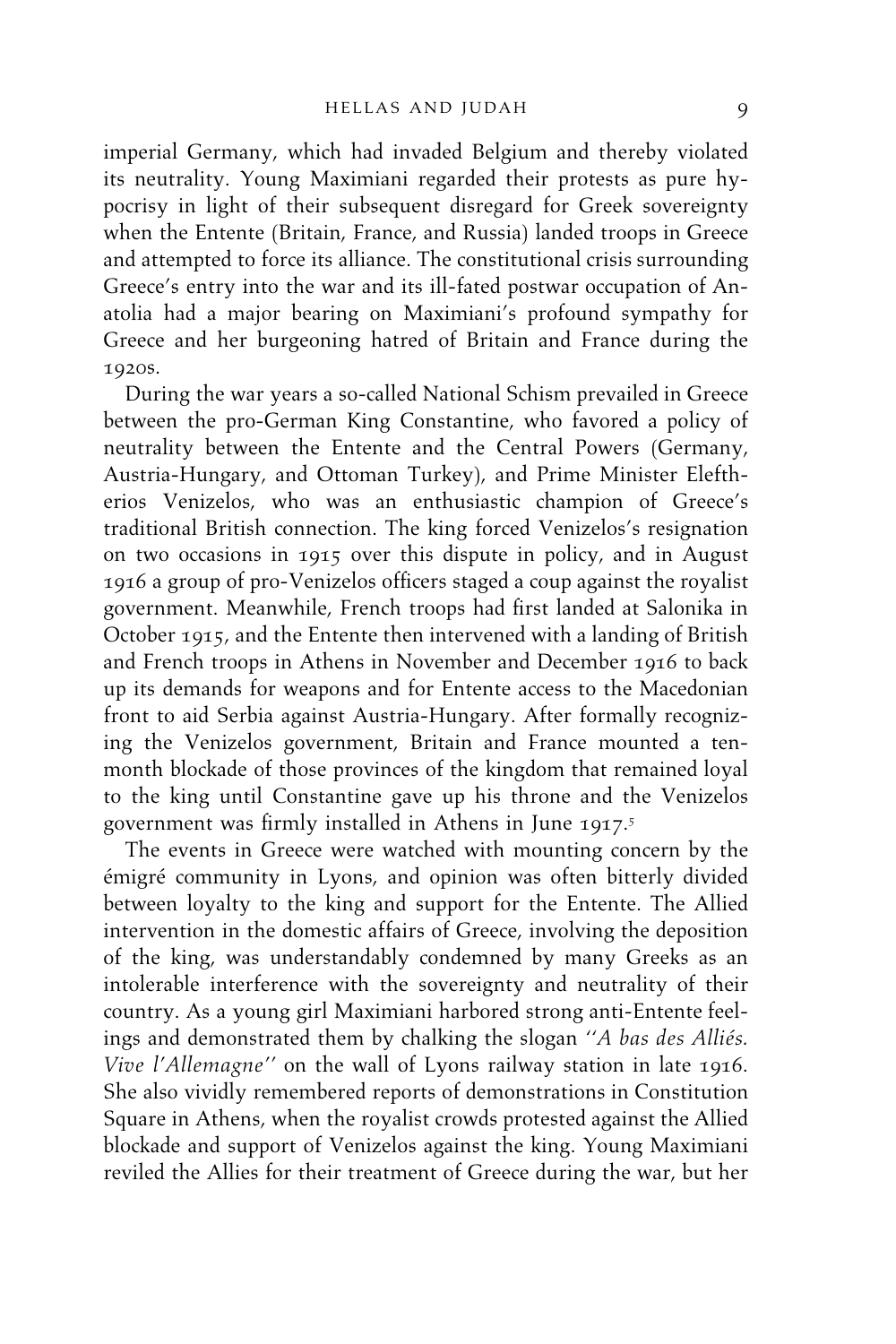imperial Germany, which had invaded Belgium and thereby violated its neutrality. Young Maximiani regarded their protests as pure hypocrisy in light of their subsequent disregard for Greek sovereignty when the Entente (Britain, France, and Russia) landed troops in Greece and attempted to force its alliance. The constitutional crisis surrounding Greece's entry into the war and its ill-fated postwar occupation of Anatolia had a major bearing on Maximiani's profound sympathy for Greece and her burgeoning hatred of Britain and France during the 1920s.

During the war years a so-called National Schism prevailed in Greece between the pro-German King Constantine, who favored a policy of neutrality between the Entente and the Central Powers (Germany, Austria-Hungary, and Ottoman Turkey), and Prime Minister Eleftherios Venizelos, who was an enthusiastic champion of Greece's traditional British connection. The king forced Venizelos's resignation on two occasions in 1915 over this dispute in policy, and in August 1916 a group of pro-Venizelos officers staged a coup against the royalist government. Meanwhile, French troops had first landed at Salonika in October 1915, and the Entente then intervened with a landing of British and French troops in Athens in November and December 1916 to back up its demands for weapons and for Entente access to the Macedonian front to aid Serbia against Austria-Hungary. After formally recognizing the Venizelos government, Britain and France mounted a ten-month blockade of those provinces of the kingdom that remained loyal to the king until Constantine gave up his throne and the Venizelos government was firmly installed in Athens in June 1917.[5]

The events in Greece were watched with mounting concern by the émigré community in Lyons, and opinion was often bitterly divided between loyalty to the king and support for the Entente. The Allied intervention in the domestic affairs of Greece, involving the deposition of the king, was understandably condemned by many Greeks as an intolerable interference with the sovereignty and neutrality of their country. As a young girl Maximiani harbored strong anti-Entente feelings and demonstrated them by chalking the slogan "*A bas des Alliés. Vive l'Allemagne*" on the wall of Lyons railway station in late 1916. She also vividly remembered reports of demonstrations in Constitution Square in Athens, when the royalist crowds protested against the Allied blockade and support of Venizelos against the king. Young Maximiani reviled the Allies for their treatment of Greece during the war, but her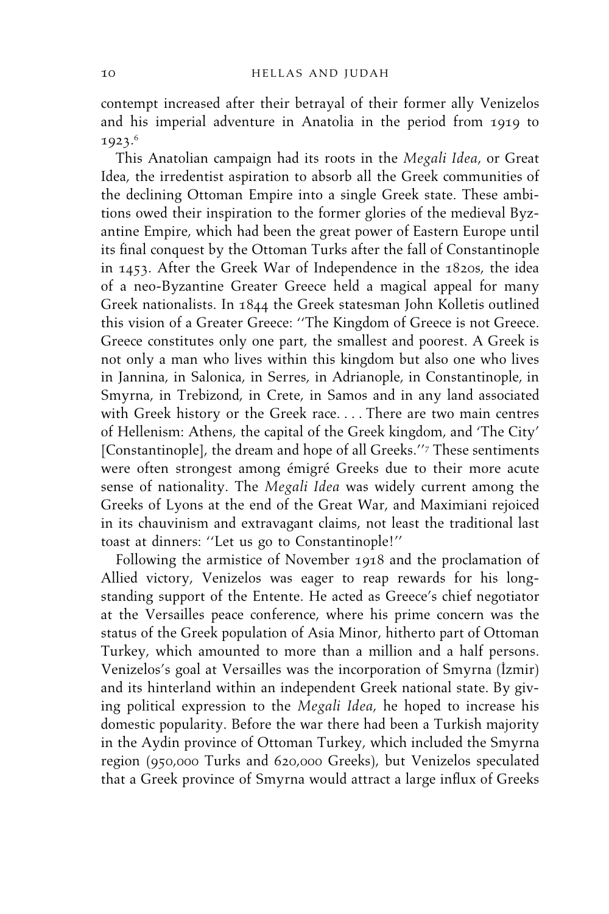contempt increased after their betrayal of their former ally Venizelos and his imperial adventure in Anatolia in the period from 1919 to 1923.[6]

This Anatolian campaign had its roots in the *Megali Idea*, or Great Idea, the irredentist aspiration to absorb all the Greek communities of the declining Ottoman Empire into a single Greek state. These ambitions owed their inspiration to the former glories of the medieval Byzantine Empire, which had been the great power of Eastern Europe until its final conquest by the Ottoman Turks after the fall of Constantinople in 1453. After the Greek War of Independence in the 1820s, the idea of a neo-Byzantine Greater Greece held a magical appeal for many Greek nationalists. In 1844 the Greek statesman John Kolletis outlined this vision of a Greater Greece: ''The Kingdom of Greece is not Greece. Greece constitutes only one part, the smallest and poorest. A Greek is not only a man who lives within this kingdom but also one who lives in Jannina, in Salonica, in Serres, in Adrianople, in Constantinople, in Smyrna, in Trebizond, in Crete, in Samos and in any land associated with Greek history or the Greek race. . . . There are two main centres of Hellenism: Athens, the capital of the Greek kingdom, and 'The City' [Constantinople], the dream and hope of all Greeks.''[7] These sentiments were often strongest among émigré Greeks due to their more acute sense of nationality. The *Megali Idea* was widely current among the Greeks of Lyons at the end of the Great War, and Maximiani rejoiced in its chauvinism and extravagant claims, not least the traditional last toast at dinners: ''Let us go to Constantinople!''

Following the armistice of November 1918 and the proclamation of Allied victory, Venizelos was eager to reap rewards for his longstanding support of the Entente. He acted as Greece's chief negotiator at the Versailles peace conference, where his prime concern was the status of the Greek population of Asia Minor, hitherto part of Ottoman Turkey, which amounted to more than a million and a half persons. Venizelos's goal at Versailles was the incorporation of Smyrna (İzmir) and its hinterland within an independent Greek national state. By giving political expression to the *Megali Idea*, he hoped to increase his domestic popularity. Before the war there had been a Turkish majority in the Aydin province of Ottoman Turkey, which included the Smyrna region (950,000 Turks and 620,000 Greeks), but Venizelos speculated that a Greek province of Smyrna would attract a large influx of Greeks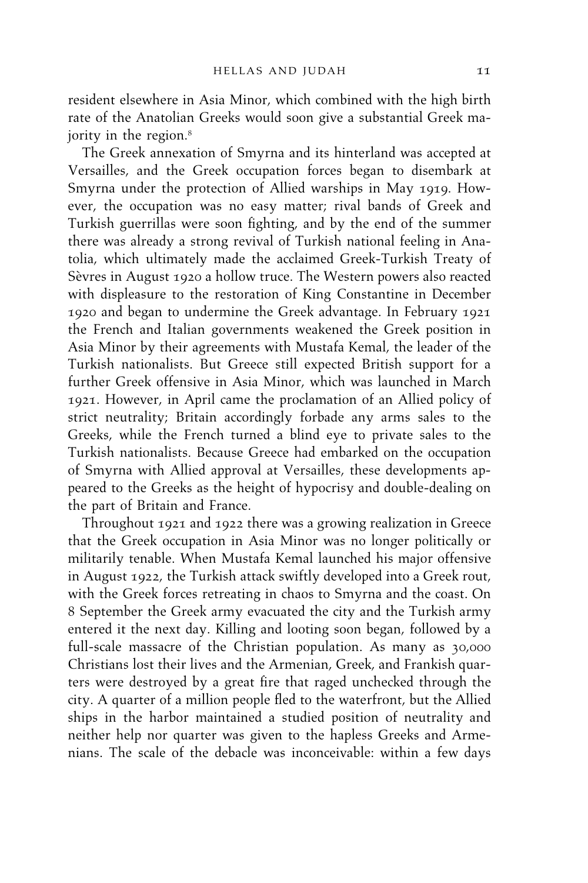resident elsewhere in Asia Minor, which combined with the high birth rate of the Anatolian Greeks would soon give a substantial Greek majority in the region.[8]

The Greek annexation of Smyrna and its hinterland was accepted at Versailles, and the Greek occupation forces began to disembark at Smyrna under the protection of Allied warships in May 1919. However, the occupation was no easy matter; rival bands of Greek and Turkish guerrillas were soon fighting, and by the end of the summer there was already a strong revival of Turkish national feeling in Anatolia, which ultimately made the acclaimed Greek-Turkish Treaty of Sèvres in August 1920 a hollow truce. The Western powers also reacted with displeasure to the restoration of King Constantine in December 1920 and began to undermine the Greek advantage. In February 1921 the French and Italian governments weakened the Greek position in Asia Minor by their agreements with Mustafa Kemal, the leader of the Turkish nationalists. But Greece still expected British support for a further Greek offensive in Asia Minor, which was launched in March 1921. However, in April came the proclamation of an Allied policy of strict neutrality; Britain accordingly forbade any arms sales to the Greeks, while the French turned a blind eye to private sales to the Turkish nationalists. Because Greece had embarked on the occupation of Smyrna with Allied approval at Versailles, these developments appeared to the Greeks as the height of hypocrisy and double-dealing on the part of Britain and France.

Throughout 1921 and 1922 there was a growing realization in Greece that the Greek occupation in Asia Minor was no longer politically or militarily tenable. When Mustafa Kemal launched his major offensive in August 1922, the Turkish attack swiftly developed into a Greek rout, with the Greek forces retreating in chaos to Smyrna and the coast. On 8 September the Greek army evacuated the city and the Turkish army entered it the next day. Killing and looting soon began, followed by a full-scale massacre of the Christian population. As many as 30,000 Christians lost their lives and the Armenian, Greek, and Frankish quarters were destroyed by a great fire that raged unchecked through the city. A quarter of a million people fled to the waterfront, but the Allied ships in the harbor maintained a studied position of neutrality and neither help nor quarter was given to the hapless Greeks and Armenians. The scale of the debacle was inconceivable: within a few days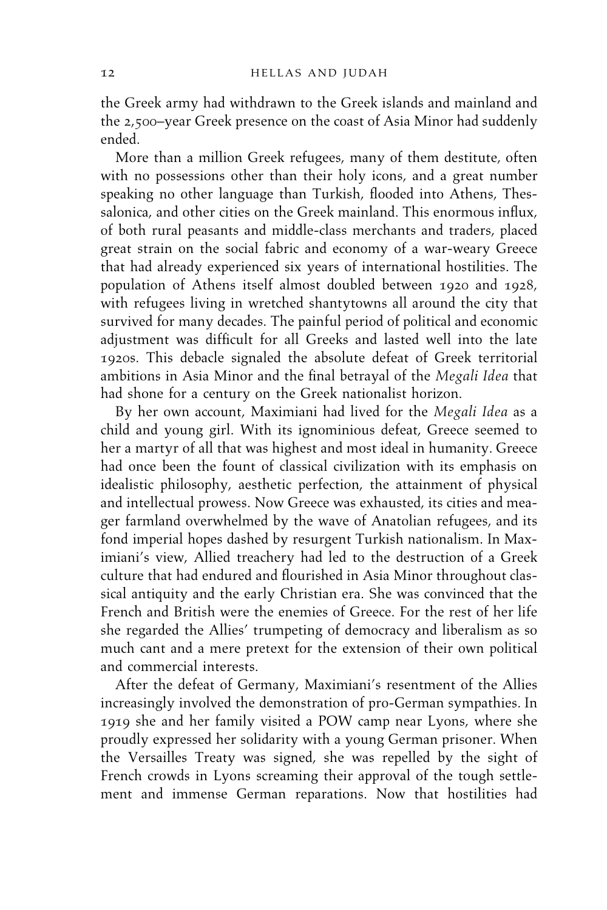the Greek army had withdrawn to the Greek islands and mainland and the 2,500–year Greek presence on the coast of Asia Minor had suddenly ended.

More than a million Greek refugees, many of them destitute, often with no possessions other than their holy icons, and a great number speaking no other language than Turkish, flooded into Athens, Thessalonica, and other cities on the Greek mainland. This enormous influx, of both rural peasants and middle-class merchants and traders, placed great strain on the social fabric and economy of a war-weary Greece that had already experienced six years of international hostilities. The population of Athens itself almost doubled between 1920 and 1928, with refugees living in wretched shantytowns all around the city that survived for many decades. The painful period of political and economic adjustment was difficult for all Greeks and lasted well into the late 1920s. This debacle signaled the absolute defeat of Greek territorial ambitions in Asia Minor and the final betrayal of the *Megali Idea* that had shone for a century on the Greek nationalist horizon.

By her own account, Maximiani had lived for the *Megali Idea* as a child and young girl. With its ignominious defeat, Greece seemed to her a martyr of all that was highest and most ideal in humanity. Greece had once been the fount of classical civilization with its emphasis on idealistic philosophy, aesthetic perfection, the attainment of physical and intellectual prowess. Now Greece was exhausted, its cities and meager farmland overwhelmed by the wave of Anatolian refugees, and its fond imperial hopes dashed by resurgent Turkish nationalism. In Maximiani's view, Allied treachery had led to the destruction of a Greek culture that had endured and flourished in Asia Minor throughout classical antiquity and the early Christian era. She was convinced that the French and British were the enemies of Greece. For the rest of her life she regarded the Allies' trumpeting of democracy and liberalism as so much cant and a mere pretext for the extension of their own political and commercial interests.

After the defeat of Germany, Maximiani's resentment of the Allies increasingly involved the demonstration of pro-German sympathies. In 1919 she and her family visited a POW camp near Lyons, where she proudly expressed her solidarity with a young German prisoner. When the Versailles Treaty was signed, she was repelled by the sight of French crowds in Lyons screaming their approval of the tough settlement and immense German reparations. Now that hostilities had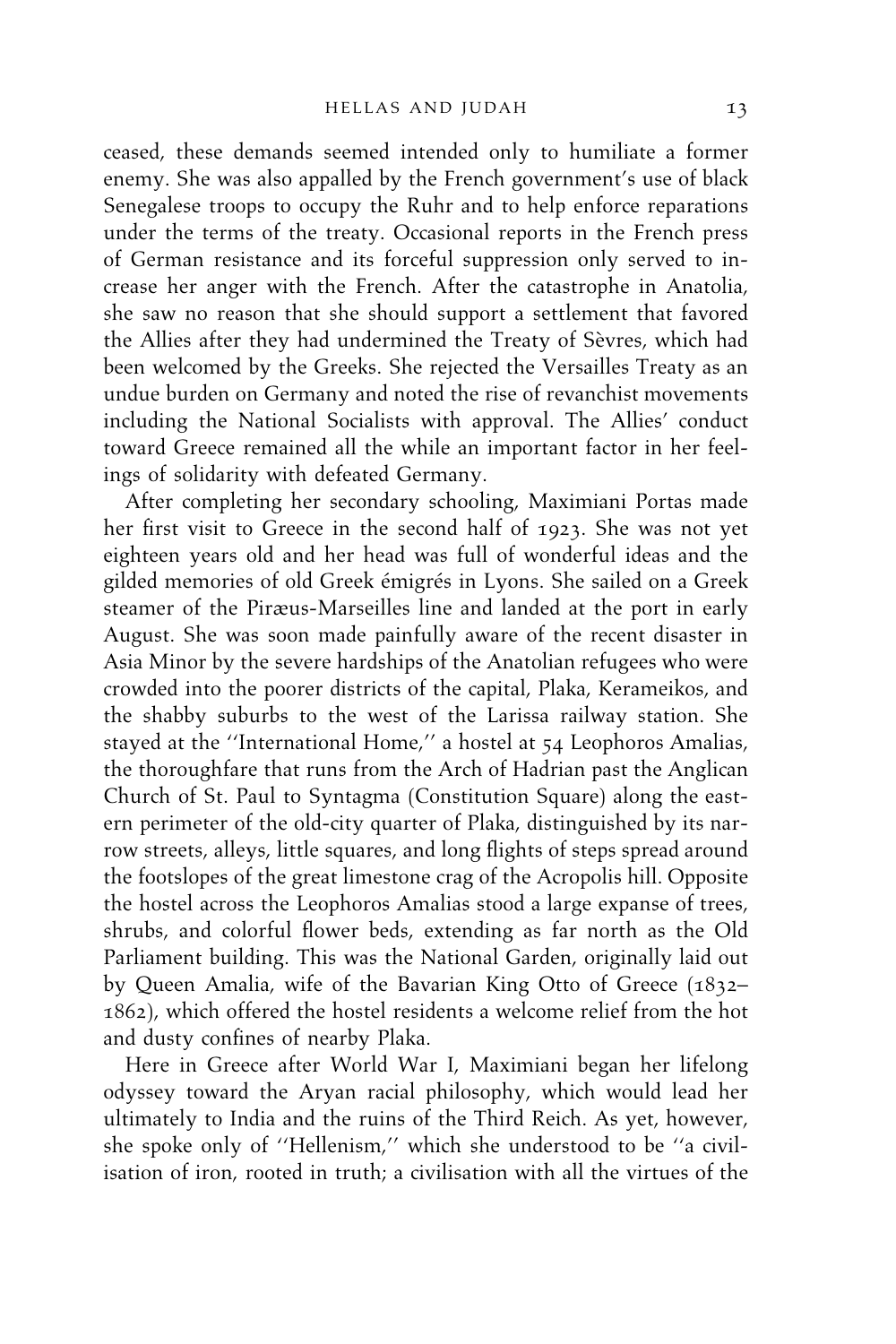ceased, these demands seemed intended only to humiliate a former enemy. She was also appalled by the French government's use of black Senegalese troops to occupy the Ruhr and to help enforce reparations under the terms of the treaty. Occasional reports in the French press of German resistance and its forceful suppression only served to increase her anger with the French. After the catastrophe in Anatolia, she saw no reason that she should support a settlement that favored the Allies after they had undermined the Treaty of Sèvres, which had been welcomed by the Greeks. She rejected the Versailles Treaty as an undue burden on Germany and noted the rise of revanchist movements including the National Socialists with approval. The Allies' conduct toward Greece remained all the while an important factor in her feelings of solidarity with defeated Germany.

After completing her secondary schooling, Maximiani Portas made her first visit to Greece in the second half of 1923. She was not yet eighteen years old and her head was full of wonderful ideas and the gilded memories of old Greek émigrés in Lyons. She sailed on a Greek steamer of the Piræus-Marseilles line and landed at the port in early August. She was soon made painfully aware of the recent disaster in Asia Minor by the severe hardships of the Anatolian refugees who were crowded into the poorer districts of the capital, Plaka, Kerameikos, and the shabby suburbs to the west of the Larissa railway station. She stayed at the ''International Home,'' a hostel at 54 Leophoros Amalias, the thoroughfare that runs from the Arch of Hadrian past the Anglican Church of St. Paul to Syntagma (Constitution Square) along the eastern perimeter of the old-city quarter of Plaka, distinguished by its narrow streets, alleys, little squares, and long flights of steps spread around the footslopes of the great limestone crag of the Acropolis hill. Opposite the hostel across the Leophoros Amalias stood a large expanse of trees, shrubs, and colorful flower beds, extending as far north as the Old Parliament building. This was the National Garden, originally laid out by Queen Amalia, wife of the Bavarian King Otto of Greece (1832–1862), which offered the hostel residents a welcome relief from the hot and dusty confines of nearby Plaka.

Here in Greece after World War I, Maximiani began her lifelong odyssey toward the Aryan racial philosophy, which would lead her ultimately to India and the ruins of the Third Reich. As yet, however, she spoke only of ''Hellenism,'' which she understood to be ''a civilisation of iron, rooted in truth; a civilisation with all the virtues of the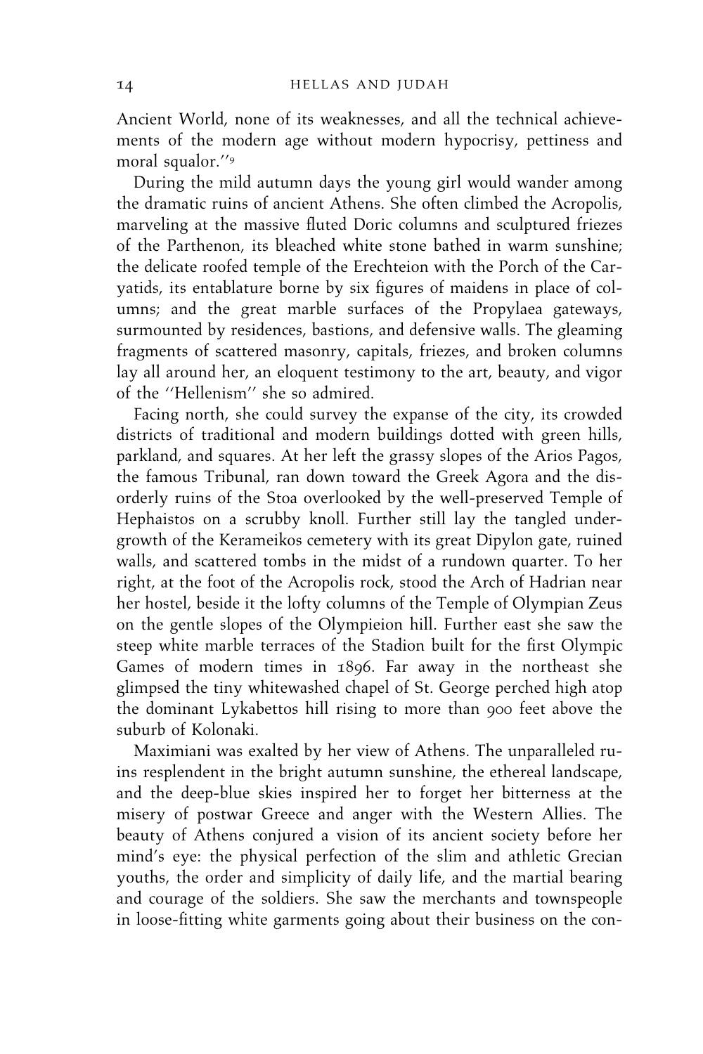Ancient World, none of its weaknesses, and all the technical achievements of the modern age without modern hypocrisy, pettiness and moral squalor.''[9]

During the mild autumn days the young girl would wander among the dramatic ruins of ancient Athens. She often climbed the Acropolis, marveling at the massive fluted Doric columns and sculptured friezes of the Parthenon, its bleached white stone bathed in warm sunshine; the delicate roofed temple of the Erechteion with the Porch of the Caryatids, its entablature borne by six figures of maidens in place of columns; and the great marble surfaces of the Propylaea gateways, surmounted by residences, bastions, and defensive walls. The gleaming fragments of scattered masonry, capitals, friezes, and broken columns lay all around her, an eloquent testimony to the art, beauty, and vigor of the ''Hellenism'' she so admired.

Facing north, she could survey the expanse of the city, its crowded districts of traditional and modern buildings dotted with green hills, parkland, and squares. At her left the grassy slopes of the Arios Pagos, the famous Tribunal, ran down toward the Greek Agora and the disorderly ruins of the Stoa overlooked by the well-preserved Temple of Hephaistos on a scrubby knoll. Further still lay the tangled undergrowth of the Kerameikos cemetery with its great Dipylon gate, ruined walls, and scattered tombs in the midst of a rundown quarter. To her right, at the foot of the Acropolis rock, stood the Arch of Hadrian near her hostel, beside it the lofty columns of the Temple of Olympian Zeus on the gentle slopes of the Olympieion hill. Further east she saw the steep white marble terraces of the Stadion built for the first Olympic Games of modern times in 1896. Far away in the northeast she glimpsed the tiny whitewashed chapel of St. George perched high atop the dominant Lykabettos hill rising to more than 900 feet above the suburb of Kolonaki.

Maximiani was exalted by her view of Athens. The unparalleled ruins resplendent in the bright autumn sunshine, the ethereal landscape, and the deep-blue skies inspired her to forget her bitterness at the misery of postwar Greece and anger with the Western Allies. The beauty of Athens conjured a vision of its ancient society before her mind's eye: the physical perfection of the slim and athletic Grecian youths, the order and simplicity of daily life, and the martial bearing and courage of the soldiers. She saw the merchants and townspeople in loose-fitting white garments going about their business on the con-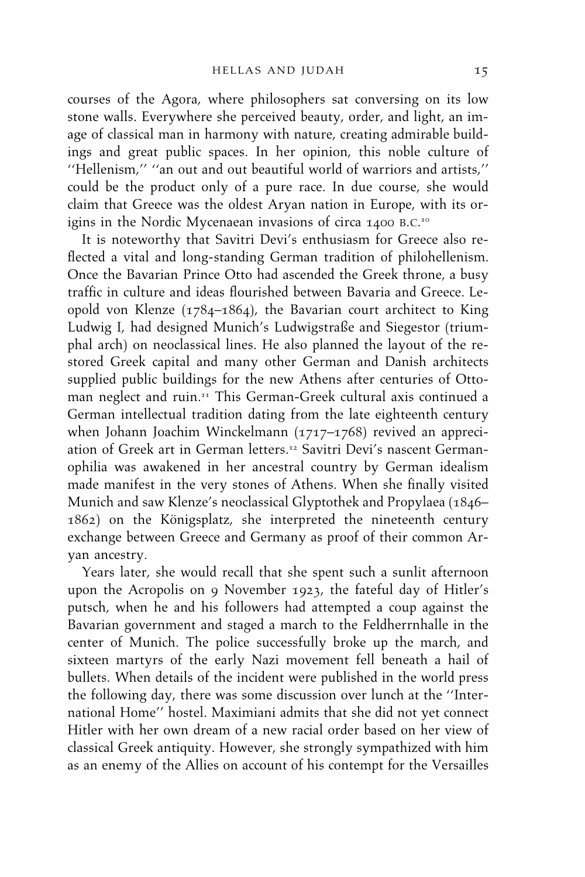courses of the Agora, where philosophers sat conversing on its low stone walls. Everywhere she perceived beauty, order, and light, an image of classical man in harmony with nature, creating admirable buildings and great public spaces. In her opinion, this noble culture of ''Hellenism,'' ''an out and out beautiful world of warriors and artists,'' could be the product only of a pure race. In due course, she would claim that Greece was the oldest Aryan nation in Europe, with its origins in the Nordic Mycenaean invasions of circa 1400 B.C.[10]

It is noteworthy that Savitri Devi's enthusiasm for Greece also reflected a vital and long-standing German tradition of philohellenism. Once the Bavarian Prince Otto had ascended the Greek throne, a busy traffic in culture and ideas flourished between Bavaria and Greece. Leopold von Klenze (1784–1864), the Bavarian court architect to King Ludwig I, had designed Munich's Ludwigstraße and Siegestor (triumphal arch) on neoclassical lines. He also planned the layout of the restored Greek capital and many other German and Danish architects supplied public buildings for the new Athens after centuries of Ottoman neglect and ruin.[11] This German-Greek cultural axis continued a German intellectual tradition dating from the late eighteenth century when Johann Joachim Winckelmann (1717–1768) revived an appreciation of Greek art in German letters.[12] Savitri Devi's nascent Germanophilia was awakened in her ancestral country by German idealism made manifest in the very stones of Athens. When she finally visited Munich and saw Klenze's neoclassical Glyptothek and Propylaea (1846–1862) on the Königsplatz, she interpreted the nineteenth century exchange between Greece and Germany as proof of their common Aryan ancestry.

Years later, she would recall that she spent such a sunlit afternoon upon the Acropolis on 9 November 1923, the fateful day of Hitler's putsch, when he and his followers had attempted a coup against the Bavarian government and staged a march to the Feldherrnhalle in the center of Munich. The police successfully broke up the march, and sixteen martyrs of the early Nazi movement fell beneath a hail of bullets. When details of the incident were published in the world press the following day, there was some discussion over lunch at the ''International Home'' hostel. Maximiani admits that she did not yet connect Hitler with her own dream of a new racial order based on her view of classical Greek antiquity. However, she strongly sympathized with him as an enemy of the Allies on account of his contempt for the Versailles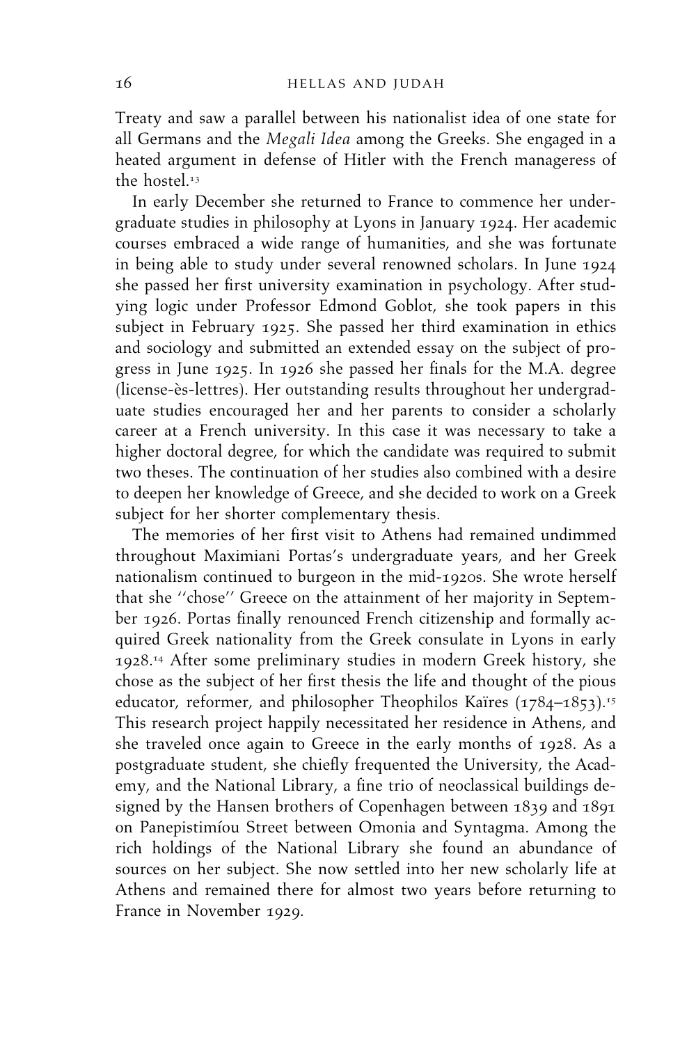Treaty and saw a parallel between his nationalist idea of one state for all Germans and the *Megali Idea* among the Greeks. She engaged in a heated argument in defense of Hitler with the French manageress of the hostel.[13]

In early December she returned to France to commence her undergraduate studies in philosophy at Lyons in January 1924. Her academic courses embraced a wide range of humanities, and she was fortunate in being able to study under several renowned scholars. In June 1924 she passed her first university examination in psychology. After studying logic under Professor Edmond Goblot, she took papers in this subject in February 1925. She passed her third examination in ethics and sociology and submitted an extended essay on the subject of progress in June 1925. In 1926 she passed her finals for the M.A. degree (license-ès-lettres). Her outstanding results throughout her undergraduate studies encouraged her and her parents to consider a scholarly career at a French university. In this case it was necessary to take a higher doctoral degree, for which the candidate was required to submit two theses. The continuation of her studies also combined with a desire to deepen her knowledge of Greece, and she decided to work on a Greek subject for her shorter complementary thesis.

The memories of her first visit to Athens had remained undimmed throughout Maximiani Portas's undergraduate years, and her Greek nationalism continued to burgeon in the mid-1920s. She wrote herself that she ''chose'' Greece on the attainment of her majority in September 1926. Portas finally renounced French citizenship and formally acquired Greek nationality from the Greek consulate in Lyons in early 1928.[14] After some preliminary studies in modern Greek history, she chose as the subject of her first thesis the life and thought of the pious educator, reformer, and philosopher Theophilos Kaïres (1784–1853).[15] This research project happily necessitated her residence in Athens, and she traveled once again to Greece in the early months of 1928. As a postgraduate student, she chiefly frequented the University, the Academy, and the National Library, a fine trio of neoclassical buildings designed by the Hansen brothers of Copenhagen between 1839 and 1891 on Panepistimíou Street between Omonia and Syntagma. Among the rich holdings of the National Library she found an abundance of sources on her subject. She now settled into her new scholarly life at Athens and remained there for almost two years before returning to France in November 1929.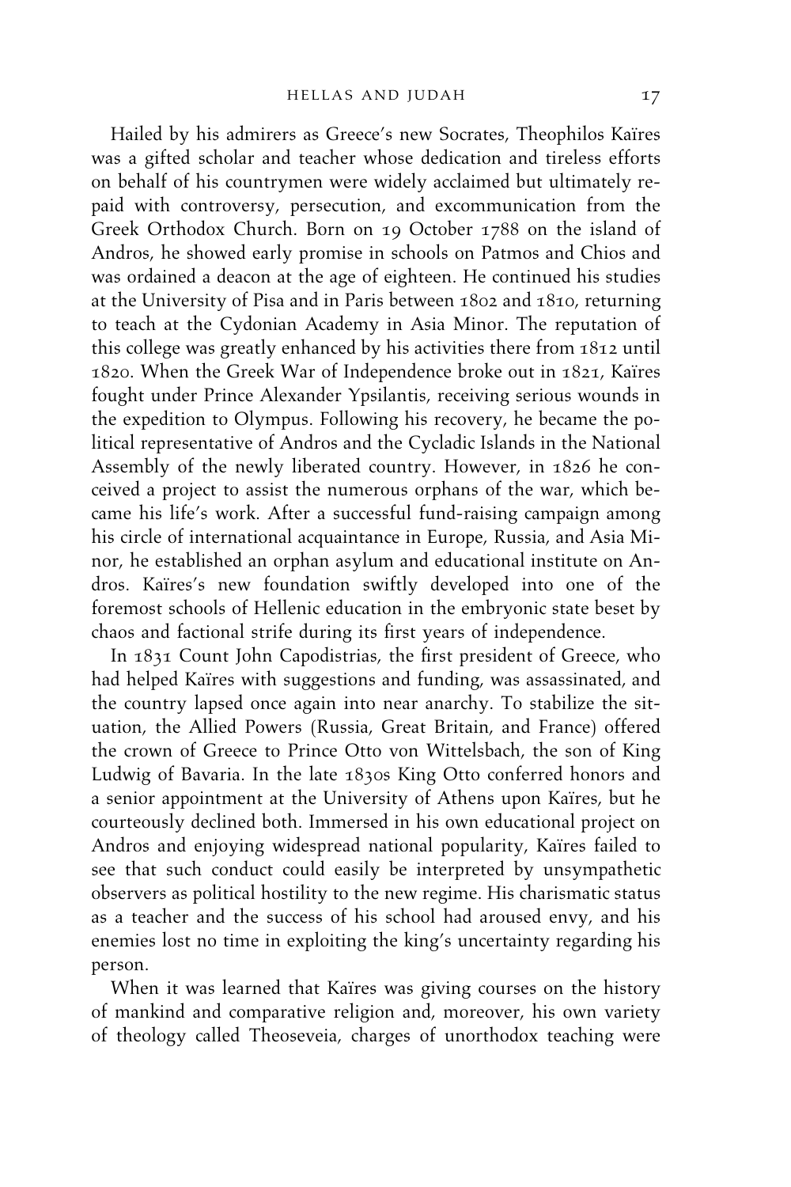Hailed by his admirers as Greece's new Socrates, Theophilos Kaïres was a gifted scholar and teacher whose dedication and tireless efforts on behalf of his countrymen were widely acclaimed but ultimately repaid with controversy, persecution, and excommunication from the Greek Orthodox Church. Born on 19 October 1788 on the island of Andros, he showed early promise in schools on Patmos and Chios and was ordained a deacon at the age of eighteen. He continued his studies at the University of Pisa and in Paris between 1802 and 1810, returning to teach at the Cydonian Academy in Asia Minor. The reputation of this college was greatly enhanced by his activities there from 1812 until 1820. When the Greek War of Independence broke out in 1821, Kaïres fought under Prince Alexander Ypsilantis, receiving serious wounds in the expedition to Olympus. Following his recovery, he became the political representative of Andros and the Cycladic Islands in the National Assembly of the newly liberated country. However, in 1826 he conceived a project to assist the numerous orphans of the war, which became his life's work. After a successful fund-raising campaign among his circle of international acquaintance in Europe, Russia, and Asia Minor, he established an orphan asylum and educational institute on Andros. Kaïres's new foundation swiftly developed into one of the foremost schools of Hellenic education in the embryonic state beset by chaos and factional strife during its first years of independence.

In 1831 Count John Capodistrias, the first president of Greece, who had helped Kaïres with suggestions and funding, was assassinated, and the country lapsed once again into near anarchy. To stabilize the situation, the Allied Powers (Russia, Great Britain, and France) offered the crown of Greece to Prince Otto von Wittelsbach, the son of King Ludwig of Bavaria. In the late 1830s King Otto conferred honors and a senior appointment at the University of Athens upon Kaïres, but he courteously declined both. Immersed in his own educational project on Andros and enjoying widespread national popularity, Kaïres failed to see that such conduct could easily be interpreted by unsympathetic observers as political hostility to the new regime. His charismatic status as a teacher and the success of his school had aroused envy, and his enemies lost no time in exploiting the king's uncertainty regarding his person.

When it was learned that Kaïres was giving courses on the history of mankind and comparative religion and, moreover, his own variety of theology called Theoseveia, charges of unorthodox teaching were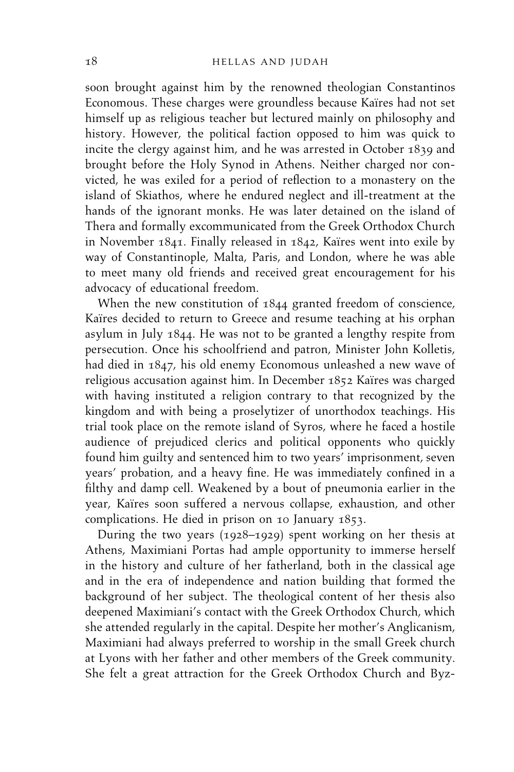soon brought against him by the renowned theologian Constantinos Economous. These charges were groundless because Kaïres had not set himself up as religious teacher but lectured mainly on philosophy and history. However, the political faction opposed to him was quick to incite the clergy against him, and he was arrested in October 1839 and brought before the Holy Synod in Athens. Neither charged nor convicted, he was exiled for a period of reflection to a monastery on the island of Skiathos, where he endured neglect and ill-treatment at the hands of the ignorant monks. He was later detained on the island of Thera and formally excommunicated from the Greek Orthodox Church in November 1841. Finally released in 1842, Kaïres went into exile by way of Constantinople, Malta, Paris, and London, where he was able to meet many old friends and received great encouragement for his advocacy of educational freedom.

When the new constitution of 1844 granted freedom of conscience, Kaïres decided to return to Greece and resume teaching at his orphan asylum in July 1844. He was not to be granted a lengthy respite from persecution. Once his schoolfriend and patron, Minister John Kolletis, had died in 1847, his old enemy Economous unleashed a new wave of religious accusation against him. In December 1852 Kaïres was charged with having instituted a religion contrary to that recognized by the kingdom and with being a proselytizer of unorthodox teachings. His trial took place on the remote island of Syros, where he faced a hostile audience of prejudiced clerics and political opponents who quickly found him guilty and sentenced him to two years' imprisonment, seven years' probation, and a heavy fine. He was immediately confined in a filthy and damp cell. Weakened by a bout of pneumonia earlier in the year, Kaïres soon suffered a nervous collapse, exhaustion, and other complications. He died in prison on 10 January 1853.

During the two years (1928–1929) spent working on her thesis at Athens, Maximiani Portas had ample opportunity to immerse herself in the history and culture of her fatherland, both in the classical age and in the era of independence and nation building that formed the background of her subject. The theological content of her thesis also deepened Maximiani's contact with the Greek Orthodox Church, which she attended regularly in the capital. Despite her mother's Anglicanism, Maximiani had always preferred to worship in the small Greek church at Lyons with her father and other members of the Greek community. She felt a great attraction for the Greek Orthodox Church and Byz-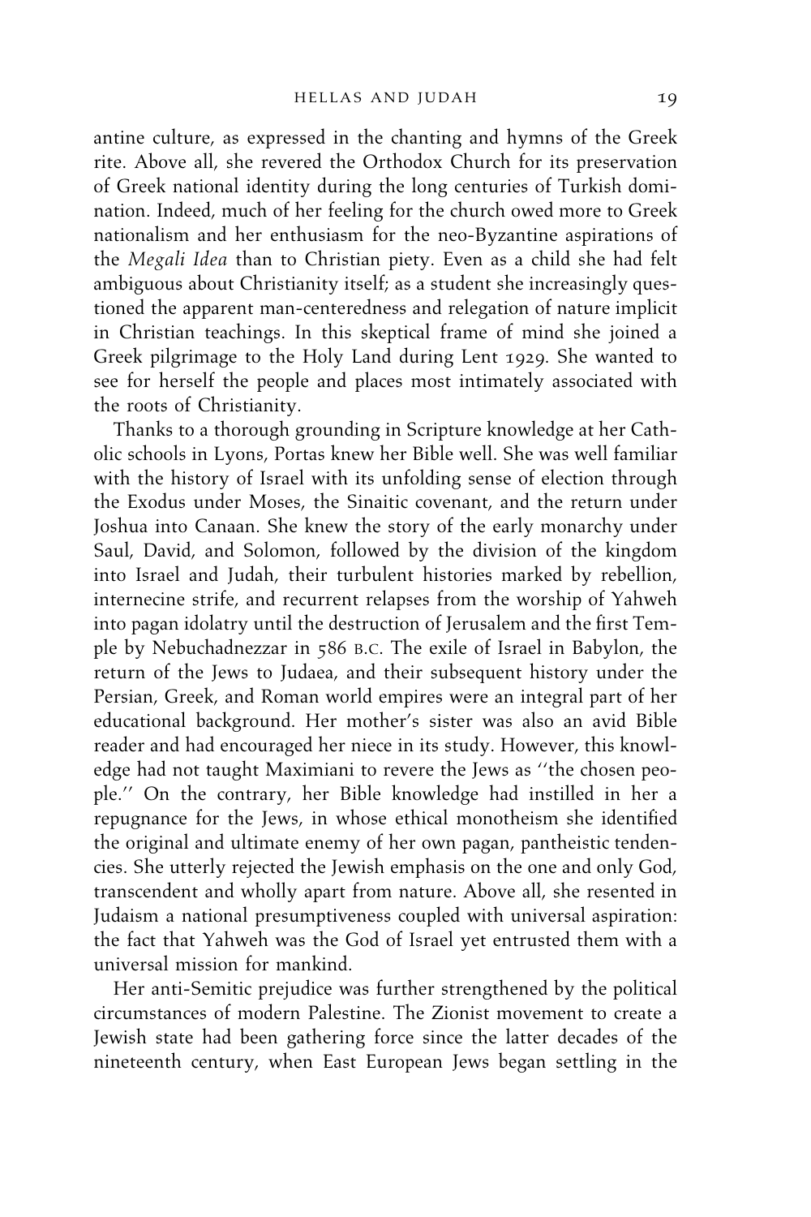antine culture, as expressed in the chanting and hymns of the Greek rite. Above all, she revered the Orthodox Church for its preservation of Greek national identity during the long centuries of Turkish domination. Indeed, much of her feeling for the church owed more to Greek nationalism and her enthusiasm for the neo-Byzantine aspirations of the *Megali Idea* than to Christian piety. Even as a child she had felt ambiguous about Christianity itself; as a student she increasingly questioned the apparent man-centeredness and relegation of nature implicit in Christian teachings. In this skeptical frame of mind she joined a Greek pilgrimage to the Holy Land during Lent 1929. She wanted to see for herself the people and places most intimately associated with the roots of Christianity.

Thanks to a thorough grounding in Scripture knowledge at her Catholic schools in Lyons, Portas knew her Bible well. She was well familiar with the history of Israel with its unfolding sense of election through the Exodus under Moses, the Sinaitic covenant, and the return under Joshua into Canaan. She knew the story of the early monarchy under Saul, David, and Solomon, followed by the division of the kingdom into Israel and Judah, their turbulent histories marked by rebellion, internecine strife, and recurrent relapses from the worship of Yahweh into pagan idolatry until the destruction of Jerusalem and the first Temple by Nebuchadnezzar in 586 B.C. The exile of Israel in Babylon, the return of the Jews to Judaea, and their subsequent history under the Persian, Greek, and Roman world empires were an integral part of her educational background. Her mother's sister was also an avid Bible reader and had encouraged her niece in its study. However, this knowledge had not taught Maximiani to revere the Jews as ''the chosen people.'' On the contrary, her Bible knowledge had instilled in her a repugnance for the Jews, in whose ethical monotheism she identified the original and ultimate enemy of her own pagan, pantheistic tendencies. She utterly rejected the Jewish emphasis on the one and only God, transcendent and wholly apart from nature. Above all, she resented in Judaism a national presumptiveness coupled with universal aspiration: the fact that Yahweh was the God of Israel yet entrusted them with a universal mission for mankind.

Her anti-Semitic prejudice was further strengthened by the political circumstances of modern Palestine. The Zionist movement to create a Jewish state had been gathering force since the latter decades of the nineteenth century, when East European Jews began settling in the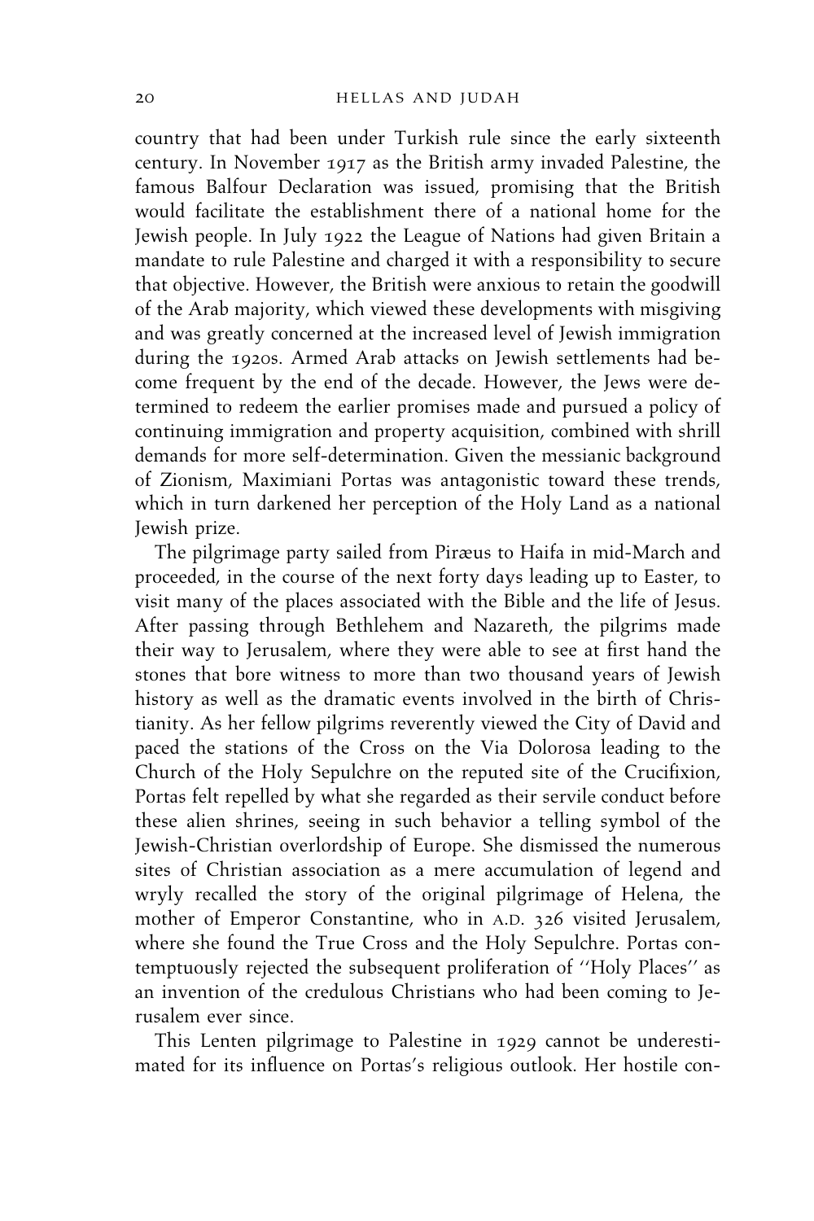country that had been under Turkish rule since the early sixteenth century. In November 1917 as the British army invaded Palestine, the famous Balfour Declaration was issued, promising that the British would facilitate the establishment there of a national home for the Jewish people. In July 1922 the League of Nations had given Britain a mandate to rule Palestine and charged it with a responsibility to secure that objective. However, the British were anxious to retain the goodwill of the Arab majority, which viewed these developments with misgiving and was greatly concerned at the increased level of Jewish immigration during the 1920s. Armed Arab attacks on Jewish settlements had become frequent by the end of the decade. However, the Jews were determined to redeem the earlier promises made and pursued a policy of continuing immigration and property acquisition, combined with shrill demands for more self-determination. Given the messianic background of Zionism, Maximiani Portas was antagonistic toward these trends, which in turn darkened her perception of the Holy Land as a national Jewish prize.

The pilgrimage party sailed from Piræus to Haifa in mid-March and proceeded, in the course of the next forty days leading up to Easter, to visit many of the places associated with the Bible and the life of Jesus. After passing through Bethlehem and Nazareth, the pilgrims made their way to Jerusalem, where they were able to see at first hand the stones that bore witness to more than two thousand years of Jewish history as well as the dramatic events involved in the birth of Christianity. As her fellow pilgrims reverently viewed the City of David and paced the stations of the Cross on the Via Dolorosa leading to the Church of the Holy Sepulchre on the reputed site of the Crucifixion, Portas felt repelled by what she regarded as their servile conduct before these alien shrines, seeing in such behavior a telling symbol of the Jewish-Christian overlordship of Europe. She dismissed the numerous sites of Christian association as a mere accumulation of legend and wryly recalled the story of the original pilgrimage of Helena, the mother of Emperor Constantine, who in A.D. 326 visited Jerusalem, where she found the True Cross and the Holy Sepulchre. Portas contemptuously rejected the subsequent proliferation of ''Holy Places'' as an invention of the credulous Christians who had been coming to Jerusalem ever since.

This Lenten pilgrimage to Palestine in 1929 cannot be underestimated for its influence on Portas's religious outlook. Her hostile con-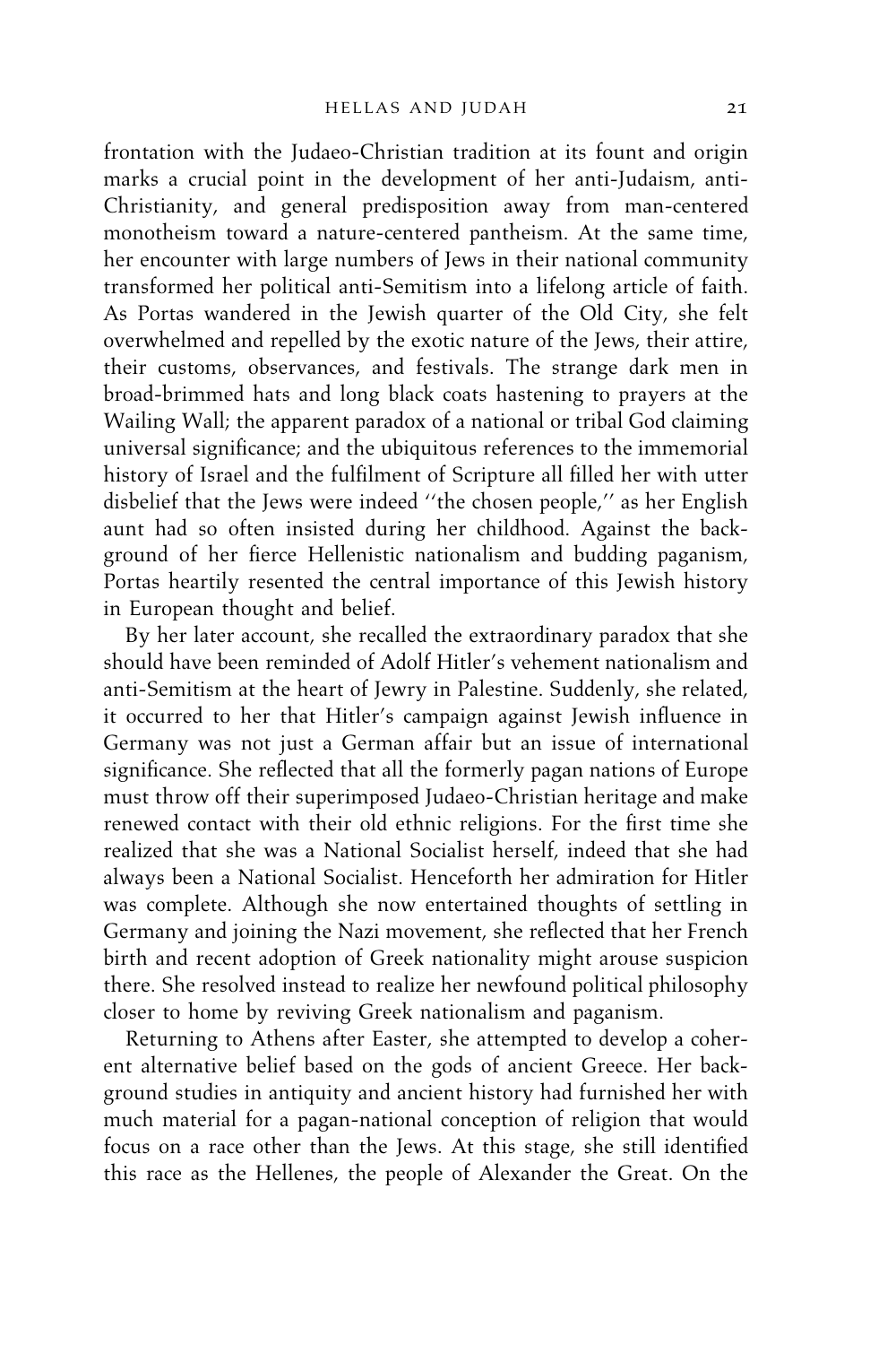frontation with the Judaeo-Christian tradition at its fount and origin marks a crucial point in the development of her anti-Judaism, anti-Christianity, and general predisposition away from man-centered monotheism toward a nature-centered pantheism. At the same time, her encounter with large numbers of Jews in their national community transformed her political anti-Semitism into a lifelong article of faith. As Portas wandered in the Jewish quarter of the Old City, she felt overwhelmed and repelled by the exotic nature of the Jews, their attire, their customs, observances, and festivals. The strange dark men in broad-brimmed hats and long black coats hastening to prayers at the Wailing Wall; the apparent paradox of a national or tribal God claiming universal significance; and the ubiquitous references to the immemorial history of Israel and the fulfilment of Scripture all filled her with utter disbelief that the Jews were indeed ''the chosen people,'' as her English aunt had so often insisted during her childhood. Against the background of her fierce Hellenistic nationalism and budding paganism, Portas heartily resented the central importance of this Jewish history in European thought and belief.

By her later account, she recalled the extraordinary paradox that she should have been reminded of Adolf Hitler's vehement nationalism and anti-Semitism at the heart of Jewry in Palestine. Suddenly, she related, it occurred to her that Hitler's campaign against Jewish influence in Germany was not just a German affair but an issue of international significance. She reflected that all the formerly pagan nations of Europe must throw off their superimposed Judaeo-Christian heritage and make renewed contact with their old ethnic religions. For the first time she realized that she was a National Socialist herself, indeed that she had always been a National Socialist. Henceforth her admiration for Hitler was complete. Although she now entertained thoughts of settling in Germany and joining the Nazi movement, she reflected that her French birth and recent adoption of Greek nationality might arouse suspicion there. She resolved instead to realize her newfound political philosophy closer to home by reviving Greek nationalism and paganism.

Returning to Athens after Easter, she attempted to develop a coherent alternative belief based on the gods of ancient Greece. Her background studies in antiquity and ancient history had furnished her with much material for a pagan-national conception of religion that would focus on a race other than the Jews. At this stage, she still identified this race as the Hellenes, the people of Alexander the Great. On the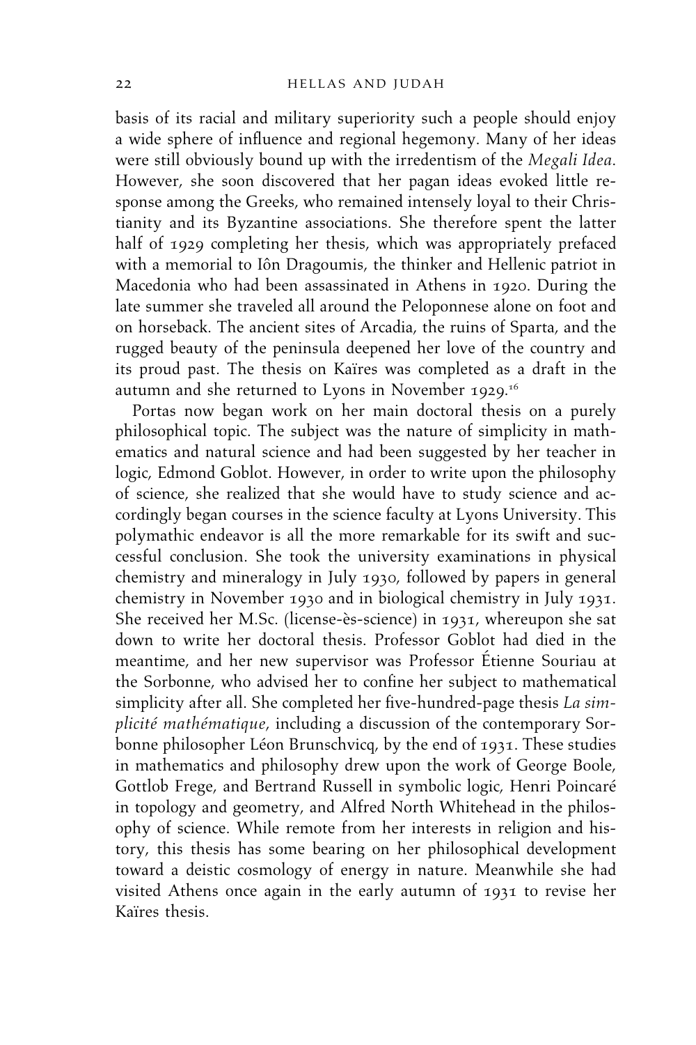basis of its racial and military superiority such a people should enjoy a wide sphere of influence and regional hegemony. Many of her ideas were still obviously bound up with the irredentism of the *Megali Idea*. However, she soon discovered that her pagan ideas evoked little response among the Greeks, who remained intensely loyal to their Christianity and its Byzantine associations. She therefore spent the latter half of 1929 completing her thesis, which was appropriately prefaced with a memorial to Iôn Dragoumis, the thinker and Hellenic patriot in Macedonia who had been assassinated in Athens in 1920. During the late summer she traveled all around the Peloponnese alone on foot and on horseback. The ancient sites of Arcadia, the ruins of Sparta, and the rugged beauty of the peninsula deepened her love of the country and its proud past. The thesis on Kaïres was completed as a draft in the autumn and she returned to Lyons in November 1929.[16]

Portas now began work on her main doctoral thesis on a purely philosophical topic. The subject was the nature of simplicity in mathematics and natural science and had been suggested by her teacher in logic, Edmond Goblot. However, in order to write upon the philosophy of science, she realized that she would have to study science and accordingly began courses in the science faculty at Lyons University. This polymathic endeavor is all the more remarkable for its swift and successful conclusion. She took the university examinations in physical chemistry and mineralogy in July 1930, followed by papers in general chemistry in November 1930 and in biological chemistry in July 1931. She received her M.Sc. (license-ès-science) in 1931, whereupon she sat down to write her doctoral thesis. Professor Goblot had died in the meantime, and her new supervisor was Professor Étienne Souriau at the Sorbonne, who advised her to confine her subject to mathematical simplicity after all. She completed her five-hundred-page thesis *La simplicité mathématique*, including a discussion of the contemporary Sorbonne philosopher Léon Brunschvicq, by the end of 1931. These studies in mathematics and philosophy drew upon the work of George Boole, Gottlob Frege, and Bertrand Russell in symbolic logic, Henri Poincaré in topology and geometry, and Alfred North Whitehead in the philosophy of science. While remote from her interests in religion and history, this thesis has some bearing on her philosophical development toward a deistic cosmology of energy in nature. Meanwhile she had visited Athens once again in the early autumn of 1931 to revise her Kaïres thesis.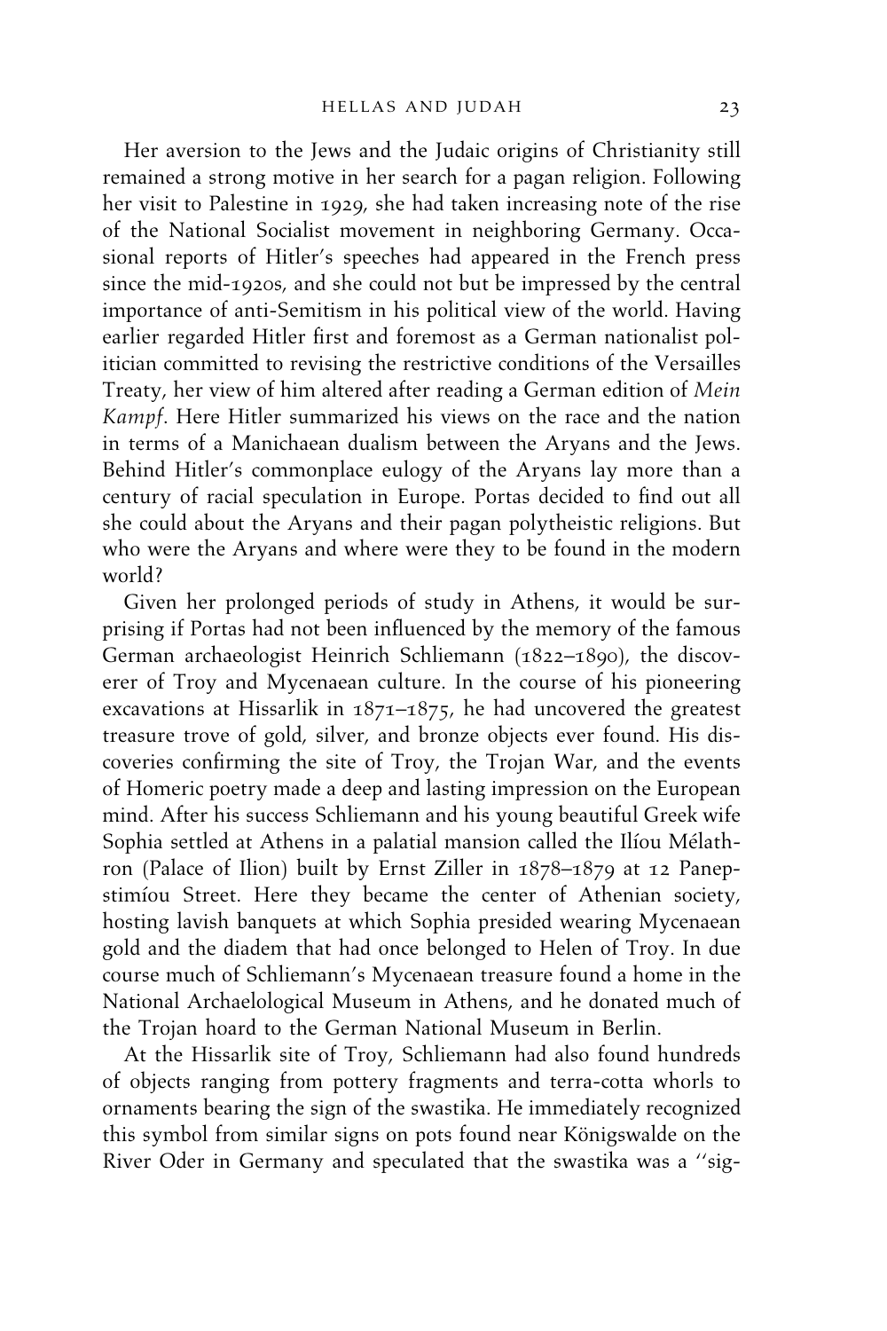Her aversion to the Jews and the Judaic origins of Christianity still remained a strong motive in her search for a pagan religion. Following her visit to Palestine in 1929, she had taken increasing note of the rise of the National Socialist movement in neighboring Germany. Occasional reports of Hitler's speeches had appeared in the French press since the mid-1920s, and she could not but be impressed by the central importance of anti-Semitism in his political view of the world. Having earlier regarded Hitler first and foremost as a German nationalist politician committed to revising the restrictive conditions of the Versailles Treaty, her view of him altered after reading a German edition of *Mein Kampf*. Here Hitler summarized his views on the race and the nation in terms of a Manichaean dualism between the Aryans and the Jews. Behind Hitler's commonplace eulogy of the Aryans lay more than a century of racial speculation in Europe. Portas decided to find out all she could about the Aryans and their pagan polytheistic religions. But who were the Aryans and where were they to be found in the modern world?

Given her prolonged periods of study in Athens, it would be surprising if Portas had not been influenced by the memory of the famous German archaeologist Heinrich Schliemann (1822–1890), the discoverer of Troy and Mycenaean culture. In the course of his pioneering excavations at Hissarlik in 1871–1875, he had uncovered the greatest treasure trove of gold, silver, and bronze objects ever found. His discoveries confirming the site of Troy, the Trojan War, and the events of Homeric poetry made a deep and lasting impression on the European mind. After his success Schliemann and his young beautiful Greek wife Sophia settled at Athens in a palatial mansion called the Ilíou Mélathron (Palace of Ilion) built by Ernst Ziller in 1878–1879 at 12 Panepstimíou Street. Here they became the center of Athenian society, hosting lavish banquets at which Sophia presided wearing Mycenaean gold and the diadem that had once belonged to Helen of Troy. In due course much of Schliemann's Mycenaean treasure found a home in the National Archaelological Museum in Athens, and he donated much of the Trojan hoard to the German National Museum in Berlin.

At the Hissarlik site of Troy, Schliemann had also found hundreds of objects ranging from pottery fragments and terra-cotta whorls to ornaments bearing the sign of the swastika. He immediately recognized this symbol from similar signs on pots found near Königswalde on the River Oder in Germany and speculated that the swastika was a ''sig-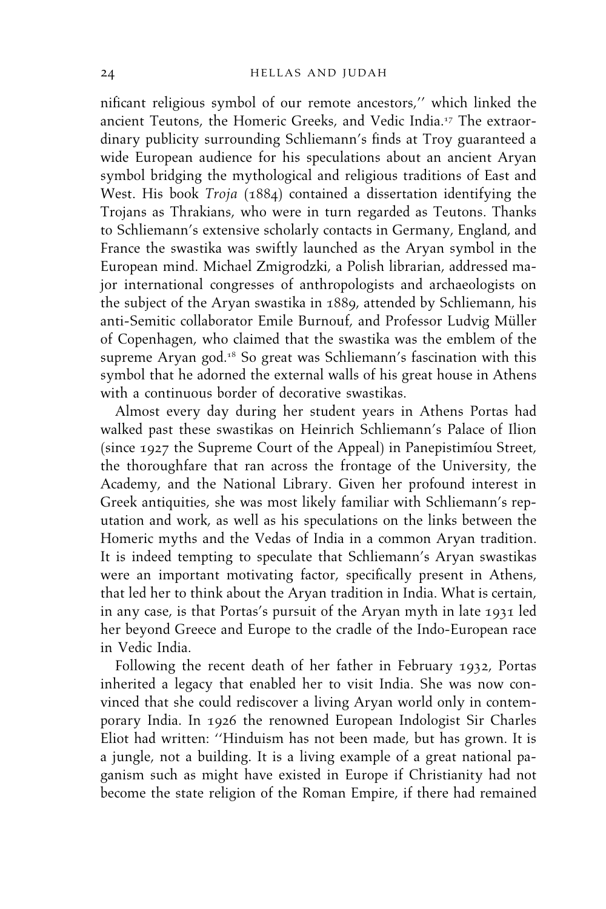nificant religious symbol of our remote ancestors,'' which linked the ancient Teutons, the Homeric Greeks, and Vedic India.[17] The extraordinary publicity surrounding Schliemann's finds at Troy guaranteed a wide European audience for his speculations about an ancient Aryan symbol bridging the mythological and religious traditions of East and West. His book *Troja* (1884) contained a dissertation identifying the Trojans as Thrakians, who were in turn regarded as Teutons. Thanks to Schliemann's extensive scholarly contacts in Germany, England, and France the swastika was swiftly launched as the Aryan symbol in the European mind. Michael Zmigrodzki, a Polish librarian, addressed major international congresses of anthropologists and archaeologists on the subject of the Aryan swastika in 1889, attended by Schliemann, his anti-Semitic collaborator Emile Burnouf, and Professor Ludvig Müller of Copenhagen, who claimed that the swastika was the emblem of the supreme Aryan god.[18] So great was Schliemann's fascination with this symbol that he adorned the external walls of his great house in Athens with a continuous border of decorative swastikas.

Almost every day during her student years in Athens Portas had walked past these swastikas on Heinrich Schliemann's Palace of Ilion (since 1927 the Supreme Court of the Appeal) in Panepistimíou Street, the thoroughfare that ran across the frontage of the University, the Academy, and the National Library. Given her profound interest in Greek antiquities, she was most likely familiar with Schliemann's reputation and work, as well as his speculations on the links between the Homeric myths and the Vedas of India in a common Aryan tradition. It is indeed tempting to speculate that Schliemann's Aryan swastikas were an important motivating factor, specifically present in Athens, that led her to think about the Aryan tradition in India. What is certain, in any case, is that Portas's pursuit of the Aryan myth in late 1931 led her beyond Greece and Europe to the cradle of the Indo-European race in Vedic India.

Following the recent death of her father in February 1932, Portas inherited a legacy that enabled her to visit India. She was now convinced that she could rediscover a living Aryan world only in contemporary India. In 1926 the renowned European Indologist Sir Charles Eliot had written: ''Hinduism has not been made, but has grown. It is a jungle, not a building. It is a living example of a great national paganism such as might have existed in Europe if Christianity had not become the state religion of the Roman Empire, if there had remained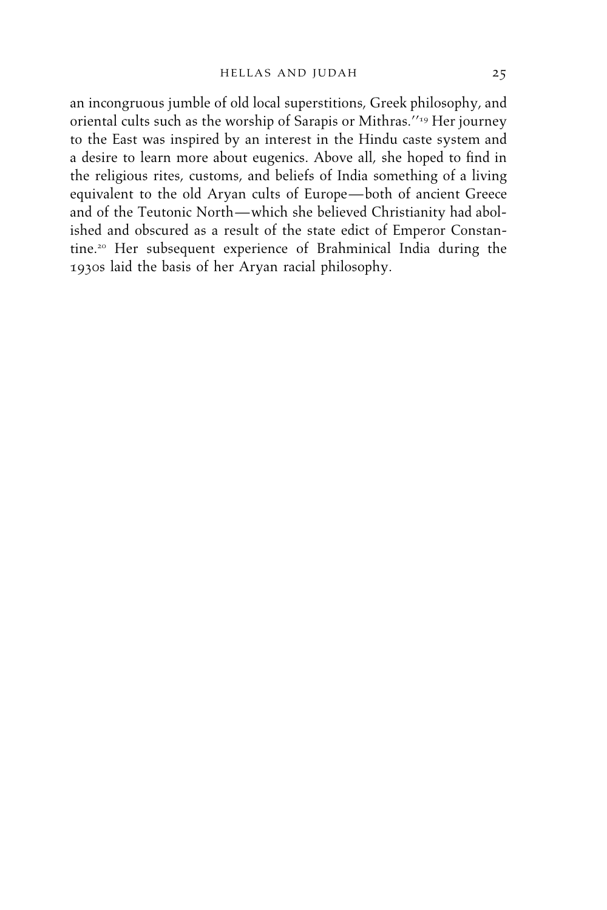an incongruous jumble of old local superstitions, Greek philosophy, and oriental cults such as the worship of Sarapis or Mithras."[19] Her journey to the East was inspired by an interest in the Hindu caste system and a desire to learn more about eugenics. Above all, she hoped to find in the religious rites, customs, and beliefs of India something of a living equivalent to the old Aryan cults of Europe—both of ancient Greece and of the Teutonic North—which she believed Christianity had abolished and obscured as a result of the state edict of Emperor Constantine.[20] Her subsequent experience of Brahminical India during the 1930s laid the basis of her Aryan racial philosophy.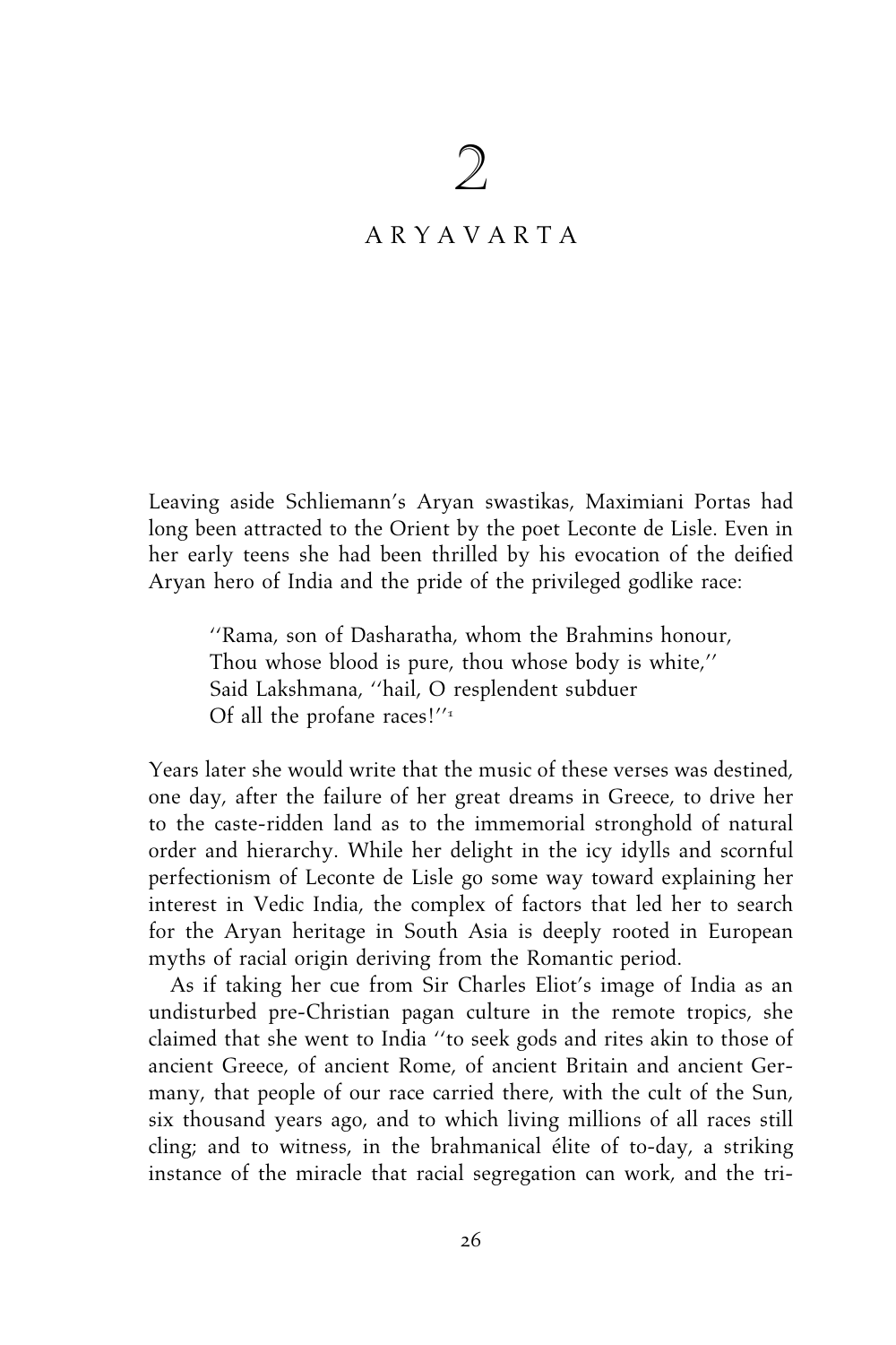# 2

## ARYAVARTA

Leaving aside Schliemann's Aryan swastikas, Maximiani Portas had long been attracted to the Orient by the poet Leconte de Lisle. Even in her early teens she had been thrilled by his evocation of the deified Aryan hero of India and the pride of the privileged godlike race:

> "Rama, son of Dasharatha, whom the Brahmins honour,
> Thou whose blood is pure, thou whose body is white,"
> Said Lakshmana, "hail, O resplendent subduer
> Of all the profane races!"[1]

Years later she would write that the music of these verses was destined, one day, after the failure of her great dreams in Greece, to drive her to the caste-ridden land as to the immemorial stronghold of natural order and hierarchy. While her delight in the icy idylls and scornful perfectionism of Leconte de Lisle go some way toward explaining her interest in Vedic India, the complex of factors that led her to search for the Aryan heritage in South Asia is deeply rooted in European myths of racial origin deriving from the Romantic period.

As if taking her cue from Sir Charles Eliot's image of India as an undisturbed pre-Christian pagan culture in the remote tropics, she claimed that she went to India "to seek gods and rites akin to those of ancient Greece, of ancient Rome, of ancient Britain and ancient Germany, that people of our race carried there, with the cult of the Sun, six thousand years ago, and to which living millions of all races still cling; and to witness, in the brahmanical élite of to-day, a striking instance of the miracle that racial segregation can work, and the tri-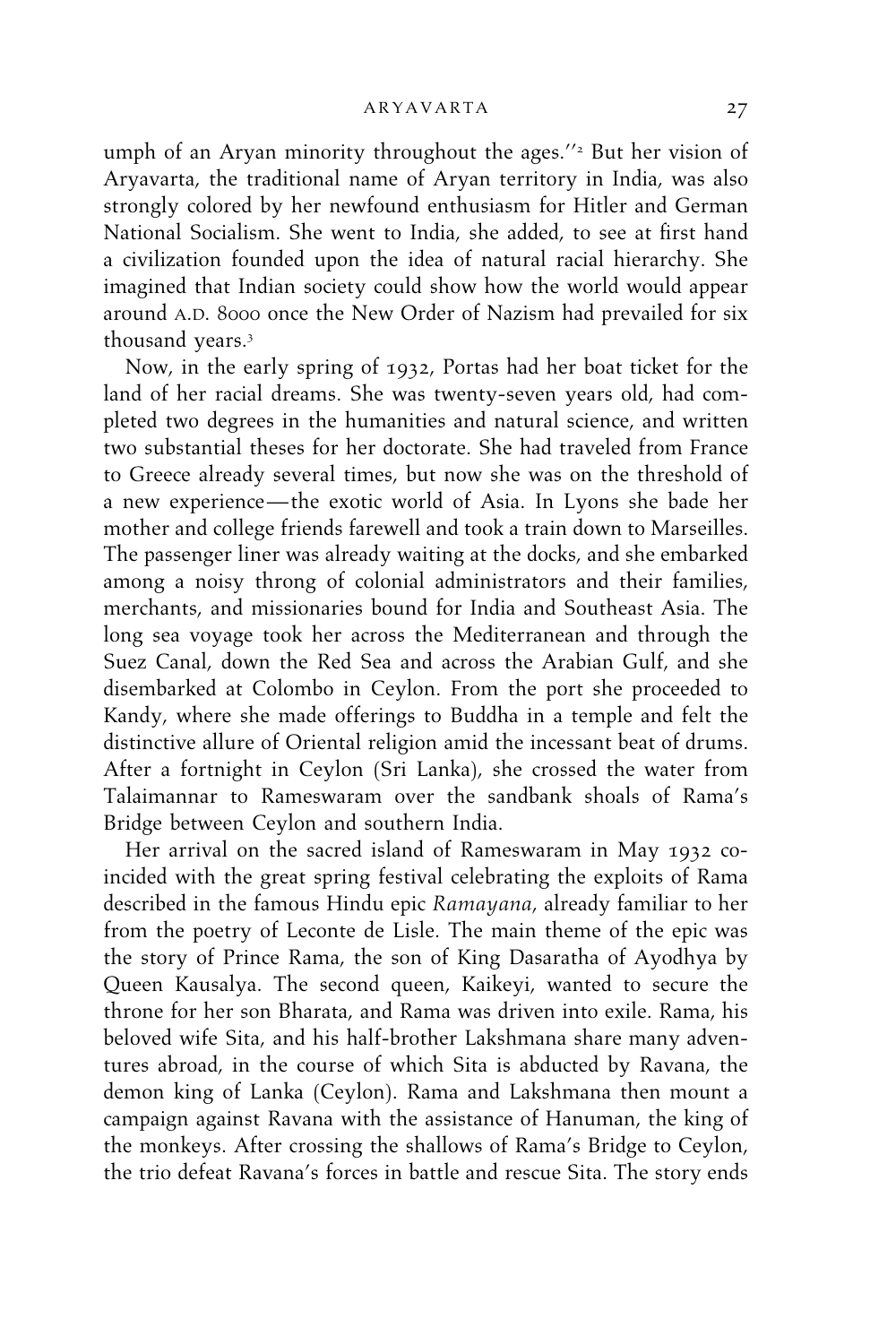umph of an Aryan minority throughout the ages.''[2] But her vision of Aryavarta, the traditional name of Aryan territory in India, was also strongly colored by her newfound enthusiasm for Hitler and German National Socialism. She went to India, she added, to see at first hand a civilization founded upon the idea of natural racial hierarchy. She imagined that Indian society could show how the world would appear around A.D. 8000 once the New Order of Nazism had prevailed for six thousand years.[3]

Now, in the early spring of 1932, Portas had her boat ticket for the land of her racial dreams. She was twenty-seven years old, had completed two degrees in the humanities and natural science, and written two substantial theses for her doctorate. She had traveled from France to Greece already several times, but now she was on the threshold of a new experience—the exotic world of Asia. In Lyons she bade her mother and college friends farewell and took a train down to Marseilles. The passenger liner was already waiting at the docks, and she embarked among a noisy throng of colonial administrators and their families, merchants, and missionaries bound for India and Southeast Asia. The long sea voyage took her across the Mediterranean and through the Suez Canal, down the Red Sea and across the Arabian Gulf, and she disembarked at Colombo in Ceylon. From the port she proceeded to Kandy, where she made offerings to Buddha in a temple and felt the distinctive allure of Oriental religion amid the incessant beat of drums. After a fortnight in Ceylon (Sri Lanka), she crossed the water from Talaimannar to Rameswaram over the sandbank shoals of Rama's Bridge between Ceylon and southern India.

Her arrival on the sacred island of Rameswaram in May 1932 coincided with the great spring festival celebrating the exploits of Rama described in the famous Hindu epic *Ramayana*, already familiar to her from the poetry of Leconte de Lisle. The main theme of the epic was the story of Prince Rama, the son of King Dasaratha of Ayodhya by Queen Kausalya. The second queen, Kaikeyi, wanted to secure the throne for her son Bharata, and Rama was driven into exile. Rama, his beloved wife Sita, and his half-brother Lakshmana share many adventures abroad, in the course of which Sita is abducted by Ravana, the demon king of Lanka (Ceylon). Rama and Lakshmana then mount a campaign against Ravana with the assistance of Hanuman, the king of the monkeys. After crossing the shallows of Rama's Bridge to Ceylon, the trio defeat Ravana's forces in battle and rescue Sita. The story ends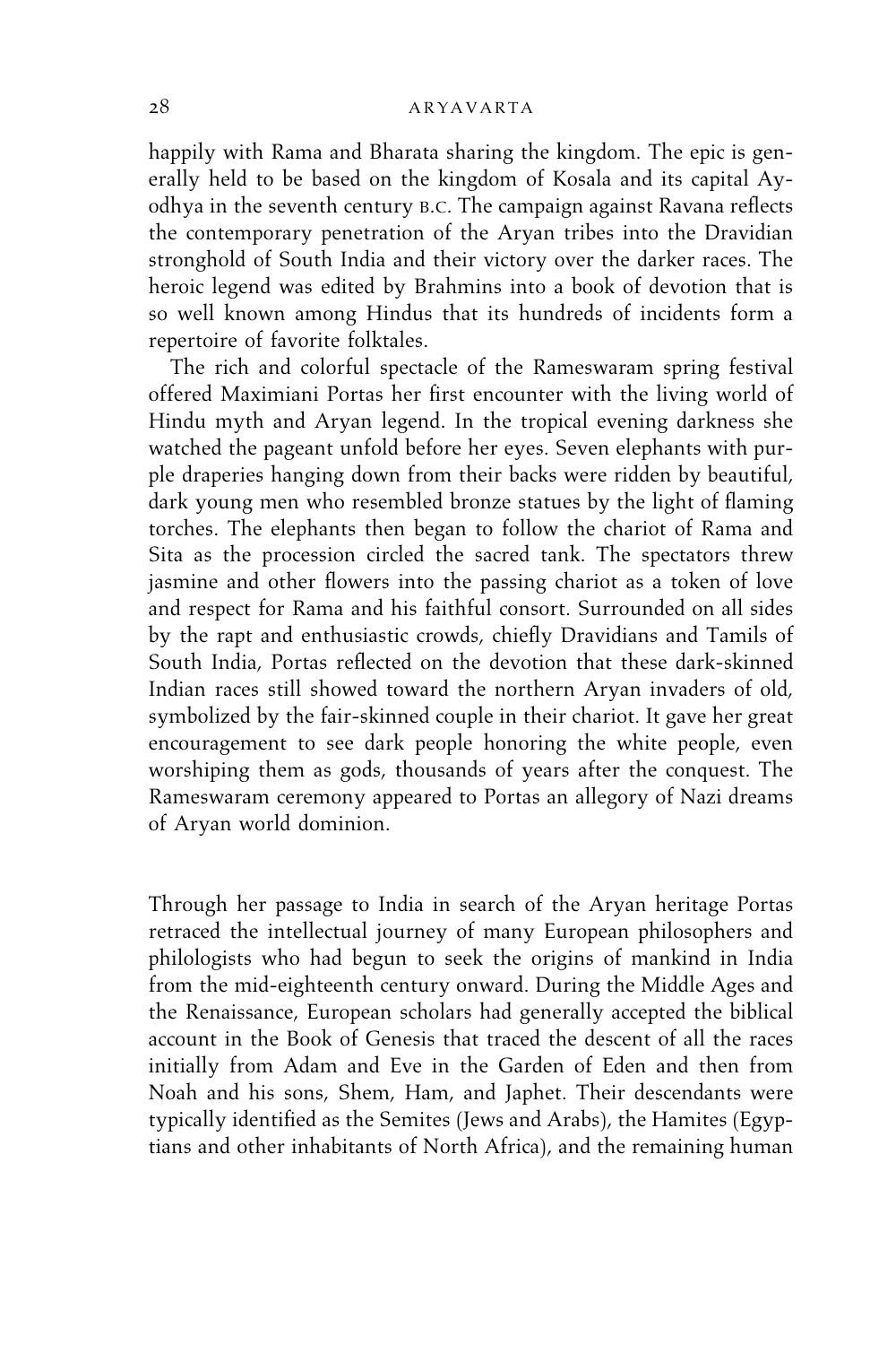happily with Rama and Bharata sharing the kingdom. The epic is generally held to be based on the kingdom of Kosala and its capital Ayodhya in the seventh century B.C. The campaign against Ravana reflects the contemporary penetration of the Aryan tribes into the Dravidian stronghold of South India and their victory over the darker races. The heroic legend was edited by Brahmins into a book of devotion that is so well known among Hindus that its hundreds of incidents form a repertoire of favorite folktales.

The rich and colorful spectacle of the Rameswaram spring festival offered Maximiani Portas her first encounter with the living world of Hindu myth and Aryan legend. In the tropical evening darkness she watched the pageant unfold before her eyes. Seven elephants with purple draperies hanging down from their backs were ridden by beautiful, dark young men who resembled bronze statues by the light of flaming torches. The elephants then began to follow the chariot of Rama and Sita as the procession circled the sacred tank. The spectators threw jasmine and other flowers into the passing chariot as a token of love and respect for Rama and his faithful consort. Surrounded on all sides by the rapt and enthusiastic crowds, chiefly Dravidians and Tamils of South India, Portas reflected on the devotion that these dark-skinned Indian races still showed toward the northern Aryan invaders of old, symbolized by the fair-skinned couple in their chariot. It gave her great encouragement to see dark people honoring the white people, even worshiping them as gods, thousands of years after the conquest. The Rameswaram ceremony appeared to Portas an allegory of Nazi dreams of Aryan world dominion.

Through her passage to India in search of the Aryan heritage Portas retraced the intellectual journey of many European philosophers and philologists who had begun to seek the origins of mankind in India from the mid-eighteenth century onward. During the Middle Ages and the Renaissance, European scholars had generally accepted the biblical account in the Book of Genesis that traced the descent of all the races initially from Adam and Eve in the Garden of Eden and then from Noah and his sons, Shem, Ham, and Japhet. Their descendants were typically identified as the Semites (Jews and Arabs), the Hamites (Egyptians and other inhabitants of North Africa), and the remaining human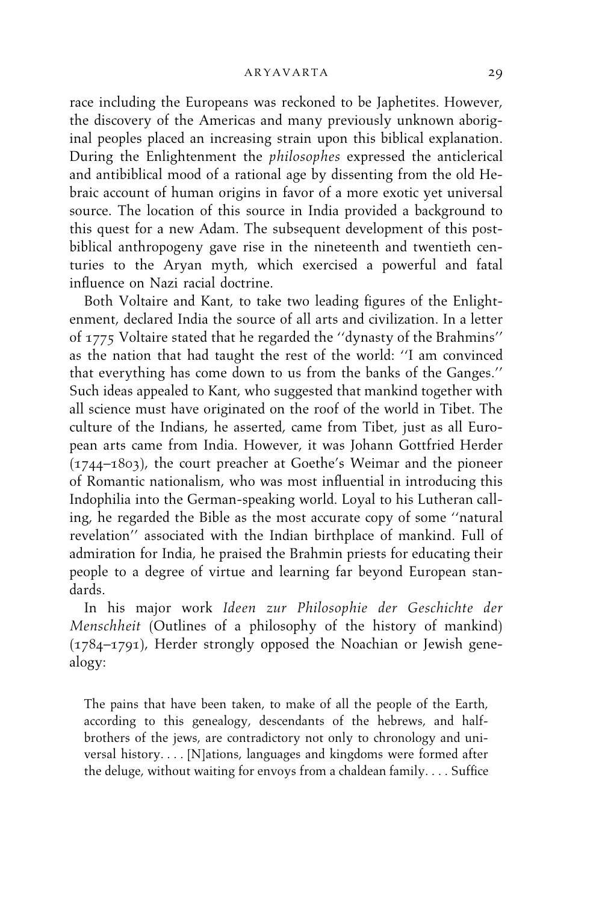race including the Europeans was reckoned to be Japhetites. However, the discovery of the Americas and many previously unknown aboriginal peoples placed an increasing strain upon this biblical explanation. During the Enlightenment the *philosophes* expressed the anticlerical and antibiblical mood of a rational age by dissenting from the old Hebraic account of human origins in favor of a more exotic yet universal source. The location of this source in India provided a background to this quest for a new Adam. The subsequent development of this post-biblical anthropogeny gave rise in the nineteenth and twentieth centuries to the Aryan myth, which exercised a powerful and fatal influence on Nazi racial doctrine.

Both Voltaire and Kant, to take two leading figures of the Enlightenment, declared India the source of all arts and civilization. In a letter of 1775 Voltaire stated that he regarded the ''dynasty of the Brahmins'' as the nation that had taught the rest of the world: ''I am convinced that everything has come down to us from the banks of the Ganges.'' Such ideas appealed to Kant, who suggested that mankind together with all science must have originated on the roof of the world in Tibet. The culture of the Indians, he asserted, came from Tibet, just as all European arts came from India. However, it was Johann Gottfried Herder (1744–1803), the court preacher at Goethe's Weimar and the pioneer of Romantic nationalism, who was most influential in introducing this Indophilia into the German-speaking world. Loyal to his Lutheran calling, he regarded the Bible as the most accurate copy of some ''natural revelation'' associated with the Indian birthplace of mankind. Full of admiration for India, he praised the Brahmin priests for educating their people to a degree of virtue and learning far beyond European standards.

In his major work *Ideen zur Philosophie der Geschichte der Menschheit* (Outlines of a philosophy of the history of mankind) (1784–1791), Herder strongly opposed the Noachian or Jewish genealogy:

> The pains that have been taken, to make of all the people of the Earth, according to this genealogy, descendants of the hebrews, and half-brothers of the jews, are contradictory not only to chronology and universal history. . . . [N]ations, languages and kingdoms were formed after the deluge, without waiting for envoys from a chaldean family. . . . Suffice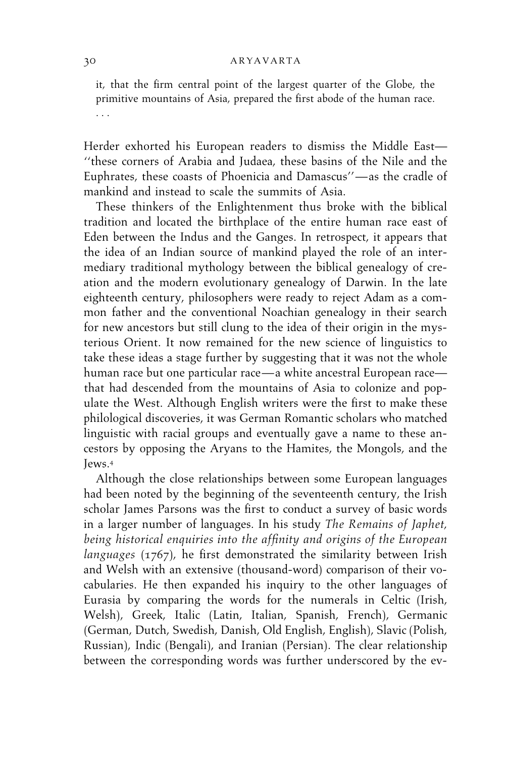> it, that the firm central point of the largest quarter of the Globe, the primitive mountains of Asia, prepared the first abode of the human race. . . .

Herder exhorted his European readers to dismiss the Middle East—''these corners of Arabia and Judaea, these basins of the Nile and the Euphrates, these coasts of Phoenicia and Damascus''—as the cradle of mankind and instead to scale the summits of Asia.

These thinkers of the Enlightenment thus broke with the biblical tradition and located the birthplace of the entire human race east of Eden between the Indus and the Ganges. In retrospect, it appears that the idea of an Indian source of mankind played the role of an intermediary traditional mythology between the biblical genealogy of creation and the modern evolutionary genealogy of Darwin. In the late eighteenth century, philosophers were ready to reject Adam as a common father and the conventional Noachian genealogy in their search for new ancestors but still clung to the idea of their origin in the mysterious Orient. It now remained for the new science of linguistics to take these ideas a stage further by suggesting that it was not the whole human race but one particular race—a white ancestral European race—that had descended from the mountains of Asia to colonize and populate the West. Although English writers were the first to make these philological discoveries, it was German Romantic scholars who matched linguistic with racial groups and eventually gave a name to these ancestors by opposing the Aryans to the Hamites, the Mongols, and the Jews.[4]

Although the close relationships between some European languages had been noted by the beginning of the seventeenth century, the Irish scholar James Parsons was the first to conduct a survey of basic words in a larger number of languages. In his study *The Remains of Japhet, being historical enquiries into the affinity and origins of the European languages* (1767), he first demonstrated the similarity between Irish and Welsh with an extensive (thousand-word) comparison of their vocabularies. He then expanded his inquiry to the other languages of Eurasia by comparing the words for the numerals in Celtic (Irish, Welsh), Greek, Italic (Latin, Italian, Spanish, French), Germanic (German, Dutch, Swedish, Danish, Old English, English), Slavic (Polish, Russian), Indic (Bengali), and Iranian (Persian). The clear relationship between the corresponding words was further underscored by the ev-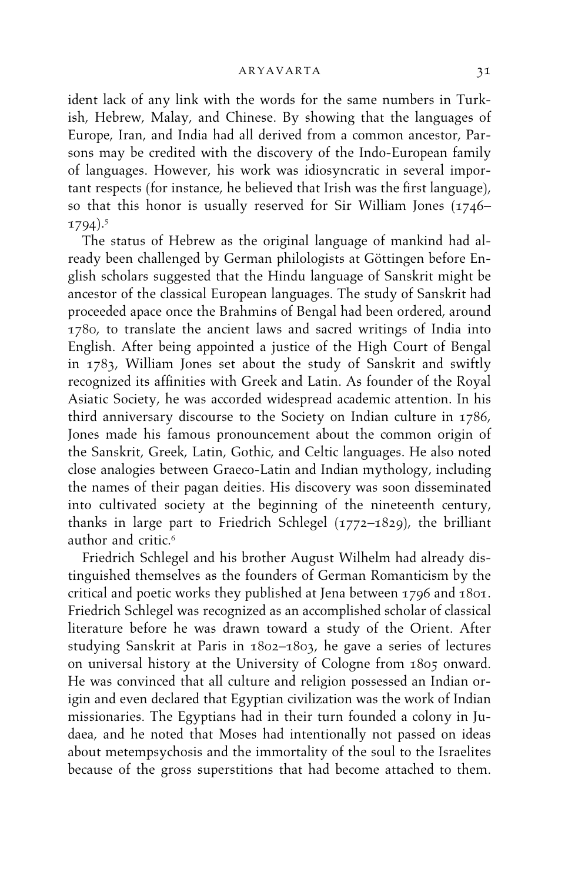ident lack of any link with the words for the same numbers in Turkish, Hebrew, Malay, and Chinese. By showing that the languages of Europe, Iran, and India had all derived from a common ancestor, Parsons may be credited with the discovery of the Indo-European family of languages. However, his work was idiosyncratic in several important respects (for instance, he believed that Irish was the first language), so that this honor is usually reserved for Sir William Jones (1746–1794).[5]

The status of Hebrew as the original language of mankind had already been challenged by German philologists at Göttingen before English scholars suggested that the Hindu language of Sanskrit might be ancestor of the classical European languages. The study of Sanskrit had proceeded apace once the Brahmins of Bengal had been ordered, around 1780, to translate the ancient laws and sacred writings of India into English. After being appointed a justice of the High Court of Bengal in 1783, William Jones set about the study of Sanskrit and swiftly recognized its affinities with Greek and Latin. As founder of the Royal Asiatic Society, he was accorded widespread academic attention. In his third anniversary discourse to the Society on Indian culture in 1786, Jones made his famous pronouncement about the common origin of the Sanskrit, Greek, Latin, Gothic, and Celtic languages. He also noted close analogies between Graeco-Latin and Indian mythology, including the names of their pagan deities. His discovery was soon disseminated into cultivated society at the beginning of the nineteenth century, thanks in large part to Friedrich Schlegel (1772–1829), the brilliant author and critic.[6]

Friedrich Schlegel and his brother August Wilhelm had already distinguished themselves as the founders of German Romanticism by the critical and poetic works they published at Jena between 1796 and 1801. Friedrich Schlegel was recognized as an accomplished scholar of classical literature before he was drawn toward a study of the Orient. After studying Sanskrit at Paris in 1802–1803, he gave a series of lectures on universal history at the University of Cologne from 1805 onward. He was convinced that all culture and religion possessed an Indian origin and even declared that Egyptian civilization was the work of Indian missionaries. The Egyptians had in their turn founded a colony in Judaea, and he noted that Moses had intentionally not passed on ideas about metempsychosis and the immortality of the soul to the Israelites because of the gross superstitions that had become attached to them.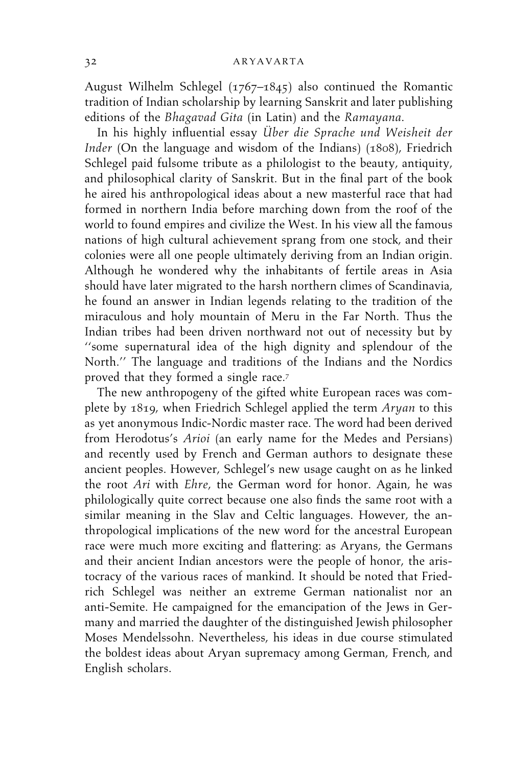August Wilhelm Schlegel (1767–1845) also continued the Romantic tradition of Indian scholarship by learning Sanskrit and later publishing editions of the *Bhagavad Gita* (in Latin) and the *Ramayana*.

In his highly influential essay *Über die Sprache und Weisheit der Inder* (On the language and wisdom of the Indians) (1808), Friedrich Schlegel paid fulsome tribute as a philologist to the beauty, antiquity, and philosophical clarity of Sanskrit. But in the final part of the book he aired his anthropological ideas about a new masterful race that had formed in northern India before marching down from the roof of the world to found empires and civilize the West. In his view all the famous nations of high cultural achievement sprang from one stock, and their colonies were all one people ultimately deriving from an Indian origin. Although he wondered why the inhabitants of fertile areas in Asia should have later migrated to the harsh northern climes of Scandinavia, he found an answer in Indian legends relating to the tradition of the miraculous and holy mountain of Meru in the Far North. Thus the Indian tribes had been driven northward not out of necessity but by ''some supernatural idea of the high dignity and splendour of the North.'' The language and traditions of the Indians and the Nordics proved that they formed a single race.[7]

The new anthropogeny of the gifted white European races was complete by 1819, when Friedrich Schlegel applied the term *Aryan* to this as yet anonymous Indic-Nordic master race. The word had been derived from Herodotus's *Arioi* (an early name for the Medes and Persians) and recently used by French and German authors to designate these ancient peoples. However, Schlegel's new usage caught on as he linked the root *Ari* with *Ehre*, the German word for honor. Again, he was philologically quite correct because one also finds the same root with a similar meaning in the Slav and Celtic languages. However, the anthropological implications of the new word for the ancestral European race were much more exciting and flattering: as Aryans, the Germans and their ancient Indian ancestors were the people of honor, the aristocracy of the various races of mankind. It should be noted that Friedrich Schlegel was neither an extreme German nationalist nor an anti-Semite. He campaigned for the emancipation of the Jews in Germany and married the daughter of the distinguished Jewish philosopher Moses Mendelssohn. Nevertheless, his ideas in due course stimulated the boldest ideas about Aryan supremacy among German, French, and English scholars.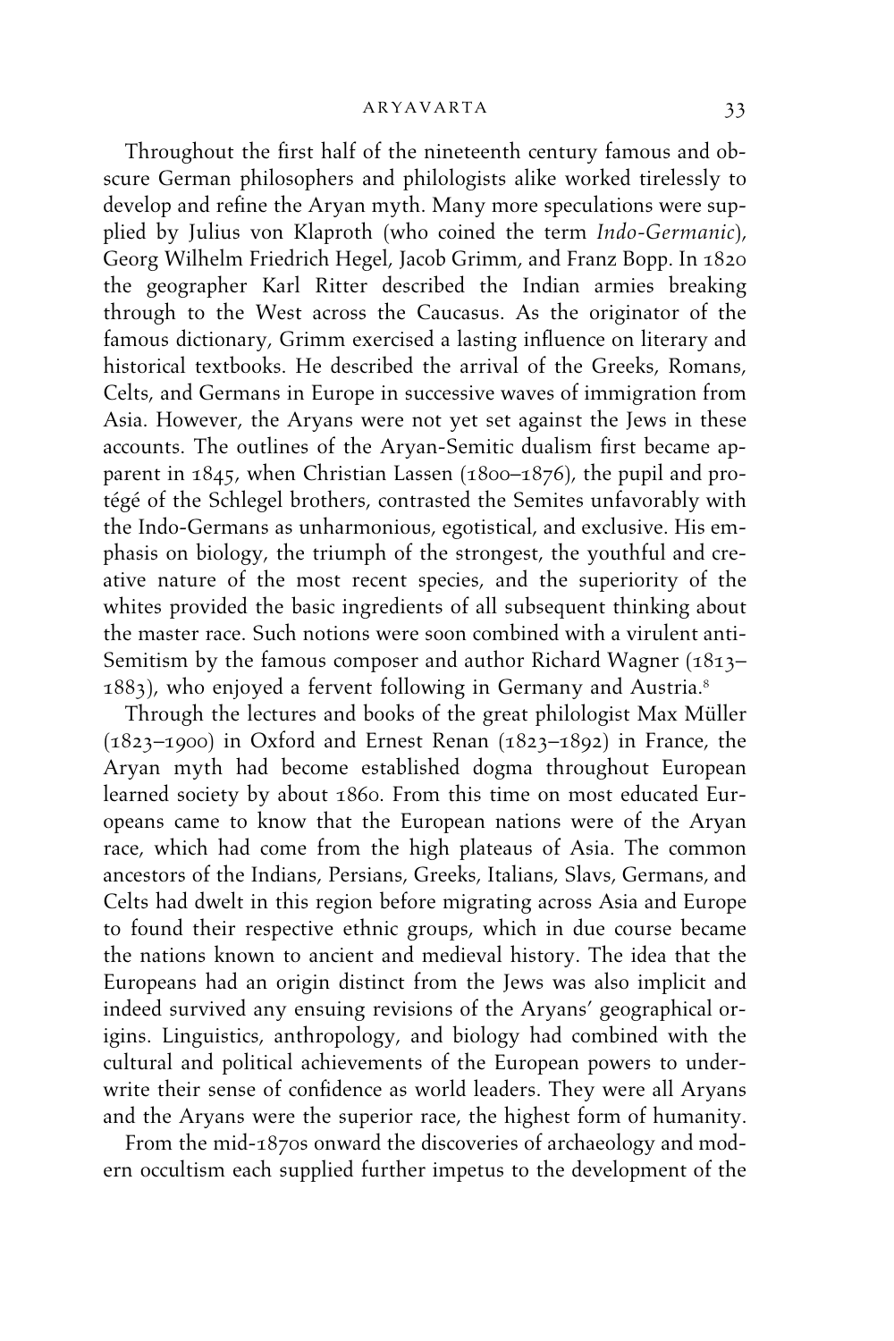Throughout the first half of the nineteenth century famous and obscure German philosophers and philologists alike worked tirelessly to develop and refine the Aryan myth. Many more speculations were supplied by Julius von Klaproth (who coined the term *Indo-Germanic*), Georg Wilhelm Friedrich Hegel, Jacob Grimm, and Franz Bopp. In 1820 the geographer Karl Ritter described the Indian armies breaking through to the West across the Caucasus. As the originator of the famous dictionary, Grimm exercised a lasting influence on literary and historical textbooks. He described the arrival of the Greeks, Romans, Celts, and Germans in Europe in successive waves of immigration from Asia. However, the Aryans were not yet set against the Jews in these accounts. The outlines of the Aryan-Semitic dualism first became apparent in 1845, when Christian Lassen (1800–1876), the pupil and protégé of the Schlegel brothers, contrasted the Semites unfavorably with the Indo-Germans as unharmonious, egotistical, and exclusive. His emphasis on biology, the triumph of the strongest, the youthful and creative nature of the most recent species, and the superiority of the whites provided the basic ingredients of all subsequent thinking about the master race. Such notions were soon combined with a virulent anti-Semitism by the famous composer and author Richard Wagner (1813–1883), who enjoyed a fervent following in Germany and Austria.[8]

Through the lectures and books of the great philologist Max Müller (1823–1900) in Oxford and Ernest Renan (1823–1892) in France, the Aryan myth had become established dogma throughout European learned society by about 1860. From this time on most educated Europeans came to know that the European nations were of the Aryan race, which had come from the high plateaus of Asia. The common ancestors of the Indians, Persians, Greeks, Italians, Slavs, Germans, and Celts had dwelt in this region before migrating across Asia and Europe to found their respective ethnic groups, which in due course became the nations known to ancient and medieval history. The idea that the Europeans had an origin distinct from the Jews was also implicit and indeed survived any ensuing revisions of the Aryans' geographical origins. Linguistics, anthropology, and biology had combined with the cultural and political achievements of the European powers to underwrite their sense of confidence as world leaders. They were all Aryans and the Aryans were the superior race, the highest form of humanity.

From the mid-1870s onward the discoveries of archaeology and modern occultism each supplied further impetus to the development of the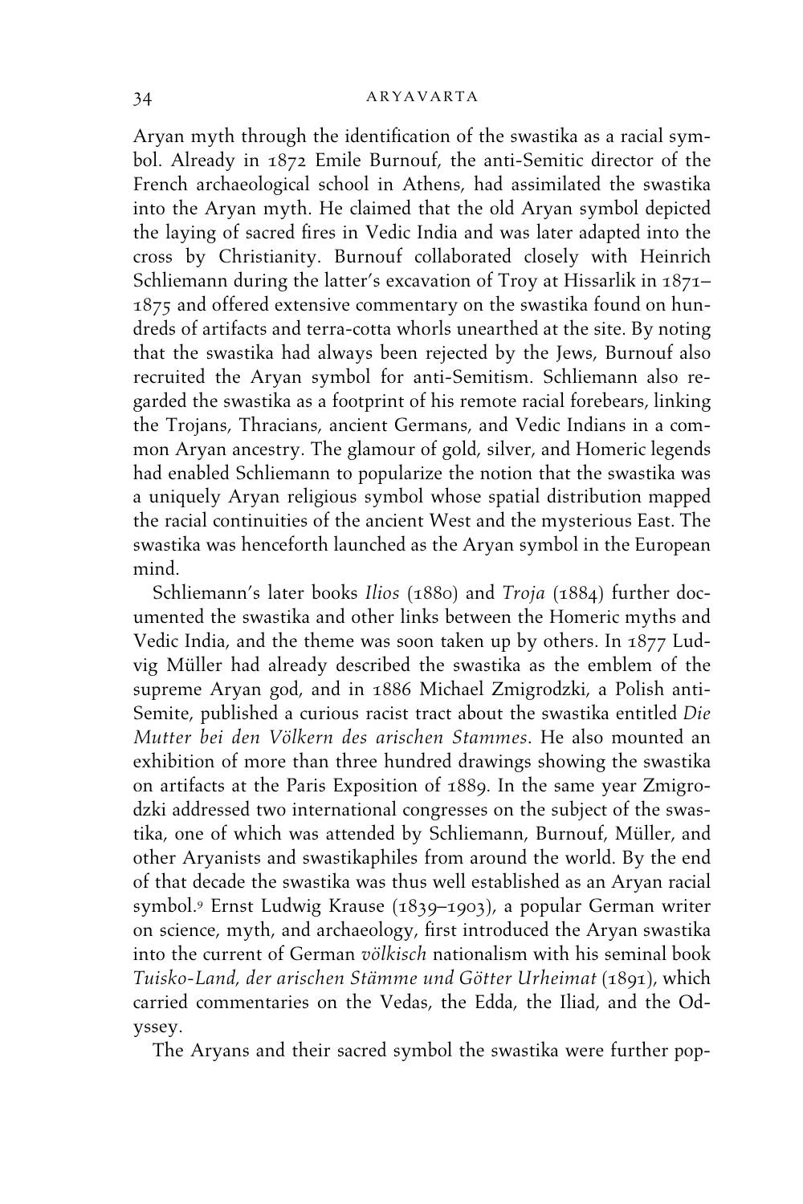Aryan myth through the identification of the swastika as a racial symbol. Already in 1872 Emile Burnouf, the anti-Semitic director of the French archaeological school in Athens, had assimilated the swastika into the Aryan myth. He claimed that the old Aryan symbol depicted the laying of sacred fires in Vedic India and was later adapted into the cross by Christianity. Burnouf collaborated closely with Heinrich Schliemann during the latter's excavation of Troy at Hissarlik in 1871–1875 and offered extensive commentary on the swastika found on hundreds of artifacts and terra-cotta whorls unearthed at the site. By noting that the swastika had always been rejected by the Jews, Burnouf also recruited the Aryan symbol for anti-Semitism. Schliemann also regarded the swastika as a footprint of his remote racial forebears, linking the Trojans, Thracians, ancient Germans, and Vedic Indians in a common Aryan ancestry. The glamour of gold, silver, and Homeric legends had enabled Schliemann to popularize the notion that the swastika was a uniquely Aryan religious symbol whose spatial distribution mapped the racial continuities of the ancient West and the mysterious East. The swastika was henceforth launched as the Aryan symbol in the European mind.

Schliemann's later books *Ilios* (1880) and *Troja* (1884) further documented the swastika and other links between the Homeric myths and Vedic India, and the theme was soon taken up by others. In 1877 Ludvig Müller had already described the swastika as the emblem of the supreme Aryan god, and in 1886 Michael Zmigrodzki, a Polish anti-Semite, published a curious racist tract about the swastika entitled *Die Mutter bei den Völkern des arischen Stammes*. He also mounted an exhibition of more than three hundred drawings showing the swastika on artifacts at the Paris Exposition of 1889. In the same year Zmigrodzki addressed two international congresses on the subject of the swastika, one of which was attended by Schliemann, Burnouf, Müller, and other Aryanists and swastikaphiles from around the world. By the end of that decade the swastika was thus well established as an Aryan racial symbol.[9] Ernst Ludwig Krause (1839–1903), a popular German writer on science, myth, and archaeology, first introduced the Aryan swastika into the current of German *völkisch* nationalism with his seminal book *Tuisko-Land, der arischen Stämme und Götter Urheimat* (1891), which carried commentaries on the Vedas, the Edda, the Iliad, and the Odyssey.

The Aryans and their sacred symbol the swastika were further pop-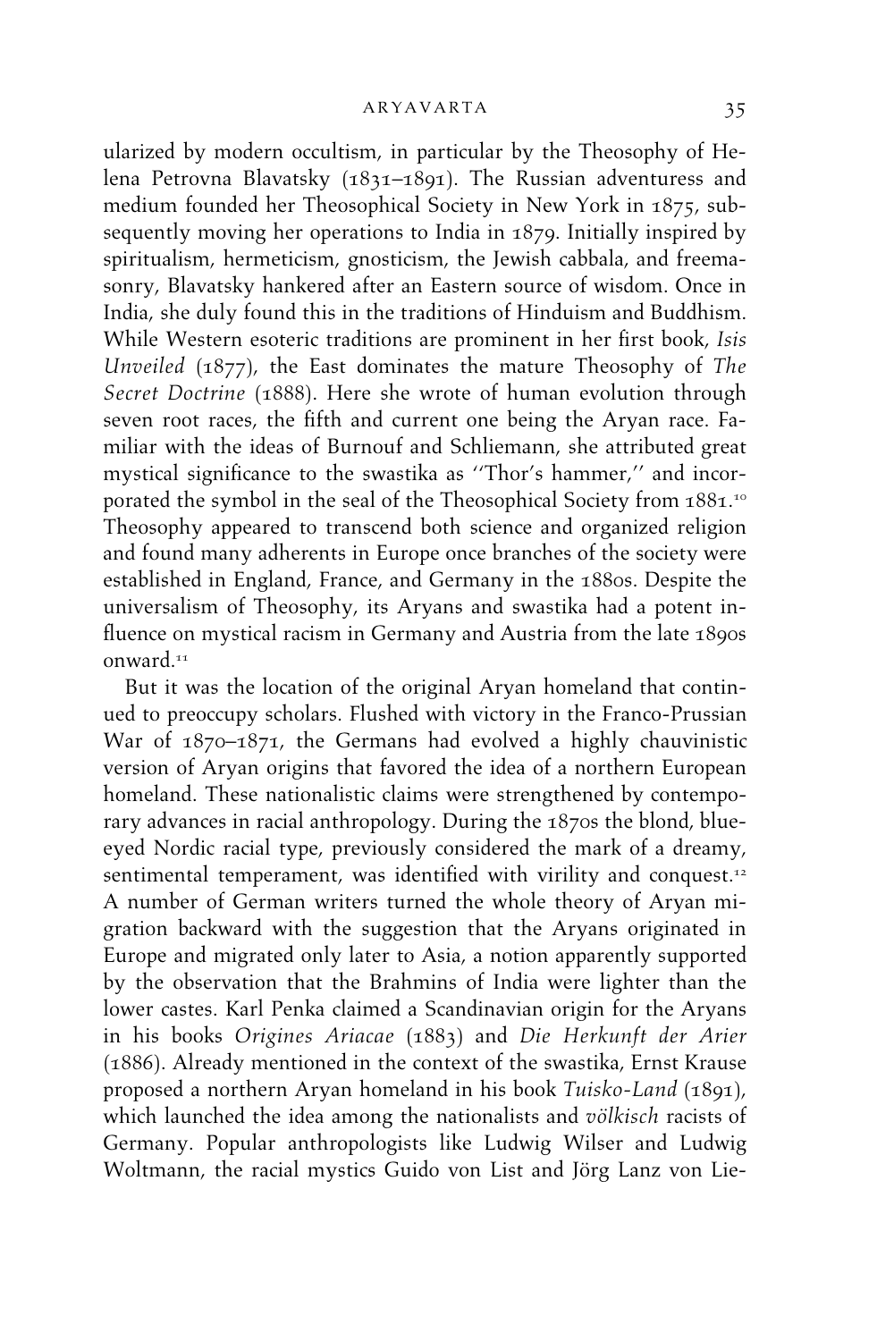ularized by modern occultism, in particular by the Theosophy of Helena Petrovna Blavatsky (1831–1891). The Russian adventuress and medium founded her Theosophical Society in New York in 1875, subsequently moving her operations to India in 1879. Initially inspired by spiritualism, hermeticism, gnosticism, the Jewish cabbala, and freemasonry, Blavatsky hankered after an Eastern source of wisdom. Once in India, she duly found this in the traditions of Hinduism and Buddhism. While Western esoteric traditions are prominent in her first book, *Isis Unveiled* (1877), the East dominates the mature Theosophy of *The Secret Doctrine* (1888). Here she wrote of human evolution through seven root races, the fifth and current one being the Aryan race. Familiar with the ideas of Burnouf and Schliemann, she attributed great mystical significance to the swastika as ''Thor's hammer,'' and incorporated the symbol in the seal of the Theosophical Society from 1881.[10] Theosophy appeared to transcend both science and organized religion and found many adherents in Europe once branches of the society were established in England, France, and Germany in the 1880s. Despite the universalism of Theosophy, its Aryans and swastika had a potent influence on mystical racism in Germany and Austria from the late 1890s onward.[11]

But it was the location of the original Aryan homeland that continued to preoccupy scholars. Flushed with victory in the Franco-Prussian War of 1870–1871, the Germans had evolved a highly chauvinistic version of Aryan origins that favored the idea of a northern European homeland. These nationalistic claims were strengthened by contemporary advances in racial anthropology. During the 1870s the blond, blue-eyed Nordic racial type, previously considered the mark of a dreamy, sentimental temperament, was identified with virility and conquest.[12] A number of German writers turned the whole theory of Aryan migration backward with the suggestion that the Aryans originated in Europe and migrated only later to Asia, a notion apparently supported by the observation that the Brahmins of India were lighter than the lower castes. Karl Penka claimed a Scandinavian origin for the Aryans in his books *Origines Ariacae* (1883) and *Die Herkunft der Arier* (1886). Already mentioned in the context of the swastika, Ernst Krause proposed a northern Aryan homeland in his book *Tuisko-Land* (1891), which launched the idea among the nationalists and *völkisch* racists of Germany. Popular anthropologists like Ludwig Wilser and Ludwig Woltmann, the racial mystics Guido von List and Jörg Lanz von Lie-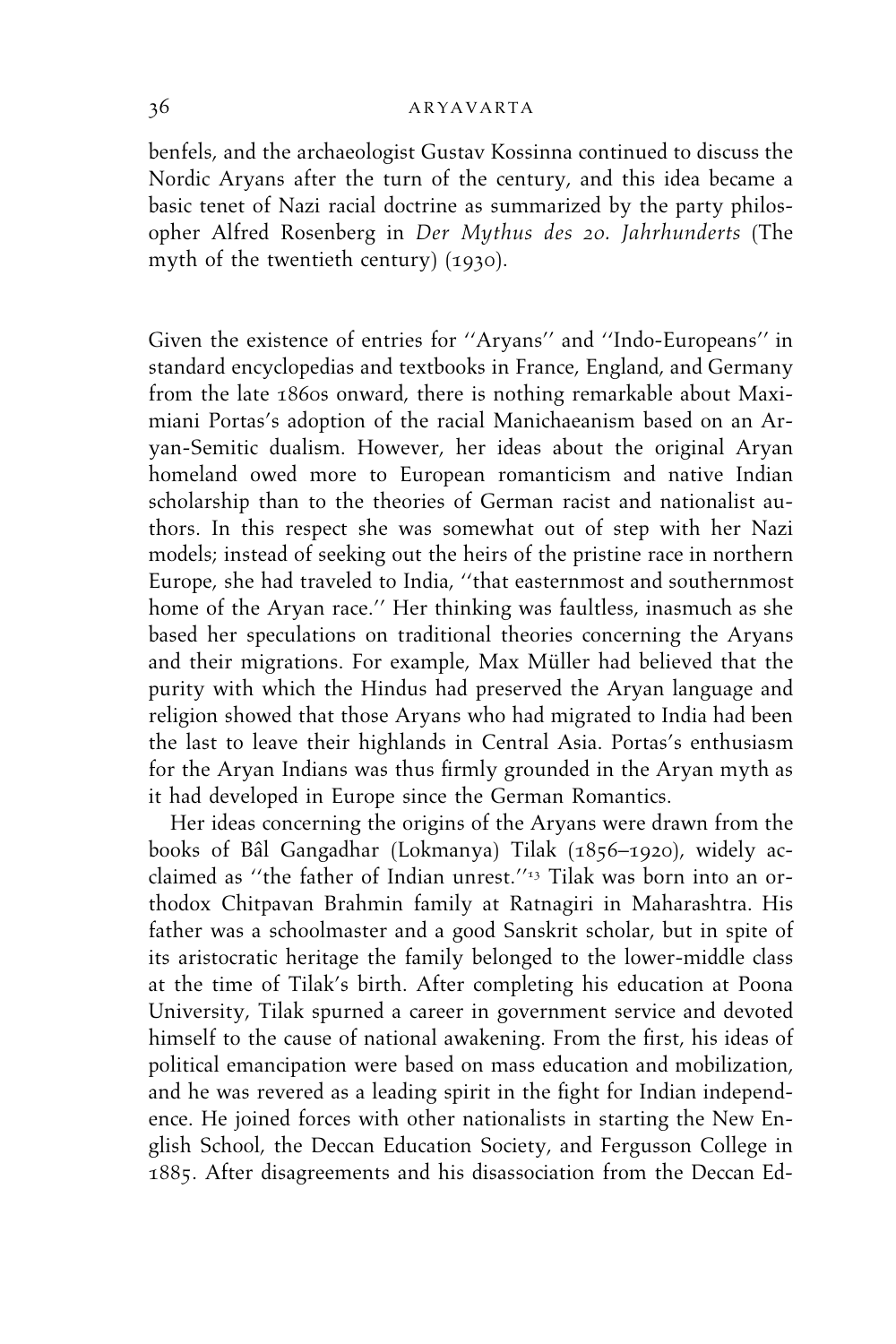benfels, and the archaeologist Gustav Kossinna continued to discuss the Nordic Aryans after the turn of the century, and this idea became a basic tenet of Nazi racial doctrine as summarized by the party philosopher Alfred Rosenberg in *Der Mythus des 20. Jahrhunderts* (The myth of the twentieth century) (1930).

Given the existence of entries for ''Aryans'' and ''Indo-Europeans'' in standard encyclopedias and textbooks in France, England, and Germany from the late 1860s onward, there is nothing remarkable about Maximiani Portas's adoption of the racial Manichaeanism based on an Aryan-Semitic dualism. However, her ideas about the original Aryan homeland owed more to European romanticism and native Indian scholarship than to the theories of German racist and nationalist authors. In this respect she was somewhat out of step with her Nazi models; instead of seeking out the heirs of the pristine race in northern Europe, she had traveled to India, ''that easternmost and southernmost home of the Aryan race.'' Her thinking was faultless, inasmuch as she based her speculations on traditional theories concerning the Aryans and their migrations. For example, Max Müller had believed that the purity with which the Hindus had preserved the Aryan language and religion showed that those Aryans who had migrated to India had been the last to leave their highlands in Central Asia. Portas's enthusiasm for the Aryan Indians was thus firmly grounded in the Aryan myth as it had developed in Europe since the German Romantics.

Her ideas concerning the origins of the Aryans were drawn from the books of Bâl Gangadhar (Lokmanya) Tilak (1856–1920), widely acclaimed as ''the father of Indian unrest.''[13] Tilak was born into an orthodox Chitpavan Brahmin family at Ratnagiri in Maharashtra. His father was a schoolmaster and a good Sanskrit scholar, but in spite of its aristocratic heritage the family belonged to the lower-middle class at the time of Tilak's birth. After completing his education at Poona University, Tilak spurned a career in government service and devoted himself to the cause of national awakening. From the first, his ideas of political emancipation were based on mass education and mobilization, and he was revered as a leading spirit in the fight for Indian independence. He joined forces with other nationalists in starting the New English School, the Deccan Education Society, and Fergusson College in 1885. After disagreements and his disassociation from the Deccan Ed-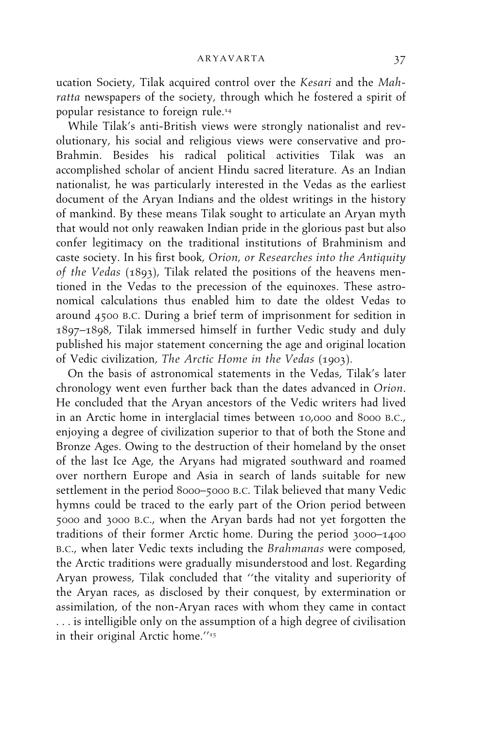ucation Society, Tilak acquired control over the *Kesari* and the *Mahratta* newspapers of the society, through which he fostered a spirit of popular resistance to foreign rule.[14]

While Tilak's anti-British views were strongly nationalist and revolutionary, his social and religious views were conservative and pro-Brahmin. Besides his radical political activities Tilak was an accomplished scholar of ancient Hindu sacred literature. As an Indian nationalist, he was particularly interested in the Vedas as the earliest document of the Aryan Indians and the oldest writings in the history of mankind. By these means Tilak sought to articulate an Aryan myth that would not only reawaken Indian pride in the glorious past but also confer legitimacy on the traditional institutions of Brahminism and caste society. In his first book, *Orion, or Researches into the Antiquity of the Vedas* (1893), Tilak related the positions of the heavens mentioned in the Vedas to the precession of the equinoxes. These astronomical calculations thus enabled him to date the oldest Vedas to around 4500 B.C. During a brief term of imprisonment for sedition in 1897–1898, Tilak immersed himself in further Vedic study and duly published his major statement concerning the age and original location of Vedic civilization, *The Arctic Home in the Vedas* (1903).

On the basis of astronomical statements in the Vedas, Tilak's later chronology went even further back than the dates advanced in *Orion*. He concluded that the Aryan ancestors of the Vedic writers had lived in an Arctic home in interglacial times between 10,000 and 8000 B.C., enjoying a degree of civilization superior to that of both the Stone and Bronze Ages. Owing to the destruction of their homeland by the onset of the last Ice Age, the Aryans had migrated southward and roamed over northern Europe and Asia in search of lands suitable for new settlement in the period 8000–5000 B.C. Tilak believed that many Vedic hymns could be traced to the early part of the Orion period between 5000 and 3000 B.C., when the Aryan bards had not yet forgotten the traditions of their former Arctic home. During the period 3000–1400 B.C., when later Vedic texts including the *Brahmanas* were composed, the Arctic traditions were gradually misunderstood and lost. Regarding Aryan prowess, Tilak concluded that "the vitality and superiority of the Aryan races, as disclosed by their conquest, by extermination or assimilation, of the non-Aryan races with whom they came in contact . . . is intelligible only on the assumption of a high degree of civilisation in their original Arctic home."[15]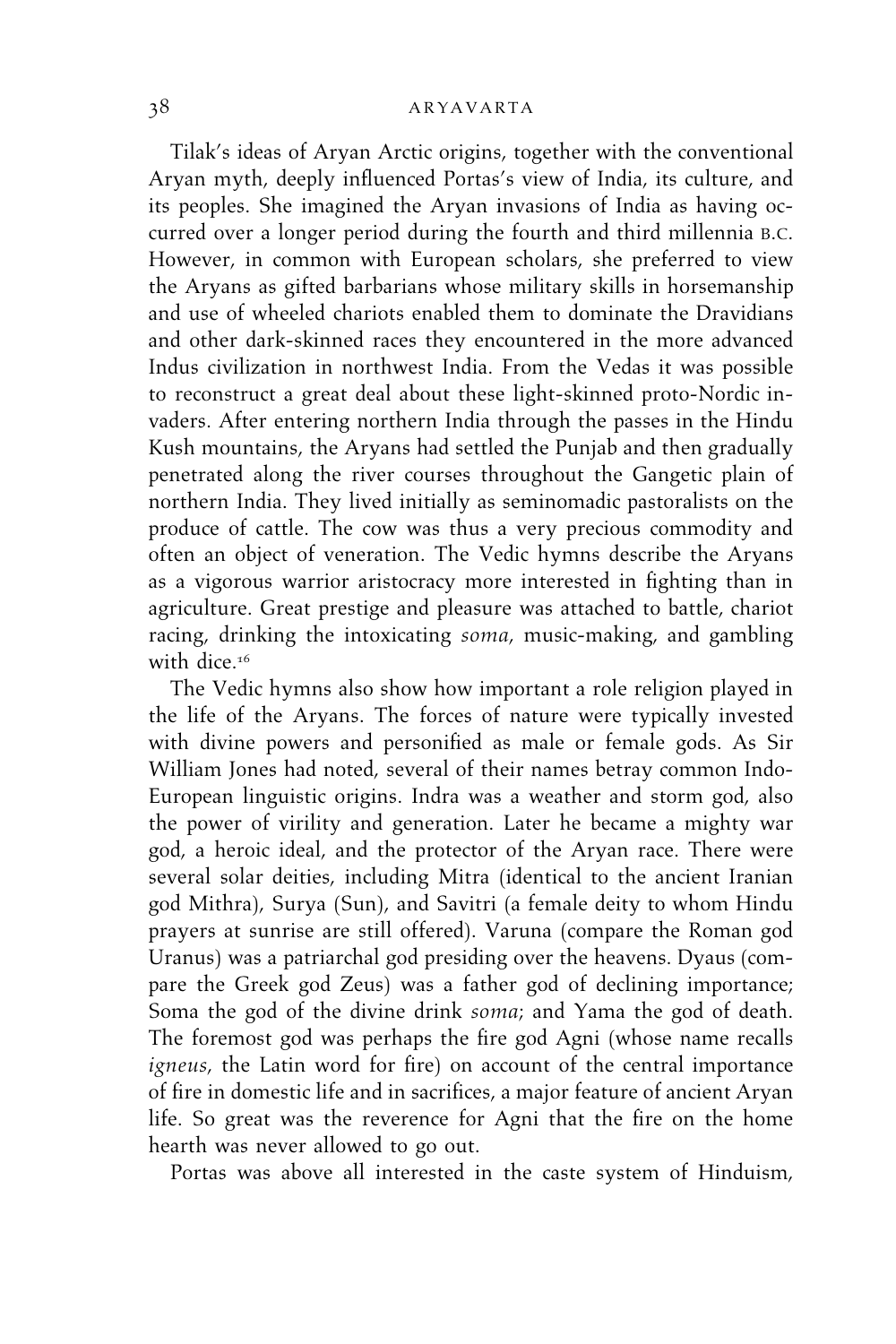Tilak's ideas of Aryan Arctic origins, together with the conventional Aryan myth, deeply influenced Portas's view of India, its culture, and its peoples. She imagined the Aryan invasions of India as having occurred over a longer period during the fourth and third millennia B.C. However, in common with European scholars, she preferred to view the Aryans as gifted barbarians whose military skills in horsemanship and use of wheeled chariots enabled them to dominate the Dravidians and other dark-skinned races they encountered in the more advanced Indus civilization in northwest India. From the Vedas it was possible to reconstruct a great deal about these light-skinned proto-Nordic invaders. After entering northern India through the passes in the Hindu Kush mountains, the Aryans had settled the Punjab and then gradually penetrated along the river courses throughout the Gangetic plain of northern India. They lived initially as seminomadic pastoralists on the produce of cattle. The cow was thus a very precious commodity and often an object of veneration. The Vedic hymns describe the Aryans as a vigorous warrior aristocracy more interested in fighting than in agriculture. Great prestige and pleasure was attached to battle, chariot racing, drinking the intoxicating *soma*, music-making, and gambling with dice.[16]

The Vedic hymns also show how important a role religion played in the life of the Aryans. The forces of nature were typically invested with divine powers and personified as male or female gods. As Sir William Jones had noted, several of their names betray common Indo-European linguistic origins. Indra was a weather and storm god, also the power of virility and generation. Later he became a mighty war god, a heroic ideal, and the protector of the Aryan race. There were several solar deities, including Mitra (identical to the ancient Iranian god Mithra), Surya (Sun), and Savitri (a female deity to whom Hindu prayers at sunrise are still offered). Varuna (compare the Roman god Uranus) was a patriarchal god presiding over the heavens. Dyaus (compare the Greek god Zeus) was a father god of declining importance; Soma the god of the divine drink *soma*; and Yama the god of death. The foremost god was perhaps the fire god Agni (whose name recalls *igneus*, the Latin word for fire) on account of the central importance of fire in domestic life and in sacrifices, a major feature of ancient Aryan life. So great was the reverence for Agni that the fire on the home hearth was never allowed to go out.

Portas was above all interested in the caste system of Hinduism,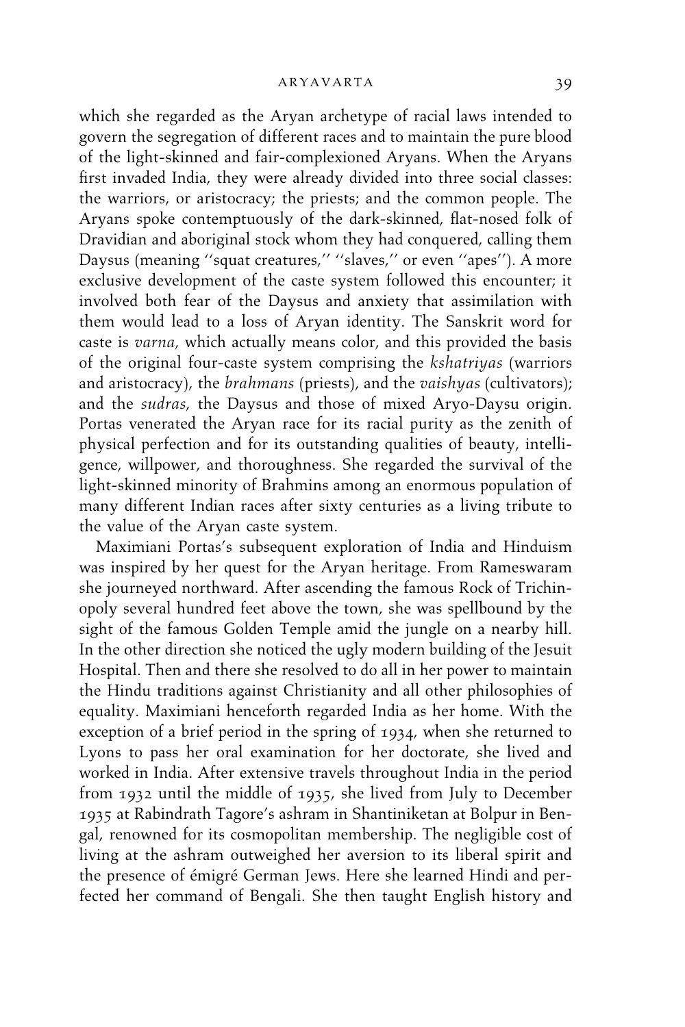which she regarded as the Aryan archetype of racial laws intended to govern the segregation of different races and to maintain the pure blood of the light-skinned and fair-complexioned Aryans. When the Aryans first invaded India, they were already divided into three social classes: the warriors, or aristocracy; the priests; and the common people. The Aryans spoke contemptuously of the dark-skinned, flat-nosed folk of Dravidian and aboriginal stock whom they had conquered, calling them Daysus (meaning "squat creatures," "slaves," or even "apes"). A more exclusive development of the caste system followed this encounter; it involved both fear of the Daysus and anxiety that assimilation with them would lead to a loss of Aryan identity. The Sanskrit word for caste is *varna*, which actually means color, and this provided the basis of the original four-caste system comprising the *kshatriyas* (warriors and aristocracy), the *brahmans* (priests), and the *vaishyas* (cultivators); and the *sudras*, the Daysus and those of mixed Aryo-Daysu origin. Portas venerated the Aryan race for its racial purity as the zenith of physical perfection and for its outstanding qualities of beauty, intelligence, willpower, and thoroughness. She regarded the survival of the light-skinned minority of Brahmins among an enormous population of many different Indian races after sixty centuries as a living tribute to the value of the Aryan caste system.

Maximiani Portas's subsequent exploration of India and Hinduism was inspired by her quest for the Aryan heritage. From Rameswaram she journeyed northward. After ascending the famous Rock of Trichinopoly several hundred feet above the town, she was spellbound by the sight of the famous Golden Temple amid the jungle on a nearby hill. In the other direction she noticed the ugly modern building of the Jesuit Hospital. Then and there she resolved to do all in her power to maintain the Hindu traditions against Christianity and all other philosophies of equality. Maximiani henceforth regarded India as her home. With the exception of a brief period in the spring of 1934, when she returned to Lyons to pass her oral examination for her doctorate, she lived and worked in India. After extensive travels throughout India in the period from 1932 until the middle of 1935, she lived from July to December 1935 at Rabindrath Tagore's ashram in Shantiniketan at Bolpur in Bengal, renowned for its cosmopolitan membership. The negligible cost of living at the ashram outweighed her aversion to its liberal spirit and the presence of émigré German Jews. Here she learned Hindi and perfected her command of Bengali. She then taught English history and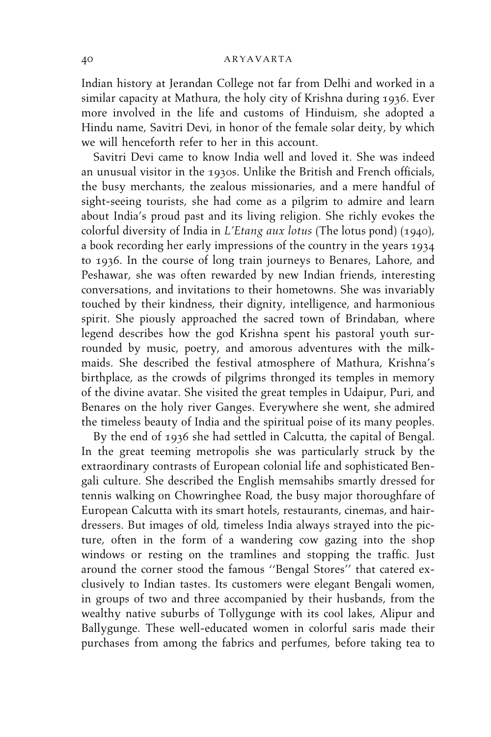Indian history at Jerandan College not far from Delhi and worked in a similar capacity at Mathura, the holy city of Krishna during 1936. Ever more involved in the life and customs of Hinduism, she adopted a Hindu name, Savitri Devi, in honor of the female solar deity, by which we will henceforth refer to her in this account.

Savitri Devi came to know India well and loved it. She was indeed an unusual visitor in the 1930s. Unlike the British and French officials, the busy merchants, the zealous missionaries, and a mere handful of sight-seeing tourists, she had come as a pilgrim to admire and learn about India's proud past and its living religion. She richly evokes the colorful diversity of India in *L'Etang aux lotus* (The lotus pond) (1940), a book recording her early impressions of the country in the years 1934 to 1936. In the course of long train journeys to Benares, Lahore, and Peshawar, she was often rewarded by new Indian friends, interesting conversations, and invitations to their hometowns. She was invariably touched by their kindness, their dignity, intelligence, and harmonious spirit. She piously approached the sacred town of Brindaban, where legend describes how the god Krishna spent his pastoral youth surrounded by music, poetry, and amorous adventures with the milkmaids. She described the festival atmosphere of Mathura, Krishna's birthplace, as the crowds of pilgrims thronged its temples in memory of the divine avatar. She visited the great temples in Udaipur, Puri, and Benares on the holy river Ganges. Everywhere she went, she admired the timeless beauty of India and the spiritual poise of its many peoples.

By the end of 1936 she had settled in Calcutta, the capital of Bengal. In the great teeming metropolis she was particularly struck by the extraordinary contrasts of European colonial life and sophisticated Bengali culture. She described the English memsahibs smartly dressed for tennis walking on Chowringhee Road, the busy major thoroughfare of European Calcutta with its smart hotels, restaurants, cinemas, and hairdressers. But images of old, timeless India always strayed into the picture, often in the form of a wandering cow gazing into the shop windows or resting on the tramlines and stopping the traffic. Just around the corner stood the famous ''Bengal Stores'' that catered exclusively to Indian tastes. Its customers were elegant Bengali women, in groups of two and three accompanied by their husbands, from the wealthy native suburbs of Tollygunge with its cool lakes, Alipur and Ballygunge. These well-educated women in colorful saris made their purchases from among the fabrics and perfumes, before taking tea to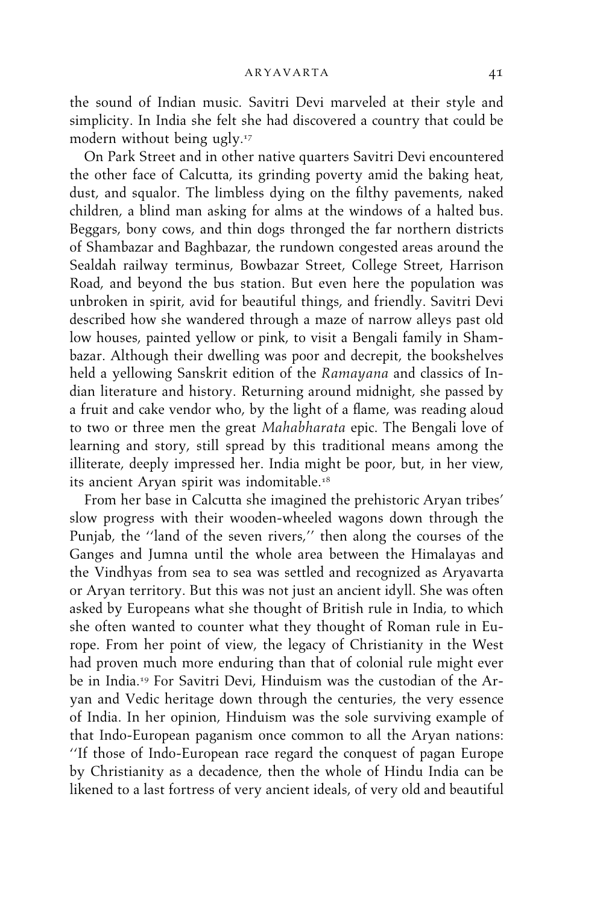the sound of Indian music. Savitri Devi marveled at their style and simplicity. In India she felt she had discovered a country that could be modern without being ugly.[17]

On Park Street and in other native quarters Savitri Devi encountered the other face of Calcutta, its grinding poverty amid the baking heat, dust, and squalor. The limbless dying on the filthy pavements, naked children, a blind man asking for alms at the windows of a halted bus. Beggars, bony cows, and thin dogs thronged the far northern districts of Shambazar and Baghbazar, the rundown congested areas around the Sealdah railway terminus, Bowbazar Street, College Street, Harrison Road, and beyond the bus station. But even here the population was unbroken in spirit, avid for beautiful things, and friendly. Savitri Devi described how she wandered through a maze of narrow alleys past old low houses, painted yellow or pink, to visit a Bengali family in Shambazar. Although their dwelling was poor and decrepit, the bookshelves held a yellowing Sanskrit edition of the *Ramayana* and classics of Indian literature and history. Returning around midnight, she passed by a fruit and cake vendor who, by the light of a flame, was reading aloud to two or three men the great *Mahabharata* epic. The Bengali love of learning and story, still spread by this traditional means among the illiterate, deeply impressed her. India might be poor, but, in her view, its ancient Aryan spirit was indomitable.[18]

From her base in Calcutta she imagined the prehistoric Aryan tribes' slow progress with their wooden-wheeled wagons down through the Punjab, the ''land of the seven rivers,'' then along the courses of the Ganges and Jumna until the whole area between the Himalayas and the Vindhyas from sea to sea was settled and recognized as Aryavarta or Aryan territory. But this was not just an ancient idyll. She was often asked by Europeans what she thought of British rule in India, to which she often wanted to counter what they thought of Roman rule in Europe. From her point of view, the legacy of Christianity in the West had proven much more enduring than that of colonial rule might ever be in India.[19] For Savitri Devi, Hinduism was the custodian of the Aryan and Vedic heritage down through the centuries, the very essence of India. In her opinion, Hinduism was the sole surviving example of that Indo-European paganism once common to all the Aryan nations: ''If those of Indo-European race regard the conquest of pagan Europe by Christianity as a decadence, then the whole of Hindu India can be likened to a last fortress of very ancient ideals, of very old and beautiful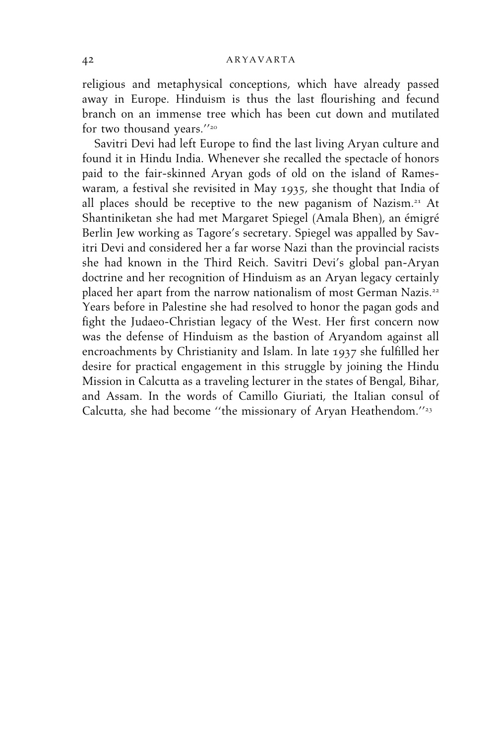religious and metaphysical conceptions, which have already passed away in Europe. Hinduism is thus the last flourishing and fecund branch on an immense tree which has been cut down and mutilated for two thousand years.''[20]

Savitri Devi had left Europe to find the last living Aryan culture and found it in Hindu India. Whenever she recalled the spectacle of honors paid to the fair-skinned Aryan gods of old on the island of Rameswaram, a festival she revisited in May 1935, she thought that India of all places should be receptive to the new paganism of Nazism.[21] At Shantiniketan she had met Margaret Spiegel (Amala Bhen), an émigré Berlin Jew working as Tagore's secretary. Spiegel was appalled by Savitri Devi and considered her a far worse Nazi than the provincial racists she had known in the Third Reich. Savitri Devi's global pan-Aryan doctrine and her recognition of Hinduism as an Aryan legacy certainly placed her apart from the narrow nationalism of most German Nazis.[22] Years before in Palestine she had resolved to honor the pagan gods and fight the Judaeo-Christian legacy of the West. Her first concern now was the defense of Hinduism as the bastion of Aryandom against all encroachments by Christianity and Islam. In late 1937 she fulfilled her desire for practical engagement in this struggle by joining the Hindu Mission in Calcutta as a traveling lecturer in the states of Bengal, Bihar, and Assam. In the words of Camillo Giuriati, the Italian consul of Calcutta, she had become ''the missionary of Aryan Heathendom.''[23]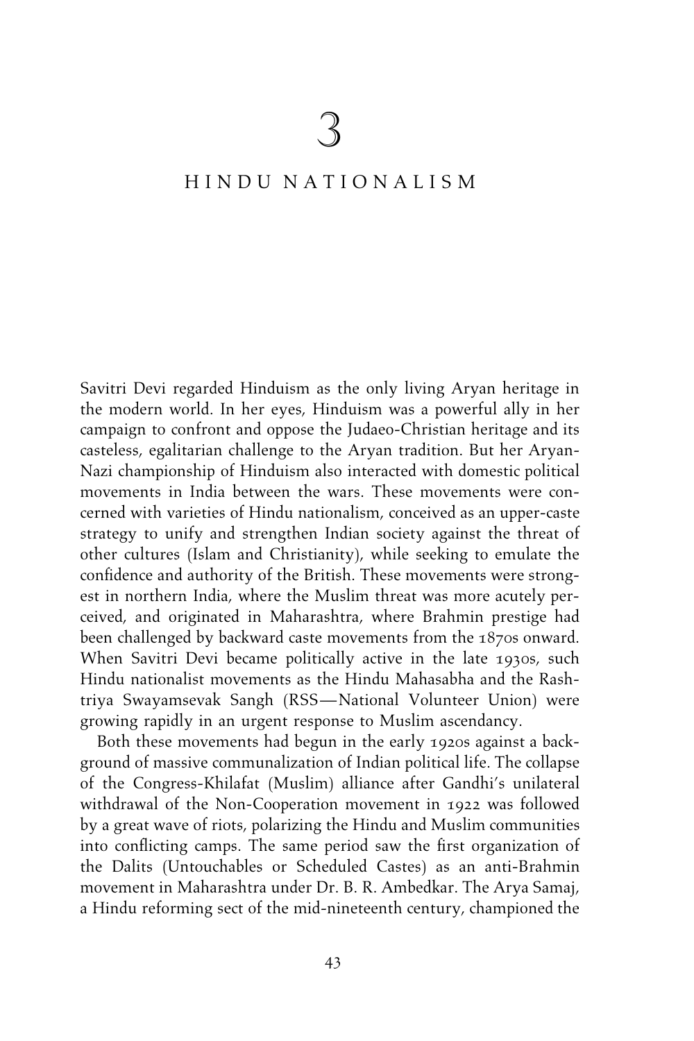# 3

## HINDU NATIONALISM

Savitri Devi regarded Hinduism as the only living Aryan heritage in the modern world. In her eyes, Hinduism was a powerful ally in her campaign to confront and oppose the Judaeo-Christian heritage and its casteless, egalitarian challenge to the Aryan tradition. But her Aryan-Nazi championship of Hinduism also interacted with domestic political movements in India between the wars. These movements were concerned with varieties of Hindu nationalism, conceived as an upper-caste strategy to unify and strengthen Indian society against the threat of other cultures (Islam and Christianity), while seeking to emulate the confidence and authority of the British. These movements were strongest in northern India, where the Muslim threat was more acutely perceived, and originated in Maharashtra, where Brahmin prestige had been challenged by backward caste movements from the 1870s onward. When Savitri Devi became politically active in the late 1930s, such Hindu nationalist movements as the Hindu Mahasabha and the Rashtriya Swayamsevak Sangh (RSS—National Volunteer Union) were growing rapidly in an urgent response to Muslim ascendancy.

Both these movements had begun in the early 1920s against a background of massive communalization of Indian political life. The collapse of the Congress-Khilafat (Muslim) alliance after Gandhi's unilateral withdrawal of the Non-Cooperation movement in 1922 was followed by a great wave of riots, polarizing the Hindu and Muslim communities into conflicting camps. The same period saw the first organization of the Dalits (Untouchables or Scheduled Castes) as an anti-Brahmin movement in Maharashtra under Dr. B. R. Ambedkar. The Arya Samaj, a Hindu reforming sect of the mid-nineteenth century, championed the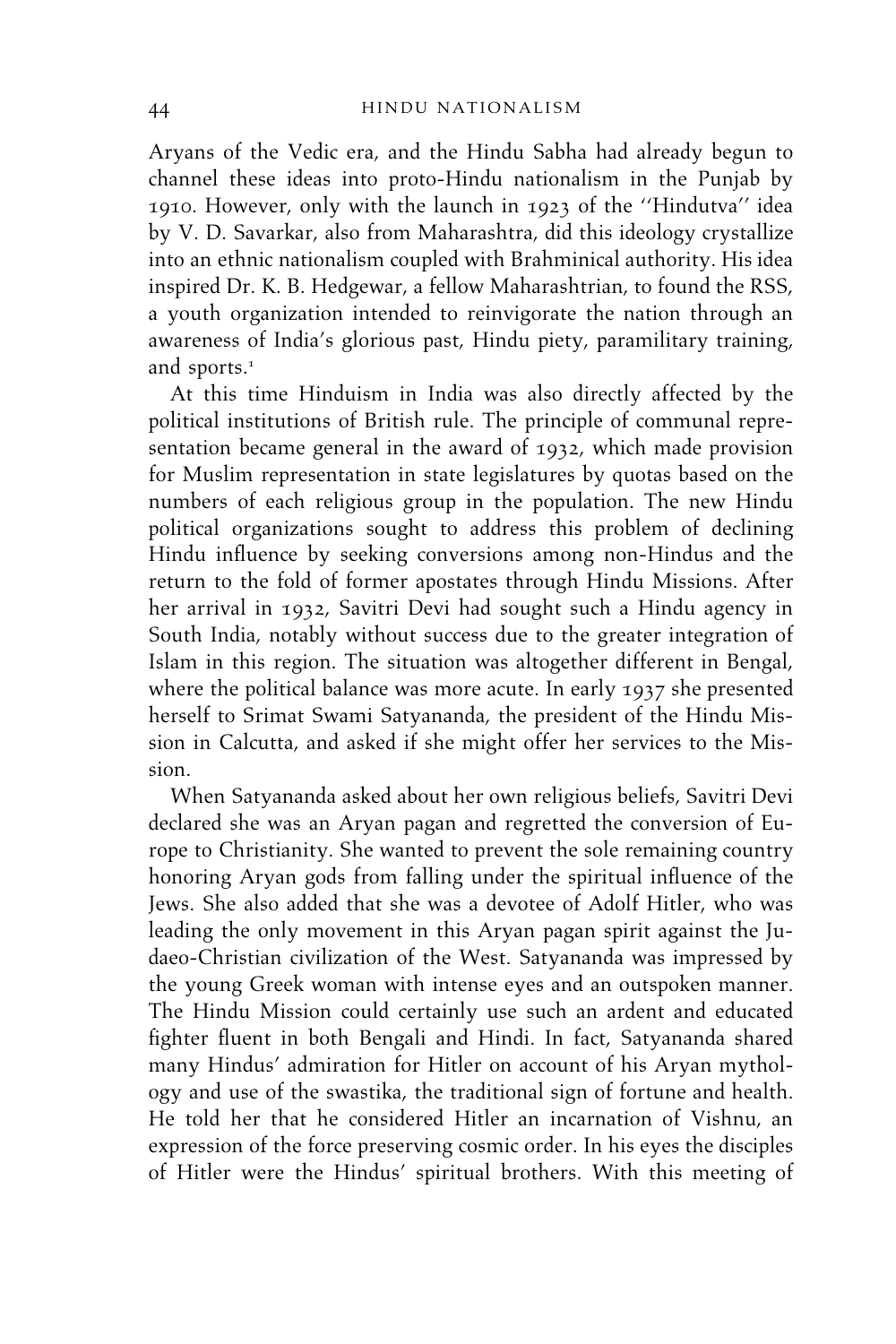Aryans of the Vedic era, and the Hindu Sabha had already begun to channel these ideas into proto-Hindu nationalism in the Punjab by 1910. However, only with the launch in 1923 of the ''Hindutva'' idea by V. D. Savarkar, also from Maharashtra, did this ideology crystallize into an ethnic nationalism coupled with Brahminical authority. His idea inspired Dr. K. B. Hedgewar, a fellow Maharashtrian, to found the RSS, a youth organization intended to reinvigorate the nation through an awareness of India's glorious past, Hindu piety, paramilitary training, and sports.[1]

At this time Hinduism in India was also directly affected by the political institutions of British rule. The principle of communal representation became general in the award of 1932, which made provision for Muslim representation in state legislatures by quotas based on the numbers of each religious group in the population. The new Hindu political organizations sought to address this problem of declining Hindu influence by seeking conversions among non-Hindus and the return to the fold of former apostates through Hindu Missions. After her arrival in 1932, Savitri Devi had sought such a Hindu agency in South India, notably without success due to the greater integration of Islam in this region. The situation was altogether different in Bengal, where the political balance was more acute. In early 1937 she presented herself to Srimat Swami Satyananda, the president of the Hindu Mission in Calcutta, and asked if she might offer her services to the Mission.

When Satyananda asked about her own religious beliefs, Savitri Devi declared she was an Aryan pagan and regretted the conversion of Europe to Christianity. She wanted to prevent the sole remaining country honoring Aryan gods from falling under the spiritual influence of the Jews. She also added that she was a devotee of Adolf Hitler, who was leading the only movement in this Aryan pagan spirit against the Judaeo-Christian civilization of the West. Satyananda was impressed by the young Greek woman with intense eyes and an outspoken manner. The Hindu Mission could certainly use such an ardent and educated fighter fluent in both Bengali and Hindi. In fact, Satyananda shared many Hindus' admiration for Hitler on account of his Aryan mythology and use of the swastika, the traditional sign of fortune and health. He told her that he considered Hitler an incarnation of Vishnu, an expression of the force preserving cosmic order. In his eyes the disciples of Hitler were the Hindus' spiritual brothers. With this meeting of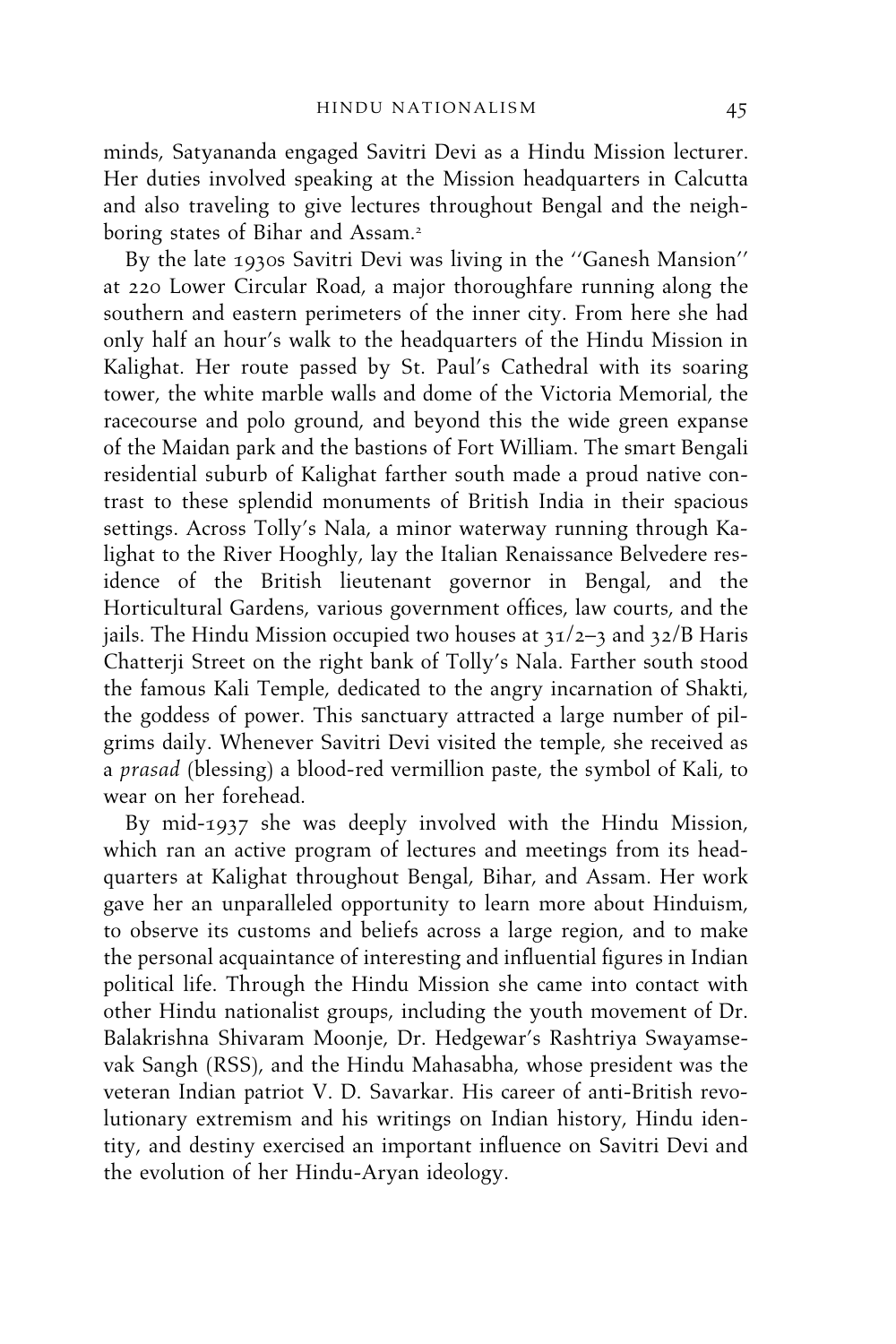minds, Satyananda engaged Savitri Devi as a Hindu Mission lecturer. Her duties involved speaking at the Mission headquarters in Calcutta and also traveling to give lectures throughout Bengal and the neighboring states of Bihar and Assam.[2]

By the late 1930s Savitri Devi was living in the ''Ganesh Mansion'' at 220 Lower Circular Road, a major thoroughfare running along the southern and eastern perimeters of the inner city. From here she had only half an hour's walk to the headquarters of the Hindu Mission in Kalighat. Her route passed by St. Paul's Cathedral with its soaring tower, the white marble walls and dome of the Victoria Memorial, the racecourse and polo ground, and beyond this the wide green expanse of the Maidan park and the bastions of Fort William. The smart Bengali residential suburb of Kalighat farther south made a proud native contrast to these splendid monuments of British India in their spacious settings. Across Tolly's Nala, a minor waterway running through Kalighat to the River Hooghly, lay the Italian Renaissance Belvedere residence of the British lieutenant governor in Bengal, and the Horticultural Gardens, various government offices, law courts, and the jails. The Hindu Mission occupied two houses at 31/2–3 and 32/B Haris Chatterji Street on the right bank of Tolly's Nala. Farther south stood the famous Kali Temple, dedicated to the angry incarnation of Shakti, the goddess of power. This sanctuary attracted a large number of pilgrims daily. Whenever Savitri Devi visited the temple, she received as a *prasad* (blessing) a blood-red vermillion paste, the symbol of Kali, to wear on her forehead.

By mid-1937 she was deeply involved with the Hindu Mission, which ran an active program of lectures and meetings from its headquarters at Kalighat throughout Bengal, Bihar, and Assam. Her work gave her an unparalleled opportunity to learn more about Hinduism, to observe its customs and beliefs across a large region, and to make the personal acquaintance of interesting and influential figures in Indian political life. Through the Hindu Mission she came into contact with other Hindu nationalist groups, including the youth movement of Dr. Balakrishna Shivaram Moonje, Dr. Hedgewar's Rashtriya Swayamsevak Sangh (RSS), and the Hindu Mahasabha, whose president was the veteran Indian patriot V. D. Savarkar. His career of anti-British revolutionary extremism and his writings on Indian history, Hindu identity, and destiny exercised an important influence on Savitri Devi and the evolution of her Hindu-Aryan ideology.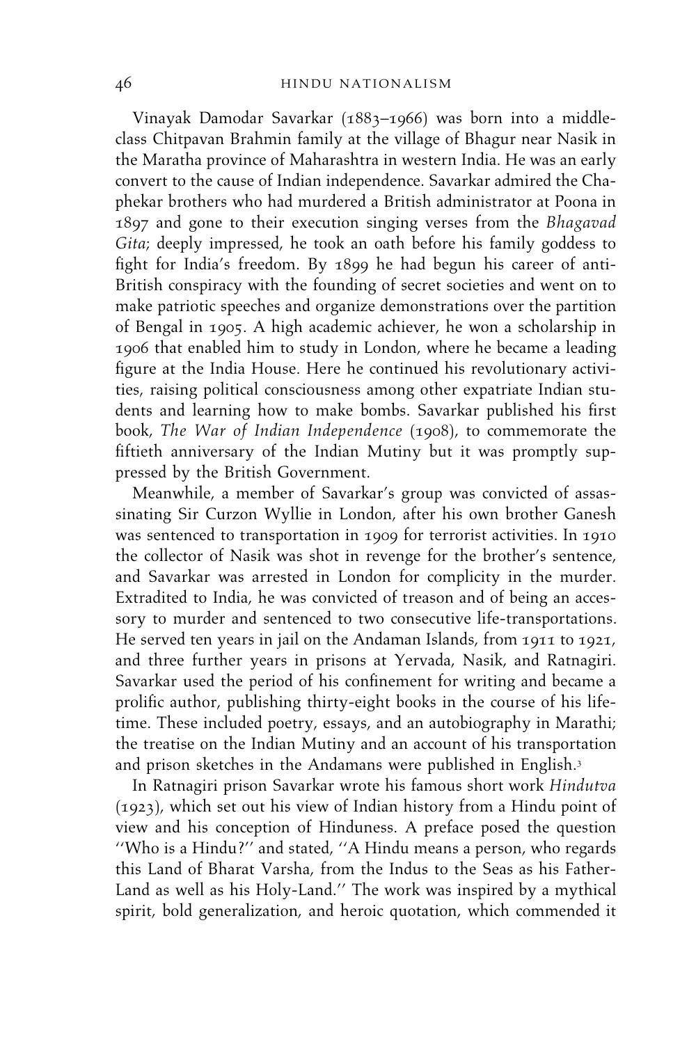Vinayak Damodar Savarkar (1883–1966) was born into a middle-class Chitpavan Brahmin family at the village of Bhagur near Nasik in the Maratha province of Maharashtra in western India. He was an early convert to the cause of Indian independence. Savarkar admired the Chaphekar brothers who had murdered a British administrator at Poona in 1897 and gone to their execution singing verses from the *Bhagavad Gita*; deeply impressed, he took an oath before his family goddess to fight for India's freedom. By 1899 he had begun his career of anti-British conspiracy with the founding of secret societies and went on to make patriotic speeches and organize demonstrations over the partition of Bengal in 1905. A high academic achiever, he won a scholarship in 1906 that enabled him to study in London, where he became a leading figure at the India House. Here he continued his revolutionary activities, raising political consciousness among other expatriate Indian students and learning how to make bombs. Savarkar published his first book, *The War of Indian Independence* (1908), to commemorate the fiftieth anniversary of the Indian Mutiny but it was promptly suppressed by the British Government.

Meanwhile, a member of Savarkar's group was convicted of assassinating Sir Curzon Wyllie in London, after his own brother Ganesh was sentenced to transportation in 1909 for terrorist activities. In 1910 the collector of Nasik was shot in revenge for the brother's sentence, and Savarkar was arrested in London for complicity in the murder. Extradited to India, he was convicted of treason and of being an accessory to murder and sentenced to two consecutive life-transportations. He served ten years in jail on the Andaman Islands, from 1911 to 1921, and three further years in prisons at Yervada, Nasik, and Ratnagiri. Savarkar used the period of his confinement for writing and became a prolific author, publishing thirty-eight books in the course of his lifetime. These included poetry, essays, and an autobiography in Marathi; the treatise on the Indian Mutiny and an account of his transportation and prison sketches in the Andamans were published in English.[3]

In Ratnagiri prison Savarkar wrote his famous short work *Hindutva* (1923), which set out his view of Indian history from a Hindu point of view and his conception of Hinduness. A preface posed the question ''Who is a Hindu?'' and stated, ''A Hindu means a person, who regards this Land of Bharat Varsha, from the Indus to the Seas as his Father-Land as well as his Holy-Land.'' The work was inspired by a mythical spirit, bold generalization, and heroic quotation, which commended it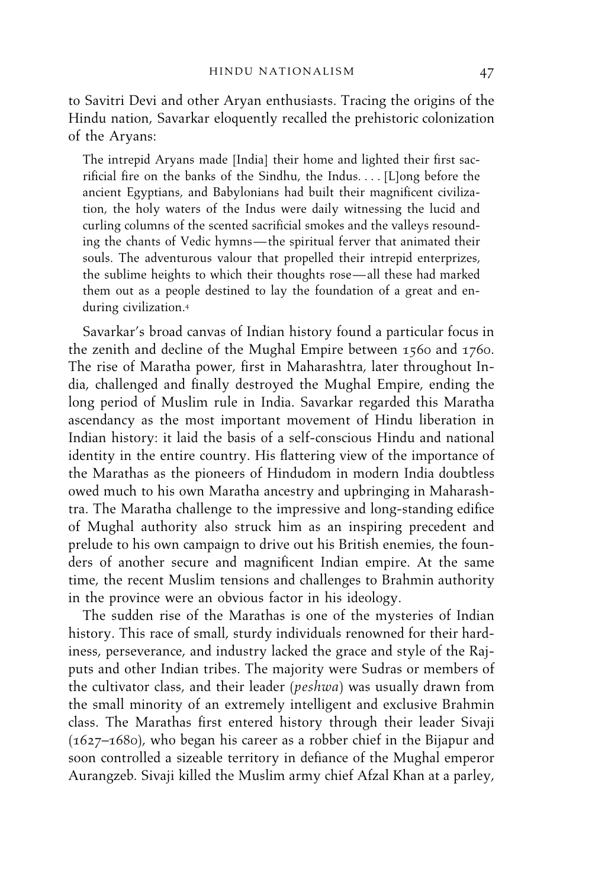to Savitri Devi and other Aryan enthusiasts. Tracing the origins of the Hindu nation, Savarkar eloquently recalled the prehistoric colonization of the Aryans:

> The intrepid Aryans made [India] their home and lighted their first sacrificial fire on the banks of the Sindhu, the Indus. . . . [L]ong before the ancient Egyptians, and Babylonians had built their magnificent civilization, the holy waters of the Indus were daily witnessing the lucid and curling columns of the scented sacrificial smokes and the valleys resounding the chants of Vedic hymns—the spiritual ferver that animated their souls. The adventurous valour that propelled their intrepid enterprizes, the sublime heights to which their thoughts rose—all these had marked them out as a people destined to lay the foundation of a great and enduring civilization.[4]

Savarkar's broad canvas of Indian history found a particular focus in the zenith and decline of the Mughal Empire between 1560 and 1760. The rise of Maratha power, first in Maharashtra, later throughout India, challenged and finally destroyed the Mughal Empire, ending the long period of Muslim rule in India. Savarkar regarded this Maratha ascendancy as the most important movement of Hindu liberation in Indian history: it laid the basis of a self-conscious Hindu and national identity in the entire country. His flattering view of the importance of the Marathas as the pioneers of Hindudom in modern India doubtless owed much to his own Maratha ancestry and upbringing in Maharashtra. The Maratha challenge to the impressive and long-standing edifice of Mughal authority also struck him as an inspiring precedent and prelude to his own campaign to drive out his British enemies, the founders of another secure and magnificent Indian empire. At the same time, the recent Muslim tensions and challenges to Brahmin authority in the province were an obvious factor in his ideology.

The sudden rise of the Marathas is one of the mysteries of Indian history. This race of small, sturdy individuals renowned for their hardiness, perseverance, and industry lacked the grace and style of the Rajputs and other Indian tribes. The majority were Sudras or members of the cultivator class, and their leader (*peshwa*) was usually drawn from the small minority of an extremely intelligent and exclusive Brahmin class. The Marathas first entered history through their leader Sivaji (1627–1680), who began his career as a robber chief in the Bijapur and soon controlled a sizeable territory in defiance of the Mughal emperor Aurangzeb. Sivaji killed the Muslim army chief Afzal Khan at a parley,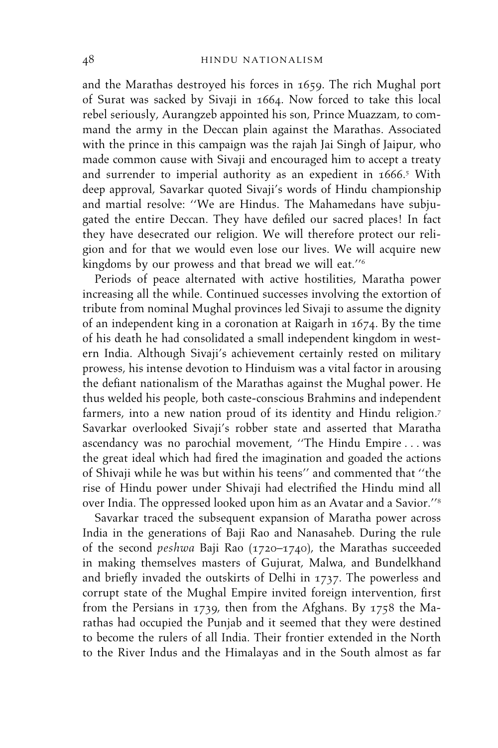and the Marathas destroyed his forces in 1659. The rich Mughal port of Surat was sacked by Sivaji in 1664. Now forced to take this local rebel seriously, Aurangzeb appointed his son, Prince Muazzam, to command the army in the Deccan plain against the Marathas. Associated with the prince in this campaign was the rajah Jai Singh of Jaipur, who made common cause with Sivaji and encouraged him to accept a treaty and surrender to imperial authority as an expedient in 1666.[5] With deep approval, Savarkar quoted Sivaji's words of Hindu championship and martial resolve: ''We are Hindus. The Mahamedans have subjugated the entire Deccan. They have defiled our sacred places! In fact they have desecrated our religion. We will therefore protect our religion and for that we would even lose our lives. We will acquire new kingdoms by our prowess and that bread we will eat.''[6]

Periods of peace alternated with active hostilities, Maratha power increasing all the while. Continued successes involving the extortion of tribute from nominal Mughal provinces led Sivaji to assume the dignity of an independent king in a coronation at Raigarh in 1674. By the time of his death he had consolidated a small independent kingdom in western India. Although Sivaji's achievement certainly rested on military prowess, his intense devotion to Hinduism was a vital factor in arousing the defiant nationalism of the Marathas against the Mughal power. He thus welded his people, both caste-conscious Brahmins and independent farmers, into a new nation proud of its identity and Hindu religion.[7] Savarkar overlooked Sivaji's robber state and asserted that Maratha ascendancy was no parochial movement, ''The Hindu Empire . . . was the great ideal which had fired the imagination and goaded the actions of Shivaji while he was but within his teens'' and commented that ''the rise of Hindu power under Shivaji had electrified the Hindu mind all over India. The oppressed looked upon him as an Avatar and a Savior.''[8]

Savarkar traced the subsequent expansion of Maratha power across India in the generations of Baji Rao and Nanasaheb. During the rule of the second *peshwa* Baji Rao (1720–1740), the Marathas succeeded in making themselves masters of Gujurat, Malwa, and Bundelkhand and briefly invaded the outskirts of Delhi in 1737. The powerless and corrupt state of the Mughal Empire invited foreign intervention, first from the Persians in 1739, then from the Afghans. By 1758 the Marathas had occupied the Punjab and it seemed that they were destined to become the rulers of all India. Their frontier extended in the North to the River Indus and the Himalayas and in the South almost as far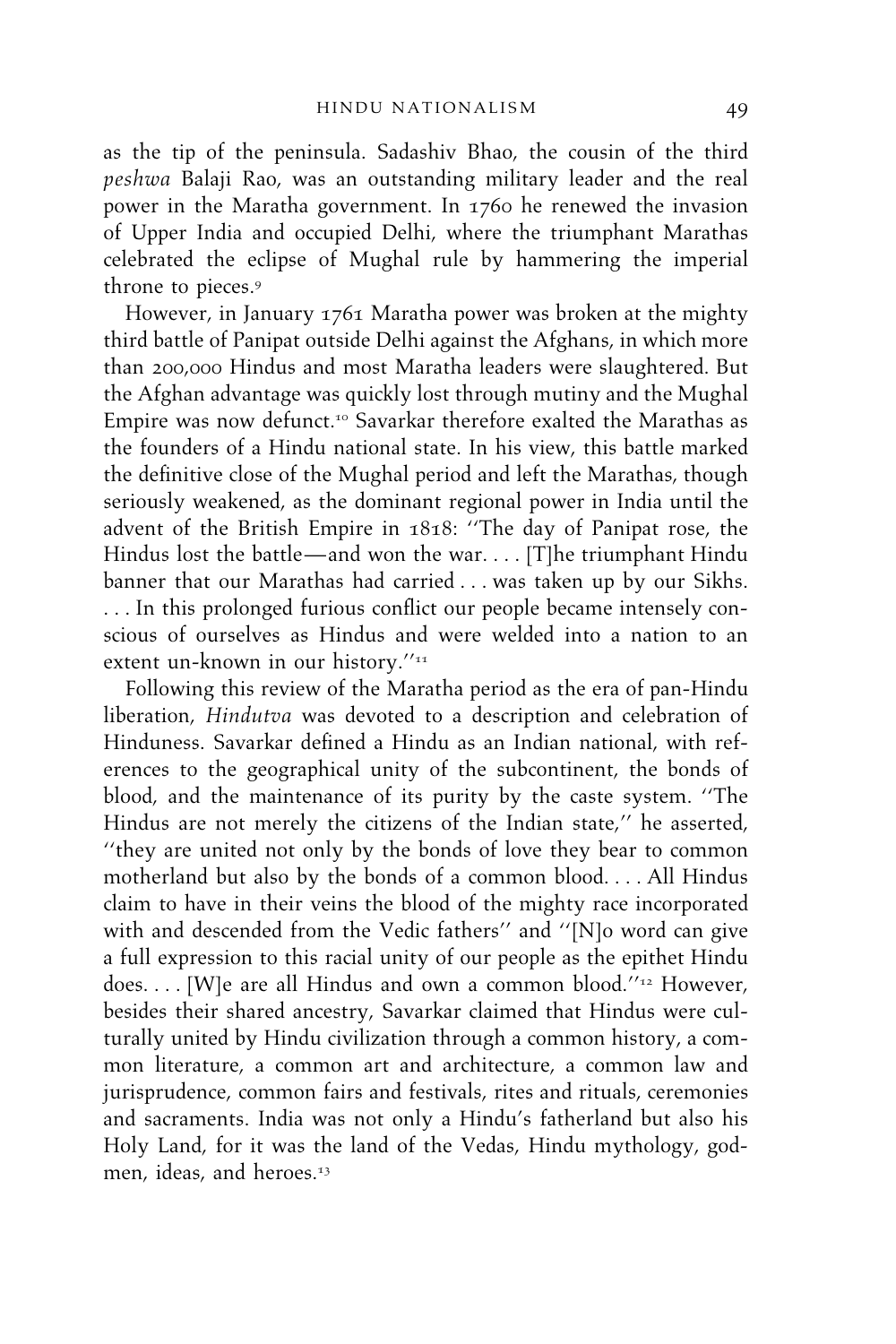as the tip of the peninsula. Sadashiv Bhao, the cousin of the third *peshwa* Balaji Rao, was an outstanding military leader and the real power in the Maratha government. In 1760 he renewed the invasion of Upper India and occupied Delhi, where the triumphant Marathas celebrated the eclipse of Mughal rule by hammering the imperial throne to pieces.[9]

However, in January 1761 Maratha power was broken at the mighty third battle of Panipat outside Delhi against the Afghans, in which more than 200,000 Hindus and most Maratha leaders were slaughtered. But the Afghan advantage was quickly lost through mutiny and the Mughal Empire was now defunct.[10] Savarkar therefore exalted the Marathas as the founders of a Hindu national state. In his view, this battle marked the definitive close of the Mughal period and left the Marathas, though seriously weakened, as the dominant regional power in India until the advent of the British Empire in 1818: ''The day of Panipat rose, the Hindus lost the battle—and won the war. . . . [T]he triumphant Hindu banner that our Marathas had carried . . . was taken up by our Sikhs. . . . In this prolonged furious conflict our people became intensely conscious of ourselves as Hindus and were welded into a nation to an extent un-known in our history.''[11]

Following this review of the Maratha period as the era of pan-Hindu liberation, *Hindutva* was devoted to a description and celebration of Hinduness. Savarkar defined a Hindu as an Indian national, with references to the geographical unity of the subcontinent, the bonds of blood, and the maintenance of its purity by the caste system. ''The Hindus are not merely the citizens of the Indian state,'' he asserted, ''they are united not only by the bonds of love they bear to common motherland but also by the bonds of a common blood. . . . All Hindus claim to have in their veins the blood of the mighty race incorporated with and descended from the Vedic fathers'' and ''[N]o word can give a full expression to this racial unity of our people as the epithet Hindu does. . . . [W]e are all Hindus and own a common blood.''[12] However, besides their shared ancestry, Savarkar claimed that Hindus were culturally united by Hindu civilization through a common history, a common literature, a common art and architecture, a common law and jurisprudence, common fairs and festivals, rites and rituals, ceremonies and sacraments. India was not only a Hindu's fatherland but also his Holy Land, for it was the land of the Vedas, Hindu mythology, godmen, ideas, and heroes.[13]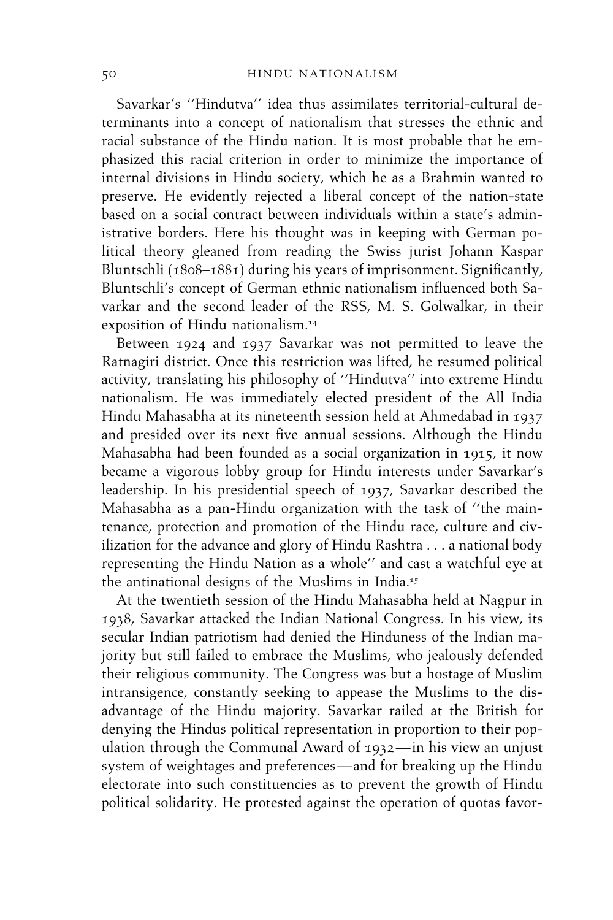Savarkar's ''Hindutva'' idea thus assimilates territorial-cultural determinants into a concept of nationalism that stresses the ethnic and racial substance of the Hindu nation. It is most probable that he emphasized this racial criterion in order to minimize the importance of internal divisions in Hindu society, which he as a Brahmin wanted to preserve. He evidently rejected a liberal concept of the nation-state based on a social contract between individuals within a state's administrative borders. Here his thought was in keeping with German political theory gleaned from reading the Swiss jurist Johann Kaspar Bluntschli (1808–1881) during his years of imprisonment. Significantly, Bluntschli's concept of German ethnic nationalism influenced both Savarkar and the second leader of the RSS, M. S. Golwalkar, in their exposition of Hindu nationalism.[14]

Between 1924 and 1937 Savarkar was not permitted to leave the Ratnagiri district. Once this restriction was lifted, he resumed political activity, translating his philosophy of ''Hindutva'' into extreme Hindu nationalism. He was immediately elected president of the All India Hindu Mahasabha at its nineteenth session held at Ahmedabad in 1937 and presided over its next five annual sessions. Although the Hindu Mahasabha had been founded as a social organization in 1915, it now became a vigorous lobby group for Hindu interests under Savarkar's leadership. In his presidential speech of 1937, Savarkar described the Mahasabha as a pan-Hindu organization with the task of ''the maintenance, protection and promotion of the Hindu race, culture and civilization for the advance and glory of Hindu Rashtra . . . a national body representing the Hindu Nation as a whole'' and cast a watchful eye at the antinational designs of the Muslims in India.[15]

At the twentieth session of the Hindu Mahasabha held at Nagpur in 1938, Savarkar attacked the Indian National Congress. In his view, its secular Indian patriotism had denied the Hinduness of the Indian majority but still failed to embrace the Muslims, who jealously defended their religious community. The Congress was but a hostage of Muslim intransigence, constantly seeking to appease the Muslims to the disadvantage of the Hindu majority. Savarkar railed at the British for denying the Hindus political representation in proportion to their population through the Communal Award of 1932—in his view an unjust system of weightages and preferences—and for breaking up the Hindu electorate into such constituencies as to prevent the growth of Hindu political solidarity. He protested against the operation of quotas favor-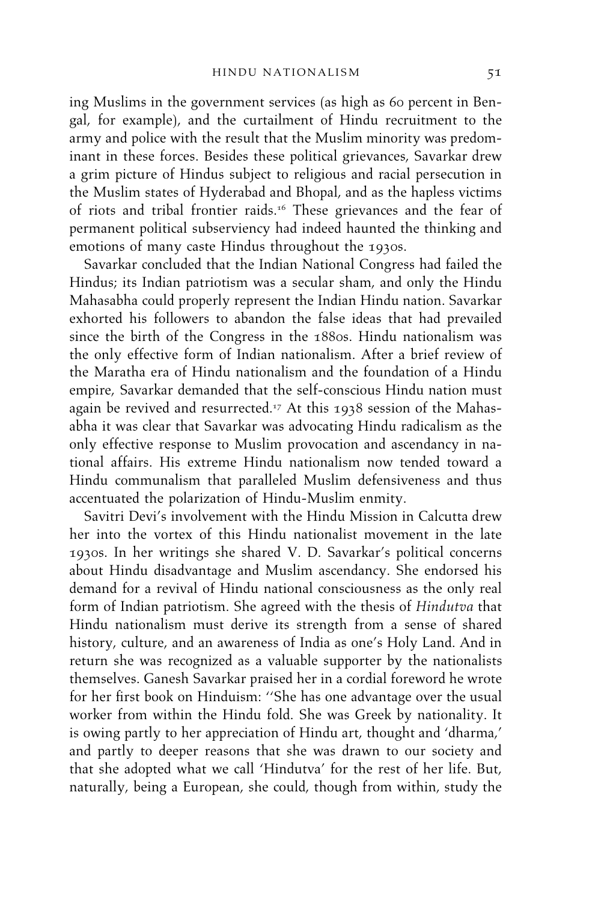ing Muslims in the government services (as high as 60 percent in Bengal, for example), and the curtailment of Hindu recruitment to the army and police with the result that the Muslim minority was predominant in these forces. Besides these political grievances, Savarkar drew a grim picture of Hindus subject to religious and racial persecution in the Muslim states of Hyderabad and Bhopal, and as the hapless victims of riots and tribal frontier raids.[16] These grievances and the fear of permanent political subserviency had indeed haunted the thinking and emotions of many caste Hindus throughout the 1930s.

Savarkar concluded that the Indian National Congress had failed the Hindus; its Indian patriotism was a secular sham, and only the Hindu Mahasabha could properly represent the Indian Hindu nation. Savarkar exhorted his followers to abandon the false ideas that had prevailed since the birth of the Congress in the 1880s. Hindu nationalism was the only effective form of Indian nationalism. After a brief review of the Maratha era of Hindu nationalism and the foundation of a Hindu empire, Savarkar demanded that the self-conscious Hindu nation must again be revived and resurrected.[17] At this 1938 session of the Mahasabha it was clear that Savarkar was advocating Hindu radicalism as the only effective response to Muslim provocation and ascendancy in national affairs. His extreme Hindu nationalism now tended toward a Hindu communalism that paralleled Muslim defensiveness and thus accentuated the polarization of Hindu-Muslim enmity.

Savitri Devi's involvement with the Hindu Mission in Calcutta drew her into the vortex of this Hindu nationalist movement in the late 1930s. In her writings she shared V. D. Savarkar's political concerns about Hindu disadvantage and Muslim ascendancy. She endorsed his demand for a revival of Hindu national consciousness as the only real form of Indian patriotism. She agreed with the thesis of *Hindutva* that Hindu nationalism must derive its strength from a sense of shared history, culture, and an awareness of India as one's Holy Land. And in return she was recognized as a valuable supporter by the nationalists themselves. Ganesh Savarkar praised her in a cordial foreword he wrote for her first book on Hinduism: "She has one advantage over the usual worker from within the Hindu fold. She was Greek by nationality. It is owing partly to her appreciation of Hindu art, thought and 'dharma,' and partly to deeper reasons that she was drawn to our society and that she adopted what we call 'Hindutva' for the rest of her life. But, naturally, being a European, she could, though from within, study the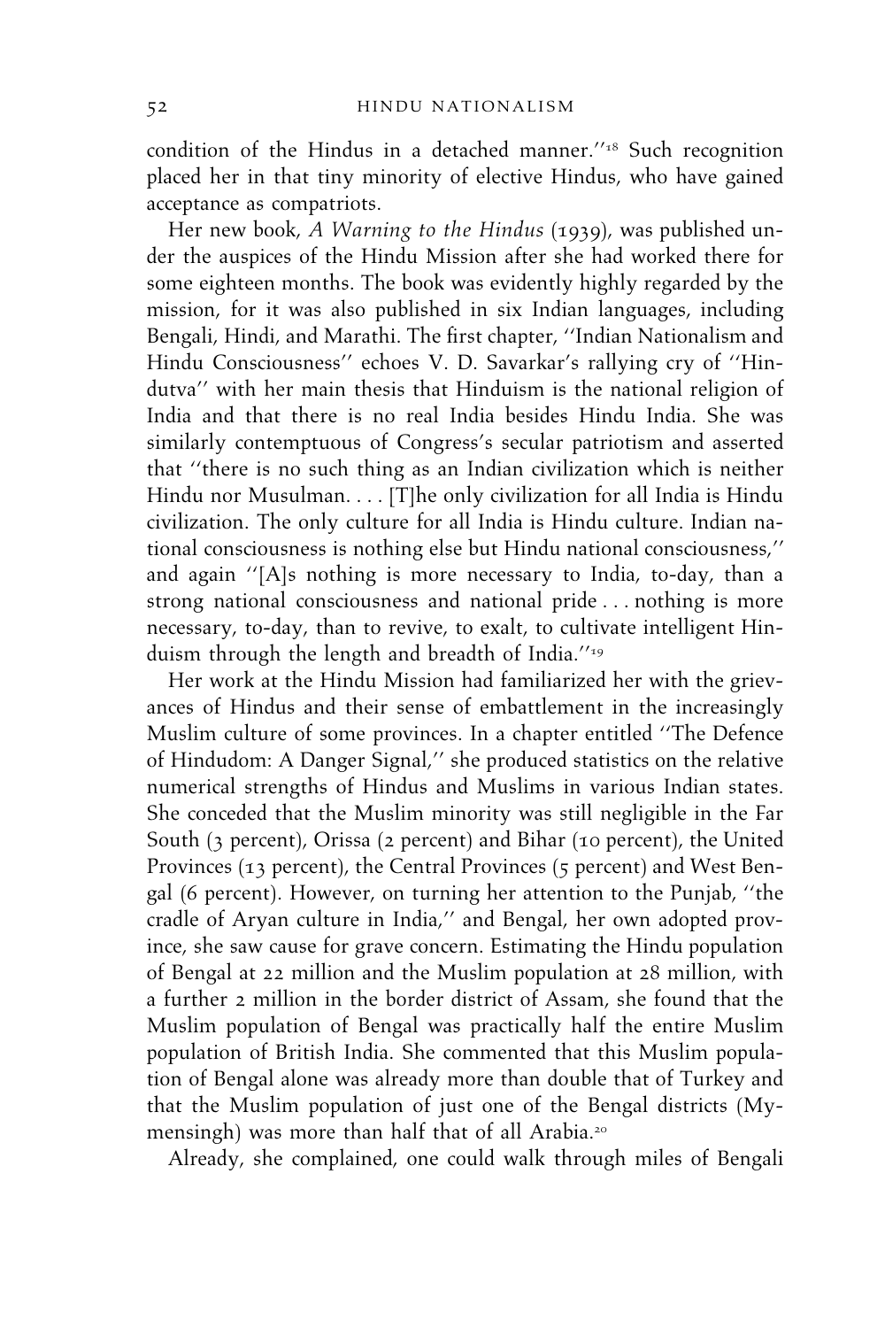condition of the Hindus in a detached manner.''[18] Such recognition placed her in that tiny minority of elective Hindus, who have gained acceptance as compatriots.

Her new book, *A Warning to the Hindus* (1939), was published under the auspices of the Hindu Mission after she had worked there for some eighteen months. The book was evidently highly regarded by the mission, for it was also published in six Indian languages, including Bengali, Hindi, and Marathi. The first chapter, ''Indian Nationalism and Hindu Consciousness'' echoes V. D. Savarkar's rallying cry of ''Hindutva'' with her main thesis that Hinduism is the national religion of India and that there is no real India besides Hindu India. She was similarly contemptuous of Congress's secular patriotism and asserted that ''there is no such thing as an Indian civilization which is neither Hindu nor Musulman. . . . [T]he only civilization for all India is Hindu civilization. The only culture for all India is Hindu culture. Indian national consciousness is nothing else but Hindu national consciousness,'' and again ''[A]s nothing is more necessary to India, to-day, than a strong national consciousness and national pride . . . nothing is more necessary, to-day, than to revive, to exalt, to cultivate intelligent Hinduism through the length and breadth of India.''[19]

Her work at the Hindu Mission had familiarized her with the grievances of Hindus and their sense of embattlement in the increasingly Muslim culture of some provinces. In a chapter entitled ''The Defence of Hindudom: A Danger Signal,'' she produced statistics on the relative numerical strengths of Hindus and Muslims in various Indian states. She conceded that the Muslim minority was still negligible in the Far South (3 percent), Orissa (2 percent) and Bihar (10 percent), the United Provinces (13 percent), the Central Provinces (5 percent) and West Bengal (6 percent). However, on turning her attention to the Punjab, ''the cradle of Aryan culture in India,'' and Bengal, her own adopted province, she saw cause for grave concern. Estimating the Hindu population of Bengal at 22 million and the Muslim population at 28 million, with a further 2 million in the border district of Assam, she found that the Muslim population of Bengal was practically half the entire Muslim population of British India. She commented that this Muslim population of Bengal alone was already more than double that of Turkey and that the Muslim population of just one of the Bengal districts (Mymensingh) was more than half that of all Arabia.[20]

Already, she complained, one could walk through miles of Bengali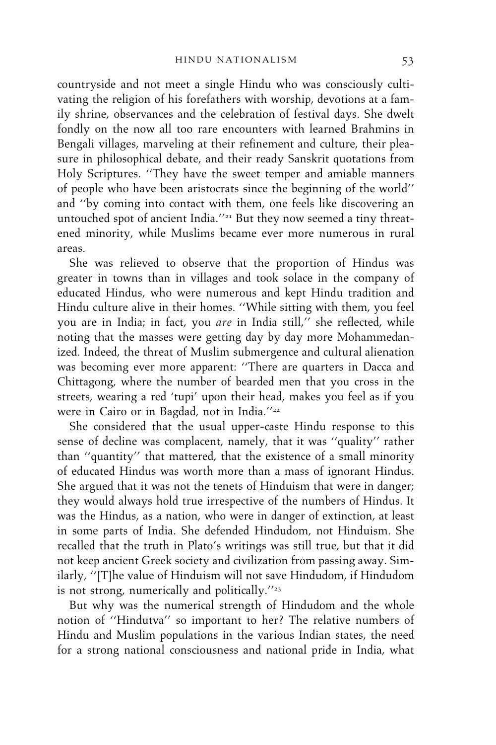countryside and not meet a single Hindu who was consciously cultivating the religion of his forefathers with worship, devotions at a family shrine, observances and the celebration of festival days. She dwelt fondly on the now all too rare encounters with learned Brahmins in Bengali villages, marveling at their refinement and culture, their pleasure in philosophical debate, and their ready Sanskrit quotations from Holy Scriptures. ''They have the sweet temper and amiable manners of people who have been aristocrats since the beginning of the world'' and ''by coming into contact with them, one feels like discovering an untouched spot of ancient India.''[21] But they now seemed a tiny threatened minority, while Muslims became ever more numerous in rural areas.

She was relieved to observe that the proportion of Hindus was greater in towns than in villages and took solace in the company of educated Hindus, who were numerous and kept Hindu tradition and Hindu culture alive in their homes. ''While sitting with them, you feel you are in India; in fact, you *are* in India still,'' she reflected, while noting that the masses were getting day by day more Mohammedanized. Indeed, the threat of Muslim submergence and cultural alienation was becoming ever more apparent: ''There are quarters in Dacca and Chittagong, where the number of bearded men that you cross in the streets, wearing a red 'tupi' upon their head, makes you feel as if you were in Cairo or in Bagdad, not in India.''[22]

She considered that the usual upper-caste Hindu response to this sense of decline was complacent, namely, that it was ''quality'' rather than ''quantity'' that mattered, that the existence of a small minority of educated Hindus was worth more than a mass of ignorant Hindus. She argued that it was not the tenets of Hinduism that were in danger; they would always hold true irrespective of the numbers of Hindus. It was the Hindus, as a nation, who were in danger of extinction, at least in some parts of India. She defended Hindudom, not Hinduism. She recalled that the truth in Plato's writings was still true, but that it did not keep ancient Greek society and civilization from passing away. Similarly, ''[T]he value of Hinduism will not save Hindudom, if Hindudom is not strong, numerically and politically.''[23]

But why was the numerical strength of Hindudom and the whole notion of ''Hindutva'' so important to her? The relative numbers of Hindu and Muslim populations in the various Indian states, the need for a strong national consciousness and national pride in India, what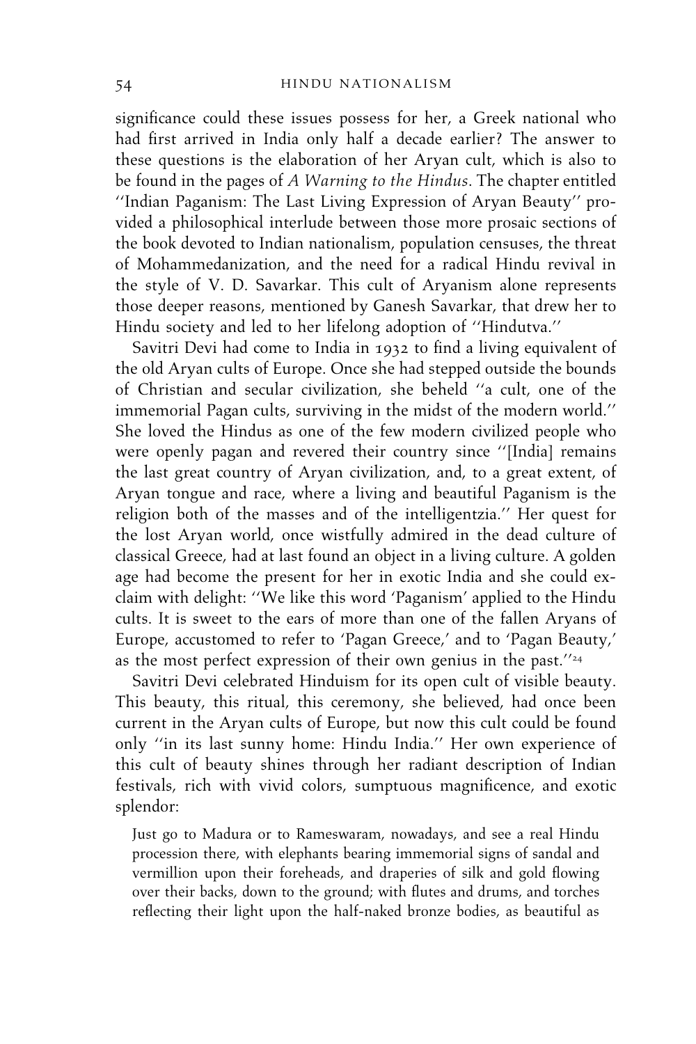significance could these issues possess for her, a Greek national who had first arrived in India only half a decade earlier? The answer to these questions is the elaboration of her Aryan cult, which is also to be found in the pages of *A Warning to the Hindus*. The chapter entitled ''Indian Paganism: The Last Living Expression of Aryan Beauty'' provided a philosophical interlude between those more prosaic sections of the book devoted to Indian nationalism, population censuses, the threat of Mohammedanization, and the need for a radical Hindu revival in the style of V. D. Savarkar. This cult of Aryanism alone represents those deeper reasons, mentioned by Ganesh Savarkar, that drew her to Hindu society and led to her lifelong adoption of ''Hindutva.''

Savitri Devi had come to India in 1932 to find a living equivalent of the old Aryan cults of Europe. Once she had stepped outside the bounds of Christian and secular civilization, she beheld ''a cult, one of the immemorial Pagan cults, surviving in the midst of the modern world.'' She loved the Hindus as one of the few modern civilized people who were openly pagan and revered their country since ''[India] remains the last great country of Aryan civilization, and, to a great extent, of Aryan tongue and race, where a living and beautiful Paganism is the religion both of the masses and of the intelligentzia.'' Her quest for the lost Aryan world, once wistfully admired in the dead culture of classical Greece, had at last found an object in a living culture. A golden age had become the present for her in exotic India and she could exclaim with delight: ''We like this word 'Paganism' applied to the Hindu cults. It is sweet to the ears of more than one of the fallen Aryans of Europe, accustomed to refer to 'Pagan Greece,' and to 'Pagan Beauty,' as the most perfect expression of their own genius in the past.''[24]

Savitri Devi celebrated Hinduism for its open cult of visible beauty. This beauty, this ritual, this ceremony, she believed, had once been current in the Aryan cults of Europe, but now this cult could be found only ''in its last sunny home: Hindu India.'' Her own experience of this cult of beauty shines through her radiant description of Indian festivals, rich with vivid colors, sumptuous magnificence, and exotic splendor:

> Just go to Madura or to Rameswaram, nowadays, and see a real Hindu procession there, with elephants bearing immemorial signs of sandal and vermillion upon their foreheads, and draperies of silk and gold flowing over their backs, down to the ground; with flutes and drums, and torches reflecting their light upon the half-naked bronze bodies, as beautiful as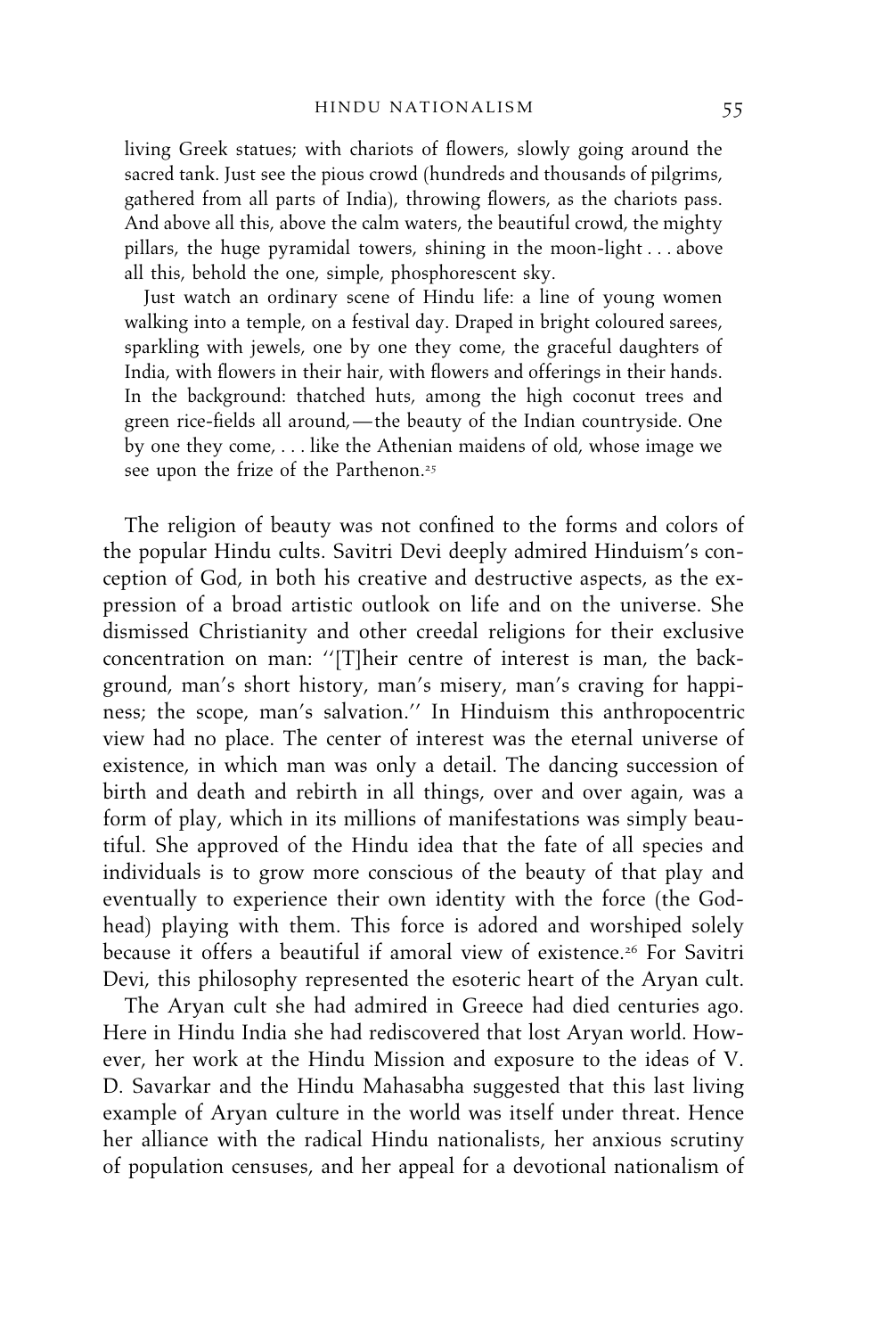> living Greek statues; with chariots of flowers, slowly going around the sacred tank. Just see the pious crowd (hundreds and thousands of pilgrims, gathered from all parts of India), throwing flowers, as the chariots pass. And above all this, above the calm waters, the beautiful crowd, the mighty pillars, the huge pyramidal towers, shining in the moon-light . . . above all this, behold the one, simple, phosphorescent sky.
>
> Just watch an ordinary scene of Hindu life: a line of young women walking into a temple, on a festival day. Draped in bright coloured sarees, sparkling with jewels, one by one they come, the graceful daughters of India, with flowers in their hair, with flowers and offerings in their hands. In the background: thatched huts, among the high coconut trees and green rice-fields all around,—the beauty of the Indian countryside. One by one they come, . . . like the Athenian maidens of old, whose image we see upon the frize of the Parthenon.[25]

The religion of beauty was not confined to the forms and colors of the popular Hindu cults. Savitri Devi deeply admired Hinduism's conception of God, in both his creative and destructive aspects, as the expression of a broad artistic outlook on life and on the universe. She dismissed Christianity and other creedal religions for their exclusive concentration on man: ''[T]heir centre of interest is man, the background, man's short history, man's misery, man's craving for happiness; the scope, man's salvation.'' In Hinduism this anthropocentric view had no place. The center of interest was the eternal universe of existence, in which man was only a detail. The dancing succession of birth and death and rebirth in all things, over and over again, was a form of play, which in its millions of manifestations was simply beautiful. She approved of the Hindu idea that the fate of all species and individuals is to grow more conscious of the beauty of that play and eventually to experience their own identity with the force (the Godhead) playing with them. This force is adored and worshiped solely because it offers a beautiful if amoral view of existence.[26] For Savitri Devi, this philosophy represented the esoteric heart of the Aryan cult.

The Aryan cult she had admired in Greece had died centuries ago. Here in Hindu India she had rediscovered that lost Aryan world. However, her work at the Hindu Mission and exposure to the ideas of V. D. Savarkar and the Hindu Mahasabha suggested that this last living example of Aryan culture in the world was itself under threat. Hence her alliance with the radical Hindu nationalists, her anxious scrutiny of population censuses, and her appeal for a devotional nationalism of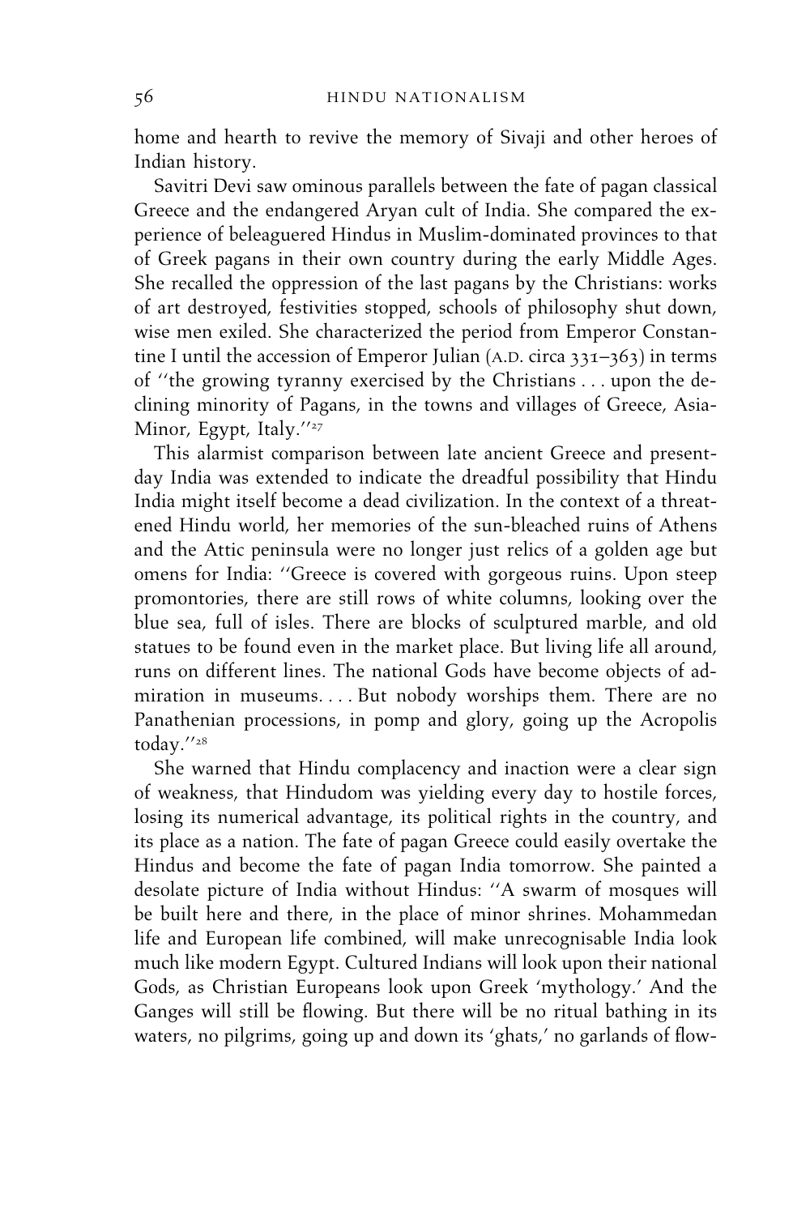home and hearth to revive the memory of Sivaji and other heroes of Indian history.

Savitri Devi saw ominous parallels between the fate of pagan classical Greece and the endangered Aryan cult of India. She compared the experience of beleaguered Hindus in Muslim-dominated provinces to that of Greek pagans in their own country during the early Middle Ages. She recalled the oppression of the last pagans by the Christians: works of art destroyed, festivities stopped, schools of philosophy shut down, wise men exiled. She characterized the period from Emperor Constantine I until the accession of Emperor Julian (A.D. circa 331–363) in terms of ''the growing tyranny exercised by the Christians . . . upon the declining minority of Pagans, in the towns and villages of Greece, Asia-Minor, Egypt, Italy.''[27]

This alarmist comparison between late ancient Greece and present-day India was extended to indicate the dreadful possibility that Hindu India might itself become a dead civilization. In the context of a threatened Hindu world, her memories of the sun-bleached ruins of Athens and the Attic peninsula were no longer just relics of a golden age but omens for India: ''Greece is covered with gorgeous ruins. Upon steep promontories, there are still rows of white columns, looking over the blue sea, full of isles. There are blocks of sculptured marble, and old statues to be found even in the market place. But living life all around, runs on different lines. The national Gods have become objects of admiration in museums. . . . But nobody worships them. There are no Panathenian processions, in pomp and glory, going up the Acropolis today.''[28]

She warned that Hindu complacency and inaction were a clear sign of weakness, that Hindudom was yielding every day to hostile forces, losing its numerical advantage, its political rights in the country, and its place as a nation. The fate of pagan Greece could easily overtake the Hindus and become the fate of pagan India tomorrow. She painted a desolate picture of India without Hindus: ''A swarm of mosques will be built here and there, in the place of minor shrines. Mohammedan life and European life combined, will make unrecognisable India look much like modern Egypt. Cultured Indians will look upon their national Gods, as Christian Europeans look upon Greek 'mythology.' And the Ganges will still be flowing. But there will be no ritual bathing in its waters, no pilgrims, going up and down its 'ghats,' no garlands of flow-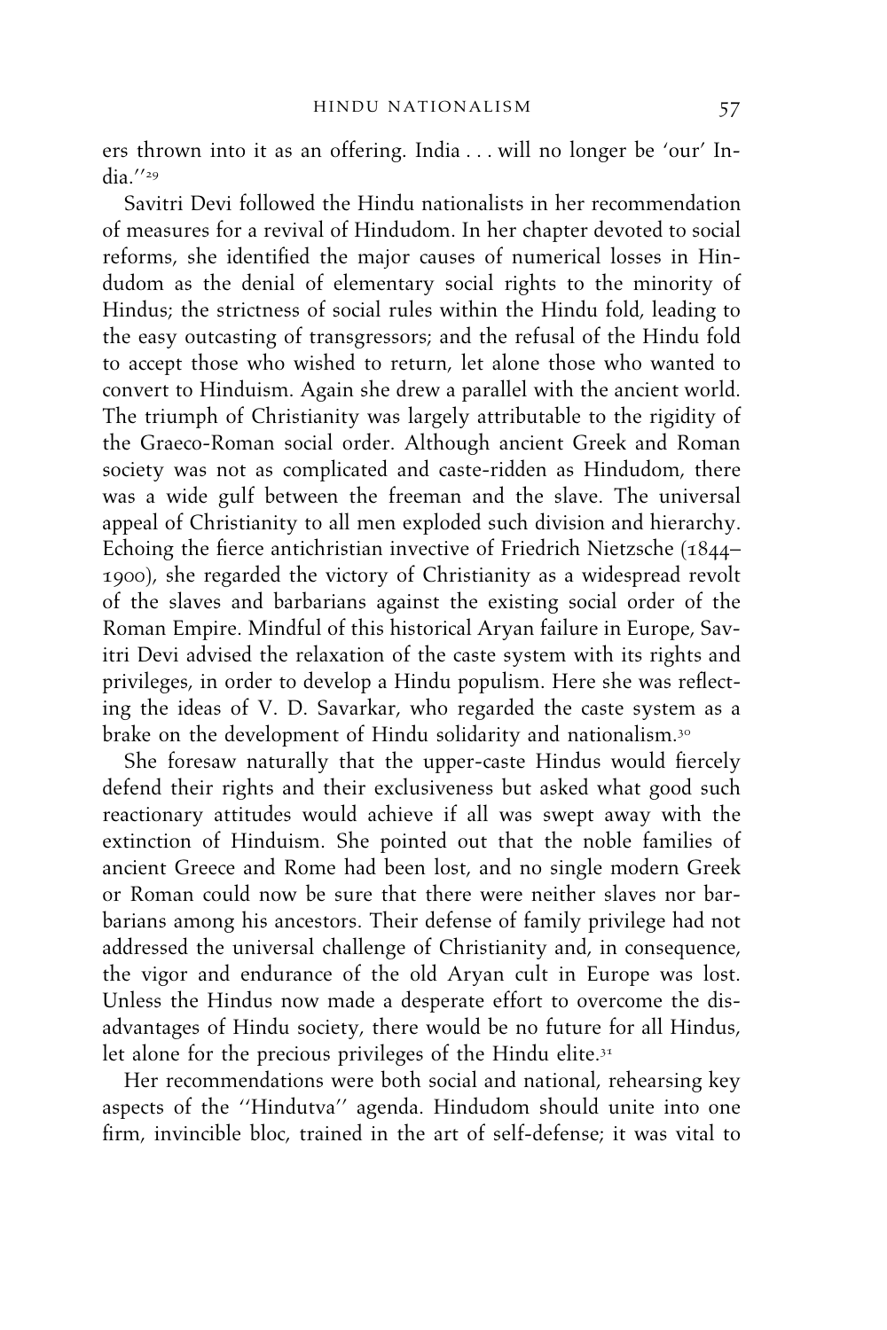ers thrown into it as an offering. India . . . will no longer be 'our' India.''[29]

Savitri Devi followed the Hindu nationalists in her recommendation of measures for a revival of Hindudom. In her chapter devoted to social reforms, she identified the major causes of numerical losses in Hindudom as the denial of elementary social rights to the minority of Hindus; the strictness of social rules within the Hindu fold, leading to the easy outcasting of transgressors; and the refusal of the Hindu fold to accept those who wished to return, let alone those who wanted to convert to Hinduism. Again she drew a parallel with the ancient world. The triumph of Christianity was largely attributable to the rigidity of the Graeco-Roman social order. Although ancient Greek and Roman society was not as complicated and caste-ridden as Hindudom, there was a wide gulf between the freeman and the slave. The universal appeal of Christianity to all men exploded such division and hierarchy. Echoing the fierce antichristian invective of Friedrich Nietzsche (1844–1900), she regarded the victory of Christianity as a widespread revolt of the slaves and barbarians against the existing social order of the Roman Empire. Mindful of this historical Aryan failure in Europe, Savitri Devi advised the relaxation of the caste system with its rights and privileges, in order to develop a Hindu populism. Here she was reflecting the ideas of V. D. Savarkar, who regarded the caste system as a brake on the development of Hindu solidarity and nationalism.[30]

She foresaw naturally that the upper-caste Hindus would fiercely defend their rights and their exclusiveness but asked what good such reactionary attitudes would achieve if all was swept away with the extinction of Hinduism. She pointed out that the noble families of ancient Greece and Rome had been lost, and no single modern Greek or Roman could now be sure that there were neither slaves nor barbarians among his ancestors. Their defense of family privilege had not addressed the universal challenge of Christianity and, in consequence, the vigor and endurance of the old Aryan cult in Europe was lost. Unless the Hindus now made a desperate effort to overcome the disadvantages of Hindu society, there would be no future for all Hindus, let alone for the precious privileges of the Hindu elite.[31]

Her recommendations were both social and national, rehearsing key aspects of the ''Hindutva'' agenda. Hindudom should unite into one firm, invincible bloc, trained in the art of self-defense; it was vital to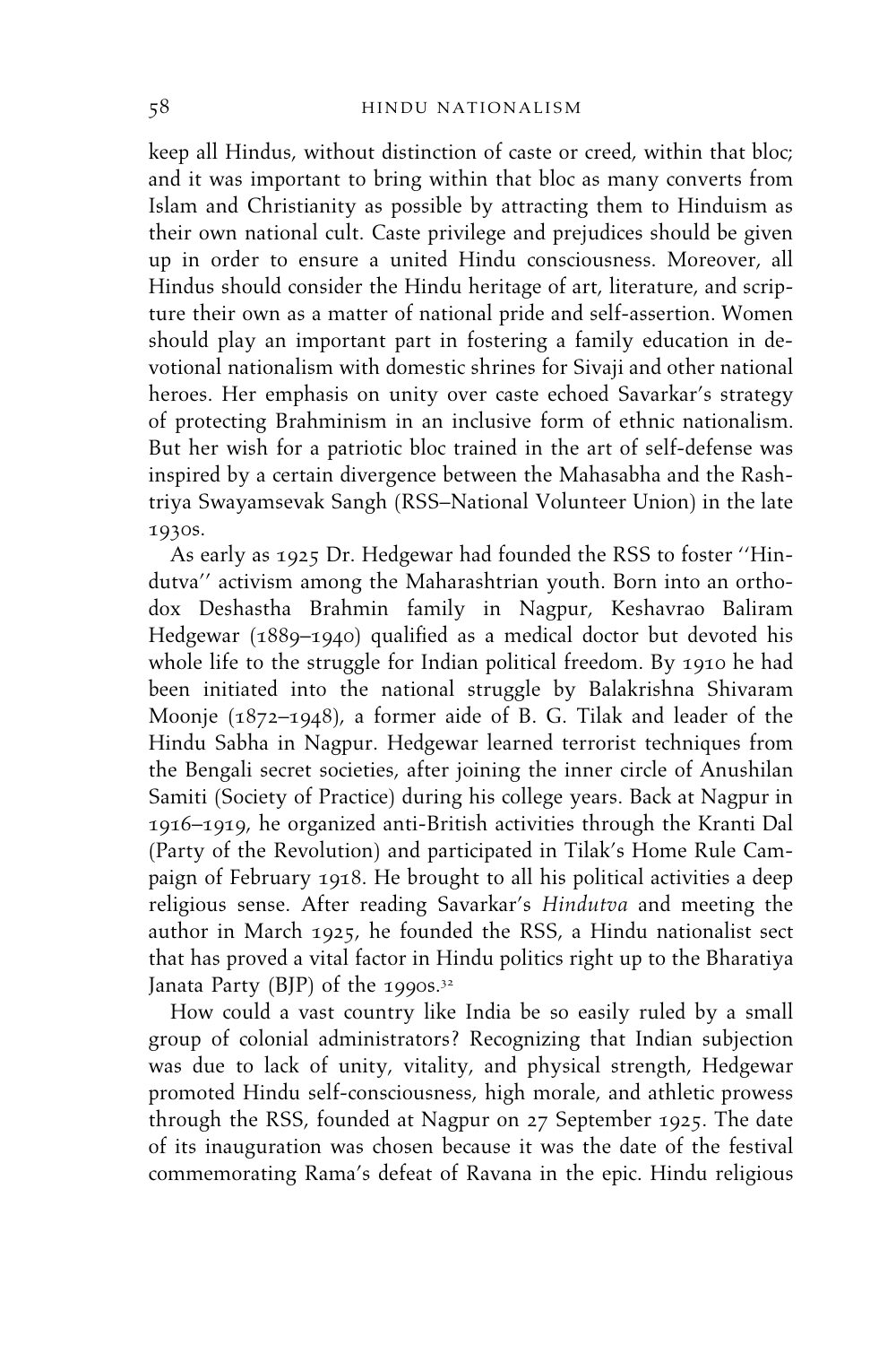keep all Hindus, without distinction of caste or creed, within that bloc; and it was important to bring within that bloc as many converts from Islam and Christianity as possible by attracting them to Hinduism as their own national cult. Caste privilege and prejudices should be given up in order to ensure a united Hindu consciousness. Moreover, all Hindus should consider the Hindu heritage of art, literature, and scripture their own as a matter of national pride and self-assertion. Women should play an important part in fostering a family education in devotional nationalism with domestic shrines for Sivaji and other national heroes. Her emphasis on unity over caste echoed Savarkar's strategy of protecting Brahminism in an inclusive form of ethnic nationalism. But her wish for a patriotic bloc trained in the art of self-defense was inspired by a certain divergence between the Mahasabha and the Rashtriya Swayamsevak Sangh (RSS–National Volunteer Union) in the late 1930s.

As early as 1925 Dr. Hedgewar had founded the RSS to foster ''Hindutva'' activism among the Maharashtrian youth. Born into an orthodox Deshastha Brahmin family in Nagpur, Keshavrao Baliram Hedgewar (1889–1940) qualified as a medical doctor but devoted his whole life to the struggle for Indian political freedom. By 1910 he had been initiated into the national struggle by Balakrishna Shivaram Moonje (1872–1948), a former aide of B. G. Tilak and leader of the Hindu Sabha in Nagpur. Hedgewar learned terrorist techniques from the Bengali secret societies, after joining the inner circle of Anushilan Samiti (Society of Practice) during his college years. Back at Nagpur in 1916–1919, he organized anti-British activities through the Kranti Dal (Party of the Revolution) and participated in Tilak's Home Rule Campaign of February 1918. He brought to all his political activities a deep religious sense. After reading Savarkar's *Hindutva* and meeting the author in March 1925, he founded the RSS, a Hindu nationalist sect that has proved a vital factor in Hindu politics right up to the Bharatiya Janata Party (BJP) of the 1990s.[32]

How could a vast country like India be so easily ruled by a small group of colonial administrators? Recognizing that Indian subjection was due to lack of unity, vitality, and physical strength, Hedgewar promoted Hindu self-consciousness, high morale, and athletic prowess through the RSS, founded at Nagpur on 27 September 1925. The date of its inauguration was chosen because it was the date of the festival commemorating Rama's defeat of Ravana in the epic. Hindu religious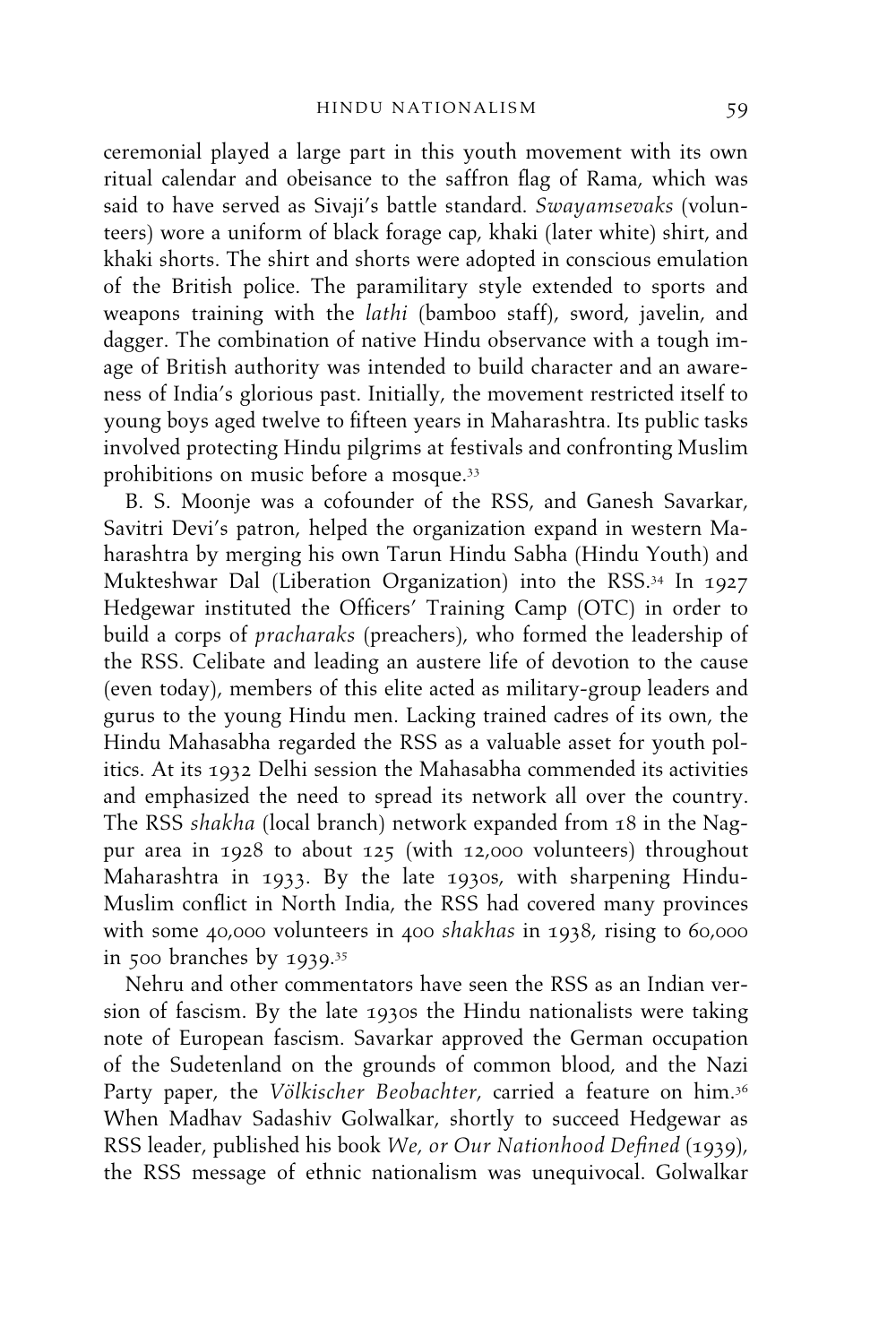ceremonial played a large part in this youth movement with its own ritual calendar and obeisance to the saffron flag of Rama, which was said to have served as Sivaji's battle standard. *Swayamsevaks* (volunteers) wore a uniform of black forage cap, khaki (later white) shirt, and khaki shorts. The shirt and shorts were adopted in conscious emulation of the British police. The paramilitary style extended to sports and weapons training with the *lathi* (bamboo staff), sword, javelin, and dagger. The combination of native Hindu observance with a tough image of British authority was intended to build character and an awareness of India's glorious past. Initially, the movement restricted itself to young boys aged twelve to fifteen years in Maharashtra. Its public tasks involved protecting Hindu pilgrims at festivals and confronting Muslim prohibitions on music before a mosque.[33]

B. S. Moonje was a cofounder of the RSS, and Ganesh Savarkar, Savitri Devi's patron, helped the organization expand in western Maharashtra by merging his own Tarun Hindu Sabha (Hindu Youth) and Mukteshwar Dal (Liberation Organization) into the RSS.[34] In 1927 Hedgewar instituted the Officers' Training Camp (OTC) in order to build a corps of *pracharaks* (preachers), who formed the leadership of the RSS. Celibate and leading an austere life of devotion to the cause (even today), members of this elite acted as military-group leaders and gurus to the young Hindu men. Lacking trained cadres of its own, the Hindu Mahasabha regarded the RSS as a valuable asset for youth politics. At its 1932 Delhi session the Mahasabha commended its activities and emphasized the need to spread its network all over the country. The RSS *shakha* (local branch) network expanded from 18 in the Nagpur area in 1928 to about 125 (with 12,000 volunteers) throughout Maharashtra in 1933. By the late 1930s, with sharpening Hindu-Muslim conflict in North India, the RSS had covered many provinces with some 40,000 volunteers in 400 *shakhas* in 1938, rising to 60,000 in 500 branches by 1939.[35]

Nehru and other commentators have seen the RSS as an Indian version of fascism. By the late 1930s the Hindu nationalists were taking note of European fascism. Savarkar approved the German occupation of the Sudetenland on the grounds of common blood, and the Nazi Party paper, the *Völkischer Beobachter*, carried a feature on him.[36] When Madhav Sadashiv Golwalkar, shortly to succeed Hedgewar as RSS leader, published his book *We, or Our Nationhood Defined* (1939), the RSS message of ethnic nationalism was unequivocal. Golwalkar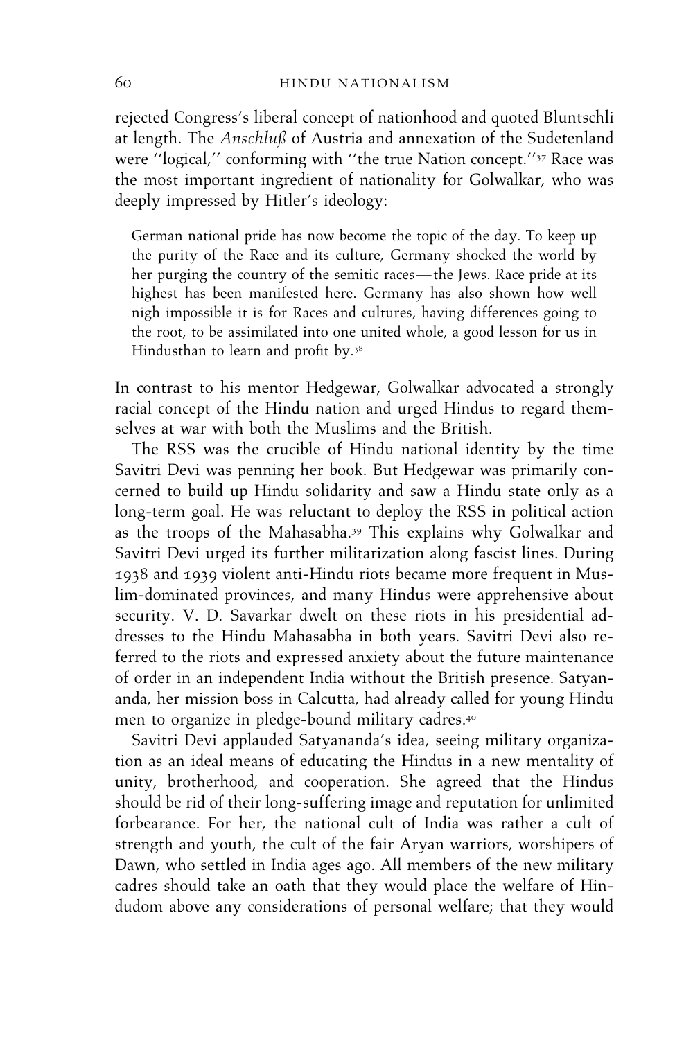rejected Congress's liberal concept of nationhood and quoted Bluntschli at length. The *Anschluß* of Austria and annexation of the Sudetenland were ''logical,'' conforming with ''the true Nation concept.''[37] Race was the most important ingredient of nationality for Golwalkar, who was deeply impressed by Hitler's ideology:

> German national pride has now become the topic of the day. To keep up the purity of the Race and its culture, Germany shocked the world by her purging the country of the semitic races—the Jews. Race pride at its highest has been manifested here. Germany has also shown how well nigh impossible it is for Races and cultures, having differences going to the root, to be assimilated into one united whole, a good lesson for us in Hindusthan to learn and profit by.[38]

In contrast to his mentor Hedgewar, Golwalkar advocated a strongly racial concept of the Hindu nation and urged Hindus to regard themselves at war with both the Muslims and the British.

The RSS was the crucible of Hindu national identity by the time Savitri Devi was penning her book. But Hedgewar was primarily concerned to build up Hindu solidarity and saw a Hindu state only as a long-term goal. He was reluctant to deploy the RSS in political action as the troops of the Mahasabha.[39] This explains why Golwalkar and Savitri Devi urged its further militarization along fascist lines. During 1938 and 1939 violent anti-Hindu riots became more frequent in Muslim-dominated provinces, and many Hindus were apprehensive about security. V. D. Savarkar dwelt on these riots in his presidential addresses to the Hindu Mahasabha in both years. Savitri Devi also referred to the riots and expressed anxiety about the future maintenance of order in an independent India without the British presence. Satyananda, her mission boss in Calcutta, had already called for young Hindu men to organize in pledge-bound military cadres.[40]

Savitri Devi applauded Satyananda's idea, seeing military organization as an ideal means of educating the Hindus in a new mentality of unity, brotherhood, and cooperation. She agreed that the Hindus should be rid of their long-suffering image and reputation for unlimited forbearance. For her, the national cult of India was rather a cult of strength and youth, the cult of the fair Aryan warriors, worshipers of Dawn, who settled in India ages ago. All members of the new military cadres should take an oath that they would place the welfare of Hindudom above any considerations of personal welfare; that they would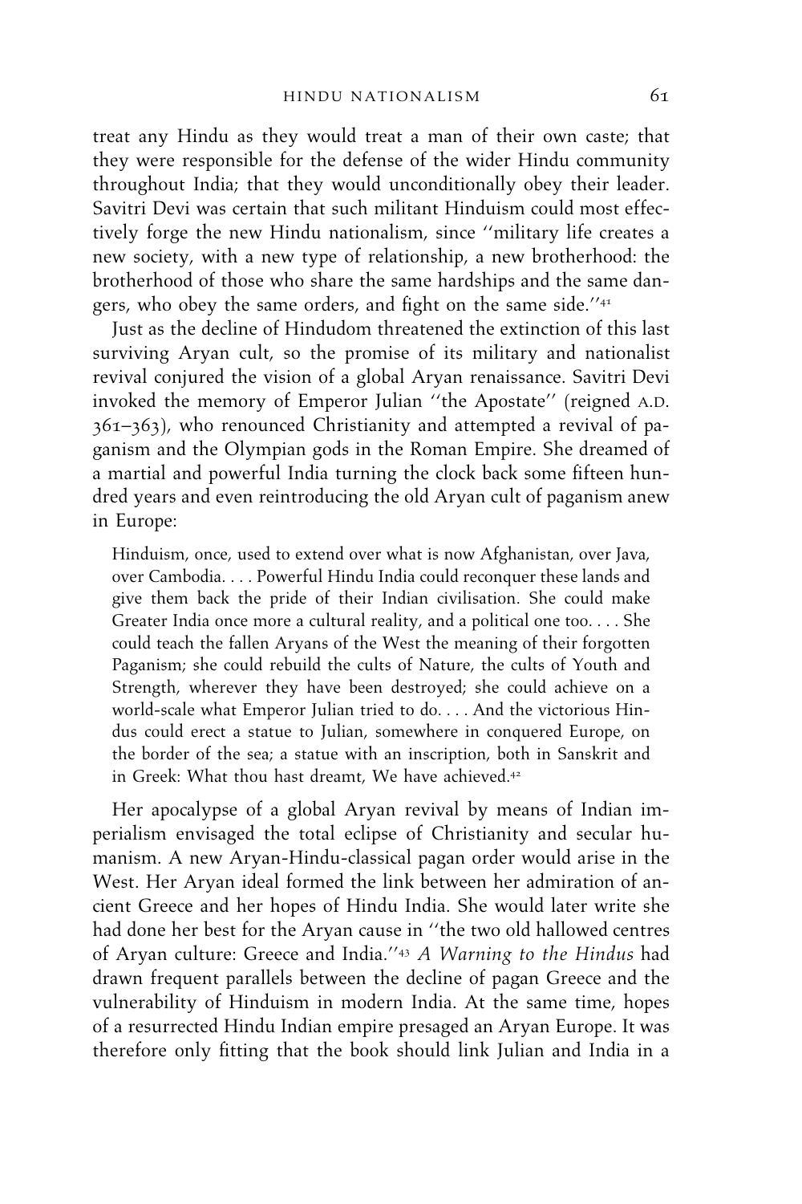treat any Hindu as they would treat a man of their own caste; that they were responsible for the defense of the wider Hindu community throughout India; that they would unconditionally obey their leader. Savitri Devi was certain that such militant Hinduism could most effectively forge the new Hindu nationalism, since ''military life creates a new society, with a new type of relationship, a new brotherhood: the brotherhood of those who share the same hardships and the same dangers, who obey the same orders, and fight on the same side.''[41]

Just as the decline of Hindudom threatened the extinction of this last surviving Aryan cult, so the promise of its military and nationalist revival conjured the vision of a global Aryan renaissance. Savitri Devi invoked the memory of Emperor Julian ''the Apostate'' (reigned A.D. 361–363), who renounced Christianity and attempted a revival of paganism and the Olympian gods in the Roman Empire. She dreamed of a martial and powerful India turning the clock back some fifteen hundred years and even reintroducing the old Aryan cult of paganism anew in Europe:

> Hinduism, once, used to extend over what is now Afghanistan, over Java, over Cambodia. . . . Powerful Hindu India could reconquer these lands and give them back the pride of their Indian civilisation. She could make Greater India once more a cultural reality, and a political one too. . . . She could teach the fallen Aryans of the West the meaning of their forgotten Paganism; she could rebuild the cults of Nature, the cults of Youth and Strength, wherever they have been destroyed; she could achieve on a world-scale what Emperor Julian tried to do. . . . And the victorious Hindus could erect a statue to Julian, somewhere in conquered Europe, on the border of the sea; a statue with an inscription, both in Sanskrit and in Greek: What thou hast dreamt, We have achieved.[42]

Her apocalypse of a global Aryan revival by means of Indian imperialism envisaged the total eclipse of Christianity and secular humanism. A new Aryan-Hindu-classical pagan order would arise in the West. Her Aryan ideal formed the link between her admiration of ancient Greece and her hopes of Hindu India. She would later write she had done her best for the Aryan cause in ''the two old hallowed centres of Aryan culture: Greece and India.''[43] *A Warning to the Hindus* had drawn frequent parallels between the decline of pagan Greece and the vulnerability of Hinduism in modern India. At the same time, hopes of a resurrected Hindu Indian empire presaged an Aryan Europe. It was therefore only fitting that the book should link Julian and India in a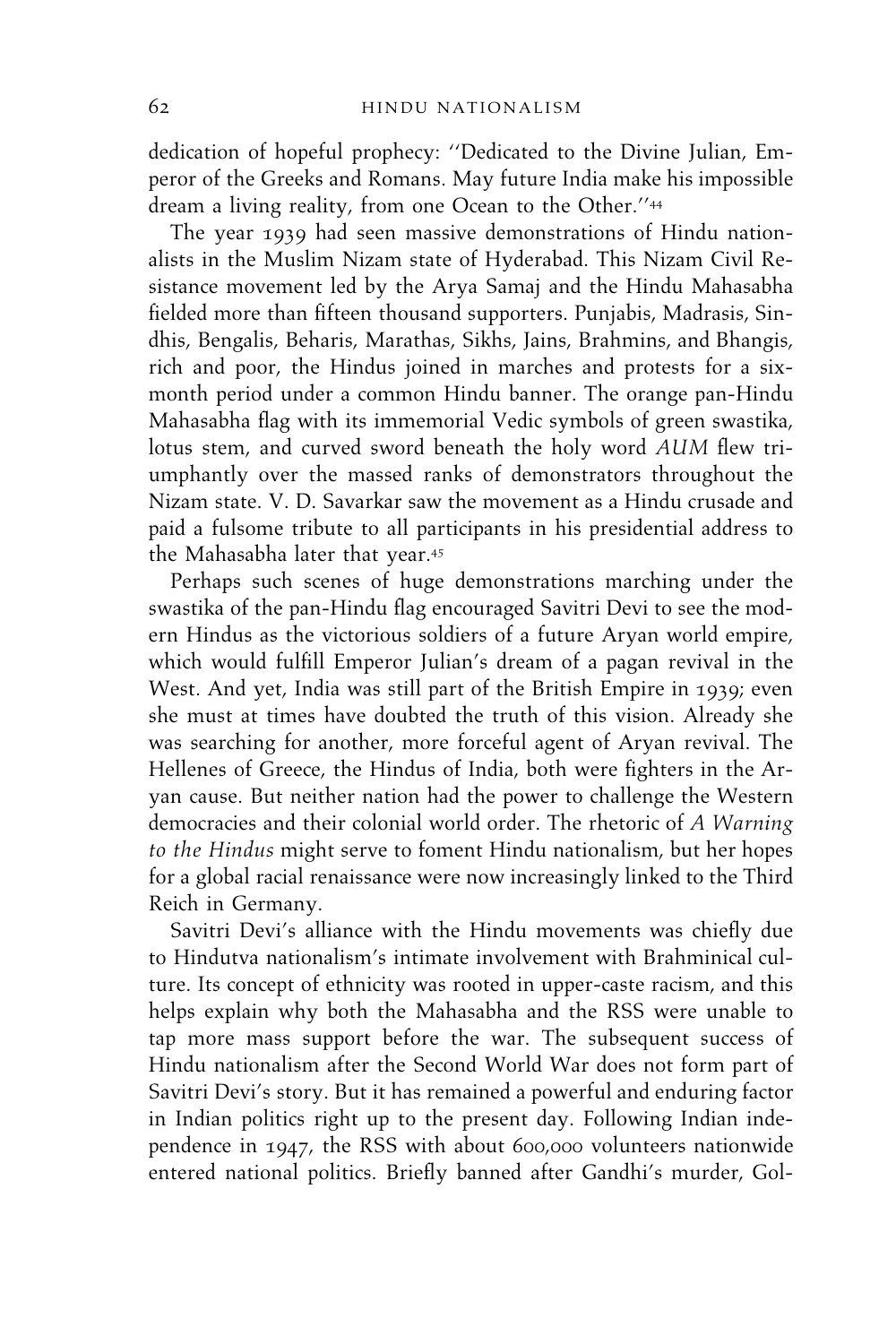dedication of hopeful prophecy: ''Dedicated to the Divine Julian, Emperor of the Greeks and Romans. May future India make his impossible dream a living reality, from one Ocean to the Other.''[44]

The year 1939 had seen massive demonstrations of Hindu nationalists in the Muslim Nizam state of Hyderabad. This Nizam Civil Resistance movement led by the Arya Samaj and the Hindu Mahasabha fielded more than fifteen thousand supporters. Punjabis, Madrasis, Sindhis, Bengalis, Beharis, Marathas, Sikhs, Jains, Brahmins, and Bhangis, rich and poor, the Hindus joined in marches and protests for a six-month period under a common Hindu banner. The orange pan-Hindu Mahasabha flag with its immemorial Vedic symbols of green swastika, lotus stem, and curved sword beneath the holy word *AUM* flew triumphantly over the massed ranks of demonstrators throughout the Nizam state. V. D. Savarkar saw the movement as a Hindu crusade and paid a fulsome tribute to all participants in his presidential address to the Mahasabha later that year.[45]

Perhaps such scenes of huge demonstrations marching under the swastika of the pan-Hindu flag encouraged Savitri Devi to see the modern Hindus as the victorious soldiers of a future Aryan world empire, which would fulfill Emperor Julian's dream of a pagan revival in the West. And yet, India was still part of the British Empire in 1939; even she must at times have doubted the truth of this vision. Already she was searching for another, more forceful agent of Aryan revival. The Hellenes of Greece, the Hindus of India, both were fighters in the Aryan cause. But neither nation had the power to challenge the Western democracies and their colonial world order. The rhetoric of *A Warning to the Hindus* might serve to foment Hindu nationalism, but her hopes for a global racial renaissance were now increasingly linked to the Third Reich in Germany.

Savitri Devi's alliance with the Hindu movements was chiefly due to Hindutva nationalism's intimate involvement with Brahminical culture. Its concept of ethnicity was rooted in upper-caste racism, and this helps explain why both the Mahasabha and the RSS were unable to tap more mass support before the war. The subsequent success of Hindu nationalism after the Second World War does not form part of Savitri Devi's story. But it has remained a powerful and enduring factor in Indian politics right up to the present day. Following Indian independence in 1947, the RSS with about 600,000 volunteers nationwide entered national politics. Briefly banned after Gandhi's murder, Gol-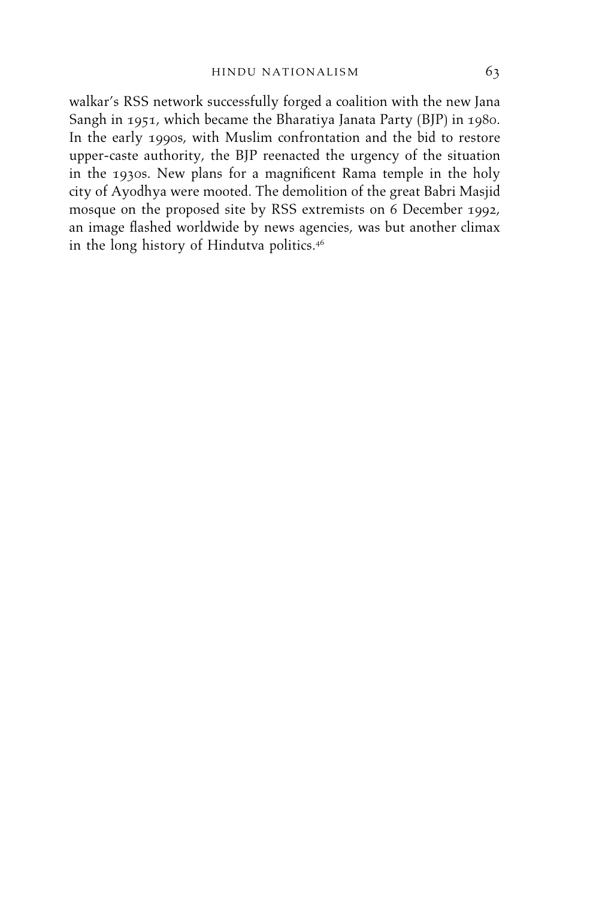walkar's RSS network successfully forged a coalition with the new Jana Sangh in 1951, which became the Bharatiya Janata Party (BJP) in 1980. In the early 1990s, with Muslim confrontation and the bid to restore upper-caste authority, the BJP reenacted the urgency of the situation in the 1930s. New plans for a magnificent Rama temple in the holy city of Ayodhya were mooted. The demolition of the great Babri Masjid mosque on the proposed site by RSS extremists on 6 December 1992, an image flashed worldwide by news agencies, was but another climax in the long history of Hindutva politics.[46]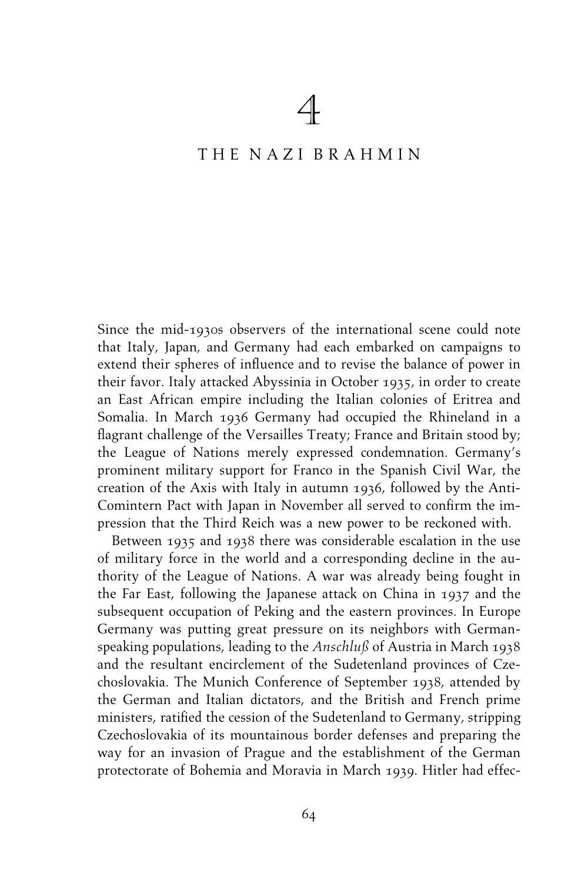# 4

# THE NAZI BRAHMIN

Since the mid-1930s observers of the international scene could note that Italy, Japan, and Germany had each embarked on campaigns to extend their spheres of influence and to revise the balance of power in their favor. Italy attacked Abyssinia in October 1935, in order to create an East African empire including the Italian colonies of Eritrea and Somalia. In March 1936 Germany had occupied the Rhineland in a flagrant challenge of the Versailles Treaty; France and Britain stood by; the League of Nations merely expressed condemnation. Germany's prominent military support for Franco in the Spanish Civil War, the creation of the Axis with Italy in autumn 1936, followed by the Anti-Comintern Pact with Japan in November all served to confirm the impression that the Third Reich was a new power to be reckoned with.

Between 1935 and 1938 there was considerable escalation in the use of military force in the world and a corresponding decline in the authority of the League of Nations. A war was already being fought in the Far East, following the Japanese attack on China in 1937 and the subsequent occupation of Peking and the eastern provinces. In Europe Germany was putting great pressure on its neighbors with German-speaking populations, leading to the *Anschluß* of Austria in March 1938 and the resultant encirclement of the Sudetenland provinces of Czechoslovakia. The Munich Conference of September 1938, attended by the German and Italian dictators, and the British and French prime ministers, ratified the cession of the Sudetenland to Germany, stripping Czechoslovakia of its mountainous border defenses and preparing the way for an invasion of Prague and the establishment of the German protectorate of Bohemia and Moravia in March 1939. Hitler had effec-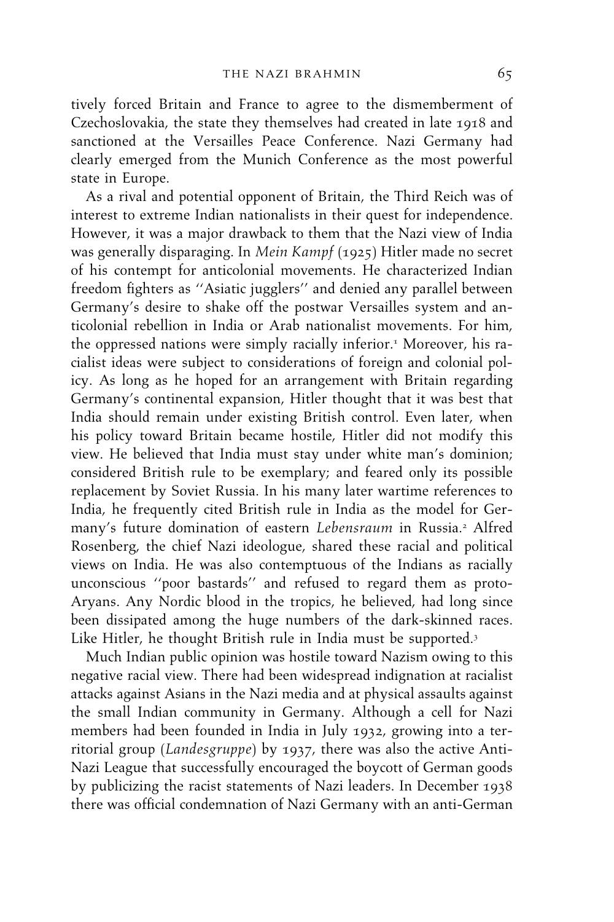tively forced Britain and France to agree to the dismemberment of Czechoslovakia, the state they themselves had created in late 1918 and sanctioned at the Versailles Peace Conference. Nazi Germany had clearly emerged from the Munich Conference as the most powerful state in Europe.

As a rival and potential opponent of Britain, the Third Reich was of interest to extreme Indian nationalists in their quest for independence. However, it was a major drawback to them that the Nazi view of India was generally disparaging. In *Mein Kampf* (1925) Hitler made no secret of his contempt for anticolonial movements. He characterized Indian freedom fighters as ''Asiatic jugglers'' and denied any parallel between Germany's desire to shake off the postwar Versailles system and anticolonial rebellion in India or Arab nationalist movements. For him, the oppressed nations were simply racially inferior.[1] Moreover, his racialist ideas were subject to considerations of foreign and colonial policy. As long as he hoped for an arrangement with Britain regarding Germany's continental expansion, Hitler thought that it was best that India should remain under existing British control. Even later, when his policy toward Britain became hostile, Hitler did not modify this view. He believed that India must stay under white man's dominion; considered British rule to be exemplary; and feared only its possible replacement by Soviet Russia. In his many later wartime references to India, he frequently cited British rule in India as the model for Germany's future domination of eastern *Lebensraum* in Russia.[2] Alfred Rosenberg, the chief Nazi ideologue, shared these racial and political views on India. He was also contemptuous of the Indians as racially unconscious ''poor bastards'' and refused to regard them as proto-Aryans. Any Nordic blood in the tropics, he believed, had long since been dissipated among the huge numbers of the dark-skinned races. Like Hitler, he thought British rule in India must be supported.[3]

Much Indian public opinion was hostile toward Nazism owing to this negative racial view. There had been widespread indignation at racialist attacks against Asians in the Nazi media and at physical assaults against the small Indian community in Germany. Although a cell for Nazi members had been founded in India in July 1932, growing into a territorial group (*Landesgruppe*) by 1937, there was also the active Anti-Nazi League that successfully encouraged the boycott of German goods by publicizing the racist statements of Nazi leaders. In December 1938 there was official condemnation of Nazi Germany with an anti-German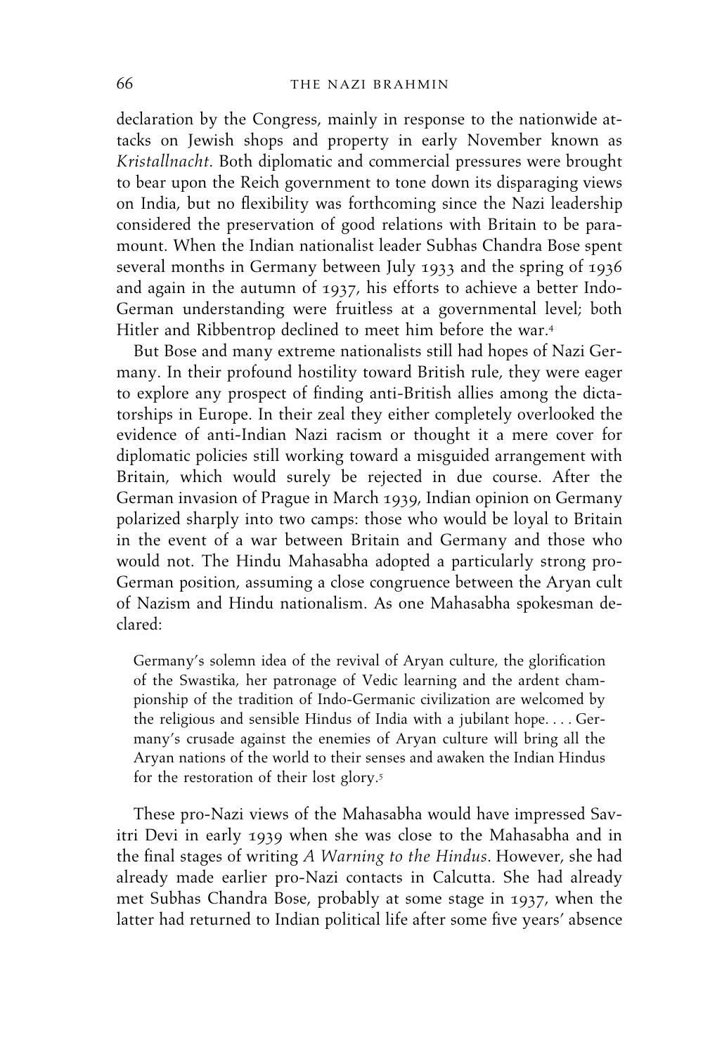declaration by the Congress, mainly in response to the nationwide attacks on Jewish shops and property in early November known as *Kristallnacht*. Both diplomatic and commercial pressures were brought to bear upon the Reich government to tone down its disparaging views on India, but no flexibility was forthcoming since the Nazi leadership considered the preservation of good relations with Britain to be paramount. When the Indian nationalist leader Subhas Chandra Bose spent several months in Germany between July 1933 and the spring of 1936 and again in the autumn of 1937, his efforts to achieve a better Indo-German understanding were fruitless at a governmental level; both Hitler and Ribbentrop declined to meet him before the war.[4]

But Bose and many extreme nationalists still had hopes of Nazi Germany. In their profound hostility toward British rule, they were eager to explore any prospect of finding anti-British allies among the dictatorships in Europe. In their zeal they either completely overlooked the evidence of anti-Indian Nazi racism or thought it a mere cover for diplomatic policies still working toward a misguided arrangement with Britain, which would surely be rejected in due course. After the German invasion of Prague in March 1939, Indian opinion on Germany polarized sharply into two camps: those who would be loyal to Britain in the event of a war between Britain and Germany and those who would not. The Hindu Mahasabha adopted a particularly strong pro-German position, assuming a close congruence between the Aryan cult of Nazism and Hindu nationalism. As one Mahasabha spokesman declared:

> Germany's solemn idea of the revival of Aryan culture, the glorification of the Swastika, her patronage of Vedic learning and the ardent championship of the tradition of Indo-Germanic civilization are welcomed by the religious and sensible Hindus of India with a jubilant hope. . . . Germany's crusade against the enemies of Aryan culture will bring all the Aryan nations of the world to their senses and awaken the Indian Hindus for the restoration of their lost glory.[5]

These pro-Nazi views of the Mahasabha would have impressed Savitri Devi in early 1939 when she was close to the Mahasabha and in the final stages of writing *A Warning to the Hindus*. However, she had already made earlier pro-Nazi contacts in Calcutta. She had already met Subhas Chandra Bose, probably at some stage in 1937, when the latter had returned to Indian political life after some five years' absence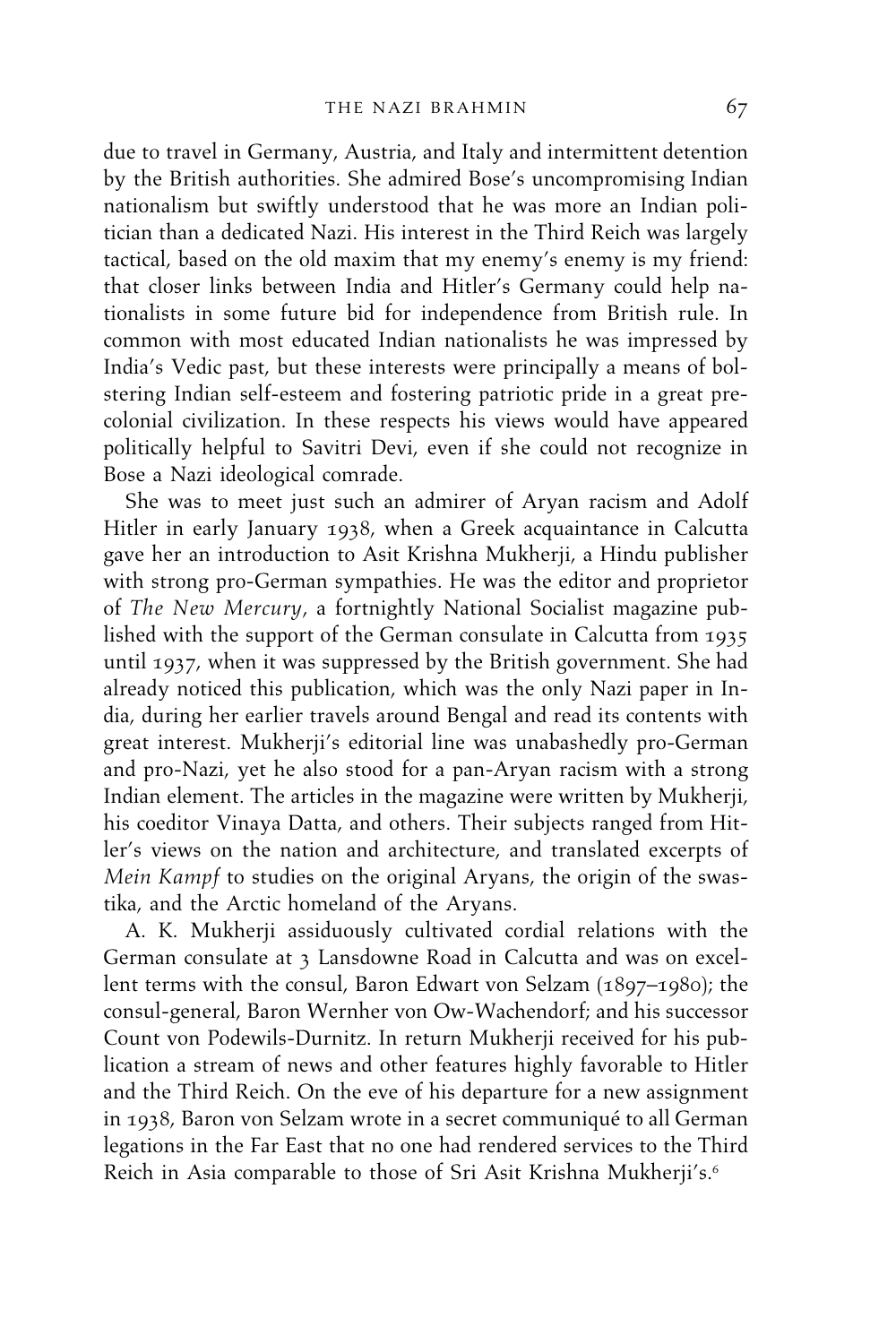due to travel in Germany, Austria, and Italy and intermittent detention by the British authorities. She admired Bose's uncompromising Indian nationalism but swiftly understood that he was more an Indian politician than a dedicated Nazi. His interest in the Third Reich was largely tactical, based on the old maxim that my enemy's enemy is my friend: that closer links between India and Hitler's Germany could help nationalists in some future bid for independence from British rule. In common with most educated Indian nationalists he was impressed by India's Vedic past, but these interests were principally a means of bolstering Indian self-esteem and fostering patriotic pride in a great precolonial civilization. In these respects his views would have appeared politically helpful to Savitri Devi, even if she could not recognize in Bose a Nazi ideological comrade.

She was to meet just such an admirer of Aryan racism and Adolf Hitler in early January 1938, when a Greek acquaintance in Calcutta gave her an introduction to Asit Krishna Mukherji, a Hindu publisher with strong pro-German sympathies. He was the editor and proprietor of *The New Mercury*, a fortnightly National Socialist magazine published with the support of the German consulate in Calcutta from 1935 until 1937, when it was suppressed by the British government. She had already noticed this publication, which was the only Nazi paper in India, during her earlier travels around Bengal and read its contents with great interest. Mukherji's editorial line was unabashedly pro-German and pro-Nazi, yet he also stood for a pan-Aryan racism with a strong Indian element. The articles in the magazine were written by Mukherji, his coeditor Vinaya Datta, and others. Their subjects ranged from Hitler's views on the nation and architecture, and translated excerpts of *Mein Kampf* to studies on the original Aryans, the origin of the swastika, and the Arctic homeland of the Aryans.

A. K. Mukherji assiduously cultivated cordial relations with the German consulate at 3 Lansdowne Road in Calcutta and was on excellent terms with the consul, Baron Edwart von Selzam (1897–1980); the consul-general, Baron Wernher von Ow-Wachendorf; and his successor Count von Podewils-Durnitz. In return Mukherji received for his publication a stream of news and other features highly favorable to Hitler and the Third Reich. On the eve of his departure for a new assignment in 1938, Baron von Selzam wrote in a secret communiqué to all German legations in the Far East that no one had rendered services to the Third Reich in Asia comparable to those of Sri Asit Krishna Mukherji's.[6]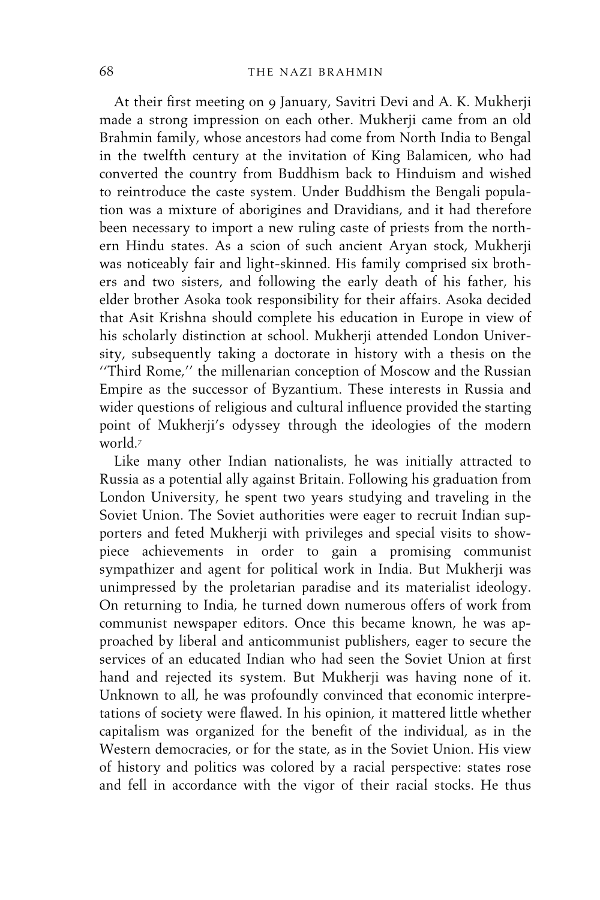At their first meeting on 9 January, Savitri Devi and A. K. Mukherji made a strong impression on each other. Mukherji came from an old Brahmin family, whose ancestors had come from North India to Bengal in the twelfth century at the invitation of King Balamicen, who had converted the country from Buddhism back to Hinduism and wished to reintroduce the caste system. Under Buddhism the Bengali population was a mixture of aborigines and Dravidians, and it had therefore been necessary to import a new ruling caste of priests from the northern Hindu states. As a scion of such ancient Aryan stock, Mukherji was noticeably fair and light-skinned. His family comprised six brothers and two sisters, and following the early death of his father, his elder brother Asoka took responsibility for their affairs. Asoka decided that Asit Krishna should complete his education in Europe in view of his scholarly distinction at school. Mukherji attended London University, subsequently taking a doctorate in history with a thesis on the ''Third Rome,'' the millenarian conception of Moscow and the Russian Empire as the successor of Byzantium. These interests in Russia and wider questions of religious and cultural influence provided the starting point of Mukherji's odyssey through the ideologies of the modern world.[7]

Like many other Indian nationalists, he was initially attracted to Russia as a potential ally against Britain. Following his graduation from London University, he spent two years studying and traveling in the Soviet Union. The Soviet authorities were eager to recruit Indian supporters and feted Mukherji with privileges and special visits to showpiece achievements in order to gain a promising communist sympathizer and agent for political work in India. But Mukherji was unimpressed by the proletarian paradise and its materialist ideology. On returning to India, he turned down numerous offers of work from communist newspaper editors. Once this became known, he was approached by liberal and anticommunist publishers, eager to secure the services of an educated Indian who had seen the Soviet Union at first hand and rejected its system. But Mukherji was having none of it. Unknown to all, he was profoundly convinced that economic interpretations of society were flawed. In his opinion, it mattered little whether capitalism was organized for the benefit of the individual, as in the Western democracies, or for the state, as in the Soviet Union. His view of history and politics was colored by a racial perspective: states rose and fell in accordance with the vigor of their racial stocks. He thus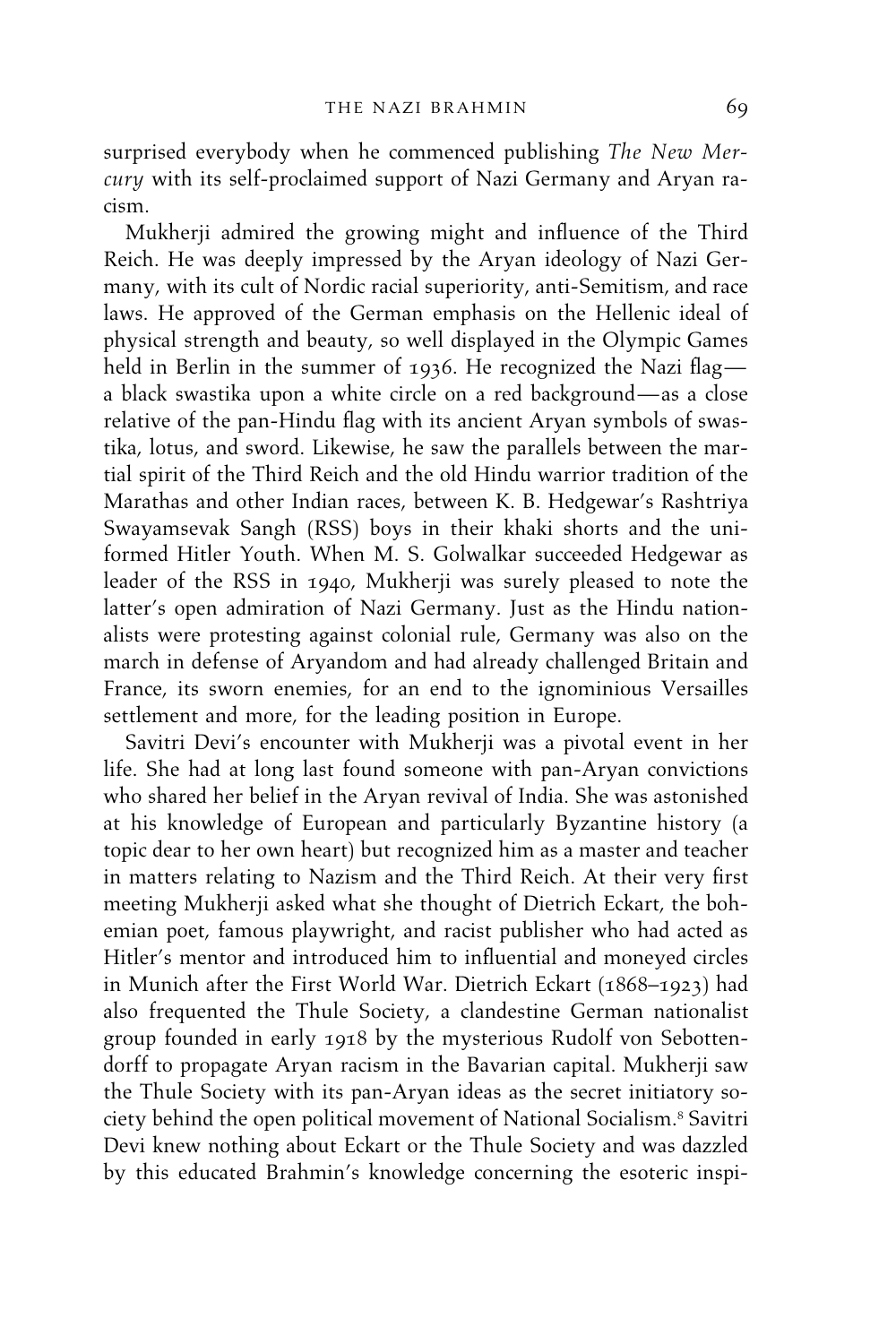surprised everybody when he commenced publishing *The New Mercury* with its self-proclaimed support of Nazi Germany and Aryan racism.

Mukherji admired the growing might and influence of the Third Reich. He was deeply impressed by the Aryan ideology of Nazi Germany, with its cult of Nordic racial superiority, anti-Semitism, and race laws. He approved of the German emphasis on the Hellenic ideal of physical strength and beauty, so well displayed in the Olympic Games held in Berlin in the summer of 1936. He recognized the Nazi flag—a black swastika upon a white circle on a red background—as a close relative of the pan-Hindu flag with its ancient Aryan symbols of swastika, lotus, and sword. Likewise, he saw the parallels between the martial spirit of the Third Reich and the old Hindu warrior tradition of the Marathas and other Indian races, between K. B. Hedgewar's Rashtriya Swayamsevak Sangh (RSS) boys in their khaki shorts and the uniformed Hitler Youth. When M. S. Golwalkar succeeded Hedgewar as leader of the RSS in 1940, Mukherji was surely pleased to note the latter's open admiration of Nazi Germany. Just as the Hindu nationalists were protesting against colonial rule, Germany was also on the march in defense of Aryandom and had already challenged Britain and France, its sworn enemies, for an end to the ignominious Versailles settlement and more, for the leading position in Europe.

Savitri Devi's encounter with Mukherji was a pivotal event in her life. She had at long last found someone with pan-Aryan convictions who shared her belief in the Aryan revival of India. She was astonished at his knowledge of European and particularly Byzantine history (a topic dear to her own heart) but recognized him as a master and teacher in matters relating to Nazism and the Third Reich. At their very first meeting Mukherji asked what she thought of Dietrich Eckart, the bohemian poet, famous playwright, and racist publisher who had acted as Hitler's mentor and introduced him to influential and moneyed circles in Munich after the First World War. Dietrich Eckart (1868–1923) had also frequented the Thule Society, a clandestine German nationalist group founded in early 1918 by the mysterious Rudolf von Sebottendorff to propagate Aryan racism in the Bavarian capital. Mukherji saw the Thule Society with its pan-Aryan ideas as the secret initiatory society behind the open political movement of National Socialism.[8] Savitri Devi knew nothing about Eckart or the Thule Society and was dazzled by this educated Brahmin's knowledge concerning the esoteric inspi-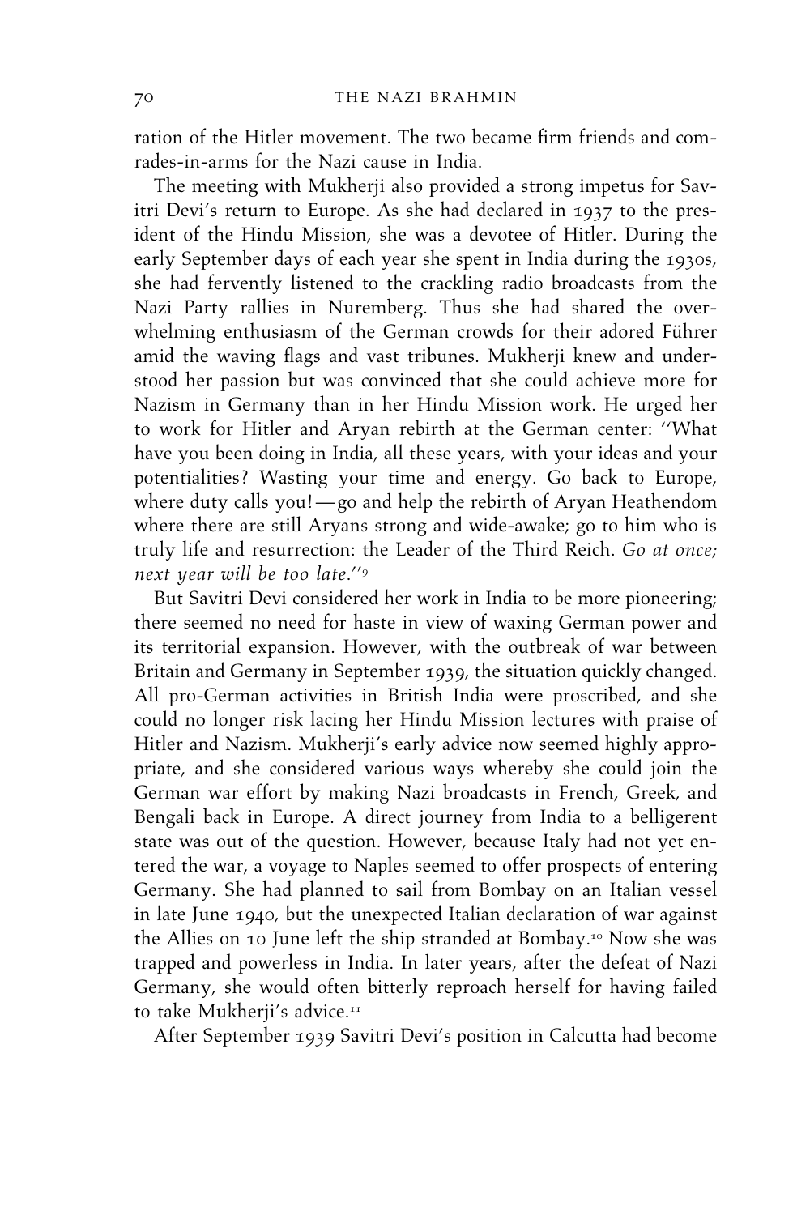ration of the Hitler movement. The two became firm friends and comrades-in-arms for the Nazi cause in India.

The meeting with Mukherji also provided a strong impetus for Savitri Devi's return to Europe. As she had declared in 1937 to the president of the Hindu Mission, she was a devotee of Hitler. During the early September days of each year she spent in India during the 1930s, she had fervently listened to the crackling radio broadcasts from the Nazi Party rallies in Nuremberg. Thus she had shared the overwhelming enthusiasm of the German crowds for their adored Führer amid the waving flags and vast tribunes. Mukherji knew and understood her passion but was convinced that she could achieve more for Nazism in Germany than in her Hindu Mission work. He urged her to work for Hitler and Aryan rebirth at the German center: ''What have you been doing in India, all these years, with your ideas and your potentialities? Wasting your time and energy. Go back to Europe, where duty calls you!—go and help the rebirth of Aryan Heathendom where there are still Aryans strong and wide-awake; go to him who is truly life and resurrection: the Leader of the Third Reich. *Go at once; next year will be too late*.''[9]

But Savitri Devi considered her work in India to be more pioneering; there seemed no need for haste in view of waxing German power and its territorial expansion. However, with the outbreak of war between Britain and Germany in September 1939, the situation quickly changed. All pro-German activities in British India were proscribed, and she could no longer risk lacing her Hindu Mission lectures with praise of Hitler and Nazism. Mukherji's early advice now seemed highly appropriate, and she considered various ways whereby she could join the German war effort by making Nazi broadcasts in French, Greek, and Bengali back in Europe. A direct journey from India to a belligerent state was out of the question. However, because Italy had not yet entered the war, a voyage to Naples seemed to offer prospects of entering Germany. She had planned to sail from Bombay on an Italian vessel in late June 1940, but the unexpected Italian declaration of war against the Allies on 10 June left the ship stranded at Bombay.[10] Now she was trapped and powerless in India. In later years, after the defeat of Nazi Germany, she would often bitterly reproach herself for having failed to take Mukherji's advice.[11]

After September 1939 Savitri Devi's position in Calcutta had become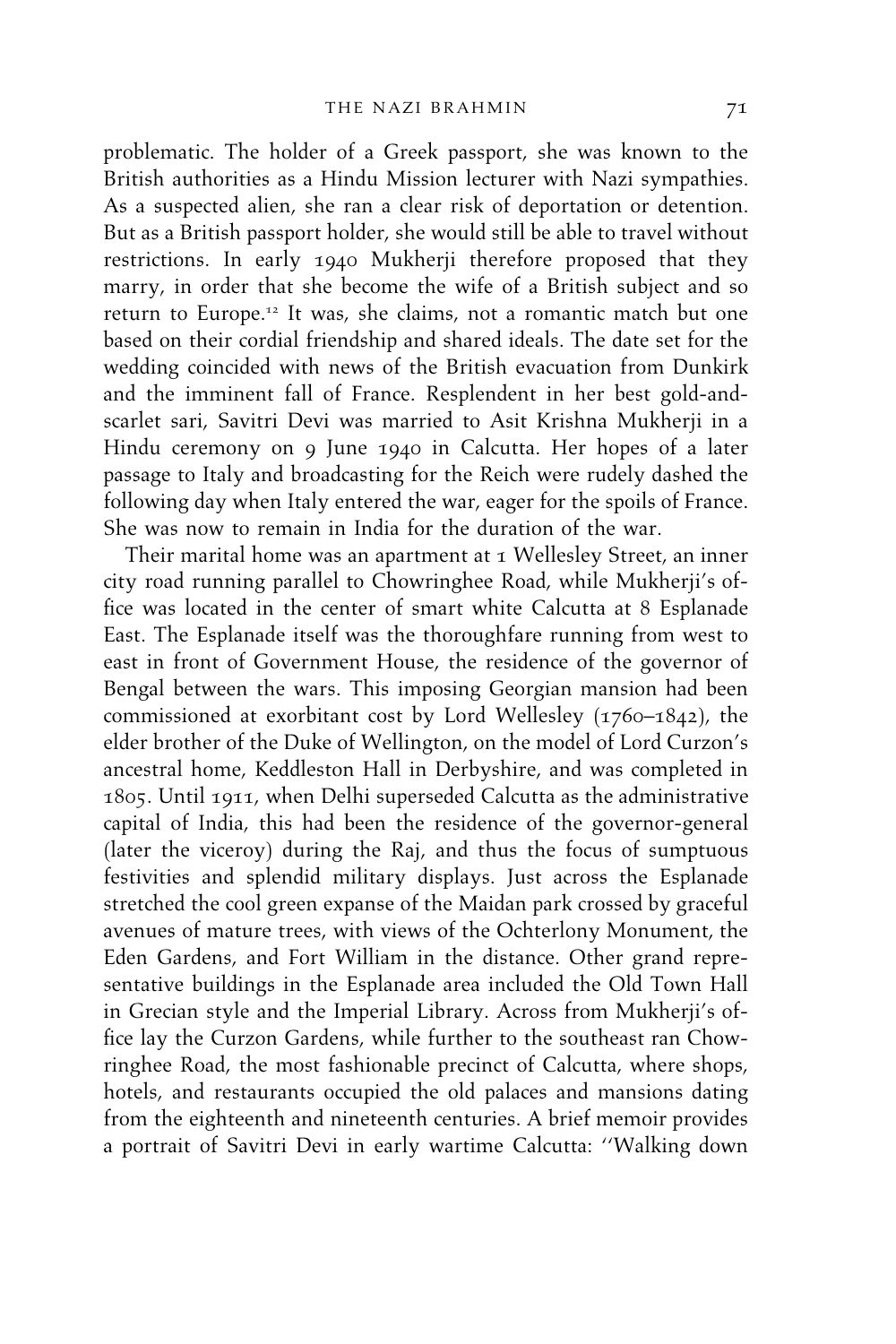problematic. The holder of a Greek passport, she was known to the British authorities as a Hindu Mission lecturer with Nazi sympathies. As a suspected alien, she ran a clear risk of deportation or detention. But as a British passport holder, she would still be able to travel without restrictions. In early 1940 Mukherji therefore proposed that they marry, in order that she become the wife of a British subject and so return to Europe.[12] It was, she claims, not a romantic match but one based on their cordial friendship and shared ideals. The date set for the wedding coincided with news of the British evacuation from Dunkirk and the imminent fall of France. Resplendent in her best gold-and-scarlet sari, Savitri Devi was married to Asit Krishna Mukherji in a Hindu ceremony on 9 June 1940 in Calcutta. Her hopes of a later passage to Italy and broadcasting for the Reich were rudely dashed the following day when Italy entered the war, eager for the spoils of France. She was now to remain in India for the duration of the war.

Their marital home was an apartment at 1 Wellesley Street, an inner city road running parallel to Chowringhee Road, while Mukherji's office was located in the center of smart white Calcutta at 8 Esplanade East. The Esplanade itself was the thoroughfare running from west to east in front of Government House, the residence of the governor of Bengal between the wars. This imposing Georgian mansion had been commissioned at exorbitant cost by Lord Wellesley (1760–1842), the elder brother of the Duke of Wellington, on the model of Lord Curzon's ancestral home, Keddleston Hall in Derbyshire, and was completed in 1805. Until 1911, when Delhi superseded Calcutta as the administrative capital of India, this had been the residence of the governor-general (later the viceroy) during the Raj, and thus the focus of sumptuous festivities and splendid military displays. Just across the Esplanade stretched the cool green expanse of the Maidan park crossed by graceful avenues of mature trees, with views of the Ochterlony Monument, the Eden Gardens, and Fort William in the distance. Other grand representative buildings in the Esplanade area included the Old Town Hall in Grecian style and the Imperial Library. Across from Mukherji's office lay the Curzon Gardens, while further to the southeast ran Chowringhee Road, the most fashionable precinct of Calcutta, where shops, hotels, and restaurants occupied the old palaces and mansions dating from the eighteenth and nineteenth centuries. A brief memoir provides a portrait of Savitri Devi in early wartime Calcutta: "Walking down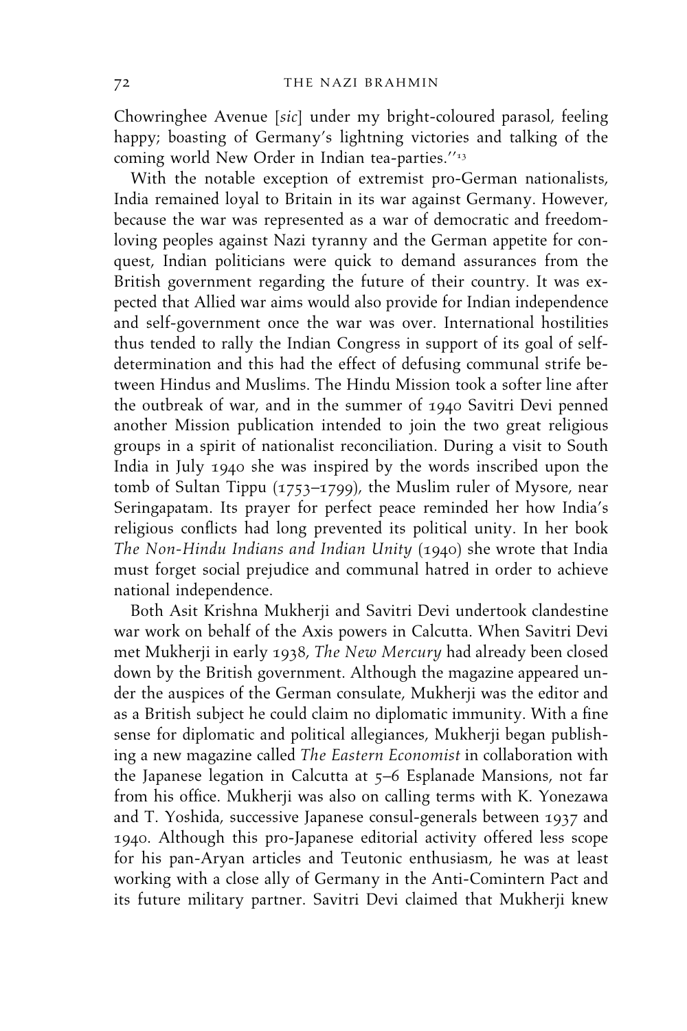Chowringhee Avenue [*sic*] under my bright-coloured parasol, feeling happy; boasting of Germany's lightning victories and talking of the coming world New Order in Indian tea-parties."[13]

With the notable exception of extremist pro-German nationalists, India remained loyal to Britain in its war against Germany. However, because the war was represented as a war of democratic and freedom-loving peoples against Nazi tyranny and the German appetite for conquest, Indian politicians were quick to demand assurances from the British government regarding the future of their country. It was expected that Allied war aims would also provide for Indian independence and self-government once the war was over. International hostilities thus tended to rally the Indian Congress in support of its goal of self-determination and this had the effect of defusing communal strife between Hindus and Muslims. The Hindu Mission took a softer line after the outbreak of war, and in the summer of 1940 Savitri Devi penned another Mission publication intended to join the two great religious groups in a spirit of nationalist reconciliation. During a visit to South India in July 1940 she was inspired by the words inscribed upon the tomb of Sultan Tippu (1753–1799), the Muslim ruler of Mysore, near Seringapatam. Its prayer for perfect peace reminded her how India's religious conflicts had long prevented its political unity. In her book *The Non-Hindu Indians and Indian Unity* (1940) she wrote that India must forget social prejudice and communal hatred in order to achieve national independence.

Both Asit Krishna Mukherji and Savitri Devi undertook clandestine war work on behalf of the Axis powers in Calcutta. When Savitri Devi met Mukherji in early 1938, *The New Mercury* had already been closed down by the British government. Although the magazine appeared under the auspices of the German consulate, Mukherji was the editor and as a British subject he could claim no diplomatic immunity. With a fine sense for diplomatic and political allegiances, Mukherji began publishing a new magazine called *The Eastern Economist* in collaboration with the Japanese legation in Calcutta at 5–6 Esplanade Mansions, not far from his office. Mukherji was also on calling terms with K. Yonezawa and T. Yoshida, successive Japanese consul-generals between 1937 and 1940. Although this pro-Japanese editorial activity offered less scope for his pan-Aryan articles and Teutonic enthusiasm, he was at least working with a close ally of Germany in the Anti-Comintern Pact and its future military partner. Savitri Devi claimed that Mukherji knew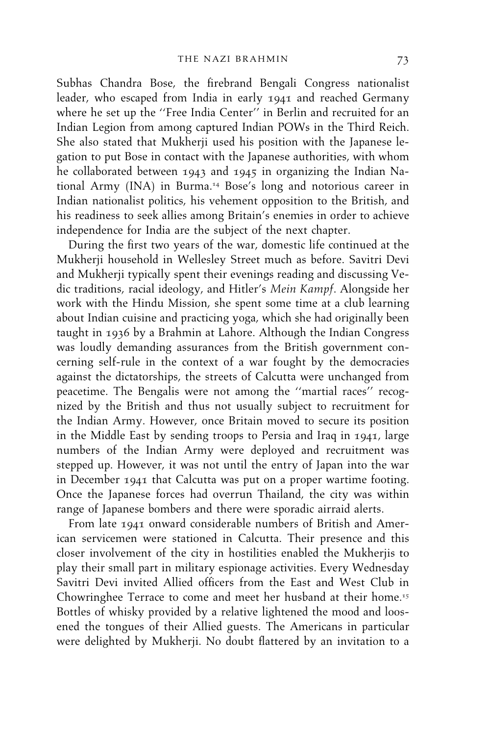Subhas Chandra Bose, the firebrand Bengali Congress nationalist leader, who escaped from India in early 1941 and reached Germany where he set up the ''Free India Center'' in Berlin and recruited for an Indian Legion from among captured Indian POWs in the Third Reich. She also stated that Mukherji used his position with the Japanese legation to put Bose in contact with the Japanese authorities, with whom he collaborated between 1943 and 1945 in organizing the Indian National Army (INA) in Burma.[14] Bose's long and notorious career in Indian nationalist politics, his vehement opposition to the British, and his readiness to seek allies among Britain's enemies in order to achieve independence for India are the subject of the next chapter.

During the first two years of the war, domestic life continued at the Mukherji household in Wellesley Street much as before. Savitri Devi and Mukherji typically spent their evenings reading and discussing Vedic traditions, racial ideology, and Hitler's *Mein Kampf*. Alongside her work with the Hindu Mission, she spent some time at a club learning about Indian cuisine and practicing yoga, which she had originally been taught in 1936 by a Brahmin at Lahore. Although the Indian Congress was loudly demanding assurances from the British government concerning self-rule in the context of a war fought by the democracies against the dictatorships, the streets of Calcutta were unchanged from peacetime. The Bengalis were not among the ''martial races'' recognized by the British and thus not usually subject to recruitment for the Indian Army. However, once Britain moved to secure its position in the Middle East by sending troops to Persia and Iraq in 1941, large numbers of the Indian Army were deployed and recruitment was stepped up. However, it was not until the entry of Japan into the war in December 1941 that Calcutta was put on a proper wartime footing. Once the Japanese forces had overrun Thailand, the city was within range of Japanese bombers and there were sporadic airraid alerts.

From late 1941 onward considerable numbers of British and American servicemen were stationed in Calcutta. Their presence and this closer involvement of the city in hostilities enabled the Mukherjis to play their small part in military espionage activities. Every Wednesday Savitri Devi invited Allied officers from the East and West Club in Chowringhee Terrace to come and meet her husband at their home.[15] Bottles of whisky provided by a relative lightened the mood and loosened the tongues of their Allied guests. The Americans in particular were delighted by Mukherji. No doubt flattered by an invitation to a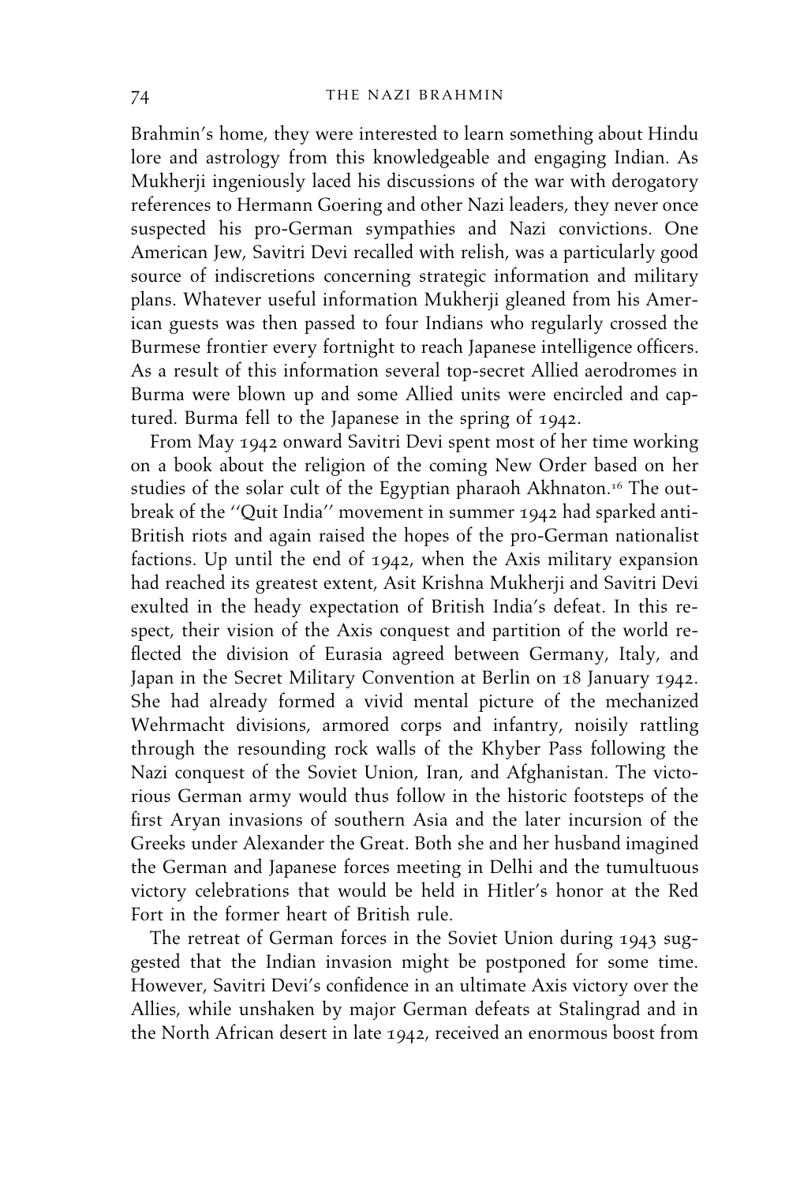Brahmin's home, they were interested to learn something about Hindu lore and astrology from this knowledgeable and engaging Indian. As Mukherji ingeniously laced his discussions of the war with derogatory references to Hermann Goering and other Nazi leaders, they never once suspected his pro-German sympathies and Nazi convictions. One American Jew, Savitri Devi recalled with relish, was a particularly good source of indiscretions concerning strategic information and military plans. Whatever useful information Mukherji gleaned from his American guests was then passed to four Indians who regularly crossed the Burmese frontier every fortnight to reach Japanese intelligence officers. As a result of this information several top-secret Allied aerodromes in Burma were blown up and some Allied units were encircled and captured. Burma fell to the Japanese in the spring of 1942.

From May 1942 onward Savitri Devi spent most of her time working on a book about the religion of the coming New Order based on her studies of the solar cult of the Egyptian pharaoh Akhnaton.[16] The outbreak of the ''Quit India'' movement in summer 1942 had sparked anti-British riots and again raised the hopes of the pro-German nationalist factions. Up until the end of 1942, when the Axis military expansion had reached its greatest extent, Asit Krishna Mukherji and Savitri Devi exulted in the heady expectation of British India's defeat. In this respect, their vision of the Axis conquest and partition of the world reflected the division of Eurasia agreed between Germany, Italy, and Japan in the Secret Military Convention at Berlin on 18 January 1942. She had already formed a vivid mental picture of the mechanized Wehrmacht divisions, armored corps and infantry, noisily rattling through the resounding rock walls of the Khyber Pass following the Nazi conquest of the Soviet Union, Iran, and Afghanistan. The victorious German army would thus follow in the historic footsteps of the first Aryan invasions of southern Asia and the later incursion of the Greeks under Alexander the Great. Both she and her husband imagined the German and Japanese forces meeting in Delhi and the tumultuous victory celebrations that would be held in Hitler's honor at the Red Fort in the former heart of British rule.

The retreat of German forces in the Soviet Union during 1943 suggested that the Indian invasion might be postponed for some time. However, Savitri Devi's confidence in an ultimate Axis victory over the Allies, while unshaken by major German defeats at Stalingrad and in the North African desert in late 1942, received an enormous boost from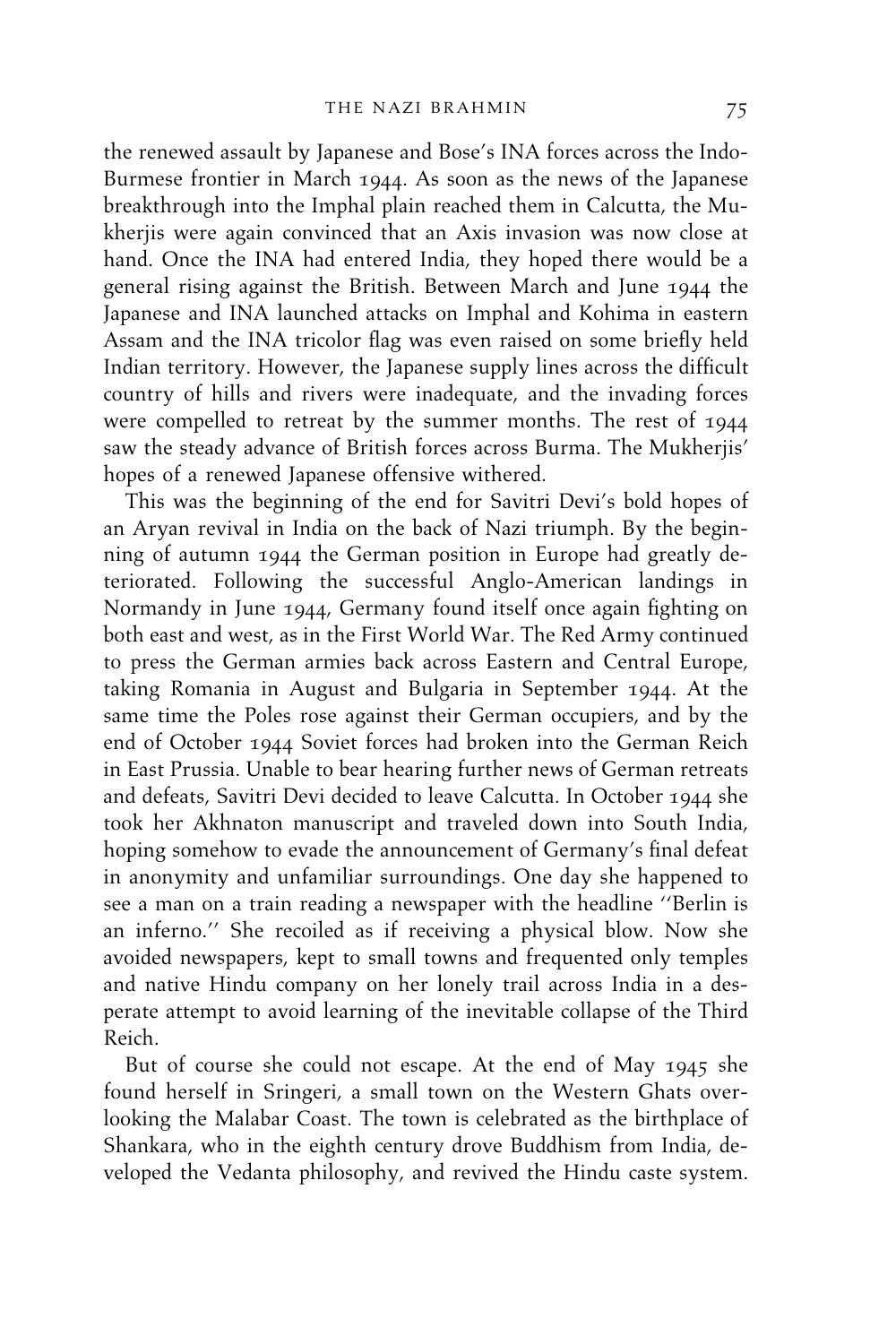the renewed assault by Japanese and Bose's INA forces across the Indo-Burmese frontier in March 1944. As soon as the news of the Japanese breakthrough into the Imphal plain reached them in Calcutta, the Mukherjis were again convinced that an Axis invasion was now close at hand. Once the INA had entered India, they hoped there would be a general rising against the British. Between March and June 1944 the Japanese and INA launched attacks on Imphal and Kohima in eastern Assam and the INA tricolor flag was even raised on some briefly held Indian territory. However, the Japanese supply lines across the difficult country of hills and rivers were inadequate, and the invading forces were compelled to retreat by the summer months. The rest of 1944 saw the steady advance of British forces across Burma. The Mukherjis' hopes of a renewed Japanese offensive withered.

This was the beginning of the end for Savitri Devi's bold hopes of an Aryan revival in India on the back of Nazi triumph. By the beginning of autumn 1944 the German position in Europe had greatly deteriorated. Following the successful Anglo-American landings in Normandy in June 1944, Germany found itself once again fighting on both east and west, as in the First World War. The Red Army continued to press the German armies back across Eastern and Central Europe, taking Romania in August and Bulgaria in September 1944. At the same time the Poles rose against their German occupiers, and by the end of October 1944 Soviet forces had broken into the German Reich in East Prussia. Unable to bear hearing further news of German retreats and defeats, Savitri Devi decided to leave Calcutta. In October 1944 she took her Akhnaton manuscript and traveled down into South India, hoping somehow to evade the announcement of Germany's final defeat in anonymity and unfamiliar surroundings. One day she happened to see a man on a train reading a newspaper with the headline ''Berlin is an inferno.'' She recoiled as if receiving a physical blow. Now she avoided newspapers, kept to small towns and frequented only temples and native Hindu company on her lonely trail across India in a desperate attempt to avoid learning of the inevitable collapse of the Third Reich.

But of course she could not escape. At the end of May 1945 she found herself in Sringeri, a small town on the Western Ghats overlooking the Malabar Coast. The town is celebrated as the birthplace of Shankara, who in the eighth century drove Buddhism from India, developed the Vedanta philosophy, and revived the Hindu caste system.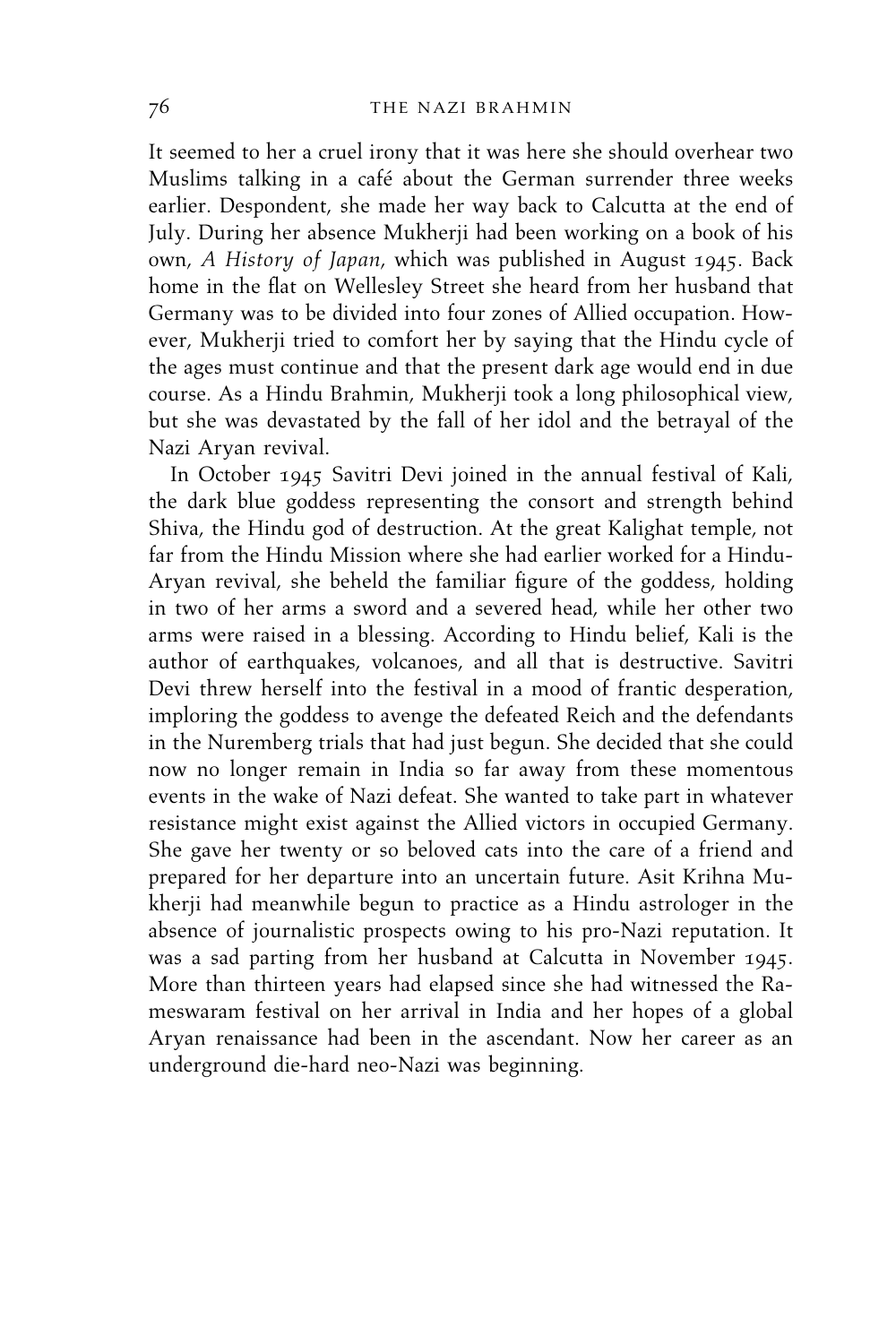It seemed to her a cruel irony that it was here she should overhear two Muslims talking in a café about the German surrender three weeks earlier. Despondent, she made her way back to Calcutta at the end of July. During her absence Mukherji had been working on a book of his own, *A History of Japan*, which was published in August 1945. Back home in the flat on Wellesley Street she heard from her husband that Germany was to be divided into four zones of Allied occupation. However, Mukherji tried to comfort her by saying that the Hindu cycle of the ages must continue and that the present dark age would end in due course. As a Hindu Brahmin, Mukherji took a long philosophical view, but she was devastated by the fall of her idol and the betrayal of the Nazi Aryan revival.

In October 1945 Savitri Devi joined in the annual festival of Kali, the dark blue goddess representing the consort and strength behind Shiva, the Hindu god of destruction. At the great Kalighat temple, not far from the Hindu Mission where she had earlier worked for a Hindu-Aryan revival, she beheld the familiar figure of the goddess, holding in two of her arms a sword and a severed head, while her other two arms were raised in a blessing. According to Hindu belief, Kali is the author of earthquakes, volcanoes, and all that is destructive. Savitri Devi threw herself into the festival in a mood of frantic desperation, imploring the goddess to avenge the defeated Reich and the defendants in the Nuremberg trials that had just begun. She decided that she could now no longer remain in India so far away from these momentous events in the wake of Nazi defeat. She wanted to take part in whatever resistance might exist against the Allied victors in occupied Germany. She gave her twenty or so beloved cats into the care of a friend and prepared for her departure into an uncertain future. Asit Krihna Mukherji had meanwhile begun to practice as a Hindu astrologer in the absence of journalistic prospects owing to his pro-Nazi reputation. It was a sad parting from her husband at Calcutta in November 1945. More than thirteen years had elapsed since she had witnessed the Rameswaram festival on her arrival in India and her hopes of a global Aryan renaissance had been in the ascendant. Now her career as an underground die-hard neo-Nazi was beginning.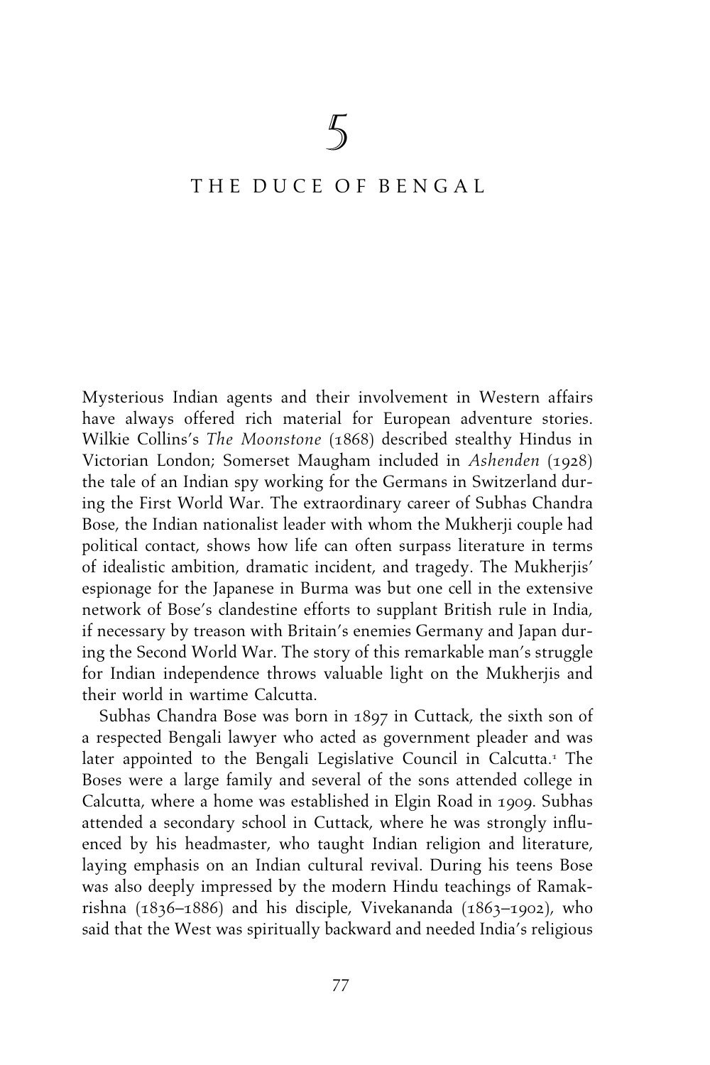# 5

## THE DUCE OF BENGAL

Mysterious Indian agents and their involvement in Western affairs have always offered rich material for European adventure stories. Wilkie Collins's *The Moonstone* (1868) described stealthy Hindus in Victorian London; Somerset Maugham included in *Ashenden* (1928) the tale of an Indian spy working for the Germans in Switzerland during the First World War. The extraordinary career of Subhas Chandra Bose, the Indian nationalist leader with whom the Mukherji couple had political contact, shows how life can often surpass literature in terms of idealistic ambition, dramatic incident, and tragedy. The Mukherjis' espionage for the Japanese in Burma was but one cell in the extensive network of Bose's clandestine efforts to supplant British rule in India, if necessary by treason with Britain's enemies Germany and Japan during the Second World War. The story of this remarkable man's struggle for Indian independence throws valuable light on the Mukherjis and their world in wartime Calcutta.

Subhas Chandra Bose was born in 1897 in Cuttack, the sixth son of a respected Bengali lawyer who acted as government pleader and was later appointed to the Bengali Legislative Council in Calcutta.[1] The Boses were a large family and several of the sons attended college in Calcutta, where a home was established in Elgin Road in 1909. Subhas attended a secondary school in Cuttack, where he was strongly influenced by his headmaster, who taught Indian religion and literature, laying emphasis on an Indian cultural revival. During his teens Bose was also deeply impressed by the modern Hindu teachings of Ramakrishna (1836–1886) and his disciple, Vivekananda (1863–1902), who said that the West was spiritually backward and needed India's religious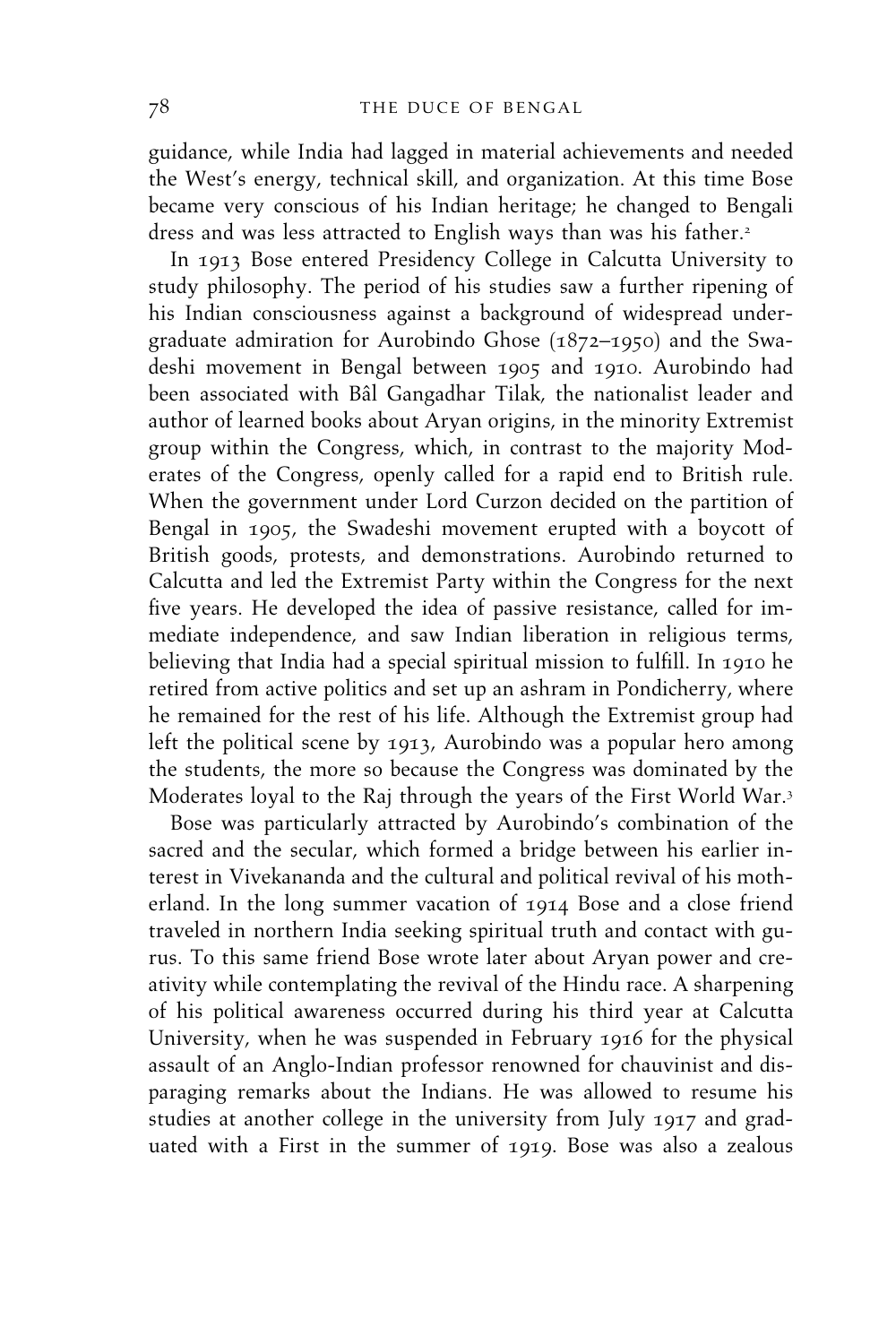guidance, while India had lagged in material achievements and needed the West's energy, technical skill, and organization. At this time Bose became very conscious of his Indian heritage; he changed to Bengali dress and was less attracted to English ways than was his father.[2]

In 1913 Bose entered Presidency College in Calcutta University to study philosophy. The period of his studies saw a further ripening of his Indian consciousness against a background of widespread undergraduate admiration for Aurobindo Ghose (1872–1950) and the Swadeshi movement in Bengal between 1905 and 1910. Aurobindo had been associated with Bâl Gangadhar Tilak, the nationalist leader and author of learned books about Aryan origins, in the minority Extremist group within the Congress, which, in contrast to the majority Moderates of the Congress, openly called for a rapid end to British rule. When the government under Lord Curzon decided on the partition of Bengal in 1905, the Swadeshi movement erupted with a boycott of British goods, protests, and demonstrations. Aurobindo returned to Calcutta and led the Extremist Party within the Congress for the next five years. He developed the idea of passive resistance, called for immediate independence, and saw Indian liberation in religious terms, believing that India had a special spiritual mission to fulfill. In 1910 he retired from active politics and set up an ashram in Pondicherry, where he remained for the rest of his life. Although the Extremist group had left the political scene by 1913, Aurobindo was a popular hero among the students, the more so because the Congress was dominated by the Moderates loyal to the Raj through the years of the First World War.[3]

Bose was particularly attracted by Aurobindo's combination of the sacred and the secular, which formed a bridge between his earlier interest in Vivekananda and the cultural and political revival of his motherland. In the long summer vacation of 1914 Bose and a close friend traveled in northern India seeking spiritual truth and contact with gurus. To this same friend Bose wrote later about Aryan power and creativity while contemplating the revival of the Hindu race. A sharpening of his political awareness occurred during his third year at Calcutta University, when he was suspended in February 1916 for the physical assault of an Anglo-Indian professor renowned for chauvinist and disparaging remarks about the Indians. He was allowed to resume his studies at another college in the university from July 1917 and graduated with a First in the summer of 1919. Bose was also a zealous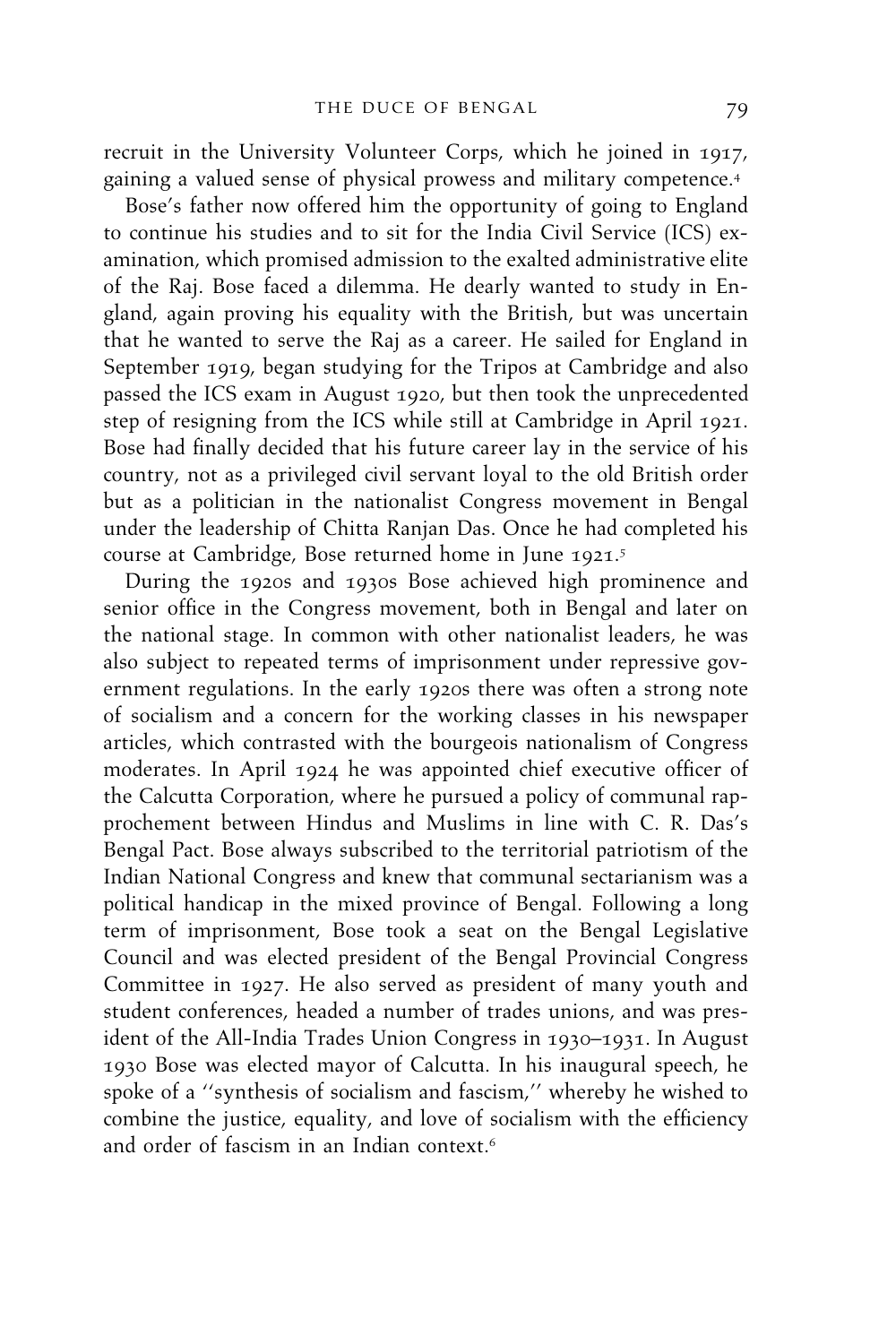recruit in the University Volunteer Corps, which he joined in 1917, gaining a valued sense of physical prowess and military competence.[4]

Bose's father now offered him the opportunity of going to England to continue his studies and to sit for the India Civil Service (ICS) examination, which promised admission to the exalted administrative elite of the Raj. Bose faced a dilemma. He dearly wanted to study in England, again proving his equality with the British, but was uncertain that he wanted to serve the Raj as a career. He sailed for England in September 1919, began studying for the Tripos at Cambridge and also passed the ICS exam in August 1920, but then took the unprecedented step of resigning from the ICS while still at Cambridge in April 1921. Bose had finally decided that his future career lay in the service of his country, not as a privileged civil servant loyal to the old British order but as a politician in the nationalist Congress movement in Bengal under the leadership of Chitta Ranjan Das. Once he had completed his course at Cambridge, Bose returned home in June 1921.[5]

During the 1920s and 1930s Bose achieved high prominence and senior office in the Congress movement, both in Bengal and later on the national stage. In common with other nationalist leaders, he was also subject to repeated terms of imprisonment under repressive government regulations. In the early 1920s there was often a strong note of socialism and a concern for the working classes in his newspaper articles, which contrasted with the bourgeois nationalism of Congress moderates. In April 1924 he was appointed chief executive officer of the Calcutta Corporation, where he pursued a policy of communal rapprochement between Hindus and Muslims in line with C. R. Das's Bengal Pact. Bose always subscribed to the territorial patriotism of the Indian National Congress and knew that communal sectarianism was a political handicap in the mixed province of Bengal. Following a long term of imprisonment, Bose took a seat on the Bengal Legislative Council and was elected president of the Bengal Provincial Congress Committee in 1927. He also served as president of many youth and student conferences, headed a number of trades unions, and was president of the All-India Trades Union Congress in 1930–1931. In August 1930 Bose was elected mayor of Calcutta. In his inaugural speech, he spoke of a ''synthesis of socialism and fascism,'' whereby he wished to combine the justice, equality, and love of socialism with the efficiency and order of fascism in an Indian context.[6]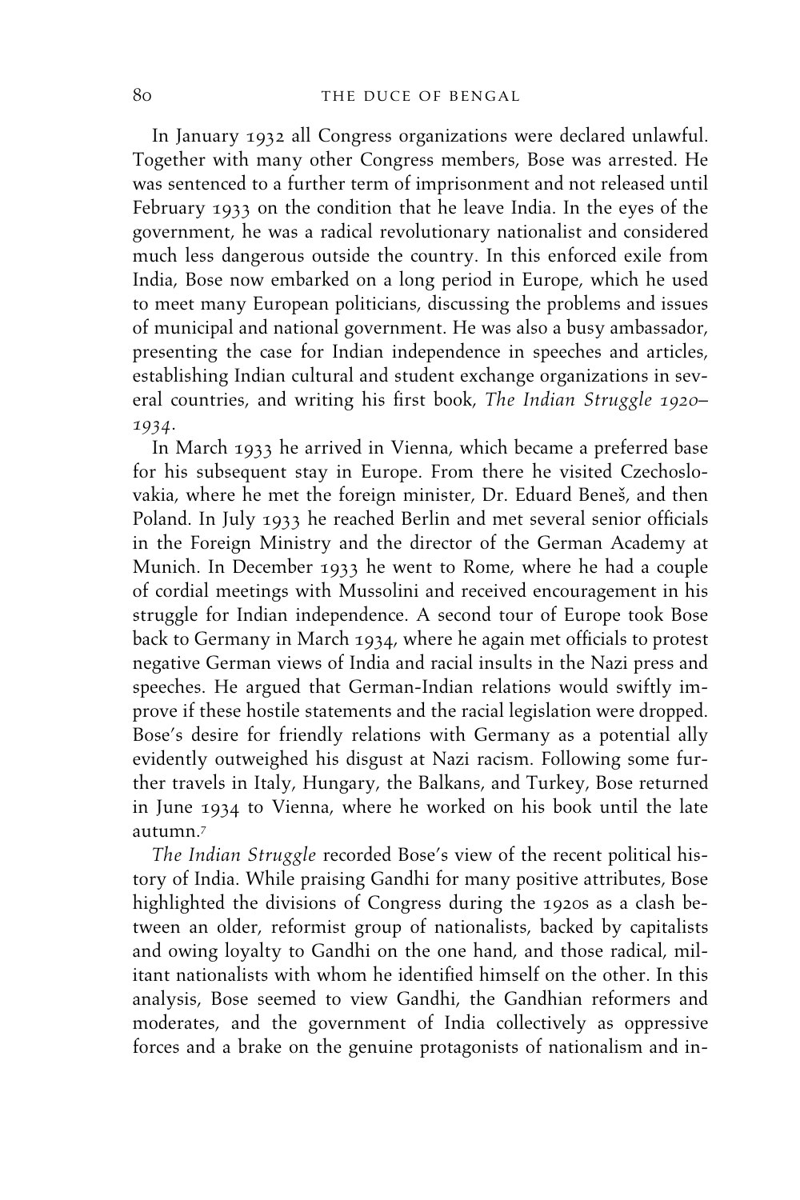In January 1932 all Congress organizations were declared unlawful. Together with many other Congress members, Bose was arrested. He was sentenced to a further term of imprisonment and not released until February 1933 on the condition that he leave India. In the eyes of the government, he was a radical revolutionary nationalist and considered much less dangerous outside the country. In this enforced exile from India, Bose now embarked on a long period in Europe, which he used to meet many European politicians, discussing the problems and issues of municipal and national government. He was also a busy ambassador, presenting the case for Indian independence in speeches and articles, establishing Indian cultural and student exchange organizations in several countries, and writing his first book, *The Indian Struggle 1920–1934*.

In March 1933 he arrived in Vienna, which became a preferred base for his subsequent stay in Europe. From there he visited Czechoslovakia, where he met the foreign minister, Dr. Eduard Beneš, and then Poland. In July 1933 he reached Berlin and met several senior officials in the Foreign Ministry and the director of the German Academy at Munich. In December 1933 he went to Rome, where he had a couple of cordial meetings with Mussolini and received encouragement in his struggle for Indian independence. A second tour of Europe took Bose back to Germany in March 1934, where he again met officials to protest negative German views of India and racial insults in the Nazi press and speeches. He argued that German-Indian relations would swiftly improve if these hostile statements and the racial legislation were dropped. Bose's desire for friendly relations with Germany as a potential ally evidently outweighed his disgust at Nazi racism. Following some further travels in Italy, Hungary, the Balkans, and Turkey, Bose returned in June 1934 to Vienna, where he worked on his book until the late autumn.[7]

*The Indian Struggle* recorded Bose's view of the recent political history of India. While praising Gandhi for many positive attributes, Bose highlighted the divisions of Congress during the 1920s as a clash between an older, reformist group of nationalists, backed by capitalists and owing loyalty to Gandhi on the one hand, and those radical, militant nationalists with whom he identified himself on the other. In this analysis, Bose seemed to view Gandhi, the Gandhian reformers and moderates, and the government of India collectively as oppressive forces and a brake on the genuine protagonists of nationalism and in-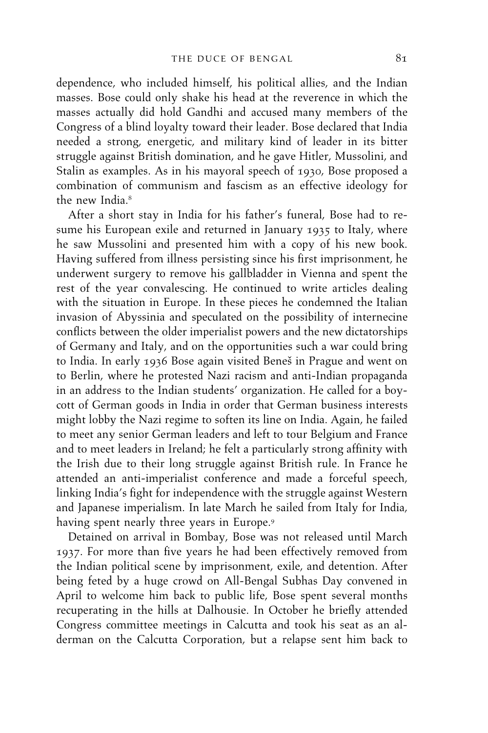dependence, who included himself, his political allies, and the Indian masses. Bose could only shake his head at the reverence in which the masses actually did hold Gandhi and accused many members of the Congress of a blind loyalty toward their leader. Bose declared that India needed a strong, energetic, and military kind of leader in its bitter struggle against British domination, and he gave Hitler, Mussolini, and Stalin as examples. As in his mayoral speech of 1930, Bose proposed a combination of communism and fascism as an effective ideology for the new India.[8]

After a short stay in India for his father's funeral, Bose had to resume his European exile and returned in January 1935 to Italy, where he saw Mussolini and presented him with a copy of his new book. Having suffered from illness persisting since his first imprisonment, he underwent surgery to remove his gallbladder in Vienna and spent the rest of the year convalescing. He continued to write articles dealing with the situation in Europe. In these pieces he condemned the Italian invasion of Abyssinia and speculated on the possibility of internecine conflicts between the older imperialist powers and the new dictatorships of Germany and Italy, and on the opportunities such a war could bring to India. In early 1936 Bose again visited Beneš in Prague and went on to Berlin, where he protested Nazi racism and anti-Indian propaganda in an address to the Indian students' organization. He called for a boycott of German goods in India in order that German business interests might lobby the Nazi regime to soften its line on India. Again, he failed to meet any senior German leaders and left to tour Belgium and France and to meet leaders in Ireland; he felt a particularly strong affinity with the Irish due to their long struggle against British rule. In France he attended an anti-imperialist conference and made a forceful speech, linking India's fight for independence with the struggle against Western and Japanese imperialism. In late March he sailed from Italy for India, having spent nearly three years in Europe.[9]

Detained on arrival in Bombay, Bose was not released until March 1937. For more than five years he had been effectively removed from the Indian political scene by imprisonment, exile, and detention. After being feted by a huge crowd on All-Bengal Subhas Day convened in April to welcome him back to public life, Bose spent several months recuperating in the hills at Dalhousie. In October he briefly attended Congress committee meetings in Calcutta and took his seat as an alderman on the Calcutta Corporation, but a relapse sent him back to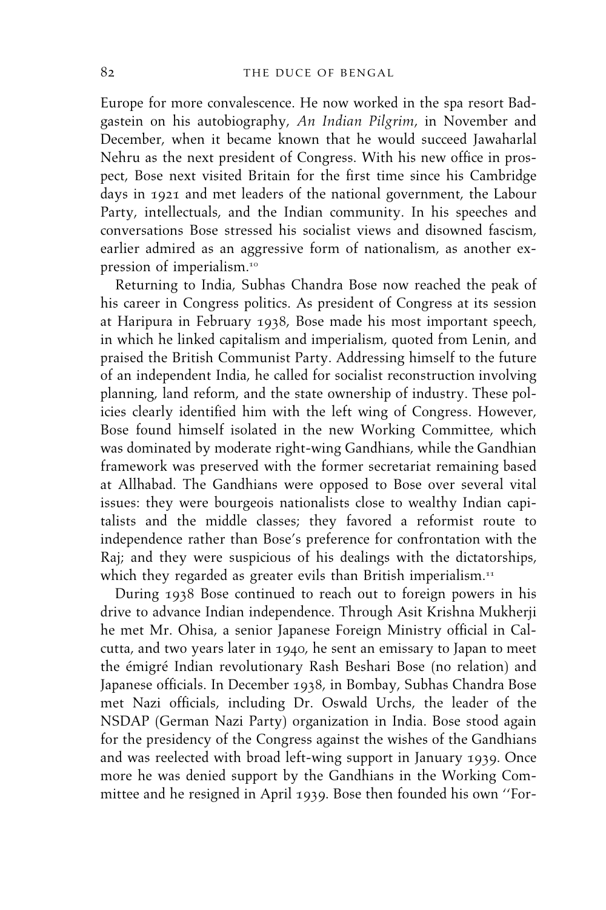Europe for more convalescence. He now worked in the spa resort Badgastein on his autobiography, *An Indian Pilgrim,* in November and December, when it became known that he would succeed Jawaharlal Nehru as the next president of Congress. With his new office in prospect, Bose next visited Britain for the first time since his Cambridge days in 1921 and met leaders of the national government, the Labour Party, intellectuals, and the Indian community. In his speeches and conversations Bose stressed his socialist views and disowned fascism, earlier admired as an aggressive form of nationalism, as another expression of imperialism.[10]

Returning to India, Subhas Chandra Bose now reached the peak of his career in Congress politics. As president of Congress at its session at Haripura in February 1938, Bose made his most important speech, in which he linked capitalism and imperialism, quoted from Lenin, and praised the British Communist Party. Addressing himself to the future of an independent India, he called for socialist reconstruction involving planning, land reform, and the state ownership of industry. These policies clearly identified him with the left wing of Congress. However, Bose found himself isolated in the new Working Committee, which was dominated by moderate right-wing Gandhians, while the Gandhian framework was preserved with the former secretariat remaining based at Allhabad. The Gandhians were opposed to Bose over several vital issues: they were bourgeois nationalists close to wealthy Indian capitalists and the middle classes; they favored a reformist route to independence rather than Bose's preference for confrontation with the Raj; and they were suspicious of his dealings with the dictatorships, which they regarded as greater evils than British imperialism.[11]

During 1938 Bose continued to reach out to foreign powers in his drive to advance Indian independence. Through Asit Krishna Mukherji he met Mr. Ohisa, a senior Japanese Foreign Ministry official in Calcutta, and two years later in 1940, he sent an emissary to Japan to meet the émigré Indian revolutionary Rash Beshari Bose (no relation) and Japanese officials. In December 1938, in Bombay, Subhas Chandra Bose met Nazi officials, including Dr. Oswald Urchs, the leader of the NSDAP (German Nazi Party) organization in India. Bose stood again for the presidency of the Congress against the wishes of the Gandhians and was reelected with broad left-wing support in January 1939. Once more he was denied support by the Gandhians in the Working Committee and he resigned in April 1939. Bose then founded his own ''For-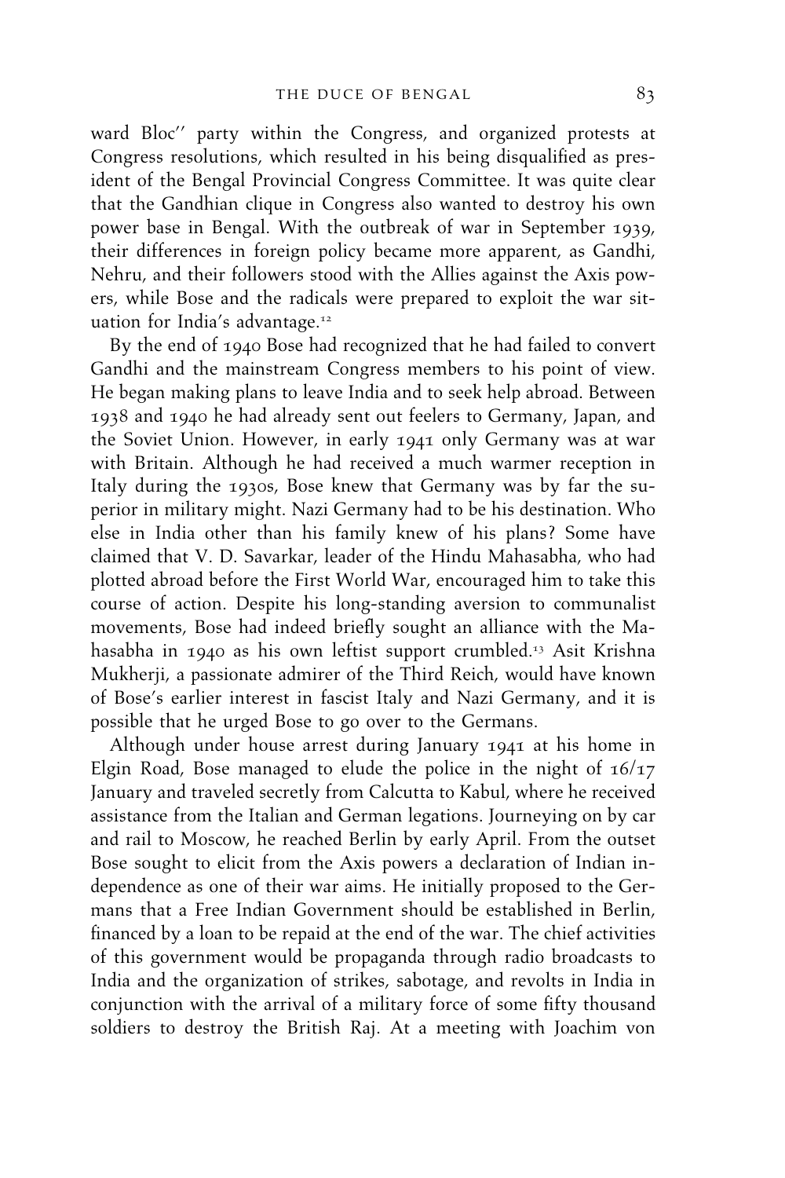ward Bloc'' party within the Congress, and organized protests at Congress resolutions, which resulted in his being disqualified as president of the Bengal Provincial Congress Committee. It was quite clear that the Gandhian clique in Congress also wanted to destroy his own power base in Bengal. With the outbreak of war in September 1939, their differences in foreign policy became more apparent, as Gandhi, Nehru, and their followers stood with the Allies against the Axis powers, while Bose and the radicals were prepared to exploit the war situation for India's advantage.[12]

By the end of 1940 Bose had recognized that he had failed to convert Gandhi and the mainstream Congress members to his point of view. He began making plans to leave India and to seek help abroad. Between 1938 and 1940 he had already sent out feelers to Germany, Japan, and the Soviet Union. However, in early 1941 only Germany was at war with Britain. Although he had received a much warmer reception in Italy during the 1930s, Bose knew that Germany was by far the superior in military might. Nazi Germany had to be his destination. Who else in India other than his family knew of his plans? Some have claimed that V. D. Savarkar, leader of the Hindu Mahasabha, who had plotted abroad before the First World War, encouraged him to take this course of action. Despite his long-standing aversion to communalist movements, Bose had indeed briefly sought an alliance with the Mahasabha in 1940 as his own leftist support crumbled.[13] Asit Krishna Mukherji, a passionate admirer of the Third Reich, would have known of Bose's earlier interest in fascist Italy and Nazi Germany, and it is possible that he urged Bose to go over to the Germans.

Although under house arrest during January 1941 at his home in Elgin Road, Bose managed to elude the police in the night of 16/17 January and traveled secretly from Calcutta to Kabul, where he received assistance from the Italian and German legations. Journeying on by car and rail to Moscow, he reached Berlin by early April. From the outset Bose sought to elicit from the Axis powers a declaration of Indian independence as one of their war aims. He initially proposed to the Germans that a Free Indian Government should be established in Berlin, financed by a loan to be repaid at the end of the war. The chief activities of this government would be propaganda through radio broadcasts to India and the organization of strikes, sabotage, and revolts in India in conjunction with the arrival of a military force of some fifty thousand soldiers to destroy the British Raj. At a meeting with Joachim von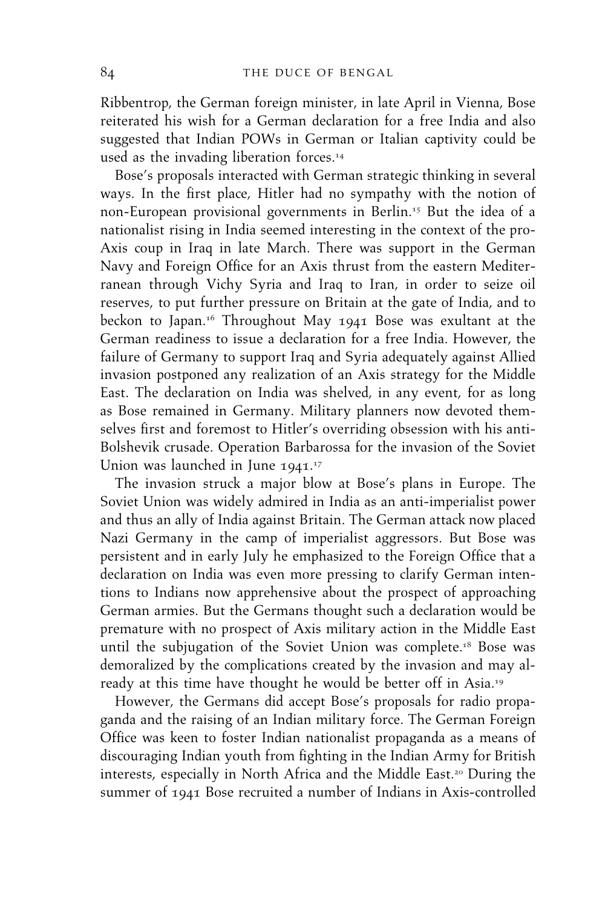Ribbentrop, the German foreign minister, in late April in Vienna, Bose reiterated his wish for a German declaration for a free India and also suggested that Indian POWs in German or Italian captivity could be used as the invading liberation forces.[14]

Bose's proposals interacted with German strategic thinking in several ways. In the first place, Hitler had no sympathy with the notion of non-European provisional governments in Berlin.[15] But the idea of a nationalist rising in India seemed interesting in the context of the pro-Axis coup in Iraq in late March. There was support in the German Navy and Foreign Office for an Axis thrust from the eastern Mediterranean through Vichy Syria and Iraq to Iran, in order to seize oil reserves, to put further pressure on Britain at the gate of India, and to beckon to Japan.[16] Throughout May 1941 Bose was exultant at the German readiness to issue a declaration for a free India. However, the failure of Germany to support Iraq and Syria adequately against Allied invasion postponed any realization of an Axis strategy for the Middle East. The declaration on India was shelved, in any event, for as long as Bose remained in Germany. Military planners now devoted themselves first and foremost to Hitler's overriding obsession with his anti-Bolshevik crusade. Operation Barbarossa for the invasion of the Soviet Union was launched in June 1941.[17]

The invasion struck a major blow at Bose's plans in Europe. The Soviet Union was widely admired in India as an anti-imperialist power and thus an ally of India against Britain. The German attack now placed Nazi Germany in the camp of imperialist aggressors. But Bose was persistent and in early July he emphasized to the Foreign Office that a declaration on India was even more pressing to clarify German intentions to Indians now apprehensive about the prospect of approaching German armies. But the Germans thought such a declaration would be premature with no prospect of Axis military action in the Middle East until the subjugation of the Soviet Union was complete.[18] Bose was demoralized by the complications created by the invasion and may already at this time have thought he would be better off in Asia.[19]

However, the Germans did accept Bose's proposals for radio propaganda and the raising of an Indian military force. The German Foreign Office was keen to foster Indian nationalist propaganda as a means of discouraging Indian youth from fighting in the Indian Army for British interests, especially in North Africa and the Middle East.[20] During the summer of 1941 Bose recruited a number of Indians in Axis-controlled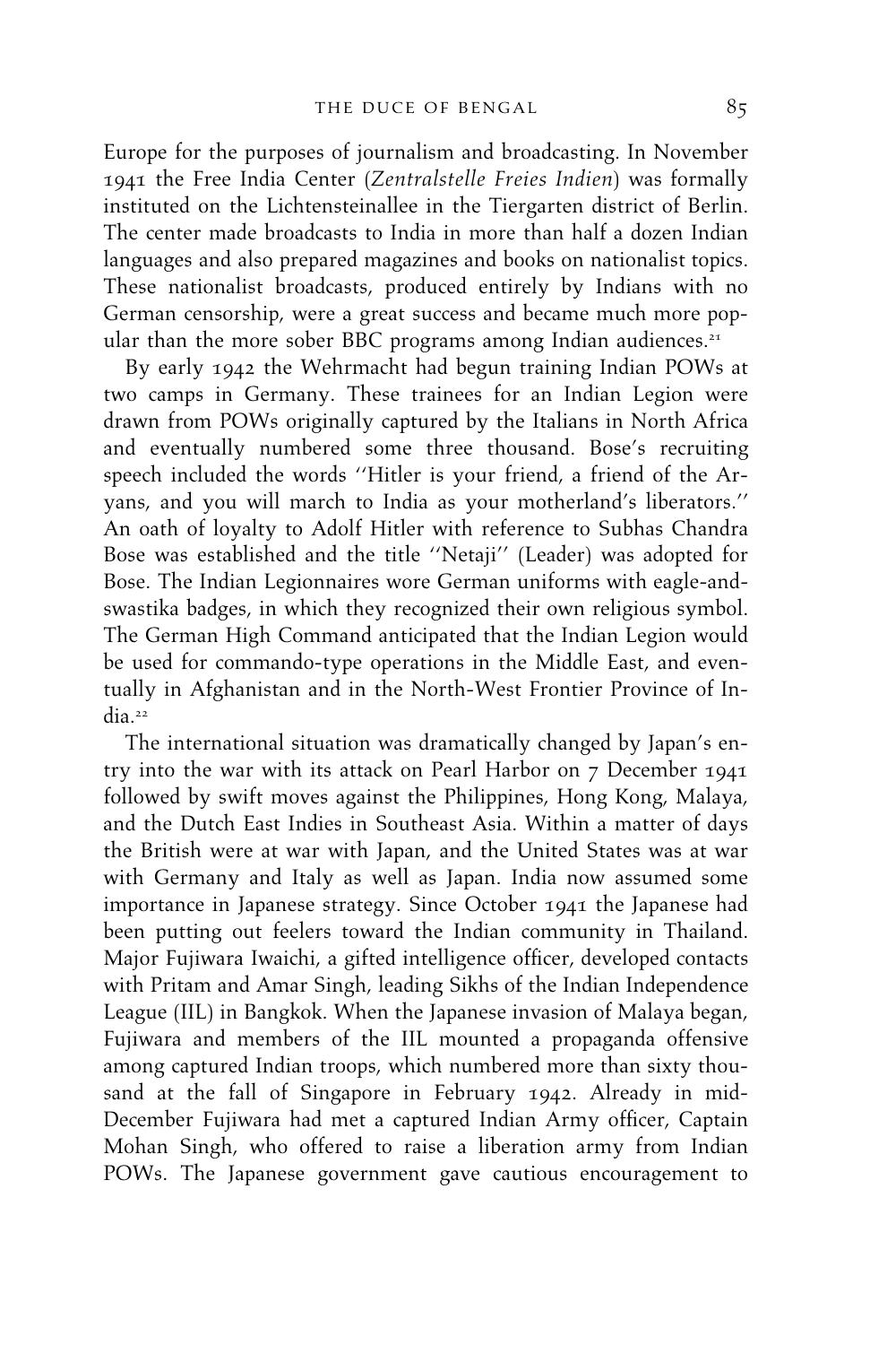Europe for the purposes of journalism and broadcasting. In November 1941 the Free India Center (*Zentralstelle Freies Indien*) was formally instituted on the Lichtensteinallee in the Tiergarten district of Berlin. The center made broadcasts to India in more than half a dozen Indian languages and also prepared magazines and books on nationalist topics. These nationalist broadcasts, produced entirely by Indians with no German censorship, were a great success and became much more popular than the more sober BBC programs among Indian audiences.[21]

By early 1942 the Wehrmacht had begun training Indian POWs at two camps in Germany. These trainees for an Indian Legion were drawn from POWs originally captured by the Italians in North Africa and eventually numbered some three thousand. Bose's recruiting speech included the words ''Hitler is your friend, a friend of the Aryans, and you will march to India as your motherland's liberators.'' An oath of loyalty to Adolf Hitler with reference to Subhas Chandra Bose was established and the title ''Netaji'' (Leader) was adopted for Bose. The Indian Legionnaires wore German uniforms with eagle-and-swastika badges, in which they recognized their own religious symbol. The German High Command anticipated that the Indian Legion would be used for commando-type operations in the Middle East, and eventually in Afghanistan and in the North-West Frontier Province of India.[22]

The international situation was dramatically changed by Japan's entry into the war with its attack on Pearl Harbor on 7 December 1941 followed by swift moves against the Philippines, Hong Kong, Malaya, and the Dutch East Indies in Southeast Asia. Within a matter of days the British were at war with Japan, and the United States was at war with Germany and Italy as well as Japan. India now assumed some importance in Japanese strategy. Since October 1941 the Japanese had been putting out feelers toward the Indian community in Thailand. Major Fujiwara Iwaichi, a gifted intelligence officer, developed contacts with Pritam and Amar Singh, leading Sikhs of the Indian Independence League (IIL) in Bangkok. When the Japanese invasion of Malaya began, Fujiwara and members of the IIL mounted a propaganda offensive among captured Indian troops, which numbered more than sixty thousand at the fall of Singapore in February 1942. Already in mid-December Fujiwara had met a captured Indian Army officer, Captain Mohan Singh, who offered to raise a liberation army from Indian POWs. The Japanese government gave cautious encouragement to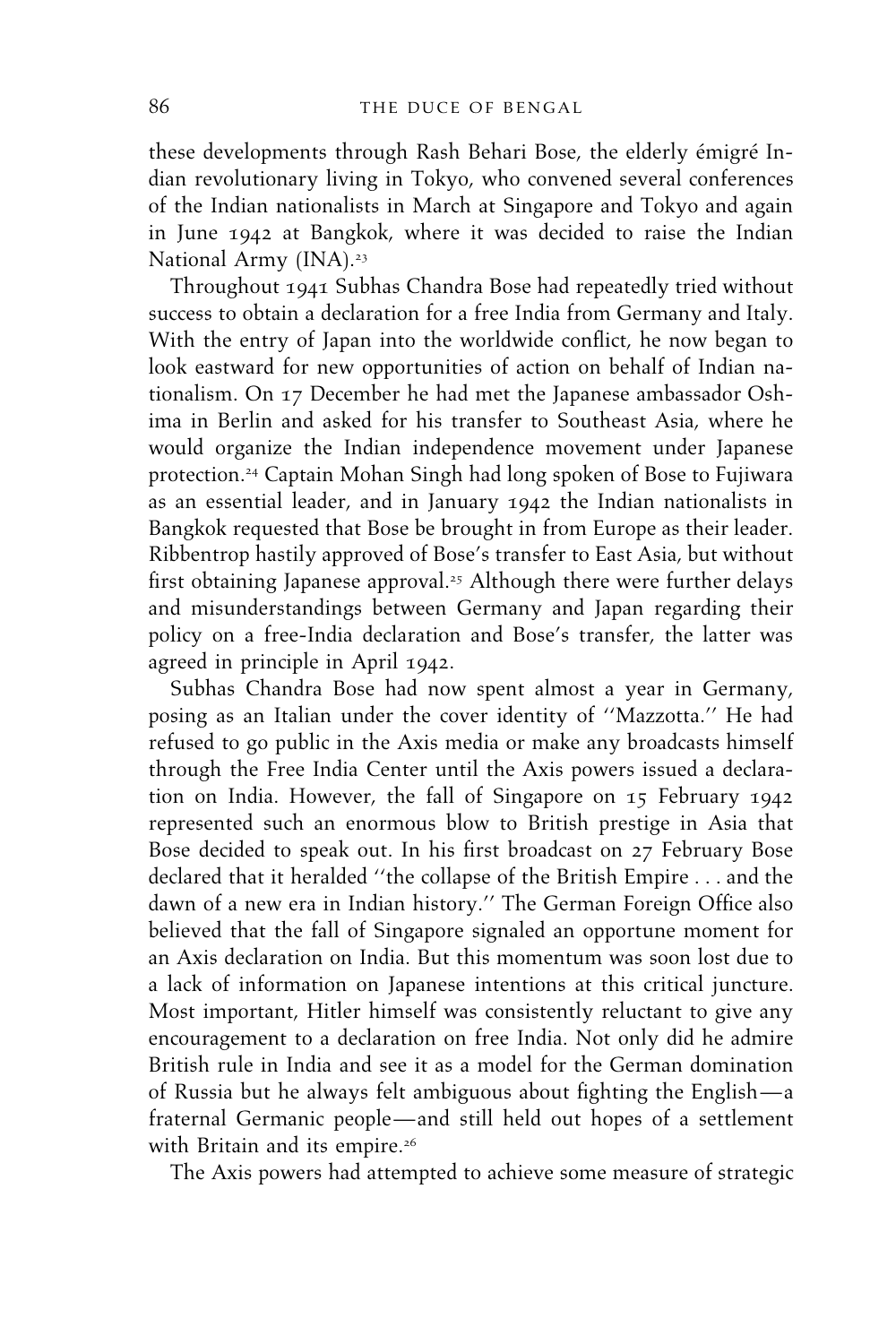these developments through Rash Behari Bose, the elderly émigré Indian revolutionary living in Tokyo, who convened several conferences of the Indian nationalists in March at Singapore and Tokyo and again in June 1942 at Bangkok, where it was decided to raise the Indian National Army (INA).[23]

Throughout 1941 Subhas Chandra Bose had repeatedly tried without success to obtain a declaration for a free India from Germany and Italy. With the entry of Japan into the worldwide conflict, he now began to look eastward for new opportunities of action on behalf of Indian nationalism. On 17 December he had met the Japanese ambassador Oshima in Berlin and asked for his transfer to Southeast Asia, where he would organize the Indian independence movement under Japanese protection.[24] Captain Mohan Singh had long spoken of Bose to Fujiwara as an essential leader, and in January 1942 the Indian nationalists in Bangkok requested that Bose be brought in from Europe as their leader. Ribbentrop hastily approved of Bose's transfer to East Asia, but without first obtaining Japanese approval.[25] Although there were further delays and misunderstandings between Germany and Japan regarding their policy on a free-India declaration and Bose's transfer, the latter was agreed in principle in April 1942.

Subhas Chandra Bose had now spent almost a year in Germany, posing as an Italian under the cover identity of "Mazzotta." He had refused to go public in the Axis media or make any broadcasts himself through the Free India Center until the Axis powers issued a declaration on India. However, the fall of Singapore on 15 February 1942 represented such an enormous blow to British prestige in Asia that Bose decided to speak out. In his first broadcast on 27 February Bose declared that it heralded "the collapse of the British Empire . . . and the dawn of a new era in Indian history." The German Foreign Office also believed that the fall of Singapore signaled an opportune moment for an Axis declaration on India. But this momentum was soon lost due to a lack of information on Japanese intentions at this critical juncture. Most important, Hitler himself was consistently reluctant to give any encouragement to a declaration on free India. Not only did he admire British rule in India and see it as a model for the German domination of Russia but he always felt ambiguous about fighting the English—a fraternal Germanic people—and still held out hopes of a settlement with Britain and its empire.[26]

The Axis powers had attempted to achieve some measure of strategic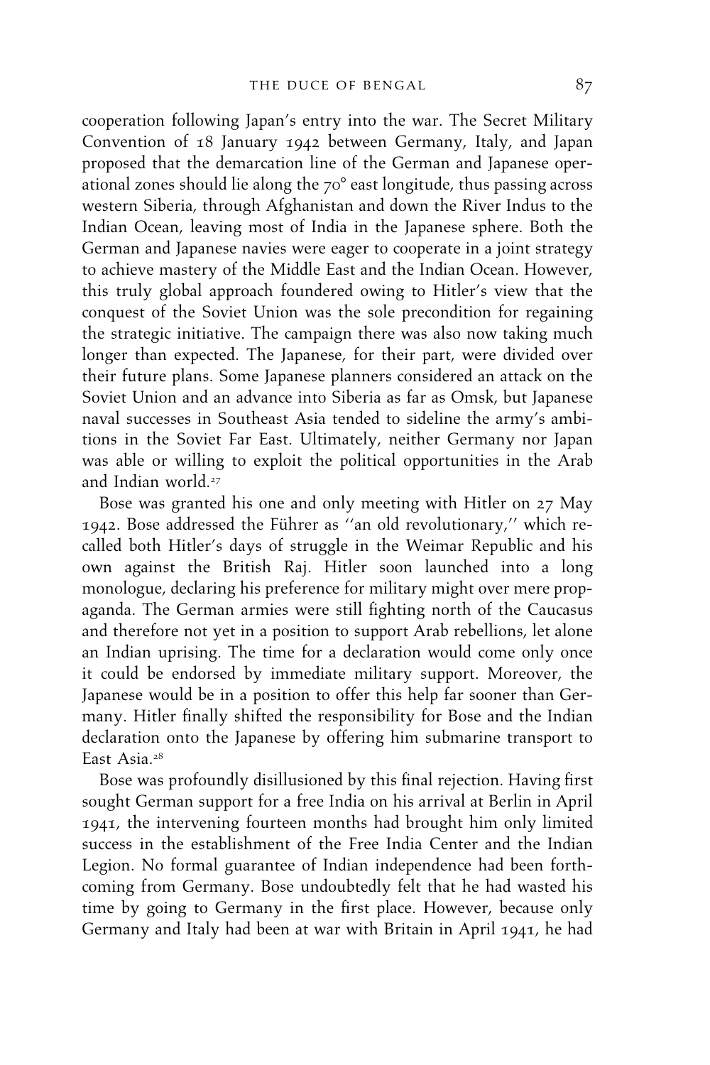cooperation following Japan's entry into the war. The Secret Military Convention of 18 January 1942 between Germany, Italy, and Japan proposed that the demarcation line of the German and Japanese operational zones should lie along the 70° east longitude, thus passing across western Siberia, through Afghanistan and down the River Indus to the Indian Ocean, leaving most of India in the Japanese sphere. Both the German and Japanese navies were eager to cooperate in a joint strategy to achieve mastery of the Middle East and the Indian Ocean. However, this truly global approach foundered owing to Hitler's view that the conquest of the Soviet Union was the sole precondition for regaining the strategic initiative. The campaign there was also now taking much longer than expected. The Japanese, for their part, were divided over their future plans. Some Japanese planners considered an attack on the Soviet Union and an advance into Siberia as far as Omsk, but Japanese naval successes in Southeast Asia tended to sideline the army's ambitions in the Soviet Far East. Ultimately, neither Germany nor Japan was able or willing to exploit the political opportunities in the Arab and Indian world.[27]

Bose was granted his one and only meeting with Hitler on 27 May 1942. Bose addressed the Führer as ''an old revolutionary,'' which recalled both Hitler's days of struggle in the Weimar Republic and his own against the British Raj. Hitler soon launched into a long monologue, declaring his preference for military might over mere propaganda. The German armies were still fighting north of the Caucasus and therefore not yet in a position to support Arab rebellions, let alone an Indian uprising. The time for a declaration would come only once it could be endorsed by immediate military support. Moreover, the Japanese would be in a position to offer this help far sooner than Germany. Hitler finally shifted the responsibility for Bose and the Indian declaration onto the Japanese by offering him submarine transport to East Asia.[28]

Bose was profoundly disillusioned by this final rejection. Having first sought German support for a free India on his arrival at Berlin in April 1941, the intervening fourteen months had brought him only limited success in the establishment of the Free India Center and the Indian Legion. No formal guarantee of Indian independence had been forthcoming from Germany. Bose undoubtedly felt that he had wasted his time by going to Germany in the first place. However, because only Germany and Italy had been at war with Britain in April 1941, he had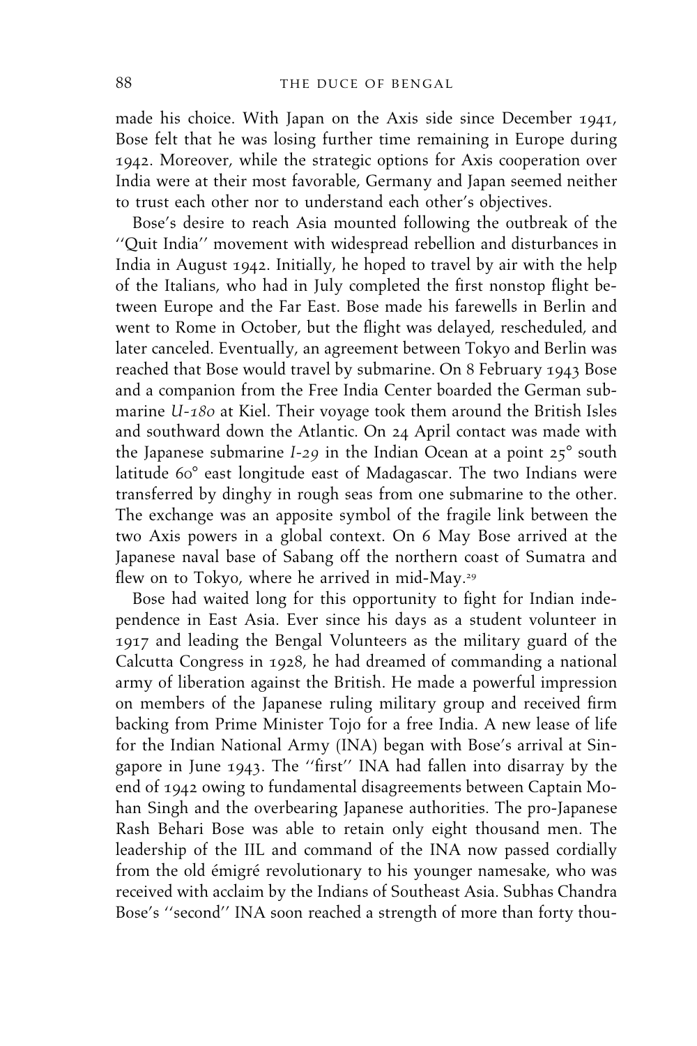made his choice. With Japan on the Axis side since December 1941, Bose felt that he was losing further time remaining in Europe during 1942. Moreover, while the strategic options for Axis cooperation over India were at their most favorable, Germany and Japan seemed neither to trust each other nor to understand each other's objectives.

Bose's desire to reach Asia mounted following the outbreak of the ''Quit India'' movement with widespread rebellion and disturbances in India in August 1942. Initially, he hoped to travel by air with the help of the Italians, who had in July completed the first nonstop flight between Europe and the Far East. Bose made his farewells in Berlin and went to Rome in October, but the flight was delayed, rescheduled, and later canceled. Eventually, an agreement between Tokyo and Berlin was reached that Bose would travel by submarine. On 8 February 1943 Bose and a companion from the Free India Center boarded the German submarine *U-180* at Kiel. Their voyage took them around the British Isles and southward down the Atlantic. On 24 April contact was made with the Japanese submarine *I-29* in the Indian Ocean at a point 25° south latitude 60° east longitude east of Madagascar. The two Indians were transferred by dinghy in rough seas from one submarine to the other. The exchange was an apposite symbol of the fragile link between the two Axis powers in a global context. On 6 May Bose arrived at the Japanese naval base of Sabang off the northern coast of Sumatra and flew on to Tokyo, where he arrived in mid-May.[29]

Bose had waited long for this opportunity to fight for Indian independence in East Asia. Ever since his days as a student volunteer in 1917 and leading the Bengal Volunteers as the military guard of the Calcutta Congress in 1928, he had dreamed of commanding a national army of liberation against the British. He made a powerful impression on members of the Japanese ruling military group and received firm backing from Prime Minister Tojo for a free India. A new lease of life for the Indian National Army (INA) began with Bose's arrival at Singapore in June 1943. The ''first'' INA had fallen into disarray by the end of 1942 owing to fundamental disagreements between Captain Mohan Singh and the overbearing Japanese authorities. The pro-Japanese Rash Behari Bose was able to retain only eight thousand men. The leadership of the IIL and command of the INA now passed cordially from the old émigré revolutionary to his younger namesake, who was received with acclaim by the Indians of Southeast Asia. Subhas Chandra Bose's ''second'' INA soon reached a strength of more than forty thou-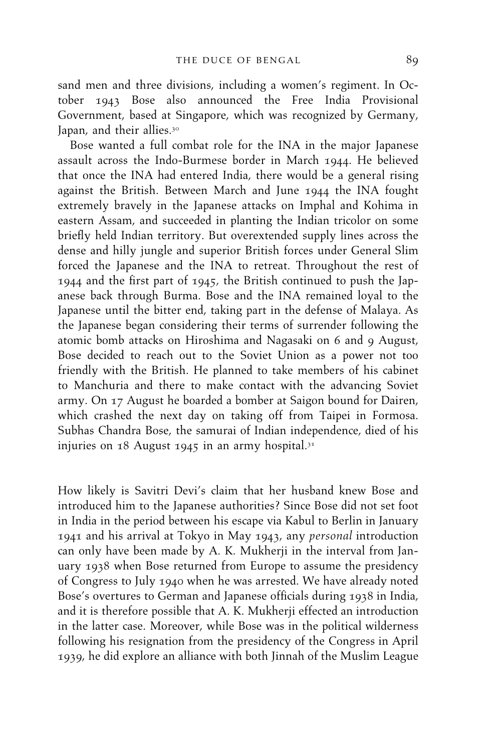sand men and three divisions, including a women's regiment. In October 1943 Bose also announced the Free India Provisional Government, based at Singapore, which was recognized by Germany, Japan, and their allies.[30]

Bose wanted a full combat role for the INA in the major Japanese assault across the Indo-Burmese border in March 1944. He believed that once the INA had entered India, there would be a general rising against the British. Between March and June 1944 the INA fought extremely bravely in the Japanese attacks on Imphal and Kohima in eastern Assam, and succeeded in planting the Indian tricolor on some briefly held Indian territory. But overextended supply lines across the dense and hilly jungle and superior British forces under General Slim forced the Japanese and the INA to retreat. Throughout the rest of 1944 and the first part of 1945, the British continued to push the Japanese back through Burma. Bose and the INA remained loyal to the Japanese until the bitter end, taking part in the defense of Malaya. As the Japanese began considering their terms of surrender following the atomic bomb attacks on Hiroshima and Nagasaki on 6 and 9 August, Bose decided to reach out to the Soviet Union as a power not too friendly with the British. He planned to take members of his cabinet to Manchuria and there to make contact with the advancing Soviet army. On 17 August he boarded a bomber at Saigon bound for Dairen, which crashed the next day on taking off from Taipei in Formosa. Subhas Chandra Bose, the samurai of Indian independence, died of his injuries on 18 August 1945 in an army hospital.[31]

How likely is Savitri Devi's claim that her husband knew Bose and introduced him to the Japanese authorities? Since Bose did not set foot in India in the period between his escape via Kabul to Berlin in January 1941 and his arrival at Tokyo in May 1943, any *personal* introduction can only have been made by A. K. Mukherji in the interval from January 1938 when Bose returned from Europe to assume the presidency of Congress to July 1940 when he was arrested. We have already noted Bose's overtures to German and Japanese officials during 1938 in India, and it is therefore possible that A. K. Mukherji effected an introduction in the latter case. Moreover, while Bose was in the political wilderness following his resignation from the presidency of the Congress in April 1939, he did explore an alliance with both Jinnah of the Muslim League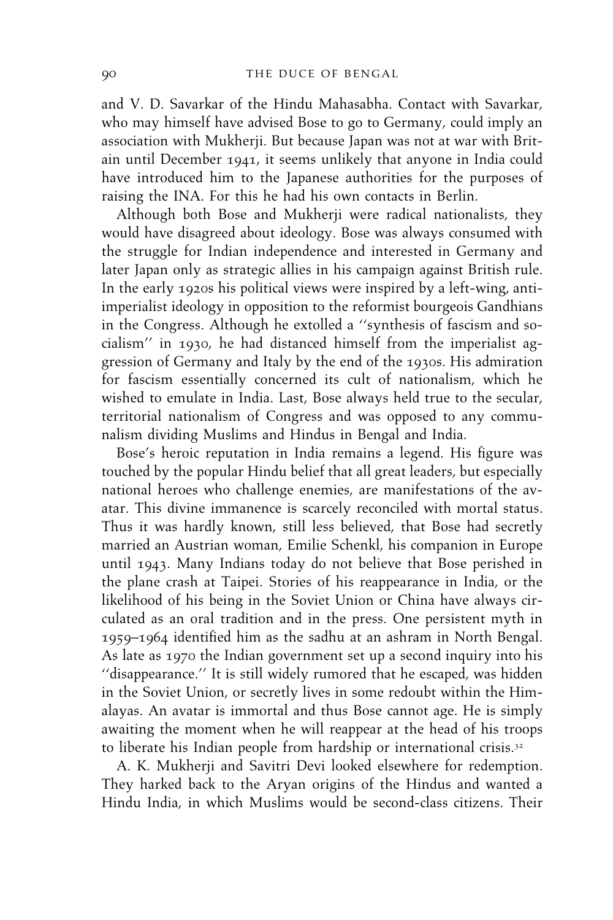and V. D. Savarkar of the Hindu Mahasabha. Contact with Savarkar, who may himself have advised Bose to go to Germany, could imply an association with Mukherji. But because Japan was not at war with Britain until December 1941, it seems unlikely that anyone in India could have introduced him to the Japanese authorities for the purposes of raising the INA. For this he had his own contacts in Berlin.

Although both Bose and Mukherji were radical nationalists, they would have disagreed about ideology. Bose was always consumed with the struggle for Indian independence and interested in Germany and later Japan only as strategic allies in his campaign against British rule. In the early 1920s his political views were inspired by a left-wing, anti-imperialist ideology in opposition to the reformist bourgeois Gandhians in the Congress. Although he extolled a ''synthesis of fascism and socialism'' in 1930, he had distanced himself from the imperialist aggression of Germany and Italy by the end of the 1930s. His admiration for fascism essentially concerned its cult of nationalism, which he wished to emulate in India. Last, Bose always held true to the secular, territorial nationalism of Congress and was opposed to any communalism dividing Muslims and Hindus in Bengal and India.

Bose's heroic reputation in India remains a legend. His figure was touched by the popular Hindu belief that all great leaders, but especially national heroes who challenge enemies, are manifestations of the avatar. This divine immanence is scarcely reconciled with mortal status. Thus it was hardly known, still less believed, that Bose had secretly married an Austrian woman, Emilie Schenkl, his companion in Europe until 1943. Many Indians today do not believe that Bose perished in the plane crash at Taipei. Stories of his reappearance in India, or the likelihood of his being in the Soviet Union or China have always circulated as an oral tradition and in the press. One persistent myth in 1959–1964 identified him as the sadhu at an ashram in North Bengal. As late as 1970 the Indian government set up a second inquiry into his ''disappearance.'' It is still widely rumored that he escaped, was hidden in the Soviet Union, or secretly lives in some redoubt within the Himalayas. An avatar is immortal and thus Bose cannot age. He is simply awaiting the moment when he will reappear at the head of his troops to liberate his Indian people from hardship or international crisis.[32]

A. K. Mukherji and Savitri Devi looked elsewhere for redemption. They harked back to the Aryan origins of the Hindus and wanted a Hindu India, in which Muslims would be second-class citizens. Their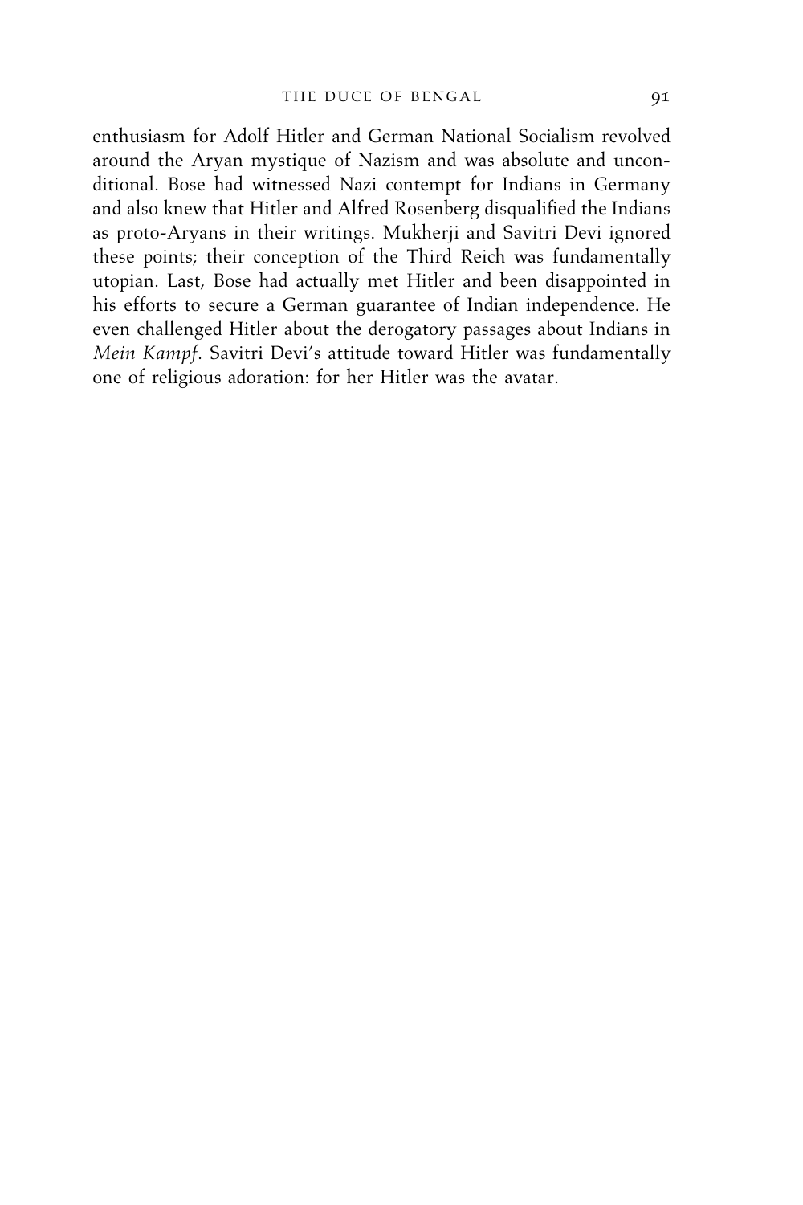enthusiasm for Adolf Hitler and German National Socialism revolved around the Aryan mystique of Nazism and was absolute and unconditional. Bose had witnessed Nazi contempt for Indians in Germany and also knew that Hitler and Alfred Rosenberg disqualified the Indians as proto-Aryans in their writings. Mukherji and Savitri Devi ignored these points; their conception of the Third Reich was fundamentally utopian. Last, Bose had actually met Hitler and been disappointed in his efforts to secure a German guarantee of Indian independence. He even challenged Hitler about the derogatory passages about Indians in *Mein Kampf*. Savitri Devi's attitude toward Hitler was fundamentally one of religious adoration: for her Hitler was the avatar.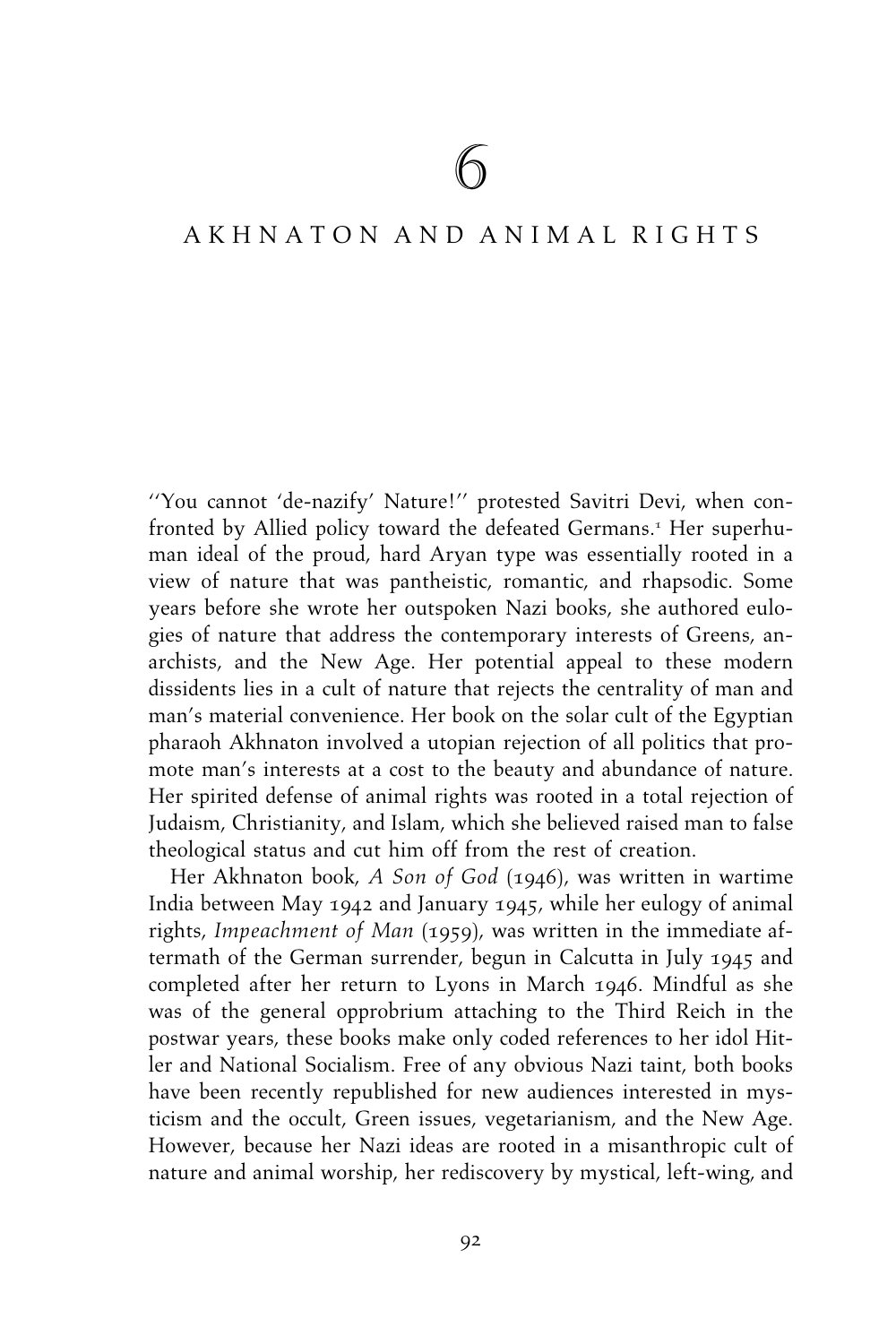# 6

## AKHNATON AND ANIMAL RIGHTS

"You cannot 'de-nazify' Nature!" protested Savitri Devi, when confronted by Allied policy toward the defeated Germans.[1] Her superhuman ideal of the proud, hard Aryan type was essentially rooted in a view of nature that was pantheistic, romantic, and rhapsodic. Some years before she wrote her outspoken Nazi books, she authored eulogies of nature that address the contemporary interests of Greens, anarchists, and the New Age. Her potential appeal to these modern dissidents lies in a cult of nature that rejects the centrality of man and man's material convenience. Her book on the solar cult of the Egyptian pharaoh Akhnaton involved a utopian rejection of all politics that promote man's interests at a cost to the beauty and abundance of nature. Her spirited defense of animal rights was rooted in a total rejection of Judaism, Christianity, and Islam, which she believed raised man to false theological status and cut him off from the rest of creation.

Her Akhnaton book, *A Son of God* (1946), was written in wartime India between May 1942 and January 1945, while her eulogy of animal rights, *Impeachment of Man* (1959), was written in the immediate aftermath of the German surrender, begun in Calcutta in July 1945 and completed after her return to Lyons in March 1946. Mindful as she was of the general opprobrium attaching to the Third Reich in the postwar years, these books make only coded references to her idol Hitler and National Socialism. Free of any obvious Nazi taint, both books have been recently republished for new audiences interested in mysticism and the occult, Green issues, vegetarianism, and the New Age. However, because her Nazi ideas are rooted in a misanthropic cult of nature and animal worship, her rediscovery by mystical, left-wing, and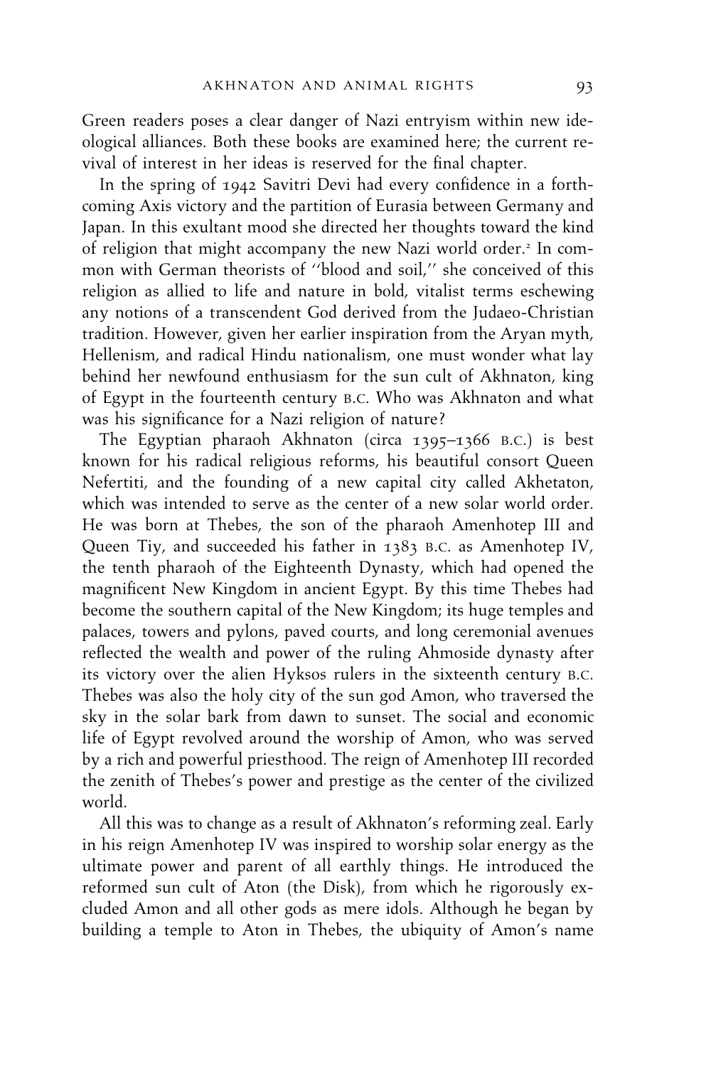Green readers poses a clear danger of Nazi entryism within new ideological alliances. Both these books are examined here; the current revival of interest in her ideas is reserved for the final chapter.

In the spring of 1942 Savitri Devi had every confidence in a forthcoming Axis victory and the partition of Eurasia between Germany and Japan. In this exultant mood she directed her thoughts toward the kind of religion that might accompany the new Nazi world order.[2] In common with German theorists of ''blood and soil,'' she conceived of this religion as allied to life and nature in bold, vitalist terms eschewing any notions of a transcendent God derived from the Judaeo-Christian tradition. However, given her earlier inspiration from the Aryan myth, Hellenism, and radical Hindu nationalism, one must wonder what lay behind her newfound enthusiasm for the sun cult of Akhnaton, king of Egypt in the fourteenth century B.C. Who was Akhnaton and what was his significance for a Nazi religion of nature?

The Egyptian pharaoh Akhnaton (circa 1395–1366 B.C.) is best known for his radical religious reforms, his beautiful consort Queen Nefertiti, and the founding of a new capital city called Akhetaton, which was intended to serve as the center of a new solar world order. He was born at Thebes, the son of the pharaoh Amenhotep III and Queen Tiy, and succeeded his father in 1383 B.C. as Amenhotep IV, the tenth pharaoh of the Eighteenth Dynasty, which had opened the magnificent New Kingdom in ancient Egypt. By this time Thebes had become the southern capital of the New Kingdom; its huge temples and palaces, towers and pylons, paved courts, and long ceremonial avenues reflected the wealth and power of the ruling Ahmoside dynasty after its victory over the alien Hyksos rulers in the sixteenth century B.C. Thebes was also the holy city of the sun god Amon, who traversed the sky in the solar bark from dawn to sunset. The social and economic life of Egypt revolved around the worship of Amon, who was served by a rich and powerful priesthood. The reign of Amenhotep III recorded the zenith of Thebes's power and prestige as the center of the civilized world.

All this was to change as a result of Akhnaton's reforming zeal. Early in his reign Amenhotep IV was inspired to worship solar energy as the ultimate power and parent of all earthly things. He introduced the reformed sun cult of Aton (the Disk), from which he rigorously excluded Amon and all other gods as mere idols. Although he began by building a temple to Aton in Thebes, the ubiquity of Amon's name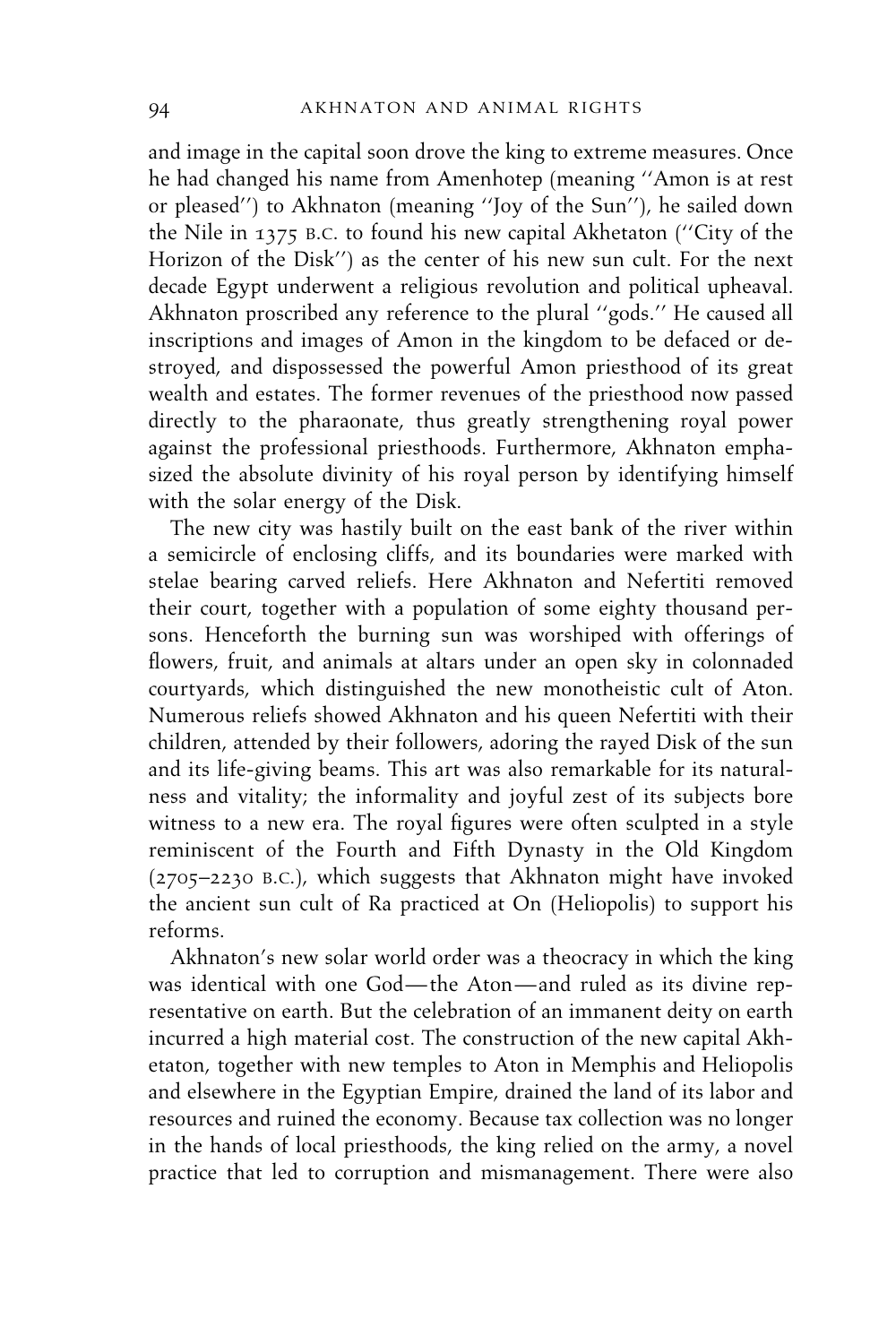and image in the capital soon drove the king to extreme measures. Once he had changed his name from Amenhotep (meaning ''Amon is at rest or pleased'') to Akhnaton (meaning ''Joy of the Sun''), he sailed down the Nile in 1375 B.C. to found his new capital Akhetaton (''City of the Horizon of the Disk'') as the center of his new sun cult. For the next decade Egypt underwent a religious revolution and political upheaval. Akhnaton proscribed any reference to the plural ''gods.'' He caused all inscriptions and images of Amon in the kingdom to be defaced or destroyed, and dispossessed the powerful Amon priesthood of its great wealth and estates. The former revenues of the priesthood now passed directly to the pharaonate, thus greatly strengthening royal power against the professional priesthoods. Furthermore, Akhnaton emphasized the absolute divinity of his royal person by identifying himself with the solar energy of the Disk.

The new city was hastily built on the east bank of the river within a semicircle of enclosing cliffs, and its boundaries were marked with stelae bearing carved reliefs. Here Akhnaton and Nefertiti removed their court, together with a population of some eighty thousand persons. Henceforth the burning sun was worshiped with offerings of flowers, fruit, and animals at altars under an open sky in colonnaded courtyards, which distinguished the new monotheistic cult of Aton. Numerous reliefs showed Akhnaton and his queen Nefertiti with their children, attended by their followers, adoring the rayed Disk of the sun and its life-giving beams. This art was also remarkable for its naturalness and vitality; the informality and joyful zest of its subjects bore witness to a new era. The royal figures were often sculpted in a style reminiscent of the Fourth and Fifth Dynasty in the Old Kingdom (2705–2230 B.C.), which suggests that Akhnaton might have invoked the ancient sun cult of Ra practiced at On (Heliopolis) to support his reforms.

Akhnaton's new solar world order was a theocracy in which the king was identical with one God—the Aton—and ruled as its divine representative on earth. But the celebration of an immanent deity on earth incurred a high material cost. The construction of the new capital Akhetaton, together with new temples to Aton in Memphis and Heliopolis and elsewhere in the Egyptian Empire, drained the land of its labor and resources and ruined the economy. Because tax collection was no longer in the hands of local priesthoods, the king relied on the army, a novel practice that led to corruption and mismanagement. There were also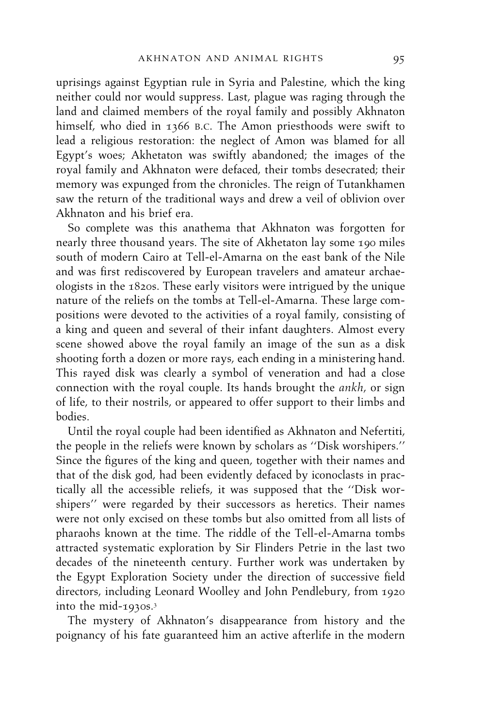uprisings against Egyptian rule in Syria and Palestine, which the king neither could nor would suppress. Last, plague was raging through the land and claimed members of the royal family and possibly Akhnaton himself, who died in 1366 B.C. The Amon priesthoods were swift to lead a religious restoration: the neglect of Amon was blamed for all Egypt's woes; Akhetaton was swiftly abandoned; the images of the royal family and Akhnaton were defaced, their tombs desecrated; their memory was expunged from the chronicles. The reign of Tutankhamen saw the return of the traditional ways and drew a veil of oblivion over Akhnaton and his brief era.

So complete was this anathema that Akhnaton was forgotten for nearly three thousand years. The site of Akhetaton lay some 190 miles south of modern Cairo at Tell-el-Amarna on the east bank of the Nile and was first rediscovered by European travelers and amateur archaeologists in the 1820s. These early visitors were intrigued by the unique nature of the reliefs on the tombs at Tell-el-Amarna. These large compositions were devoted to the activities of a royal family, consisting of a king and queen and several of their infant daughters. Almost every scene showed above the royal family an image of the sun as a disk shooting forth a dozen or more rays, each ending in a ministering hand. This rayed disk was clearly a symbol of veneration and had a close connection with the royal couple. Its hands brought the *ankh*, or sign of life, to their nostrils, or appeared to offer support to their limbs and bodies.

Until the royal couple had been identified as Akhnaton and Nefertiti, the people in the reliefs were known by scholars as "Disk worshipers." Since the figures of the king and queen, together with their names and that of the disk god, had been evidently defaced by iconoclasts in practically all the accessible reliefs, it was supposed that the "Disk worshipers" were regarded by their successors as heretics. Their names were not only excised on these tombs but also omitted from all lists of pharaohs known at the time. The riddle of the Tell-el-Amarna tombs attracted systematic exploration by Sir Flinders Petrie in the last two decades of the nineteenth century. Further work was undertaken by the Egypt Exploration Society under the direction of successive field directors, including Leonard Woolley and John Pendlebury, from 1920 into the mid-1930s.[3]

The mystery of Akhnaton's disappearance from history and the poignancy of his fate guaranteed him an active afterlife in the modern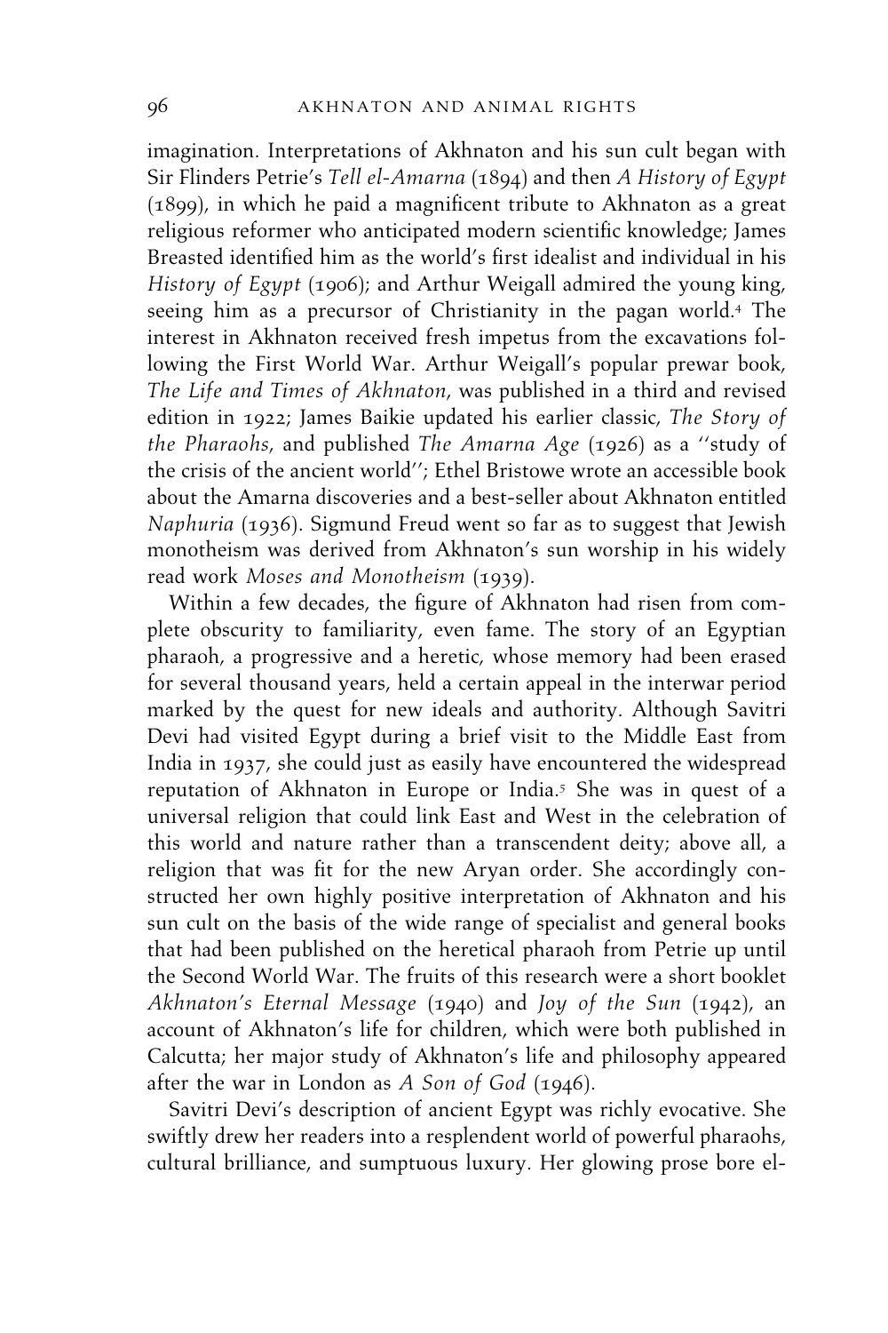imagination. Interpretations of Akhnaton and his sun cult began with Sir Flinders Petrie's *Tell el-Amarna* (1894) and then *A History of Egypt* (1899), in which he paid a magnificent tribute to Akhnaton as a great religious reformer who anticipated modern scientific knowledge; James Breasted identified him as the world's first idealist and individual in his *History of Egypt* (1906); and Arthur Weigall admired the young king, seeing him as a precursor of Christianity in the pagan world.[4] The interest in Akhnaton received fresh impetus from the excavations following the First World War. Arthur Weigall's popular prewar book, *The Life and Times of Akhnaton*, was published in a third and revised edition in 1922; James Baikie updated his earlier classic, *The Story of the Pharaohs*, and published *The Amarna Age* (1926) as a ''study of the crisis of the ancient world''; Ethel Bristowe wrote an accessible book about the Amarna discoveries and a best-seller about Akhnaton entitled *Naphuria* (1936). Sigmund Freud went so far as to suggest that Jewish monotheism was derived from Akhnaton's sun worship in his widely read work *Moses and Monotheism* (1939).

Within a few decades, the figure of Akhnaton had risen from complete obscurity to familiarity, even fame. The story of an Egyptian pharaoh, a progressive and a heretic, whose memory had been erased for several thousand years, held a certain appeal in the interwar period marked by the quest for new ideals and authority. Although Savitri Devi had visited Egypt during a brief visit to the Middle East from India in 1937, she could just as easily have encountered the widespread reputation of Akhnaton in Europe or India.[5] She was in quest of a universal religion that could link East and West in the celebration of this world and nature rather than a transcendent deity; above all, a religion that was fit for the new Aryan order. She accordingly constructed her own highly positive interpretation of Akhnaton and his sun cult on the basis of the wide range of specialist and general books that had been published on the heretical pharaoh from Petrie up until the Second World War. The fruits of this research were a short booklet *Akhnaton's Eternal Message* (1940) and *Joy of the Sun* (1942), an account of Akhnaton's life for children, which were both published in Calcutta; her major study of Akhnaton's life and philosophy appeared after the war in London as *A Son of God* (1946).

Savitri Devi's description of ancient Egypt was richly evocative. She swiftly drew her readers into a resplendent world of powerful pharaohs, cultural brilliance, and sumptuous luxury. Her glowing prose bore el-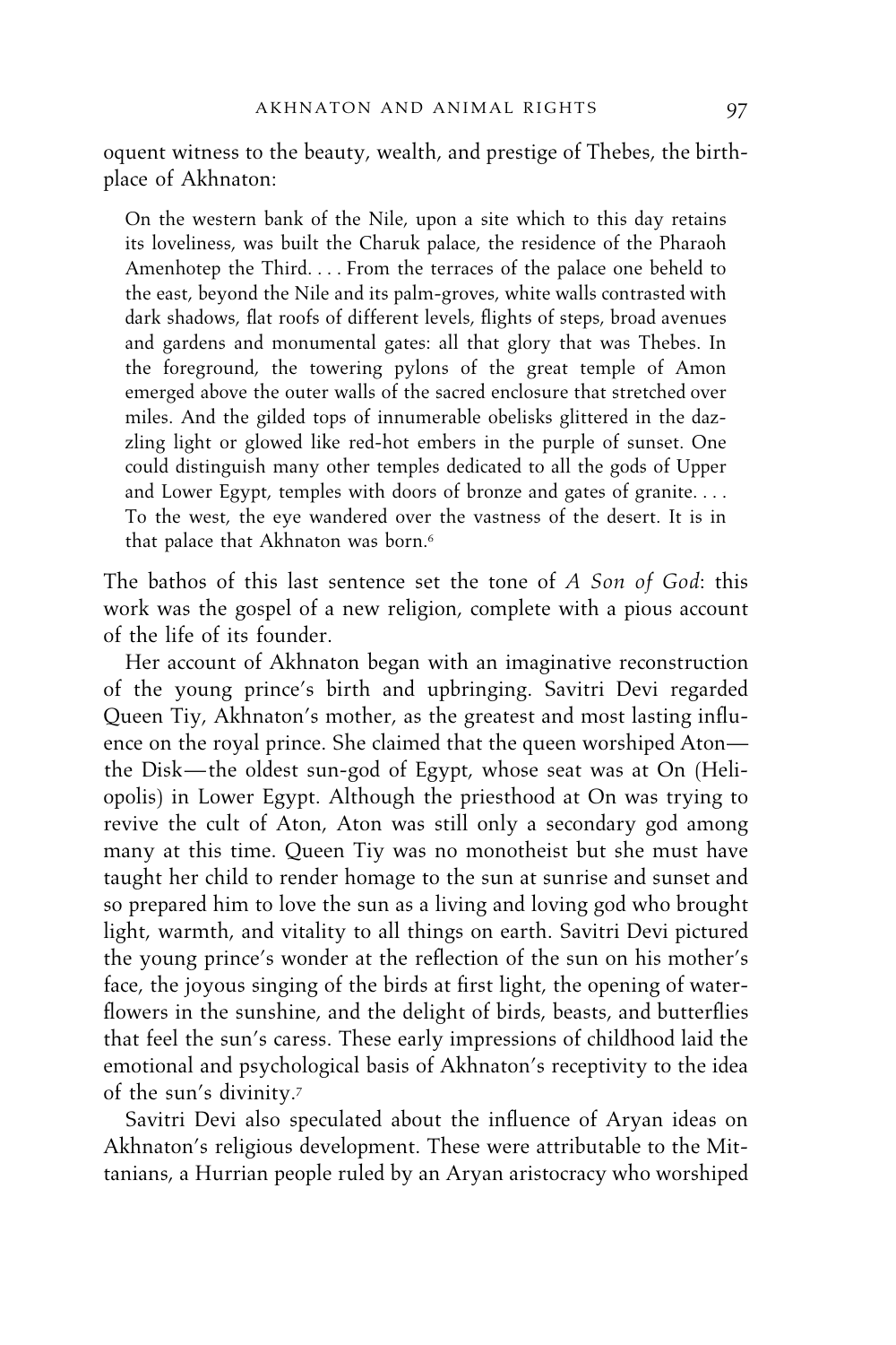oquent witness to the beauty, wealth, and prestige of Thebes, the birthplace of Akhnaton:

> On the western bank of the Nile, upon a site which to this day retains its loveliness, was built the Charuk palace, the residence of the Pharaoh Amenhotep the Third. . . . From the terraces of the palace one beheld to the east, beyond the Nile and its palm-groves, white walls contrasted with dark shadows, flat roofs of different levels, flights of steps, broad avenues and gardens and monumental gates: all that glory that was Thebes. In the foreground, the towering pylons of the great temple of Amon emerged above the outer walls of the sacred enclosure that stretched over miles. And the gilded tops of innumerable obelisks glittered in the dazzling light or glowed like red-hot embers in the purple of sunset. One could distinguish many other temples dedicated to all the gods of Upper and Lower Egypt, temples with doors of bronze and gates of granite. . . . To the west, the eye wandered over the vastness of the desert. It is in that palace that Akhnaton was born.[6]

The bathos of this last sentence set the tone of *A Son of God*: this work was the gospel of a new religion, complete with a pious account of the life of its founder.

Her account of Akhnaton began with an imaginative reconstruction of the young prince's birth and upbringing. Savitri Devi regarded Queen Tiy, Akhnaton's mother, as the greatest and most lasting influence on the royal prince. She claimed that the queen worshiped Aton—the Disk—the oldest sun-god of Egypt, whose seat was at On (Heliopolis) in Lower Egypt. Although the priesthood at On was trying to revive the cult of Aton, Aton was still only a secondary god among many at this time. Queen Tiy was no monotheist but she must have taught her child to render homage to the sun at sunrise and sunset and so prepared him to love the sun as a living and loving god who brought light, warmth, and vitality to all things on earth. Savitri Devi pictured the young prince's wonder at the reflection of the sun on his mother's face, the joyous singing of the birds at first light, the opening of water-flowers in the sunshine, and the delight of birds, beasts, and butterflies that feel the sun's caress. These early impressions of childhood laid the emotional and psychological basis of Akhnaton's receptivity to the idea of the sun's divinity.[7]

Savitri Devi also speculated about the influence of Aryan ideas on Akhnaton's religious development. These were attributable to the Mittanians, a Hurrian people ruled by an Aryan aristocracy who worshiped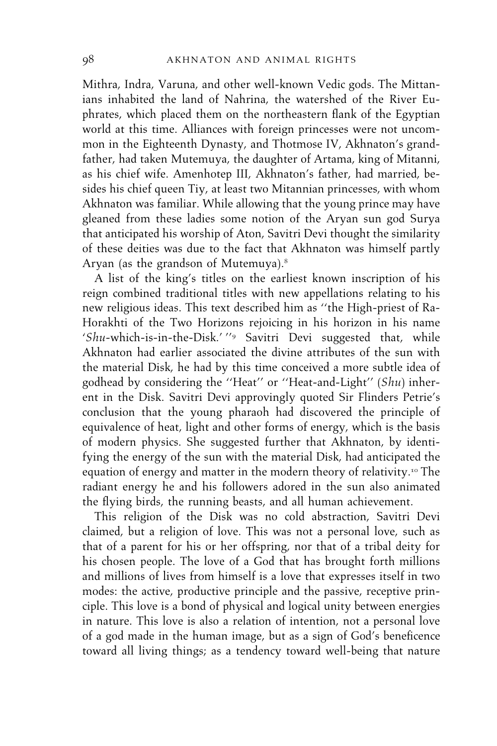Mithra, Indra, Varuna, and other well-known Vedic gods. The Mittanians inhabited the land of Nahrina, the watershed of the River Euphrates, which placed them on the northeastern flank of the Egyptian world at this time. Alliances with foreign princesses were not uncommon in the Eighteenth Dynasty, and Thotmose IV, Akhnaton's grandfather, had taken Mutemuya, the daughter of Artama, king of Mitanni, as his chief wife. Amenhotep III, Akhnaton's father, had married, besides his chief queen Tiy, at least two Mitannian princesses, with whom Akhnaton was familiar. While allowing that the young prince may have gleaned from these ladies some notion of the Aryan sun god Surya that anticipated his worship of Aton, Savitri Devi thought the similarity of these deities was due to the fact that Akhnaton was himself partly Aryan (as the grandson of Mutemuya).[8]

A list of the king's titles on the earliest known inscription of his reign combined traditional titles with new appellations relating to his new religious ideas. This text described him as ''the High-priest of Ra-Horakhti of the Two Horizons rejoicing in his horizon in his name '*Shu*-which-is-in-the-Disk.' ''[9] Savitri Devi suggested that, while Akhnaton had earlier associated the divine attributes of the sun with the material Disk, he had by this time conceived a more subtle idea of godhead by considering the ''Heat'' or ''Heat-and-Light'' (*Shu*) inherent in the Disk. Savitri Devi approvingly quoted Sir Flinders Petrie's conclusion that the young pharaoh had discovered the principle of equivalence of heat, light and other forms of energy, which is the basis of modern physics. She suggested further that Akhnaton, by identifying the energy of the sun with the material Disk, had anticipated the equation of energy and matter in the modern theory of relativity.[10] The radiant energy he and his followers adored in the sun also animated the flying birds, the running beasts, and all human achievement.

This religion of the Disk was no cold abstraction, Savitri Devi claimed, but a religion of love. This was not a personal love, such as that of a parent for his or her offspring, nor that of a tribal deity for his chosen people. The love of a God that has brought forth millions and millions of lives from himself is a love that expresses itself in two modes: the active, productive principle and the passive, receptive principle. This love is a bond of physical and logical unity between energies in nature. This love is also a relation of intention, not a personal love of a god made in the human image, but as a sign of God's beneficence toward all living things; as a tendency toward well-being that nature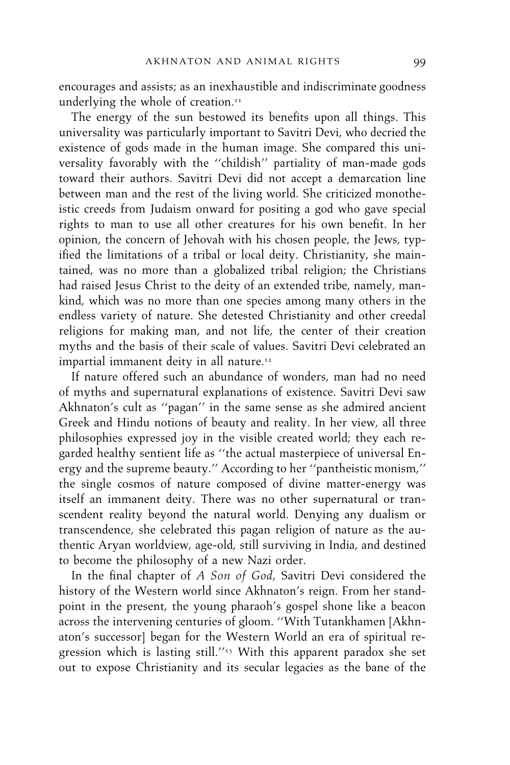encourages and assists; as an inexhaustible and indiscriminate goodness underlying the whole of creation.[11]

The energy of the sun bestowed its benefits upon all things. This universality was particularly important to Savitri Devi, who decried the existence of gods made in the human image. She compared this universality favorably with the ''childish'' partiality of man-made gods toward their authors. Savitri Devi did not accept a demarcation line between man and the rest of the living world. She criticized monotheistic creeds from Judaism onward for positing a god who gave special rights to man to use all other creatures for his own benefit. In her opinion, the concern of Jehovah with his chosen people, the Jews, typified the limitations of a tribal or local deity. Christianity, she maintained, was no more than a globalized tribal religion; the Christians had raised Jesus Christ to the deity of an extended tribe, namely, mankind, which was no more than one species among many others in the endless variety of nature. She detested Christianity and other creedal religions for making man, and not life, the center of their creation myths and the basis of their scale of values. Savitri Devi celebrated an impartial immanent deity in all nature.[12]

If nature offered such an abundance of wonders, man had no need of myths and supernatural explanations of existence. Savitri Devi saw Akhnaton's cult as ''pagan'' in the same sense as she admired ancient Greek and Hindu notions of beauty and reality. In her view, all three philosophies expressed joy in the visible created world; they each regarded healthy sentient life as ''the actual masterpiece of universal Energy and the supreme beauty.'' According to her ''pantheistic monism,'' the single cosmos of nature composed of divine matter-energy was itself an immanent deity. There was no other supernatural or transcendent reality beyond the natural world. Denying any dualism or transcendence, she celebrated this pagan religion of nature as the authentic Aryan worldview, age-old, still surviving in India, and destined to become the philosophy of a new Nazi order.

In the final chapter of *A Son of God*, Savitri Devi considered the history of the Western world since Akhnaton's reign. From her standpoint in the present, the young pharaoh's gospel shone like a beacon across the intervening centuries of gloom. ''With Tutankhamen [Akhnaton's successor] began for the Western World an era of spiritual regression which is lasting still.''[13] With this apparent paradox she set out to expose Christianity and its secular legacies as the bane of the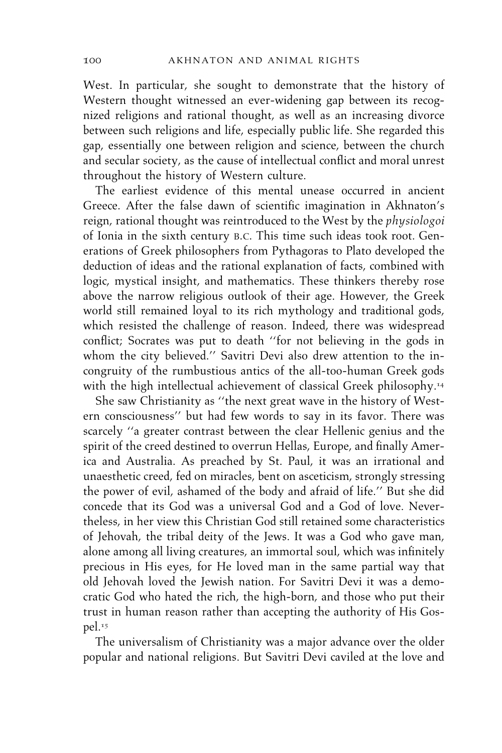West. In particular, she sought to demonstrate that the history of Western thought witnessed an ever-widening gap between its recognized religions and rational thought, as well as an increasing divorce between such religions and life, especially public life. She regarded this gap, essentially one between religion and science, between the church and secular society, as the cause of intellectual conflict and moral unrest throughout the history of Western culture.

The earliest evidence of this mental unease occurred in ancient Greece. After the false dawn of scientific imagination in Akhnaton's reign, rational thought was reintroduced to the West by the *physiologoi* of Ionia in the sixth century B.C. This time such ideas took root. Generations of Greek philosophers from Pythagoras to Plato developed the deduction of ideas and the rational explanation of facts, combined with logic, mystical insight, and mathematics. These thinkers thereby rose above the narrow religious outlook of their age. However, the Greek world still remained loyal to its rich mythology and traditional gods, which resisted the challenge of reason. Indeed, there was widespread conflict; Socrates was put to death "for not believing in the gods in whom the city believed." Savitri Devi also drew attention to the incongruity of the rumbustious antics of the all-too-human Greek gods with the high intellectual achievement of classical Greek philosophy.[14]

She saw Christianity as "the next great wave in the history of Western consciousness" but had few words to say in its favor. There was scarcely "a greater contrast between the clear Hellenic genius and the spirit of the creed destined to overrun Hellas, Europe, and finally America and Australia. As preached by St. Paul, it was an irrational and unaesthetic creed, fed on miracles, bent on asceticism, strongly stressing the power of evil, ashamed of the body and afraid of life." But she did concede that its God was a universal God and a God of love. Nevertheless, in her view this Christian God still retained some characteristics of Jehovah, the tribal deity of the Jews. It was a God who gave man, alone among all living creatures, an immortal soul, which was infinitely precious in His eyes, for He loved man in the same partial way that old Jehovah loved the Jewish nation. For Savitri Devi it was a democratic God who hated the rich, the high-born, and those who put their trust in human reason rather than accepting the authority of His Gospel.[15]

The universalism of Christianity was a major advance over the older popular and national religions. But Savitri Devi caviled at the love and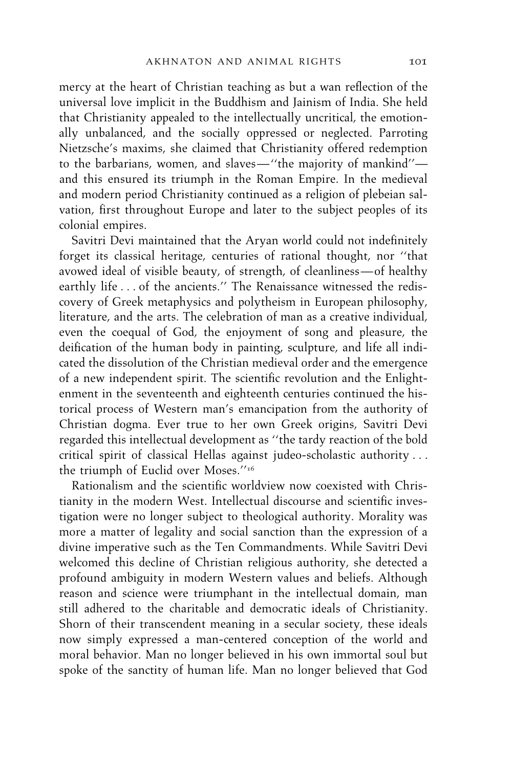mercy at the heart of Christian teaching as but a wan reflection of the universal love implicit in the Buddhism and Jainism of India. She held that Christianity appealed to the intellectually uncritical, the emotionally unbalanced, and the socially oppressed or neglected. Parroting Nietzsche's maxims, she claimed that Christianity offered redemption to the barbarians, women, and slaves—''the majority of mankind''—and this ensured its triumph in the Roman Empire. In the medieval and modern period Christianity continued as a religion of plebeian salvation, first throughout Europe and later to the subject peoples of its colonial empires.

Savitri Devi maintained that the Aryan world could not indefinitely forget its classical heritage, centuries of rational thought, nor ''that avowed ideal of visible beauty, of strength, of cleanliness—of healthy earthly life . . . of the ancients.'' The Renaissance witnessed the rediscovery of Greek metaphysics and polytheism in European philosophy, literature, and the arts. The celebration of man as a creative individual, even the coequal of God, the enjoyment of song and pleasure, the deification of the human body in painting, sculpture, and life all indicated the dissolution of the Christian medieval order and the emergence of a new independent spirit. The scientific revolution and the Enlightenment in the seventeenth and eighteenth centuries continued the historical process of Western man's emancipation from the authority of Christian dogma. Ever true to her own Greek origins, Savitri Devi regarded this intellectual development as ''the tardy reaction of the bold critical spirit of classical Hellas against judeo-scholastic authority . . . the triumph of Euclid over Moses.''[16]

Rationalism and the scientific worldview now coexisted with Christianity in the modern West. Intellectual discourse and scientific investigation were no longer subject to theological authority. Morality was more a matter of legality and social sanction than the expression of a divine imperative such as the Ten Commandments. While Savitri Devi welcomed this decline of Christian religious authority, she detected a profound ambiguity in modern Western values and beliefs. Although reason and science were triumphant in the intellectual domain, man still adhered to the charitable and democratic ideals of Christianity. Shorn of their transcendent meaning in a secular society, these ideals now simply expressed a man-centered conception of the world and moral behavior. Man no longer believed in his own immortal soul but spoke of the sanctity of human life. Man no longer believed that God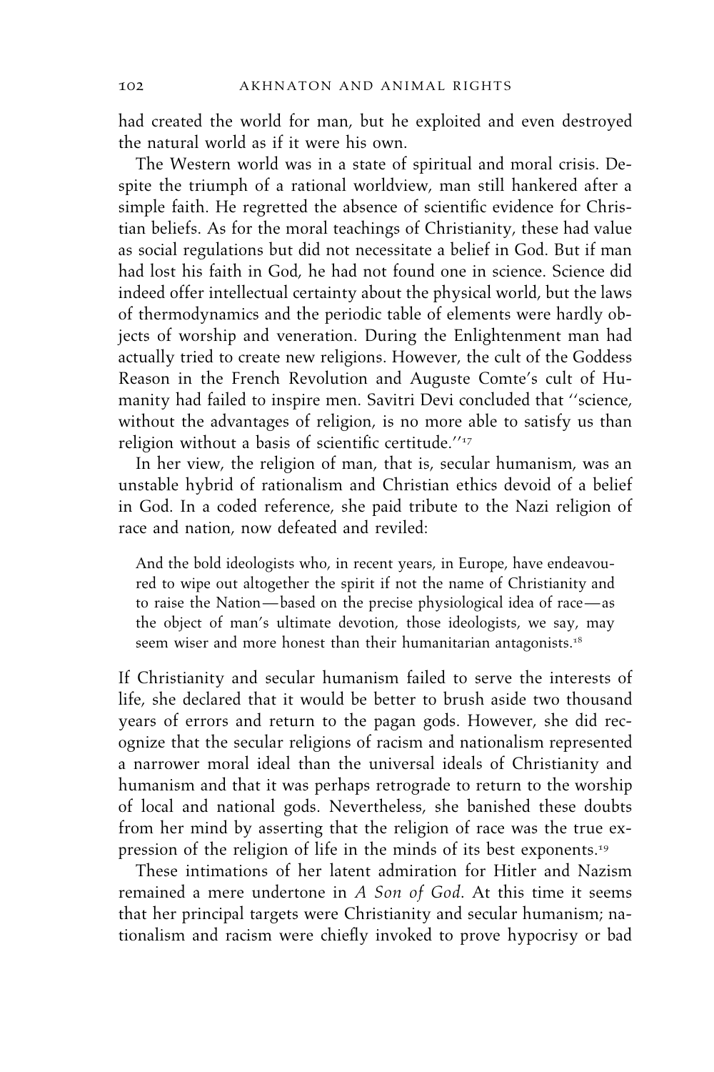had created the world for man, but he exploited and even destroyed the natural world as if it were his own.

The Western world was in a state of spiritual and moral crisis. Despite the triumph of a rational worldview, man still hankered after a simple faith. He regretted the absence of scientific evidence for Christian beliefs. As for the moral teachings of Christianity, these had value as social regulations but did not necessitate a belief in God. But if man had lost his faith in God, he had not found one in science. Science did indeed offer intellectual certainty about the physical world, but the laws of thermodynamics and the periodic table of elements were hardly objects of worship and veneration. During the Enlightenment man had actually tried to create new religions. However, the cult of the Goddess Reason in the French Revolution and Auguste Comte's cult of Humanity had failed to inspire men. Savitri Devi concluded that ''science, without the advantages of religion, is no more able to satisfy us than religion without a basis of scientific certitude.''[17]

In her view, the religion of man, that is, secular humanism, was an unstable hybrid of rationalism and Christian ethics devoid of a belief in God. In a coded reference, she paid tribute to the Nazi religion of race and nation, now defeated and reviled:

> And the bold ideologists who, in recent years, in Europe, have endeavoured to wipe out altogether the spirit if not the name of Christianity and to raise the Nation—based on the precise physiological idea of race—as the object of man's ultimate devotion, those ideologists, we say, may seem wiser and more honest than their humanitarian antagonists.[18]

If Christianity and secular humanism failed to serve the interests of life, she declared that it would be better to brush aside two thousand years of errors and return to the pagan gods. However, she did recognize that the secular religions of racism and nationalism represented a narrower moral ideal than the universal ideals of Christianity and humanism and that it was perhaps retrograde to return to the worship of local and national gods. Nevertheless, she banished these doubts from her mind by asserting that the religion of race was the true expression of the religion of life in the minds of its best exponents.[19]

These intimations of her latent admiration for Hitler and Nazism remained a mere undertone in *A Son of God*. At this time it seems that her principal targets were Christianity and secular humanism; nationalism and racism were chiefly invoked to prove hypocrisy or bad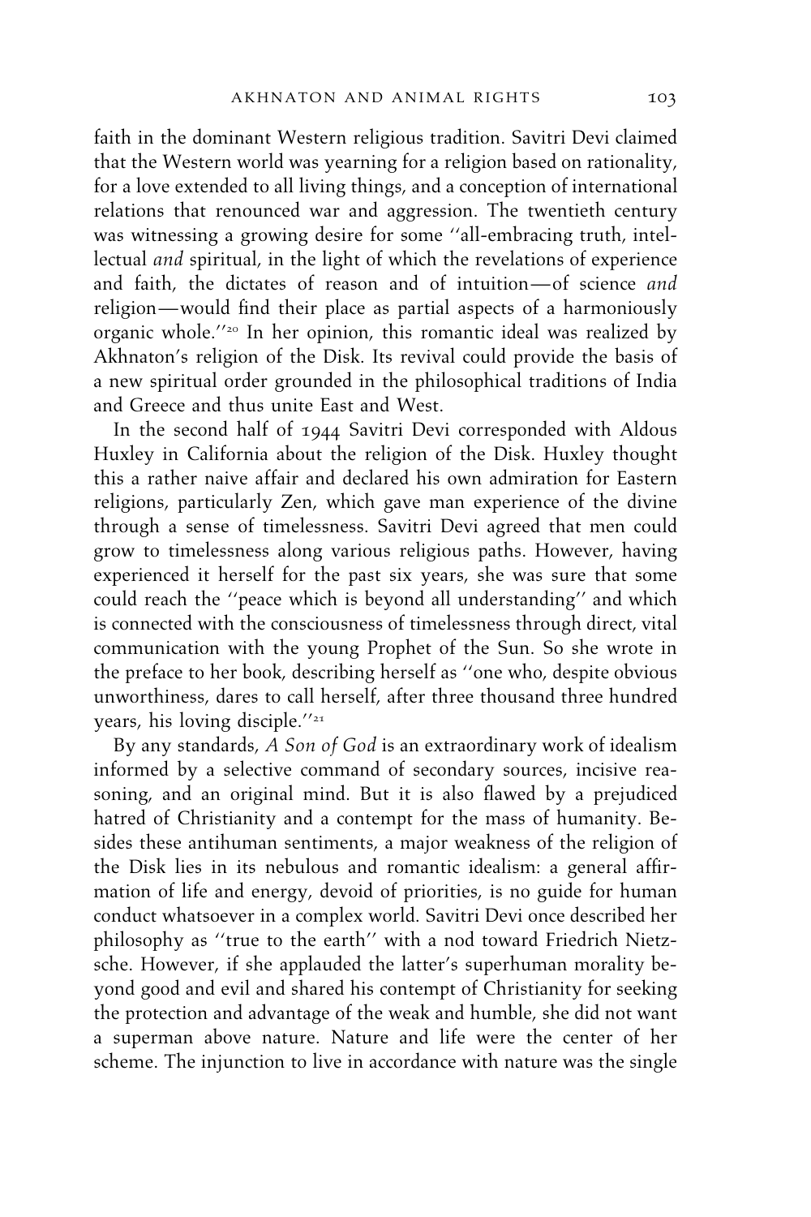faith in the dominant Western religious tradition. Savitri Devi claimed that the Western world was yearning for a religion based on rationality, for a love extended to all living things, and a conception of international relations that renounced war and aggression. The twentieth century was witnessing a growing desire for some ''all-embracing truth, intellectual *and* spiritual, in the light of which the revelations of experience and faith, the dictates of reason and of intuition—of science *and* religion—would find their place as partial aspects of a harmoniously organic whole.''[20] In her opinion, this romantic ideal was realized by Akhnaton's religion of the Disk. Its revival could provide the basis of a new spiritual order grounded in the philosophical traditions of India and Greece and thus unite East and West.

In the second half of 1944 Savitri Devi corresponded with Aldous Huxley in California about the religion of the Disk. Huxley thought this a rather naive affair and declared his own admiration for Eastern religions, particularly Zen, which gave man experience of the divine through a sense of timelessness. Savitri Devi agreed that men could grow to timelessness along various religious paths. However, having experienced it herself for the past six years, she was sure that some could reach the ''peace which is beyond all understanding'' and which is connected with the consciousness of timelessness through direct, vital communication with the young Prophet of the Sun. So she wrote in the preface to her book, describing herself as ''one who, despite obvious unworthiness, dares to call herself, after three thousand three hundred years, his loving disciple.''[21]

By any standards, *A Son of God* is an extraordinary work of idealism informed by a selective command of secondary sources, incisive reasoning, and an original mind. But it is also flawed by a prejudiced hatred of Christianity and a contempt for the mass of humanity. Besides these antihuman sentiments, a major weakness of the religion of the Disk lies in its nebulous and romantic idealism: a general affirmation of life and energy, devoid of priorities, is no guide for human conduct whatsoever in a complex world. Savitri Devi once described her philosophy as ''true to the earth'' with a nod toward Friedrich Nietzsche. However, if she applauded the latter's superhuman morality beyond good and evil and shared his contempt of Christianity for seeking the protection and advantage of the weak and humble, she did not want a superman above nature. Nature and life were the center of her scheme. The injunction to live in accordance with nature was the single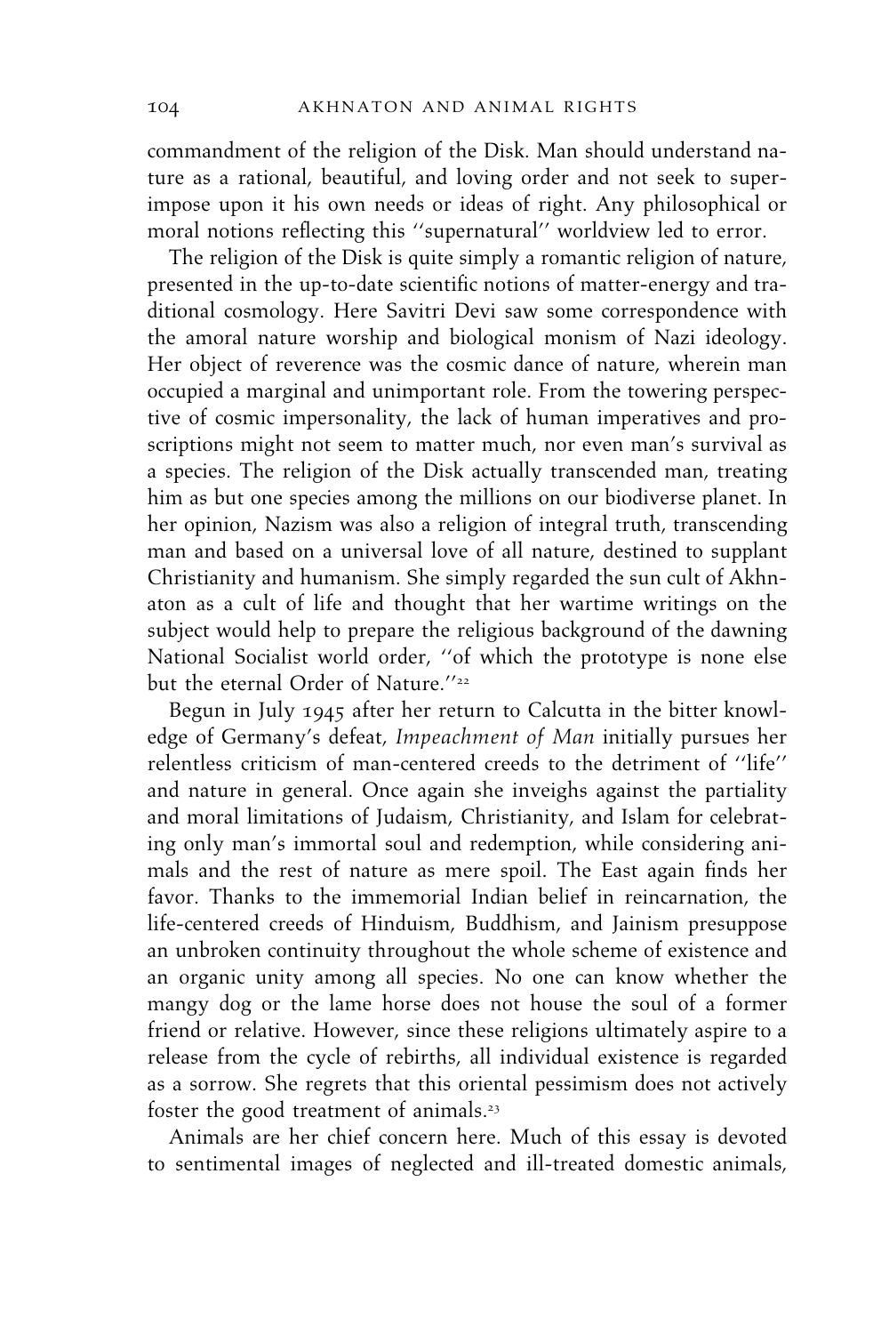commandment of the religion of the Disk. Man should understand nature as a rational, beautiful, and loving order and not seek to superimpose upon it his own needs or ideas of right. Any philosophical or moral notions reflecting this ''supernatural'' worldview led to error.

The religion of the Disk is quite simply a romantic religion of nature, presented in the up-to-date scientific notions of matter-energy and traditional cosmology. Here Savitri Devi saw some correspondence with the amoral nature worship and biological monism of Nazi ideology. Her object of reverence was the cosmic dance of nature, wherein man occupied a marginal and unimportant role. From the towering perspective of cosmic impersonality, the lack of human imperatives and proscriptions might not seem to matter much, nor even man's survival as a species. The religion of the Disk actually transcended man, treating him as but one species among the millions on our biodiverse planet. In her opinion, Nazism was also a religion of integral truth, transcending man and based on a universal love of all nature, destined to supplant Christianity and humanism. She simply regarded the sun cult of Akhnaton as a cult of life and thought that her wartime writings on the subject would help to prepare the religious background of the dawning National Socialist world order, ''of which the prototype is none else but the eternal Order of Nature.''[22]

Begun in July 1945 after her return to Calcutta in the bitter knowledge of Germany's defeat, *Impeachment of Man* initially pursues her relentless criticism of man-centered creeds to the detriment of ''life'' and nature in general. Once again she inveighs against the partiality and moral limitations of Judaism, Christianity, and Islam for celebrating only man's immortal soul and redemption, while considering animals and the rest of nature as mere spoil. The East again finds her favor. Thanks to the immemorial Indian belief in reincarnation, the life-centered creeds of Hinduism, Buddhism, and Jainism presuppose an unbroken continuity throughout the whole scheme of existence and an organic unity among all species. No one can know whether the mangy dog or the lame horse does not house the soul of a former friend or relative. However, since these religions ultimately aspire to a release from the cycle of rebirths, all individual existence is regarded as a sorrow. She regrets that this oriental pessimism does not actively foster the good treatment of animals.[23]

Animals are her chief concern here. Much of this essay is devoted to sentimental images of neglected and ill-treated domestic animals,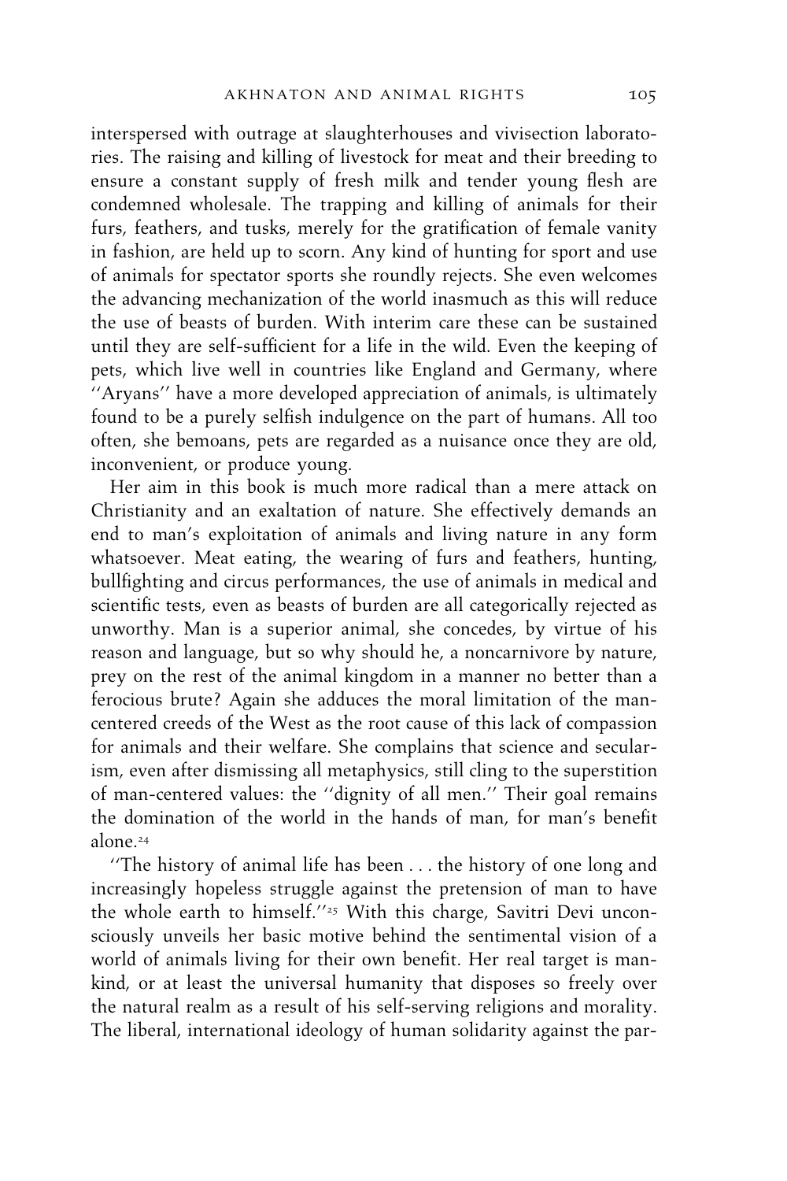interspersed with outrage at slaughterhouses and vivisection laboratories. The raising and killing of livestock for meat and their breeding to ensure a constant supply of fresh milk and tender young flesh are condemned wholesale. The trapping and killing of animals for their furs, feathers, and tusks, merely for the gratification of female vanity in fashion, are held up to scorn. Any kind of hunting for sport and use of animals for spectator sports she roundly rejects. She even welcomes the advancing mechanization of the world inasmuch as this will reduce the use of beasts of burden. With interim care these can be sustained until they are self-sufficient for a life in the wild. Even the keeping of pets, which live well in countries like England and Germany, where ''Aryans'' have a more developed appreciation of animals, is ultimately found to be a purely selfish indulgence on the part of humans. All too often, she bemoans, pets are regarded as a nuisance once they are old, inconvenient, or produce young.

Her aim in this book is much more radical than a mere attack on Christianity and an exaltation of nature. She effectively demands an end to man's exploitation of animals and living nature in any form whatsoever. Meat eating, the wearing of furs and feathers, hunting, bullfighting and circus performances, the use of animals in medical and scientific tests, even as beasts of burden are all categorically rejected as unworthy. Man is a superior animal, she concedes, by virtue of his reason and language, but so why should he, a noncarnivore by nature, prey on the rest of the animal kingdom in a manner no better than a ferocious brute? Again she adduces the moral limitation of the man-centered creeds of the West as the root cause of this lack of compassion for animals and their welfare. She complains that science and secularism, even after dismissing all metaphysics, still cling to the superstition of man-centered values: the ''dignity of all men.'' Their goal remains the domination of the world in the hands of man, for man's benefit alone.[24]

''The history of animal life has been . . . the history of one long and increasingly hopeless struggle against the pretension of man to have the whole earth to himself.''[25] With this charge, Savitri Devi unconsciously unveils her basic motive behind the sentimental vision of a world of animals living for their own benefit. Her real target is mankind, or at least the universal humanity that disposes so freely over the natural realm as a result of his self-serving religions and morality. The liberal, international ideology of human solidarity against the par-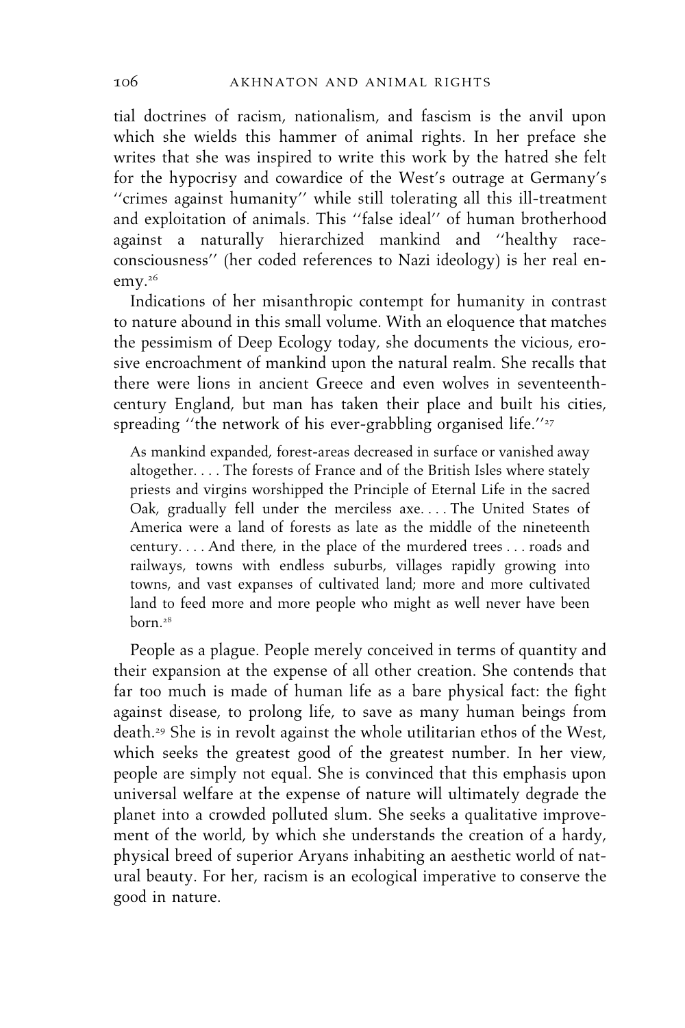tial doctrines of racism, nationalism, and fascism is the anvil upon which she wields this hammer of animal rights. In her preface she writes that she was inspired to write this work by the hatred she felt for the hypocrisy and cowardice of the West's outrage at Germany's ''crimes against humanity'' while still tolerating all this ill-treatment and exploitation of animals. This ''false ideal'' of human brotherhood against a naturally hierarchized mankind and ''healthy race-consciousness'' (her coded references to Nazi ideology) is her real enemy.[26]

Indications of her misanthropic contempt for humanity in contrast to nature abound in this small volume. With an eloquence that matches the pessimism of Deep Ecology today, she documents the vicious, erosive encroachment of mankind upon the natural realm. She recalls that there were lions in ancient Greece and even wolves in seventeenth-century England, but man has taken their place and built his cities, spreading ''the network of his ever-grabbling organised life.''[27]

> As mankind expanded, forest-areas decreased in surface or vanished away altogether. . . . The forests of France and of the British Isles where stately priests and virgins worshipped the Principle of Eternal Life in the sacred Oak, gradually fell under the merciless axe. . . . The United States of America were a land of forests as late as the middle of the nineteenth century. . . . And there, in the place of the murdered trees . . . roads and railways, towns with endless suburbs, villages rapidly growing into towns, and vast expanses of cultivated land; more and more cultivated land to feed more and more people who might as well never have been born.[28]

People as a plague. People merely conceived in terms of quantity and their expansion at the expense of all other creation. She contends that far too much is made of human life as a bare physical fact: the fight against disease, to prolong life, to save as many human beings from death.[29] She is in revolt against the whole utilitarian ethos of the West, which seeks the greatest good of the greatest number. In her view, people are simply not equal. She is convinced that this emphasis upon universal welfare at the expense of nature will ultimately degrade the planet into a crowded polluted slum. She seeks a qualitative improvement of the world, by which she understands the creation of a hardy, physical breed of superior Aryans inhabiting an aesthetic world of natural beauty. For her, racism is an ecological imperative to conserve the good in nature.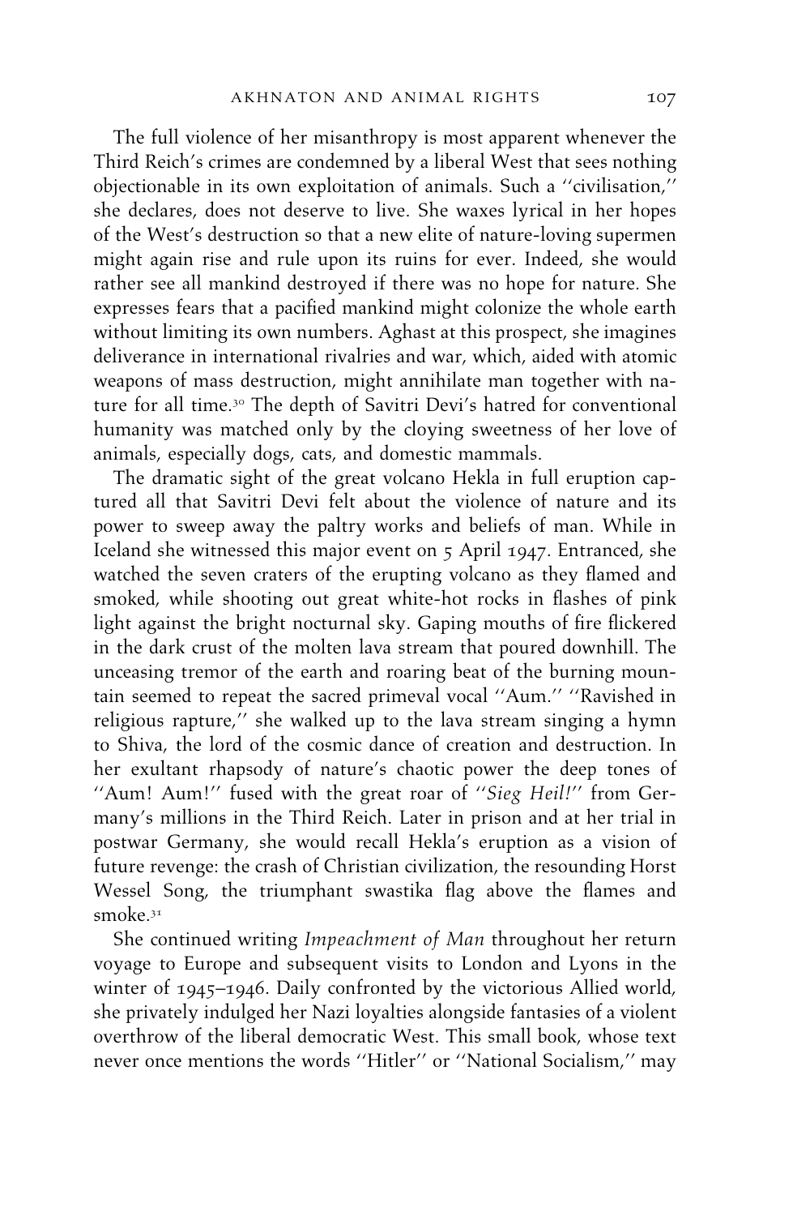The full violence of her misanthropy is most apparent whenever the Third Reich's crimes are condemned by a liberal West that sees nothing objectionable in its own exploitation of animals. Such a ''civilisation,'' she declares, does not deserve to live. She waxes lyrical in her hopes of the West's destruction so that a new elite of nature-loving supermen might again rise and rule upon its ruins for ever. Indeed, she would rather see all mankind destroyed if there was no hope for nature. She expresses fears that a pacified mankind might colonize the whole earth without limiting its own numbers. Aghast at this prospect, she imagines deliverance in international rivalries and war, which, aided with atomic weapons of mass destruction, might annihilate man together with nature for all time.[30] The depth of Savitri Devi's hatred for conventional humanity was matched only by the cloying sweetness of her love of animals, especially dogs, cats, and domestic mammals.

The dramatic sight of the great volcano Hekla in full eruption captured all that Savitri Devi felt about the violence of nature and its power to sweep away the paltry works and beliefs of man. While in Iceland she witnessed this major event on 5 April 1947. Entranced, she watched the seven craters of the erupting volcano as they flamed and smoked, while shooting out great white-hot rocks in flashes of pink light against the bright nocturnal sky. Gaping mouths of fire flickered in the dark crust of the molten lava stream that poured downhill. The unceasing tremor of the earth and roaring beat of the burning mountain seemed to repeat the sacred primeval vocal ''Aum.'' ''Ravished in religious rapture,'' she walked up to the lava stream singing a hymn to Shiva, the lord of the cosmic dance of creation and destruction. In her exultant rhapsody of nature's chaotic power the deep tones of ''Aum! Aum!'' fused with the great roar of ''*Sieg Heil!*'' from Germany's millions in the Third Reich. Later in prison and at her trial in postwar Germany, she would recall Hekla's eruption as a vision of future revenge: the crash of Christian civilization, the resounding Horst Wessel Song, the triumphant swastika flag above the flames and smoke.[31]

She continued writing *Impeachment of Man* throughout her return voyage to Europe and subsequent visits to London and Lyons in the winter of 1945–1946. Daily confronted by the victorious Allied world, she privately indulged her Nazi loyalties alongside fantasies of a violent overthrow of the liberal democratic West. This small book, whose text never once mentions the words ''Hitler'' or ''National Socialism,'' may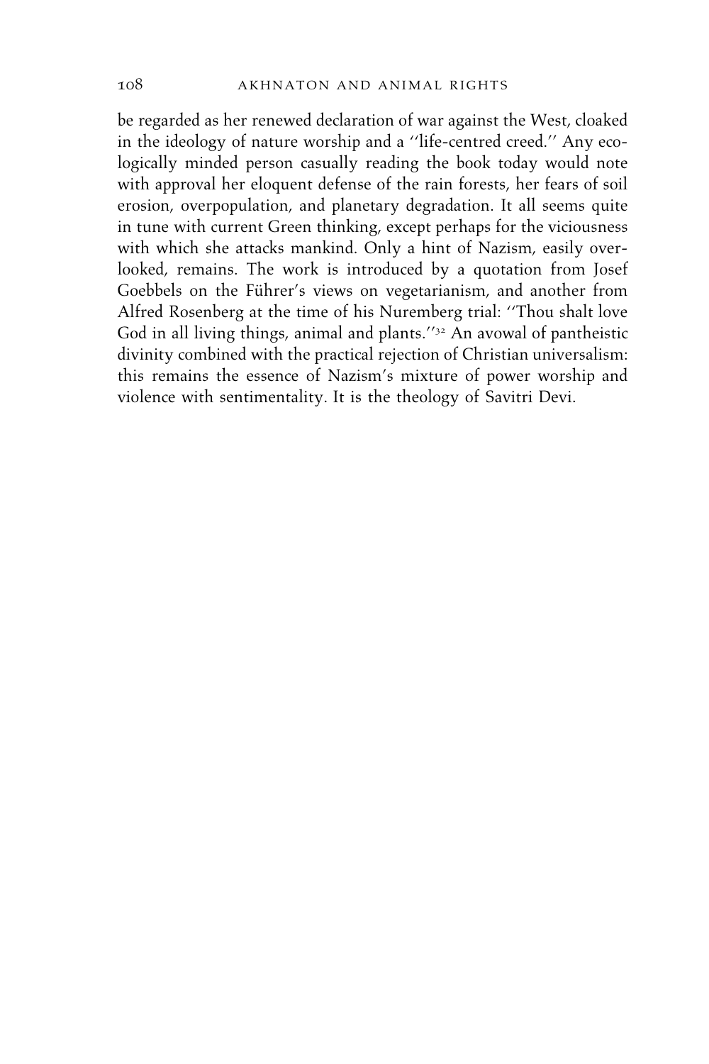be regarded as her renewed declaration of war against the West, cloaked in the ideology of nature worship and a ''life-centred creed.'' Any ecologically minded person casually reading the book today would note with approval her eloquent defense of the rain forests, her fears of soil erosion, overpopulation, and planetary degradation. It all seems quite in tune with current Green thinking, except perhaps for the viciousness with which she attacks mankind. Only a hint of Nazism, easily overlooked, remains. The work is introduced by a quotation from Josef Goebbels on the Führer's views on vegetarianism, and another from Alfred Rosenberg at the time of his Nuremberg trial: ''Thou shalt love God in all living things, animal and plants.''[32] An avowal of pantheistic divinity combined with the practical rejection of Christian universalism: this remains the essence of Nazism's mixture of power worship and violence with sentimentality. It is the theology of Savitri Devi.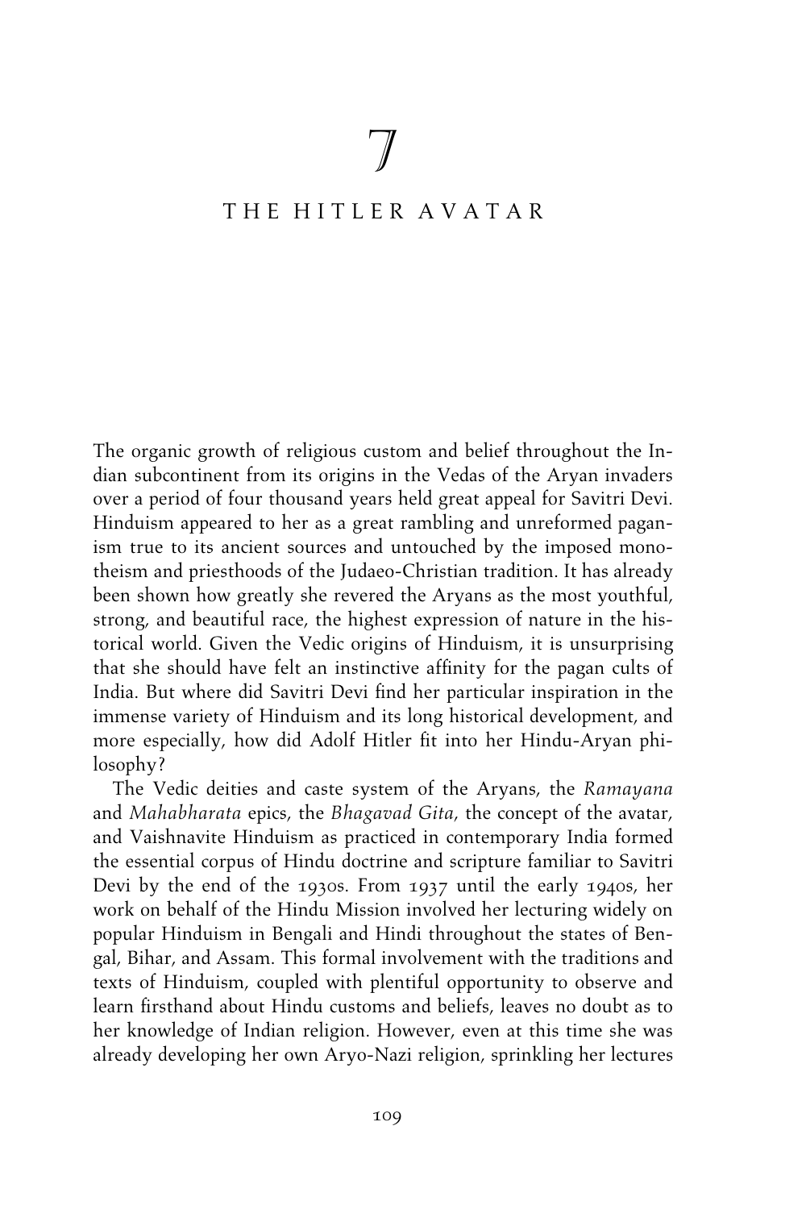# 7

# THE HITLER AVATAR

The organic growth of religious custom and belief throughout the Indian subcontinent from its origins in the Vedas of the Aryan invaders over a period of four thousand years held great appeal for Savitri Devi. Hinduism appeared to her as a great rambling and unreformed paganism true to its ancient sources and untouched by the imposed monotheism and priesthoods of the Judaeo-Christian tradition. It has already been shown how greatly she revered the Aryans as the most youthful, strong, and beautiful race, the highest expression of nature in the historical world. Given the Vedic origins of Hinduism, it is unsurprising that she should have felt an instinctive affinity for the pagan cults of India. But where did Savitri Devi find her particular inspiration in the immense variety of Hinduism and its long historical development, and more especially, how did Adolf Hitler fit into her Hindu-Aryan philosophy?

The Vedic deities and caste system of the Aryans, the *Ramayana* and *Mahabharata* epics, the *Bhagavad Gita*, the concept of the avatar, and Vaishnavite Hinduism as practiced in contemporary India formed the essential corpus of Hindu doctrine and scripture familiar to Savitri Devi by the end of the 1930s. From 1937 until the early 1940s, her work on behalf of the Hindu Mission involved her lecturing widely on popular Hinduism in Bengali and Hindi throughout the states of Bengal, Bihar, and Assam. This formal involvement with the traditions and texts of Hinduism, coupled with plentiful opportunity to observe and learn firsthand about Hindu customs and beliefs, leaves no doubt as to her knowledge of Indian religion. However, even at this time she was already developing her own Aryo-Nazi religion, sprinkling her lectures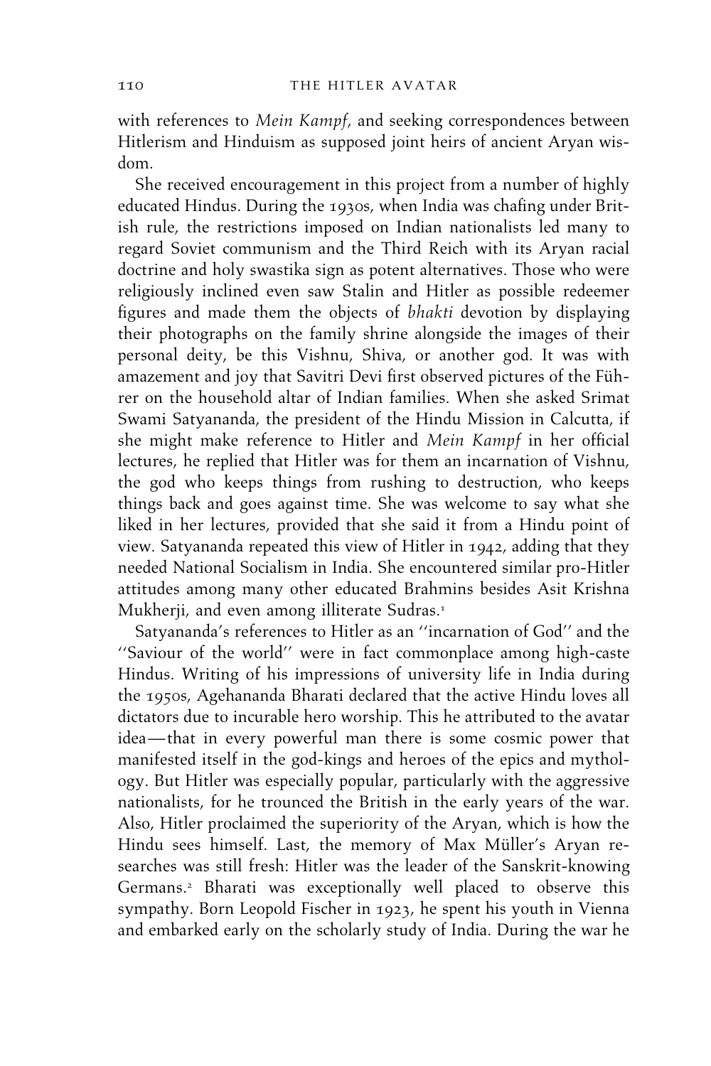with references to *Mein Kampf*, and seeking correspondences between Hitlerism and Hinduism as supposed joint heirs of ancient Aryan wisdom.

She received encouragement in this project from a number of highly educated Hindus. During the 1930s, when India was chafing under British rule, the restrictions imposed on Indian nationalists led many to regard Soviet communism and the Third Reich with its Aryan racial doctrine and holy swastika sign as potent alternatives. Those who were religiously inclined even saw Stalin and Hitler as possible redeemer figures and made them the objects of *bhakti* devotion by displaying their photographs on the family shrine alongside the images of their personal deity, be this Vishnu, Shiva, or another god. It was with amazement and joy that Savitri Devi first observed pictures of the Führer on the household altar of Indian families. When she asked Srimat Swami Satyananda, the president of the Hindu Mission in Calcutta, if she might make reference to Hitler and *Mein Kampf* in her official lectures, he replied that Hitler was for them an incarnation of Vishnu, the god who keeps things from rushing to destruction, who keeps things back and goes against time. She was welcome to say what she liked in her lectures, provided that she said it from a Hindu point of view. Satyananda repeated this view of Hitler in 1942, adding that they needed National Socialism in India. She encountered similar pro-Hitler attitudes among many other educated Brahmins besides Asit Krishna Mukherji, and even among illiterate Sudras.[1]

Satyananda's references to Hitler as an ''incarnation of God'' and the ''Saviour of the world'' were in fact commonplace among high-caste Hindus. Writing of his impressions of university life in India during the 1950s, Agehananda Bharati declared that the active Hindu loves all dictators due to incurable hero worship. This he attributed to the avatar idea—that in every powerful man there is some cosmic power that manifested itself in the god-kings and heroes of the epics and mythology. But Hitler was especially popular, particularly with the aggressive nationalists, for he trounced the British in the early years of the war. Also, Hitler proclaimed the superiority of the Aryan, which is how the Hindu sees himself. Last, the memory of Max Müller's Aryan researches was still fresh: Hitler was the leader of the Sanskrit-knowing Germans.[2] Bharati was exceptionally well placed to observe this sympathy. Born Leopold Fischer in 1923, he spent his youth in Vienna and embarked early on the scholarly study of India. During the war he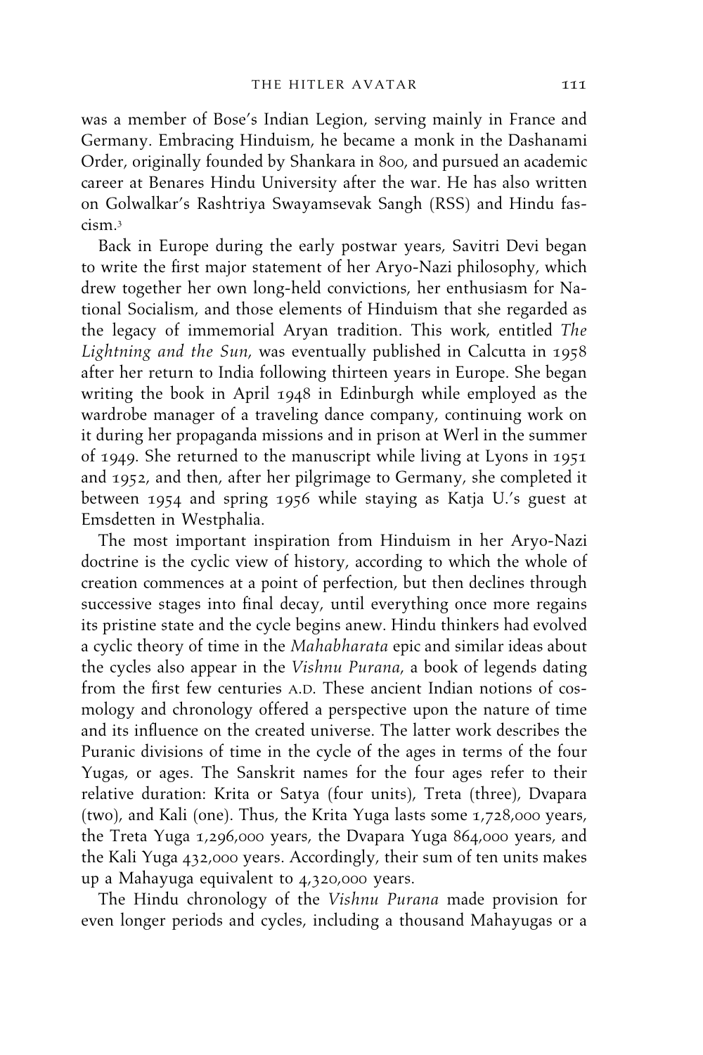was a member of Bose's Indian Legion, serving mainly in France and Germany. Embracing Hinduism, he became a monk in the Dashanami Order, originally founded by Shankara in 800, and pursued an academic career at Benares Hindu University after the war. He has also written on Golwalkar's Rashtriya Swayamsevak Sangh (RSS) and Hindu fascism.[3]

Back in Europe during the early postwar years, Savitri Devi began to write the first major statement of her Aryo-Nazi philosophy, which drew together her own long-held convictions, her enthusiasm for National Socialism, and those elements of Hinduism that she regarded as the legacy of immemorial Aryan tradition. This work, entitled *The Lightning and the Sun*, was eventually published in Calcutta in 1958 after her return to India following thirteen years in Europe. She began writing the book in April 1948 in Edinburgh while employed as the wardrobe manager of a traveling dance company, continuing work on it during her propaganda missions and in prison at Werl in the summer of 1949. She returned to the manuscript while living at Lyons in 1951 and 1952, and then, after her pilgrimage to Germany, she completed it between 1954 and spring 1956 while staying as Katja U.'s guest at Emsdetten in Westphalia.

The most important inspiration from Hinduism in her Aryo-Nazi doctrine is the cyclic view of history, according to which the whole of creation commences at a point of perfection, but then declines through successive stages into final decay, until everything once more regains its pristine state and the cycle begins anew. Hindu thinkers had evolved a cyclic theory of time in the *Mahabharata* epic and similar ideas about the cycles also appear in the *Vishnu Purana*, a book of legends dating from the first few centuries A.D. These ancient Indian notions of cosmology and chronology offered a perspective upon the nature of time and its influence on the created universe. The latter work describes the Puranic divisions of time in the cycle of the ages in terms of the four Yugas, or ages. The Sanskrit names for the four ages refer to their relative duration: Krita or Satya (four units), Treta (three), Dvapara (two), and Kali (one). Thus, the Krita Yuga lasts some 1,728,000 years, the Treta Yuga 1,296,000 years, the Dvapara Yuga 864,000 years, and the Kali Yuga 432,000 years. Accordingly, their sum of ten units makes up a Mahayuga equivalent to 4,320,000 years.

The Hindu chronology of the *Vishnu Purana* made provision for even longer periods and cycles, including a thousand Mahayugas or a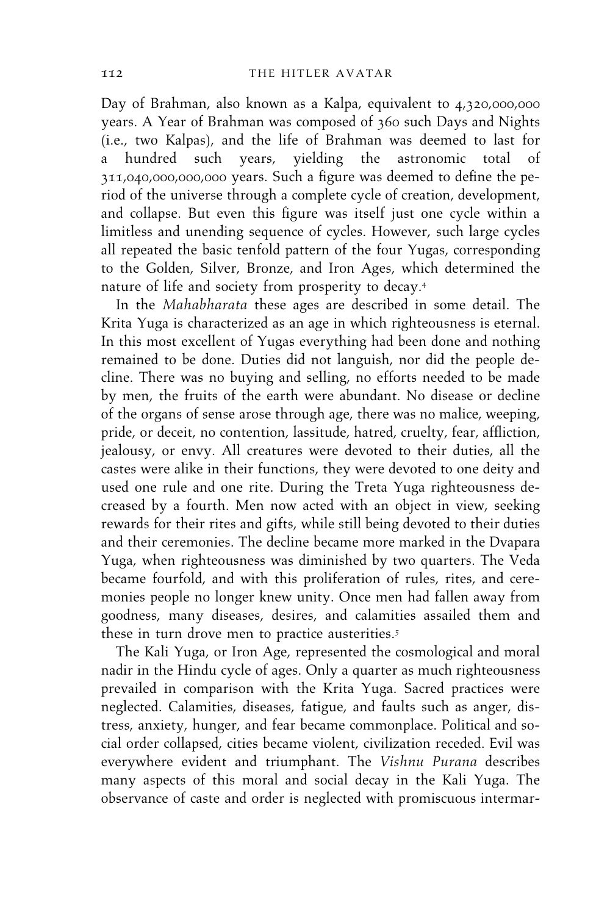Day of Brahman, also known as a Kalpa, equivalent to 4,320,000,000 years. A Year of Brahman was composed of 360 such Days and Nights (i.e., two Kalpas), and the life of Brahman was deemed to last for a hundred such years, yielding the astronomic total of 311,040,000,000,000 years. Such a figure was deemed to define the period of the universe through a complete cycle of creation, development, and collapse. But even this figure was itself just one cycle within a limitless and unending sequence of cycles. However, such large cycles all repeated the basic tenfold pattern of the four Yugas, corresponding to the Golden, Silver, Bronze, and Iron Ages, which determined the nature of life and society from prosperity to decay.[4]

In the *Mahabharata* these ages are described in some detail. The Krita Yuga is characterized as an age in which righteousness is eternal. In this most excellent of Yugas everything had been done and nothing remained to be done. Duties did not languish, nor did the people decline. There was no buying and selling, no efforts needed to be made by men, the fruits of the earth were abundant. No disease or decline of the organs of sense arose through age, there was no malice, weeping, pride, or deceit, no contention, lassitude, hatred, cruelty, fear, affliction, jealousy, or envy. All creatures were devoted to their duties, all the castes were alike in their functions, they were devoted to one deity and used one rule and one rite. During the Treta Yuga righteousness decreased by a fourth. Men now acted with an object in view, seeking rewards for their rites and gifts, while still being devoted to their duties and their ceremonies. The decline became more marked in the Dvapara Yuga, when righteousness was diminished by two quarters. The Veda became fourfold, and with this proliferation of rules, rites, and ceremonies people no longer knew unity. Once men had fallen away from goodness, many diseases, desires, and calamities assailed them and these in turn drove men to practice austerities.[5]

The Kali Yuga, or Iron Age, represented the cosmological and moral nadir in the Hindu cycle of ages. Only a quarter as much righteousness prevailed in comparison with the Krita Yuga. Sacred practices were neglected. Calamities, diseases, fatigue, and faults such as anger, distress, anxiety, hunger, and fear became commonplace. Political and social order collapsed, cities became violent, civilization receded. Evil was everywhere evident and triumphant. The *Vishnu Purana* describes many aspects of this moral and social decay in the Kali Yuga. The observance of caste and order is neglected with promiscuous intermar-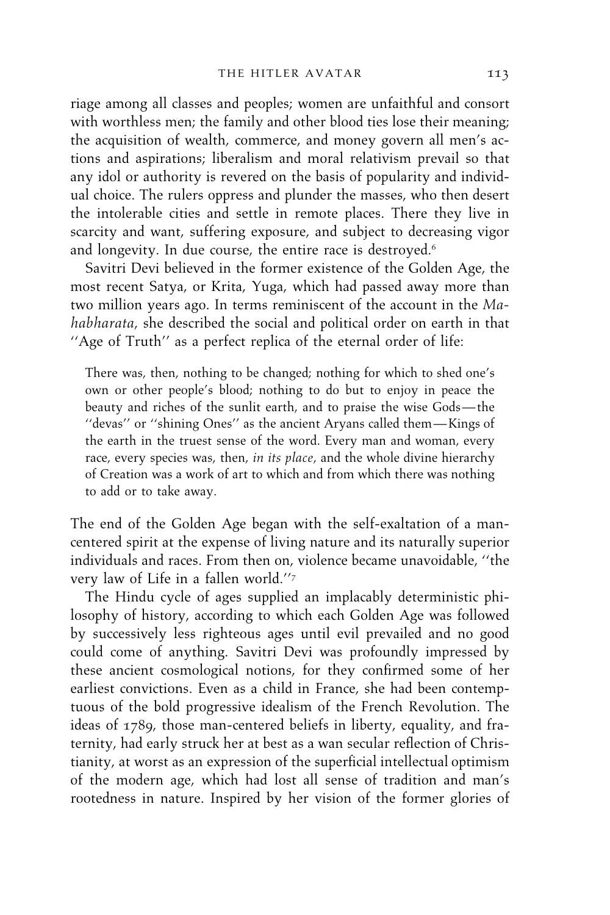riage among all classes and peoples; women are unfaithful and consort with worthless men; the family and other blood ties lose their meaning; the acquisition of wealth, commerce, and money govern all men's actions and aspirations; liberalism and moral relativism prevail so that any idol or authority is revered on the basis of popularity and individual choice. The rulers oppress and plunder the masses, who then desert the intolerable cities and settle in remote places. There they live in scarcity and want, suffering exposure, and subject to decreasing vigor and longevity. In due course, the entire race is destroyed.[6]

Savitri Devi believed in the former existence of the Golden Age, the most recent Satya, or Krita, Yuga, which had passed away more than two million years ago. In terms reminiscent of the account in the *Mahabharata*, she described the social and political order on earth in that ''Age of Truth'' as a perfect replica of the eternal order of life:

> There was, then, nothing to be changed; nothing for which to shed one's own or other people's blood; nothing to do but to enjoy in peace the beauty and riches of the sunlit earth, and to praise the wise Gods—the ''devas'' or ''shining Ones'' as the ancient Aryans called them—Kings of the earth in the truest sense of the word. Every man and woman, every race, every species was, then, *in its place*, and the whole divine hierarchy of Creation was a work of art to which and from which there was nothing to add or to take away.

The end of the Golden Age began with the self-exaltation of a man-centered spirit at the expense of living nature and its naturally superior individuals and races. From then on, violence became unavoidable, ''the very law of Life in a fallen world.''[7]

The Hindu cycle of ages supplied an implacably deterministic philosophy of history, according to which each Golden Age was followed by successively less righteous ages until evil prevailed and no good could come of anything. Savitri Devi was profoundly impressed by these ancient cosmological notions, for they confirmed some of her earliest convictions. Even as a child in France, she had been contemptuous of the bold progressive idealism of the French Revolution. The ideas of 1789, those man-centered beliefs in liberty, equality, and fraternity, had early struck her at best as a wan secular reflection of Christianity, at worst as an expression of the superficial intellectual optimism of the modern age, which had lost all sense of tradition and man's rootedness in nature. Inspired by her vision of the former glories of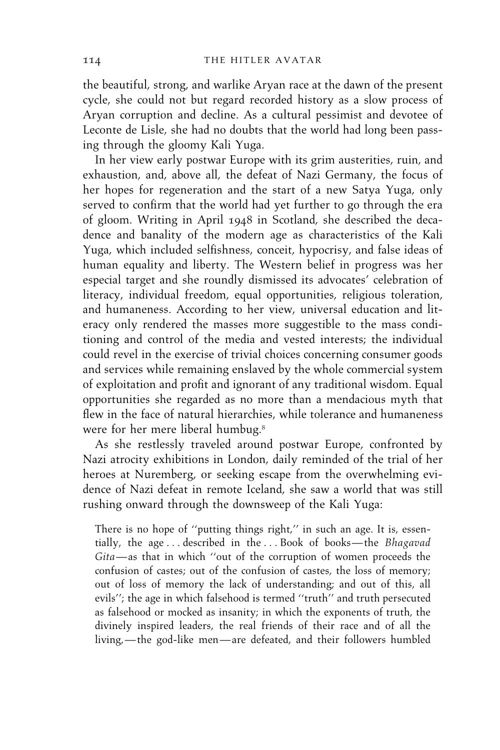the beautiful, strong, and warlike Aryan race at the dawn of the present cycle, she could not but regard recorded history as a slow process of Aryan corruption and decline. As a cultural pessimist and devotee of Leconte de Lisle, she had no doubts that the world had long been passing through the gloomy Kali Yuga.

In her view early postwar Europe with its grim austerities, ruin, and exhaustion, and, above all, the defeat of Nazi Germany, the focus of her hopes for regeneration and the start of a new Satya Yuga, only served to confirm that the world had yet further to go through the era of gloom. Writing in April 1948 in Scotland, she described the decadence and banality of the modern age as characteristics of the Kali Yuga, which included selfishness, conceit, hypocrisy, and false ideas of human equality and liberty. The Western belief in progress was her especial target and she roundly dismissed its advocates' celebration of literacy, individual freedom, equal opportunities, religious toleration, and humaneness. According to her view, universal education and literacy only rendered the masses more suggestible to the mass conditioning and control of the media and vested interests; the individual could revel in the exercise of trivial choices concerning consumer goods and services while remaining enslaved by the whole commercial system of exploitation and profit and ignorant of any traditional wisdom. Equal opportunities she regarded as no more than a mendacious myth that flew in the face of natural hierarchies, while tolerance and humaneness were for her mere liberal humbug.[8]

As she restlessly traveled around postwar Europe, confronted by Nazi atrocity exhibitions in London, daily reminded of the trial of her heroes at Nuremberg, or seeking escape from the overwhelming evidence of Nazi defeat in remote Iceland, she saw a world that was still rushing onward through the downsweep of the Kali Yuga:

> There is no hope of ''putting things right,'' in such an age. It is, essentially, the age . . . described in the . . . Book of books—the *Bhagavad Gita*—as that in which ''out of the corruption of women proceeds the confusion of castes; out of the confusion of castes, the loss of memory; out of loss of memory the lack of understanding; and out of this, all evils''; the age in which falsehood is termed ''truth'' and truth persecuted as falsehood or mocked as insanity; in which the exponents of truth, the divinely inspired leaders, the real friends of their race and of all the living,—the god-like men—are defeated, and their followers humbled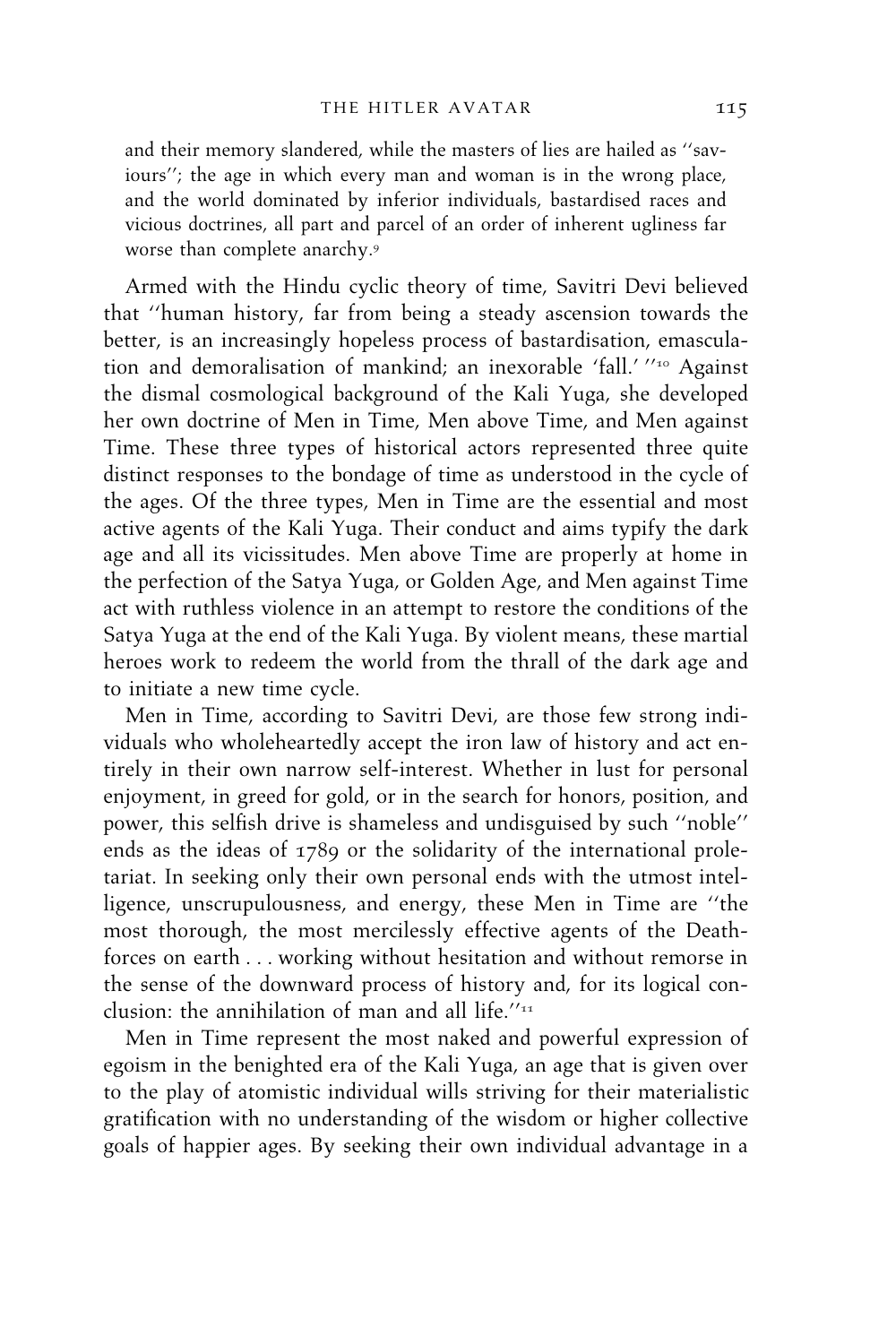> and their memory slandered, while the masters of lies are hailed as "saviours"; the age in which every man and woman is in the wrong place, and the world dominated by inferior individuals, bastardised races and vicious doctrines, all part and parcel of an order of inherent ugliness far worse than complete anarchy.[9]

Armed with the Hindu cyclic theory of time, Savitri Devi believed that "human history, far from being a steady ascension towards the better, is an increasingly hopeless process of bastardisation, emasculation and demoralisation of mankind; an inexorable 'fall.'"[10] Against the dismal cosmological background of the Kali Yuga, she developed her own doctrine of Men in Time, Men above Time, and Men against Time. These three types of historical actors represented three quite distinct responses to the bondage of time as understood in the cycle of the ages. Of the three types, Men in Time are the essential and most active agents of the Kali Yuga. Their conduct and aims typify the dark age and all its vicissitudes. Men above Time are properly at home in the perfection of the Satya Yuga, or Golden Age, and Men against Time act with ruthless violence in an attempt to restore the conditions of the Satya Yuga at the end of the Kali Yuga. By violent means, these martial heroes work to redeem the world from the thrall of the dark age and to initiate a new time cycle.

Men in Time, according to Savitri Devi, are those few strong individuals who wholeheartedly accept the iron law of history and act entirely in their own narrow self-interest. Whether in lust for personal enjoyment, in greed for gold, or in the search for honors, position, and power, this selfish drive is shameless and undisguised by such "noble" ends as the ideas of 1789 or the solidarity of the international proletariat. In seeking only their own personal ends with the utmost intelligence, unscrupulousness, and energy, these Men in Time are "the most thorough, the most mercilessly effective agents of the Death-forces on earth . . . working without hesitation and without remorse in the sense of the downward process of history and, for its logical conclusion: the annihilation of man and all life."[11]

Men in Time represent the most naked and powerful expression of egoism in the benighted era of the Kali Yuga, an age that is given over to the play of atomistic individual wills striving for their materialistic gratification with no understanding of the wisdom or higher collective goals of happier ages. By seeking their own individual advantage in a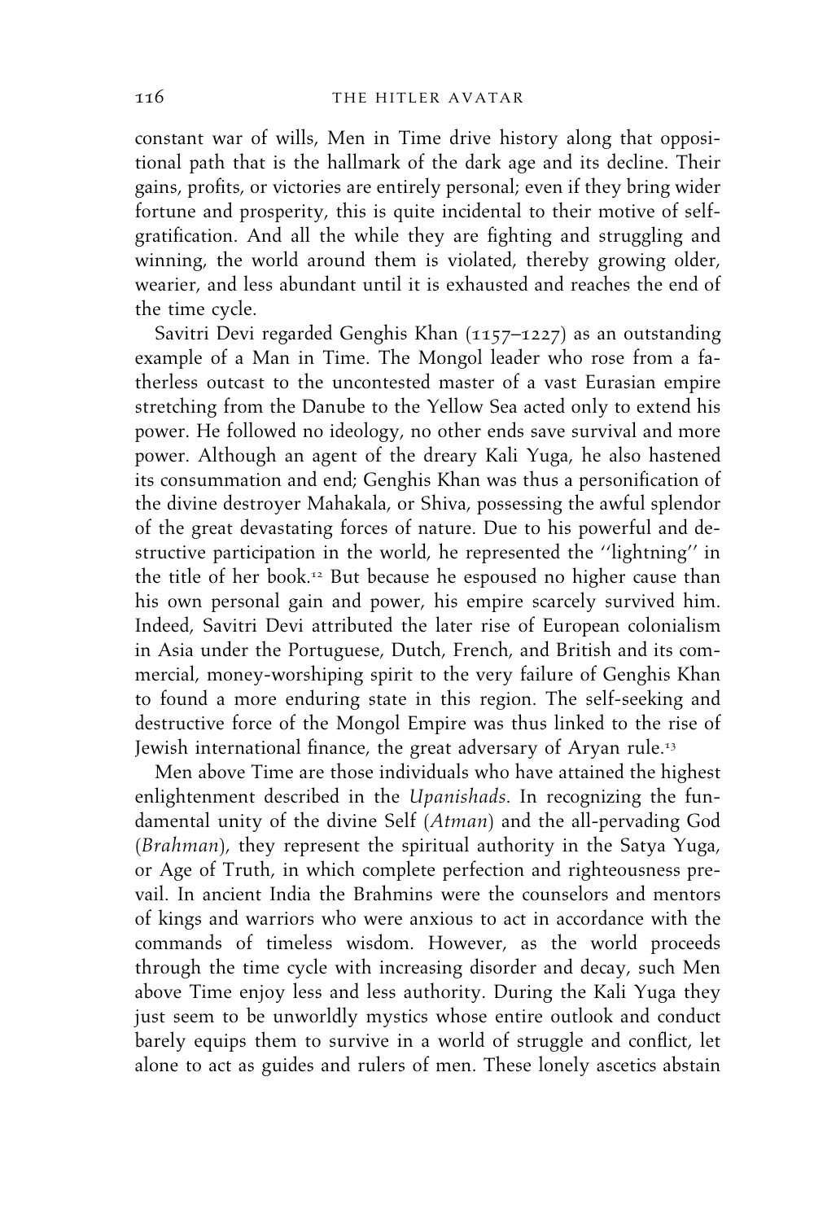constant war of wills, Men in Time drive history along that oppositional path that is the hallmark of the dark age and its decline. Their gains, profits, or victories are entirely personal; even if they bring wider fortune and prosperity, this is quite incidental to their motive of self-gratification. And all the while they are fighting and struggling and winning, the world around them is violated, thereby growing older, wearier, and less abundant until it is exhausted and reaches the end of the time cycle.

Savitri Devi regarded Genghis Khan (1157–1227) as an outstanding example of a Man in Time. The Mongol leader who rose from a fatherless outcast to the uncontested master of a vast Eurasian empire stretching from the Danube to the Yellow Sea acted only to extend his power. He followed no ideology, no other ends save survival and more power. Although an agent of the dreary Kali Yuga, he also hastened its consummation and end; Genghis Khan was thus a personification of the divine destroyer Mahakala, or Shiva, possessing the awful splendor of the great devastating forces of nature. Due to his powerful and destructive participation in the world, he represented the ''lightning'' in the title of her book.[12] But because he espoused no higher cause than his own personal gain and power, his empire scarcely survived him. Indeed, Savitri Devi attributed the later rise of European colonialism in Asia under the Portuguese, Dutch, French, and British and its commercial, money-worshiping spirit to the very failure of Genghis Khan to found a more enduring state in this region. The self-seeking and destructive force of the Mongol Empire was thus linked to the rise of Jewish international finance, the great adversary of Aryan rule.[13]

Men above Time are those individuals who have attained the highest enlightenment described in the *Upanishads*. In recognizing the fundamental unity of the divine Self (*Atman*) and the all-pervading God (*Brahman*), they represent the spiritual authority in the Satya Yuga, or Age of Truth, in which complete perfection and righteousness prevail. In ancient India the Brahmins were the counselors and mentors of kings and warriors who were anxious to act in accordance with the commands of timeless wisdom. However, as the world proceeds through the time cycle with increasing disorder and decay, such Men above Time enjoy less and less authority. During the Kali Yuga they just seem to be unworldly mystics whose entire outlook and conduct barely equips them to survive in a world of struggle and conflict, let alone to act as guides and rulers of men. These lonely ascetics abstain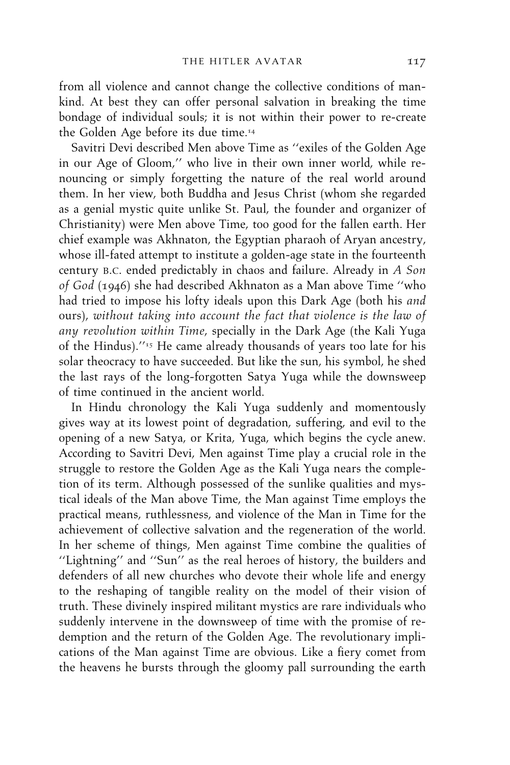from all violence and cannot change the collective conditions of mankind. At best they can offer personal salvation in breaking the time bondage of individual souls; it is not within their power to re-create the Golden Age before its due time.[14]

Savitri Devi described Men above Time as ''exiles of the Golden Age in our Age of Gloom,'' who live in their own inner world, while renouncing or simply forgetting the nature of the real world around them. In her view, both Buddha and Jesus Christ (whom she regarded as a genial mystic quite unlike St. Paul, the founder and organizer of Christianity) were Men above Time, too good for the fallen earth. Her chief example was Akhnaton, the Egyptian pharaoh of Aryan ancestry, whose ill-fated attempt to institute a golden-age state in the fourteenth century B.C. ended predictably in chaos and failure. Already in *A Son of God* (1946) she had described Akhnaton as a Man above Time ''who had tried to impose his lofty ideals upon this Dark Age (both his *and* ours), *without taking into account the fact that violence is the law of any revolution within Time*, specially in the Dark Age (the Kali Yuga of the Hindus).''[15] He came already thousands of years too late for his solar theocracy to have succeeded. But like the sun, his symbol, he shed the last rays of the long-forgotten Satya Yuga while the downsweep of time continued in the ancient world.

In Hindu chronology the Kali Yuga suddenly and momentously gives way at its lowest point of degradation, suffering, and evil to the opening of a new Satya, or Krita, Yuga, which begins the cycle anew. According to Savitri Devi, Men against Time play a crucial role in the struggle to restore the Golden Age as the Kali Yuga nears the completion of its term. Although possessed of the sunlike qualities and mystical ideals of the Man above Time, the Man against Time employs the practical means, ruthlessness, and violence of the Man in Time for the achievement of collective salvation and the regeneration of the world. In her scheme of things, Men against Time combine the qualities of ''Lightning'' and ''Sun'' as the real heroes of history, the builders and defenders of all new churches who devote their whole life and energy to the reshaping of tangible reality on the model of their vision of truth. These divinely inspired militant mystics are rare individuals who suddenly intervene in the downsweep of time with the promise of redemption and the return of the Golden Age. The revolutionary implications of the Man against Time are obvious. Like a fiery comet from the heavens he bursts through the gloomy pall surrounding the earth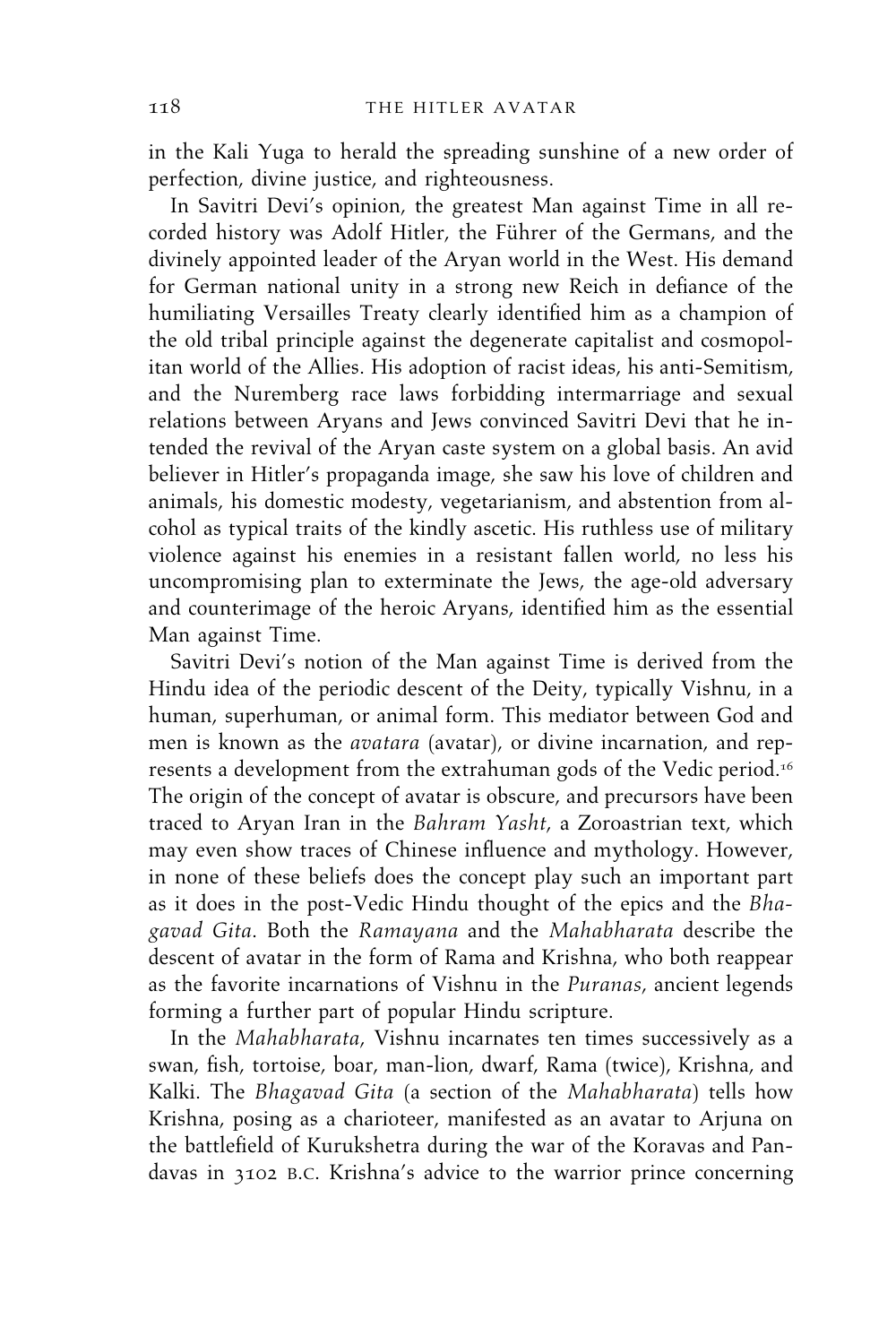in the Kali Yuga to herald the spreading sunshine of a new order of perfection, divine justice, and righteousness.

In Savitri Devi's opinion, the greatest Man against Time in all recorded history was Adolf Hitler, the Führer of the Germans, and the divinely appointed leader of the Aryan world in the West. His demand for German national unity in a strong new Reich in defiance of the humiliating Versailles Treaty clearly identified him as a champion of the old tribal principle against the degenerate capitalist and cosmopolitan world of the Allies. His adoption of racist ideas, his anti-Semitism, and the Nuremberg race laws forbidding intermarriage and sexual relations between Aryans and Jews convinced Savitri Devi that he intended the revival of the Aryan caste system on a global basis. An avid believer in Hitler's propaganda image, she saw his love of children and animals, his domestic modesty, vegetarianism, and abstention from alcohol as typical traits of the kindly ascetic. His ruthless use of military violence against his enemies in a resistant fallen world, no less his uncompromising plan to exterminate the Jews, the age-old adversary and counterimage of the heroic Aryans, identified him as the essential Man against Time.

Savitri Devi's notion of the Man against Time is derived from the Hindu idea of the periodic descent of the Deity, typically Vishnu, in a human, superhuman, or animal form. This mediator between God and men is known as the *avatara* (avatar), or divine incarnation, and represents a development from the extrahuman gods of the Vedic period.[16] The origin of the concept of avatar is obscure, and precursors have been traced to Aryan Iran in the *Bahram Yasht*, a Zoroastrian text, which may even show traces of Chinese influence and mythology. However, in none of these beliefs does the concept play such an important part as it does in the post-Vedic Hindu thought of the epics and the *Bhagavad Gita*. Both the *Ramayana* and the *Mahabharata* describe the descent of avatar in the form of Rama and Krishna, who both reappear as the favorite incarnations of Vishnu in the *Puranas*, ancient legends forming a further part of popular Hindu scripture.

In the *Mahabharata*, Vishnu incarnates ten times successively as a swan, fish, tortoise, boar, man-lion, dwarf, Rama (twice), Krishna, and Kalki. The *Bhagavad Gita* (a section of the *Mahabharata*) tells how Krishna, posing as a charioteer, manifested as an avatar to Arjuna on the battlefield of Kurukshetra during the war of the Koravas and Pandavas in 3102 B.C. Krishna's advice to the warrior prince concerning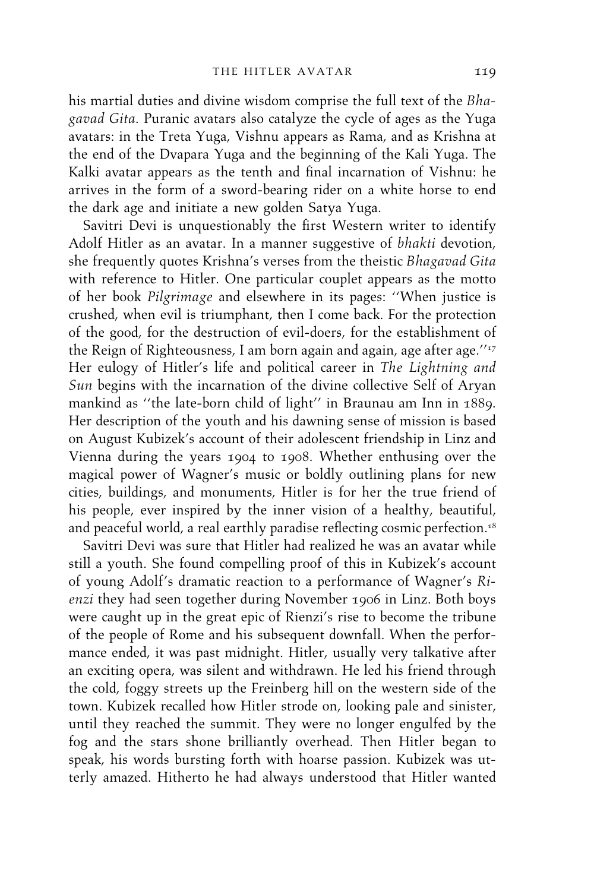his martial duties and divine wisdom comprise the full text of the *Bhagavad Gita*. Puranic avatars also catalyze the cycle of ages as the Yuga avatars: in the Treta Yuga, Vishnu appears as Rama, and as Krishna at the end of the Dvapara Yuga and the beginning of the Kali Yuga. The Kalki avatar appears as the tenth and final incarnation of Vishnu: he arrives in the form of a sword-bearing rider on a white horse to end the dark age and initiate a new golden Satya Yuga.

Savitri Devi is unquestionably the first Western writer to identify Adolf Hitler as an avatar. In a manner suggestive of *bhakti* devotion, she frequently quotes Krishna's verses from the theistic *Bhagavad Gita* with reference to Hitler. One particular couplet appears as the motto of her book *Pilgrimage* and elsewhere in its pages: ''When justice is crushed, when evil is triumphant, then I come back. For the protection of the good, for the destruction of evil-doers, for the establishment of the Reign of Righteousness, I am born again and again, age after age.''[17] Her eulogy of Hitler's life and political career in *The Lightning and Sun* begins with the incarnation of the divine collective Self of Aryan mankind as ''the late-born child of light'' in Braunau am Inn in 1889. Her description of the youth and his dawning sense of mission is based on August Kubizek's account of their adolescent friendship in Linz and Vienna during the years 1904 to 1908. Whether enthusing over the magical power of Wagner's music or boldly outlining plans for new cities, buildings, and monuments, Hitler is for her the true friend of his people, ever inspired by the inner vision of a healthy, beautiful, and peaceful world, a real earthly paradise reflecting cosmic perfection.[18]

Savitri Devi was sure that Hitler had realized he was an avatar while still a youth. She found compelling proof of this in Kubizek's account of young Adolf's dramatic reaction to a performance of Wagner's *Rienzi* they had seen together during November 1906 in Linz. Both boys were caught up in the great epic of Rienzi's rise to become the tribune of the people of Rome and his subsequent downfall. When the performance ended, it was past midnight. Hitler, usually very talkative after an exciting opera, was silent and withdrawn. He led his friend through the cold, foggy streets up the Freinberg hill on the western side of the town. Kubizek recalled how Hitler strode on, looking pale and sinister, until they reached the summit. They were no longer engulfed by the fog and the stars shone brilliantly overhead. Then Hitler began to speak, his words bursting forth with hoarse passion. Kubizek was utterly amazed. Hitherto he had always understood that Hitler wanted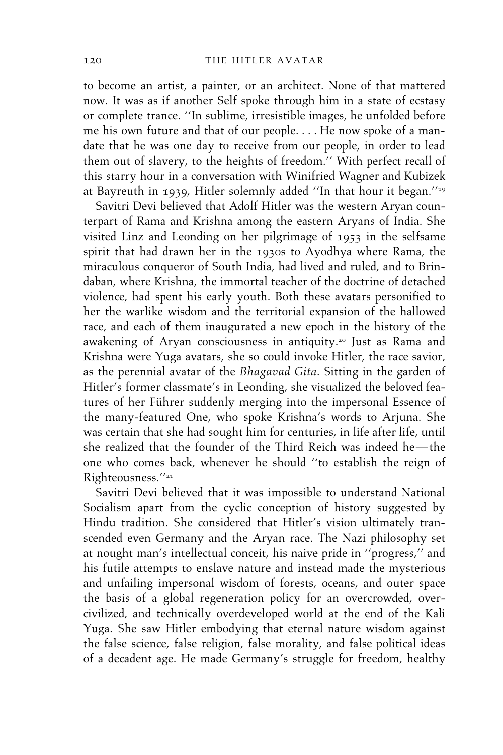to become an artist, a painter, or an architect. None of that mattered now. It was as if another Self spoke through him in a state of ecstasy or complete trance. ''In sublime, irresistible images, he unfolded before me his own future and that of our people. . . . He now spoke of a mandate that he was one day to receive from our people, in order to lead them out of slavery, to the heights of freedom.'' With perfect recall of this starry hour in a conversation with Winifried Wagner and Kubizek at Bayreuth in 1939, Hitler solemnly added ''In that hour it began.''[19]

Savitri Devi believed that Adolf Hitler was the western Aryan counterpart of Rama and Krishna among the eastern Aryans of India. She visited Linz and Leonding on her pilgrimage of 1953 in the selfsame spirit that had drawn her in the 1930s to Ayodhya where Rama, the miraculous conqueror of South India, had lived and ruled, and to Brindaban, where Krishna, the immortal teacher of the doctrine of detached violence, had spent his early youth. Both these avatars personified to her the warlike wisdom and the territorial expansion of the hallowed race, and each of them inaugurated a new epoch in the history of the awakening of Aryan consciousness in antiquity.[20] Just as Rama and Krishna were Yuga avatars, she so could invoke Hitler, the race savior, as the perennial avatar of the *Bhagavad Gita*. Sitting in the garden of Hitler's former classmate's in Leonding, she visualized the beloved features of her Führer suddenly merging into the impersonal Essence of the many-featured One, who spoke Krishna's words to Arjuna. She was certain that she had sought him for centuries, in life after life, until she realized that the founder of the Third Reich was indeed he—the one who comes back, whenever he should ''to establish the reign of Righteousness.''[21]

Savitri Devi believed that it was impossible to understand National Socialism apart from the cyclic conception of history suggested by Hindu tradition. She considered that Hitler's vision ultimately transcended even Germany and the Aryan race. The Nazi philosophy set at nought man's intellectual conceit, his naive pride in ''progress,'' and his futile attempts to enslave nature and instead made the mysterious and unfailing impersonal wisdom of forests, oceans, and outer space the basis of a global regeneration policy for an overcrowded, overcivilized, and technically overdeveloped world at the end of the Kali Yuga. She saw Hitler embodying that eternal nature wisdom against the false science, false religion, false morality, and false political ideas of a decadent age. He made Germany's struggle for freedom, healthy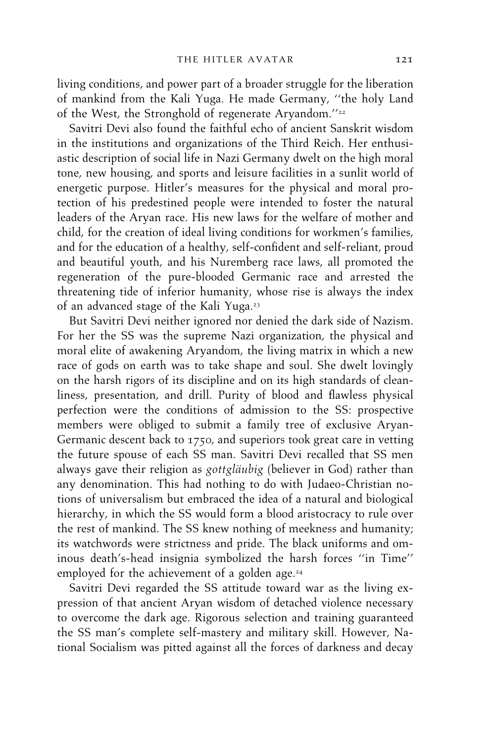living conditions, and power part of a broader struggle for the liberation of mankind from the Kali Yuga. He made Germany, ''the holy Land of the West, the Stronghold of regenerate Aryandom.''[22]

Savitri Devi also found the faithful echo of ancient Sanskrit wisdom in the institutions and organizations of the Third Reich. Her enthusiastic description of social life in Nazi Germany dwelt on the high moral tone, new housing, and sports and leisure facilities in a sunlit world of energetic purpose. Hitler's measures for the physical and moral protection of his predestined people were intended to foster the natural leaders of the Aryan race. His new laws for the welfare of mother and child, for the creation of ideal living conditions for workmen's families, and for the education of a healthy, self-confident and self-reliant, proud and beautiful youth, and his Nuremberg race laws, all promoted the regeneration of the pure-blooded Germanic race and arrested the threatening tide of inferior humanity, whose rise is always the index of an advanced stage of the Kali Yuga.[23]

But Savitri Devi neither ignored nor denied the dark side of Nazism. For her the SS was the supreme Nazi organization, the physical and moral elite of awakening Aryandom, the living matrix in which a new race of gods on earth was to take shape and soul. She dwelt lovingly on the harsh rigors of its discipline and on its high standards of cleanliness, presentation, and drill. Purity of blood and flawless physical perfection were the conditions of admission to the SS: prospective members were obliged to submit a family tree of exclusive Aryan-Germanic descent back to 1750, and superiors took great care in vetting the future spouse of each SS man. Savitri Devi recalled that SS men always gave their religion as *gottgläubig* (believer in God) rather than any denomination. This had nothing to do with Judaeo-Christian notions of universalism but embraced the idea of a natural and biological hierarchy, in which the SS would form a blood aristocracy to rule over the rest of mankind. The SS knew nothing of meekness and humanity; its watchwords were strictness and pride. The black uniforms and ominous death's-head insignia symbolized the harsh forces ''in Time'' employed for the achievement of a golden age.[24]

Savitri Devi regarded the SS attitude toward war as the living expression of that ancient Aryan wisdom of detached violence necessary to overcome the dark age. Rigorous selection and training guaranteed the SS man's complete self-mastery and military skill. However, National Socialism was pitted against all the forces of darkness and decay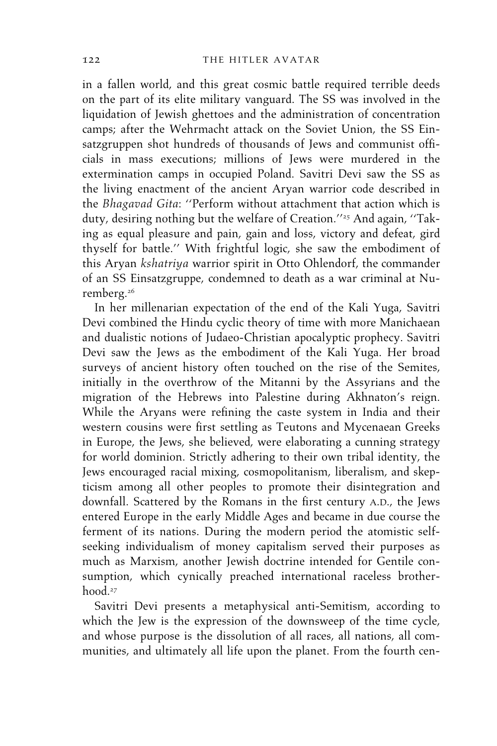in a fallen world, and this great cosmic battle required terrible deeds on the part of its elite military vanguard. The SS was involved in the liquidation of Jewish ghettoes and the administration of concentration camps; after the Wehrmacht attack on the Soviet Union, the SS Einsatzgruppen shot hundreds of thousands of Jews and communist officials in mass executions; millions of Jews were murdered in the extermination camps in occupied Poland. Savitri Devi saw the SS as the living enactment of the ancient Aryan warrior code described in the *Bhagavad Gita*: ''Perform without attachment that action which is duty, desiring nothing but the welfare of Creation.''[25] And again, ''Taking as equal pleasure and pain, gain and loss, victory and defeat, gird thyself for battle.'' With frightful logic, she saw the embodiment of this Aryan *kshatriya* warrior spirit in Otto Ohlendorf, the commander of an SS Einsatzgruppe, condemned to death as a war criminal at Nuremberg.[26]

In her millenarian expectation of the end of the Kali Yuga, Savitri Devi combined the Hindu cyclic theory of time with more Manichaean and dualistic notions of Judaeo-Christian apocalyptic prophecy. Savitri Devi saw the Jews as the embodiment of the Kali Yuga. Her broad surveys of ancient history often touched on the rise of the Semites, initially in the overthrow of the Mitanni by the Assyrians and the migration of the Hebrews into Palestine during Akhnaton's reign. While the Aryans were refining the caste system in India and their western cousins were first settling as Teutons and Mycenaean Greeks in Europe, the Jews, she believed, were elaborating a cunning strategy for world dominion. Strictly adhering to their own tribal identity, the Jews encouraged racial mixing, cosmopolitanism, liberalism, and skepticism among all other peoples to promote their disintegration and downfall. Scattered by the Romans in the first century A.D., the Jews entered Europe in the early Middle Ages and became in due course the ferment of its nations. During the modern period the atomistic self-seeking individualism of money capitalism served their purposes as much as Marxism, another Jewish doctrine intended for Gentile consumption, which cynically preached international raceless brotherhood.[27]

Savitri Devi presents a metaphysical anti-Semitism, according to which the Jew is the expression of the downsweep of the time cycle, and whose purpose is the dissolution of all races, all nations, all communities, and ultimately all life upon the planet. From the fourth cen-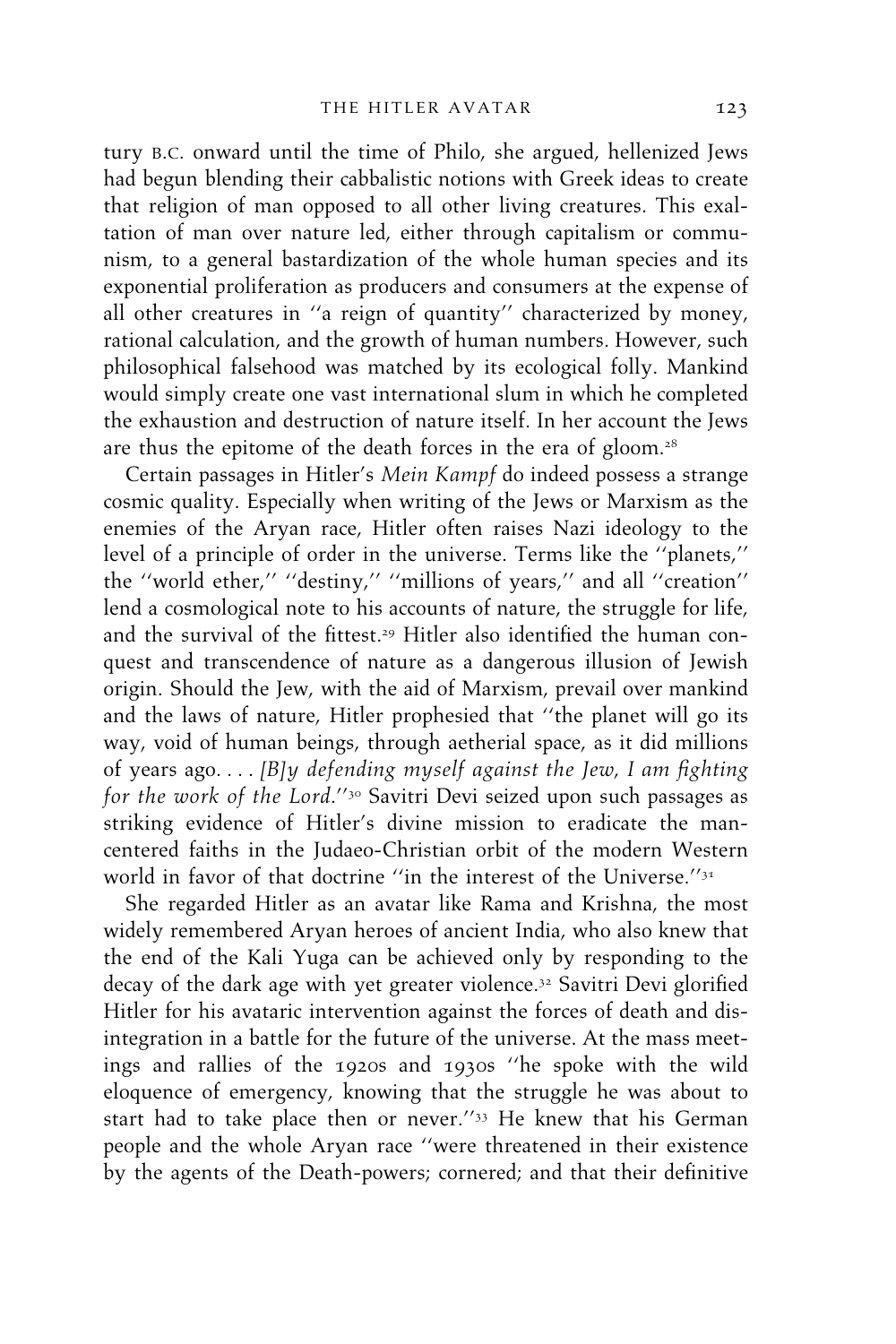tury B.C. onward until the time of Philo, she argued, hellenized Jews had begun blending their cabbalistic notions with Greek ideas to create that religion of man opposed to all other living creatures. This exaltation of man over nature led, either through capitalism or communism, to a general bastardization of the whole human species and its exponential proliferation as producers and consumers at the expense of all other creatures in ''a reign of quantity'' characterized by money, rational calculation, and the growth of human numbers. However, such philosophical falsehood was matched by its ecological folly. Mankind would simply create one vast international slum in which he completed the exhaustion and destruction of nature itself. In her account the Jews are thus the epitome of the death forces in the era of gloom.[28]

Certain passages in Hitler's *Mein Kampf* do indeed possess a strange cosmic quality. Especially when writing of the Jews or Marxism as the enemies of the Aryan race, Hitler often raises Nazi ideology to the level of a principle of order in the universe. Terms like the ''planets,'' the ''world ether,'' ''destiny,'' ''millions of years,'' and all ''creation'' lend a cosmological note to his accounts of nature, the struggle for life, and the survival of the fittest.[29] Hitler also identified the human conquest and transcendence of nature as a dangerous illusion of Jewish origin. Should the Jew, with the aid of Marxism, prevail over mankind and the laws of nature, Hitler prophesied that ''the planet will go its way, void of human beings, through aetherial space, as it did millions of years ago. . . . *[B]y defending myself against the Jew, I am fighting for the work of the Lord.*''[30] Savitri Devi seized upon such passages as striking evidence of Hitler's divine mission to eradicate the man-centered faiths in the Judaeo-Christian orbit of the modern Western world in favor of that doctrine ''in the interest of the Universe.''[31]

She regarded Hitler as an avatar like Rama and Krishna, the most widely remembered Aryan heroes of ancient India, who also knew that the end of the Kali Yuga can be achieved only by responding to the decay of the dark age with yet greater violence.[32] Savitri Devi glorified Hitler for his avataric intervention against the forces of death and disintegration in a battle for the future of the universe. At the mass meetings and rallies of the 1920s and 1930s ''he spoke with the wild eloquence of emergency, knowing that the struggle he was about to start had to take place then or never.''[33] He knew that his German people and the whole Aryan race ''were threatened in their existence by the agents of the Death-powers; cornered; and that their definitive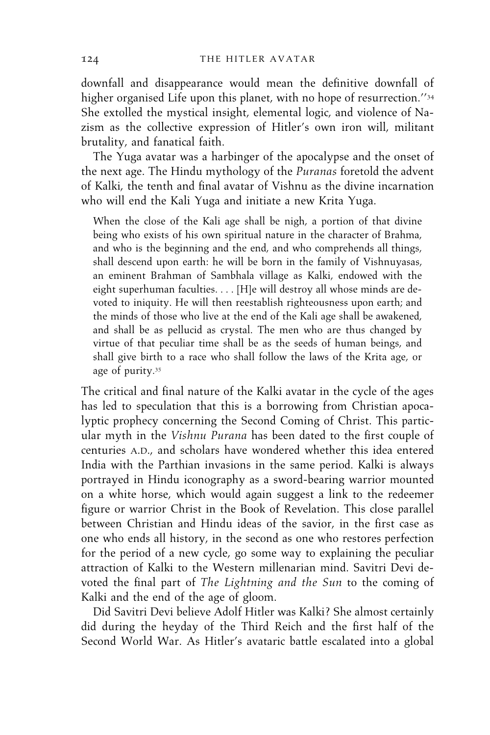downfall and disappearance would mean the definitive downfall of higher organised Life upon this planet, with no hope of resurrection."[34] She extolled the mystical insight, elemental logic, and violence of Nazism as the collective expression of Hitler's own iron will, militant brutality, and fanatical faith.

The Yuga avatar was a harbinger of the apocalypse and the onset of the next age. The Hindu mythology of the *Puranas* foretold the advent of Kalki, the tenth and final avatar of Vishnu as the divine incarnation who will end the Kali Yuga and initiate a new Krita Yuga.

> When the close of the Kali age shall be nigh, a portion of that divine being who exists of his own spiritual nature in the character of Brahma, and who is the beginning and the end, and who comprehends all things, shall descend upon earth: he will be born in the family of Vishnuyasas, an eminent Brahman of Sambhala village as Kalki, endowed with the eight superhuman faculties. . . . [H]e will destroy all whose minds are devoted to iniquity. He will then reestablish righteousness upon earth; and the minds of those who live at the end of the Kali age shall be awakened, and shall be as pellucid as crystal. The men who are thus changed by virtue of that peculiar time shall be as the seeds of human beings, and shall give birth to a race who shall follow the laws of the Krita age, or age of purity.[35]

The critical and final nature of the Kalki avatar in the cycle of the ages has led to speculation that this is a borrowing from Christian apocalyptic prophecy concerning the Second Coming of Christ. This particular myth in the *Vishnu Purana* has been dated to the first couple of centuries A.D., and scholars have wondered whether this idea entered India with the Parthian invasions in the same period. Kalki is always portrayed in Hindu iconography as a sword-bearing warrior mounted on a white horse, which would again suggest a link to the redeemer figure or warrior Christ in the Book of Revelation. This close parallel between Christian and Hindu ideas of the savior, in the first case as one who ends all history, in the second as one who restores perfection for the period of a new cycle, go some way to explaining the peculiar attraction of Kalki to the Western millenarian mind. Savitri Devi devoted the final part of *The Lightning and the Sun* to the coming of Kalki and the end of the age of gloom.

Did Savitri Devi believe Adolf Hitler was Kalki? She almost certainly did during the heyday of the Third Reich and the first half of the Second World War. As Hitler's avataric battle escalated into a global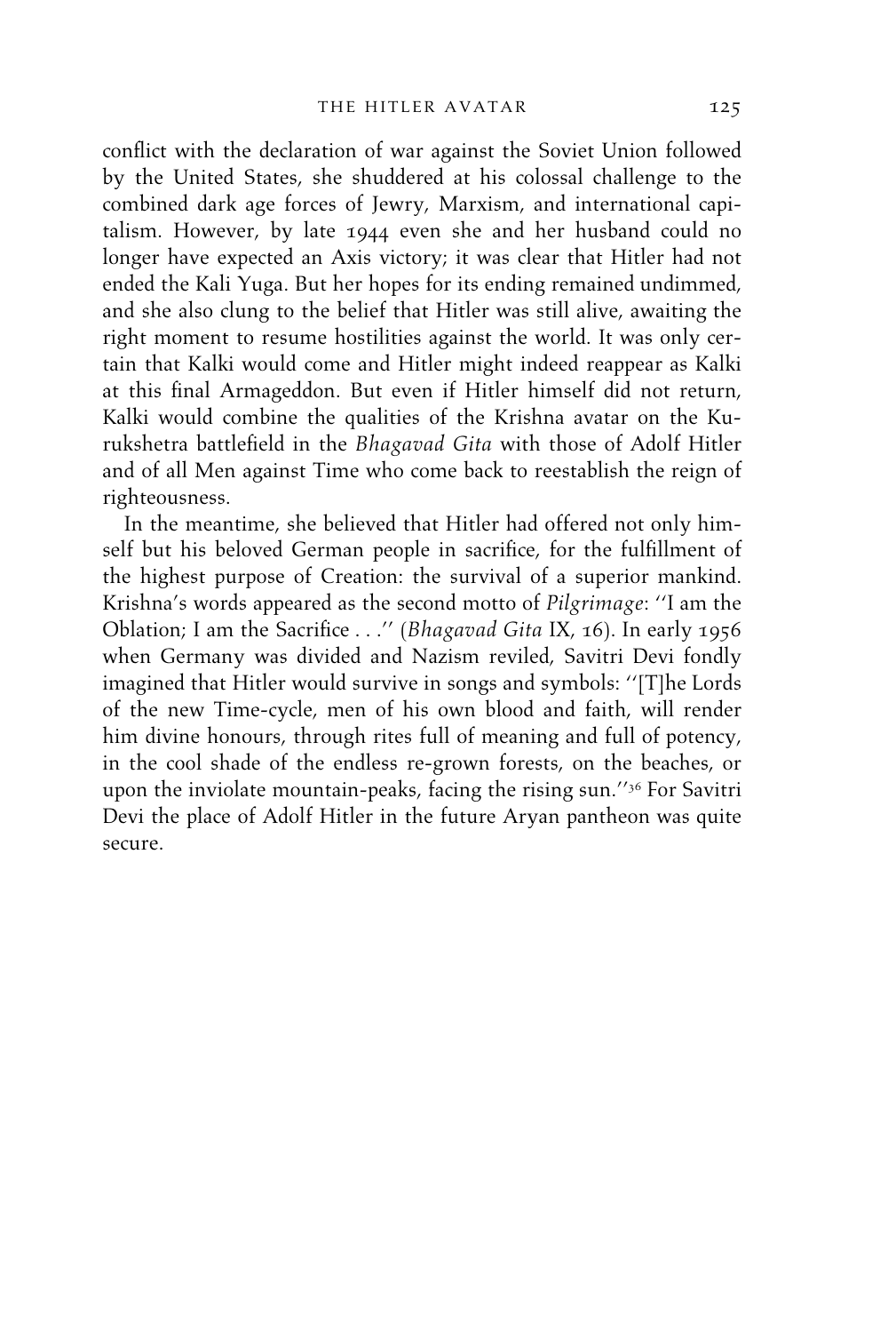conflict with the declaration of war against the Soviet Union followed by the United States, she shuddered at his colossal challenge to the combined dark age forces of Jewry, Marxism, and international capitalism. However, by late 1944 even she and her husband could no longer have expected an Axis victory; it was clear that Hitler had not ended the Kali Yuga. But her hopes for its ending remained undimmed, and she also clung to the belief that Hitler was still alive, awaiting the right moment to resume hostilities against the world. It was only certain that Kalki would come and Hitler might indeed reappear as Kalki at this final Armageddon. But even if Hitler himself did not return, Kalki would combine the qualities of the Krishna avatar on the Kurukshetra battlefield in the *Bhagavad Gita* with those of Adolf Hitler and of all Men against Time who come back to reestablish the reign of righteousness.

In the meantime, she believed that Hitler had offered not only himself but his beloved German people in sacrifice, for the fulfillment of the highest purpose of Creation: the survival of a superior mankind. Krishna's words appeared as the second motto of *Pilgrimage*: ''I am the Oblation; I am the Sacrifice . . .'' (*Bhagavad Gita* IX, 16). In early 1956 when Germany was divided and Nazism reviled, Savitri Devi fondly imagined that Hitler would survive in songs and symbols: ''[T]he Lords of the new Time-cycle, men of his own blood and faith, will render him divine honours, through rites full of meaning and full of potency, in the cool shade of the endless re-grown forests, on the beaches, or upon the inviolate mountain-peaks, facing the rising sun.''[36] For Savitri Devi the place of Adolf Hitler in the future Aryan pantheon was quite secure.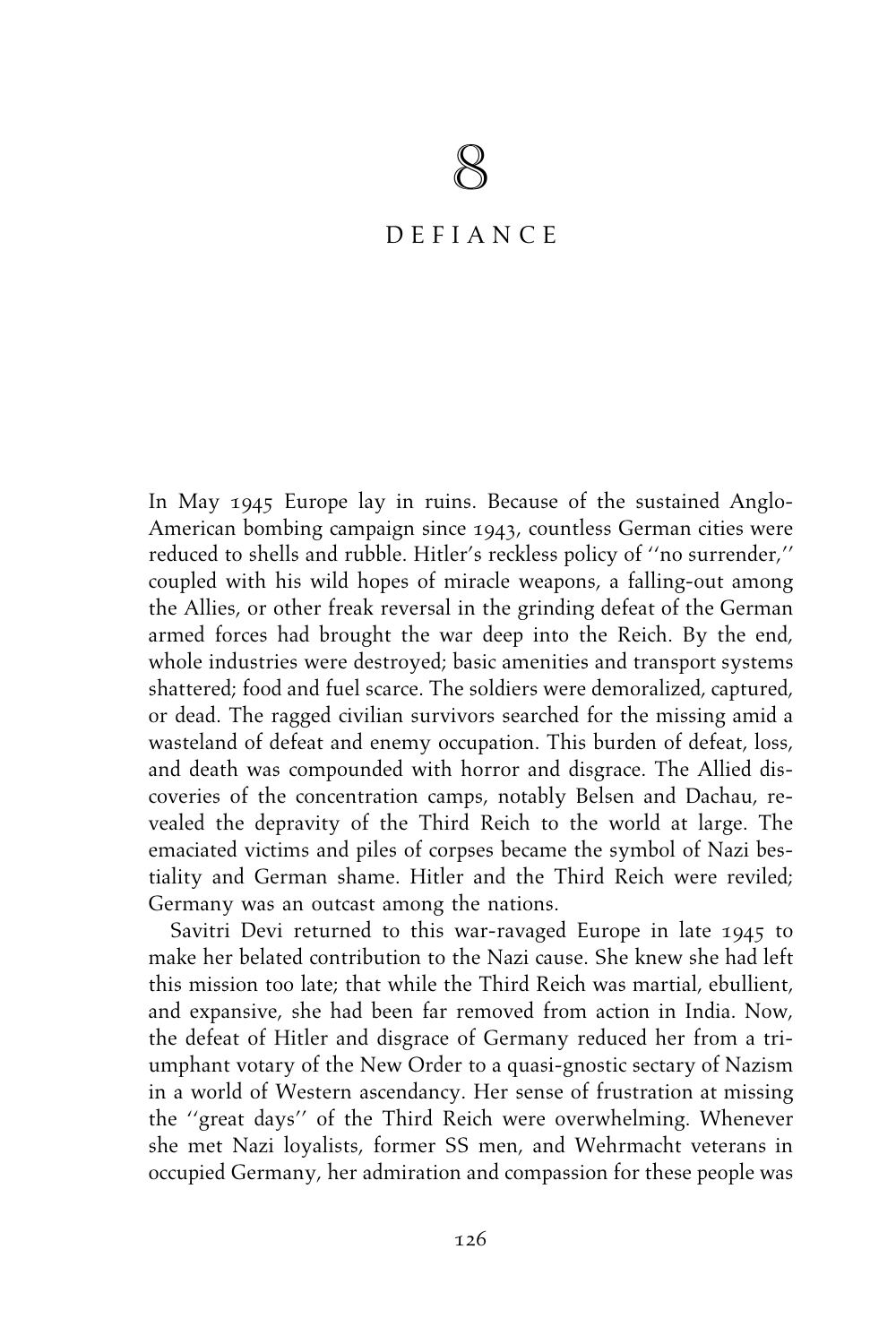# 8

# DEFIANCE

In May 1945 Europe lay in ruins. Because of the sustained Anglo-American bombing campaign since 1943, countless German cities were reduced to shells and rubble. Hitler's reckless policy of "no surrender," coupled with his wild hopes of miracle weapons, a falling-out among the Allies, or other freak reversal in the grinding defeat of the German armed forces had brought the war deep into the Reich. By the end, whole industries were destroyed; basic amenities and transport systems shattered; food and fuel scarce. The soldiers were demoralized, captured, or dead. The ragged civilian survivors searched for the missing amid a wasteland of defeat and enemy occupation. This burden of defeat, loss, and death was compounded with horror and disgrace. The Allied discoveries of the concentration camps, notably Belsen and Dachau, revealed the depravity of the Third Reich to the world at large. The emaciated victims and piles of corpses became the symbol of Nazi bestiality and German shame. Hitler and the Third Reich were reviled; Germany was an outcast among the nations.

Savitri Devi returned to this war-ravaged Europe in late 1945 to make her belated contribution to the Nazi cause. She knew she had left this mission too late; that while the Third Reich was martial, ebullient, and expansive, she had been far removed from action in India. Now, the defeat of Hitler and disgrace of Germany reduced her from a triumphant votary of the New Order to a quasi-gnostic sectary of Nazism in a world of Western ascendancy. Her sense of frustration at missing the "great days" of the Third Reich were overwhelming. Whenever she met Nazi loyalists, former SS men, and Wehrmacht veterans in occupied Germany, her admiration and compassion for these people was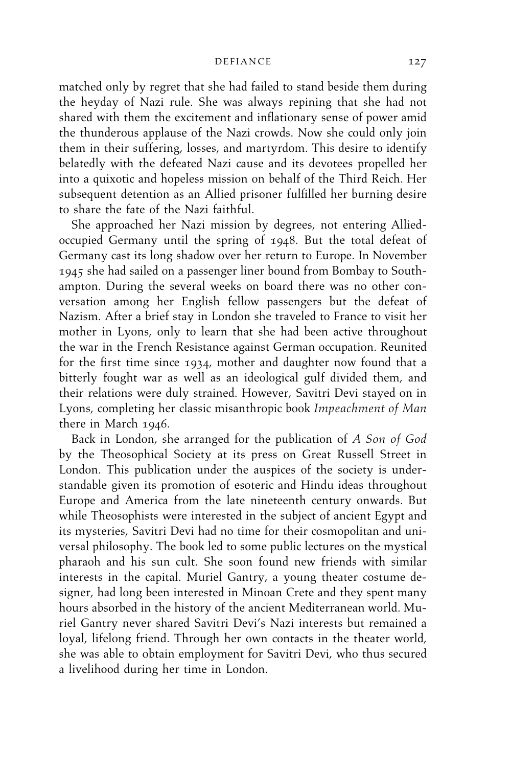matched only by regret that she had failed to stand beside them during the heyday of Nazi rule. She was always repining that she had not shared with them the excitement and inflationary sense of power amid the thunderous applause of the Nazi crowds. Now she could only join them in their suffering, losses, and martyrdom. This desire to identify belatedly with the defeated Nazi cause and its devotees propelled her into a quixotic and hopeless mission on behalf of the Third Reich. Her subsequent detention as an Allied prisoner fulfilled her burning desire to share the fate of the Nazi faithful.

She approached her Nazi mission by degrees, not entering Allied-occupied Germany until the spring of 1948. But the total defeat of Germany cast its long shadow over her return to Europe. In November 1945 she had sailed on a passenger liner bound from Bombay to Southampton. During the several weeks on board there was no other conversation among her English fellow passengers but the defeat of Nazism. After a brief stay in London she traveled to France to visit her mother in Lyons, only to learn that she had been active throughout the war in the French Resistance against German occupation. Reunited for the first time since 1934, mother and daughter now found that a bitterly fought war as well as an ideological gulf divided them, and their relations were duly strained. However, Savitri Devi stayed on in Lyons, completing her classic misanthropic book *Impeachment of Man* there in March 1946.

Back in London, she arranged for the publication of *A Son of God* by the Theosophical Society at its press on Great Russell Street in London. This publication under the auspices of the society is understandable given its promotion of esoteric and Hindu ideas throughout Europe and America from the late nineteenth century onwards. But while Theosophists were interested in the subject of ancient Egypt and its mysteries, Savitri Devi had no time for their cosmopolitan and universal philosophy. The book led to some public lectures on the mystical pharaoh and his sun cult. She soon found new friends with similar interests in the capital. Muriel Gantry, a young theater costume designer, had long been interested in Minoan Crete and they spent many hours absorbed in the history of the ancient Mediterranean world. Muriel Gantry never shared Savitri Devi's Nazi interests but remained a loyal, lifelong friend. Through her own contacts in the theater world, she was able to obtain employment for Savitri Devi, who thus secured a livelihood during her time in London.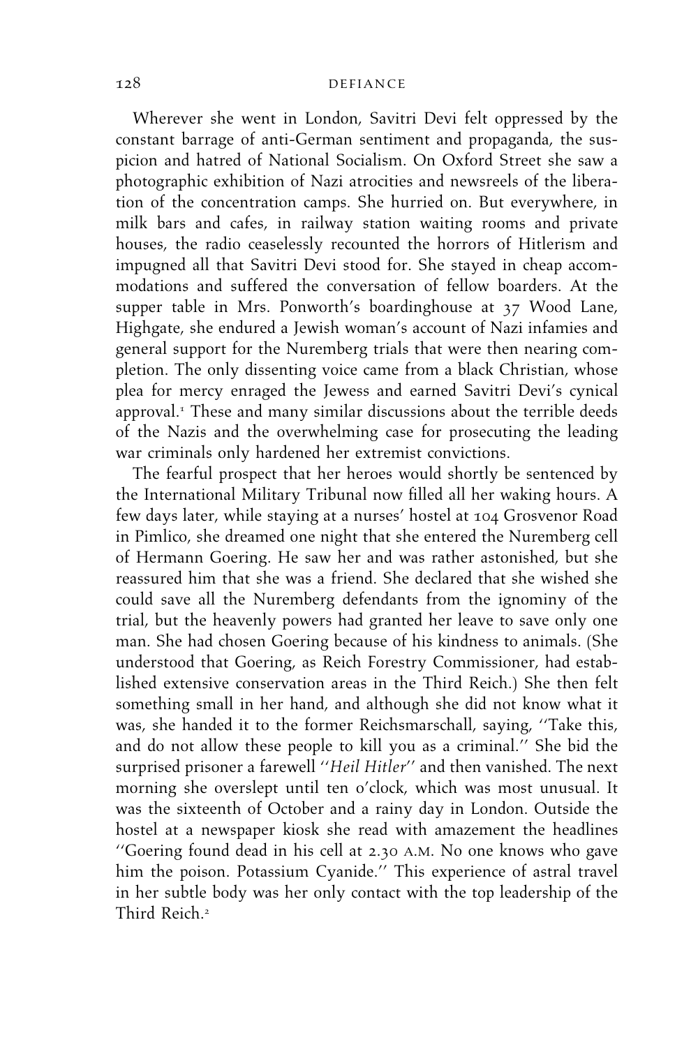Wherever she went in London, Savitri Devi felt oppressed by the constant barrage of anti-German sentiment and propaganda, the suspicion and hatred of National Socialism. On Oxford Street she saw a photographic exhibition of Nazi atrocities and newsreels of the liberation of the concentration camps. She hurried on. But everywhere, in milk bars and cafes, in railway station waiting rooms and private houses, the radio ceaselessly recounted the horrors of Hitlerism and impugned all that Savitri Devi stood for. She stayed in cheap accommodations and suffered the conversation of fellow boarders. At the supper table in Mrs. Ponworth's boardinghouse at 37 Wood Lane, Highgate, she endured a Jewish woman's account of Nazi infamies and general support for the Nuremberg trials that were then nearing completion. The only dissenting voice came from a black Christian, whose plea for mercy enraged the Jewess and earned Savitri Devi's cynical approval.[1] These and many similar discussions about the terrible deeds of the Nazis and the overwhelming case for prosecuting the leading war criminals only hardened her extremist convictions.

The fearful prospect that her heroes would shortly be sentenced by the International Military Tribunal now filled all her waking hours. A few days later, while staying at a nurses' hostel at 104 Grosvenor Road in Pimlico, she dreamed one night that she entered the Nuremberg cell of Hermann Goering. He saw her and was rather astonished, but she reassured him that she was a friend. She declared that she wished she could save all the Nuremberg defendants from the ignominy of the trial, but the heavenly powers had granted her leave to save only one man. She had chosen Goering because of his kindness to animals. (She understood that Goering, as Reich Forestry Commissioner, had established extensive conservation areas in the Third Reich.) She then felt something small in her hand, and although she did not know what it was, she handed it to the former Reichsmarschall, saying, "Take this, and do not allow these people to kill you as a criminal." She bid the surprised prisoner a farewell "*Heil Hitler*" and then vanished. The next morning she overslept until ten o'clock, which was most unusual. It was the sixteenth of October and a rainy day in London. Outside the hostel at a newspaper kiosk she read with amazement the headlines "Goering found dead in his cell at 2.30 A.M. No one knows who gave him the poison. Potassium Cyanide." This experience of astral travel in her subtle body was her only contact with the top leadership of the Third Reich.[2]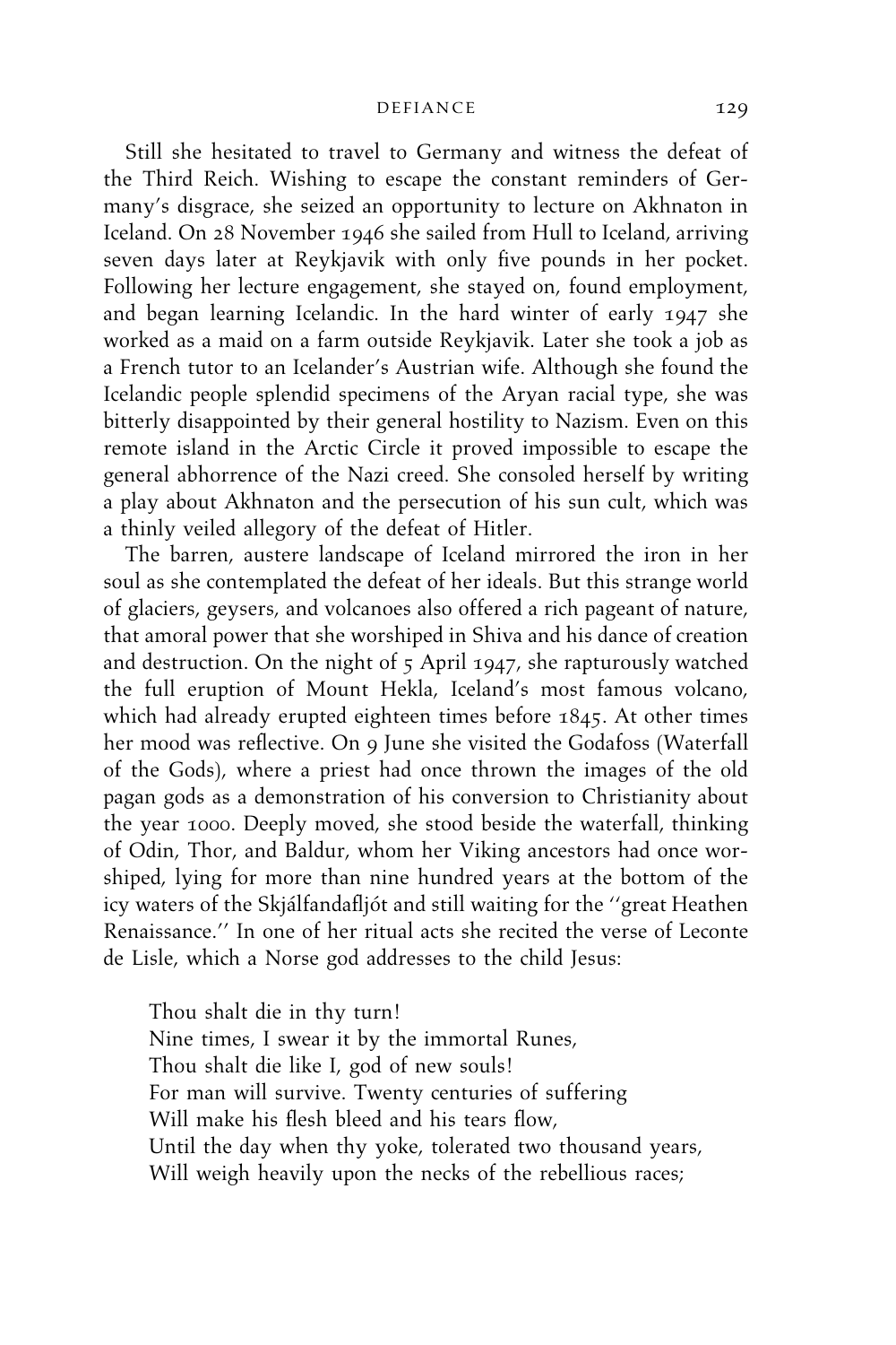Still she hesitated to travel to Germany and witness the defeat of the Third Reich. Wishing to escape the constant reminders of Germany's disgrace, she seized an opportunity to lecture on Akhnaton in Iceland. On 28 November 1946 she sailed from Hull to Iceland, arriving seven days later at Reykjavik with only five pounds in her pocket. Following her lecture engagement, she stayed on, found employment, and began learning Icelandic. In the hard winter of early 1947 she worked as a maid on a farm outside Reykjavik. Later she took a job as a French tutor to an Icelander's Austrian wife. Although she found the Icelandic people splendid specimens of the Aryan racial type, she was bitterly disappointed by their general hostility to Nazism. Even on this remote island in the Arctic Circle it proved impossible to escape the general abhorrence of the Nazi creed. She consoled herself by writing a play about Akhnaton and the persecution of his sun cult, which was a thinly veiled allegory of the defeat of Hitler.

The barren, austere landscape of Iceland mirrored the iron in her soul as she contemplated the defeat of her ideals. But this strange world of glaciers, geysers, and volcanoes also offered a rich pageant of nature, that amoral power that she worshiped in Shiva and his dance of creation and destruction. On the night of 5 April 1947, she rapturously watched the full eruption of Mount Hekla, Iceland's most famous volcano, which had already erupted eighteen times before 1845. At other times her mood was reflective. On 9 June she visited the Godafoss (Waterfall of the Gods), where a priest had once thrown the images of the old pagan gods as a demonstration of his conversion to Christianity about the year 1000. Deeply moved, she stood beside the waterfall, thinking of Odin, Thor, and Baldur, whom her Viking ancestors had once worshiped, lying for more than nine hundred years at the bottom of the icy waters of the Skjálfandafljót and still waiting for the ''great Heathen Renaissance.'' In one of her ritual acts she recited the verse of Leconte de Lisle, which a Norse god addresses to the child Jesus:

> Thou shalt die in thy turn!
> Nine times, I swear it by the immortal Runes,
> Thou shalt die like I, god of new souls!
> For man will survive. Twenty centuries of suffering
> Will make his flesh bleed and his tears flow,
> Until the day when thy yoke, tolerated two thousand years,
> Will weigh heavily upon the necks of the rebellious races;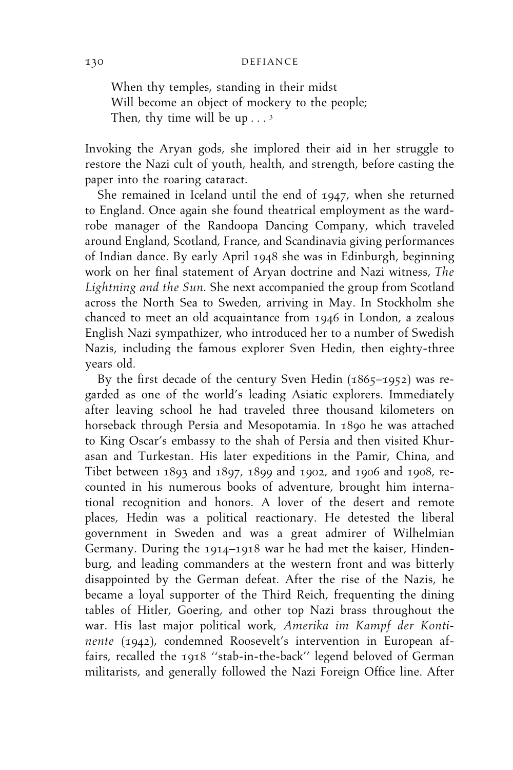When thy temples, standing in their midst
Will become an object of mockery to the people;
Then, thy time will be up . . . [3]

Invoking the Aryan gods, she implored their aid in her struggle to restore the Nazi cult of youth, health, and strength, before casting the paper into the roaring cataract.

She remained in Iceland until the end of 1947, when she returned to England. Once again she found theatrical employment as the wardrobe manager of the Randoopa Dancing Company, which traveled around England, Scotland, France, and Scandinavia giving performances of Indian dance. By early April 1948 she was in Edinburgh, beginning work on her final statement of Aryan doctrine and Nazi witness, *The Lightning and the Sun*. She next accompanied the group from Scotland across the North Sea to Sweden, arriving in May. In Stockholm she chanced to meet an old acquaintance from 1946 in London, a zealous English Nazi sympathizer, who introduced her to a number of Swedish Nazis, including the famous explorer Sven Hedin, then eighty-three years old.

By the first decade of the century Sven Hedin (1865–1952) was regarded as one of the world's leading Asiatic explorers. Immediately after leaving school he had traveled three thousand kilometers on horseback through Persia and Mesopotamia. In 1890 he was attached to King Oscar's embassy to the shah of Persia and then visited Khurasan and Turkestan. His later expeditions in the Pamir, China, and Tibet between 1893 and 1897, 1899 and 1902, and 1906 and 1908, recounted in his numerous books of adventure, brought him international recognition and honors. A lover of the desert and remote places, Hedin was a political reactionary. He detested the liberal government in Sweden and was a great admirer of Wilhelmian Germany. During the 1914–1918 war he had met the kaiser, Hindenburg, and leading commanders at the western front and was bitterly disappointed by the German defeat. After the rise of the Nazis, he became a loyal supporter of the Third Reich, frequenting the dining tables of Hitler, Goering, and other top Nazi brass throughout the war. His last major political work, *Amerika im Kampf der Kontinente* (1942), condemned Roosevelt's intervention in European affairs, recalled the 1918 "stab-in-the-back" legend beloved of German militarists, and generally followed the Nazi Foreign Office line. After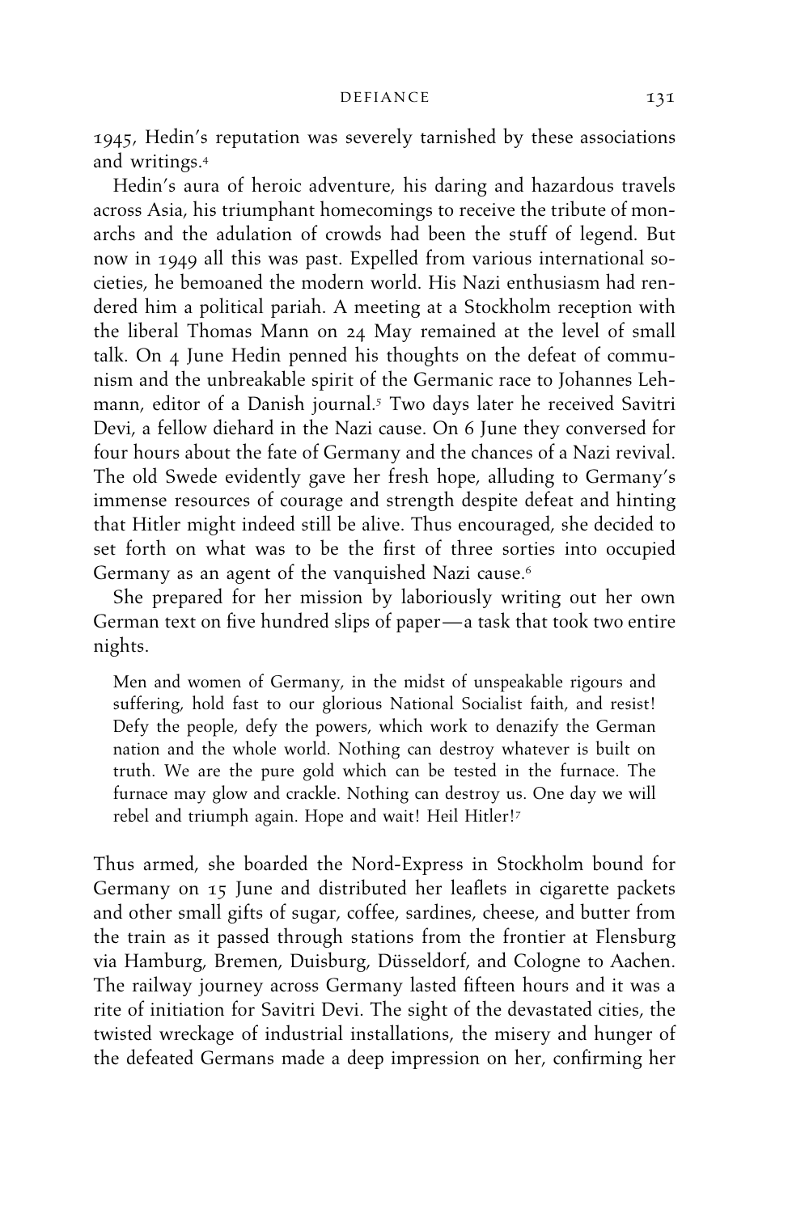1945, Hedin's reputation was severely tarnished by these associations and writings.[4]

Hedin's aura of heroic adventure, his daring and hazardous travels across Asia, his triumphant homecomings to receive the tribute of monarchs and the adulation of crowds had been the stuff of legend. But now in 1949 all this was past. Expelled from various international societies, he bemoaned the modern world. His Nazi enthusiasm had rendered him a political pariah. A meeting at a Stockholm reception with the liberal Thomas Mann on 24 May remained at the level of small talk. On 4 June Hedin penned his thoughts on the defeat of communism and the unbreakable spirit of the Germanic race to Johannes Lehmann, editor of a Danish journal.[5] Two days later he received Savitri Devi, a fellow diehard in the Nazi cause. On 6 June they conversed for four hours about the fate of Germany and the chances of a Nazi revival. The old Swede evidently gave her fresh hope, alluding to Germany's immense resources of courage and strength despite defeat and hinting that Hitler might indeed still be alive. Thus encouraged, she decided to set forth on what was to be the first of three sorties into occupied Germany as an agent of the vanquished Nazi cause.[6]

She prepared for her mission by laboriously writing out her own German text on five hundred slips of paper—a task that took two entire nights.

> Men and women of Germany, in the midst of unspeakable rigours and suffering, hold fast to our glorious National Socialist faith, and resist! Defy the people, defy the powers, which work to denazify the German nation and the whole world. Nothing can destroy whatever is built on truth. We are the pure gold which can be tested in the furnace. The furnace may glow and crackle. Nothing can destroy us. One day we will rebel and triumph again. Hope and wait! Heil Hitler![7]

Thus armed, she boarded the Nord-Express in Stockholm bound for Germany on 15 June and distributed her leaflets in cigarette packets and other small gifts of sugar, coffee, sardines, cheese, and butter from the train as it passed through stations from the frontier at Flensburg via Hamburg, Bremen, Duisburg, Düsseldorf, and Cologne to Aachen. The railway journey across Germany lasted fifteen hours and it was a rite of initiation for Savitri Devi. The sight of the devastated cities, the twisted wreckage of industrial installations, the misery and hunger of the defeated Germans made a deep impression on her, confirming her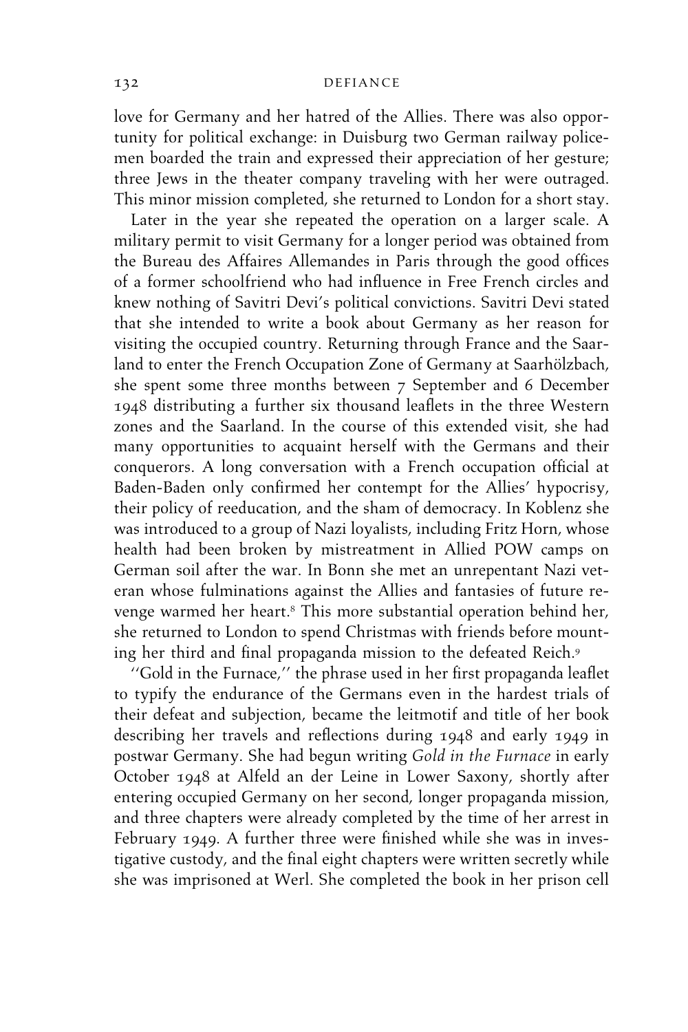love for Germany and her hatred of the Allies. There was also opportunity for political exchange: in Duisburg two German railway policemen boarded the train and expressed their appreciation of her gesture; three Jews in the theater company traveling with her were outraged. This minor mission completed, she returned to London for a short stay.

Later in the year she repeated the operation on a larger scale. A military permit to visit Germany for a longer period was obtained from the Bureau des Affaires Allemandes in Paris through the good offices of a former schoolfriend who had influence in Free French circles and knew nothing of Savitri Devi's political convictions. Savitri Devi stated that she intended to write a book about Germany as her reason for visiting the occupied country. Returning through France and the Saarland to enter the French Occupation Zone of Germany at Saarhölzbach, she spent some three months between 7 September and 6 December 1948 distributing a further six thousand leaflets in the three Western zones and the Saarland. In the course of this extended visit, she had many opportunities to acquaint herself with the Germans and their conquerors. A long conversation with a French occupation official at Baden-Baden only confirmed her contempt for the Allies' hypocrisy, their policy of reeducation, and the sham of democracy. In Koblenz she was introduced to a group of Nazi loyalists, including Fritz Horn, whose health had been broken by mistreatment in Allied POW camps on German soil after the war. In Bonn she met an unrepentant Nazi veteran whose fulminations against the Allies and fantasies of future revenge warmed her heart.[8] This more substantial operation behind her, she returned to London to spend Christmas with friends before mounting her third and final propaganda mission to the defeated Reich.[9]

''Gold in the Furnace,'' the phrase used in her first propaganda leaflet to typify the endurance of the Germans even in the hardest trials of their defeat and subjection, became the leitmotif and title of her book describing her travels and reflections during 1948 and early 1949 in postwar Germany. She had begun writing *Gold in the Furnace* in early October 1948 at Alfeld an der Leine in Lower Saxony, shortly after entering occupied Germany on her second, longer propaganda mission, and three chapters were already completed by the time of her arrest in February 1949. A further three were finished while she was in investigative custody, and the final eight chapters were written secretly while she was imprisoned at Werl. She completed the book in her prison cell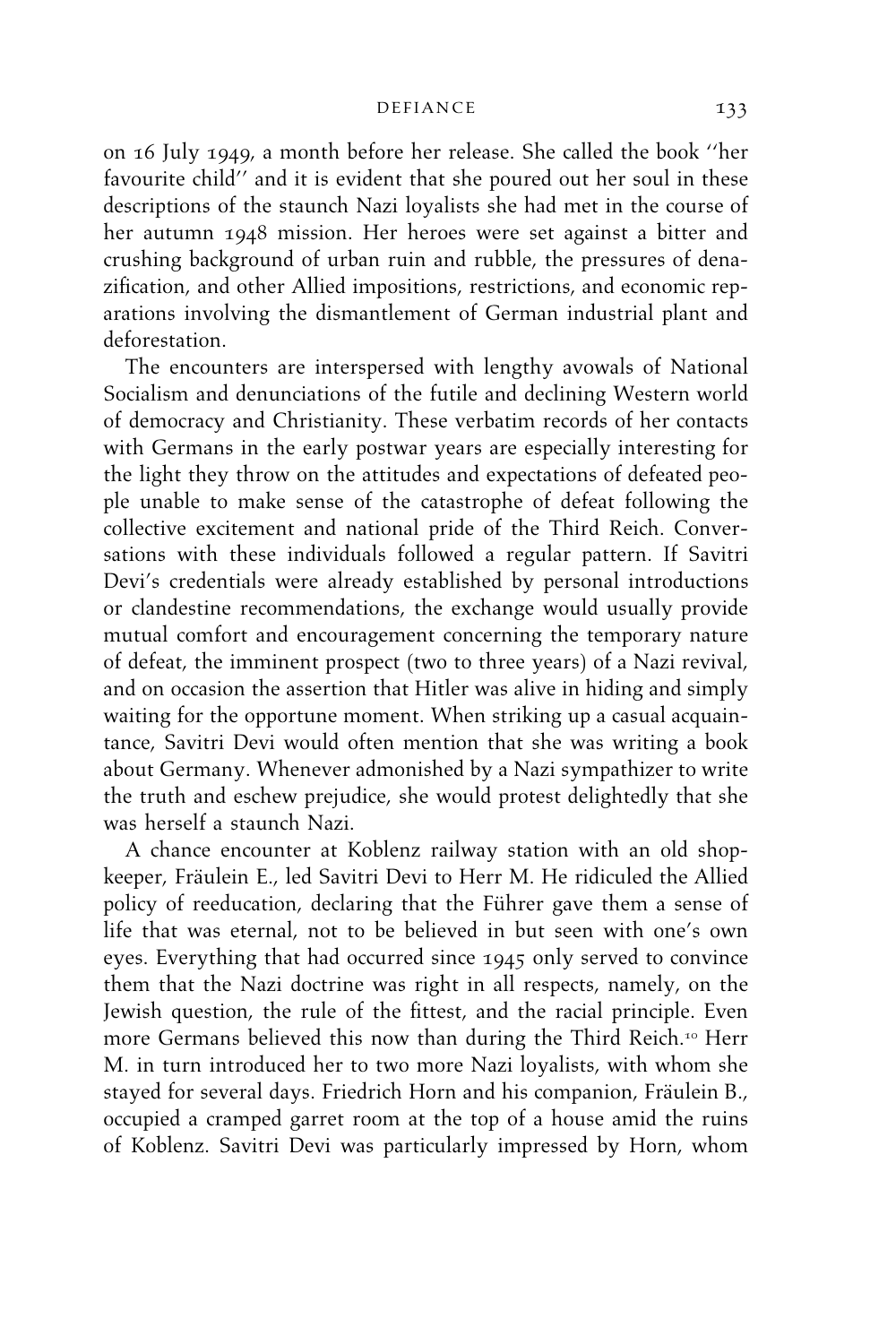on 16 July 1949, a month before her release. She called the book ''her favourite child'' and it is evident that she poured out her soul in these descriptions of the staunch Nazi loyalists she had met in the course of her autumn 1948 mission. Her heroes were set against a bitter and crushing background of urban ruin and rubble, the pressures of denazification, and other Allied impositions, restrictions, and economic reparations involving the dismantlement of German industrial plant and deforestation.

The encounters are interspersed with lengthy avowals of National Socialism and denunciations of the futile and declining Western world of democracy and Christianity. These verbatim records of her contacts with Germans in the early postwar years are especially interesting for the light they throw on the attitudes and expectations of defeated people unable to make sense of the catastrophe of defeat following the collective excitement and national pride of the Third Reich. Conversations with these individuals followed a regular pattern. If Savitri Devi's credentials were already established by personal introductions or clandestine recommendations, the exchange would usually provide mutual comfort and encouragement concerning the temporary nature of defeat, the imminent prospect (two to three years) of a Nazi revival, and on occasion the assertion that Hitler was alive in hiding and simply waiting for the opportune moment. When striking up a casual acquaintance, Savitri Devi would often mention that she was writing a book about Germany. Whenever admonished by a Nazi sympathizer to write the truth and eschew prejudice, she would protest delightedly that she was herself a staunch Nazi.

A chance encounter at Koblenz railway station with an old shopkeeper, Fräulein E., led Savitri Devi to Herr M. He ridiculed the Allied policy of reeducation, declaring that the Führer gave them a sense of life that was eternal, not to be believed in but seen with one's own eyes. Everything that had occurred since 1945 only served to convince them that the Nazi doctrine was right in all respects, namely, on the Jewish question, the rule of the fittest, and the racial principle. Even more Germans believed this now than during the Third Reich.[10] Herr M. in turn introduced her to two more Nazi loyalists, with whom she stayed for several days. Friedrich Horn and his companion, Fräulein B., occupied a cramped garret room at the top of a house amid the ruins of Koblenz. Savitri Devi was particularly impressed by Horn, whom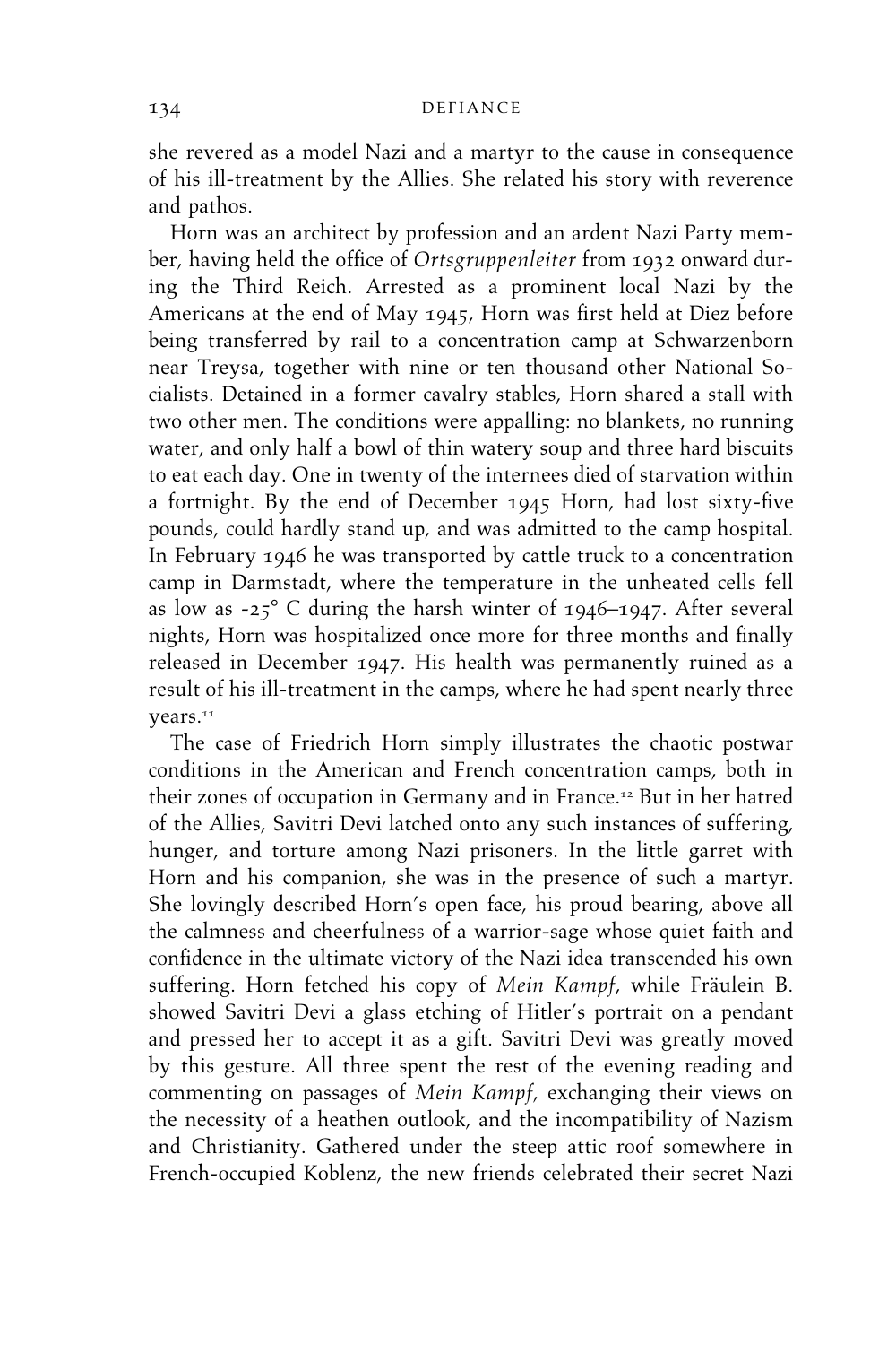she revered as a model Nazi and a martyr to the cause in consequence of his ill-treatment by the Allies. She related his story with reverence and pathos.

Horn was an architect by profession and an ardent Nazi Party member, having held the office of *Ortsgruppenleiter* from 1932 onward during the Third Reich. Arrested as a prominent local Nazi by the Americans at the end of May 1945, Horn was first held at Diez before being transferred by rail to a concentration camp at Schwarzenborn near Treysa, together with nine or ten thousand other National Socialists. Detained in a former cavalry stables, Horn shared a stall with two other men. The conditions were appalling: no blankets, no running water, and only half a bowl of thin watery soup and three hard biscuits to eat each day. One in twenty of the internees died of starvation within a fortnight. By the end of December 1945 Horn, had lost sixty-five pounds, could hardly stand up, and was admitted to the camp hospital. In February 1946 he was transported by cattle truck to a concentration camp in Darmstadt, where the temperature in the unheated cells fell as low as -25° C during the harsh winter of 1946–1947. After several nights, Horn was hospitalized once more for three months and finally released in December 1947. His health was permanently ruined as a result of his ill-treatment in the camps, where he had spent nearly three years.[11]

The case of Friedrich Horn simply illustrates the chaotic postwar conditions in the American and French concentration camps, both in their zones of occupation in Germany and in France.[12] But in her hatred of the Allies, Savitri Devi latched onto any such instances of suffering, hunger, and torture among Nazi prisoners. In the little garret with Horn and his companion, she was in the presence of such a martyr. She lovingly described Horn's open face, his proud bearing, above all the calmness and cheerfulness of a warrior-sage whose quiet faith and confidence in the ultimate victory of the Nazi idea transcended his own suffering. Horn fetched his copy of *Mein Kampf*, while Fräulein B. showed Savitri Devi a glass etching of Hitler's portrait on a pendant and pressed her to accept it as a gift. Savitri Devi was greatly moved by this gesture. All three spent the rest of the evening reading and commenting on passages of *Mein Kampf*, exchanging their views on the necessity of a heathen outlook, and the incompatibility of Nazism and Christianity. Gathered under the steep attic roof somewhere in French-occupied Koblenz, the new friends celebrated their secret Nazi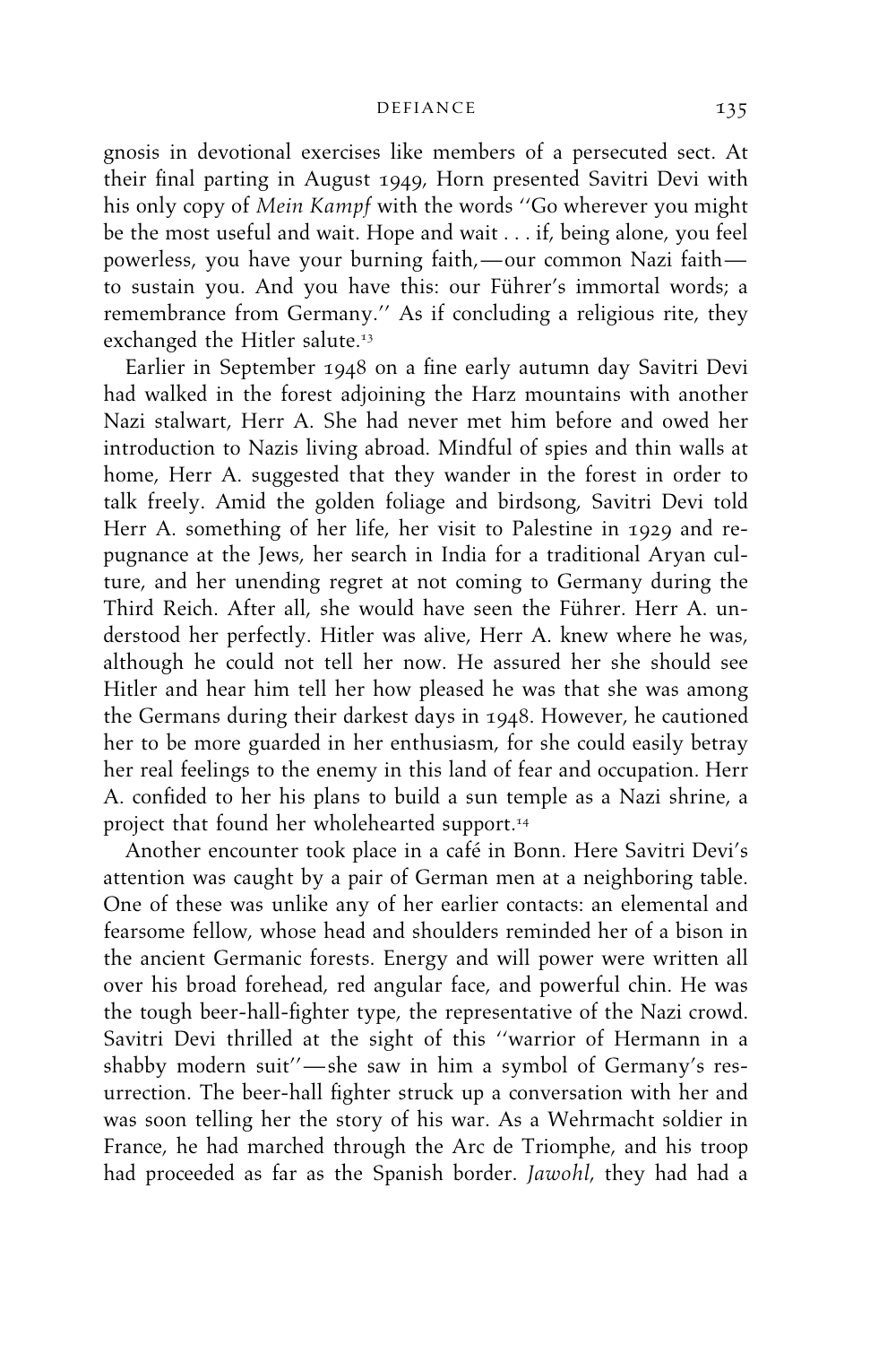gnosis in devotional exercises like members of a persecuted sect. At their final parting in August 1949, Horn presented Savitri Devi with his only copy of *Mein Kampf* with the words ''Go wherever you might be the most useful and wait. Hope and wait . . . if, being alone, you feel powerless, you have your burning faith,—our common Nazi faith—to sustain you. And you have this: our Führer's immortal words; a remembrance from Germany.'' As if concluding a religious rite, they exchanged the Hitler salute.[13]

Earlier in September 1948 on a fine early autumn day Savitri Devi had walked in the forest adjoining the Harz mountains with another Nazi stalwart, Herr A. She had never met him before and owed her introduction to Nazis living abroad. Mindful of spies and thin walls at home, Herr A. suggested that they wander in the forest in order to talk freely. Amid the golden foliage and birdsong, Savitri Devi told Herr A. something of her life, her visit to Palestine in 1929 and repugnance at the Jews, her search in India for a traditional Aryan culture, and her unending regret at not coming to Germany during the Third Reich. After all, she would have seen the Führer. Herr A. understood her perfectly. Hitler was alive, Herr A. knew where he was, although he could not tell her now. He assured her she should see Hitler and hear him tell her how pleased he was that she was among the Germans during their darkest days in 1948. However, he cautioned her to be more guarded in her enthusiasm, for she could easily betray her real feelings to the enemy in this land of fear and occupation. Herr A. confided to her his plans to build a sun temple as a Nazi shrine, a project that found her wholehearted support.[14]

Another encounter took place in a café in Bonn. Here Savitri Devi's attention was caught by a pair of German men at a neighboring table. One of these was unlike any of her earlier contacts: an elemental and fearsome fellow, whose head and shoulders reminded her of a bison in the ancient Germanic forests. Energy and will power were written all over his broad forehead, red angular face, and powerful chin. He was the tough beer-hall-fighter type, the representative of the Nazi crowd. Savitri Devi thrilled at the sight of this ''warrior of Hermann in a shabby modern suit''—she saw in him a symbol of Germany's resurrection. The beer-hall fighter struck up a conversation with her and was soon telling her the story of his war. As a Wehrmacht soldier in France, he had marched through the Arc de Triomphe, and his troop had proceeded as far as the Spanish border. *Jawohl*, they had had a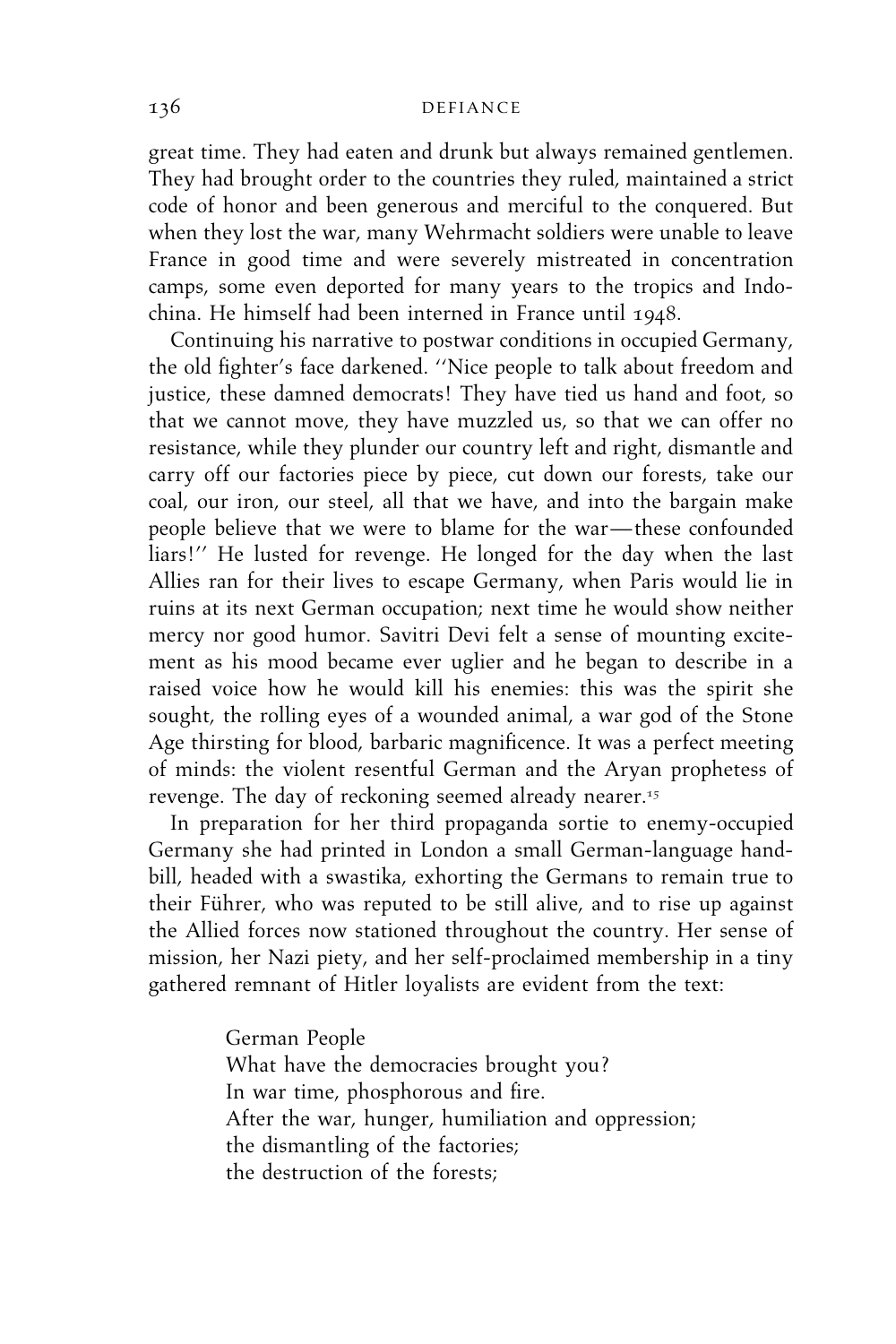great time. They had eaten and drunk but always remained gentlemen. They had brought order to the countries they ruled, maintained a strict code of honor and been generous and merciful to the conquered. But when they lost the war, many Wehrmacht soldiers were unable to leave France in good time and were severely mistreated in concentration camps, some even deported for many years to the tropics and Indochina. He himself had been interned in France until 1948.

Continuing his narrative to postwar conditions in occupied Germany, the old fighter's face darkened. ''Nice people to talk about freedom and justice, these damned democrats! They have tied us hand and foot, so that we cannot move, they have muzzled us, so that we can offer no resistance, while they plunder our country left and right, dismantle and carry off our factories piece by piece, cut down our forests, take our coal, our iron, our steel, all that we have, and into the bargain make people believe that we were to blame for the war—these confounded liars!'' He lusted for revenge. He longed for the day when the last Allies ran for their lives to escape Germany, when Paris would lie in ruins at its next German occupation; next time he would show neither mercy nor good humor. Savitri Devi felt a sense of mounting excitement as his mood became ever uglier and he began to describe in a raised voice how he would kill his enemies: this was the spirit she sought, the rolling eyes of a wounded animal, a war god of the Stone Age thirsting for blood, barbaric magnificence. It was a perfect meeting of minds: the violent resentful German and the Aryan prophetess of revenge. The day of reckoning seemed already nearer.[15]

In preparation for her third propaganda sortie to enemy-occupied Germany she had printed in London a small German-language handbill, headed with a swastika, exhorting the Germans to remain true to their Führer, who was reputed to be still alive, and to rise up against the Allied forces now stationed throughout the country. Her sense of mission, her Nazi piety, and her self-proclaimed membership in a tiny gathered remnant of Hitler loyalists are evident from the text:

> German People
> What have the democracies brought you?
> In war time, phosphorous and fire.
> After the war, hunger, humiliation and oppression;
> the dismantling of the factories;
> the destruction of the forests;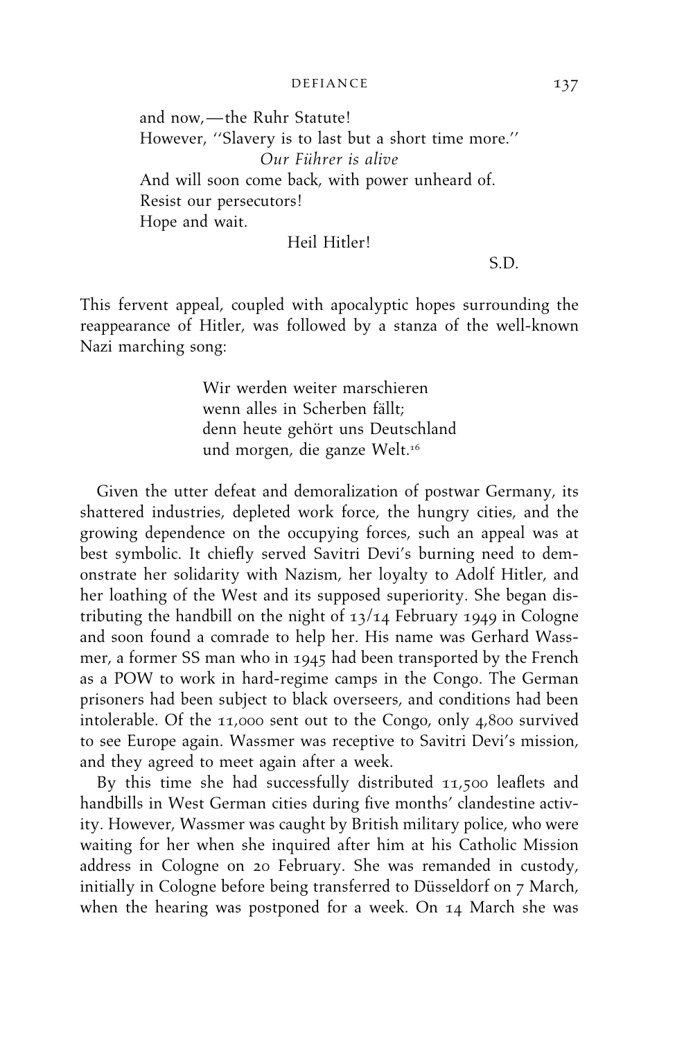and now,—the Ruhr Statute!  
However, ''Slavery is to last but a short time more.''  
*Our Führer is alive*  
And will soon come back, with power unheard of.  
Resist our persecutors!  
Hope and wait.  
Heil Hitler!  
S.D.

This fervent appeal, coupled with apocalyptic hopes surrounding the reappearance of Hitler, was followed by a stanza of the well-known Nazi marching song:

> Wir werden weiter marschieren  
> wenn alles in Scherben fällt;  
> denn heute gehört uns Deutschland  
> und morgen, die ganze Welt.[16]

Given the utter defeat and demoralization of postwar Germany, its shattered industries, depleted work force, the hungry cities, and the growing dependence on the occupying forces, such an appeal was at best symbolic. It chiefly served Savitri Devi's burning need to demonstrate her solidarity with Nazism, her loyalty to Adolf Hitler, and her loathing of the West and its supposed superiority. She began distributing the handbill on the night of 13/14 February 1949 in Cologne and soon found a comrade to help her. His name was Gerhard Wassmer, a former SS man who in 1945 had been transported by the French as a POW to work in hard-regime camps in the Congo. The German prisoners had been subject to black overseers, and conditions had been intolerable. Of the 11,000 sent out to the Congo, only 4,800 survived to see Europe again. Wassmer was receptive to Savitri Devi's mission, and they agreed to meet again after a week.

By this time she had successfully distributed 11,500 leaflets and handbills in West German cities during five months' clandestine activity. However, Wassmer was caught by British military police, who were waiting for her when she inquired after him at his Catholic Mission address in Cologne on 20 February. She was remanded in custody, initially in Cologne before being transferred to Düsseldorf on 7 March, when the hearing was postponed for a week. On 14 March she was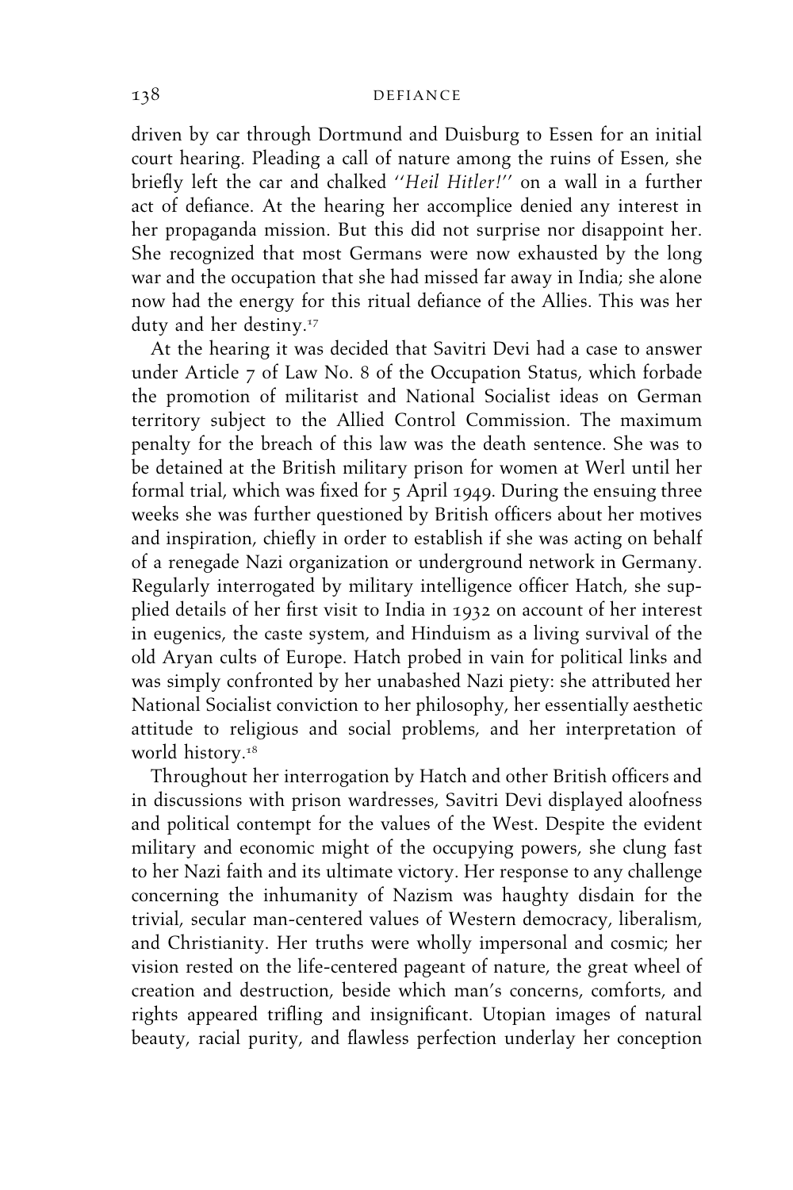driven by car through Dortmund and Duisburg to Essen for an initial court hearing. Pleading a call of nature among the ruins of Essen, she briefly left the car and chalked "*Heil Hitler!*" on a wall in a further act of defiance. At the hearing her accomplice denied any interest in her propaganda mission. But this did not surprise nor disappoint her. She recognized that most Germans were now exhausted by the long war and the occupation that she had missed far away in India; she alone now had the energy for this ritual defiance of the Allies. This was her duty and her destiny.[17]

At the hearing it was decided that Savitri Devi had a case to answer under Article 7 of Law No. 8 of the Occupation Status, which forbade the promotion of militarist and National Socialist ideas on German territory subject to the Allied Control Commission. The maximum penalty for the breach of this law was the death sentence. She was to be detained at the British military prison for women at Werl until her formal trial, which was fixed for 5 April 1949. During the ensuing three weeks she was further questioned by British officers about her motives and inspiration, chiefly in order to establish if she was acting on behalf of a renegade Nazi organization or underground network in Germany. Regularly interrogated by military intelligence officer Hatch, she supplied details of her first visit to India in 1932 on account of her interest in eugenics, the caste system, and Hinduism as a living survival of the old Aryan cults of Europe. Hatch probed in vain for political links and was simply confronted by her unabashed Nazi piety: she attributed her National Socialist conviction to her philosophy, her essentially aesthetic attitude to religious and social problems, and her interpretation of world history.[18]

Throughout her interrogation by Hatch and other British officers and in discussions with prison wardresses, Savitri Devi displayed aloofness and political contempt for the values of the West. Despite the evident military and economic might of the occupying powers, she clung fast to her Nazi faith and its ultimate victory. Her response to any challenge concerning the inhumanity of Nazism was haughty disdain for the trivial, secular man-centered values of Western democracy, liberalism, and Christianity. Her truths were wholly impersonal and cosmic; her vision rested on the life-centered pageant of nature, the great wheel of creation and destruction, beside which man's concerns, comforts, and rights appeared trifling and insignificant. Utopian images of natural beauty, racial purity, and flawless perfection underlay her conception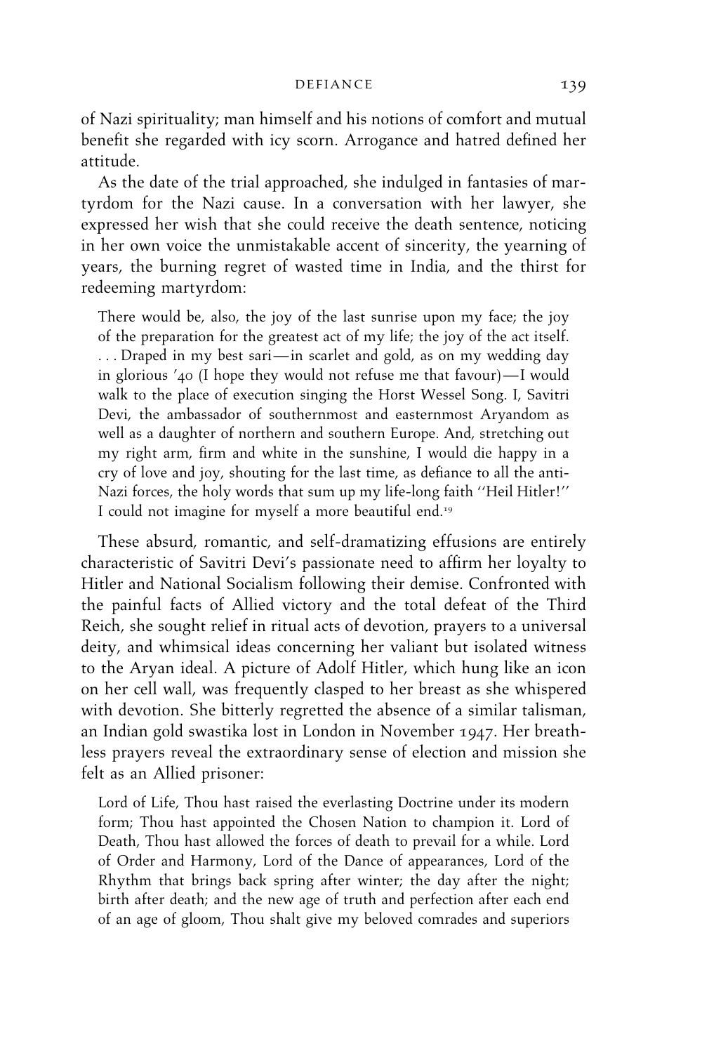of Nazi spirituality; man himself and his notions of comfort and mutual benefit she regarded with icy scorn. Arrogance and hatred defined her attitude.

As the date of the trial approached, she indulged in fantasies of martyrdom for the Nazi cause. In a conversation with her lawyer, she expressed her wish that she could receive the death sentence, noticing in her own voice the unmistakable accent of sincerity, the yearning of years, the burning regret of wasted time in India, and the thirst for redeeming martyrdom:

> There would be, also, the joy of the last sunrise upon my face; the joy of the preparation for the greatest act of my life; the joy of the act itself. . . . Draped in my best sari—in scarlet and gold, as on my wedding day in glorious '40 (I hope they would not refuse me that favour)—I would walk to the place of execution singing the Horst Wessel Song. I, Savitri Devi, the ambassador of southernmost and easternmost Aryandom as well as a daughter of northern and southern Europe. And, stretching out my right arm, firm and white in the sunshine, I would die happy in a cry of love and joy, shouting for the last time, as defiance to all the anti-Nazi forces, the holy words that sum up my life-long faith ''Heil Hitler!'' I could not imagine for myself a more beautiful end.[19]

These absurd, romantic, and self-dramatizing effusions are entirely characteristic of Savitri Devi's passionate need to affirm her loyalty to Hitler and National Socialism following their demise. Confronted with the painful facts of Allied victory and the total defeat of the Third Reich, she sought relief in ritual acts of devotion, prayers to a universal deity, and whimsical ideas concerning her valiant but isolated witness to the Aryan ideal. A picture of Adolf Hitler, which hung like an icon on her cell wall, was frequently clasped to her breast as she whispered with devotion. She bitterly regretted the absence of a similar talisman, an Indian gold swastika lost in London in November 1947. Her breathless prayers reveal the extraordinary sense of election and mission she felt as an Allied prisoner:

> Lord of Life, Thou hast raised the everlasting Doctrine under its modern form; Thou hast appointed the Chosen Nation to champion it. Lord of Death, Thou hast allowed the forces of death to prevail for a while. Lord of Order and Harmony, Lord of the Dance of appearances, Lord of the Rhythm that brings back spring after winter; the day after the night; birth after death; and the new age of truth and perfection after each end of an age of gloom, Thou shalt give my beloved comrades and superiors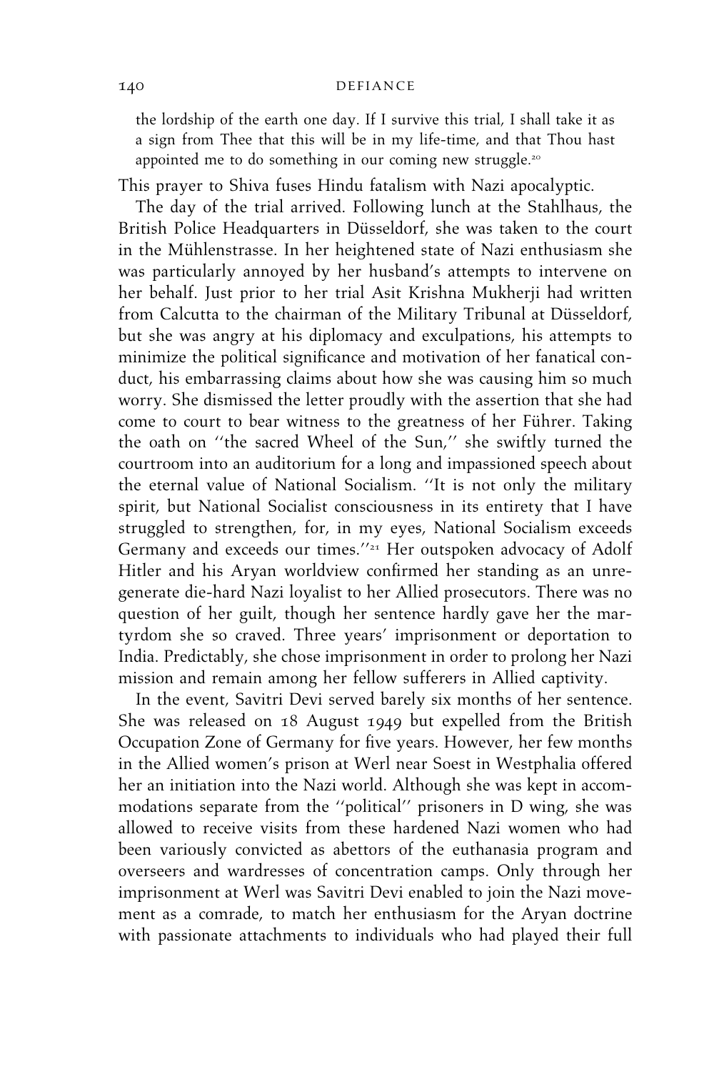> the lordship of the earth one day. If I survive this trial, I shall take it as a sign from Thee that this will be in my life-time, and that Thou hast appointed me to do something in our coming new struggle.[20]

This prayer to Shiva fuses Hindu fatalism with Nazi apocalyptic.

The day of the trial arrived. Following lunch at the Stahlhaus, the British Police Headquarters in Düsseldorf, she was taken to the court in the Mühlenstrasse. In her heightened state of Nazi enthusiasm she was particularly annoyed by her husband's attempts to intervene on her behalf. Just prior to her trial Asit Krishna Mukherji had written from Calcutta to the chairman of the Military Tribunal at Düsseldorf, but she was angry at his diplomacy and exculpations, his attempts to minimize the political significance and motivation of her fanatical conduct, his embarrassing claims about how she was causing him so much worry. She dismissed the letter proudly with the assertion that she had come to court to bear witness to the greatness of her Führer. Taking the oath on ''the sacred Wheel of the Sun,'' she swiftly turned the courtroom into an auditorium for a long and impassioned speech about the eternal value of National Socialism. ''It is not only the military spirit, but National Socialist consciousness in its entirety that I have struggled to strengthen, for, in my eyes, National Socialism exceeds Germany and exceeds our times.''[21] Her outspoken advocacy of Adolf Hitler and his Aryan worldview confirmed her standing as an unregenerate die-hard Nazi loyalist to her Allied prosecutors. There was no question of her guilt, though her sentence hardly gave her the martyrdom she so craved. Three years' imprisonment or deportation to India. Predictably, she chose imprisonment in order to prolong her Nazi mission and remain among her fellow sufferers in Allied captivity.

In the event, Savitri Devi served barely six months of her sentence. She was released on 18 August 1949 but expelled from the British Occupation Zone of Germany for five years. However, her few months in the Allied women's prison at Werl near Soest in Westphalia offered her an initiation into the Nazi world. Although she was kept in accommodations separate from the ''political'' prisoners in D wing, she was allowed to receive visits from these hardened Nazi women who had been variously convicted as abettors of the euthanasia program and overseers and wardresses of concentration camps. Only through her imprisonment at Werl was Savitri Devi enabled to join the Nazi movement as a comrade, to match her enthusiasm for the Aryan doctrine with passionate attachments to individuals who had played their full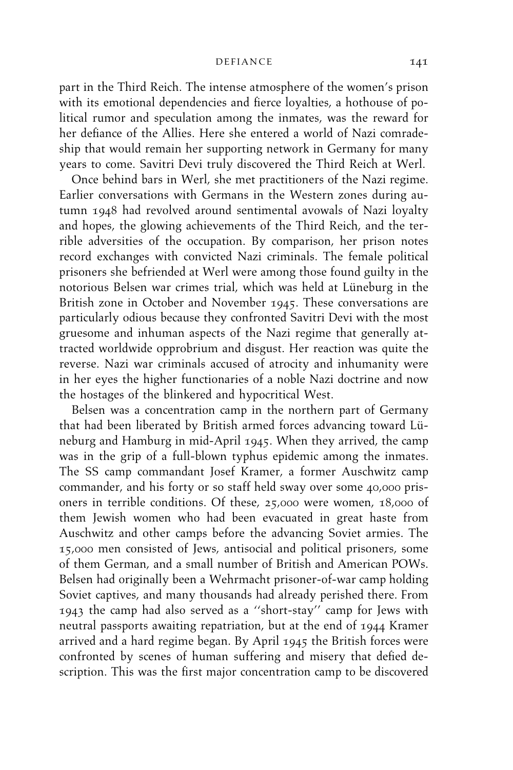part in the Third Reich. The intense atmosphere of the women's prison with its emotional dependencies and fierce loyalties, a hothouse of political rumor and speculation among the inmates, was the reward for her defiance of the Allies. Here she entered a world of Nazi comradeship that would remain her supporting network in Germany for many years to come. Savitri Devi truly discovered the Third Reich at Werl.

Once behind bars in Werl, she met practitioners of the Nazi regime. Earlier conversations with Germans in the Western zones during autumn 1948 had revolved around sentimental avowals of Nazi loyalty and hopes, the glowing achievements of the Third Reich, and the terrible adversities of the occupation. By comparison, her prison notes record exchanges with convicted Nazi criminals. The female political prisoners she befriended at Werl were among those found guilty in the notorious Belsen war crimes trial, which was held at Lüneburg in the British zone in October and November 1945. These conversations are particularly odious because they confronted Savitri Devi with the most gruesome and inhuman aspects of the Nazi regime that generally attracted worldwide opprobrium and disgust. Her reaction was quite the reverse. Nazi war criminals accused of atrocity and inhumanity were in her eyes the higher functionaries of a noble Nazi doctrine and now the hostages of the blinkered and hypocritical West.

Belsen was a concentration camp in the northern part of Germany that had been liberated by British armed forces advancing toward Lüneburg and Hamburg in mid-April 1945. When they arrived, the camp was in the grip of a full-blown typhus epidemic among the inmates. The SS camp commandant Josef Kramer, a former Auschwitz camp commander, and his forty or so staff held sway over some 40,000 prisoners in terrible conditions. Of these, 25,000 were women, 18,000 of them Jewish women who had been evacuated in great haste from Auschwitz and other camps before the advancing Soviet armies. The 15,000 men consisted of Jews, antisocial and political prisoners, some of them German, and a small number of British and American POWs. Belsen had originally been a Wehrmacht prisoner-of-war camp holding Soviet captives, and many thousands had already perished there. From 1943 the camp had also served as a "short-stay" camp for Jews with neutral passports awaiting repatriation, but at the end of 1944 Kramer arrived and a hard regime began. By April 1945 the British forces were confronted by scenes of human suffering and misery that defied description. This was the first major concentration camp to be discovered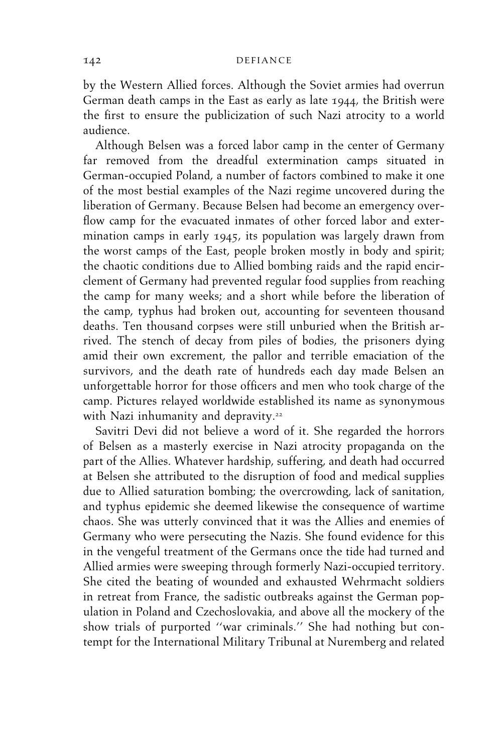by the Western Allied forces. Although the Soviet armies had overrun German death camps in the East as early as late 1944, the British were the first to ensure the publicization of such Nazi atrocity to a world audience.

Although Belsen was a forced labor camp in the center of Germany far removed from the dreadful extermination camps situated in German-occupied Poland, a number of factors combined to make it one of the most bestial examples of the Nazi regime uncovered during the liberation of Germany. Because Belsen had become an emergency overflow camp for the evacuated inmates of other forced labor and extermination camps in early 1945, its population was largely drawn from the worst camps of the East, people broken mostly in body and spirit; the chaotic conditions due to Allied bombing raids and the rapid encirclement of Germany had prevented regular food supplies from reaching the camp for many weeks; and a short while before the liberation of the camp, typhus had broken out, accounting for seventeen thousand deaths. Ten thousand corpses were still unburied when the British arrived. The stench of decay from piles of bodies, the prisoners dying amid their own excrement, the pallor and terrible emaciation of the survivors, and the death rate of hundreds each day made Belsen an unforgettable horror for those officers and men who took charge of the camp. Pictures relayed worldwide established its name as synonymous with Nazi inhumanity and depravity.[22]

Savitri Devi did not believe a word of it. She regarded the horrors of Belsen as a masterly exercise in Nazi atrocity propaganda on the part of the Allies. Whatever hardship, suffering, and death had occurred at Belsen she attributed to the disruption of food and medical supplies due to Allied saturation bombing; the overcrowding, lack of sanitation, and typhus epidemic she deemed likewise the consequence of wartime chaos. She was utterly convinced that it was the Allies and enemies of Germany who were persecuting the Nazis. She found evidence for this in the vengeful treatment of the Germans once the tide had turned and Allied armies were sweeping through formerly Nazi-occupied territory. She cited the beating of wounded and exhausted Wehrmacht soldiers in retreat from France, the sadistic outbreaks against the German population in Poland and Czechoslovakia, and above all the mockery of the show trials of purported "war criminals." She had nothing but contempt for the International Military Tribunal at Nuremberg and related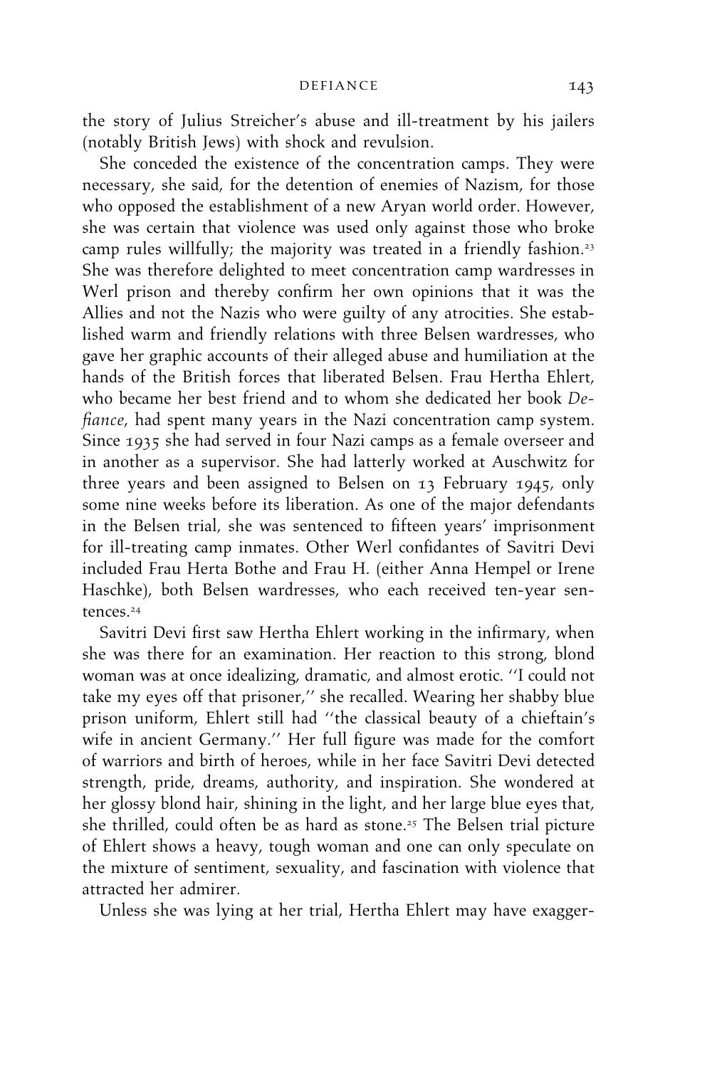the story of Julius Streicher's abuse and ill-treatment by his jailers (notably British Jews) with shock and revulsion.

She conceded the existence of the concentration camps. They were necessary, she said, for the detention of enemies of Nazism, for those who opposed the establishment of a new Aryan world order. However, she was certain that violence was used only against those who broke camp rules willfully; the majority was treated in a friendly fashion.[23] She was therefore delighted to meet concentration camp wardresses in Werl prison and thereby confirm her own opinions that it was the Allies and not the Nazis who were guilty of any atrocities. She established warm and friendly relations with three Belsen wardresses, who gave her graphic accounts of their alleged abuse and humiliation at the hands of the British forces that liberated Belsen. Frau Hertha Ehlert, who became her best friend and to whom she dedicated her book *Defiance*, had spent many years in the Nazi concentration camp system. Since 1935 she had served in four Nazi camps as a female overseer and in another as a supervisor. She had latterly worked at Auschwitz for three years and been assigned to Belsen on 13 February 1945, only some nine weeks before its liberation. As one of the major defendants in the Belsen trial, she was sentenced to fifteen years' imprisonment for ill-treating camp inmates. Other Werl confidantes of Savitri Devi included Frau Herta Bothe and Frau H. (either Anna Hempel or Irene Haschke), both Belsen wardresses, who each received ten-year sentences.[24]

Savitri Devi first saw Hertha Ehlert working in the infirmary, when she was there for an examination. Her reaction to this strong, blond woman was at once idealizing, dramatic, and almost erotic. ''I could not take my eyes off that prisoner,'' she recalled. Wearing her shabby blue prison uniform, Ehlert still had ''the classical beauty of a chieftain's wife in ancient Germany.'' Her full figure was made for the comfort of warriors and birth of heroes, while in her face Savitri Devi detected strength, pride, dreams, authority, and inspiration. She wondered at her glossy blond hair, shining in the light, and her large blue eyes that, she thrilled, could often be as hard as stone.[25] The Belsen trial picture of Ehlert shows a heavy, tough woman and one can only speculate on the mixture of sentiment, sexuality, and fascination with violence that attracted her admirer.

Unless she was lying at her trial, Hertha Ehlert may have exagger-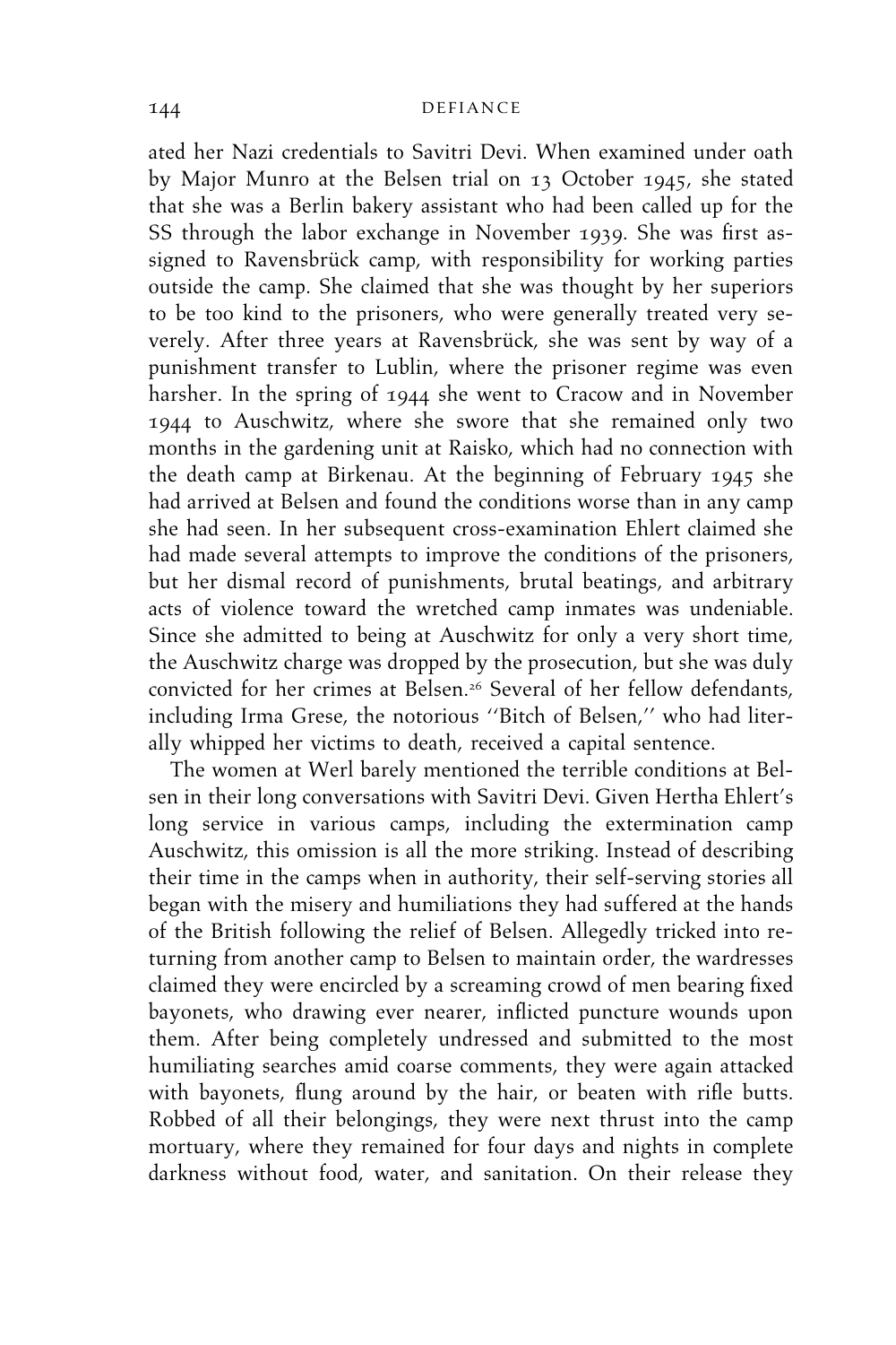ated her Nazi credentials to Savitri Devi. When examined under oath by Major Munro at the Belsen trial on 13 October 1945, she stated that she was a Berlin bakery assistant who had been called up for the SS through the labor exchange in November 1939. She was first assigned to Ravensbrück camp, with responsibility for working parties outside the camp. She claimed that she was thought by her superiors to be too kind to the prisoners, who were generally treated very severely. After three years at Ravensbrück, she was sent by way of a punishment transfer to Lublin, where the prisoner regime was even harsher. In the spring of 1944 she went to Cracow and in November 1944 to Auschwitz, where she swore that she remained only two months in the gardening unit at Raisko, which had no connection with the death camp at Birkenau. At the beginning of February 1945 she had arrived at Belsen and found the conditions worse than in any camp she had seen. In her subsequent cross-examination Ehlert claimed she had made several attempts to improve the conditions of the prisoners, but her dismal record of punishments, brutal beatings, and arbitrary acts of violence toward the wretched camp inmates was undeniable. Since she admitted to being at Auschwitz for only a very short time, the Auschwitz charge was dropped by the prosecution, but she was duly convicted for her crimes at Belsen.[26] Several of her fellow defendants, including Irma Grese, the notorious ''Bitch of Belsen,'' who had literally whipped her victims to death, received a capital sentence.

The women at Werl barely mentioned the terrible conditions at Belsen in their long conversations with Savitri Devi. Given Hertha Ehlert's long service in various camps, including the extermination camp Auschwitz, this omission is all the more striking. Instead of describing their time in the camps when in authority, their self-serving stories all began with the misery and humiliations they had suffered at the hands of the British following the relief of Belsen. Allegedly tricked into returning from another camp to Belsen to maintain order, the wardresses claimed they were encircled by a screaming crowd of men bearing fixed bayonets, who drawing ever nearer, inflicted puncture wounds upon them. After being completely undressed and submitted to the most humiliating searches amid coarse comments, they were again attacked with bayonets, flung around by the hair, or beaten with rifle butts. Robbed of all their belongings, they were next thrust into the camp mortuary, where they remained for four days and nights in complete darkness without food, water, and sanitation. On their release they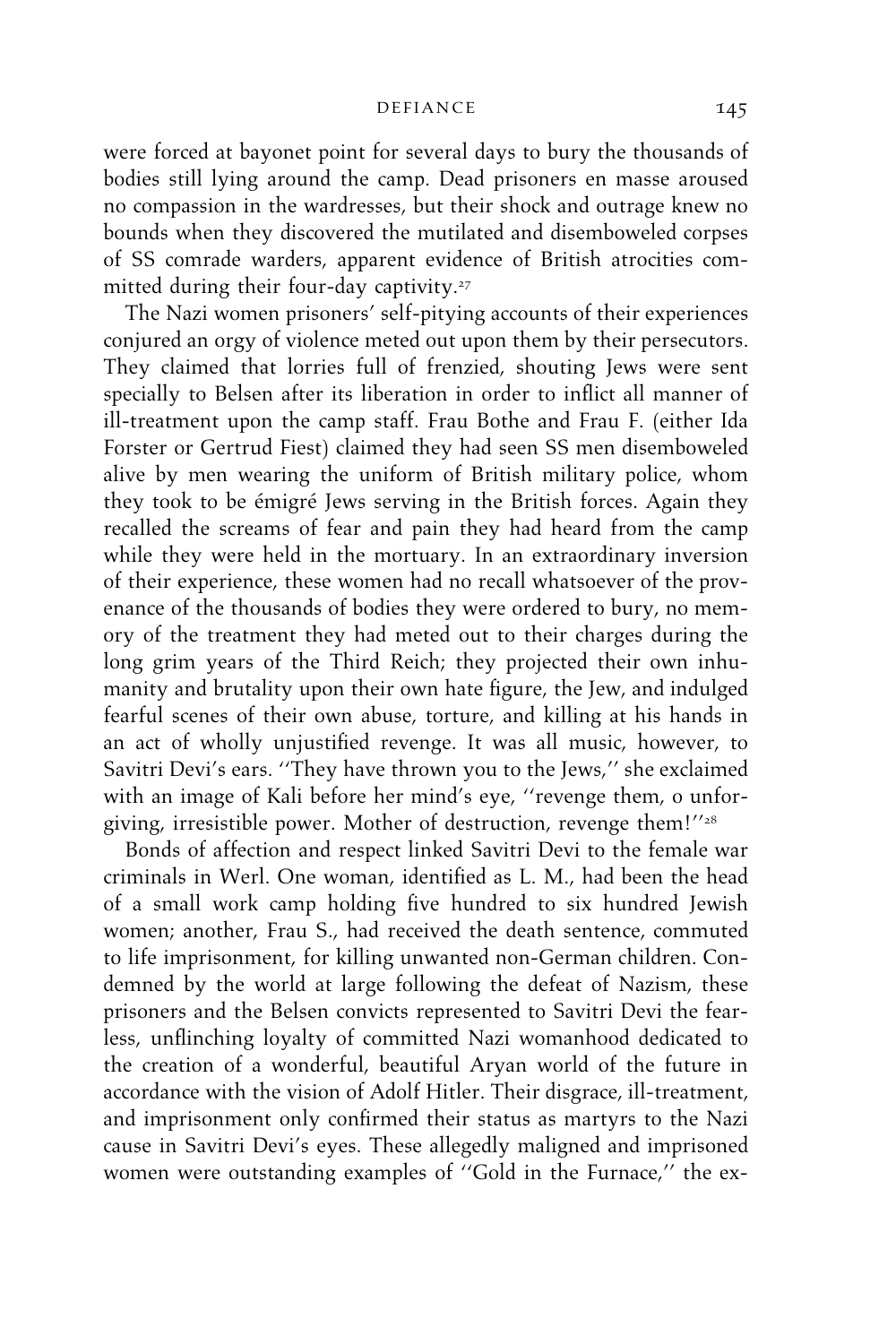were forced at bayonet point for several days to bury the thousands of bodies still lying around the camp. Dead prisoners en masse aroused no compassion in the wardresses, but their shock and outrage knew no bounds when they discovered the mutilated and disemboweled corpses of SS comrade warders, apparent evidence of British atrocities committed during their four-day captivity.[27]

The Nazi women prisoners' self-pitying accounts of their experiences conjured an orgy of violence meted out upon them by their persecutors. They claimed that lorries full of frenzied, shouting Jews were sent specially to Belsen after its liberation in order to inflict all manner of ill-treatment upon the camp staff. Frau Bothe and Frau F. (either Ida Forster or Gertrud Fiest) claimed they had seen SS men disemboweled alive by men wearing the uniform of British military police, whom they took to be émigré Jews serving in the British forces. Again they recalled the screams of fear and pain they had heard from the camp while they were held in the mortuary. In an extraordinary inversion of their experience, these women had no recall whatsoever of the provenance of the thousands of bodies they were ordered to bury, no memory of the treatment they had meted out to their charges during the long grim years of the Third Reich; they projected their own inhumanity and brutality upon their own hate figure, the Jew, and indulged fearful scenes of their own abuse, torture, and killing at his hands in an act of wholly unjustified revenge. It was all music, however, to Savitri Devi's ears. ''They have thrown you to the Jews,'' she exclaimed with an image of Kali before her mind's eye, ''revenge them, o unforgiving, irresistible power. Mother of destruction, revenge them!''[28]

Bonds of affection and respect linked Savitri Devi to the female war criminals in Werl. One woman, identified as L. M., had been the head of a small work camp holding five hundred to six hundred Jewish women; another, Frau S., had received the death sentence, commuted to life imprisonment, for killing unwanted non-German children. Condemned by the world at large following the defeat of Nazism, these prisoners and the Belsen convicts represented to Savitri Devi the fearless, unflinching loyalty of committed Nazi womanhood dedicated to the creation of a wonderful, beautiful Aryan world of the future in accordance with the vision of Adolf Hitler. Their disgrace, ill-treatment, and imprisonment only confirmed their status as martyrs to the Nazi cause in Savitri Devi's eyes. These allegedly maligned and imprisoned women were outstanding examples of ''Gold in the Furnace,'' the ex-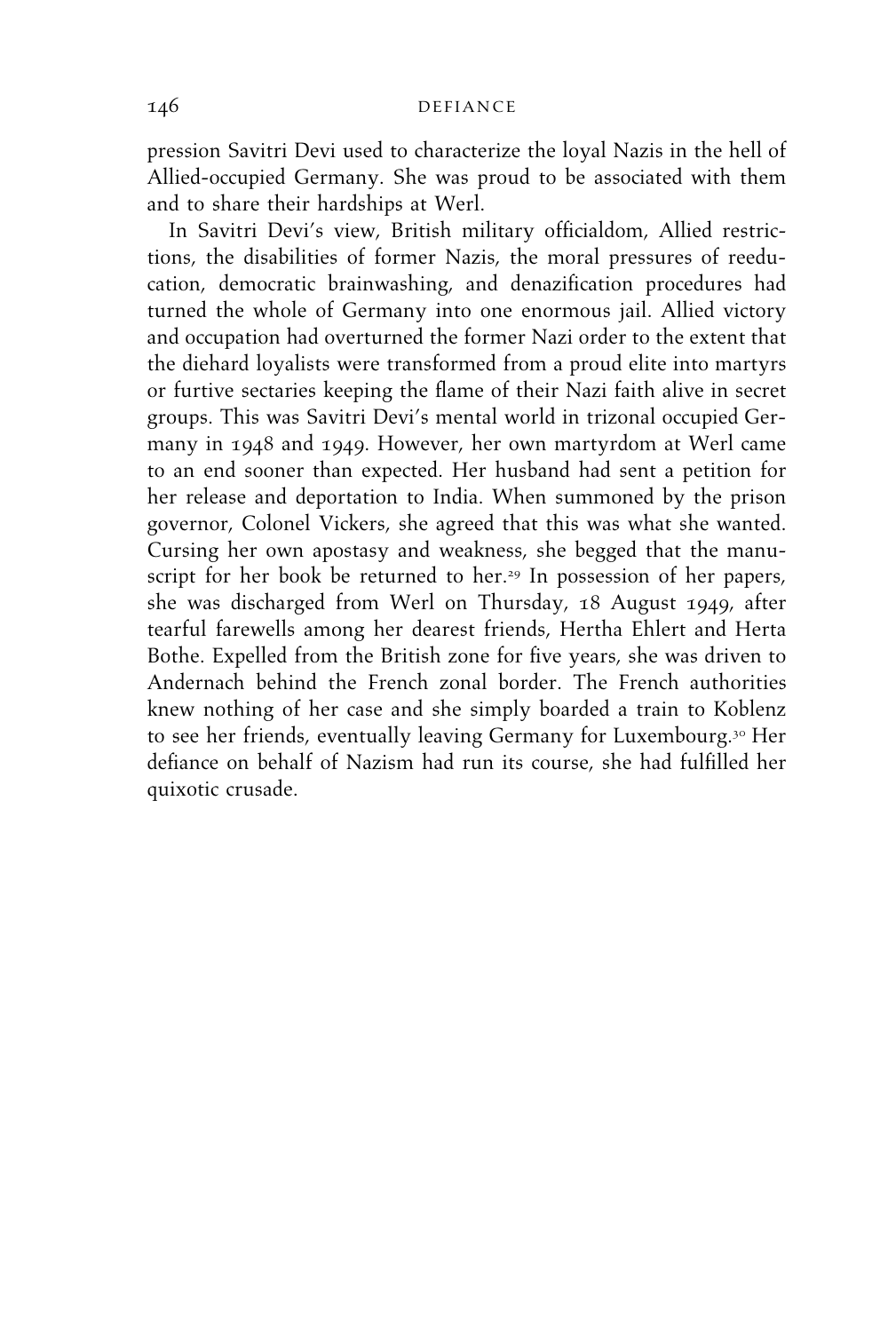pression Savitri Devi used to characterize the loyal Nazis in the hell of Allied-occupied Germany. She was proud to be associated with them and to share their hardships at Werl.

In Savitri Devi's view, British military officialdom, Allied restrictions, the disabilities of former Nazis, the moral pressures of reeducation, democratic brainwashing, and denazification procedures had turned the whole of Germany into one enormous jail. Allied victory and occupation had overturned the former Nazi order to the extent that the diehard loyalists were transformed from a proud elite into martyrs or furtive sectaries keeping the flame of their Nazi faith alive in secret groups. This was Savitri Devi's mental world in trizonal occupied Germany in 1948 and 1949. However, her own martyrdom at Werl came to an end sooner than expected. Her husband had sent a petition for her release and deportation to India. When summoned by the prison governor, Colonel Vickers, she agreed that this was what she wanted. Cursing her own apostasy and weakness, she begged that the manuscript for her book be returned to her.[29] In possession of her papers, she was discharged from Werl on Thursday, 18 August 1949, after tearful farewells among her dearest friends, Hertha Ehlert and Herta Bothe. Expelled from the British zone for five years, she was driven to Andernach behind the French zonal border. The French authorities knew nothing of her case and she simply boarded a train to Koblenz to see her friends, eventually leaving Germany for Luxembourg.[30] Her defiance on behalf of Nazism had run its course, she had fulfilled her quixotic crusade.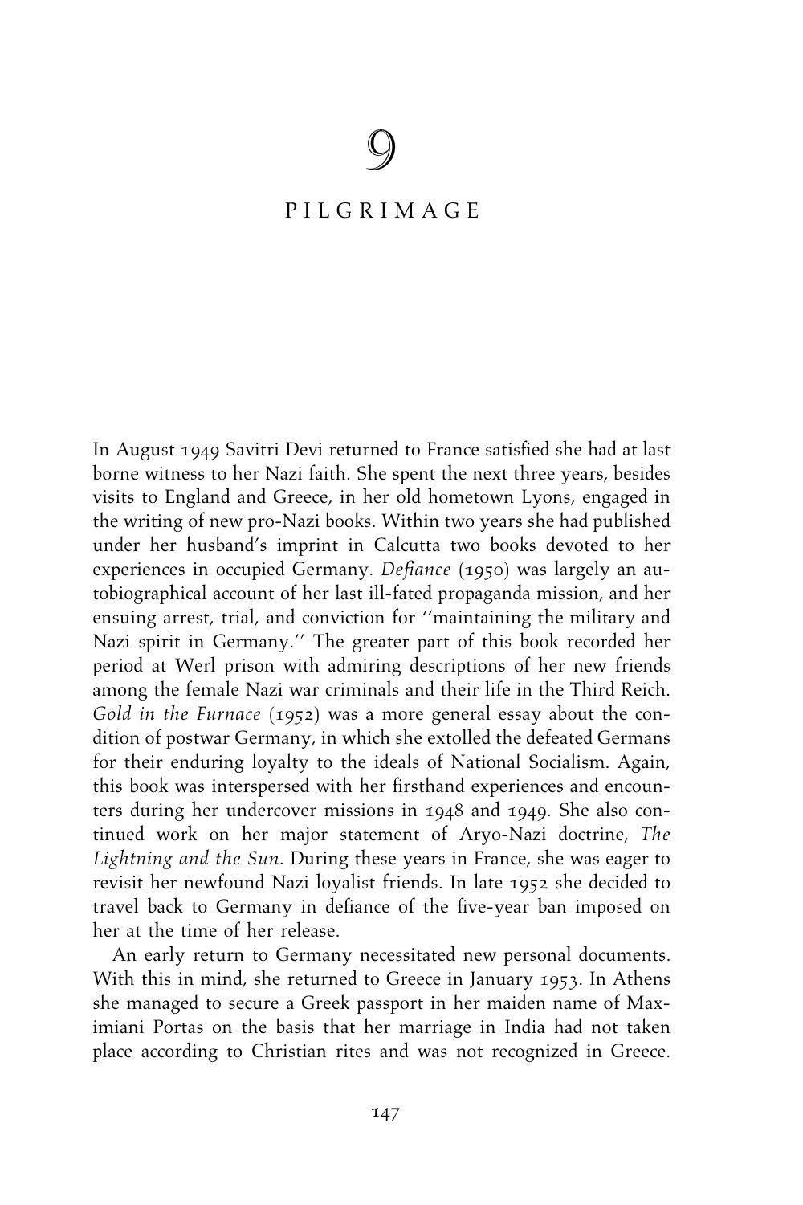# 9

## PILGRIMAGE

In August 1949 Savitri Devi returned to France satisfied she had at last borne witness to her Nazi faith. She spent the next three years, besides visits to England and Greece, in her old hometown Lyons, engaged in the writing of new pro-Nazi books. Within two years she had published under her husband's imprint in Calcutta two books devoted to her experiences in occupied Germany. *Defiance* (1950) was largely an autobiographical account of her last ill-fated propaganda mission, and her ensuing arrest, trial, and conviction for ''maintaining the military and Nazi spirit in Germany.'' The greater part of this book recorded her period at Werl prison with admiring descriptions of her new friends among the female Nazi war criminals and their life in the Third Reich. *Gold in the Furnace* (1952) was a more general essay about the condition of postwar Germany, in which she extolled the defeated Germans for their enduring loyalty to the ideals of National Socialism. Again, this book was interspersed with her firsthand experiences and encounters during her undercover missions in 1948 and 1949. She also continued work on her major statement of Aryo-Nazi doctrine, *The Lightning and the Sun*. During these years in France, she was eager to revisit her newfound Nazi loyalist friends. In late 1952 she decided to travel back to Germany in defiance of the five-year ban imposed on her at the time of her release.

An early return to Germany necessitated new personal documents. With this in mind, she returned to Greece in January 1953. In Athens she managed to secure a Greek passport in her maiden name of Maximiani Portas on the basis that her marriage in India had not taken place according to Christian rites and was not recognized in Greece.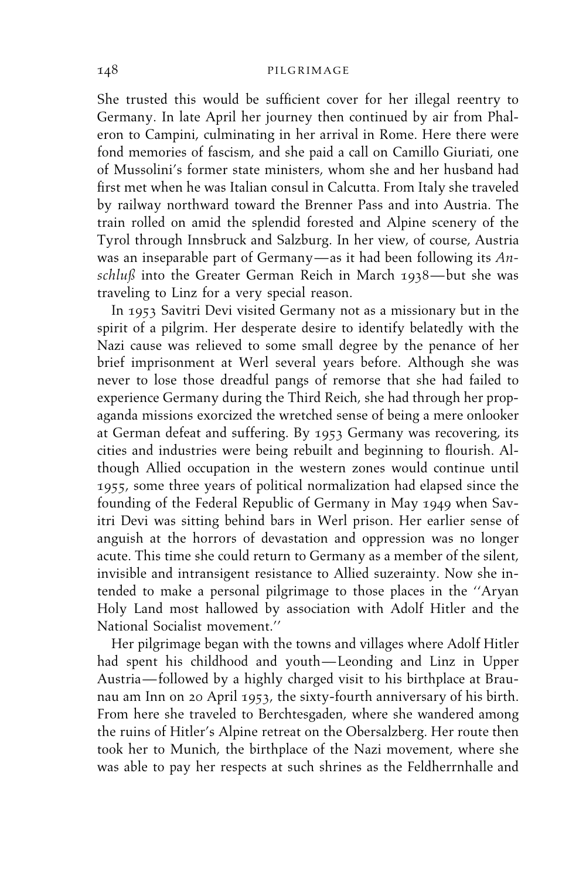She trusted this would be sufficient cover for her illegal reentry to Germany. In late April her journey then continued by air from Phaleron to Campini, culminating in her arrival in Rome. Here there were fond memories of fascism, and she paid a call on Camillo Giuriati, one of Mussolini's former state ministers, whom she and her husband had first met when he was Italian consul in Calcutta. From Italy she traveled by railway northward toward the Brenner Pass and into Austria. The train rolled on amid the splendid forested and Alpine scenery of the Tyrol through Innsbruck and Salzburg. In her view, of course, Austria was an inseparable part of Germany—as it had been following its *Anschluß* into the Greater German Reich in March 1938—but she was traveling to Linz for a very special reason.

In 1953 Savitri Devi visited Germany not as a missionary but in the spirit of a pilgrim. Her desperate desire to identify belatedly with the Nazi cause was relieved to some small degree by the penance of her brief imprisonment at Werl several years before. Although she was never to lose those dreadful pangs of remorse that she had failed to experience Germany during the Third Reich, she had through her propaganda missions exorcized the wretched sense of being a mere onlooker at German defeat and suffering. By 1953 Germany was recovering, its cities and industries were being rebuilt and beginning to flourish. Although Allied occupation in the western zones would continue until 1955, some three years of political normalization had elapsed since the founding of the Federal Republic of Germany in May 1949 when Savitri Devi was sitting behind bars in Werl prison. Her earlier sense of anguish at the horrors of devastation and oppression was no longer acute. This time she could return to Germany as a member of the silent, invisible and intransigent resistance to Allied suzerainty. Now she intended to make a personal pilgrimage to those places in the ''Aryan Holy Land most hallowed by association with Adolf Hitler and the National Socialist movement.''

Her pilgrimage began with the towns and villages where Adolf Hitler had spent his childhood and youth—Leonding and Linz in Upper Austria—followed by a highly charged visit to his birthplace at Braunau am Inn on 20 April 1953, the sixty-fourth anniversary of his birth. From here she traveled to Berchtesgaden, where she wandered among the ruins of Hitler's Alpine retreat on the Obersalzberg. Her route then took her to Munich, the birthplace of the Nazi movement, where she was able to pay her respects at such shrines as the Feldherrnhalle and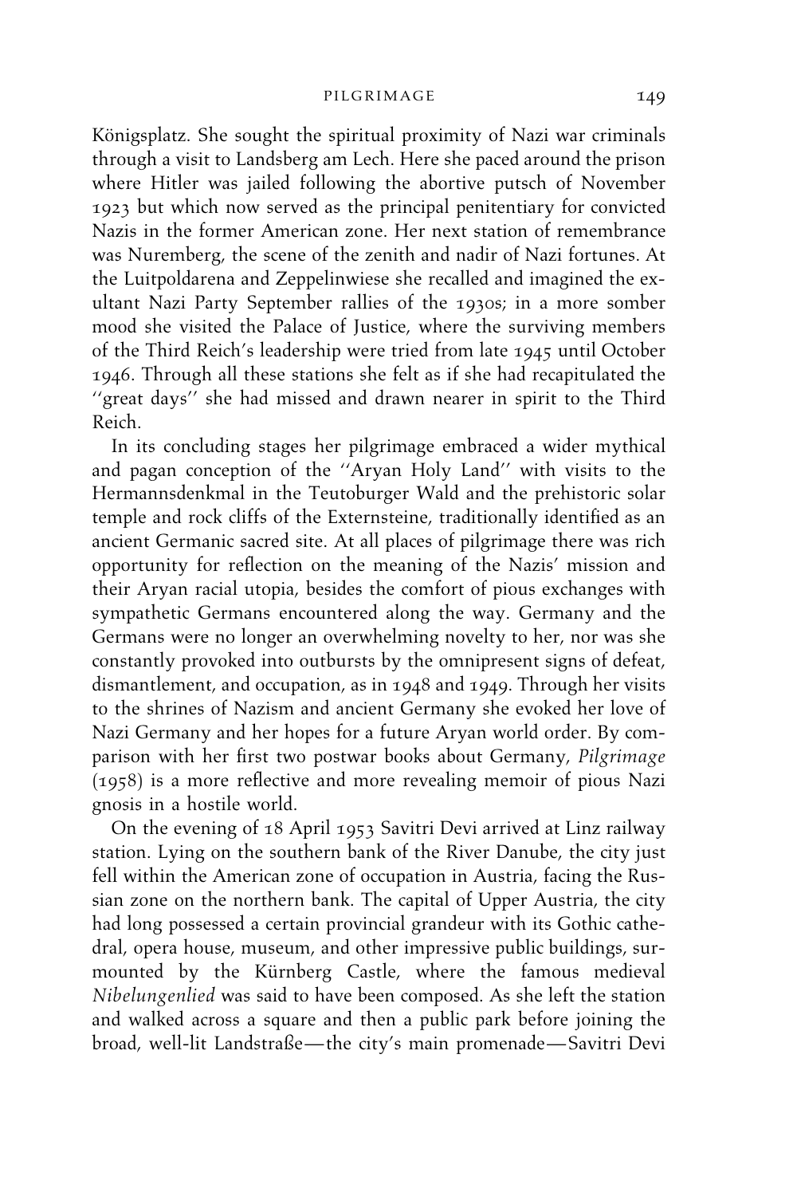Königsplatz. She sought the spiritual proximity of Nazi war criminals through a visit to Landsberg am Lech. Here she paced around the prison where Hitler was jailed following the abortive putsch of November 1923 but which now served as the principal penitentiary for convicted Nazis in the former American zone. Her next station of remembrance was Nuremberg, the scene of the zenith and nadir of Nazi fortunes. At the Luitpoldarena and Zeppelinwiese she recalled and imagined the exultant Nazi Party September rallies of the 1930s; in a more somber mood she visited the Palace of Justice, where the surviving members of the Third Reich's leadership were tried from late 1945 until October 1946. Through all these stations she felt as if she had recapitulated the ''great days'' she had missed and drawn nearer in spirit to the Third Reich.

In its concluding stages her pilgrimage embraced a wider mythical and pagan conception of the ''Aryan Holy Land'' with visits to the Hermannsdenkmal in the Teutoburger Wald and the prehistoric solar temple and rock cliffs of the Externsteine, traditionally identified as an ancient Germanic sacred site. At all places of pilgrimage there was rich opportunity for reflection on the meaning of the Nazis' mission and their Aryan racial utopia, besides the comfort of pious exchanges with sympathetic Germans encountered along the way. Germany and the Germans were no longer an overwhelming novelty to her, nor was she constantly provoked into outbursts by the omnipresent signs of defeat, dismantlement, and occupation, as in 1948 and 1949. Through her visits to the shrines of Nazism and ancient Germany she evoked her love of Nazi Germany and her hopes for a future Aryan world order. By comparison with her first two postwar books about Germany, *Pilgrimage* (1958) is a more reflective and more revealing memoir of pious Nazi gnosis in a hostile world.

On the evening of 18 April 1953 Savitri Devi arrived at Linz railway station. Lying on the southern bank of the River Danube, the city just fell within the American zone of occupation in Austria, facing the Russian zone on the northern bank. The capital of Upper Austria, the city had long possessed a certain provincial grandeur with its Gothic cathedral, opera house, museum, and other impressive public buildings, surmounted by the Kürnberg Castle, where the famous medieval *Nibelungenlied* was said to have been composed. As she left the station and walked across a square and then a public park before joining the broad, well-lit Landstraße—the city's main promenade—Savitri Devi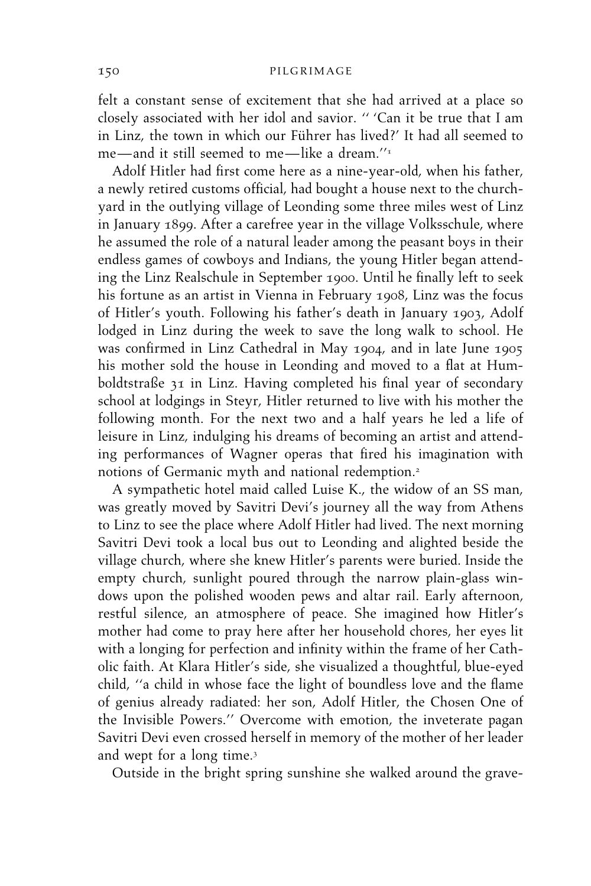felt a constant sense of excitement that she had arrived at a place so closely associated with her idol and savior. " 'Can it be true that I am in Linz, the town in which our Führer has lived?' It had all seemed to me—and it still seemed to me—like a dream."[1]

Adolf Hitler had first come here as a nine-year-old, when his father, a newly retired customs official, had bought a house next to the churchyard in the outlying village of Leonding some three miles west of Linz in January 1899. After a carefree year in the village Volksschule, where he assumed the role of a natural leader among the peasant boys in their endless games of cowboys and Indians, the young Hitler began attending the Linz Realschule in September 1900. Until he finally left to seek his fortune as an artist in Vienna in February 1908, Linz was the focus of Hitler's youth. Following his father's death in January 1903, Adolf lodged in Linz during the week to save the long walk to school. He was confirmed in Linz Cathedral in May 1904, and in late June 1905 his mother sold the house in Leonding and moved to a flat at Humboldtstraße 31 in Linz. Having completed his final year of secondary school at lodgings in Steyr, Hitler returned to live with his mother the following month. For the next two and a half years he led a life of leisure in Linz, indulging his dreams of becoming an artist and attending performances of Wagner operas that fired his imagination with notions of Germanic myth and national redemption.[2]

A sympathetic hotel maid called Luise K., the widow of an SS man, was greatly moved by Savitri Devi's journey all the way from Athens to Linz to see the place where Adolf Hitler had lived. The next morning Savitri Devi took a local bus out to Leonding and alighted beside the village church, where she knew Hitler's parents were buried. Inside the empty church, sunlight poured through the narrow plain-glass windows upon the polished wooden pews and altar rail. Early afternoon, restful silence, an atmosphere of peace. She imagined how Hitler's mother had come to pray here after her household chores, her eyes lit with a longing for perfection and infinity within the frame of her Catholic faith. At Klara Hitler's side, she visualized a thoughtful, blue-eyed child, "a child in whose face the light of boundless love and the flame of genius already radiated: her son, Adolf Hitler, the Chosen One of the Invisible Powers." Overcome with emotion, the inveterate pagan Savitri Devi even crossed herself in memory of the mother of her leader and wept for a long time.[3]

Outside in the bright spring sunshine she walked around the grave-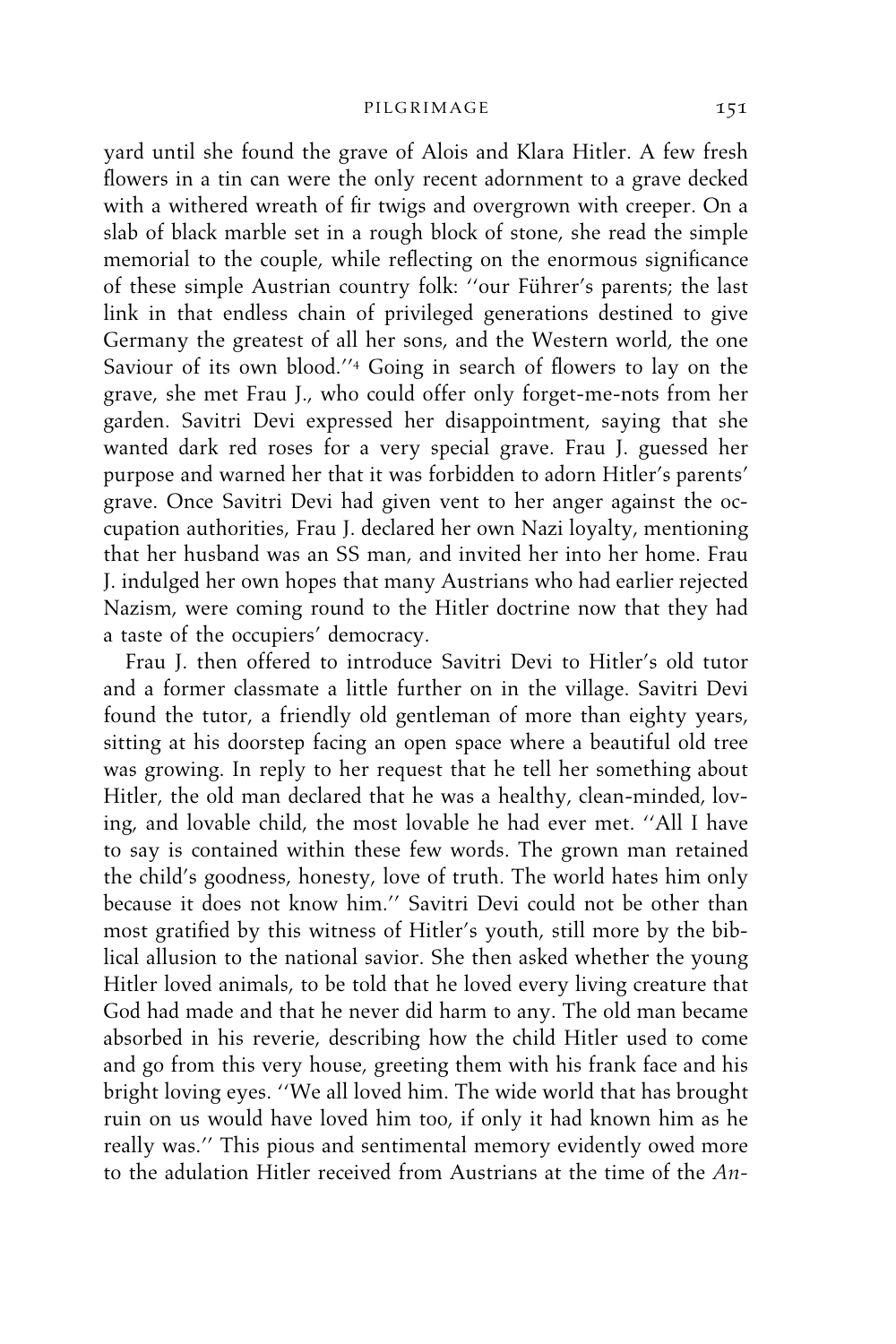yard until she found the grave of Alois and Klara Hitler. A few fresh flowers in a tin can were the only recent adornment to a grave decked with a withered wreath of fir twigs and overgrown with creeper. On a slab of black marble set in a rough block of stone, she read the simple memorial to the couple, while reflecting on the enormous significance of these simple Austrian country folk: ''our Führer's parents; the last link in that endless chain of privileged generations destined to give Germany the greatest of all her sons, and the Western world, the one Saviour of its own blood.''[4] Going in search of flowers to lay on the grave, she met Frau J., who could offer only forget-me-nots from her garden. Savitri Devi expressed her disappointment, saying that she wanted dark red roses for a very special grave. Frau J. guessed her purpose and warned her that it was forbidden to adorn Hitler's parents' grave. Once Savitri Devi had given vent to her anger against the occupation authorities, Frau J. declared her own Nazi loyalty, mentioning that her husband was an SS man, and invited her into her home. Frau J. indulged her own hopes that many Austrians who had earlier rejected Nazism, were coming round to the Hitler doctrine now that they had a taste of the occupiers' democracy.

Frau J. then offered to introduce Savitri Devi to Hitler's old tutor and a former classmate a little further on in the village. Savitri Devi found the tutor, a friendly old gentleman of more than eighty years, sitting at his doorstep facing an open space where a beautiful old tree was growing. In reply to her request that he tell her something about Hitler, the old man declared that he was a healthy, clean-minded, loving, and lovable child, the most lovable he had ever met. ''All I have to say is contained within these few words. The grown man retained the child's goodness, honesty, love of truth. The world hates him only because it does not know him.'' Savitri Devi could not be other than most gratified by this witness of Hitler's youth, still more by the biblical allusion to the national savior. She then asked whether the young Hitler loved animals, to be told that he loved every living creature that God had made and that he never did harm to any. The old man became absorbed in his reverie, describing how the child Hitler used to come and go from this very house, greeting them with his frank face and his bright loving eyes. ''We all loved him. The wide world that has brought ruin on us would have loved him too, if only it had known him as he really was.'' This pious and sentimental memory evidently owed more to the adulation Hitler received from Austrians at the time of the *An-*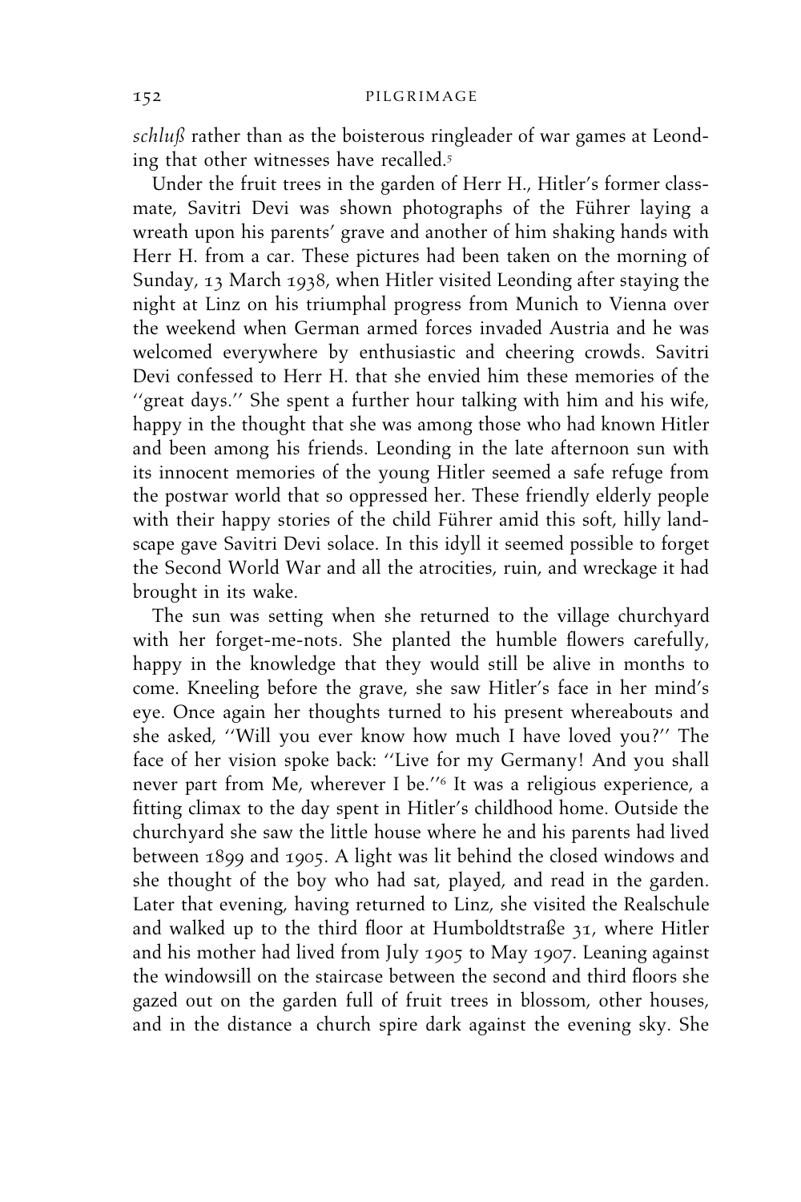*schluß* rather than as the boisterous ringleader of war games at Leonding that other witnesses have recalled.[5]

Under the fruit trees in the garden of Herr H., Hitler's former classmate, Savitri Devi was shown photographs of the Führer laying a wreath upon his parents' grave and another of him shaking hands with Herr H. from a car. These pictures had been taken on the morning of Sunday, 13 March 1938, when Hitler visited Leonding after staying the night at Linz on his triumphal progress from Munich to Vienna over the weekend when German armed forces invaded Austria and he was welcomed everywhere by enthusiastic and cheering crowds. Savitri Devi confessed to Herr H. that she envied him these memories of the ''great days.'' She spent a further hour talking with him and his wife, happy in the thought that she was among those who had known Hitler and been among his friends. Leonding in the late afternoon sun with its innocent memories of the young Hitler seemed a safe refuge from the postwar world that so oppressed her. These friendly elderly people with their happy stories of the child Führer amid this soft, hilly landscape gave Savitri Devi solace. In this idyll it seemed possible to forget the Second World War and all the atrocities, ruin, and wreckage it had brought in its wake.

The sun was setting when she returned to the village churchyard with her forget-me-nots. She planted the humble flowers carefully, happy in the knowledge that they would still be alive in months to come. Kneeling before the grave, she saw Hitler's face in her mind's eye. Once again her thoughts turned to his present whereabouts and she asked, ''Will you ever know how much I have loved you?'' The face of her vision spoke back: ''Live for my Germany! And you shall never part from Me, wherever I be.''[6] It was a religious experience, a fitting climax to the day spent in Hitler's childhood home. Outside the churchyard she saw the little house where he and his parents had lived between 1899 and 1905. A light was lit behind the closed windows and she thought of the boy who had sat, played, and read in the garden. Later that evening, having returned to Linz, she visited the Realschule and walked up to the third floor at Humboldtstraße 31, where Hitler and his mother had lived from July 1905 to May 1907. Leaning against the windowsill on the staircase between the second and third floors she gazed out on the garden full of fruit trees in blossom, other houses, and in the distance a church spire dark against the evening sky. She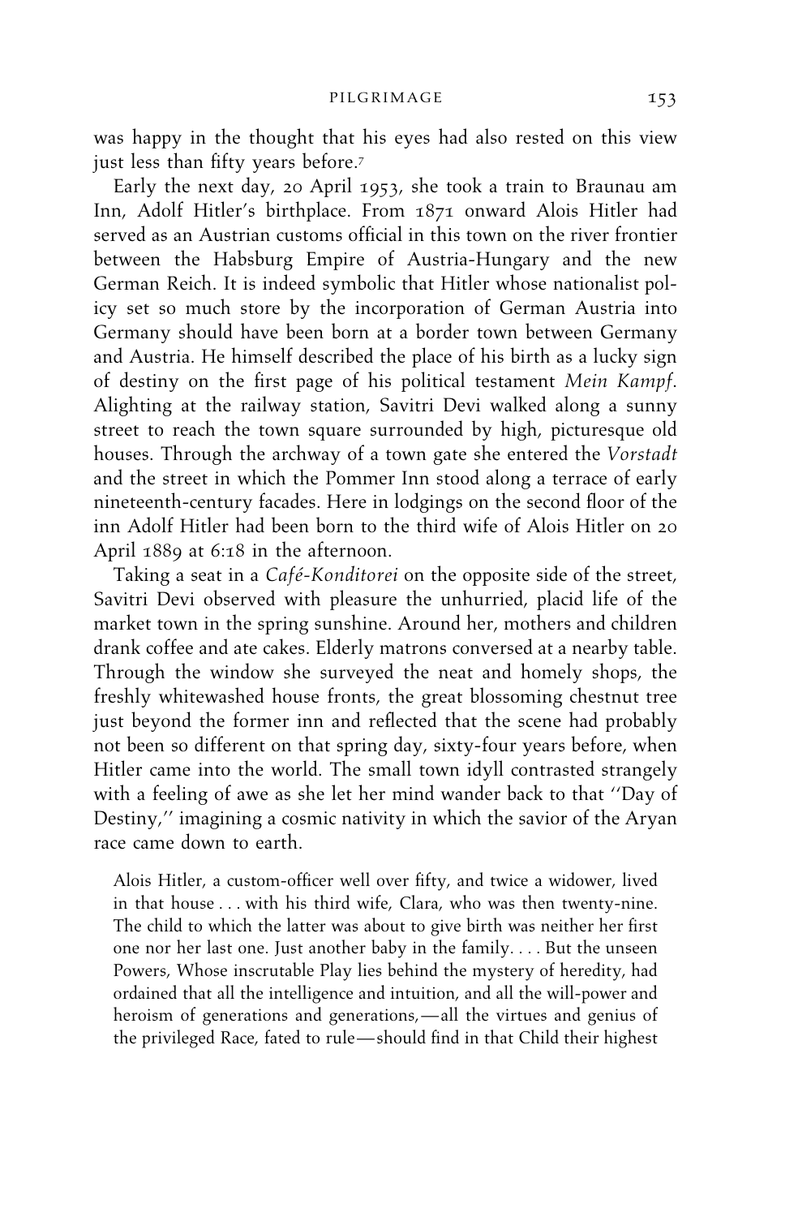was happy in the thought that his eyes had also rested on this view just less than fifty years before.[7]

Early the next day, 20 April 1953, she took a train to Braunau am Inn, Adolf Hitler's birthplace. From 1871 onward Alois Hitler had served as an Austrian customs official in this town on the river frontier between the Habsburg Empire of Austria-Hungary and the new German Reich. It is indeed symbolic that Hitler whose nationalist policy set so much store by the incorporation of German Austria into Germany should have been born at a border town between Germany and Austria. He himself described the place of his birth as a lucky sign of destiny on the first page of his political testament *Mein Kampf*. Alighting at the railway station, Savitri Devi walked along a sunny street to reach the town square surrounded by high, picturesque old houses. Through the archway of a town gate she entered the *Vorstadt* and the street in which the Pommer Inn stood along a terrace of early nineteenth-century facades. Here in lodgings on the second floor of the inn Adolf Hitler had been born to the third wife of Alois Hitler on 20 April 1889 at 6:18 in the afternoon.

Taking a seat in a *Café-Konditorei* on the opposite side of the street, Savitri Devi observed with pleasure the unhurried, placid life of the market town in the spring sunshine. Around her, mothers and children drank coffee and ate cakes. Elderly matrons conversed at a nearby table. Through the window she surveyed the neat and homely shops, the freshly whitewashed house fronts, the great blossoming chestnut tree just beyond the former inn and reflected that the scene had probably not been so different on that spring day, sixty-four years before, when Hitler came into the world. The small town idyll contrasted strangely with a feeling of awe as she let her mind wander back to that ''Day of Destiny,'' imagining a cosmic nativity in which the savior of the Aryan race came down to earth.

> Alois Hitler, a custom-officer well over fifty, and twice a widower, lived in that house . . . with his third wife, Clara, who was then twenty-nine. The child to which the latter was about to give birth was neither her first one nor her last one. Just another baby in the family. . . . But the unseen Powers, Whose inscrutable Play lies behind the mystery of heredity, had ordained that all the intelligence and intuition, and all the will-power and heroism of generations and generations,—all the virtues and genius of the privileged Race, fated to rule—should find in that Child their highest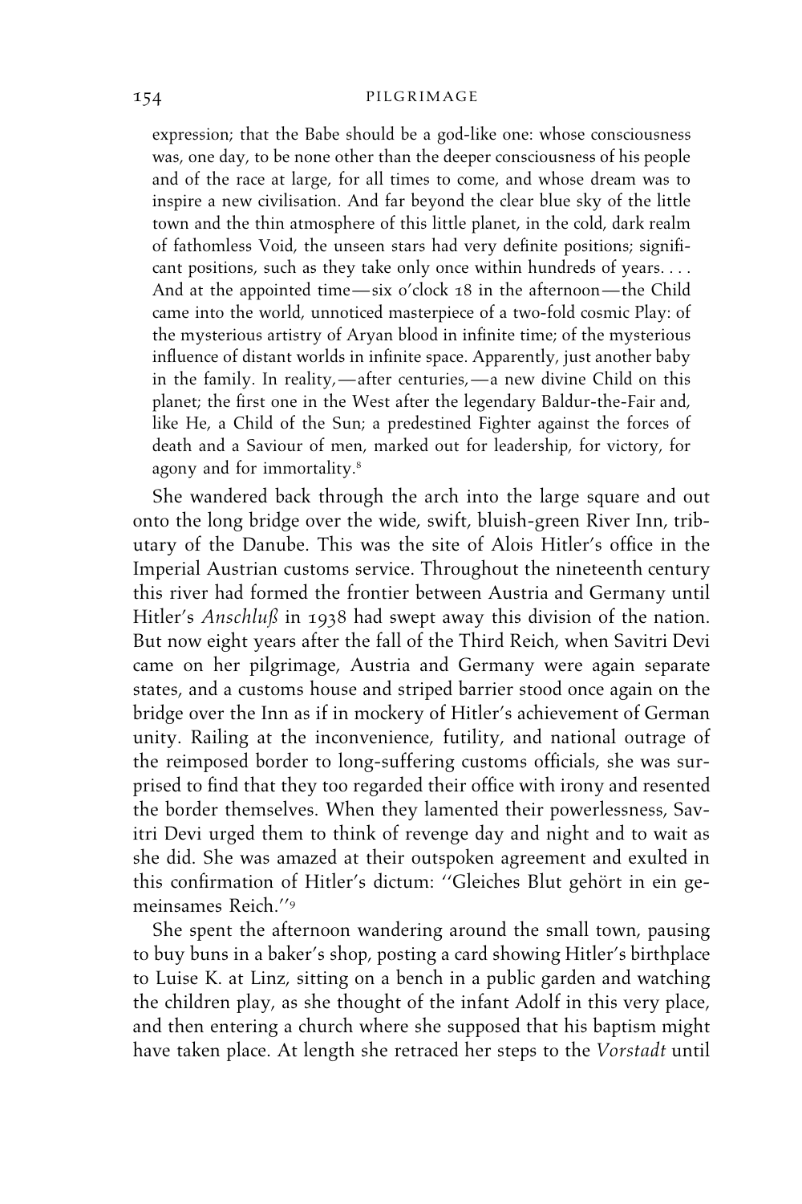> expression; that the Babe should be a god-like one: whose consciousness was, one day, to be none other than the deeper consciousness of his people and of the race at large, for all times to come, and whose dream was to inspire a new civilisation. And far beyond the clear blue sky of the little town and the thin atmosphere of this little planet, in the cold, dark realm of fathomless Void, the unseen stars had very definite positions; significant positions, such as they take only once within hundreds of years. . . . And at the appointed time—six o'clock 18 in the afternoon—the Child came into the world, unnoticed masterpiece of a two-fold cosmic Play: of the mysterious artistry of Aryan blood in infinite time; of the mysterious influence of distant worlds in infinite space. Apparently, just another baby in the family. In reality,—after centuries,—a new divine Child on this planet; the first one in the West after the legendary Baldur-the-Fair and, like He, a Child of the Sun; a predestined Fighter against the forces of death and a Saviour of men, marked out for leadership, for victory, for agony and for immortality.[8]

She wandered back through the arch into the large square and out onto the long bridge over the wide, swift, bluish-green River Inn, tributary of the Danube. This was the site of Alois Hitler's office in the Imperial Austrian customs service. Throughout the nineteenth century this river had formed the frontier between Austria and Germany until Hitler's *Anschluß* in 1938 had swept away this division of the nation. But now eight years after the fall of the Third Reich, when Savitri Devi came on her pilgrimage, Austria and Germany were again separate states, and a customs house and striped barrier stood once again on the bridge over the Inn as if in mockery of Hitler's achievement of German unity. Railing at the inconvenience, futility, and national outrage of the reimposed border to long-suffering customs officials, she was surprised to find that they too regarded their office with irony and resented the border themselves. When they lamented their powerlessness, Savitri Devi urged them to think of revenge day and night and to wait as she did. She was amazed at their outspoken agreement and exulted in this confirmation of Hitler's dictum: ''Gleiches Blut gehört in ein gemeinsames Reich.''[9]

She spent the afternoon wandering around the small town, pausing to buy buns in a baker's shop, posting a card showing Hitler's birthplace to Luise K. at Linz, sitting on a bench in a public garden and watching the children play, as she thought of the infant Adolf in this very place, and then entering a church where she supposed that his baptism might have taken place. At length she retraced her steps to the *Vorstadt* until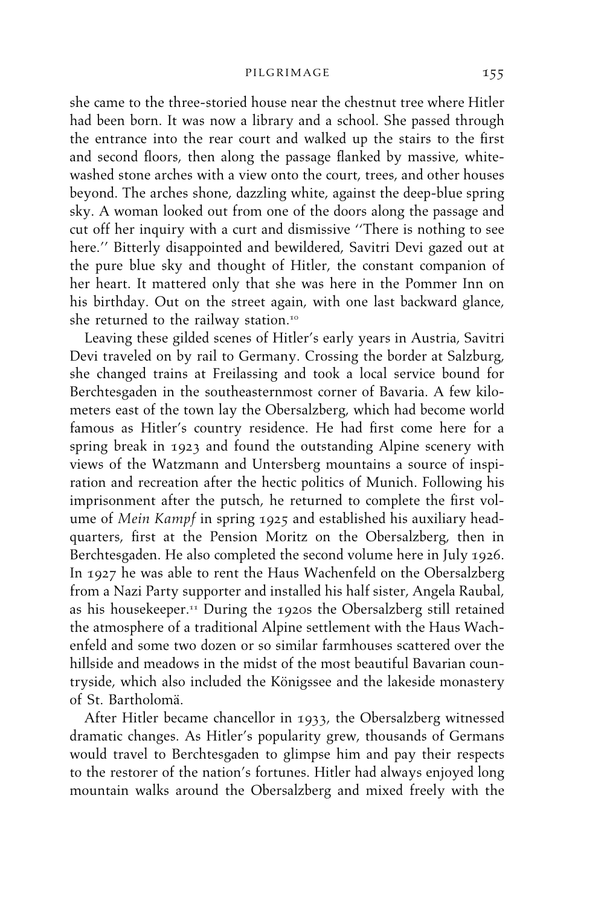she came to the three-storied house near the chestnut tree where Hitler had been born. It was now a library and a school. She passed through the entrance into the rear court and walked up the stairs to the first and second floors, then along the passage flanked by massive, white-washed stone arches with a view onto the court, trees, and other houses beyond. The arches shone, dazzling white, against the deep-blue spring sky. A woman looked out from one of the doors along the passage and cut off her inquiry with a curt and dismissive ''There is nothing to see here.'' Bitterly disappointed and bewildered, Savitri Devi gazed out at the pure blue sky and thought of Hitler, the constant companion of her heart. It mattered only that she was here in the Pommer Inn on his birthday. Out on the street again, with one last backward glance, she returned to the railway station.[10]

Leaving these gilded scenes of Hitler's early years in Austria, Savitri Devi traveled on by rail to Germany. Crossing the border at Salzburg, she changed trains at Freilassing and took a local service bound for Berchtesgaden in the southeasternmost corner of Bavaria. A few kilometers east of the town lay the Obersalzberg, which had become world famous as Hitler's country residence. He had first come here for a spring break in 1923 and found the outstanding Alpine scenery with views of the Watzmann and Untersberg mountains a source of inspiration and recreation after the hectic politics of Munich. Following his imprisonment after the putsch, he returned to complete the first volume of *Mein Kampf* in spring 1925 and established his auxiliary headquarters, first at the Pension Moritz on the Obersalzberg, then in Berchtesgaden. He also completed the second volume here in July 1926. In 1927 he was able to rent the Haus Wachenfeld on the Obersalzberg from a Nazi Party supporter and installed his half sister, Angela Raubal, as his housekeeper.[11] During the 1920s the Obersalzberg still retained the atmosphere of a traditional Alpine settlement with the Haus Wachenfeld and some two dozen or so similar farmhouses scattered over the hillside and meadows in the midst of the most beautiful Bavarian countryside, which also included the Königssee and the lakeside monastery of St. Bartholomä.

After Hitler became chancellor in 1933, the Obersalzberg witnessed dramatic changes. As Hitler's popularity grew, thousands of Germans would travel to Berchtesgaden to glimpse him and pay their respects to the restorer of the nation's fortunes. Hitler had always enjoyed long mountain walks around the Obersalzberg and mixed freely with the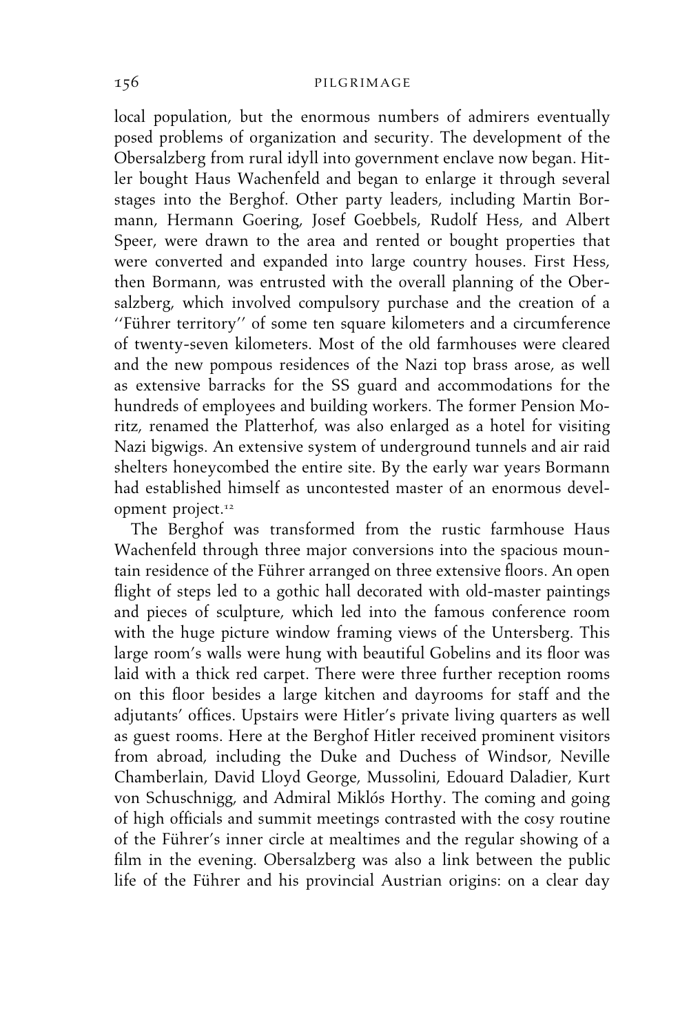local population, but the enormous numbers of admirers eventually posed problems of organization and security. The development of the Obersalzberg from rural idyll into government enclave now began. Hitler bought Haus Wachenfeld and began to enlarge it through several stages into the Berghof. Other party leaders, including Martin Bormann, Hermann Goering, Josef Goebbels, Rudolf Hess, and Albert Speer, were drawn to the area and rented or bought properties that were converted and expanded into large country houses. First Hess, then Bormann, was entrusted with the overall planning of the Obersalzberg, which involved compulsory purchase and the creation of a ''Führer territory'' of some ten square kilometers and a circumference of twenty-seven kilometers. Most of the old farmhouses were cleared and the new pompous residences of the Nazi top brass arose, as well as extensive barracks for the SS guard and accommodations for the hundreds of employees and building workers. The former Pension Moritz, renamed the Platterhof, was also enlarged as a hotel for visiting Nazi bigwigs. An extensive system of underground tunnels and air raid shelters honeycombed the entire site. By the early war years Bormann had established himself as uncontested master of an enormous development project.[12]

The Berghof was transformed from the rustic farmhouse Haus Wachenfeld through three major conversions into the spacious mountain residence of the Führer arranged on three extensive floors. An open flight of steps led to a gothic hall decorated with old-master paintings and pieces of sculpture, which led into the famous conference room with the huge picture window framing views of the Untersberg. This large room's walls were hung with beautiful Gobelins and its floor was laid with a thick red carpet. There were three further reception rooms on this floor besides a large kitchen and dayrooms for staff and the adjutants' offices. Upstairs were Hitler's private living quarters as well as guest rooms. Here at the Berghof Hitler received prominent visitors from abroad, including the Duke and Duchess of Windsor, Neville Chamberlain, David Lloyd George, Mussolini, Edouard Daladier, Kurt von Schuschnigg, and Admiral Miklós Horthy. The coming and going of high officials and summit meetings contrasted with the cosy routine of the Führer's inner circle at mealtimes and the regular showing of a film in the evening. Obersalzberg was also a link between the public life of the Führer and his provincial Austrian origins: on a clear day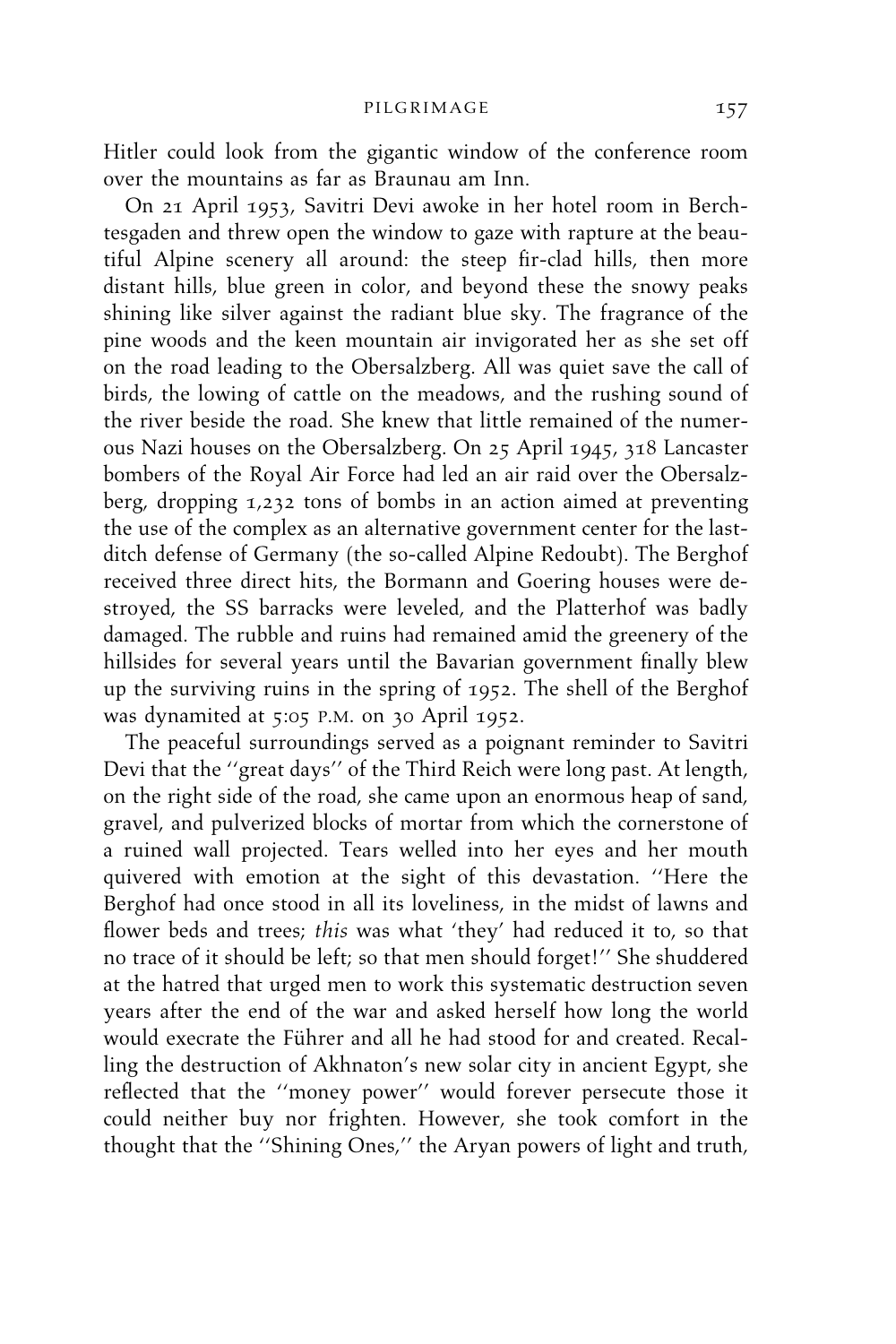Hitler could look from the gigantic window of the conference room over the mountains as far as Braunau am Inn.

On 21 April 1953, Savitri Devi awoke in her hotel room in Berchtesgaden and threw open the window to gaze with rapture at the beautiful Alpine scenery all around: the steep fir-clad hills, then more distant hills, blue green in color, and beyond these the snowy peaks shining like silver against the radiant blue sky. The fragrance of the pine woods and the keen mountain air invigorated her as she set off on the road leading to the Obersalzberg. All was quiet save the call of birds, the lowing of cattle on the meadows, and the rushing sound of the river beside the road. She knew that little remained of the numerous Nazi houses on the Obersalzberg. On 25 April 1945, 318 Lancaster bombers of the Royal Air Force had led an air raid over the Obersalzberg, dropping 1,232 tons of bombs in an action aimed at preventing the use of the complex as an alternative government center for the last-ditch defense of Germany (the so-called Alpine Redoubt). The Berghof received three direct hits, the Bormann and Goering houses were destroyed, the SS barracks were leveled, and the Platterhof was badly damaged. The rubble and ruins had remained amid the greenery of the hillsides for several years until the Bavarian government finally blew up the surviving ruins in the spring of 1952. The shell of the Berghof was dynamited at 5:05 P.M. on 30 April 1952.

The peaceful surroundings served as a poignant reminder to Savitri Devi that the ''great days'' of the Third Reich were long past. At length, on the right side of the road, she came upon an enormous heap of sand, gravel, and pulverized blocks of mortar from which the cornerstone of a ruined wall projected. Tears welled into her eyes and her mouth quivered with emotion at the sight of this devastation. ''Here the Berghof had once stood in all its loveliness, in the midst of lawns and flower beds and trees; *this* was what 'they' had reduced it to, so that no trace of it should be left; so that men should forget!'' She shuddered at the hatred that urged men to work this systematic destruction seven years after the end of the war and asked herself how long the world would execrate the Führer and all he had stood for and created. Recalling the destruction of Akhnaton's new solar city in ancient Egypt, she reflected that the ''money power'' would forever persecute those it could neither buy nor frighten. However, she took comfort in the thought that the ''Shining Ones,'' the Aryan powers of light and truth,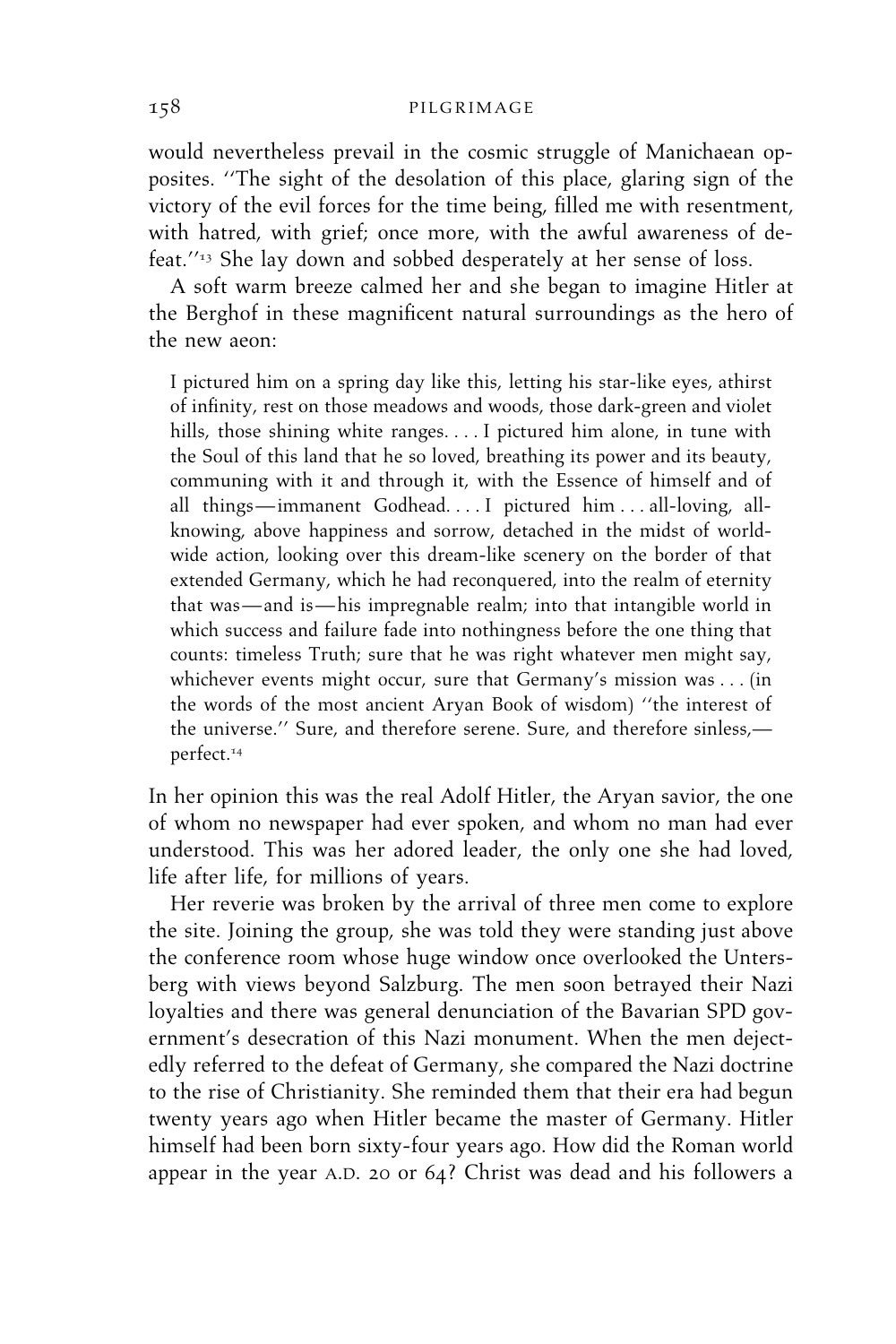would nevertheless prevail in the cosmic struggle of Manichaean opposites. ''The sight of the desolation of this place, glaring sign of the victory of the evil forces for the time being, filled me with resentment, with hatred, with grief; once more, with the awful awareness of defeat.''[13] She lay down and sobbed desperately at her sense of loss.

A soft warm breeze calmed her and she began to imagine Hitler at the Berghof in these magnificent natural surroundings as the hero of the new aeon:

> I pictured him on a spring day like this, letting his star-like eyes, athirst of infinity, rest on those meadows and woods, those dark-green and violet hills, those shining white ranges. . . . I pictured him alone, in tune with the Soul of this land that he so loved, breathing its power and its beauty, communing with it and through it, with the Essence of himself and of all things—immanent Godhead. . . . I pictured him . . . all-loving, all-knowing, above happiness and sorrow, detached in the midst of world-wide action, looking over this dream-like scenery on the border of that extended Germany, which he had reconquered, into the realm of eternity that was—and is—his impregnable realm; into that intangible world in which success and failure fade into nothingness before the one thing that counts: timeless Truth; sure that he was right whatever men might say, whichever events might occur, sure that Germany's mission was . . . (in the words of the most ancient Aryan Book of wisdom) ''the interest of the universe.'' Sure, and therefore serene. Sure, and therefore sinless,—perfect.[14]

In her opinion this was the real Adolf Hitler, the Aryan savior, the one of whom no newspaper had ever spoken, and whom no man had ever understood. This was her adored leader, the only one she had loved, life after life, for millions of years.

Her reverie was broken by the arrival of three men come to explore the site. Joining the group, she was told they were standing just above the conference room whose huge window once overlooked the Untersberg with views beyond Salzburg. The men soon betrayed their Nazi loyalties and there was general denunciation of the Bavarian SPD government's desecration of this Nazi monument. When the men dejectedly referred to the defeat of Germany, she compared the Nazi doctrine to the rise of Christianity. She reminded them that their era had begun twenty years ago when Hitler became the master of Germany. Hitler himself had been born sixty-four years ago. How did the Roman world appear in the year A.D. 20 or 64? Christ was dead and his followers a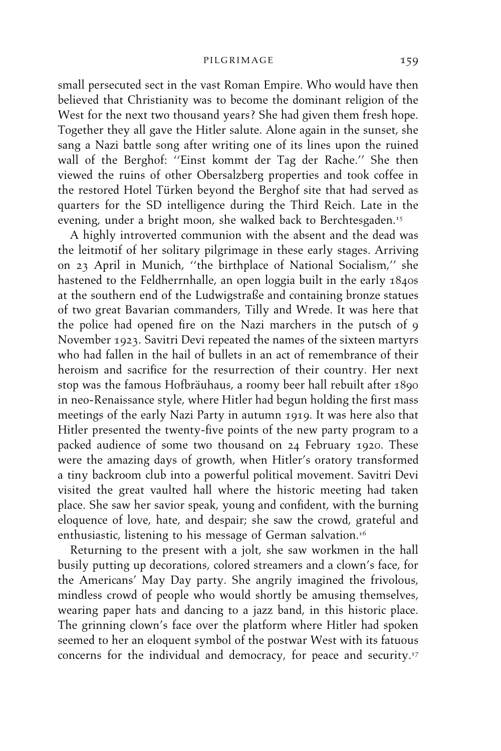small persecuted sect in the vast Roman Empire. Who would have then believed that Christianity was to become the dominant religion of the West for the next two thousand years? She had given them fresh hope. Together they all gave the Hitler salute. Alone again in the sunset, she sang a Nazi battle song after writing one of its lines upon the ruined wall of the Berghof: ''Einst kommt der Tag der Rache.'' She then viewed the ruins of other Obersalzberg properties and took coffee in the restored Hotel Türken beyond the Berghof site that had served as quarters for the SD intelligence during the Third Reich. Late in the evening, under a bright moon, she walked back to Berchtesgaden.[15]

A highly introverted communion with the absent and the dead was the leitmotif of her solitary pilgrimage in these early stages. Arriving on 23 April in Munich, ''the birthplace of National Socialism,'' she hastened to the Feldherrnhalle, an open loggia built in the early 1840s at the southern end of the Ludwigstraße and containing bronze statues of two great Bavarian commanders, Tilly and Wrede. It was here that the police had opened fire on the Nazi marchers in the putsch of 9 November 1923. Savitri Devi repeated the names of the sixteen martyrs who had fallen in the hail of bullets in an act of remembrance of their heroism and sacrifice for the resurrection of their country. Her next stop was the famous Hofbräuhaus, a roomy beer hall rebuilt after 1890 in neo-Renaissance style, where Hitler had begun holding the first mass meetings of the early Nazi Party in autumn 1919. It was here also that Hitler presented the twenty-five points of the new party program to a packed audience of some two thousand on 24 February 1920. These were the amazing days of growth, when Hitler's oratory transformed a tiny backroom club into a powerful political movement. Savitri Devi visited the great vaulted hall where the historic meeting had taken place. She saw her savior speak, young and confident, with the burning eloquence of love, hate, and despair; she saw the crowd, grateful and enthusiastic, listening to his message of German salvation.[16]

Returning to the present with a jolt, she saw workmen in the hall busily putting up decorations, colored streamers and a clown's face, for the Americans' May Day party. She angrily imagined the frivolous, mindless crowd of people who would shortly be amusing themselves, wearing paper hats and dancing to a jazz band, in this historic place. The grinning clown's face over the platform where Hitler had spoken seemed to her an eloquent symbol of the postwar West with its fatuous concerns for the individual and democracy, for peace and security.[17]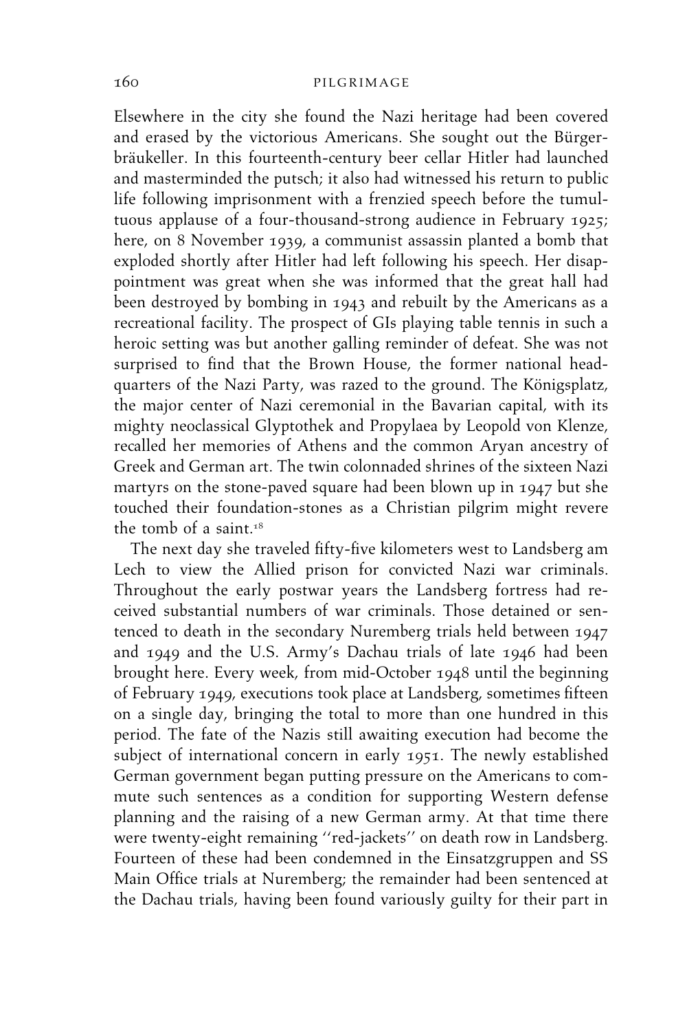Elsewhere in the city she found the Nazi heritage had been covered and erased by the victorious Americans. She sought out the Bürgerbräukeller. In this fourteenth-century beer cellar Hitler had launched and masterminded the putsch; it also had witnessed his return to public life following imprisonment with a frenzied speech before the tumultuous applause of a four-thousand-strong audience in February 1925; here, on 8 November 1939, a communist assassin planted a bomb that exploded shortly after Hitler had left following his speech. Her disappointment was great when she was informed that the great hall had been destroyed by bombing in 1943 and rebuilt by the Americans as a recreational facility. The prospect of GIs playing table tennis in such a heroic setting was but another galling reminder of defeat. She was not surprised to find that the Brown House, the former national headquarters of the Nazi Party, was razed to the ground. The Königsplatz, the major center of Nazi ceremonial in the Bavarian capital, with its mighty neoclassical Glyptothek and Propylaea by Leopold von Klenze, recalled her memories of Athens and the common Aryan ancestry of Greek and German art. The twin colonnaded shrines of the sixteen Nazi martyrs on the stone-paved square had been blown up in 1947 but she touched their foundation-stones as a Christian pilgrim might revere the tomb of a saint.[18]

The next day she traveled fifty-five kilometers west to Landsberg am Lech to view the Allied prison for convicted Nazi war criminals. Throughout the early postwar years the Landsberg fortress had received substantial numbers of war criminals. Those detained or sentenced to death in the secondary Nuremberg trials held between 1947 and 1949 and the U.S. Army's Dachau trials of late 1946 had been brought here. Every week, from mid-October 1948 until the beginning of February 1949, executions took place at Landsberg, sometimes fifteen on a single day, bringing the total to more than one hundred in this period. The fate of the Nazis still awaiting execution had become the subject of international concern in early 1951. The newly established German government began putting pressure on the Americans to commute such sentences as a condition for supporting Western defense planning and the raising of a new German army. At that time there were twenty-eight remaining ''red-jackets'' on death row in Landsberg. Fourteen of these had been condemned in the Einsatzgruppen and SS Main Office trials at Nuremberg; the remainder had been sentenced at the Dachau trials, having been found variously guilty for their part in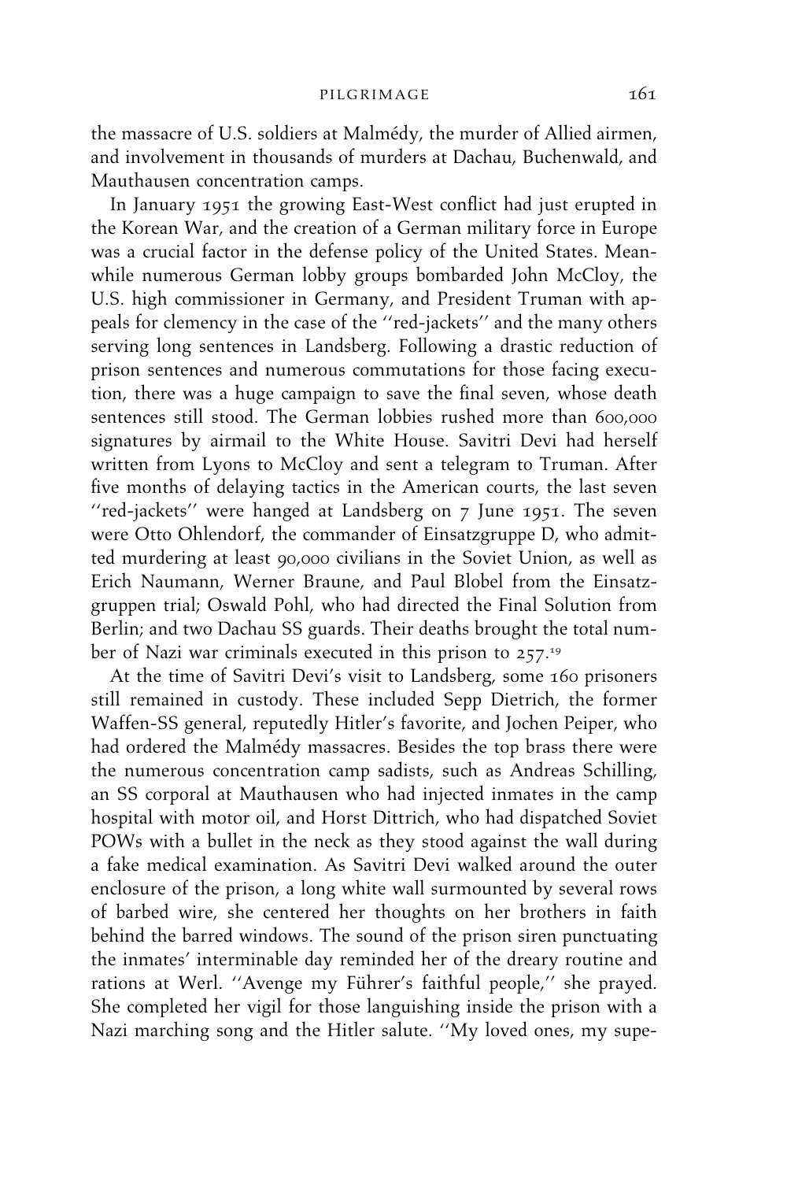the massacre of U.S. soldiers at Malmédy, the murder of Allied airmen, and involvement in thousands of murders at Dachau, Buchenwald, and Mauthausen concentration camps.

In January 1951 the growing East-West conflict had just erupted in the Korean War, and the creation of a German military force in Europe was a crucial factor in the defense policy of the United States. Meanwhile numerous German lobby groups bombarded John McCloy, the U.S. high commissioner in Germany, and President Truman with appeals for clemency in the case of the ''red-jackets'' and the many others serving long sentences in Landsberg. Following a drastic reduction of prison sentences and numerous commutations for those facing execution, there was a huge campaign to save the final seven, whose death sentences still stood. The German lobbies rushed more than 600,000 signatures by airmail to the White House. Savitri Devi had herself written from Lyons to McCloy and sent a telegram to Truman. After five months of delaying tactics in the American courts, the last seven ''red-jackets'' were hanged at Landsberg on 7 June 1951. The seven were Otto Ohlendorf, the commander of Einsatzgruppe D, who admitted murdering at least 90,000 civilians in the Soviet Union, as well as Erich Naumann, Werner Braune, and Paul Blobel from the Einsatzgruppen trial; Oswald Pohl, who had directed the Final Solution from Berlin; and two Dachau SS guards. Their deaths brought the total number of Nazi war criminals executed in this prison to 257.[19]

At the time of Savitri Devi's visit to Landsberg, some 160 prisoners still remained in custody. These included Sepp Dietrich, the former Waffen-SS general, reputedly Hitler's favorite, and Jochen Peiper, who had ordered the Malmédy massacres. Besides the top brass there were the numerous concentration camp sadists, such as Andreas Schilling, an SS corporal at Mauthausen who had injected inmates in the camp hospital with motor oil, and Horst Dittrich, who had dispatched Soviet POWs with a bullet in the neck as they stood against the wall during a fake medical examination. As Savitri Devi walked around the outer enclosure of the prison, a long white wall surmounted by several rows of barbed wire, she centered her thoughts on her brothers in faith behind the barred windows. The sound of the prison siren punctuating the inmates' interminable day reminded her of the dreary routine and rations at Werl. ''Avenge my Führer's faithful people,'' she prayed. She completed her vigil for those languishing inside the prison with a Nazi marching song and the Hitler salute. ''My loved ones, my supe-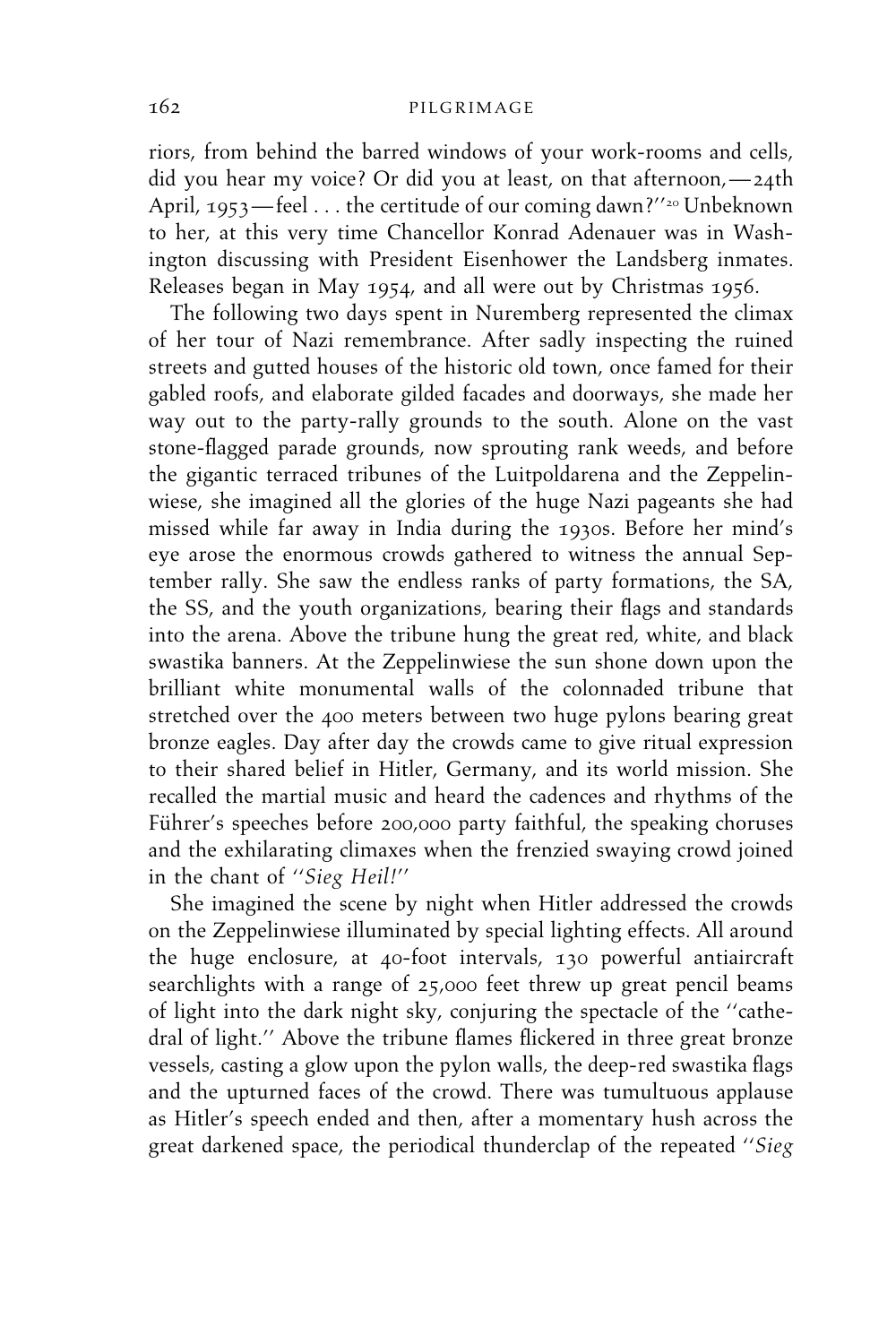riors, from behind the barred windows of your work-rooms and cells, did you hear my voice? Or did you at least, on that afternoon,—24th April, 1953—feel . . . the certitude of our coming dawn?''[20] Unbeknown to her, at this very time Chancellor Konrad Adenauer was in Washington discussing with President Eisenhower the Landsberg inmates. Releases began in May 1954, and all were out by Christmas 1956.

The following two days spent in Nuremberg represented the climax of her tour of Nazi remembrance. After sadly inspecting the ruined streets and gutted houses of the historic old town, once famed for their gabled roofs, and elaborate gilded facades and doorways, she made her way out to the party-rally grounds to the south. Alone on the vast stone-flagged parade grounds, now sprouting rank weeds, and before the gigantic terraced tribunes of the Luitpoldarena and the Zeppelinwiese, she imagined all the glories of the huge Nazi pageants she had missed while far away in India during the 1930s. Before her mind's eye arose the enormous crowds gathered to witness the annual September rally. She saw the endless ranks of party formations, the SA, the SS, and the youth organizations, bearing their flags and standards into the arena. Above the tribune hung the great red, white, and black swastika banners. At the Zeppelinwiese the sun shone down upon the brilliant white monumental walls of the colonnaded tribune that stretched over the 400 meters between two huge pylons bearing great bronze eagles. Day after day the crowds came to give ritual expression to their shared belief in Hitler, Germany, and its world mission. She recalled the martial music and heard the cadences and rhythms of the Führer's speeches before 200,000 party faithful, the speaking choruses and the exhilarating climaxes when the frenzied swaying crowd joined in the chant of ''*Sieg Heil!*''

She imagined the scene by night when Hitler addressed the crowds on the Zeppelinwiese illuminated by special lighting effects. All around the huge enclosure, at 40-foot intervals, 130 powerful antiaircraft searchlights with a range of 25,000 feet threw up great pencil beams of light into the dark night sky, conjuring the spectacle of the ''cathedral of light.'' Above the tribune flames flickered in three great bronze vessels, casting a glow upon the pylon walls, the deep-red swastika flags and the upturned faces of the crowd. There was tumultuous applause as Hitler's speech ended and then, after a momentary hush across the great darkened space, the periodical thunderclap of the repeated ''*Sieg*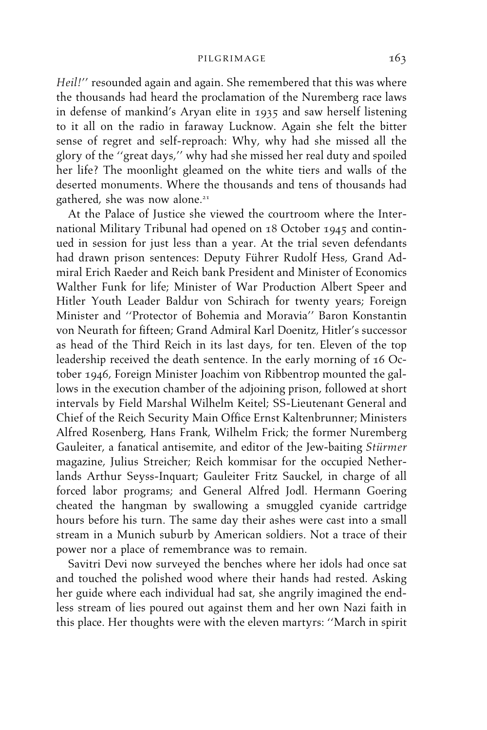*Heil!*'' resounded again and again. She remembered that this was where the thousands had heard the proclamation of the Nuremberg race laws in defense of mankind's Aryan elite in 1935 and saw herself listening to it all on the radio in faraway Lucknow. Again she felt the bitter sense of regret and self-reproach: Why, why had she missed all the glory of the ''great days,'' why had she missed her real duty and spoiled her life? The moonlight gleamed on the white tiers and walls of the deserted monuments. Where the thousands and tens of thousands had gathered, she was now alone.[21]

At the Palace of Justice she viewed the courtroom where the International Military Tribunal had opened on 18 October 1945 and continued in session for just less than a year. At the trial seven defendants had drawn prison sentences: Deputy Führer Rudolf Hess, Grand Admiral Erich Raeder and Reich bank President and Minister of Economics Walther Funk for life; Minister of War Production Albert Speer and Hitler Youth Leader Baldur von Schirach for twenty years; Foreign Minister and ''Protector of Bohemia and Moravia'' Baron Konstantin von Neurath for fifteen; Grand Admiral Karl Doenitz, Hitler's successor as head of the Third Reich in its last days, for ten. Eleven of the top leadership received the death sentence. In the early morning of 16 October 1946, Foreign Minister Joachim von Ribbentrop mounted the gallows in the execution chamber of the adjoining prison, followed at short intervals by Field Marshal Wilhelm Keitel; SS-Lieutenant General and Chief of the Reich Security Main Office Ernst Kaltenbrunner; Ministers Alfred Rosenberg, Hans Frank, Wilhelm Frick; the former Nuremberg Gauleiter, a fanatical antisemite, and editor of the Jew-baiting *Stürmer* magazine, Julius Streicher; Reich kommisar for the occupied Netherlands Arthur Seyss-Inquart; Gauleiter Fritz Sauckel, in charge of all forced labor programs; and General Alfred Jodl. Hermann Goering cheated the hangman by swallowing a smuggled cyanide cartridge hours before his turn. The same day their ashes were cast into a small stream in a Munich suburb by American soldiers. Not a trace of their power nor a place of remembrance was to remain.

Savitri Devi now surveyed the benches where her idols had once sat and touched the polished wood where their hands had rested. Asking her guide where each individual had sat, she angrily imagined the endless stream of lies poured out against them and her own Nazi faith in this place. Her thoughts were with the eleven martyrs: ''March in spirit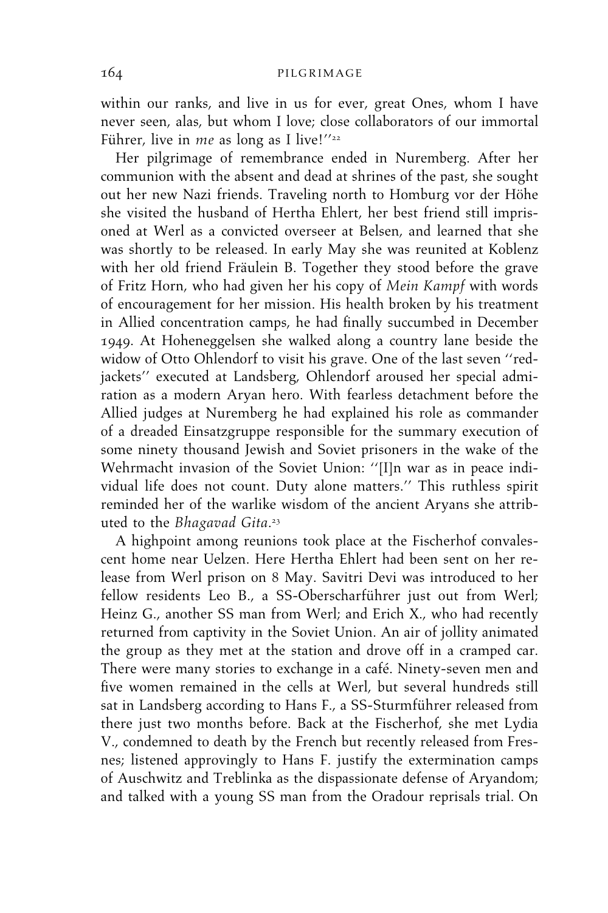within our ranks, and live in us for ever, great Ones, whom I have never seen, alas, but whom I love; close collaborators of our immortal Führer, live in *me* as long as I live!''[22]

Her pilgrimage of remembrance ended in Nuremberg. After her communion with the absent and dead at shrines of the past, she sought out her new Nazi friends. Traveling north to Homburg vor der Höhe she visited the husband of Hertha Ehlert, her best friend still imprisoned at Werl as a convicted overseer at Belsen, and learned that she was shortly to be released. In early May she was reunited at Koblenz with her old friend Fräulein B. Together they stood before the grave of Fritz Horn, who had given her his copy of *Mein Kampf* with words of encouragement for her mission. His health broken by his treatment in Allied concentration camps, he had finally succumbed in December 1949. At Hoheneggelsen she walked along a country lane beside the widow of Otto Ohlendorf to visit his grave. One of the last seven ''redjackets'' executed at Landsberg, Ohlendorf aroused her special admiration as a modern Aryan hero. With fearless detachment before the Allied judges at Nuremberg he had explained his role as commander of a dreaded Einsatzgruppe responsible for the summary execution of some ninety thousand Jewish and Soviet prisoners in the wake of the Wehrmacht invasion of the Soviet Union: ''[I]n war as in peace individual life does not count. Duty alone matters.'' This ruthless spirit reminded her of the warlike wisdom of the ancient Aryans she attributed to the *Bhagavad Gita*.[23]

A highpoint among reunions took place at the Fischerhof convalescent home near Uelzen. Here Hertha Ehlert had been sent on her release from Werl prison on 8 May. Savitri Devi was introduced to her fellow residents Leo B., a SS-Oberscharführer just out from Werl; Heinz G., another SS man from Werl; and Erich X., who had recently returned from captivity in the Soviet Union. An air of jollity animated the group as they met at the station and drove off in a cramped car. There were many stories to exchange in a café. Ninety-seven men and five women remained in the cells at Werl, but several hundreds still sat in Landsberg according to Hans F., a SS-Sturmführer released from there just two months before. Back at the Fischerhof, she met Lydia V., condemned to death by the French but recently released from Fresnes; listened approvingly to Hans F. justify the extermination camps of Auschwitz and Treblinka as the dispassionate defense of Aryandom; and talked with a young SS man from the Oradour reprisals trial. On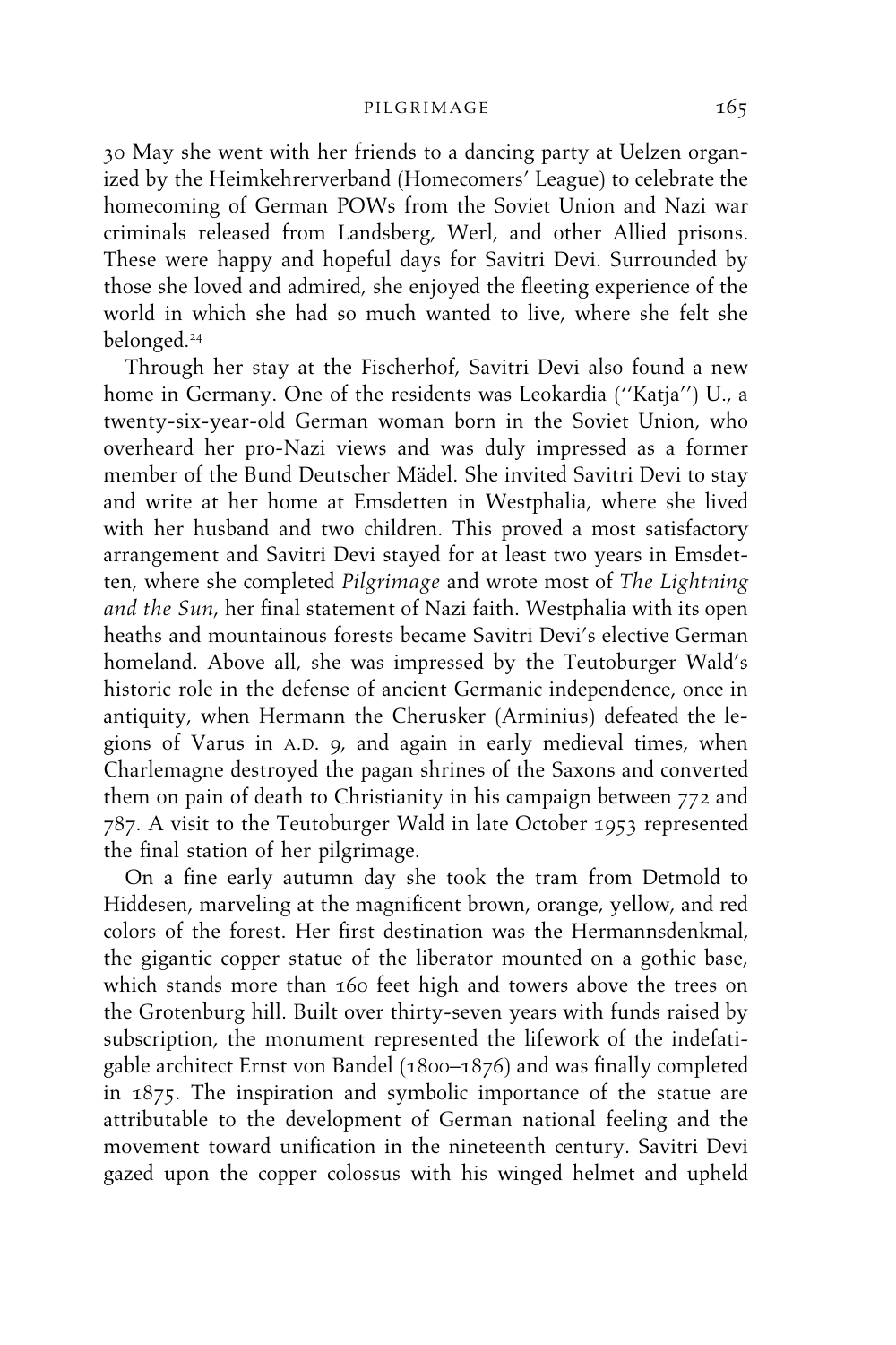30 May she went with her friends to a dancing party at Uelzen organized by the Heimkehrerverband (Homecomers' League) to celebrate the homecoming of German POWs from the Soviet Union and Nazi war criminals released from Landsberg, Werl, and other Allied prisons. These were happy and hopeful days for Savitri Devi. Surrounded by those she loved and admired, she enjoyed the fleeting experience of the world in which she had so much wanted to live, where she felt she belonged.[24]

Through her stay at the Fischerhof, Savitri Devi also found a new home in Germany. One of the residents was Leokardia ("Katja") U., a twenty-six-year-old German woman born in the Soviet Union, who overheard her pro-Nazi views and was duly impressed as a former member of the Bund Deutscher Mädel. She invited Savitri Devi to stay and write at her home at Emsdetten in Westphalia, where she lived with her husband and two children. This proved a most satisfactory arrangement and Savitri Devi stayed for at least two years in Emsdetten, where she completed *Pilgrimage* and wrote most of *The Lightning and the Sun*, her final statement of Nazi faith. Westphalia with its open heaths and mountainous forests became Savitri Devi's elective German homeland. Above all, she was impressed by the Teutoburger Wald's historic role in the defense of ancient Germanic independence, once in antiquity, when Hermann the Cherusker (Arminius) defeated the legions of Varus in A.D. 9, and again in early medieval times, when Charlemagne destroyed the pagan shrines of the Saxons and converted them on pain of death to Christianity in his campaign between 772 and 787. A visit to the Teutoburger Wald in late October 1953 represented the final station of her pilgrimage.

On a fine early autumn day she took the tram from Detmold to Hiddesen, marveling at the magnificent brown, orange, yellow, and red colors of the forest. Her first destination was the Hermannsdenkmal, the gigantic copper statue of the liberator mounted on a gothic base, which stands more than 160 feet high and towers above the trees on the Grotenburg hill. Built over thirty-seven years with funds raised by subscription, the monument represented the lifework of the indefatigable architect Ernst von Bandel (1800–1876) and was finally completed in 1875. The inspiration and symbolic importance of the statue are attributable to the development of German national feeling and the movement toward unification in the nineteenth century. Savitri Devi gazed upon the copper colossus with his winged helmet and upheld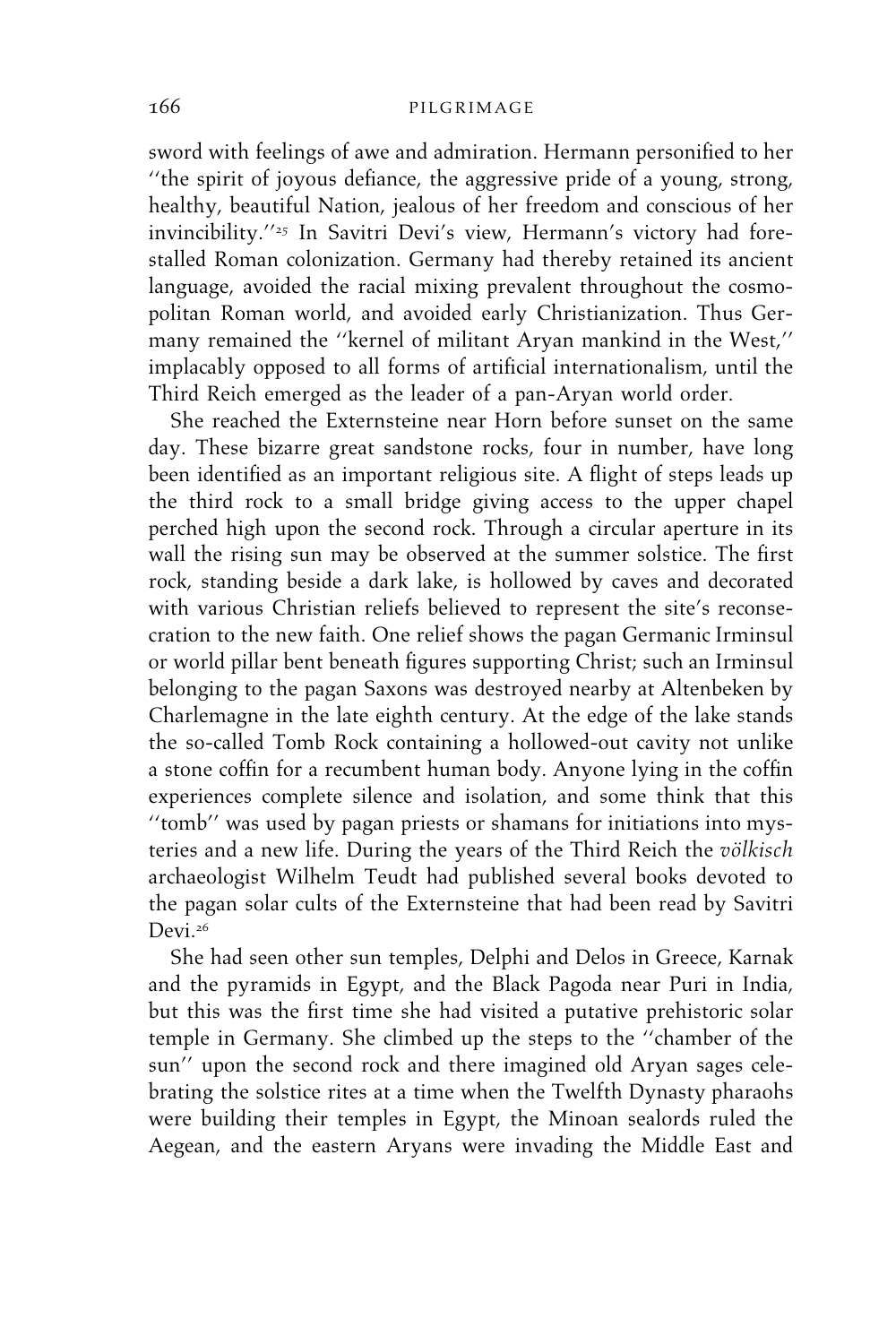sword with feelings of awe and admiration. Hermann personified to her ''the spirit of joyous defiance, the aggressive pride of a young, strong, healthy, beautiful Nation, jealous of her freedom and conscious of her invincibility.''[25] In Savitri Devi's view, Hermann's victory had forestalled Roman colonization. Germany had thereby retained its ancient language, avoided the racial mixing prevalent throughout the cosmopolitan Roman world, and avoided early Christianization. Thus Germany remained the ''kernel of militant Aryan mankind in the West,'' implacably opposed to all forms of artificial internationalism, until the Third Reich emerged as the leader of a pan-Aryan world order.

She reached the Externsteine near Horn before sunset on the same day. These bizarre great sandstone rocks, four in number, have long been identified as an important religious site. A flight of steps leads up the third rock to a small bridge giving access to the upper chapel perched high upon the second rock. Through a circular aperture in its wall the rising sun may be observed at the summer solstice. The first rock, standing beside a dark lake, is hollowed by caves and decorated with various Christian reliefs believed to represent the site's reconsecration to the new faith. One relief shows the pagan Germanic Irminsul or world pillar bent beneath figures supporting Christ; such an Irminsul belonging to the pagan Saxons was destroyed nearby at Altenbeken by Charlemagne in the late eighth century. At the edge of the lake stands the so-called Tomb Rock containing a hollowed-out cavity not unlike a stone coffin for a recumbent human body. Anyone lying in the coffin experiences complete silence and isolation, and some think that this ''tomb'' was used by pagan priests or shamans for initiations into mysteries and a new life. During the years of the Third Reich the *völkisch* archaeologist Wilhelm Teudt had published several books devoted to the pagan solar cults of the Externsteine that had been read by Savitri Devi.[26]

She had seen other sun temples, Delphi and Delos in Greece, Karnak and the pyramids in Egypt, and the Black Pagoda near Puri in India, but this was the first time she had visited a putative prehistoric solar temple in Germany. She climbed up the steps to the ''chamber of the sun'' upon the second rock and there imagined old Aryan sages celebrating the solstice rites at a time when the Twelfth Dynasty pharaohs were building their temples in Egypt, the Minoan sealords ruled the Aegean, and the eastern Aryans were invading the Middle East and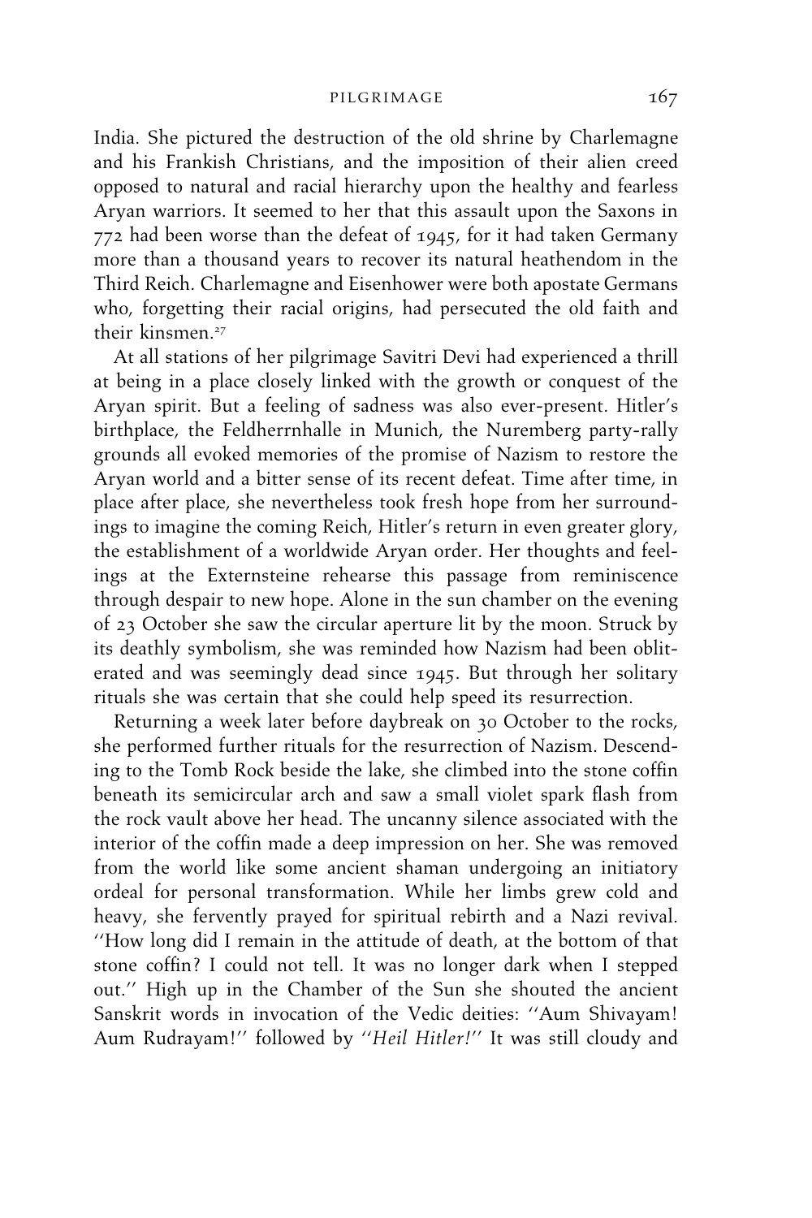India. She pictured the destruction of the old shrine by Charlemagne and his Frankish Christians, and the imposition of their alien creed opposed to natural and racial hierarchy upon the healthy and fearless Aryan warriors. It seemed to her that this assault upon the Saxons in 772 had been worse than the defeat of 1945, for it had taken Germany more than a thousand years to recover its natural heathendom in the Third Reich. Charlemagne and Eisenhower were both apostate Germans who, forgetting their racial origins, had persecuted the old faith and their kinsmen.[27]

At all stations of her pilgrimage Savitri Devi had experienced a thrill at being in a place closely linked with the growth or conquest of the Aryan spirit. But a feeling of sadness was also ever-present. Hitler's birthplace, the Feldherrnhalle in Munich, the Nuremberg party-rally grounds all evoked memories of the promise of Nazism to restore the Aryan world and a bitter sense of its recent defeat. Time after time, in place after place, she nevertheless took fresh hope from her surroundings to imagine the coming Reich, Hitler's return in even greater glory, the establishment of a worldwide Aryan order. Her thoughts and feelings at the Externsteine rehearse this passage from reminiscence through despair to new hope. Alone in the sun chamber on the evening of 23 October she saw the circular aperture lit by the moon. Struck by its deathly symbolism, she was reminded how Nazism had been obliterated and was seemingly dead since 1945. But through her solitary rituals she was certain that she could help speed its resurrection.

Returning a week later before daybreak on 30 October to the rocks, she performed further rituals for the resurrection of Nazism. Descending to the Tomb Rock beside the lake, she climbed into the stone coffin beneath its semicircular arch and saw a small violet spark flash from the rock vault above her head. The uncanny silence associated with the interior of the coffin made a deep impression on her. She was removed from the world like some ancient shaman undergoing an initiatory ordeal for personal transformation. While her limbs grew cold and heavy, she fervently prayed for spiritual rebirth and a Nazi revival. ''How long did I remain in the attitude of death, at the bottom of that stone coffin? I could not tell. It was no longer dark when I stepped out.'' High up in the Chamber of the Sun she shouted the ancient Sanskrit words in invocation of the Vedic deities: ''Aum Shivayam! Aum Rudrayam!'' followed by ''*Heil Hitler!*'' It was still cloudy and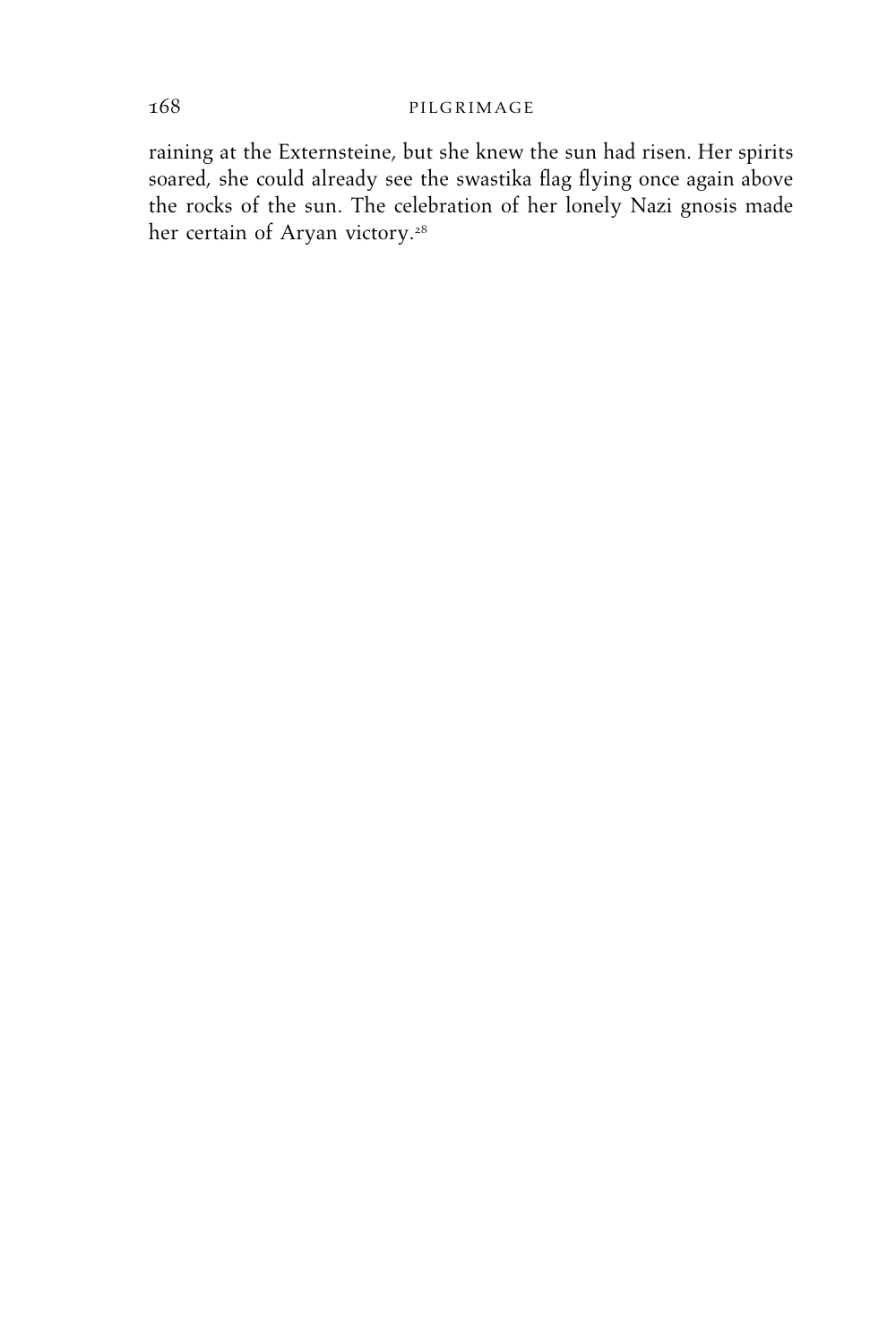raining at the Externsteine, but she knew the sun had risen. Her spirits soared, she could already see the swastika flag flying once again above the rocks of the sun. The celebration of her lonely Nazi gnosis made her certain of Aryan victory.[28]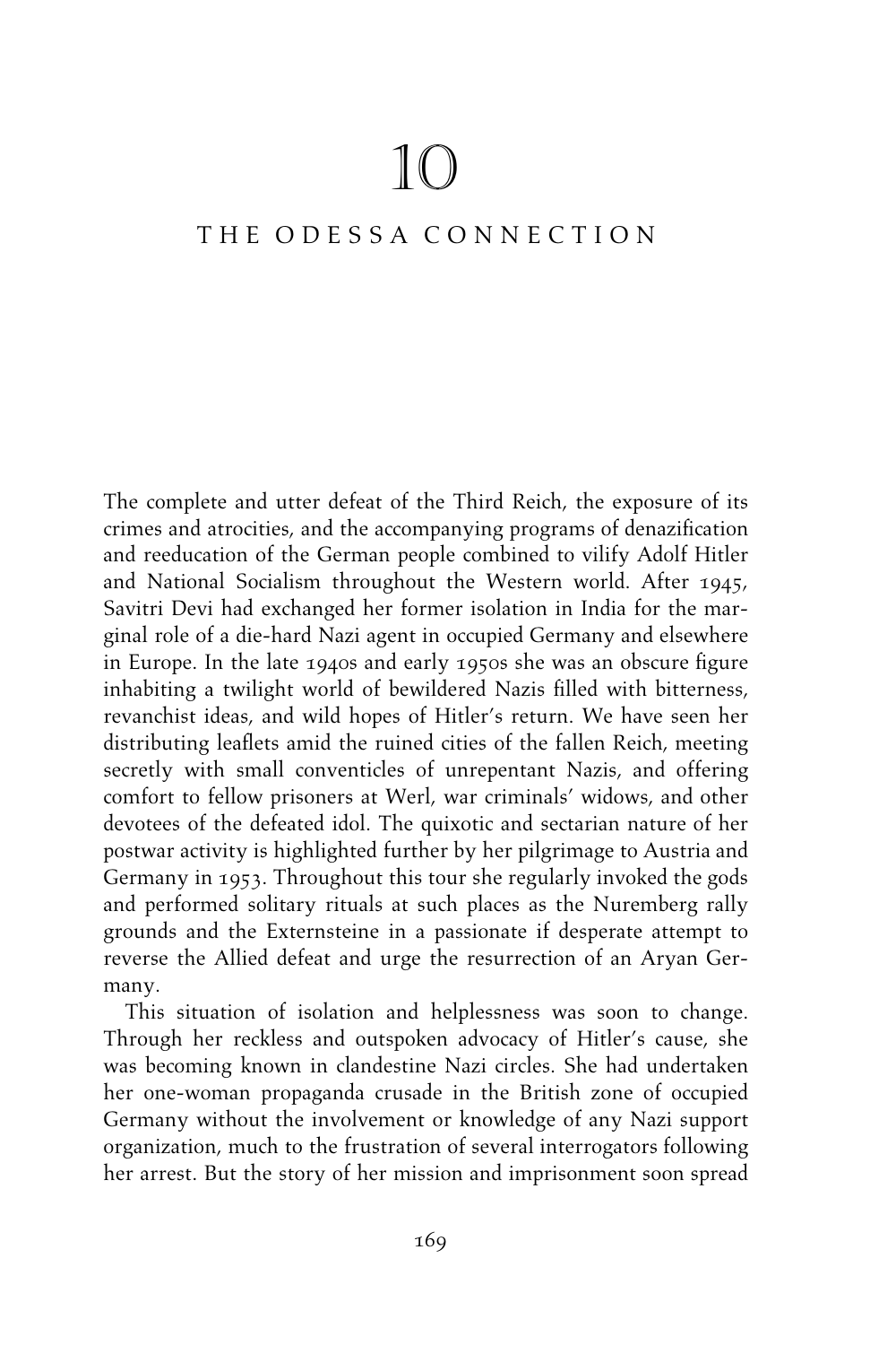# 10

## THE ODESSA CONNECTION

The complete and utter defeat of the Third Reich, the exposure of its crimes and atrocities, and the accompanying programs of denazification and reeducation of the German people combined to vilify Adolf Hitler and National Socialism throughout the Western world. After 1945, Savitri Devi had exchanged her former isolation in India for the marginal role of a die-hard Nazi agent in occupied Germany and elsewhere in Europe. In the late 1940s and early 1950s she was an obscure figure inhabiting a twilight world of bewildered Nazis filled with bitterness, revanchist ideas, and wild hopes of Hitler's return. We have seen her distributing leaflets amid the ruined cities of the fallen Reich, meeting secretly with small conventicles of unrepentant Nazis, and offering comfort to fellow prisoners at Werl, war criminals' widows, and other devotees of the defeated idol. The quixotic and sectarian nature of her postwar activity is highlighted further by her pilgrimage to Austria and Germany in 1953. Throughout this tour she regularly invoked the gods and performed solitary rituals at such places as the Nuremberg rally grounds and the Externsteine in a passionate if desperate attempt to reverse the Allied defeat and urge the resurrection of an Aryan Germany.

This situation of isolation and helplessness was soon to change. Through her reckless and outspoken advocacy of Hitler's cause, she was becoming known in clandestine Nazi circles. She had undertaken her one-woman propaganda crusade in the British zone of occupied Germany without the involvement or knowledge of any Nazi support organization, much to the frustration of several interrogators following her arrest. But the story of her mission and imprisonment soon spread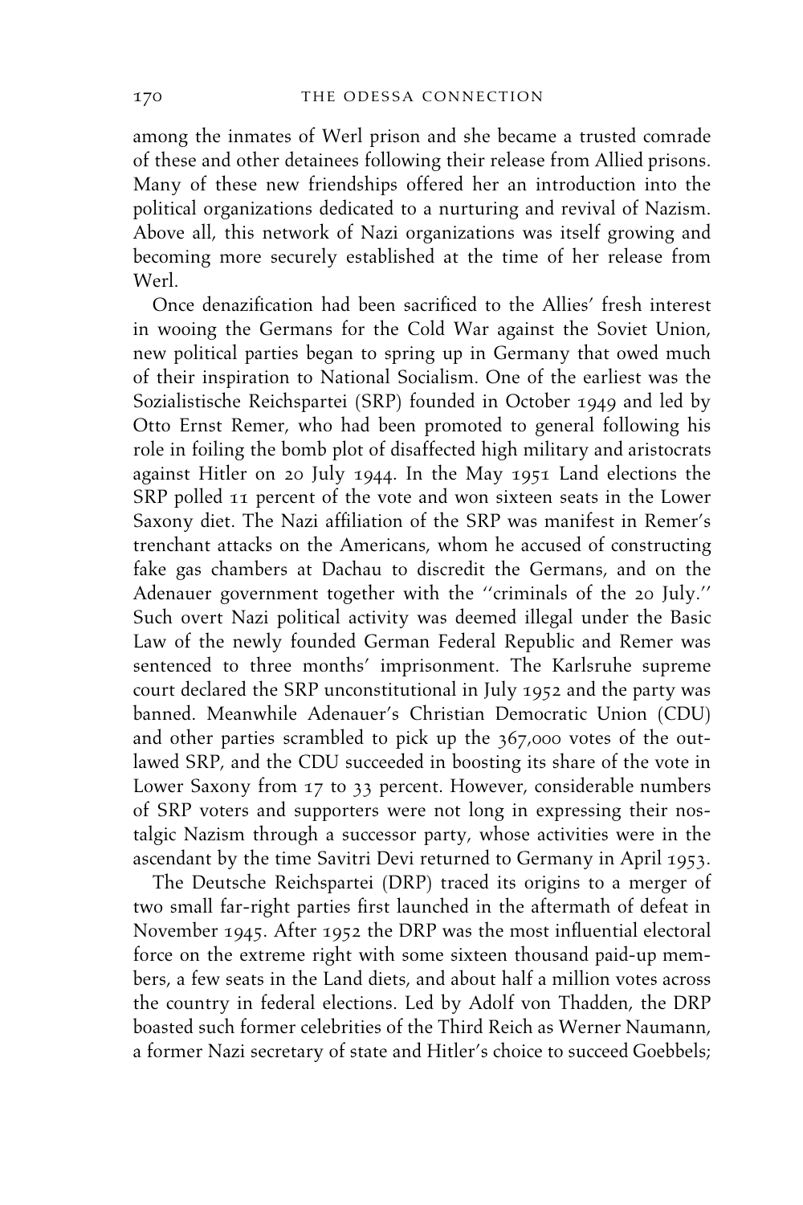among the inmates of Werl prison and she became a trusted comrade of these and other detainees following their release from Allied prisons. Many of these new friendships offered her an introduction into the political organizations dedicated to a nurturing and revival of Nazism. Above all, this network of Nazi organizations was itself growing and becoming more securely established at the time of her release from Werl.

Once denazification had been sacrificed to the Allies' fresh interest in wooing the Germans for the Cold War against the Soviet Union, new political parties began to spring up in Germany that owed much of their inspiration to National Socialism. One of the earliest was the Sozialistische Reichspartei (SRP) founded in October 1949 and led by Otto Ernst Remer, who had been promoted to general following his role in foiling the bomb plot of disaffected high military and aristocrats against Hitler on 20 July 1944. In the May 1951 Land elections the SRP polled 11 percent of the vote and won sixteen seats in the Lower Saxony diet. The Nazi affiliation of the SRP was manifest in Remer's trenchant attacks on the Americans, whom he accused of constructing fake gas chambers at Dachau to discredit the Germans, and on the Adenauer government together with the ''criminals of the 20 July.'' Such overt Nazi political activity was deemed illegal under the Basic Law of the newly founded German Federal Republic and Remer was sentenced to three months' imprisonment. The Karlsruhe supreme court declared the SRP unconstitutional in July 1952 and the party was banned. Meanwhile Adenauer's Christian Democratic Union (CDU) and other parties scrambled to pick up the 367,000 votes of the outlawed SRP, and the CDU succeeded in boosting its share of the vote in Lower Saxony from 17 to 33 percent. However, considerable numbers of SRP voters and supporters were not long in expressing their nostalgic Nazism through a successor party, whose activities were in the ascendant by the time Savitri Devi returned to Germany in April 1953.

The Deutsche Reichspartei (DRP) traced its origins to a merger of two small far-right parties first launched in the aftermath of defeat in November 1945. After 1952 the DRP was the most influential electoral force on the extreme right with some sixteen thousand paid-up members, a few seats in the Land diets, and about half a million votes across the country in federal elections. Led by Adolf von Thadden, the DRP boasted such former celebrities of the Third Reich as Werner Naumann, a former Nazi secretary of state and Hitler's choice to succeed Goebbels;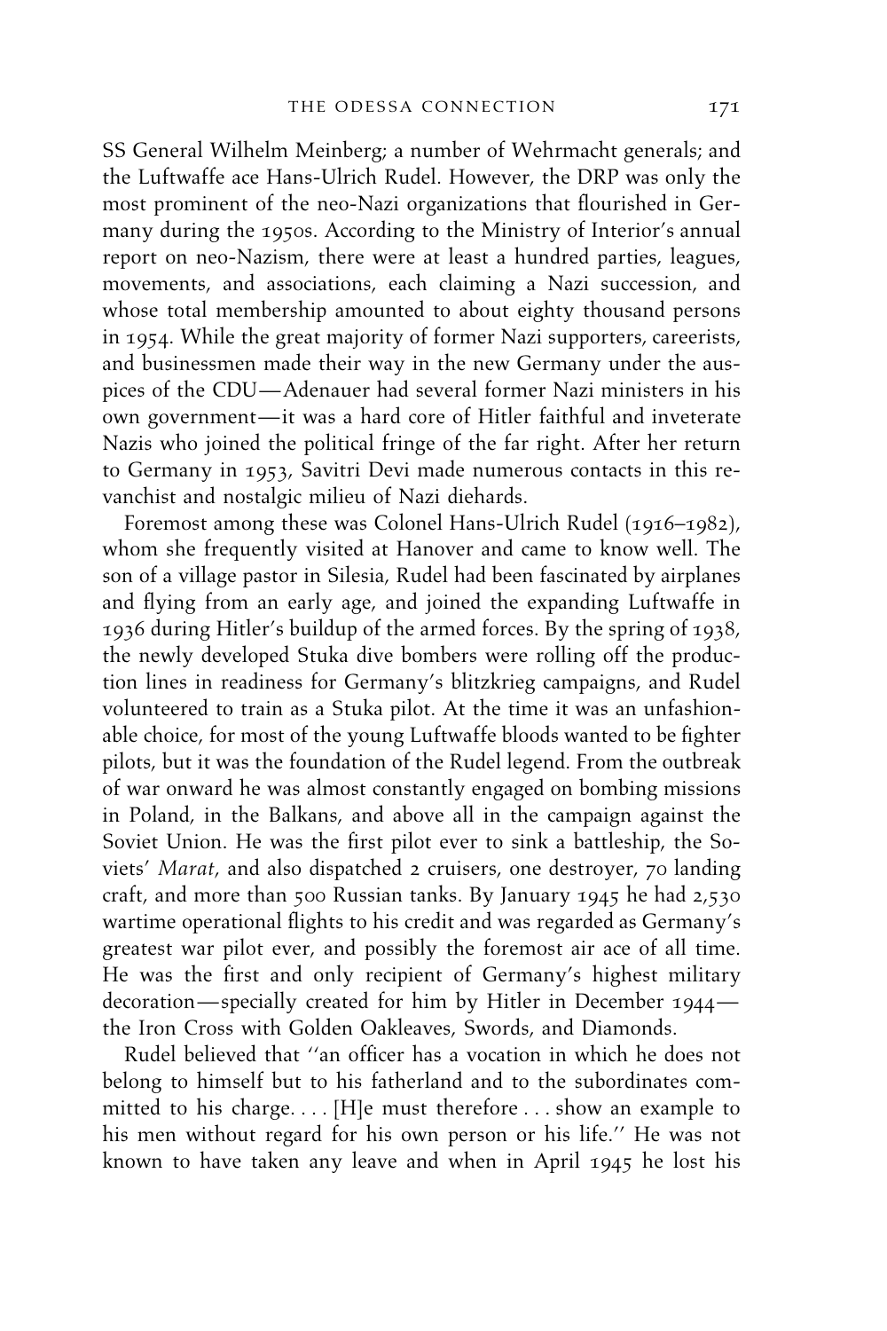SS General Wilhelm Meinberg; a number of Wehrmacht generals; and the Luftwaffe ace Hans-Ulrich Rudel. However, the DRP was only the most prominent of the neo-Nazi organizations that flourished in Germany during the 1950s. According to the Ministry of Interior's annual report on neo-Nazism, there were at least a hundred parties, leagues, movements, and associations, each claiming a Nazi succession, and whose total membership amounted to about eighty thousand persons in 1954. While the great majority of former Nazi supporters, careerists, and businessmen made their way in the new Germany under the auspices of the CDU—Adenauer had several former Nazi ministers in his own government—it was a hard core of Hitler faithful and inveterate Nazis who joined the political fringe of the far right. After her return to Germany in 1953, Savitri Devi made numerous contacts in this revanchist and nostalgic milieu of Nazi diehards.

Foremost among these was Colonel Hans-Ulrich Rudel (1916–1982), whom she frequently visited at Hanover and came to know well. The son of a village pastor in Silesia, Rudel had been fascinated by airplanes and flying from an early age, and joined the expanding Luftwaffe in 1936 during Hitler's buildup of the armed forces. By the spring of 1938, the newly developed Stuka dive bombers were rolling off the production lines in readiness for Germany's blitzkrieg campaigns, and Rudel volunteered to train as a Stuka pilot. At the time it was an unfashionable choice, for most of the young Luftwaffe bloods wanted to be fighter pilots, but it was the foundation of the Rudel legend. From the outbreak of war onward he was almost constantly engaged on bombing missions in Poland, in the Balkans, and above all in the campaign against the Soviet Union. He was the first pilot ever to sink a battleship, the Soviets' *Marat*, and also dispatched 2 cruisers, one destroyer, 70 landing craft, and more than 500 Russian tanks. By January 1945 he had 2,530 wartime operational flights to his credit and was regarded as Germany's greatest war pilot ever, and possibly the foremost air ace of all time. He was the first and only recipient of Germany's highest military decoration—specially created for him by Hitler in December 1944—the Iron Cross with Golden Oakleaves, Swords, and Diamonds.

Rudel believed that ''an officer has a vocation in which he does not belong to himself but to his fatherland and to the subordinates committed to his charge. . . . [H]e must therefore . . . show an example to his men without regard for his own person or his life.'' He was not known to have taken any leave and when in April 1945 he lost his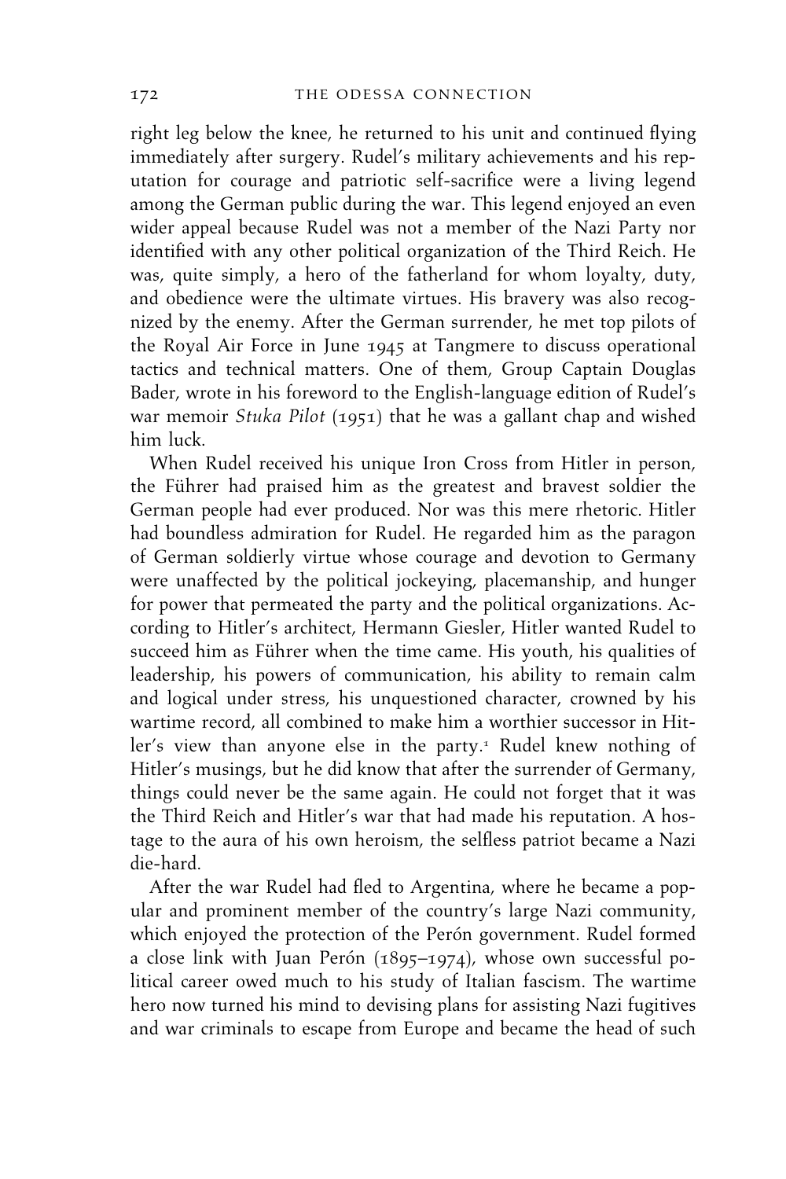right leg below the knee, he returned to his unit and continued flying immediately after surgery. Rudel's military achievements and his reputation for courage and patriotic self-sacrifice were a living legend among the German public during the war. This legend enjoyed an even wider appeal because Rudel was not a member of the Nazi Party nor identified with any other political organization of the Third Reich. He was, quite simply, a hero of the fatherland for whom loyalty, duty, and obedience were the ultimate virtues. His bravery was also recognized by the enemy. After the German surrender, he met top pilots of the Royal Air Force in June 1945 at Tangmere to discuss operational tactics and technical matters. One of them, Group Captain Douglas Bader, wrote in his foreword to the English-language edition of Rudel's war memoir *Stuka Pilot* (1951) that he was a gallant chap and wished him luck.

When Rudel received his unique Iron Cross from Hitler in person, the Führer had praised him as the greatest and bravest soldier the German people had ever produced. Nor was this mere rhetoric. Hitler had boundless admiration for Rudel. He regarded him as the paragon of German soldierly virtue whose courage and devotion to Germany were unaffected by the political jockeying, placemanship, and hunger for power that permeated the party and the political organizations. According to Hitler's architect, Hermann Giesler, Hitler wanted Rudel to succeed him as Führer when the time came. His youth, his qualities of leadership, his powers of communication, his ability to remain calm and logical under stress, his unquestioned character, crowned by his wartime record, all combined to make him a worthier successor in Hitler's view than anyone else in the party.[1] Rudel knew nothing of Hitler's musings, but he did know that after the surrender of Germany, things could never be the same again. He could not forget that it was the Third Reich and Hitler's war that had made his reputation. A hostage to the aura of his own heroism, the selfless patriot became a Nazi die-hard.

After the war Rudel had fled to Argentina, where he became a popular and prominent member of the country's large Nazi community, which enjoyed the protection of the Perón government. Rudel formed a close link with Juan Perón (1895–1974), whose own successful political career owed much to his study of Italian fascism. The wartime hero now turned his mind to devising plans for assisting Nazi fugitives and war criminals to escape from Europe and became the head of such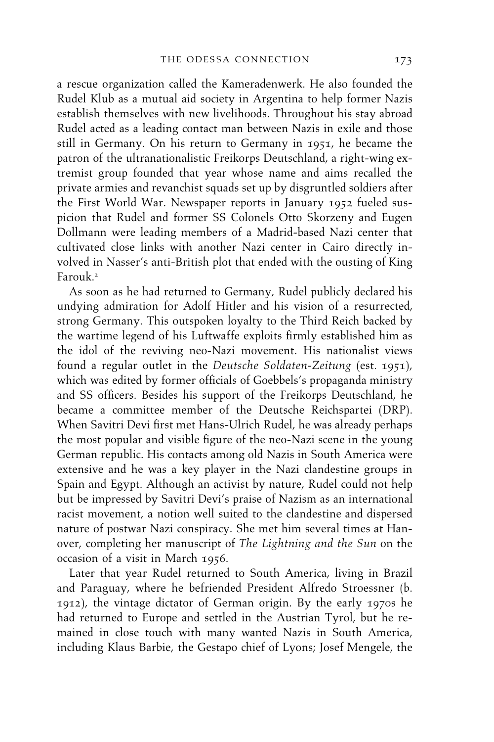a rescue organization called the Kameradenwerk. He also founded the Rudel Klub as a mutual aid society in Argentina to help former Nazis establish themselves with new livelihoods. Throughout his stay abroad Rudel acted as a leading contact man between Nazis in exile and those still in Germany. On his return to Germany in 1951, he became the patron of the ultranationalistic Freikorps Deutschland, a right-wing extremist group founded that year whose name and aims recalled the private armies and revanchist squads set up by disgruntled soldiers after the First World War. Newspaper reports in January 1952 fueled suspicion that Rudel and former SS Colonels Otto Skorzeny and Eugen Dollmann were leading members of a Madrid-based Nazi center that cultivated close links with another Nazi center in Cairo directly involved in Nasser's anti-British plot that ended with the ousting of King Farouk.[2]

As soon as he had returned to Germany, Rudel publicly declared his undying admiration for Adolf Hitler and his vision of a resurrected, strong Germany. This outspoken loyalty to the Third Reich backed by the wartime legend of his Luftwaffe exploits firmly established him as the idol of the reviving neo-Nazi movement. His nationalist views found a regular outlet in the *Deutsche Soldaten-Zeitung* (est. 1951), which was edited by former officials of Goebbels's propaganda ministry and SS officers. Besides his support of the Freikorps Deutschland, he became a committee member of the Deutsche Reichspartei (DRP). When Savitri Devi first met Hans-Ulrich Rudel, he was already perhaps the most popular and visible figure of the neo-Nazi scene in the young German republic. His contacts among old Nazis in South America were extensive and he was a key player in the Nazi clandestine groups in Spain and Egypt. Although an activist by nature, Rudel could not help but be impressed by Savitri Devi's praise of Nazism as an international racist movement, a notion well suited to the clandestine and dispersed nature of postwar Nazi conspiracy. She met him several times at Hanover, completing her manuscript of *The Lightning and the Sun* on the occasion of a visit in March 1956.

Later that year Rudel returned to South America, living in Brazil and Paraguay, where he befriended President Alfredo Stroessner (b. 1912), the vintage dictator of German origin. By the early 1970s he had returned to Europe and settled in the Austrian Tyrol, but he remained in close touch with many wanted Nazis in South America, including Klaus Barbie, the Gestapo chief of Lyons; Josef Mengele, the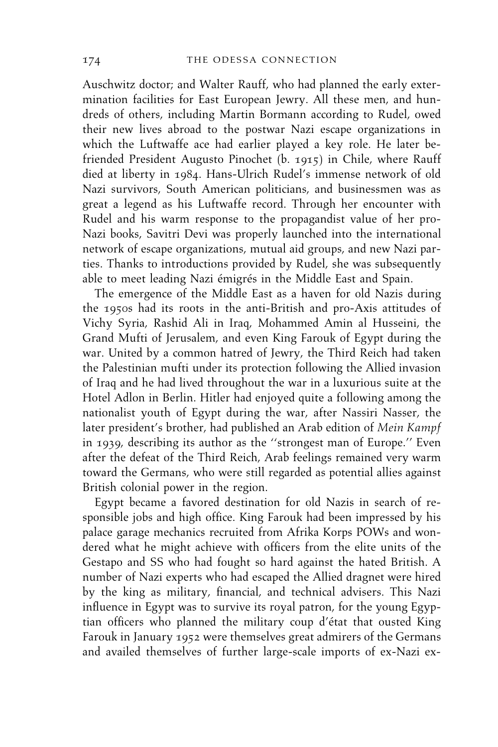Auschwitz doctor; and Walter Rauff, who had planned the early extermination facilities for East European Jewry. All these men, and hundreds of others, including Martin Bormann according to Rudel, owed their new lives abroad to the postwar Nazi escape organizations in which the Luftwaffe ace had earlier played a key role. He later befriended President Augusto Pinochet (b. 1915) in Chile, where Rauff died at liberty in 1984. Hans-Ulrich Rudel's immense network of old Nazi survivors, South American politicians, and businessmen was as great a legend as his Luftwaffe record. Through her encounter with Rudel and his warm response to the propagandist value of her pro-Nazi books, Savitri Devi was properly launched into the international network of escape organizations, mutual aid groups, and new Nazi parties. Thanks to introductions provided by Rudel, she was subsequently able to meet leading Nazi émigrés in the Middle East and Spain.

The emergence of the Middle East as a haven for old Nazis during the 1950s had its roots in the anti-British and pro-Axis attitudes of Vichy Syria, Rashid Ali in Iraq, Mohammed Amin al Husseini, the Grand Mufti of Jerusalem, and even King Farouk of Egypt during the war. United by a common hatred of Jewry, the Third Reich had taken the Palestinian mufti under its protection following the Allied invasion of Iraq and he had lived throughout the war in a luxurious suite at the Hotel Adlon in Berlin. Hitler had enjoyed quite a following among the nationalist youth of Egypt during the war, after Nassiri Nasser, the later president's brother, had published an Arab edition of *Mein Kampf* in 1939, describing its author as the ''strongest man of Europe.'' Even after the defeat of the Third Reich, Arab feelings remained very warm toward the Germans, who were still regarded as potential allies against British colonial power in the region.

Egypt became a favored destination for old Nazis in search of responsible jobs and high office. King Farouk had been impressed by his palace garage mechanics recruited from Afrika Korps POWs and wondered what he might achieve with officers from the elite units of the Gestapo and SS who had fought so hard against the hated British. A number of Nazi experts who had escaped the Allied dragnet were hired by the king as military, financial, and technical advisers. This Nazi influence in Egypt was to survive its royal patron, for the young Egyptian officers who planned the military coup d'état that ousted King Farouk in January 1952 were themselves great admirers of the Germans and availed themselves of further large-scale imports of ex-Nazi ex-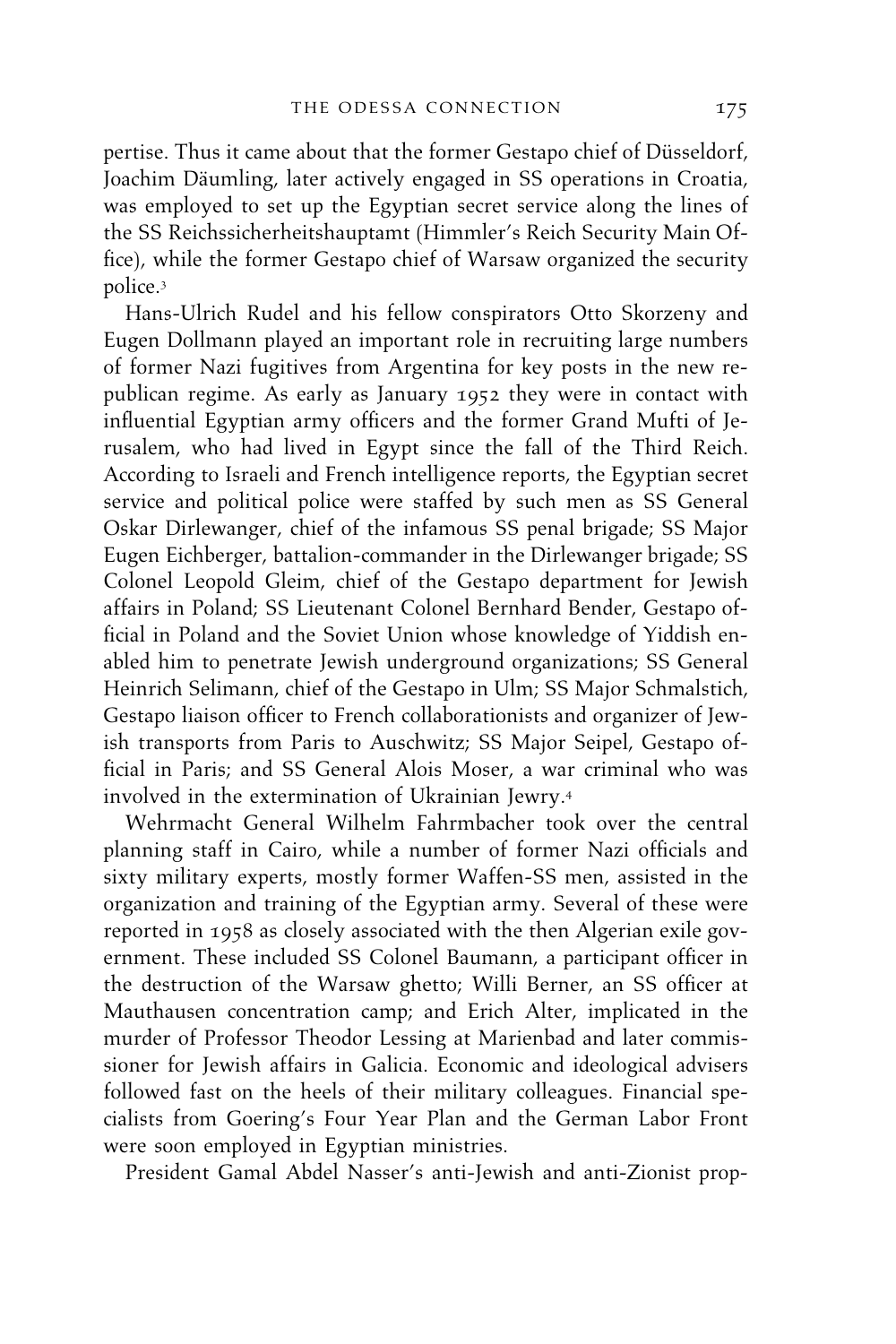pertise. Thus it came about that the former Gestapo chief of Düsseldorf, Joachim Däumling, later actively engaged in SS operations in Croatia, was employed to set up the Egyptian secret service along the lines of the SS Reichssicherheitshauptamt (Himmler's Reich Security Main Office), while the former Gestapo chief of Warsaw organized the security police.[3]

Hans-Ulrich Rudel and his fellow conspirators Otto Skorzeny and Eugen Dollmann played an important role in recruiting large numbers of former Nazi fugitives from Argentina for key posts in the new republican regime. As early as January 1952 they were in contact with influential Egyptian army officers and the former Grand Mufti of Jerusalem, who had lived in Egypt since the fall of the Third Reich. According to Israeli and French intelligence reports, the Egyptian secret service and political police were staffed by such men as SS General Oskar Dirlewanger, chief of the infamous SS penal brigade; SS Major Eugen Eichberger, battalion-commander in the Dirlewanger brigade; SS Colonel Leopold Gleim, chief of the Gestapo department for Jewish affairs in Poland; SS Lieutenant Colonel Bernhard Bender, Gestapo official in Poland and the Soviet Union whose knowledge of Yiddish enabled him to penetrate Jewish underground organizations; SS General Heinrich Selimann, chief of the Gestapo in Ulm; SS Major Schmalstich, Gestapo liaison officer to French collaborationists and organizer of Jewish transports from Paris to Auschwitz; SS Major Seipel, Gestapo official in Paris; and SS General Alois Moser, a war criminal who was involved in the extermination of Ukrainian Jewry.[4]

Wehrmacht General Wilhelm Fahrmbacher took over the central planning staff in Cairo, while a number of former Nazi officials and sixty military experts, mostly former Waffen-SS men, assisted in the organization and training of the Egyptian army. Several of these were reported in 1958 as closely associated with the then Algerian exile government. These included SS Colonel Baumann, a participant officer in the destruction of the Warsaw ghetto; Willi Berner, an SS officer at Mauthausen concentration camp; and Erich Alter, implicated in the murder of Professor Theodor Lessing at Marienbad and later commissioner for Jewish affairs in Galicia. Economic and ideological advisers followed fast on the heels of their military colleagues. Financial specialists from Goering's Four Year Plan and the German Labor Front were soon employed in Egyptian ministries.

President Gamal Abdel Nasser's anti-Jewish and anti-Zionist prop-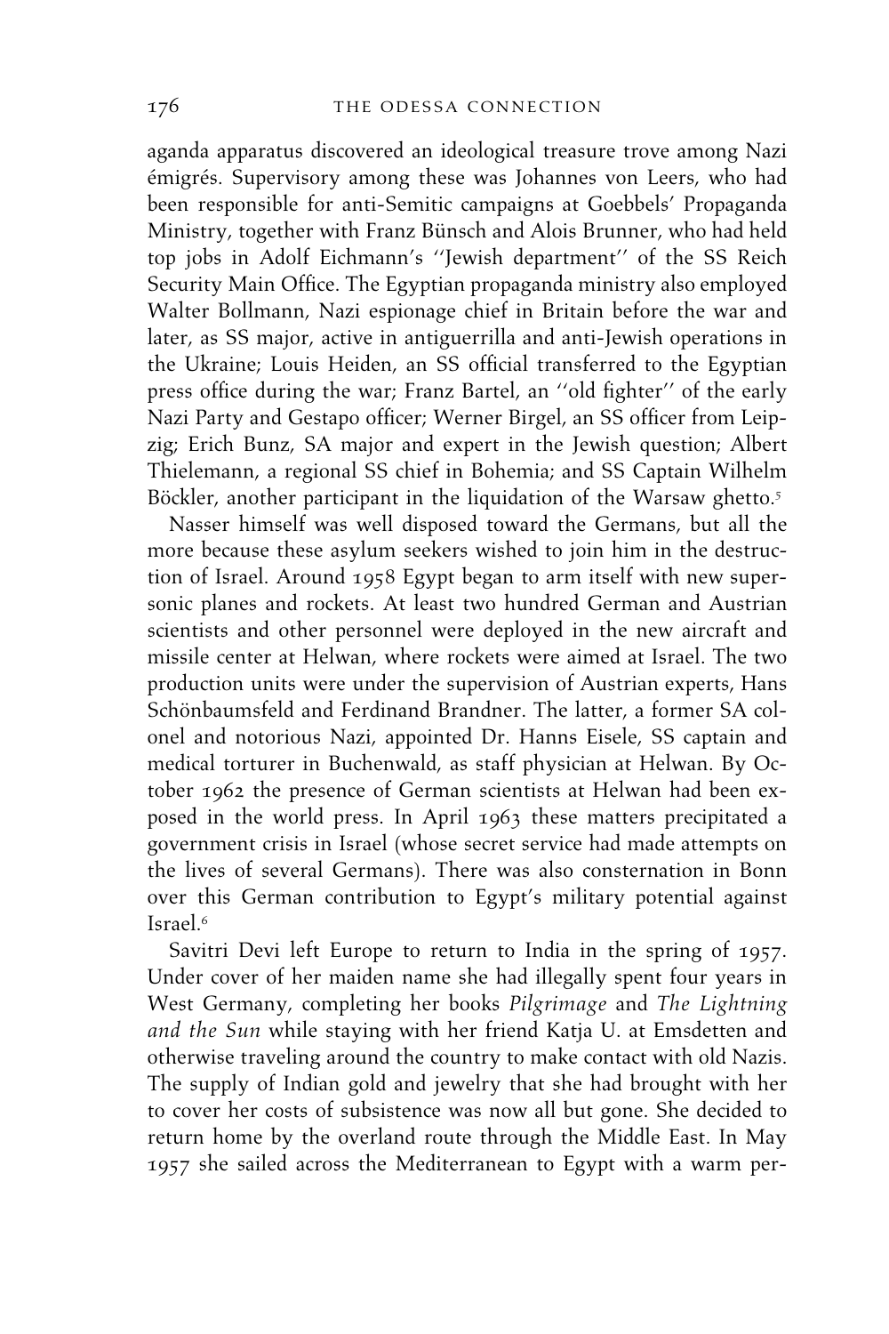aganda apparatus discovered an ideological treasure trove among Nazi émigrés. Supervisory among these was Johannes von Leers, who had been responsible for anti-Semitic campaigns at Goebbels' Propaganda Ministry, together with Franz Bünsch and Alois Brunner, who had held top jobs in Adolf Eichmann's ''Jewish department'' of the SS Reich Security Main Office. The Egyptian propaganda ministry also employed Walter Bollmann, Nazi espionage chief in Britain before the war and later, as SS major, active in antiguerrilla and anti-Jewish operations in the Ukraine; Louis Heiden, an SS official transferred to the Egyptian press office during the war; Franz Bartel, an ''old fighter'' of the early Nazi Party and Gestapo officer; Werner Birgel, an SS officer from Leipzig; Erich Bunz, SA major and expert in the Jewish question; Albert Thielemann, a regional SS chief in Bohemia; and SS Captain Wilhelm Böckler, another participant in the liquidation of the Warsaw ghetto.[5]

Nasser himself was well disposed toward the Germans, but all the more because these asylum seekers wished to join him in the destruction of Israel. Around 1958 Egypt began to arm itself with new supersonic planes and rockets. At least two hundred German and Austrian scientists and other personnel were deployed in the new aircraft and missile center at Helwan, where rockets were aimed at Israel. The two production units were under the supervision of Austrian experts, Hans Schönbaumsfeld and Ferdinand Brandner. The latter, a former SA colonel and notorious Nazi, appointed Dr. Hanns Eisele, SS captain and medical torturer in Buchenwald, as staff physician at Helwan. By October 1962 the presence of German scientists at Helwan had been exposed in the world press. In April 1963 these matters precipitated a government crisis in Israel (whose secret service had made attempts on the lives of several Germans). There was also consternation in Bonn over this German contribution to Egypt's military potential against Israel.[6]

Savitri Devi left Europe to return to India in the spring of 1957. Under cover of her maiden name she had illegally spent four years in West Germany, completing her books *Pilgrimage* and *The Lightning and the Sun* while staying with her friend Katja U. at Emsdetten and otherwise traveling around the country to make contact with old Nazis. The supply of Indian gold and jewelry that she had brought with her to cover her costs of subsistence was now all but gone. She decided to return home by the overland route through the Middle East. In May 1957 she sailed across the Mediterranean to Egypt with a warm per-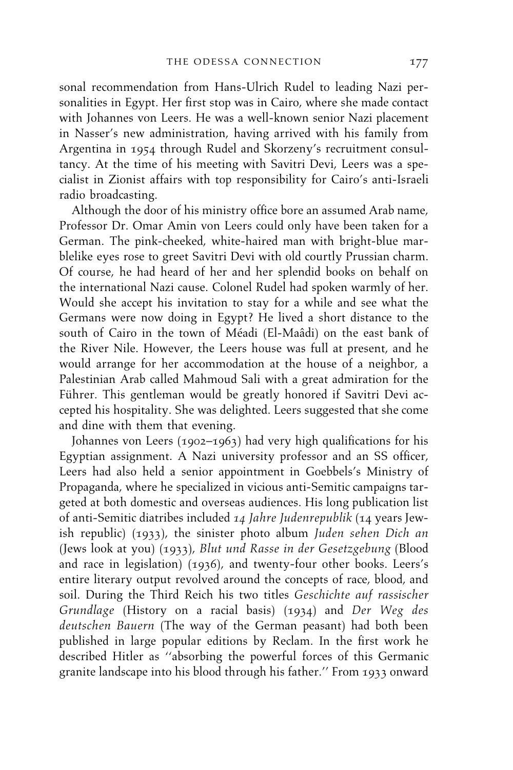sonal recommendation from Hans-Ulrich Rudel to leading Nazi personalities in Egypt. Her first stop was in Cairo, where she made contact with Johannes von Leers. He was a well-known senior Nazi placement in Nasser's new administration, having arrived with his family from Argentina in 1954 through Rudel and Skorzeny's recruitment consultancy. At the time of his meeting with Savitri Devi, Leers was a specialist in Zionist affairs with top responsibility for Cairo's anti-Israeli radio broadcasting.

Although the door of his ministry office bore an assumed Arab name, Professor Dr. Omar Amin von Leers could only have been taken for a German. The pink-cheeked, white-haired man with bright-blue marblelike eyes rose to greet Savitri Devi with old courtly Prussian charm. Of course, he had heard of her and her splendid books on behalf on the international Nazi cause. Colonel Rudel had spoken warmly of her. Would she accept his invitation to stay for a while and see what the Germans were now doing in Egypt? He lived a short distance to the south of Cairo in the town of Méadi (El-Maâdi) on the east bank of the River Nile. However, the Leers house was full at present, and he would arrange for her accommodation at the house of a neighbor, a Palestinian Arab called Mahmoud Sali with a great admiration for the Führer. This gentleman would be greatly honored if Savitri Devi accepted his hospitality. She was delighted. Leers suggested that she come and dine with them that evening.

Johannes von Leers (1902–1963) had very high qualifications for his Egyptian assignment. A Nazi university professor and an SS officer, Leers had also held a senior appointment in Goebbels's Ministry of Propaganda, where he specialized in vicious anti-Semitic campaigns targeted at both domestic and overseas audiences. His long publication list of anti-Semitic diatribes included *14 Jahre Judenrepublik* (14 years Jewish republic) (1933), the sinister photo album *Juden sehen Dich an* (Jews look at you) (1933), *Blut und Rasse in der Gesetzgebung* (Blood and race in legislation) (1936), and twenty-four other books. Leers's entire literary output revolved around the concepts of race, blood, and soil. During the Third Reich his two titles *Geschichte auf rassischer Grundlage* (History on a racial basis) (1934) and *Der Weg des deutschen Bauern* (The way of the German peasant) had both been published in large popular editions by Reclam. In the first work he described Hitler as ''absorbing the powerful forces of this Germanic granite landscape into his blood through his father.'' From 1933 onward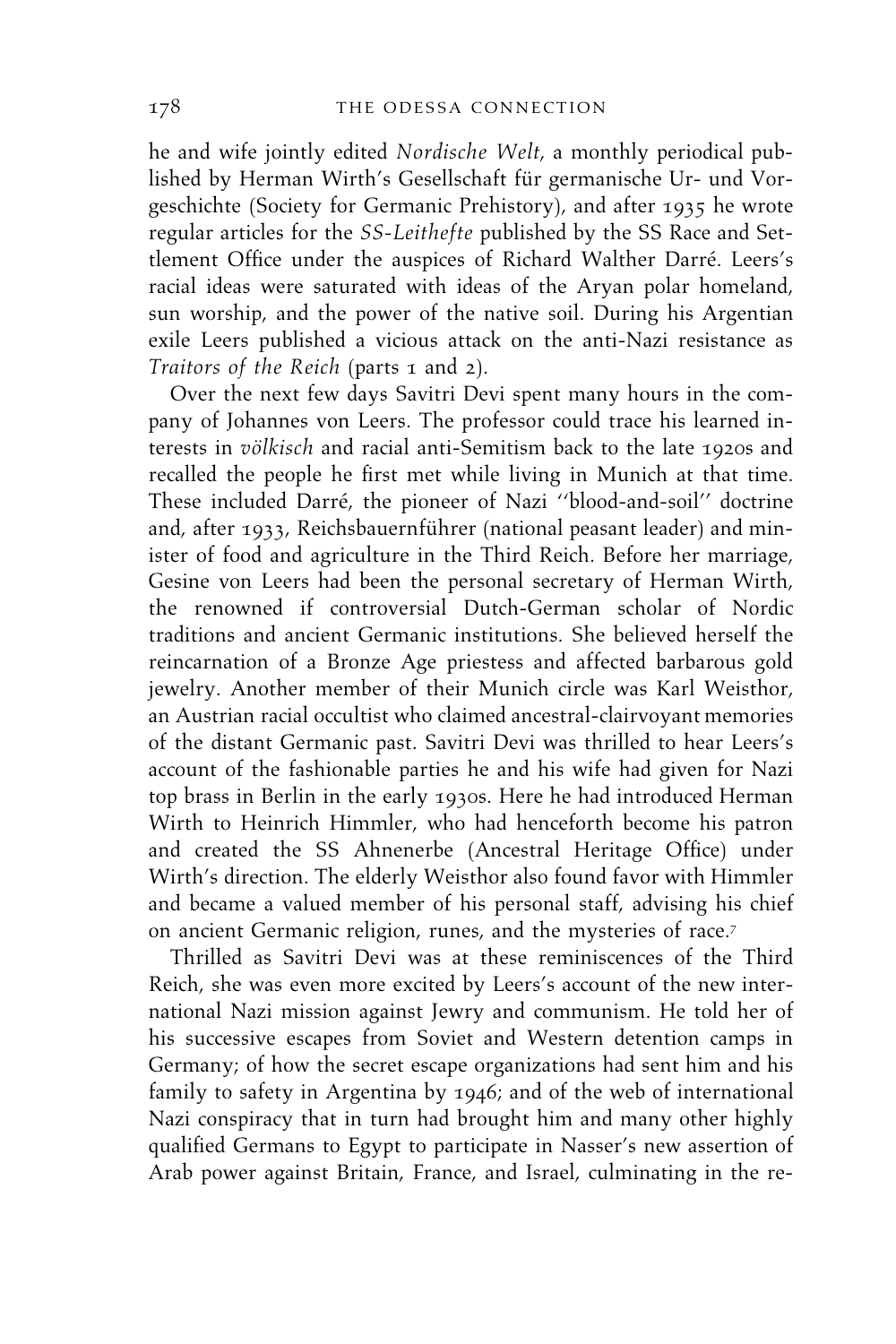he and wife jointly edited *Nordische Welt*, a monthly periodical published by Herman Wirth's Gesellschaft für germanische Ur- und Vorgeschichte (Society for Germanic Prehistory), and after 1935 he wrote regular articles for the *SS-Leithefte* published by the SS Race and Settlement Office under the auspices of Richard Walther Darré. Leers's racial ideas were saturated with ideas of the Aryan polar homeland, sun worship, and the power of the native soil. During his Argentian exile Leers published a vicious attack on the anti-Nazi resistance as *Traitors of the Reich* (parts 1 and 2).

Over the next few days Savitri Devi spent many hours in the company of Johannes von Leers. The professor could trace his learned interests in *völkisch* and racial anti-Semitism back to the late 1920s and recalled the people he first met while living in Munich at that time. These included Darré, the pioneer of Nazi ''blood-and-soil'' doctrine and, after 1933, Reichsbauernführer (national peasant leader) and minister of food and agriculture in the Third Reich. Before her marriage, Gesine von Leers had been the personal secretary of Herman Wirth, the renowned if controversial Dutch-German scholar of Nordic traditions and ancient Germanic institutions. She believed herself the reincarnation of a Bronze Age priestess and affected barbarous gold jewelry. Another member of their Munich circle was Karl Weisthor, an Austrian racial occultist who claimed ancestral-clairvoyant memories of the distant Germanic past. Savitri Devi was thrilled to hear Leers's account of the fashionable parties he and his wife had given for Nazi top brass in Berlin in the early 1930s. Here he had introduced Herman Wirth to Heinrich Himmler, who had henceforth become his patron and created the SS Ahnenerbe (Ancestral Heritage Office) under Wirth's direction. The elderly Weisthor also found favor with Himmler and became a valued member of his personal staff, advising his chief on ancient Germanic religion, runes, and the mysteries of race.[7]

Thrilled as Savitri Devi was at these reminiscences of the Third Reich, she was even more excited by Leers's account of the new international Nazi mission against Jewry and communism. He told her of his successive escapes from Soviet and Western detention camps in Germany; of how the secret escape organizations had sent him and his family to safety in Argentina by 1946; and of the web of international Nazi conspiracy that in turn had brought him and many other highly qualified Germans to Egypt to participate in Nasser's new assertion of Arab power against Britain, France, and Israel, culminating in the re-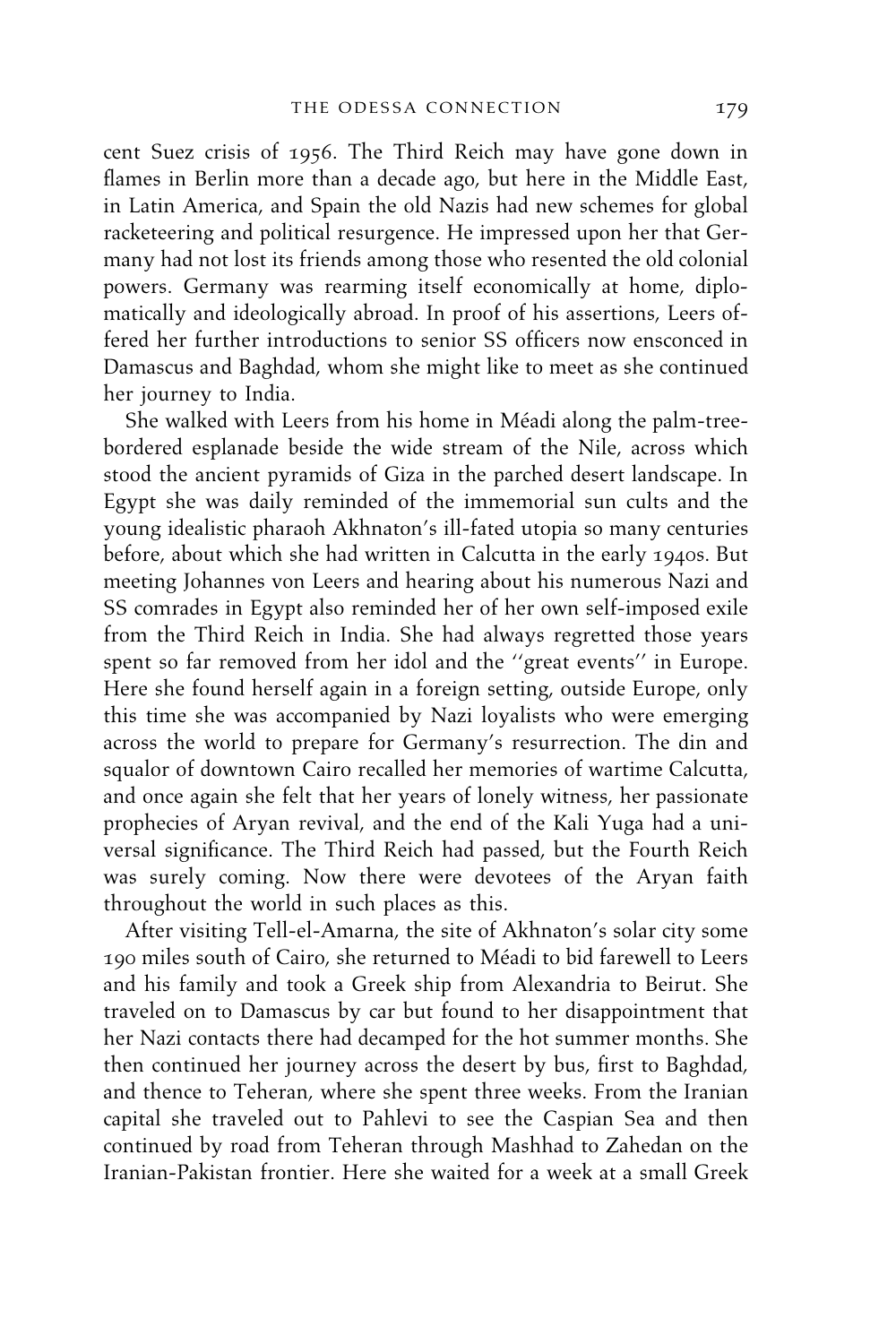cent Suez crisis of 1956. The Third Reich may have gone down in flames in Berlin more than a decade ago, but here in the Middle East, in Latin America, and Spain the old Nazis had new schemes for global racketeering and political resurgence. He impressed upon her that Germany had not lost its friends among those who resented the old colonial powers. Germany was rearming itself economically at home, diplomatically and ideologically abroad. In proof of his assertions, Leers offered her further introductions to senior SS officers now ensconced in Damascus and Baghdad, whom she might like to meet as she continued her journey to India.

She walked with Leers from his home in Méadi along the palm-tree-bordered esplanade beside the wide stream of the Nile, across which stood the ancient pyramids of Giza in the parched desert landscape. In Egypt she was daily reminded of the immemorial sun cults and the young idealistic pharaoh Akhnaton's ill-fated utopia so many centuries before, about which she had written in Calcutta in the early 1940s. But meeting Johannes von Leers and hearing about his numerous Nazi and SS comrades in Egypt also reminded her of her own self-imposed exile from the Third Reich in India. She had always regretted those years spent so far removed from her idol and the ''great events'' in Europe. Here she found herself again in a foreign setting, outside Europe, only this time she was accompanied by Nazi loyalists who were emerging across the world to prepare for Germany's resurrection. The din and squalor of downtown Cairo recalled her memories of wartime Calcutta, and once again she felt that her years of lonely witness, her passionate prophecies of Aryan revival, and the end of the Kali Yuga had a universal significance. The Third Reich had passed, but the Fourth Reich was surely coming. Now there were devotees of the Aryan faith throughout the world in such places as this.

After visiting Tell-el-Amarna, the site of Akhnaton's solar city some 190 miles south of Cairo, she returned to Méadi to bid farewell to Leers and his family and took a Greek ship from Alexandria to Beirut. She traveled on to Damascus by car but found to her disappointment that her Nazi contacts there had decamped for the hot summer months. She then continued her journey across the desert by bus, first to Baghdad, and thence to Teheran, where she spent three weeks. From the Iranian capital she traveled out to Pahlevi to see the Caspian Sea and then continued by road from Teheran through Mashhad to Zahedan on the Iranian-Pakistan frontier. Here she waited for a week at a small Greek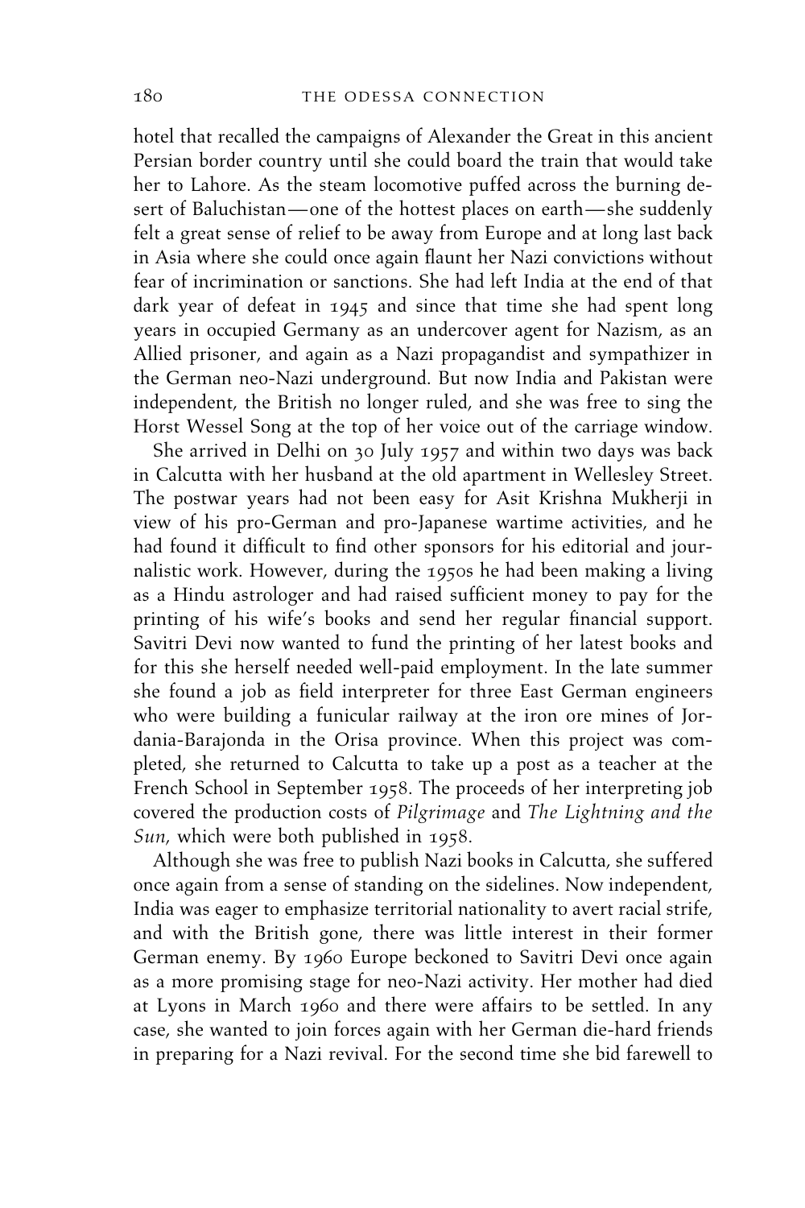hotel that recalled the campaigns of Alexander the Great in this ancient Persian border country until she could board the train that would take her to Lahore. As the steam locomotive puffed across the burning desert of Baluchistan—one of the hottest places on earth—she suddenly felt a great sense of relief to be away from Europe and at long last back in Asia where she could once again flaunt her Nazi convictions without fear of incrimination or sanctions. She had left India at the end of that dark year of defeat in 1945 and since that time she had spent long years in occupied Germany as an undercover agent for Nazism, as an Allied prisoner, and again as a Nazi propagandist and sympathizer in the German neo-Nazi underground. But now India and Pakistan were independent, the British no longer ruled, and she was free to sing the Horst Wessel Song at the top of her voice out of the carriage window.

She arrived in Delhi on 30 July 1957 and within two days was back in Calcutta with her husband at the old apartment in Wellesley Street. The postwar years had not been easy for Asit Krishna Mukherji in view of his pro-German and pro-Japanese wartime activities, and he had found it difficult to find other sponsors for his editorial and journalistic work. However, during the 1950s he had been making a living as a Hindu astrologer and had raised sufficient money to pay for the printing of his wife's books and send her regular financial support. Savitri Devi now wanted to fund the printing of her latest books and for this she herself needed well-paid employment. In the late summer she found a job as field interpreter for three East German engineers who were building a funicular railway at the iron ore mines of Jordania-Barajonda in the Orisa province. When this project was completed, she returned to Calcutta to take up a post as a teacher at the French School in September 1958. The proceeds of her interpreting job covered the production costs of *Pilgrimage* and *The Lightning and the Sun*, which were both published in 1958.

Although she was free to publish Nazi books in Calcutta, she suffered once again from a sense of standing on the sidelines. Now independent, India was eager to emphasize territorial nationality to avert racial strife, and with the British gone, there was little interest in their former German enemy. By 1960 Europe beckoned to Savitri Devi once again as a more promising stage for neo-Nazi activity. Her mother had died at Lyons in March 1960 and there were affairs to be settled. In any case, she wanted to join forces again with her German die-hard friends in preparing for a Nazi revival. For the second time she bid farewell to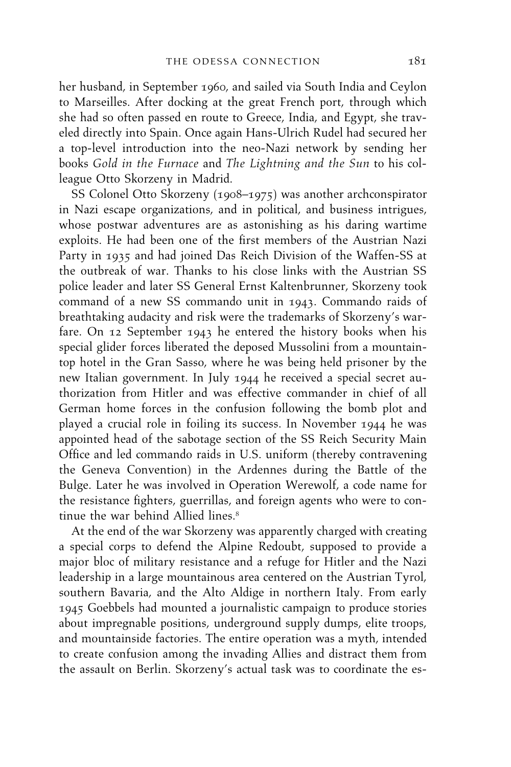her husband, in September 1960, and sailed via South India and Ceylon to Marseilles. After docking at the great French port, through which she had so often passed en route to Greece, India, and Egypt, she traveled directly into Spain. Once again Hans-Ulrich Rudel had secured her a top-level introduction into the neo-Nazi network by sending her books *Gold in the Furnace* and *The Lightning and the Sun* to his colleague Otto Skorzeny in Madrid.

SS Colonel Otto Skorzeny (1908–1975) was another archconspirator in Nazi escape organizations, and in political, and business intrigues, whose postwar adventures are as astonishing as his daring wartime exploits. He had been one of the first members of the Austrian Nazi Party in 1935 and had joined Das Reich Division of the Waffen-SS at the outbreak of war. Thanks to his close links with the Austrian SS police leader and later SS General Ernst Kaltenbrunner, Skorzeny took command of a new SS commando unit in 1943. Commando raids of breathtaking audacity and risk were the trademarks of Skorzeny's warfare. On 12 September 1943 he entered the history books when his special glider forces liberated the deposed Mussolini from a mountaintop hotel in the Gran Sasso, where he was being held prisoner by the new Italian government. In July 1944 he received a special secret authorization from Hitler and was effective commander in chief of all German home forces in the confusion following the bomb plot and played a crucial role in foiling its success. In November 1944 he was appointed head of the sabotage section of the SS Reich Security Main Office and led commando raids in U.S. uniform (thereby contravening the Geneva Convention) in the Ardennes during the Battle of the Bulge. Later he was involved in Operation Werewolf, a code name for the resistance fighters, guerrillas, and foreign agents who were to continue the war behind Allied lines.[8]

At the end of the war Skorzeny was apparently charged with creating a special corps to defend the Alpine Redoubt, supposed to provide a major bloc of military resistance and a refuge for Hitler and the Nazi leadership in a large mountainous area centered on the Austrian Tyrol, southern Bavaria, and the Alto Aldige in northern Italy. From early 1945 Goebbels had mounted a journalistic campaign to produce stories about impregnable positions, underground supply dumps, elite troops, and mountainside factories. The entire operation was a myth, intended to create confusion among the invading Allies and distract them from the assault on Berlin. Skorzeny's actual task was to coordinate the es-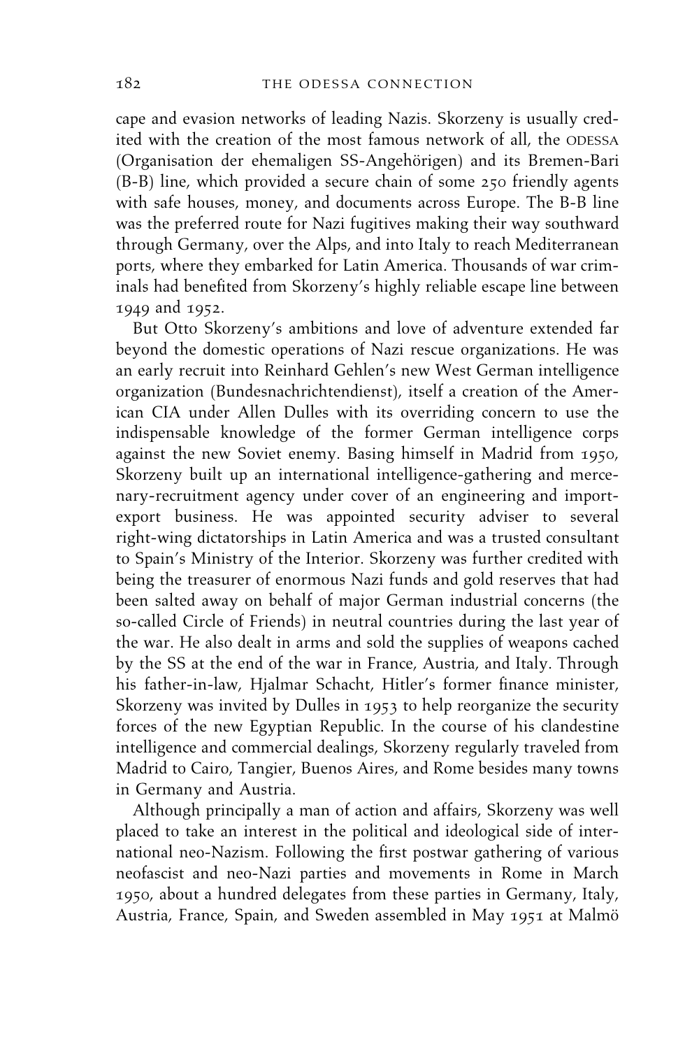cape and evasion networks of leading Nazis. Skorzeny is usually credited with the creation of the most famous network of all, the ODESSA (Organisation der ehemaligen SS-Angehörigen) and its Bremen-Bari (B-B) line, which provided a secure chain of some 250 friendly agents with safe houses, money, and documents across Europe. The B-B line was the preferred route for Nazi fugitives making their way southward through Germany, over the Alps, and into Italy to reach Mediterranean ports, where they embarked for Latin America. Thousands of war criminals had benefited from Skorzeny's highly reliable escape line between 1949 and 1952.

But Otto Skorzeny's ambitions and love of adventure extended far beyond the domestic operations of Nazi rescue organizations. He was an early recruit into Reinhard Gehlen's new West German intelligence organization (Bundesnachrichtendienst), itself a creation of the American CIA under Allen Dulles with its overriding concern to use the indispensable knowledge of the former German intelligence corps against the new Soviet enemy. Basing himself in Madrid from 1950, Skorzeny built up an international intelligence-gathering and mercenary-recruitment agency under cover of an engineering and import-export business. He was appointed security adviser to several right-wing dictatorships in Latin America and was a trusted consultant to Spain's Ministry of the Interior. Skorzeny was further credited with being the treasurer of enormous Nazi funds and gold reserves that had been salted away on behalf of major German industrial concerns (the so-called Circle of Friends) in neutral countries during the last year of the war. He also dealt in arms and sold the supplies of weapons cached by the SS at the end of the war in France, Austria, and Italy. Through his father-in-law, Hjalmar Schacht, Hitler's former finance minister, Skorzeny was invited by Dulles in 1953 to help reorganize the security forces of the new Egyptian Republic. In the course of his clandestine intelligence and commercial dealings, Skorzeny regularly traveled from Madrid to Cairo, Tangier, Buenos Aires, and Rome besides many towns in Germany and Austria.

Although principally a man of action and affairs, Skorzeny was well placed to take an interest in the political and ideological side of international neo-Nazism. Following the first postwar gathering of various neofascist and neo-Nazi parties and movements in Rome in March 1950, about a hundred delegates from these parties in Germany, Italy, Austria, France, Spain, and Sweden assembled in May 1951 at Malmö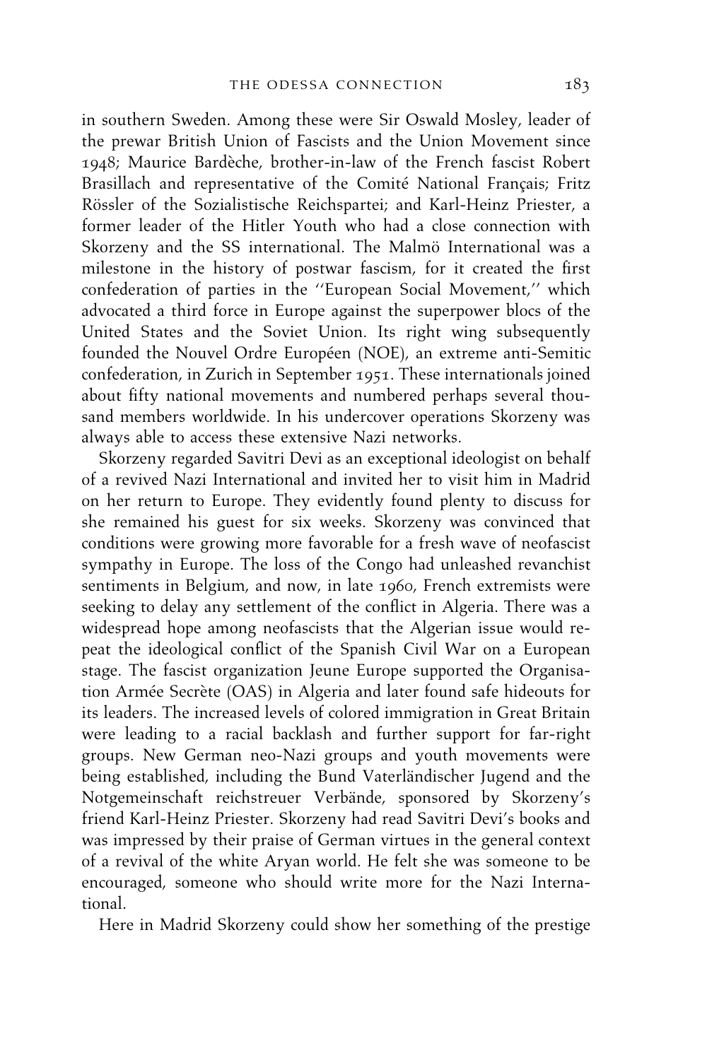in southern Sweden. Among these were Sir Oswald Mosley, leader of the prewar British Union of Fascists and the Union Movement since 1948; Maurice Bardèche, brother-in-law of the French fascist Robert Brasillach and representative of the Comité National Français; Fritz Rössler of the Sozialistische Reichspartei; and Karl-Heinz Priester, a former leader of the Hitler Youth who had a close connection with Skorzeny and the SS international. The Malmö International was a milestone in the history of postwar fascism, for it created the first confederation of parties in the ''European Social Movement,'' which advocated a third force in Europe against the superpower blocs of the United States and the Soviet Union. Its right wing subsequently founded the Nouvel Ordre Européen (NOE), an extreme anti-Semitic confederation, in Zurich in September 1951. These internationals joined about fifty national movements and numbered perhaps several thousand members worldwide. In his undercover operations Skorzeny was always able to access these extensive Nazi networks.

Skorzeny regarded Savitri Devi as an exceptional ideologist on behalf of a revived Nazi International and invited her to visit him in Madrid on her return to Europe. They evidently found plenty to discuss for she remained his guest for six weeks. Skorzeny was convinced that conditions were growing more favorable for a fresh wave of neofascist sympathy in Europe. The loss of the Congo had unleashed revanchist sentiments in Belgium, and now, in late 1960, French extremists were seeking to delay any settlement of the conflict in Algeria. There was a widespread hope among neofascists that the Algerian issue would repeat the ideological conflict of the Spanish Civil War on a European stage. The fascist organization Jeune Europe supported the Organisation Armée Secrète (OAS) in Algeria and later found safe hideouts for its leaders. The increased levels of colored immigration in Great Britain were leading to a racial backlash and further support for far-right groups. New German neo-Nazi groups and youth movements were being established, including the Bund Vaterländischer Jugend and the Notgemeinschaft reichstreuer Verbände, sponsored by Skorzeny's friend Karl-Heinz Priester. Skorzeny had read Savitri Devi's books and was impressed by their praise of German virtues in the general context of a revival of the white Aryan world. He felt she was someone to be encouraged, someone who should write more for the Nazi International.

Here in Madrid Skorzeny could show her something of the prestige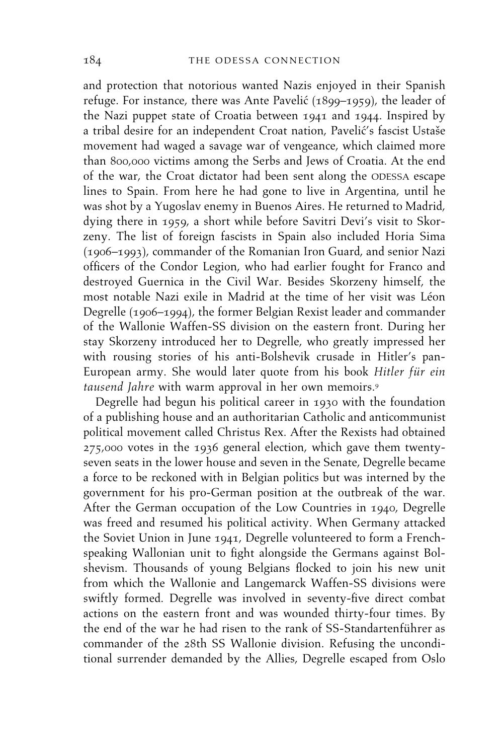and protection that notorious wanted Nazis enjoyed in their Spanish refuge. For instance, there was Ante Pavelić (1899–1959), the leader of the Nazi puppet state of Croatia between 1941 and 1944. Inspired by a tribal desire for an independent Croat nation, Pavelić's fascist Ustaše movement had waged a savage war of vengeance, which claimed more than 800,000 victims among the Serbs and Jews of Croatia. At the end of the war, the Croat dictator had been sent along the ODESSA escape lines to Spain. From here he had gone to live in Argentina, until he was shot by a Yugoslav enemy in Buenos Aires. He returned to Madrid, dying there in 1959, a short while before Savitri Devi's visit to Skorzeny. The list of foreign fascists in Spain also included Horia Sima (1906–1993), commander of the Romanian Iron Guard, and senior Nazi officers of the Condor Legion, who had earlier fought for Franco and destroyed Guernica in the Civil War. Besides Skorzeny himself, the most notable Nazi exile in Madrid at the time of her visit was Léon Degrelle (1906–1994), the former Belgian Rexist leader and commander of the Wallonie Waffen-SS division on the eastern front. During her stay Skorzeny introduced her to Degrelle, who greatly impressed her with rousing stories of his anti-Bolshevik crusade in Hitler's pan-European army. She would later quote from his book *Hitler für ein tausend Jahre* with warm approval in her own memoirs.[9]

Degrelle had begun his political career in 1930 with the foundation of a publishing house and an authoritarian Catholic and anticommunist political movement called Christus Rex. After the Rexists had obtained 275,000 votes in the 1936 general election, which gave them twenty-seven seats in the lower house and seven in the Senate, Degrelle became a force to be reckoned with in Belgian politics but was interned by the government for his pro-German position at the outbreak of the war. After the German occupation of the Low Countries in 1940, Degrelle was freed and resumed his political activity. When Germany attacked the Soviet Union in June 1941, Degrelle volunteered to form a French-speaking Wallonian unit to fight alongside the Germans against Bolshevism. Thousands of young Belgians flocked to join his new unit from which the Wallonie and Langemarck Waffen-SS divisions were swiftly formed. Degrelle was involved in seventy-five direct combat actions on the eastern front and was wounded thirty-four times. By the end of the war he had risen to the rank of SS-Standartenführer as commander of the 28th SS Wallonie division. Refusing the unconditional surrender demanded by the Allies, Degrelle escaped from Oslo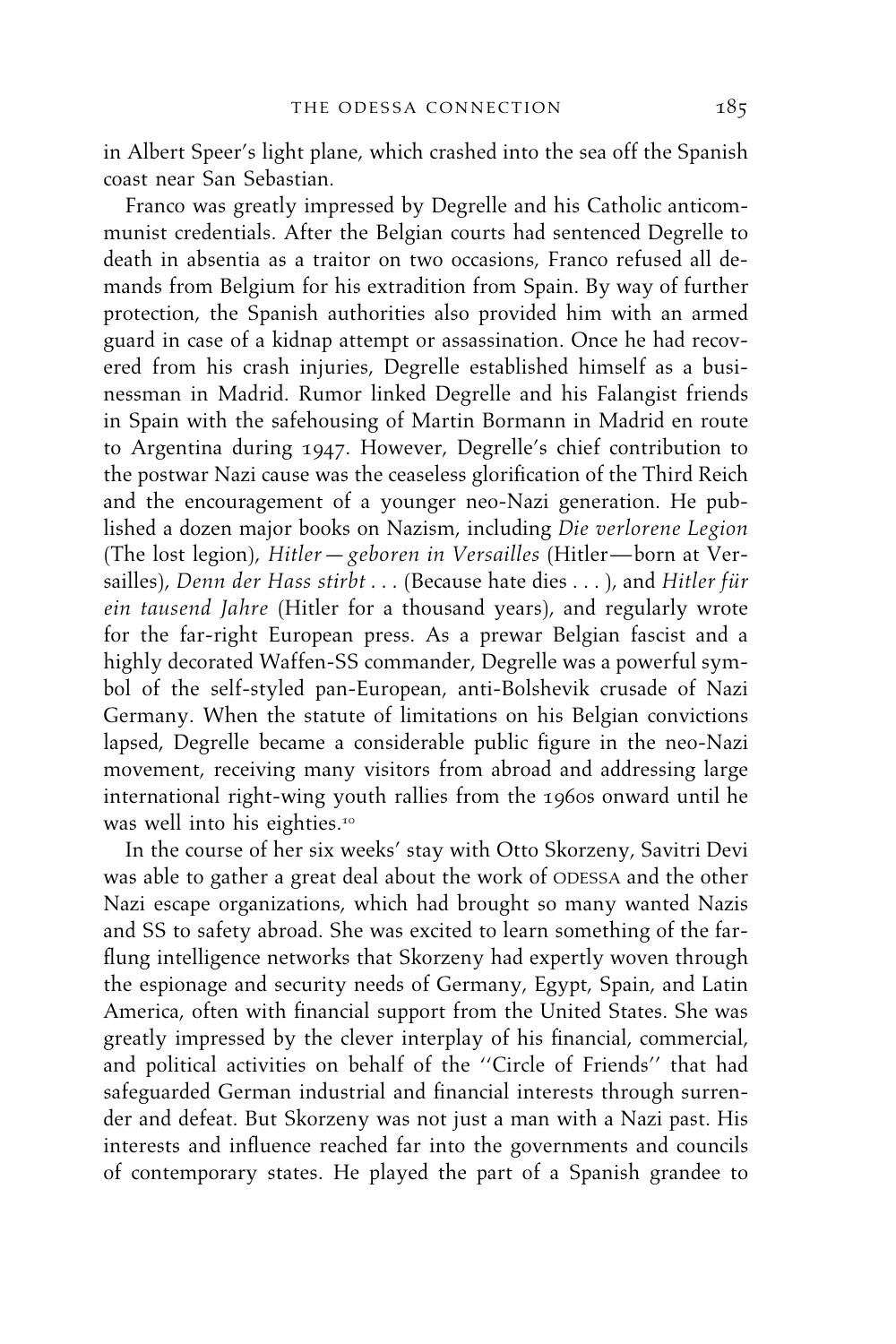in Albert Speer's light plane, which crashed into the sea off the Spanish coast near San Sebastian.

Franco was greatly impressed by Degrelle and his Catholic anticommunist credentials. After the Belgian courts had sentenced Degrelle to death in absentia as a traitor on two occasions, Franco refused all demands from Belgium for his extradition from Spain. By way of further protection, the Spanish authorities also provided him with an armed guard in case of a kidnap attempt or assassination. Once he had recovered from his crash injuries, Degrelle established himself as a businessman in Madrid. Rumor linked Degrelle and his Falangist friends in Spain with the safehousing of Martin Bormann in Madrid en route to Argentina during 1947. However, Degrelle's chief contribution to the postwar Nazi cause was the ceaseless glorification of the Third Reich and the encouragement of a younger neo-Nazi generation. He published a dozen major books on Nazism, including *Die verlorene Legion* (The lost legion), *Hitler—geboren in Versailles* (Hitler—born at Versailles), *Denn der Hass stirbt . . .* (Because hate dies . . . ), and *Hitler für ein tausend Jahre* (Hitler for a thousand years), and regularly wrote for the far-right European press. As a prewar Belgian fascist and a highly decorated Waffen-SS commander, Degrelle was a powerful symbol of the self-styled pan-European, anti-Bolshevik crusade of Nazi Germany. When the statute of limitations on his Belgian convictions lapsed, Degrelle became a considerable public figure in the neo-Nazi movement, receiving many visitors from abroad and addressing large international right-wing youth rallies from the 1960s onward until he was well into his eighties.[10]

In the course of her six weeks' stay with Otto Skorzeny, Savitri Devi was able to gather a great deal about the work of ODESSA and the other Nazi escape organizations, which had brought so many wanted Nazis and SS to safety abroad. She was excited to learn something of the far-flung intelligence networks that Skorzeny had expertly woven through the espionage and security needs of Germany, Egypt, Spain, and Latin America, often with financial support from the United States. She was greatly impressed by the clever interplay of his financial, commercial, and political activities on behalf of the "Circle of Friends" that had safeguarded German industrial and financial interests through surrender and defeat. But Skorzeny was not just a man with a Nazi past. His interests and influence reached far into the governments and councils of contemporary states. He played the part of a Spanish grandee to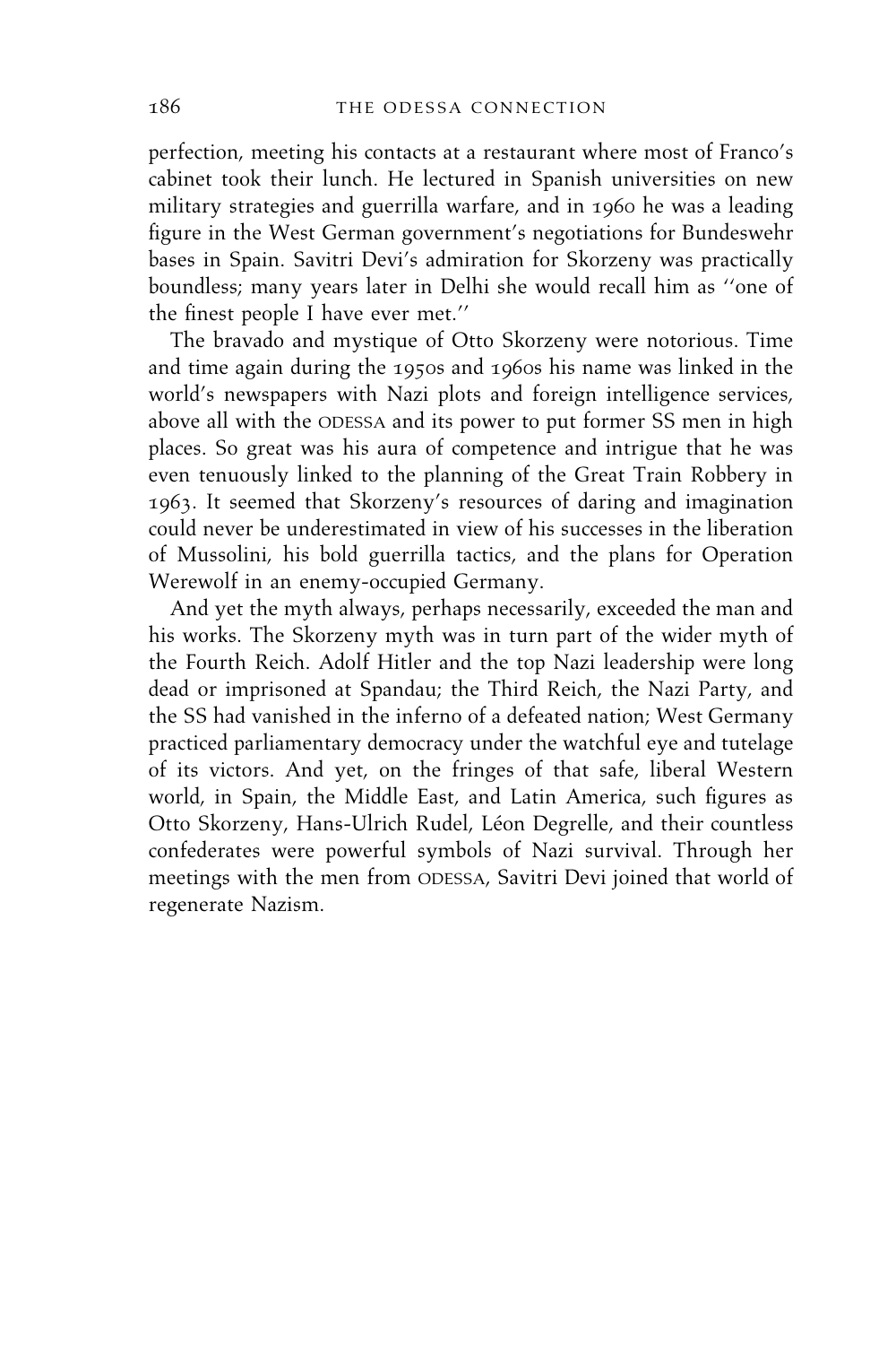perfection, meeting his contacts at a restaurant where most of Franco's cabinet took their lunch. He lectured in Spanish universities on new military strategies and guerrilla warfare, and in 1960 he was a leading figure in the West German government's negotiations for Bundeswehr bases in Spain. Savitri Devi's admiration for Skorzeny was practically boundless; many years later in Delhi she would recall him as "one of the finest people I have ever met."

The bravado and mystique of Otto Skorzeny were notorious. Time and time again during the 1950s and 1960s his name was linked in the world's newspapers with Nazi plots and foreign intelligence services, above all with the ODESSA and its power to put former SS men in high places. So great was his aura of competence and intrigue that he was even tenuously linked to the planning of the Great Train Robbery in 1963. It seemed that Skorzeny's resources of daring and imagination could never be underestimated in view of his successes in the liberation of Mussolini, his bold guerrilla tactics, and the plans for Operation Werewolf in an enemy-occupied Germany.

And yet the myth always, perhaps necessarily, exceeded the man and his works. The Skorzeny myth was in turn part of the wider myth of the Fourth Reich. Adolf Hitler and the top Nazi leadership were long dead or imprisoned at Spandau; the Third Reich, the Nazi Party, and the SS had vanished in the inferno of a defeated nation; West Germany practiced parliamentary democracy under the watchful eye and tutelage of its victors. And yet, on the fringes of that safe, liberal Western world, in Spain, the Middle East, and Latin America, such figures as Otto Skorzeny, Hans-Ulrich Rudel, Léon Degrelle, and their countless confederates were powerful symbols of Nazi survival. Through her meetings with the men from ODESSA, Savitri Devi joined that world of regenerate Nazism.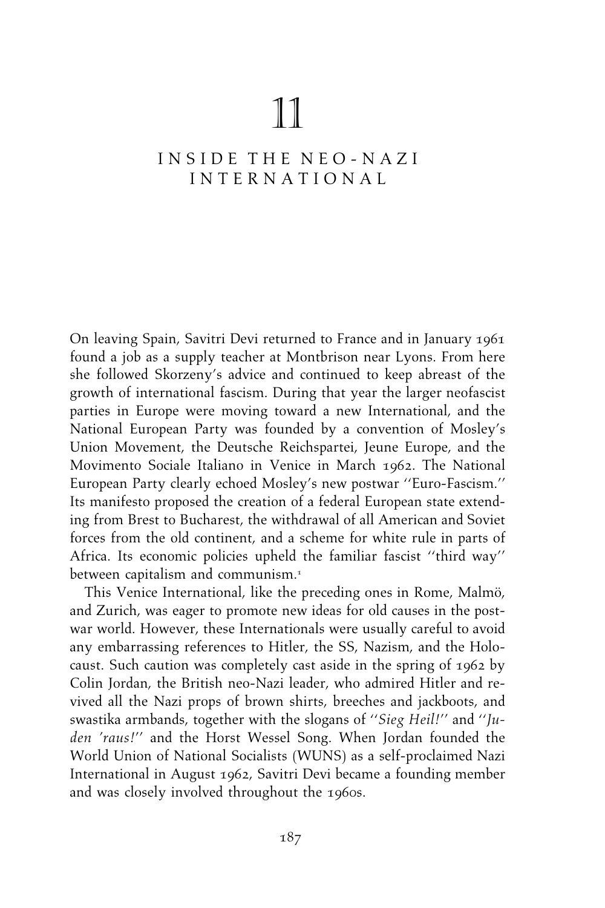# 11

## INSIDE THE NEO-NAZI INTERNATIONAL

On leaving Spain, Savitri Devi returned to France and in January 1961 found a job as a supply teacher at Montbrison near Lyons. From here she followed Skorzeny's advice and continued to keep abreast of the growth of international fascism. During that year the larger neofascist parties in Europe were moving toward a new International, and the National European Party was founded by a convention of Mosley's Union Movement, the Deutsche Reichspartei, Jeune Europe, and the Movimento Sociale Italiano in Venice in March 1962. The National European Party clearly echoed Mosley's new postwar ''Euro-Fascism.'' Its manifesto proposed the creation of a federal European state extending from Brest to Bucharest, the withdrawal of all American and Soviet forces from the old continent, and a scheme for white rule in parts of Africa. Its economic policies upheld the familiar fascist ''third way'' between capitalism and communism.[1]

This Venice International, like the preceding ones in Rome, Malmö, and Zurich, was eager to promote new ideas for old causes in the postwar world. However, these Internationals were usually careful to avoid any embarrassing references to Hitler, the SS, Nazism, and the Holocaust. Such caution was completely cast aside in the spring of 1962 by Colin Jordan, the British neo-Nazi leader, who admired Hitler and revived all the Nazi props of brown shirts, breeches and jackboots, and swastika armbands, together with the slogans of ''*Sieg Heil!*'' and ''*Juden 'raus!*'' and the Horst Wessel Song. When Jordan founded the World Union of National Socialists (WUNS) as a self-proclaimed Nazi International in August 1962, Savitri Devi became a founding member and was closely involved throughout the 1960s.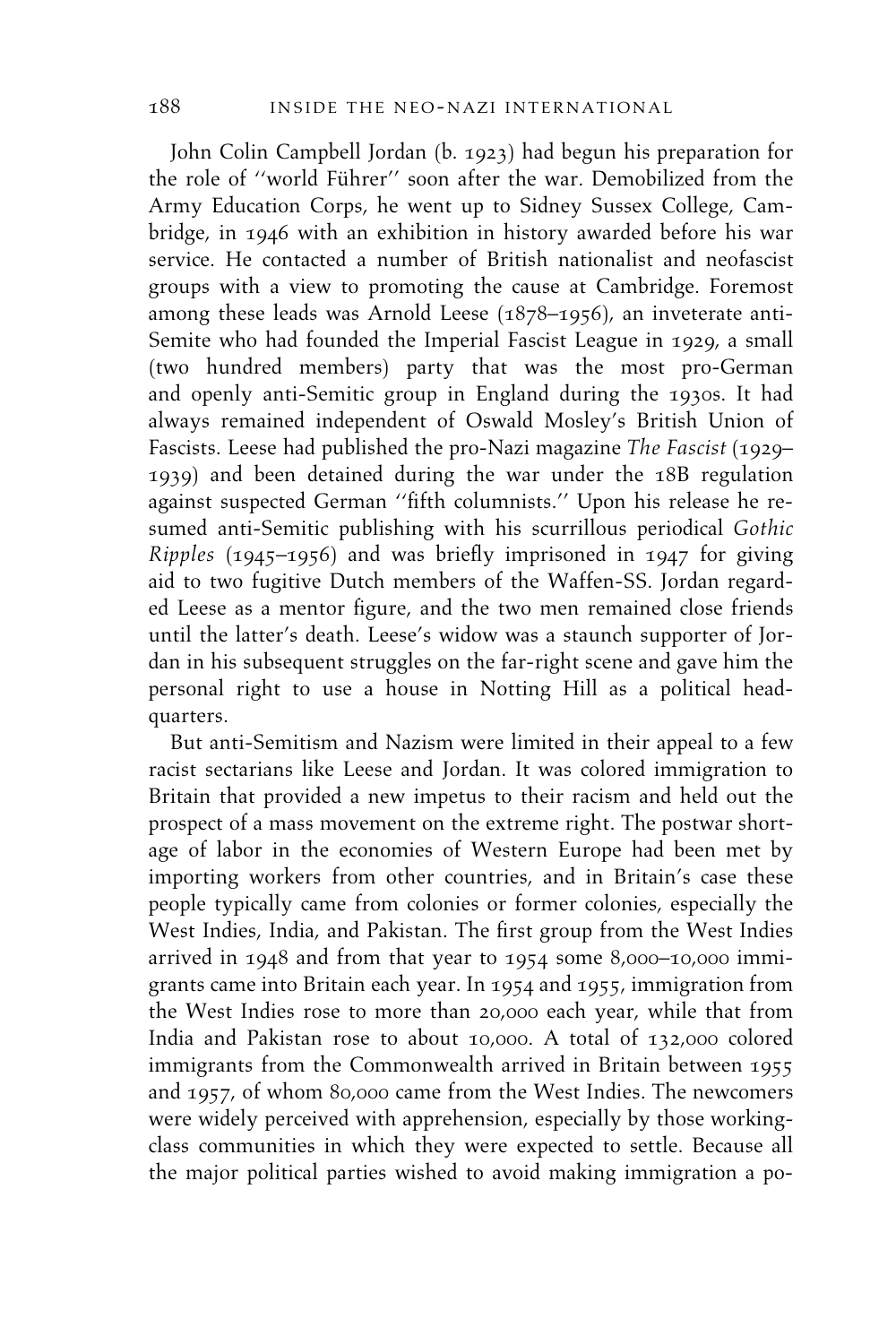John Colin Campbell Jordan (b. 1923) had begun his preparation for the role of ''world Führer'' soon after the war. Demobilized from the Army Education Corps, he went up to Sidney Sussex College, Cambridge, in 1946 with an exhibition in history awarded before his war service. He contacted a number of British nationalist and neofascist groups with a view to promoting the cause at Cambridge. Foremost among these leads was Arnold Leese (1878–1956), an inveterate anti-Semite who had founded the Imperial Fascist League in 1929, a small (two hundred members) party that was the most pro-German and openly anti-Semitic group in England during the 1930s. It had always remained independent of Oswald Mosley's British Union of Fascists. Leese had published the pro-Nazi magazine *The Fascist* (1929–1939) and been detained during the war under the 18B regulation against suspected German ''fifth columnists.'' Upon his release he resumed anti-Semitic publishing with his scurrillous periodical *Gothic Ripples* (1945–1956) and was briefly imprisoned in 1947 for giving aid to two fugitive Dutch members of the Waffen-SS. Jordan regarded Leese as a mentor figure, and the two men remained close friends until the latter's death. Leese's widow was a staunch supporter of Jordan in his subsequent struggles on the far-right scene and gave him the personal right to use a house in Notting Hill as a political headquarters.

But anti-Semitism and Nazism were limited in their appeal to a few racist sectarians like Leese and Jordan. It was colored immigration to Britain that provided a new impetus to their racism and held out the prospect of a mass movement on the extreme right. The postwar shortage of labor in the economies of Western Europe had been met by importing workers from other countries, and in Britain's case these people typically came from colonies or former colonies, especially the West Indies, India, and Pakistan. The first group from the West Indies arrived in 1948 and from that year to 1954 some 8,000–10,000 immigrants came into Britain each year. In 1954 and 1955, immigration from the West Indies rose to more than 20,000 each year, while that from India and Pakistan rose to about 10,000. A total of 132,000 colored immigrants from the Commonwealth arrived in Britain between 1955 and 1957, of whom 80,000 came from the West Indies. The newcomers were widely perceived with apprehension, especially by those working-class communities in which they were expected to settle. Because all the major political parties wished to avoid making immigration a po-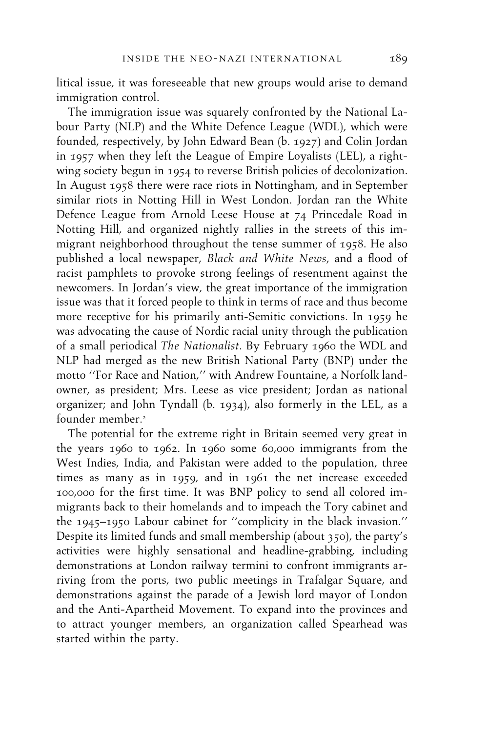litical issue, it was foreseeable that new groups would arise to demand immigration control.

The immigration issue was squarely confronted by the National Labour Party (NLP) and the White Defence League (WDL), which were founded, respectively, by John Edward Bean (b. 1927) and Colin Jordan in 1957 when they left the League of Empire Loyalists (LEL), a right-wing society begun in 1954 to reverse British policies of decolonization. In August 1958 there were race riots in Nottingham, and in September similar riots in Notting Hill in West London. Jordan ran the White Defence League from Arnold Leese House at 74 Princedale Road in Notting Hill, and organized nightly rallies in the streets of this immigrant neighborhood throughout the tense summer of 1958. He also published a local newspaper, *Black and White News*, and a flood of racist pamphlets to provoke strong feelings of resentment against the newcomers. In Jordan's view, the great importance of the immigration issue was that it forced people to think in terms of race and thus become more receptive for his primarily anti-Semitic convictions. In 1959 he was advocating the cause of Nordic racial unity through the publication of a small periodical *The Nationalist*. By February 1960 the WDL and NLP had merged as the new British National Party (BNP) under the motto "For Race and Nation," with Andrew Fountaine, a Norfolk landowner, as president; Mrs. Leese as vice president; Jordan as national organizer; and John Tyndall (b. 1934), also formerly in the LEL, as a founder member.[2]

The potential for the extreme right in Britain seemed very great in the years 1960 to 1962. In 1960 some 60,000 immigrants from the West Indies, India, and Pakistan were added to the population, three times as many as in 1959, and in 1961 the net increase exceeded 100,000 for the first time. It was BNP policy to send all colored immigrants back to their homelands and to impeach the Tory cabinet and the 1945–1950 Labour cabinet for "complicity in the black invasion." Despite its limited funds and small membership (about 350), the party's activities were highly sensational and headline-grabbing, including demonstrations at London railway termini to confront immigrants arriving from the ports, two public meetings in Trafalgar Square, and demonstrations against the parade of a Jewish lord mayor of London and the Anti-Apartheid Movement. To expand into the provinces and to attract younger members, an organization called Spearhead was started within the party.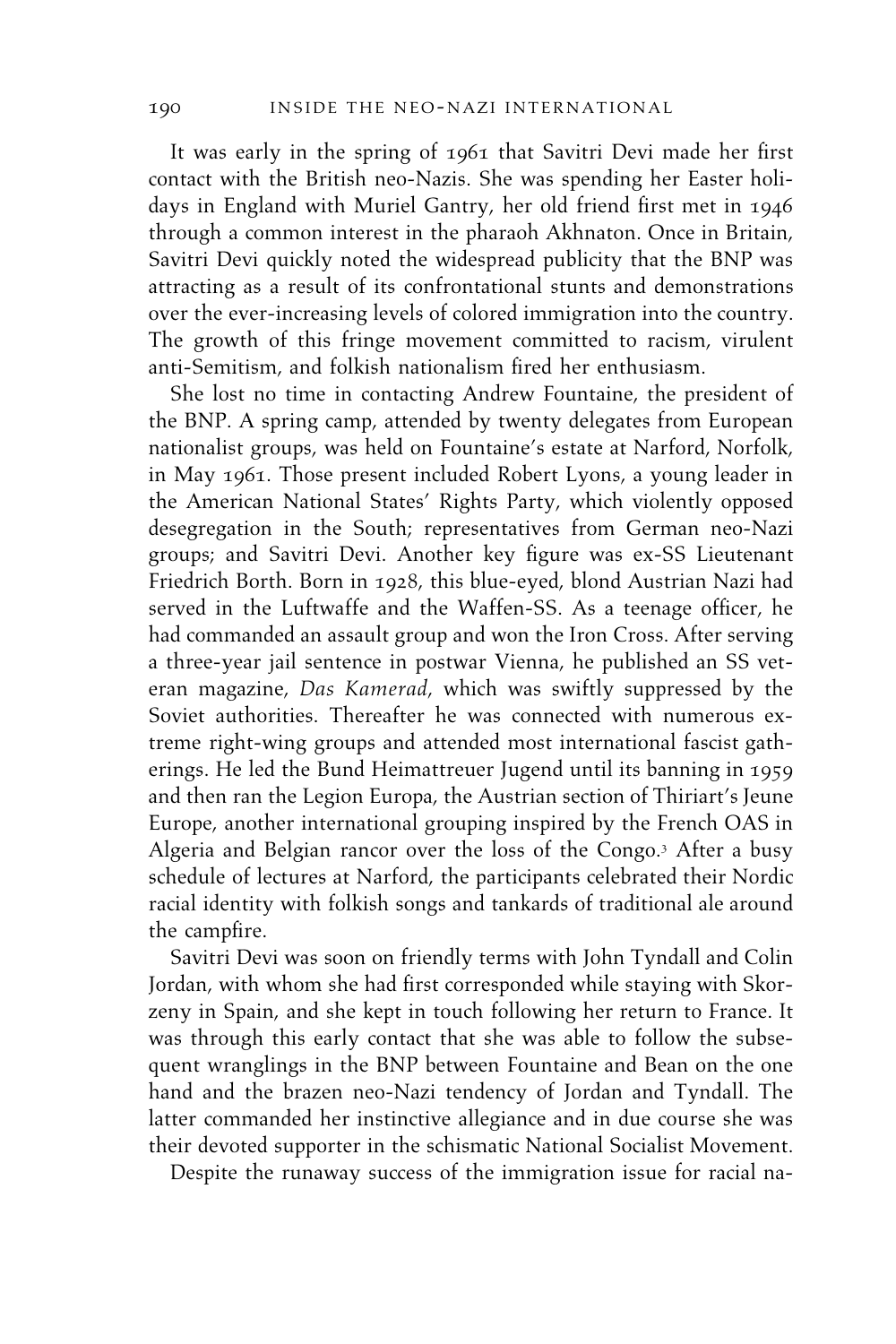It was early in the spring of 1961 that Savitri Devi made her first contact with the British neo-Nazis. She was spending her Easter holidays in England with Muriel Gantry, her old friend first met in 1946 through a common interest in the pharaoh Akhnaton. Once in Britain, Savitri Devi quickly noted the widespread publicity that the BNP was attracting as a result of its confrontational stunts and demonstrations over the ever-increasing levels of colored immigration into the country. The growth of this fringe movement committed to racism, virulent anti-Semitism, and folkish nationalism fired her enthusiasm.

She lost no time in contacting Andrew Fountaine, the president of the BNP. A spring camp, attended by twenty delegates from European nationalist groups, was held on Fountaine's estate at Narford, Norfolk, in May 1961. Those present included Robert Lyons, a young leader in the American National States' Rights Party, which violently opposed desegregation in the South; representatives from German neo-Nazi groups; and Savitri Devi. Another key figure was ex-SS Lieutenant Friedrich Borth. Born in 1928, this blue-eyed, blond Austrian Nazi had served in the Luftwaffe and the Waffen-SS. As a teenage officer, he had commanded an assault group and won the Iron Cross. After serving a three-year jail sentence in postwar Vienna, he published an SS veteran magazine, *Das Kamerad*, which was swiftly suppressed by the Soviet authorities. Thereafter he was connected with numerous extreme right-wing groups and attended most international fascist gatherings. He led the Bund Heimattreuer Jugend until its banning in 1959 and then ran the Legion Europa, the Austrian section of Thiriart's Jeune Europe, another international grouping inspired by the French OAS in Algeria and Belgian rancor over the loss of the Congo.[3] After a busy schedule of lectures at Narford, the participants celebrated their Nordic racial identity with folkish songs and tankards of traditional ale around the campfire.

Savitri Devi was soon on friendly terms with John Tyndall and Colin Jordan, with whom she had first corresponded while staying with Skorzeny in Spain, and she kept in touch following her return to France. It was through this early contact that she was able to follow the subsequent wranglings in the BNP between Fountaine and Bean on the one hand and the brazen neo-Nazi tendency of Jordan and Tyndall. The latter commanded her instinctive allegiance and in due course she was their devoted supporter in the schismatic National Socialist Movement.

Despite the runaway success of the immigration issue for racial na-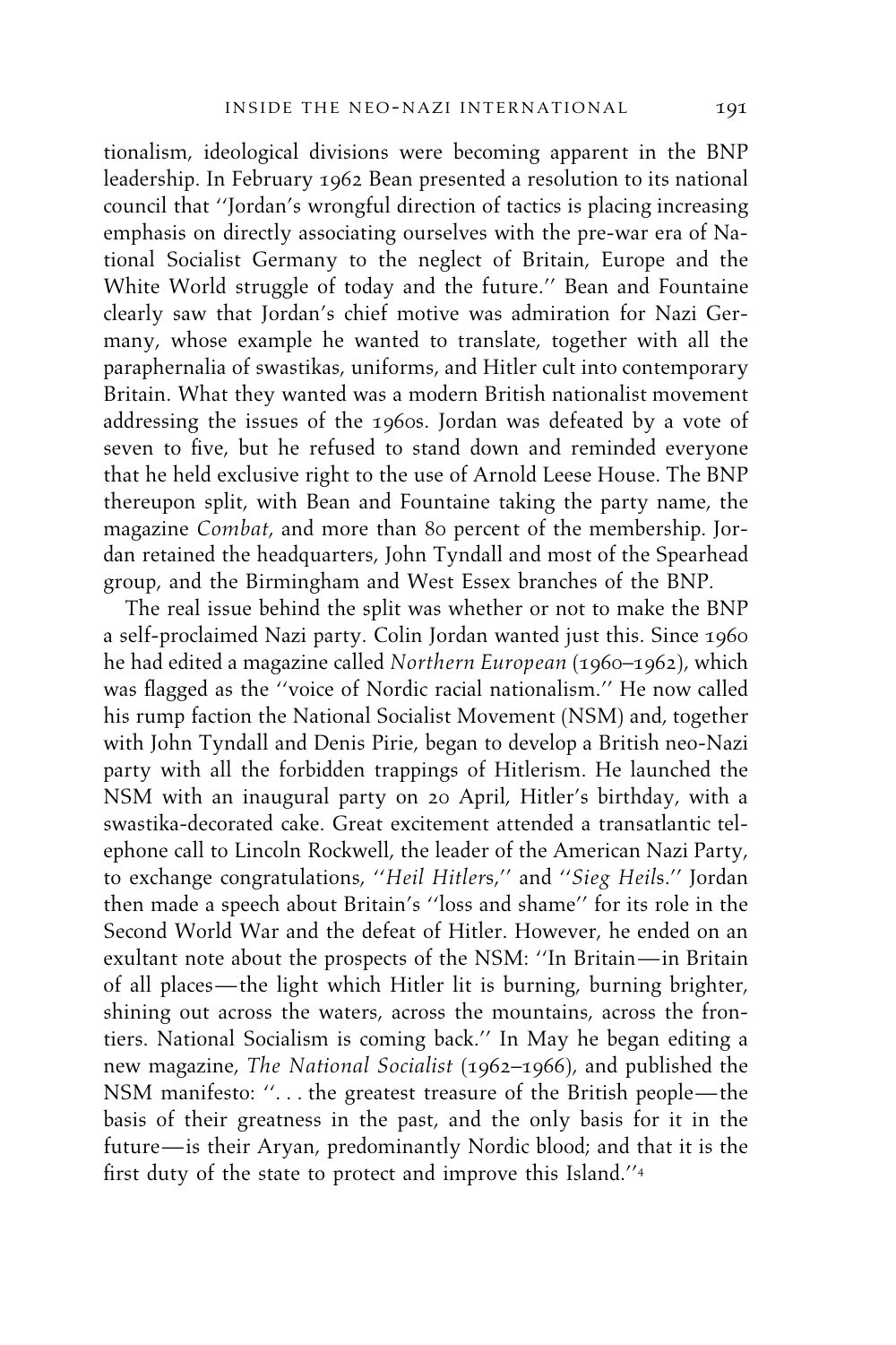tionalism, ideological divisions were becoming apparent in the BNP leadership. In February 1962 Bean presented a resolution to its national council that ''Jordan's wrongful direction of tactics is placing increasing emphasis on directly associating ourselves with the pre-war era of National Socialist Germany to the neglect of Britain, Europe and the White World struggle of today and the future.'' Bean and Fountaine clearly saw that Jordan's chief motive was admiration for Nazi Germany, whose example he wanted to translate, together with all the paraphernalia of swastikas, uniforms, and Hitler cult into contemporary Britain. What they wanted was a modern British nationalist movement addressing the issues of the 1960s. Jordan was defeated by a vote of seven to five, but he refused to stand down and reminded everyone that he held exclusive right to the use of Arnold Leese House. The BNP thereupon split, with Bean and Fountaine taking the party name, the magazine *Combat*, and more than 80 percent of the membership. Jordan retained the headquarters, John Tyndall and most of the Spearhead group, and the Birmingham and West Essex branches of the BNP.

The real issue behind the split was whether or not to make the BNP a self-proclaimed Nazi party. Colin Jordan wanted just this. Since 1960 he had edited a magazine called *Northern European* (1960–1962), which was flagged as the ''voice of Nordic racial nationalism.'' He now called his rump faction the National Socialist Movement (NSM) and, together with John Tyndall and Denis Pirie, began to develop a British neo-Nazi party with all the forbidden trappings of Hitlerism. He launched the NSM with an inaugural party on 20 April, Hitler's birthday, with a swastika-decorated cake. Great excitement attended a transatlantic telephone call to Lincoln Rockwell, the leader of the American Nazi Party, to exchange congratulations, ''*Heil Hitler*s,'' and ''*Sieg Heil*s.'' Jordan then made a speech about Britain's ''loss and shame'' for its role in the Second World War and the defeat of Hitler. However, he ended on an exultant note about the prospects of the NSM: ''In Britain—in Britain of all places—the light which Hitler lit is burning, burning brighter, shining out across the waters, across the mountains, across the frontiers. National Socialism is coming back.'' In May he began editing a new magazine, *The National Socialist* (1962–1966), and published the NSM manifesto: ''. . . the greatest treasure of the British people—the basis of their greatness in the past, and the only basis for it in the future—is their Aryan, predominantly Nordic blood; and that it is the first duty of the state to protect and improve this Island.''[4]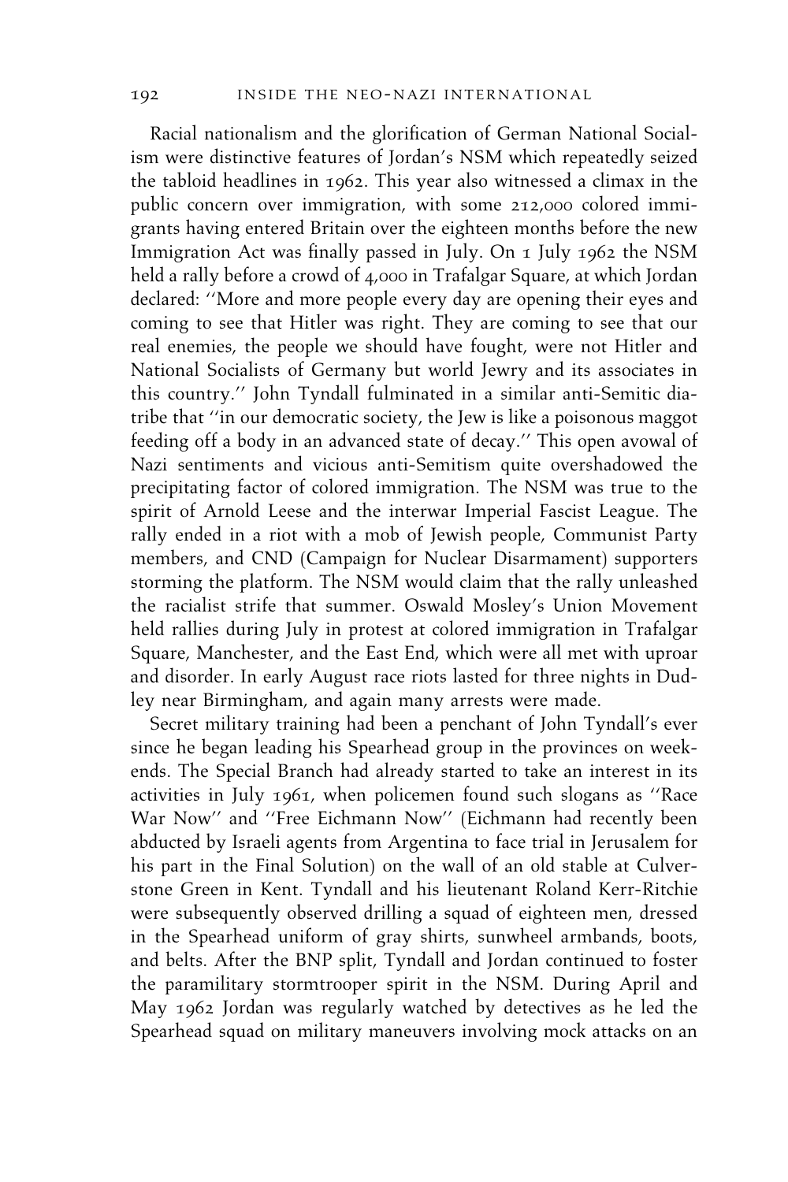Racial nationalism and the glorification of German National Socialism were distinctive features of Jordan's NSM which repeatedly seized the tabloid headlines in 1962. This year also witnessed a climax in the public concern over immigration, with some 212,000 colored immigrants having entered Britain over the eighteen months before the new Immigration Act was finally passed in July. On 1 July 1962 the NSM held a rally before a crowd of 4,000 in Trafalgar Square, at which Jordan declared: ''More and more people every day are opening their eyes and coming to see that Hitler was right. They are coming to see that our real enemies, the people we should have fought, were not Hitler and National Socialists of Germany but world Jewry and its associates in this country.'' John Tyndall fulminated in a similar anti-Semitic diatribe that ''in our democratic society, the Jew is like a poisonous maggot feeding off a body in an advanced state of decay.'' This open avowal of Nazi sentiments and vicious anti-Semitism quite overshadowed the precipitating factor of colored immigration. The NSM was true to the spirit of Arnold Leese and the interwar Imperial Fascist League. The rally ended in a riot with a mob of Jewish people, Communist Party members, and CND (Campaign for Nuclear Disarmament) supporters storming the platform. The NSM would claim that the rally unleashed the racialist strife that summer. Oswald Mosley's Union Movement held rallies during July in protest at colored immigration in Trafalgar Square, Manchester, and the East End, which were all met with uproar and disorder. In early August race riots lasted for three nights in Dudley near Birmingham, and again many arrests were made.

Secret military training had been a penchant of John Tyndall's ever since he began leading his Spearhead group in the provinces on weekends. The Special Branch had already started to take an interest in its activities in July 1961, when policemen found such slogans as ''Race War Now'' and ''Free Eichmann Now'' (Eichmann had recently been abducted by Israeli agents from Argentina to face trial in Jerusalem for his part in the Final Solution) on the wall of an old stable at Culverstone Green in Kent. Tyndall and his lieutenant Roland Kerr-Ritchie were subsequently observed drilling a squad of eighteen men, dressed in the Spearhead uniform of gray shirts, sunwheel armbands, boots, and belts. After the BNP split, Tyndall and Jordan continued to foster the paramilitary stormtrooper spirit in the NSM. During April and May 1962 Jordan was regularly watched by detectives as he led the Spearhead squad on military maneuvers involving mock attacks on an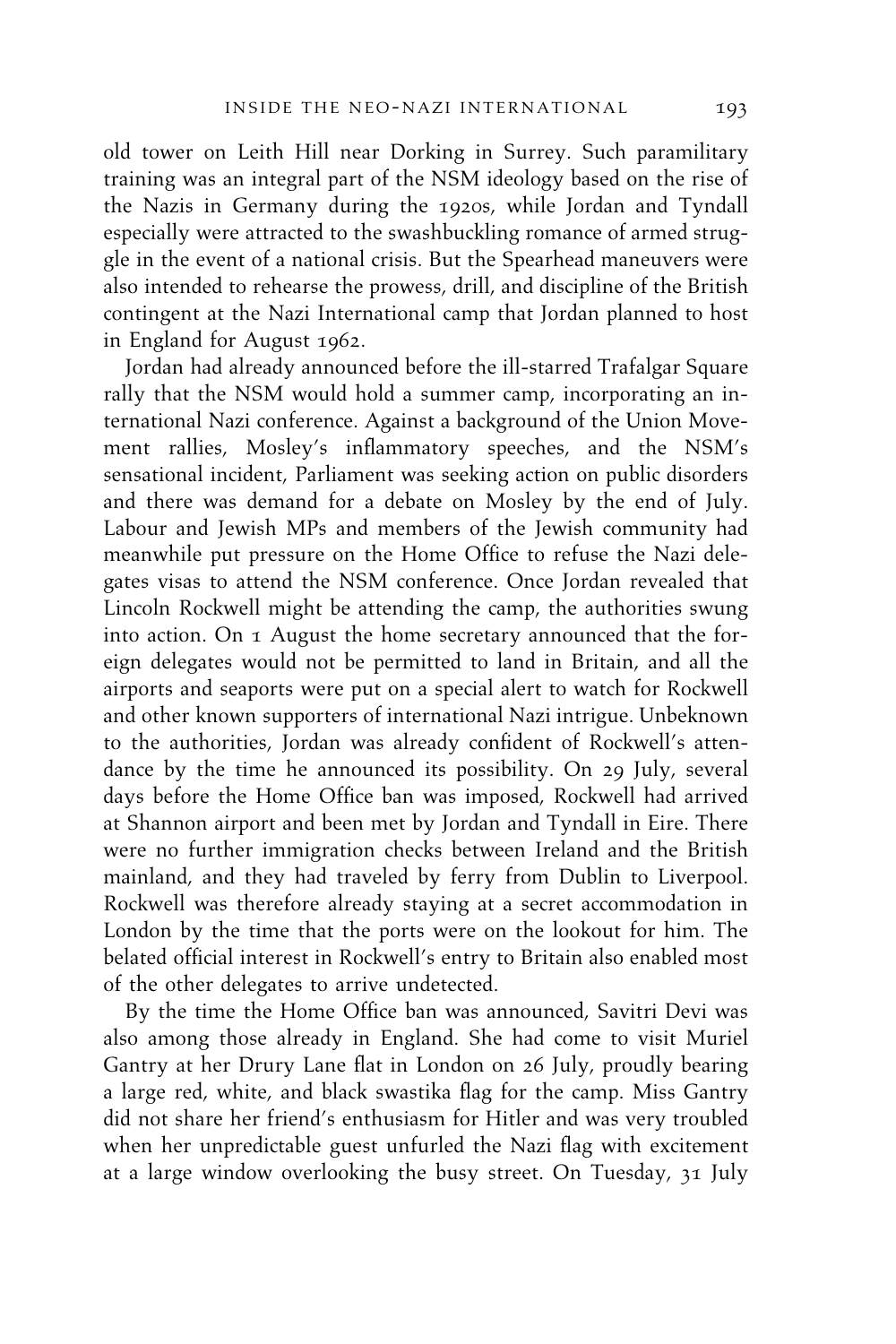old tower on Leith Hill near Dorking in Surrey. Such paramilitary training was an integral part of the NSM ideology based on the rise of the Nazis in Germany during the 1920s, while Jordan and Tyndall especially were attracted to the swashbuckling romance of armed struggle in the event of a national crisis. But the Spearhead maneuvers were also intended to rehearse the prowess, drill, and discipline of the British contingent at the Nazi International camp that Jordan planned to host in England for August 1962.

Jordan had already announced before the ill-starred Trafalgar Square rally that the NSM would hold a summer camp, incorporating an international Nazi conference. Against a background of the Union Movement rallies, Mosley's inflammatory speeches, and the NSM's sensational incident, Parliament was seeking action on public disorders and there was demand for a debate on Mosley by the end of July. Labour and Jewish MPs and members of the Jewish community had meanwhile put pressure on the Home Office to refuse the Nazi delegates visas to attend the NSM conference. Once Jordan revealed that Lincoln Rockwell might be attending the camp, the authorities swung into action. On 1 August the home secretary announced that the foreign delegates would not be permitted to land in Britain, and all the airports and seaports were put on a special alert to watch for Rockwell and other known supporters of international Nazi intrigue. Unbeknown to the authorities, Jordan was already confident of Rockwell's attendance by the time he announced its possibility. On 29 July, several days before the Home Office ban was imposed, Rockwell had arrived at Shannon airport and been met by Jordan and Tyndall in Eire. There were no further immigration checks between Ireland and the British mainland, and they had traveled by ferry from Dublin to Liverpool. Rockwell was therefore already staying at a secret accommodation in London by the time that the ports were on the lookout for him. The belated official interest in Rockwell's entry to Britain also enabled most of the other delegates to arrive undetected.

By the time the Home Office ban was announced, Savitri Devi was also among those already in England. She had come to visit Muriel Gantry at her Drury Lane flat in London on 26 July, proudly bearing a large red, white, and black swastika flag for the camp. Miss Gantry did not share her friend's enthusiasm for Hitler and was very troubled when her unpredictable guest unfurled the Nazi flag with excitement at a large window overlooking the busy street. On Tuesday, 31 July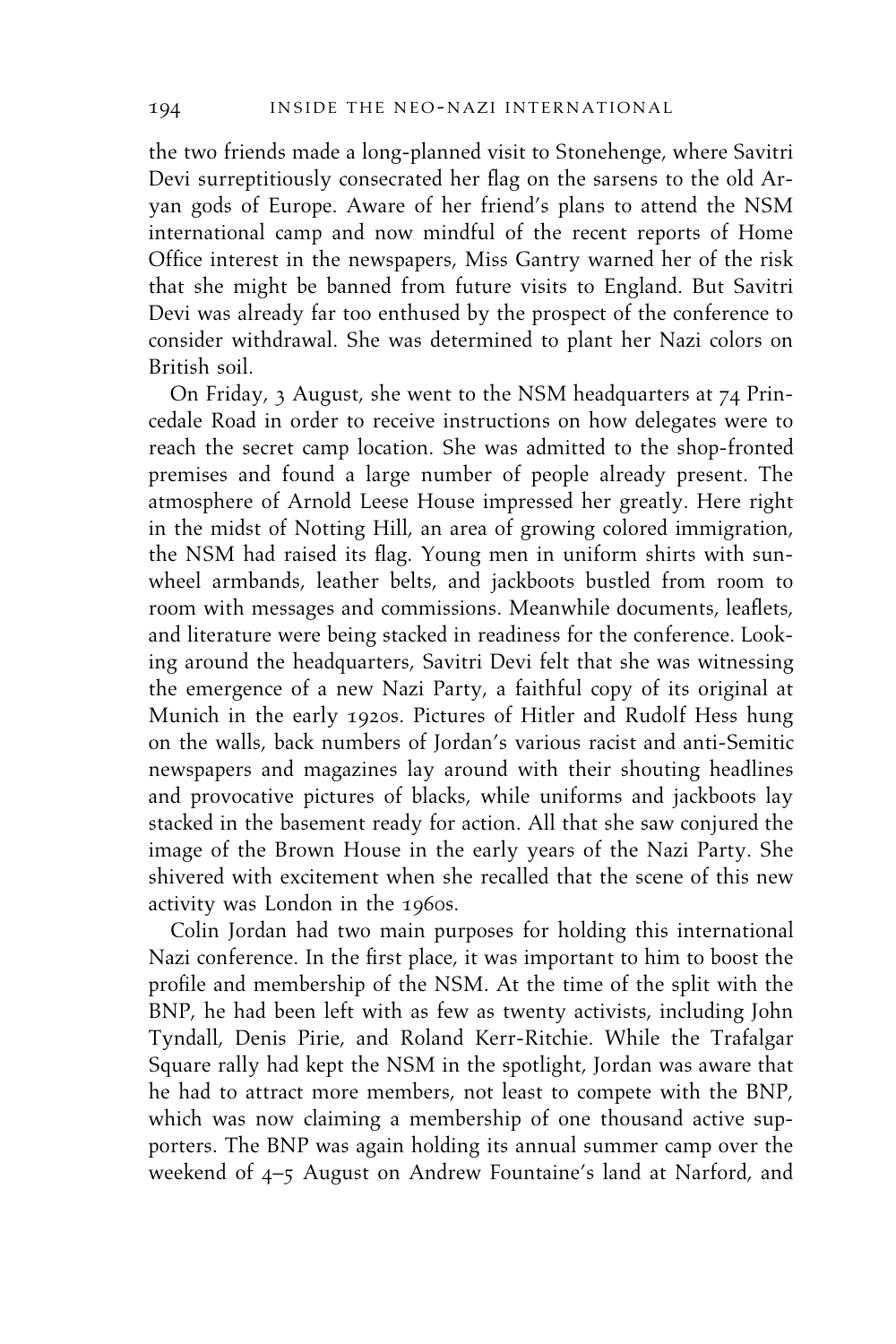the two friends made a long-planned visit to Stonehenge, where Savitri Devi surreptitiously consecrated her flag on the sarsens to the old Aryan gods of Europe. Aware of her friend's plans to attend the NSM international camp and now mindful of the recent reports of Home Office interest in the newspapers, Miss Gantry warned her of the risk that she might be banned from future visits to England. But Savitri Devi was already far too enthused by the prospect of the conference to consider withdrawal. She was determined to plant her Nazi colors on British soil.

On Friday, 3 August, she went to the NSM headquarters at 74 Princedale Road in order to receive instructions on how delegates were to reach the secret camp location. She was admitted to the shop-fronted premises and found a large number of people already present. The atmosphere of Arnold Leese House impressed her greatly. Here right in the midst of Notting Hill, an area of growing colored immigration, the NSM had raised its flag. Young men in uniform shirts with sunwheel armbands, leather belts, and jackboots bustled from room to room with messages and commissions. Meanwhile documents, leaflets, and literature were being stacked in readiness for the conference. Looking around the headquarters, Savitri Devi felt that she was witnessing the emergence of a new Nazi Party, a faithful copy of its original at Munich in the early 1920s. Pictures of Hitler and Rudolf Hess hung on the walls, back numbers of Jordan's various racist and anti-Semitic newspapers and magazines lay around with their shouting headlines and provocative pictures of blacks, while uniforms and jackboots lay stacked in the basement ready for action. All that she saw conjured the image of the Brown House in the early years of the Nazi Party. She shivered with excitement when she recalled that the scene of this new activity was London in the 1960s.

Colin Jordan had two main purposes for holding this international Nazi conference. In the first place, it was important to him to boost the profile and membership of the NSM. At the time of the split with the BNP, he had been left with as few as twenty activists, including John Tyndall, Denis Pirie, and Roland Kerr-Ritchie. While the Trafalgar Square rally had kept the NSM in the spotlight, Jordan was aware that he had to attract more members, not least to compete with the BNP, which was now claiming a membership of one thousand active supporters. The BNP was again holding its annual summer camp over the weekend of 4–5 August on Andrew Fountaine's land at Narford, and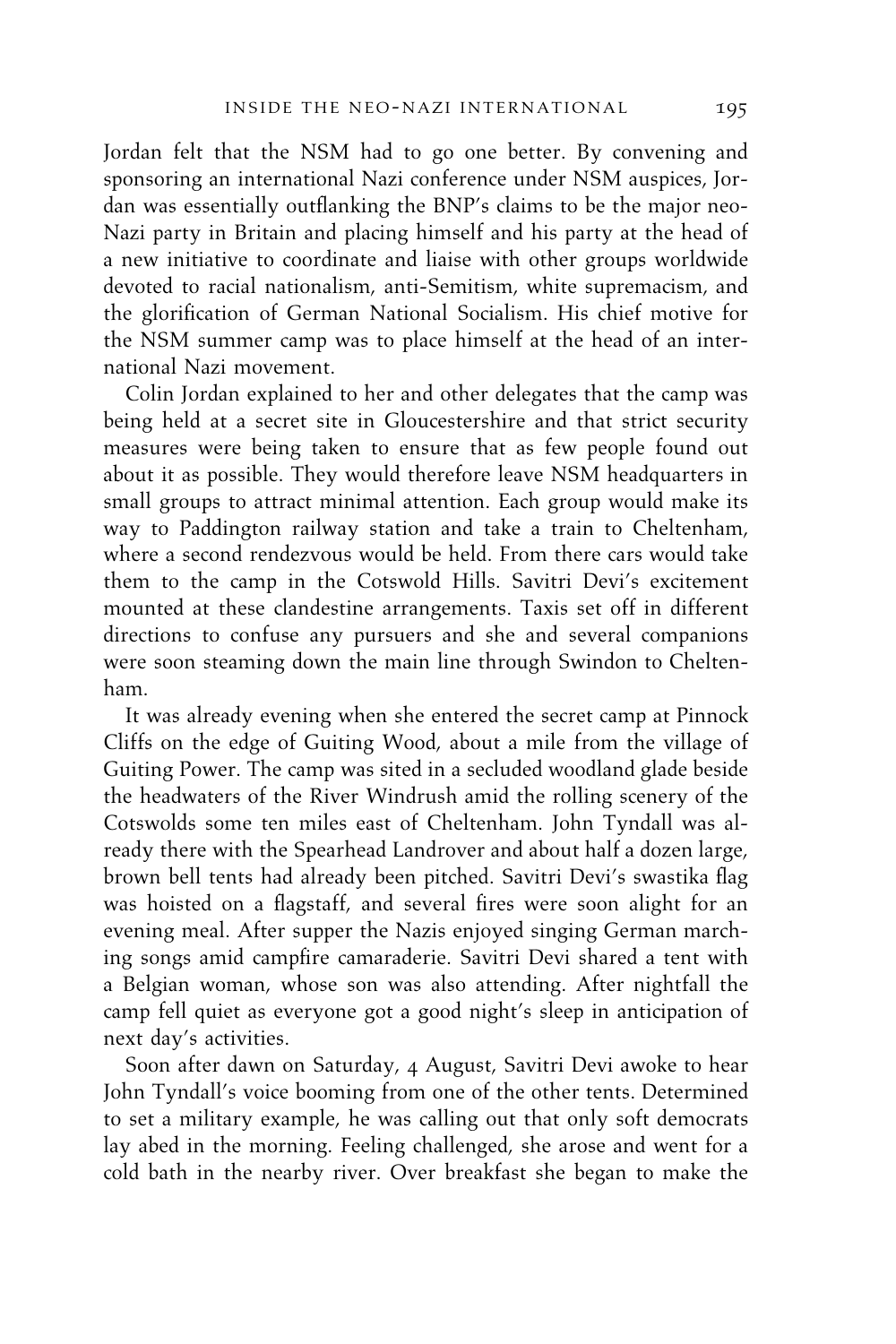Jordan felt that the NSM had to go one better. By convening and sponsoring an international Nazi conference under NSM auspices, Jordan was essentially outflanking the BNP's claims to be the major neo-Nazi party in Britain and placing himself and his party at the head of a new initiative to coordinate and liaise with other groups worldwide devoted to racial nationalism, anti-Semitism, white supremacism, and the glorification of German National Socialism. His chief motive for the NSM summer camp was to place himself at the head of an international Nazi movement.

Colin Jordan explained to her and other delegates that the camp was being held at a secret site in Gloucestershire and that strict security measures were being taken to ensure that as few people found out about it as possible. They would therefore leave NSM headquarters in small groups to attract minimal attention. Each group would make its way to Paddington railway station and take a train to Cheltenham, where a second rendezvous would be held. From there cars would take them to the camp in the Cotswold Hills. Savitri Devi's excitement mounted at these clandestine arrangements. Taxis set off in different directions to confuse any pursuers and she and several companions were soon steaming down the main line through Swindon to Cheltenham.

It was already evening when she entered the secret camp at Pinnock Cliffs on the edge of Guiting Wood, about a mile from the village of Guiting Power. The camp was sited in a secluded woodland glade beside the headwaters of the River Windrush amid the rolling scenery of the Cotswolds some ten miles east of Cheltenham. John Tyndall was already there with the Spearhead Landrover and about half a dozen large, brown bell tents had already been pitched. Savitri Devi's swastika flag was hoisted on a flagstaff, and several fires were soon alight for an evening meal. After supper the Nazis enjoyed singing German marching songs amid campfire camaraderie. Savitri Devi shared a tent with a Belgian woman, whose son was also attending. After nightfall the camp fell quiet as everyone got a good night's sleep in anticipation of next day's activities.

Soon after dawn on Saturday, 4 August, Savitri Devi awoke to hear John Tyndall's voice booming from one of the other tents. Determined to set a military example, he was calling out that only soft democrats lay abed in the morning. Feeling challenged, she arose and went for a cold bath in the nearby river. Over breakfast she began to make the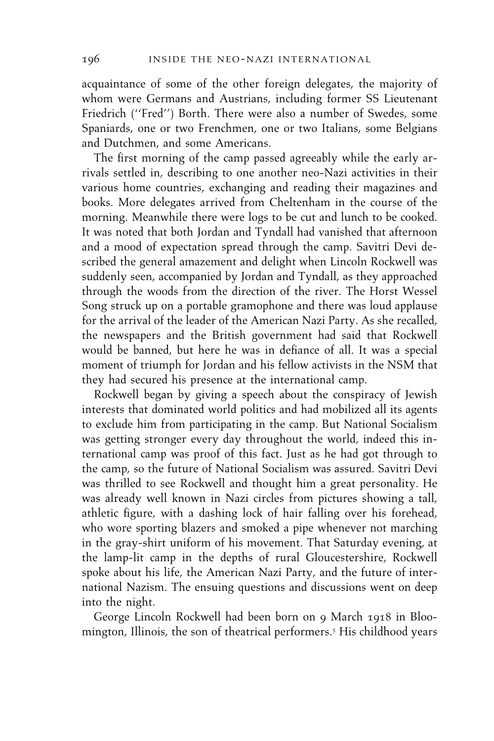acquaintance of some of the other foreign delegates, the majority of whom were Germans and Austrians, including former SS Lieutenant Friedrich (''Fred'') Borth. There were also a number of Swedes, some Spaniards, one or two Frenchmen, one or two Italians, some Belgians and Dutchmen, and some Americans.

The first morning of the camp passed agreeably while the early arrivals settled in, describing to one another neo-Nazi activities in their various home countries, exchanging and reading their magazines and books. More delegates arrived from Cheltenham in the course of the morning. Meanwhile there were logs to be cut and lunch to be cooked. It was noted that both Jordan and Tyndall had vanished that afternoon and a mood of expectation spread through the camp. Savitri Devi described the general amazement and delight when Lincoln Rockwell was suddenly seen, accompanied by Jordan and Tyndall, as they approached through the woods from the direction of the river. The Horst Wessel Song struck up on a portable gramophone and there was loud applause for the arrival of the leader of the American Nazi Party. As she recalled, the newspapers and the British government had said that Rockwell would be banned, but here he was in defiance of all. It was a special moment of triumph for Jordan and his fellow activists in the NSM that they had secured his presence at the international camp.

Rockwell began by giving a speech about the conspiracy of Jewish interests that dominated world politics and had mobilized all its agents to exclude him from participating in the camp. But National Socialism was getting stronger every day throughout the world, indeed this international camp was proof of this fact. Just as he had got through to the camp, so the future of National Socialism was assured. Savitri Devi was thrilled to see Rockwell and thought him a great personality. He was already well known in Nazi circles from pictures showing a tall, athletic figure, with a dashing lock of hair falling over his forehead, who wore sporting blazers and smoked a pipe whenever not marching in the gray-shirt uniform of his movement. That Saturday evening, at the lamp-lit camp in the depths of rural Gloucestershire, Rockwell spoke about his life, the American Nazi Party, and the future of international Nazism. The ensuing questions and discussions went on deep into the night.

George Lincoln Rockwell had been born on 9 March 1918 in Bloomington, Illinois, the son of theatrical performers.[5] His childhood years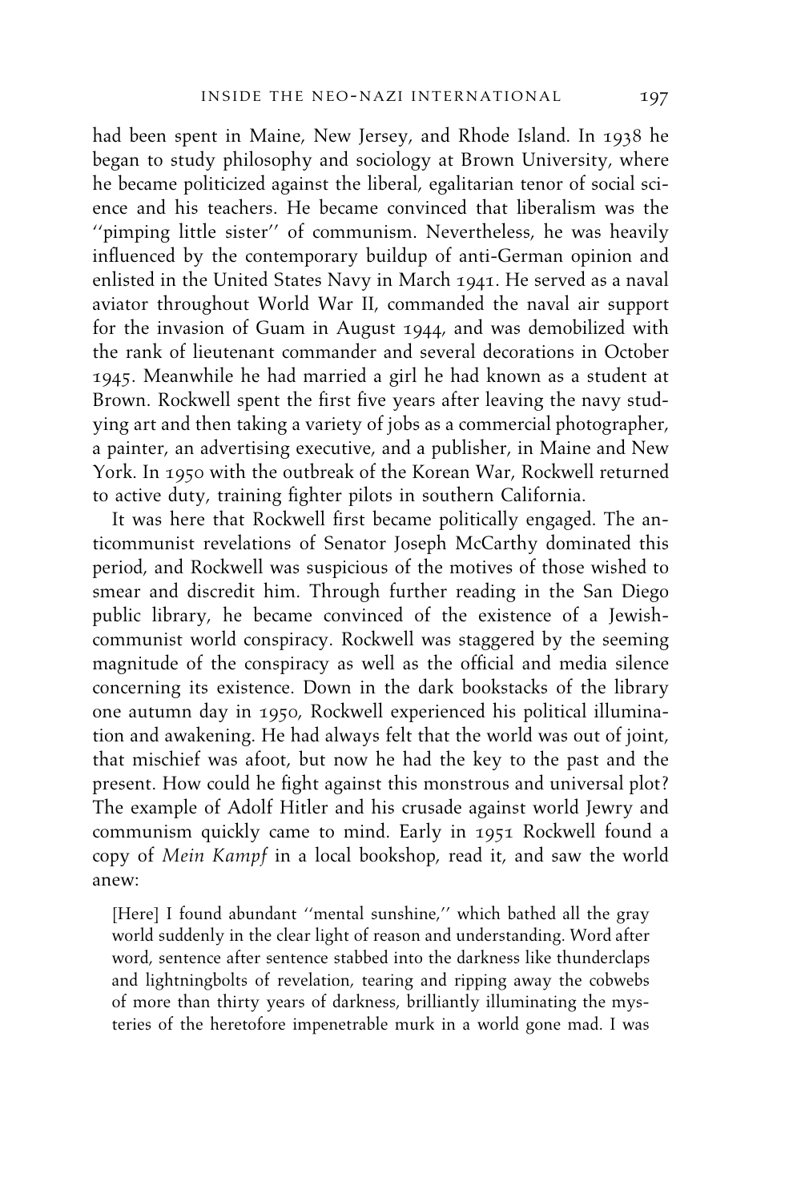had been spent in Maine, New Jersey, and Rhode Island. In 1938 he began to study philosophy and sociology at Brown University, where he became politicized against the liberal, egalitarian tenor of social science and his teachers. He became convinced that liberalism was the ''pimping little sister'' of communism. Nevertheless, he was heavily influenced by the contemporary buildup of anti-German opinion and enlisted in the United States Navy in March 1941. He served as a naval aviator throughout World War II, commanded the naval air support for the invasion of Guam in August 1944, and was demobilized with the rank of lieutenant commander and several decorations in October 1945. Meanwhile he had married a girl he had known as a student at Brown. Rockwell spent the first five years after leaving the navy studying art and then taking a variety of jobs as a commercial photographer, a painter, an advertising executive, and a publisher, in Maine and New York. In 1950 with the outbreak of the Korean War, Rockwell returned to active duty, training fighter pilots in southern California.

It was here that Rockwell first became politically engaged. The anticommunist revelations of Senator Joseph McCarthy dominated this period, and Rockwell was suspicious of the motives of those wished to smear and discredit him. Through further reading in the San Diego public library, he became convinced of the existence of a Jewish-communist world conspiracy. Rockwell was staggered by the seeming magnitude of the conspiracy as well as the official and media silence concerning its existence. Down in the dark bookstacks of the library one autumn day in 1950, Rockwell experienced his political illumination and awakening. He had always felt that the world was out of joint, that mischief was afoot, but now he had the key to the past and the present. How could he fight against this monstrous and universal plot? The example of Adolf Hitler and his crusade against world Jewry and communism quickly came to mind. Early in 1951 Rockwell found a copy of *Mein Kampf* in a local bookshop, read it, and saw the world anew:

> [Here] I found abundant ''mental sunshine,'' which bathed all the gray world suddenly in the clear light of reason and understanding. Word after word, sentence after sentence stabbed into the darkness like thunderclaps and lightningbolts of revelation, tearing and ripping away the cobwebs of more than thirty years of darkness, brilliantly illuminating the mysteries of the heretofore impenetrable murk in a world gone mad. I was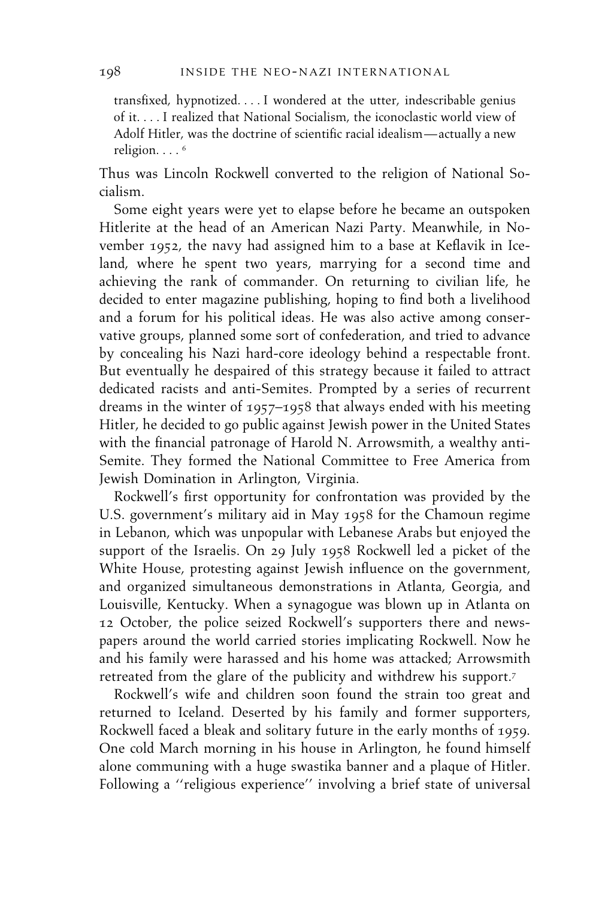> transfixed, hypnotized. . . . I wondered at the utter, indescribable genius of it. . . . I realized that National Socialism, the iconoclastic world view of Adolf Hitler, was the doctrine of scientific racial idealism—actually a new religion. . . . [6]

Thus was Lincoln Rockwell converted to the religion of National Socialism.

Some eight years were yet to elapse before he became an outspoken Hitlerite at the head of an American Nazi Party. Meanwhile, in November 1952, the navy had assigned him to a base at Keflavik in Iceland, where he spent two years, marrying for a second time and achieving the rank of commander. On returning to civilian life, he decided to enter magazine publishing, hoping to find both a livelihood and a forum for his political ideas. He was also active among conservative groups, planned some sort of confederation, and tried to advance by concealing his Nazi hard-core ideology behind a respectable front. But eventually he despaired of this strategy because it failed to attract dedicated racists and anti-Semites. Prompted by a series of recurrent dreams in the winter of 1957–1958 that always ended with his meeting Hitler, he decided to go public against Jewish power in the United States with the financial patronage of Harold N. Arrowsmith, a wealthy anti-Semite. They formed the National Committee to Free America from Jewish Domination in Arlington, Virginia.

Rockwell's first opportunity for confrontation was provided by the U.S. government's military aid in May 1958 for the Chamoun regime in Lebanon, which was unpopular with Lebanese Arabs but enjoyed the support of the Israelis. On 29 July 1958 Rockwell led a picket of the White House, protesting against Jewish influence on the government, and organized simultaneous demonstrations in Atlanta, Georgia, and Louisville, Kentucky. When a synagogue was blown up in Atlanta on 12 October, the police seized Rockwell's supporters there and newspapers around the world carried stories implicating Rockwell. Now he and his family were harassed and his home was attacked; Arrowsmith retreated from the glare of the publicity and withdrew his support.[7]

Rockwell's wife and children soon found the strain too great and returned to Iceland. Deserted by his family and former supporters, Rockwell faced a bleak and solitary future in the early months of 1959. One cold March morning in his house in Arlington, he found himself alone communing with a huge swastika banner and a plaque of Hitler. Following a ''religious experience'' involving a brief state of universal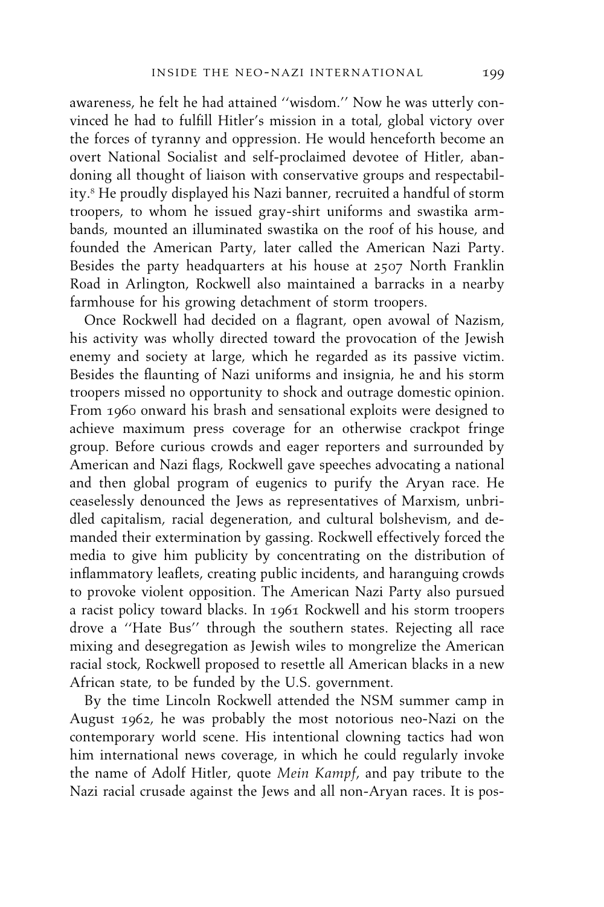awareness, he felt he had attained ''wisdom.'' Now he was utterly convinced he had to fulfill Hitler's mission in a total, global victory over the forces of tyranny and oppression. He would henceforth become an overt National Socialist and self-proclaimed devotee of Hitler, abandoning all thought of liaison with conservative groups and respectability.[8] He proudly displayed his Nazi banner, recruited a handful of storm troopers, to whom he issued gray-shirt uniforms and swastika armbands, mounted an illuminated swastika on the roof of his house, and founded the American Party, later called the American Nazi Party. Besides the party headquarters at his house at 2507 North Franklin Road in Arlington, Rockwell also maintained a barracks in a nearby farmhouse for his growing detachment of storm troopers.

Once Rockwell had decided on a flagrant, open avowal of Nazism, his activity was wholly directed toward the provocation of the Jewish enemy and society at large, which he regarded as its passive victim. Besides the flaunting of Nazi uniforms and insignia, he and his storm troopers missed no opportunity to shock and outrage domestic opinion. From 1960 onward his brash and sensational exploits were designed to achieve maximum press coverage for an otherwise crackpot fringe group. Before curious crowds and eager reporters and surrounded by American and Nazi flags, Rockwell gave speeches advocating a national and then global program of eugenics to purify the Aryan race. He ceaselessly denounced the Jews as representatives of Marxism, unbridled capitalism, racial degeneration, and cultural bolshevism, and demanded their extermination by gassing. Rockwell effectively forced the media to give him publicity by concentrating on the distribution of inflammatory leaflets, creating public incidents, and haranguing crowds to provoke violent opposition. The American Nazi Party also pursued a racist policy toward blacks. In 1961 Rockwell and his storm troopers drove a ''Hate Bus'' through the southern states. Rejecting all race mixing and desegregation as Jewish wiles to mongrelize the American racial stock, Rockwell proposed to resettle all American blacks in a new African state, to be funded by the U.S. government.

By the time Lincoln Rockwell attended the NSM summer camp in August 1962, he was probably the most notorious neo-Nazi on the contemporary world scene. His intentional clowning tactics had won him international news coverage, in which he could regularly invoke the name of Adolf Hitler, quote *Mein Kampf*, and pay tribute to the Nazi racial crusade against the Jews and all non-Aryan races. It is pos-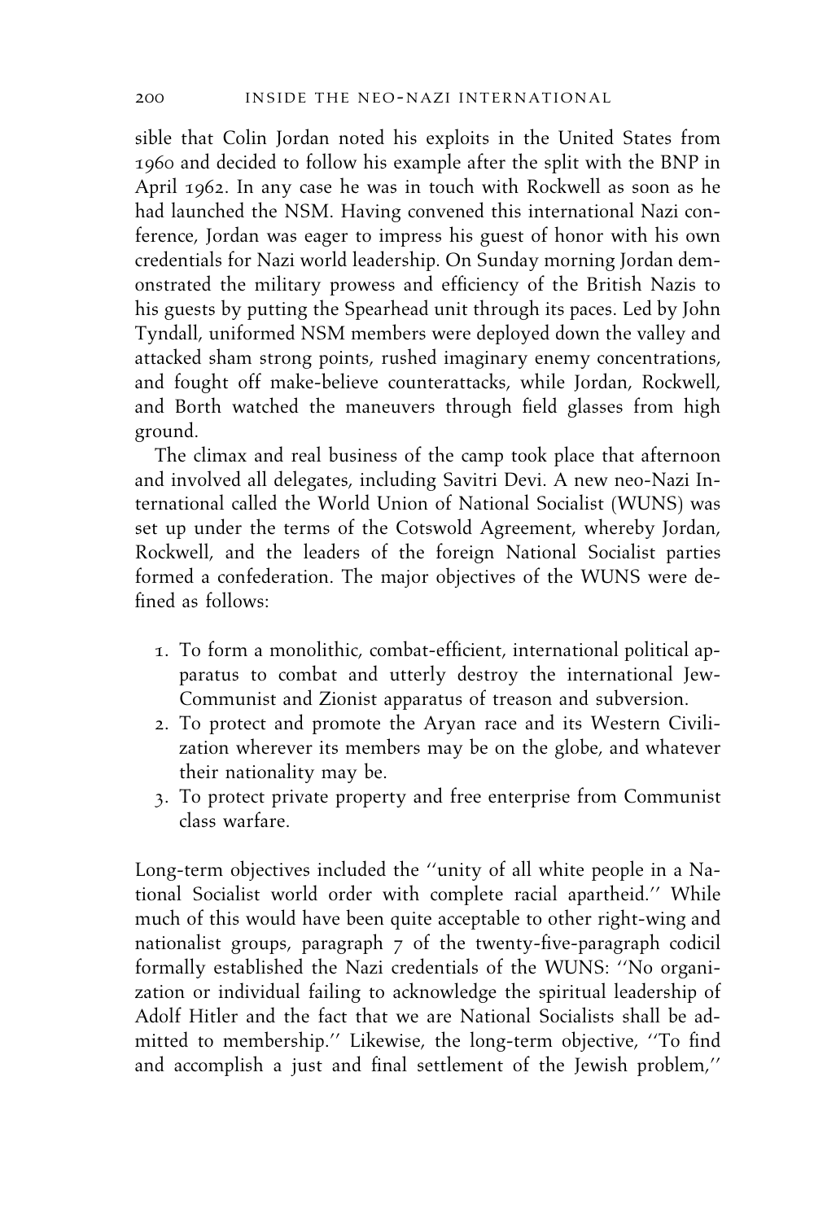sible that Colin Jordan noted his exploits in the United States from 1960 and decided to follow his example after the split with the BNP in April 1962. In any case he was in touch with Rockwell as soon as he had launched the NSM. Having convened this international Nazi conference, Jordan was eager to impress his guest of honor with his own credentials for Nazi world leadership. On Sunday morning Jordan demonstrated the military prowess and efficiency of the British Nazis to his guests by putting the Spearhead unit through its paces. Led by John Tyndall, uniformed NSM members were deployed down the valley and attacked sham strong points, rushed imaginary enemy concentrations, and fought off make-believe counterattacks, while Jordan, Rockwell, and Borth watched the maneuvers through field glasses from high ground.

The climax and real business of the camp took place that afternoon and involved all delegates, including Savitri Devi. A new neo-Nazi International called the World Union of National Socialist (WUNS) was set up under the terms of the Cotswold Agreement, whereby Jordan, Rockwell, and the leaders of the foreign National Socialist parties formed a confederation. The major objectives of the WUNS were defined as follows:

1. To form a monolithic, combat-efficient, international political apparatus to combat and utterly destroy the international Jew-Communist and Zionist apparatus of treason and subversion.
2. To protect and promote the Aryan race and its Western Civilization wherever its members may be on the globe, and whatever their nationality may be.
3. To protect private property and free enterprise from Communist class warfare.

Long-term objectives included the "unity of all white people in a National Socialist world order with complete racial apartheid." While much of this would have been quite acceptable to other right-wing and nationalist groups, paragraph 7 of the twenty-five-paragraph codicil formally established the Nazi credentials of the WUNS: "No organization or individual failing to acknowledge the spiritual leadership of Adolf Hitler and the fact that we are National Socialists shall be admitted to membership." Likewise, the long-term objective, "To find and accomplish a just and final settlement of the Jewish problem,"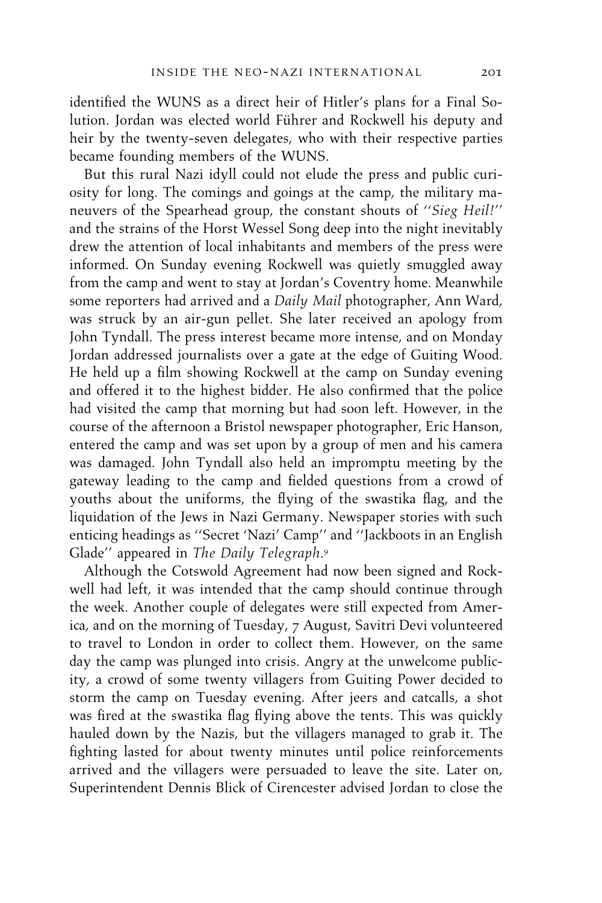identified the WUNS as a direct heir of Hitler's plans for a Final Solution. Jordan was elected world Führer and Rockwell his deputy and heir by the twenty-seven delegates, who with their respective parties became founding members of the WUNS.

But this rural Nazi idyll could not elude the press and public curiosity for long. The comings and goings at the camp, the military maneuvers of the Spearhead group, the constant shouts of ''*Sieg Heil!*'' and the strains of the Horst Wessel Song deep into the night inevitably drew the attention of local inhabitants and members of the press were informed. On Sunday evening Rockwell was quietly smuggled away from the camp and went to stay at Jordan's Coventry home. Meanwhile some reporters had arrived and a *Daily Mail* photographer, Ann Ward, was struck by an air-gun pellet. She later received an apology from John Tyndall. The press interest became more intense, and on Monday Jordan addressed journalists over a gate at the edge of Guiting Wood. He held up a film showing Rockwell at the camp on Sunday evening and offered it to the highest bidder. He also confirmed that the police had visited the camp that morning but had soon left. However, in the course of the afternoon a Bristol newspaper photographer, Eric Hanson, entered the camp and was set upon by a group of men and his camera was damaged. John Tyndall also held an impromptu meeting by the gateway leading to the camp and fielded questions from a crowd of youths about the uniforms, the flying of the swastika flag, and the liquidation of the Jews in Nazi Germany. Newspaper stories with such enticing headings as ''Secret 'Nazi' Camp'' and ''Jackboots in an English Glade'' appeared in *The Daily Telegraph*.[9]

Although the Cotswold Agreement had now been signed and Rockwell had left, it was intended that the camp should continue through the week. Another couple of delegates were still expected from America, and on the morning of Tuesday, 7 August, Savitri Devi volunteered to travel to London in order to collect them. However, on the same day the camp was plunged into crisis. Angry at the unwelcome publicity, a crowd of some twenty villagers from Guiting Power decided to storm the camp on Tuesday evening. After jeers and catcalls, a shot was fired at the swastika flag flying above the tents. This was quickly hauled down by the Nazis, but the villagers managed to grab it. The fighting lasted for about twenty minutes until police reinforcements arrived and the villagers were persuaded to leave the site. Later on, Superintendent Dennis Blick of Cirencester advised Jordan to close the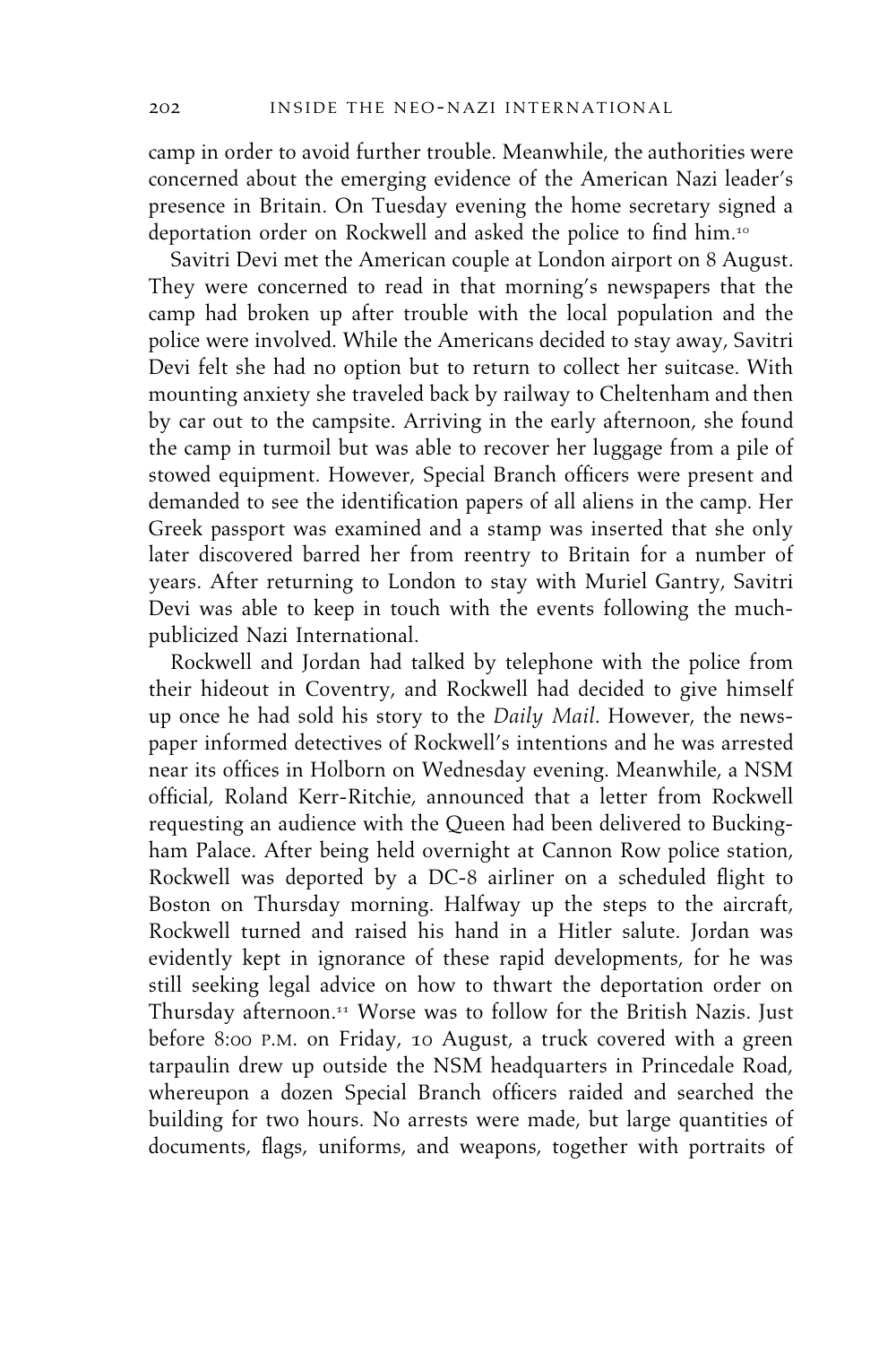camp in order to avoid further trouble. Meanwhile, the authorities were concerned about the emerging evidence of the American Nazi leader's presence in Britain. On Tuesday evening the home secretary signed a deportation order on Rockwell and asked the police to find him.[10]

Savitri Devi met the American couple at London airport on 8 August. They were concerned to read in that morning's newspapers that the camp had broken up after trouble with the local population and the police were involved. While the Americans decided to stay away, Savitri Devi felt she had no option but to return to collect her suitcase. With mounting anxiety she traveled back by railway to Cheltenham and then by car out to the campsite. Arriving in the early afternoon, she found the camp in turmoil but was able to recover her luggage from a pile of stowed equipment. However, Special Branch officers were present and demanded to see the identification papers of all aliens in the camp. Her Greek passport was examined and a stamp was inserted that she only later discovered barred her from reentry to Britain for a number of years. After returning to London to stay with Muriel Gantry, Savitri Devi was able to keep in touch with the events following the much-publicized Nazi International.

Rockwell and Jordan had talked by telephone with the police from their hideout in Coventry, and Rockwell had decided to give himself up once he had sold his story to the *Daily Mail*. However, the newspaper informed detectives of Rockwell's intentions and he was arrested near its offices in Holborn on Wednesday evening. Meanwhile, a NSM official, Roland Kerr-Ritchie, announced that a letter from Rockwell requesting an audience with the Queen had been delivered to Buckingham Palace. After being held overnight at Cannon Row police station, Rockwell was deported by a DC-8 airliner on a scheduled flight to Boston on Thursday morning. Halfway up the steps to the aircraft, Rockwell turned and raised his hand in a Hitler salute. Jordan was evidently kept in ignorance of these rapid developments, for he was still seeking legal advice on how to thwart the deportation order on Thursday afternoon.[11] Worse was to follow for the British Nazis. Just before 8:00 P.M. on Friday, 10 August, a truck covered with a green tarpaulin drew up outside the NSM headquarters in Princedale Road, whereupon a dozen Special Branch officers raided and searched the building for two hours. No arrests were made, but large quantities of documents, flags, uniforms, and weapons, together with portraits of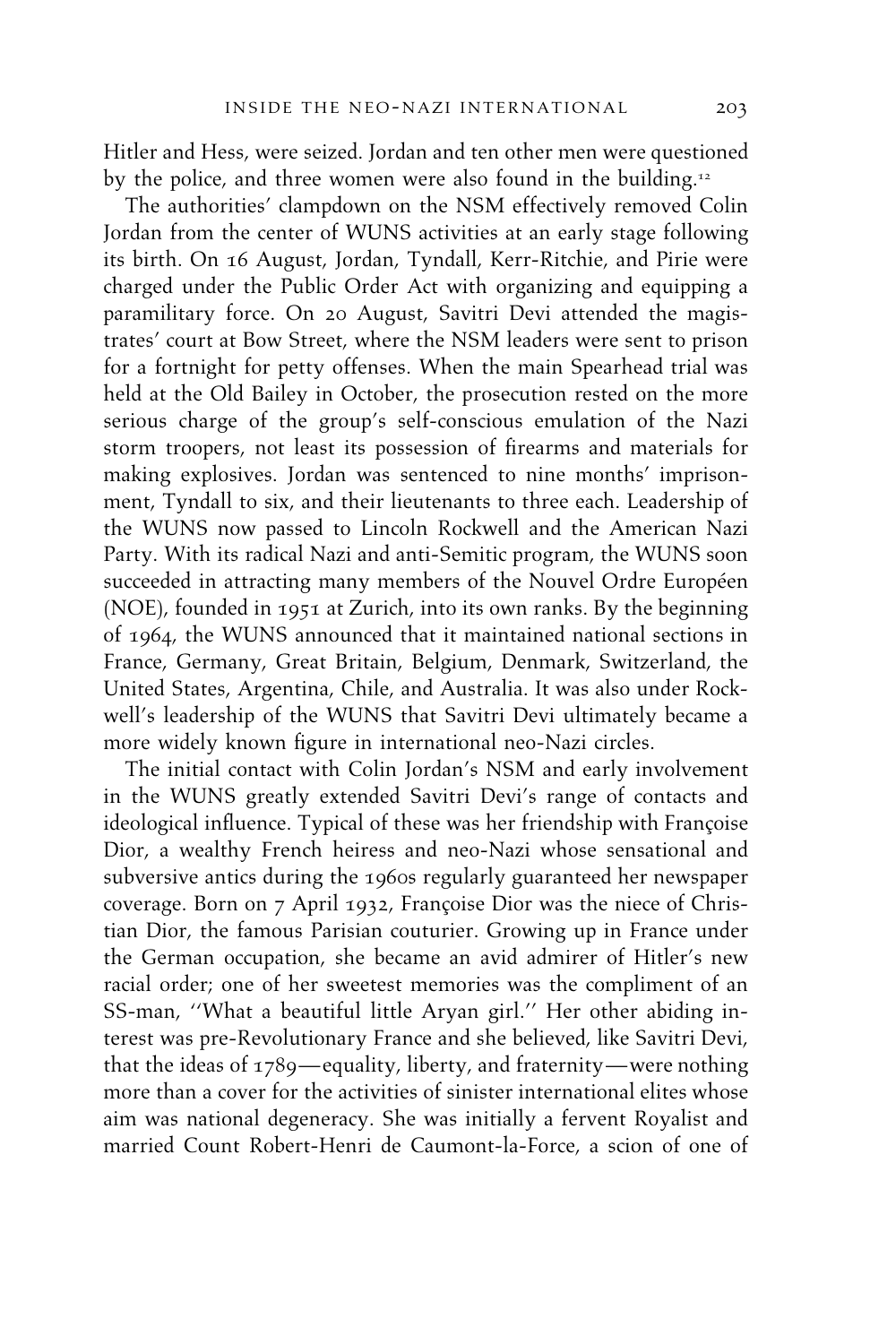Hitler and Hess, were seized. Jordan and ten other men were questioned by the police, and three women were also found in the building.[12]

The authorities' clampdown on the NSM effectively removed Colin Jordan from the center of WUNS activities at an early stage following its birth. On 16 August, Jordan, Tyndall, Kerr-Ritchie, and Pirie were charged under the Public Order Act with organizing and equipping a paramilitary force. On 20 August, Savitri Devi attended the magistrates' court at Bow Street, where the NSM leaders were sent to prison for a fortnight for petty offenses. When the main Spearhead trial was held at the Old Bailey in October, the prosecution rested on the more serious charge of the group's self-conscious emulation of the Nazi storm troopers, not least its possession of firearms and materials for making explosives. Jordan was sentenced to nine months' imprisonment, Tyndall to six, and their lieutenants to three each. Leadership of the WUNS now passed to Lincoln Rockwell and the American Nazi Party. With its radical Nazi and anti-Semitic program, the WUNS soon succeeded in attracting many members of the Nouvel Ordre Européen (NOE), founded in 1951 at Zurich, into its own ranks. By the beginning of 1964, the WUNS announced that it maintained national sections in France, Germany, Great Britain, Belgium, Denmark, Switzerland, the United States, Argentina, Chile, and Australia. It was also under Rockwell's leadership of the WUNS that Savitri Devi ultimately became a more widely known figure in international neo-Nazi circles.

The initial contact with Colin Jordan's NSM and early involvement in the WUNS greatly extended Savitri Devi's range of contacts and ideological influence. Typical of these was her friendship with Françoise Dior, a wealthy French heiress and neo-Nazi whose sensational and subversive antics during the 1960s regularly guaranteed her newspaper coverage. Born on 7 April 1932, Françoise Dior was the niece of Christian Dior, the famous Parisian couturier. Growing up in France under the German occupation, she became an avid admirer of Hitler's new racial order; one of her sweetest memories was the compliment of an SS-man, ''What a beautiful little Aryan girl.'' Her other abiding interest was pre-Revolutionary France and she believed, like Savitri Devi, that the ideas of 1789—equality, liberty, and fraternity—were nothing more than a cover for the activities of sinister international elites whose aim was national degeneracy. She was initially a fervent Royalist and married Count Robert-Henri de Caumont-la-Force, a scion of one of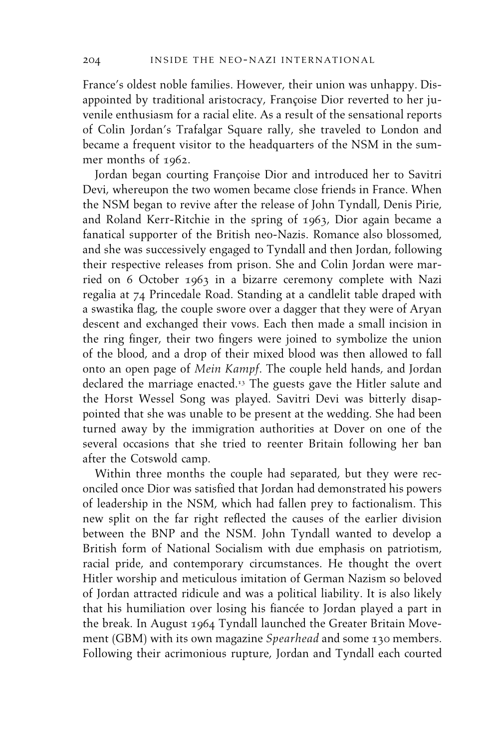France's oldest noble families. However, their union was unhappy. Disappointed by traditional aristocracy, Françoise Dior reverted to her juvenile enthusiasm for a racial elite. As a result of the sensational reports of Colin Jordan's Trafalgar Square rally, she traveled to London and became a frequent visitor to the headquarters of the NSM in the summer months of 1962.

Jordan began courting Françoise Dior and introduced her to Savitri Devi, whereupon the two women became close friends in France. When the NSM began to revive after the release of John Tyndall, Denis Pirie, and Roland Kerr-Ritchie in the spring of 1963, Dior again became a fanatical supporter of the British neo-Nazis. Romance also blossomed, and she was successively engaged to Tyndall and then Jordan, following their respective releases from prison. She and Colin Jordan were married on 6 October 1963 in a bizarre ceremony complete with Nazi regalia at 74 Princedale Road. Standing at a candlelit table draped with a swastika flag, the couple swore over a dagger that they were of Aryan descent and exchanged their vows. Each then made a small incision in the ring finger, their two fingers were joined to symbolize the union of the blood, and a drop of their mixed blood was then allowed to fall onto an open page of *Mein Kampf*. The couple held hands, and Jordan declared the marriage enacted.[13] The guests gave the Hitler salute and the Horst Wessel Song was played. Savitri Devi was bitterly disappointed that she was unable to be present at the wedding. She had been turned away by the immigration authorities at Dover on one of the several occasions that she tried to reenter Britain following her ban after the Cotswold camp.

Within three months the couple had separated, but they were reconciled once Dior was satisfied that Jordan had demonstrated his powers of leadership in the NSM, which had fallen prey to factionalism. This new split on the far right reflected the causes of the earlier division between the BNP and the NSM. John Tyndall wanted to develop a British form of National Socialism with due emphasis on patriotism, racial pride, and contemporary circumstances. He thought the overt Hitler worship and meticulous imitation of German Nazism so beloved of Jordan attracted ridicule and was a political liability. It is also likely that his humiliation over losing his fiancée to Jordan played a part in the break. In August 1964 Tyndall launched the Greater Britain Movement (GBM) with its own magazine *Spearhead* and some 130 members. Following their acrimonious rupture, Jordan and Tyndall each courted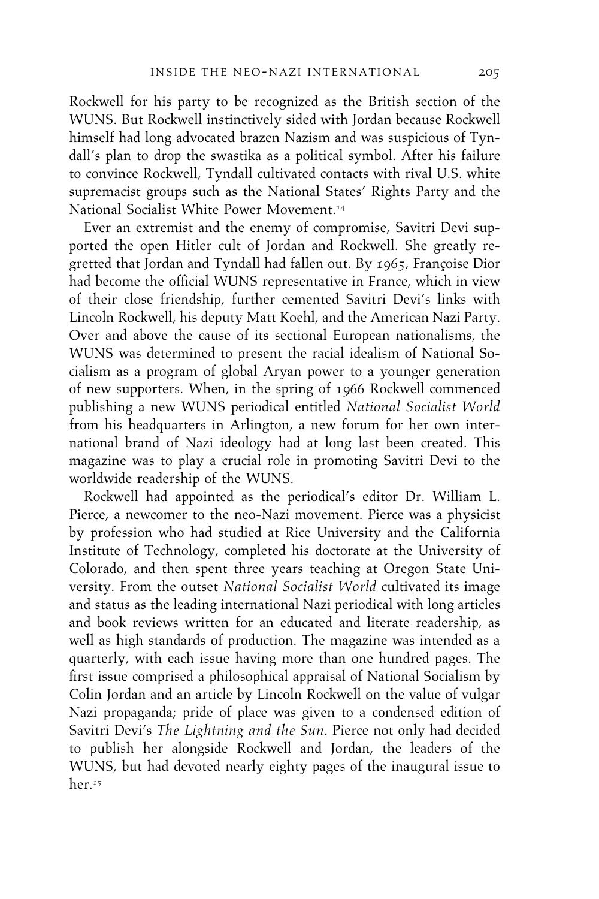Rockwell for his party to be recognized as the British section of the WUNS. But Rockwell instinctively sided with Jordan because Rockwell himself had long advocated brazen Nazism and was suspicious of Tyndall's plan to drop the swastika as a political symbol. After his failure to convince Rockwell, Tyndall cultivated contacts with rival U.S. white supremacist groups such as the National States' Rights Party and the National Socialist White Power Movement.[14]

Ever an extremist and the enemy of compromise, Savitri Devi supported the open Hitler cult of Jordan and Rockwell. She greatly regretted that Jordan and Tyndall had fallen out. By 1965, Françoise Dior had become the official WUNS representative in France, which in view of their close friendship, further cemented Savitri Devi's links with Lincoln Rockwell, his deputy Matt Koehl, and the American Nazi Party. Over and above the cause of its sectional European nationalisms, the WUNS was determined to present the racial idealism of National Socialism as a program of global Aryan power to a younger generation of new supporters. When, in the spring of 1966 Rockwell commenced publishing a new WUNS periodical entitled *National Socialist World* from his headquarters in Arlington, a new forum for her own international brand of Nazi ideology had at long last been created. This magazine was to play a crucial role in promoting Savitri Devi to the worldwide readership of the WUNS.

Rockwell had appointed as the periodical's editor Dr. William L. Pierce, a newcomer to the neo-Nazi movement. Pierce was a physicist by profession who had studied at Rice University and the California Institute of Technology, completed his doctorate at the University of Colorado, and then spent three years teaching at Oregon State University. From the outset *National Socialist World* cultivated its image and status as the leading international Nazi periodical with long articles and book reviews written for an educated and literate readership, as well as high standards of production. The magazine was intended as a quarterly, with each issue having more than one hundred pages. The first issue comprised a philosophical appraisal of National Socialism by Colin Jordan and an article by Lincoln Rockwell on the value of vulgar Nazi propaganda; pride of place was given to a condensed edition of Savitri Devi's *The Lightning and the Sun*. Pierce not only had decided to publish her alongside Rockwell and Jordan, the leaders of the WUNS, but had devoted nearly eighty pages of the inaugural issue to her.[15]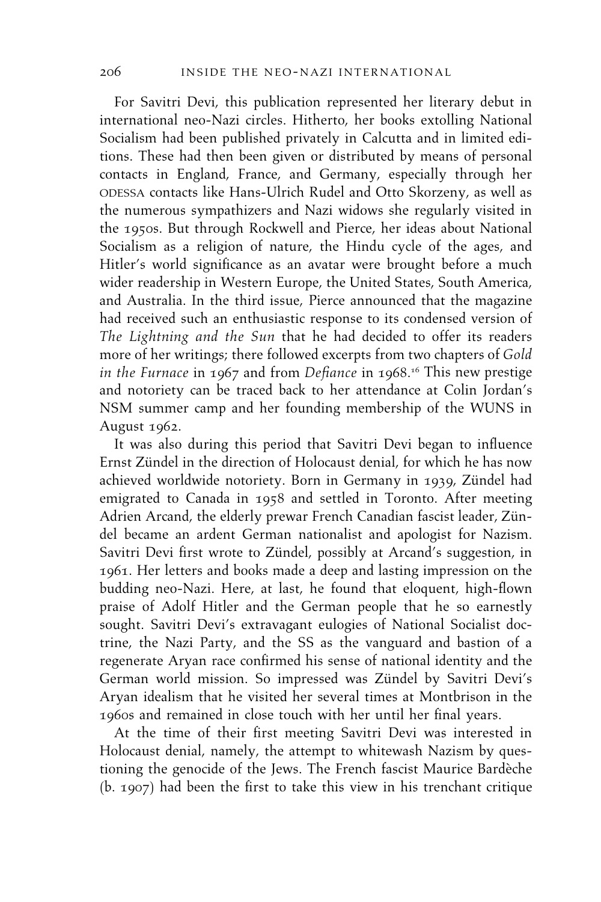For Savitri Devi, this publication represented her literary debut in international neo-Nazi circles. Hitherto, her books extolling National Socialism had been published privately in Calcutta and in limited editions. These had then been given or distributed by means of personal contacts in England, France, and Germany, especially through her ODESSA contacts like Hans-Ulrich Rudel and Otto Skorzeny, as well as the numerous sympathizers and Nazi widows she regularly visited in the 1950s. But through Rockwell and Pierce, her ideas about National Socialism as a religion of nature, the Hindu cycle of the ages, and Hitler's world significance as an avatar were brought before a much wider readership in Western Europe, the United States, South America, and Australia. In the third issue, Pierce announced that the magazine had received such an enthusiastic response to its condensed version of *The Lightning and the Sun* that he had decided to offer its readers more of her writings; there followed excerpts from two chapters of *Gold in the Furnace* in 1967 and from *Defiance* in 1968.[16] This new prestige and notoriety can be traced back to her attendance at Colin Jordan's NSM summer camp and her founding membership of the WUNS in August 1962.

It was also during this period that Savitri Devi began to influence Ernst Zündel in the direction of Holocaust denial, for which he has now achieved worldwide notoriety. Born in Germany in 1939, Zündel had emigrated to Canada in 1958 and settled in Toronto. After meeting Adrien Arcand, the elderly prewar French Canadian fascist leader, Zündel became an ardent German nationalist and apologist for Nazism. Savitri Devi first wrote to Zündel, possibly at Arcand's suggestion, in 1961. Her letters and books made a deep and lasting impression on the budding neo-Nazi. Here, at last, he found that eloquent, high-flown praise of Adolf Hitler and the German people that he so earnestly sought. Savitri Devi's extravagant eulogies of National Socialist doctrine, the Nazi Party, and the SS as the vanguard and bastion of a regenerate Aryan race confirmed his sense of national identity and the German world mission. So impressed was Zündel by Savitri Devi's Aryan idealism that he visited her several times at Montbrison in the 1960s and remained in close touch with her until her final years.

At the time of their first meeting Savitri Devi was interested in Holocaust denial, namely, the attempt to whitewash Nazism by questioning the genocide of the Jews. The French fascist Maurice Bardèche (b. 1907) had been the first to take this view in his trenchant critique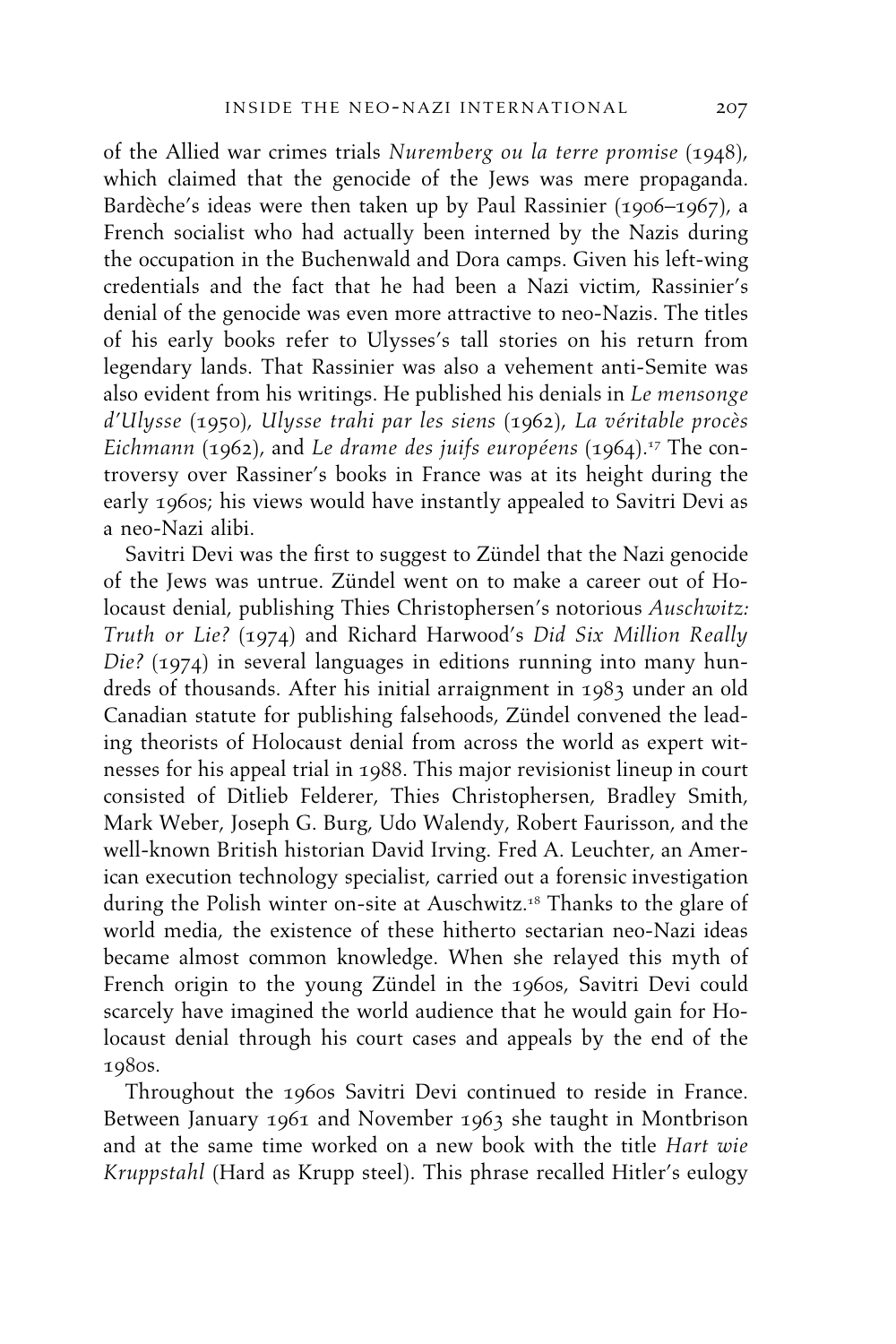of the Allied war crimes trials *Nuremberg ou la terre promise* (1948), which claimed that the genocide of the Jews was mere propaganda. Bardèche's ideas were then taken up by Paul Rassinier (1906–1967), a French socialist who had actually been interned by the Nazis during the occupation in the Buchenwald and Dora camps. Given his left-wing credentials and the fact that he had been a Nazi victim, Rassinier's denial of the genocide was even more attractive to neo-Nazis. The titles of his early books refer to Ulysses's tall stories on his return from legendary lands. That Rassinier was also a vehement anti-Semite was also evident from his writings. He published his denials in *Le mensonge d'Ulysse* (1950), *Ulysse trahi par les siens* (1962), *La véritable procès Eichmann* (1962), and *Le drame des juifs européens* (1964).[17] The controversy over Rassiner's books in France was at its height during the early 1960s; his views would have instantly appealed to Savitri Devi as a neo-Nazi alibi.

Savitri Devi was the first to suggest to Zündel that the Nazi genocide of the Jews was untrue. Zündel went on to make a career out of Holocaust denial, publishing Thies Christophersen's notorious *Auschwitz: Truth or Lie?* (1974) and Richard Harwood's *Did Six Million Really Die?* (1974) in several languages in editions running into many hundreds of thousands. After his initial arraignment in 1983 under an old Canadian statute for publishing falsehoods, Zündel convened the leading theorists of Holocaust denial from across the world as expert witnesses for his appeal trial in 1988. This major revisionist lineup in court consisted of Ditlieb Felderer, Thies Christophersen, Bradley Smith, Mark Weber, Joseph G. Burg, Udo Walendy, Robert Faurisson, and the well-known British historian David Irving. Fred A. Leuchter, an American execution technology specialist, carried out a forensic investigation during the Polish winter on-site at Auschwitz.[18] Thanks to the glare of world media, the existence of these hitherto sectarian neo-Nazi ideas became almost common knowledge. When she relayed this myth of French origin to the young Zündel in the 1960s, Savitri Devi could scarcely have imagined the world audience that he would gain for Holocaust denial through his court cases and appeals by the end of the 1980s.

Throughout the 1960s Savitri Devi continued to reside in France. Between January 1961 and November 1963 she taught in Montbrison and at the same time worked on a new book with the title *Hart wie Kruppstahl* (Hard as Krupp steel). This phrase recalled Hitler's eulogy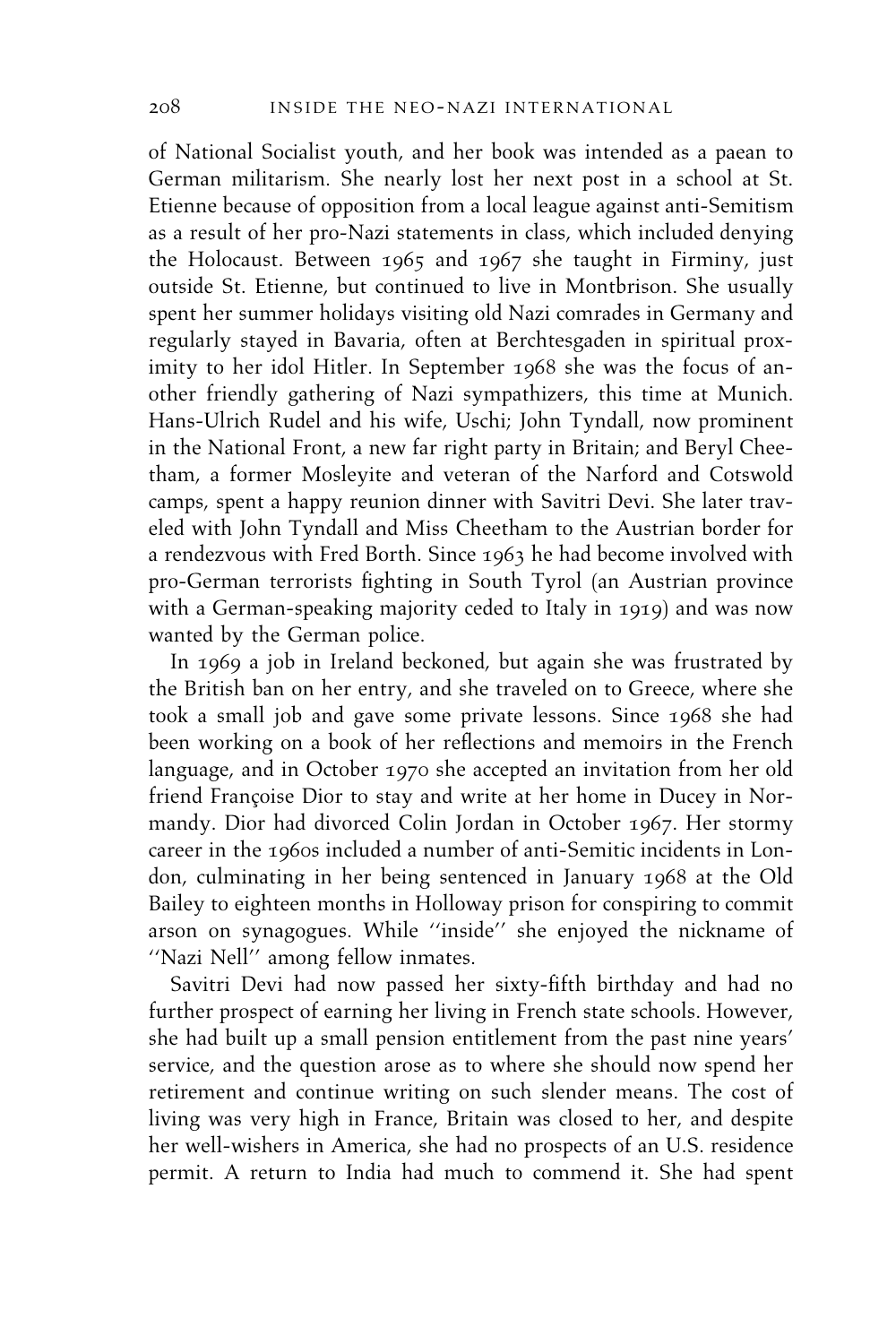of National Socialist youth, and her book was intended as a paean to German militarism. She nearly lost her next post in a school at St. Etienne because of opposition from a local league against anti-Semitism as a result of her pro-Nazi statements in class, which included denying the Holocaust. Between 1965 and 1967 she taught in Firminy, just outside St. Etienne, but continued to live in Montbrison. She usually spent her summer holidays visiting old Nazi comrades in Germany and regularly stayed in Bavaria, often at Berchtesgaden in spiritual proximity to her idol Hitler. In September 1968 she was the focus of another friendly gathering of Nazi sympathizers, this time at Munich. Hans-Ulrich Rudel and his wife, Uschi; John Tyndall, now prominent in the National Front, a new far right party in Britain; and Beryl Cheetham, a former Mosleyite and veteran of the Narford and Cotswold camps, spent a happy reunion dinner with Savitri Devi. She later traveled with John Tyndall and Miss Cheetham to the Austrian border for a rendezvous with Fred Borth. Since 1963 he had become involved with pro-German terrorists fighting in South Tyrol (an Austrian province with a German-speaking majority ceded to Italy in 1919) and was now wanted by the German police.

In 1969 a job in Ireland beckoned, but again she was frustrated by the British ban on her entry, and she traveled on to Greece, where she took a small job and gave some private lessons. Since 1968 she had been working on a book of her reflections and memoirs in the French language, and in October 1970 she accepted an invitation from her old friend Françoise Dior to stay and write at her home in Ducey in Normandy. Dior had divorced Colin Jordan in October 1967. Her stormy career in the 1960s included a number of anti-Semitic incidents in London, culminating in her being sentenced in January 1968 at the Old Bailey to eighteen months in Holloway prison for conspiring to commit arson on synagogues. While ''inside'' she enjoyed the nickname of ''Nazi Nell'' among fellow inmates.

Savitri Devi had now passed her sixty-fifth birthday and had no further prospect of earning her living in French state schools. However, she had built up a small pension entitlement from the past nine years' service, and the question arose as to where she should now spend her retirement and continue writing on such slender means. The cost of living was very high in France, Britain was closed to her, and despite her well-wishers in America, she had no prospects of an U.S. residence permit. A return to India had much to commend it. She had spent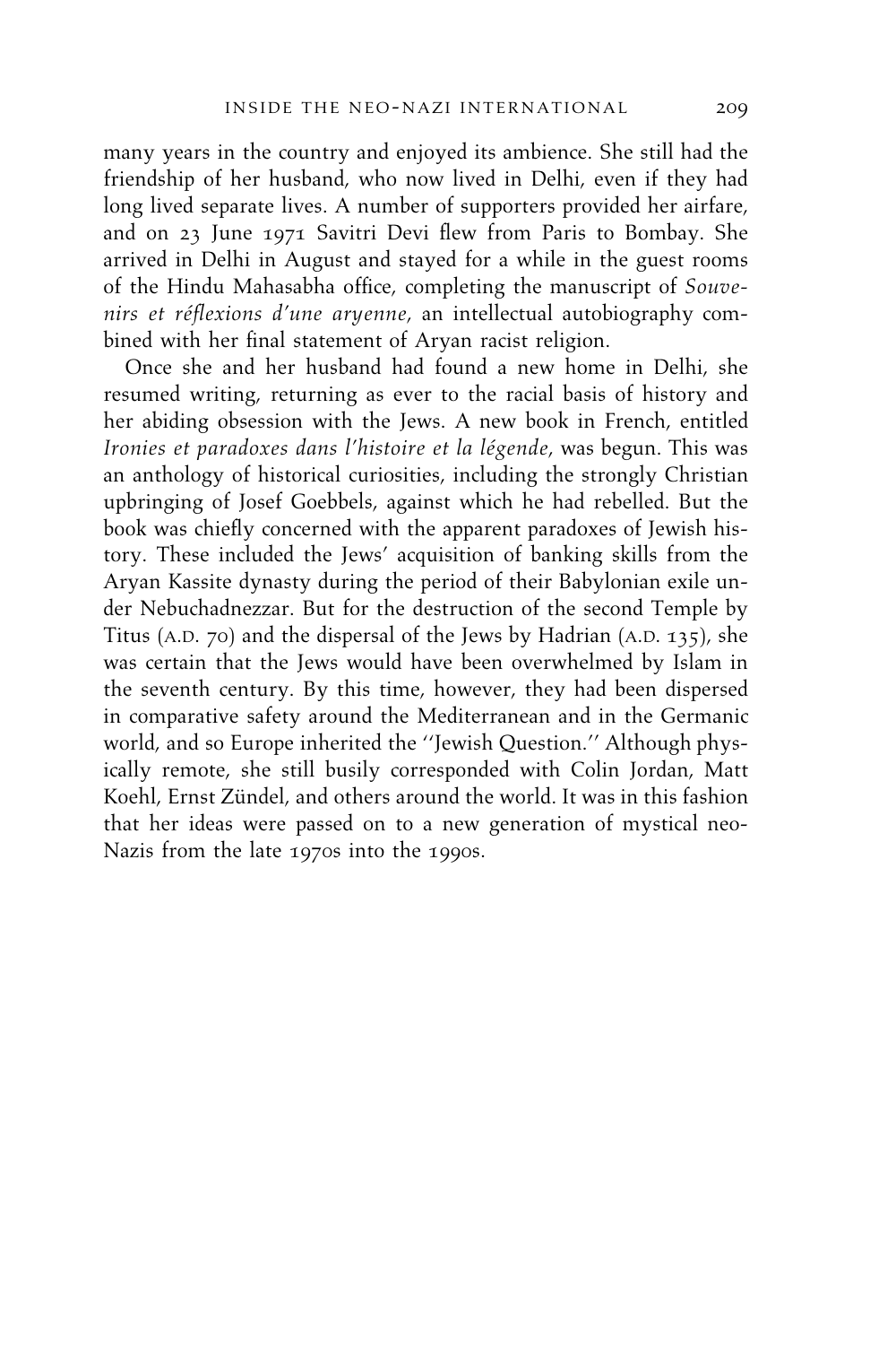many years in the country and enjoyed its ambience. She still had the friendship of her husband, who now lived in Delhi, even if they had long lived separate lives. A number of supporters provided her airfare, and on 23 June 1971 Savitri Devi flew from Paris to Bombay. She arrived in Delhi in August and stayed for a while in the guest rooms of the Hindu Mahasabha office, completing the manuscript of *Souvenirs et réflexions d'une aryenne*, an intellectual autobiography combined with her final statement of Aryan racist religion.

Once she and her husband had found a new home in Delhi, she resumed writing, returning as ever to the racial basis of history and her abiding obsession with the Jews. A new book in French, entitled *Ironies et paradoxes dans l'histoire et la légende*, was begun. This was an anthology of historical curiosities, including the strongly Christian upbringing of Josef Goebbels, against which he had rebelled. But the book was chiefly concerned with the apparent paradoxes of Jewish history. These included the Jews' acquisition of banking skills from the Aryan Kassite dynasty during the period of their Babylonian exile under Nebuchadnezzar. But for the destruction of the second Temple by Titus (A.D. 70) and the dispersal of the Jews by Hadrian (A.D. 135), she was certain that the Jews would have been overwhelmed by Islam in the seventh century. By this time, however, they had been dispersed in comparative safety around the Mediterranean and in the Germanic world, and so Europe inherited the ''Jewish Question.'' Although physically remote, she still busily corresponded with Colin Jordan, Matt Koehl, Ernst Zündel, and others around the world. It was in this fashion that her ideas were passed on to a new generation of mystical neo-Nazis from the late 1970s into the 1990s.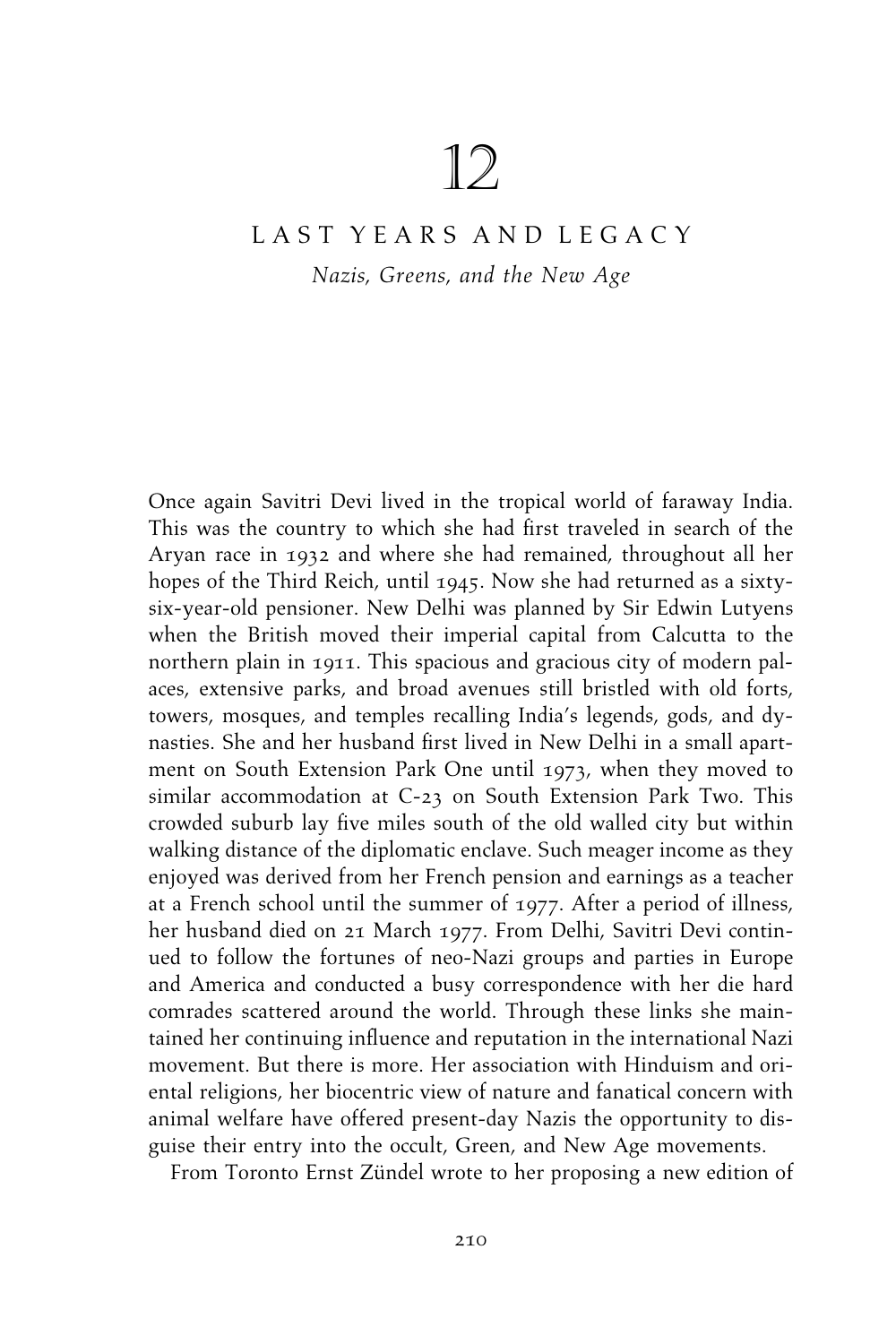# 12

## LAST YEARS AND LEGACY

*Nazis, Greens, and the New Age*

Once again Savitri Devi lived in the tropical world of faraway India. This was the country to which she had first traveled in search of the Aryan race in 1932 and where she had remained, throughout all her hopes of the Third Reich, until 1945. Now she had returned as a sixty-six-year-old pensioner. New Delhi was planned by Sir Edwin Lutyens when the British moved their imperial capital from Calcutta to the northern plain in 1911. This spacious and gracious city of modern palaces, extensive parks, and broad avenues still bristled with old forts, towers, mosques, and temples recalling India's legends, gods, and dynasties. She and her husband first lived in New Delhi in a small apartment on South Extension Park One until 1973, when they moved to similar accommodation at C-23 on South Extension Park Two. This crowded suburb lay five miles south of the old walled city but within walking distance of the diplomatic enclave. Such meager income as they enjoyed was derived from her French pension and earnings as a teacher at a French school until the summer of 1977. After a period of illness, her husband died on 21 March 1977. From Delhi, Savitri Devi continued to follow the fortunes of neo-Nazi groups and parties in Europe and America and conducted a busy correspondence with her die hard comrades scattered around the world. Through these links she maintained her continuing influence and reputation in the international Nazi movement. But there is more. Her association with Hinduism and oriental religions, her biocentric view of nature and fanatical concern with animal welfare have offered present-day Nazis the opportunity to disguise their entry into the occult, Green, and New Age movements.

From Toronto Ernst Zündel wrote to her proposing a new edition of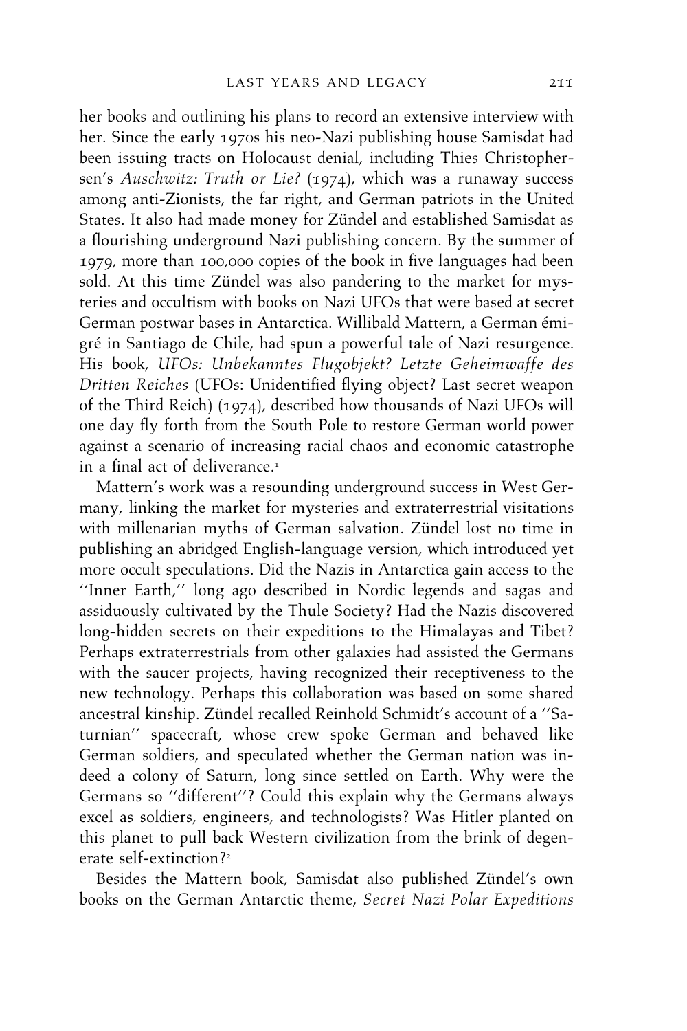her books and outlining his plans to record an extensive interview with her. Since the early 1970s his neo-Nazi publishing house Samisdat had been issuing tracts on Holocaust denial, including Thies Christophersen's *Auschwitz: Truth or Lie?* (1974), which was a runaway success among anti-Zionists, the far right, and German patriots in the United States. It also had made money for Zündel and established Samisdat as a flourishing underground Nazi publishing concern. By the summer of 1979, more than 100,000 copies of the book in five languages had been sold. At this time Zündel was also pandering to the market for mysteries and occultism with books on Nazi UFOs that were based at secret German postwar bases in Antarctica. Willibald Mattern, a German émigré in Santiago de Chile, had spun a powerful tale of Nazi resurgence. His book, *UFOs: Unbekanntes Flugobjekt? Letzte Geheimwaffe des Dritten Reiches* (UFOs: Unidentified flying object? Last secret weapon of the Third Reich) (1974), described how thousands of Nazi UFOs will one day fly forth from the South Pole to restore German world power against a scenario of increasing racial chaos and economic catastrophe in a final act of deliverance.[1]

Mattern's work was a resounding underground success in West Germany, linking the market for mysteries and extraterrestrial visitations with millenarian myths of German salvation. Zündel lost no time in publishing an abridged English-language version, which introduced yet more occult speculations. Did the Nazis in Antarctica gain access to the ''Inner Earth,'' long ago described in Nordic legends and sagas and assiduously cultivated by the Thule Society? Had the Nazis discovered long-hidden secrets on their expeditions to the Himalayas and Tibet? Perhaps extraterrestrials from other galaxies had assisted the Germans with the saucer projects, having recognized their receptiveness to the new technology. Perhaps this collaboration was based on some shared ancestral kinship. Zündel recalled Reinhold Schmidt's account of a ''Saturnian'' spacecraft, whose crew spoke German and behaved like German soldiers, and speculated whether the German nation was indeed a colony of Saturn, long since settled on Earth. Why were the Germans so ''different''? Could this explain why the Germans always excel as soldiers, engineers, and technologists? Was Hitler planted on this planet to pull back Western civilization from the brink of degenerate self-extinction?[2]

Besides the Mattern book, Samisdat also published Zündel's own books on the German Antarctic theme, *Secret Nazi Polar Expeditions*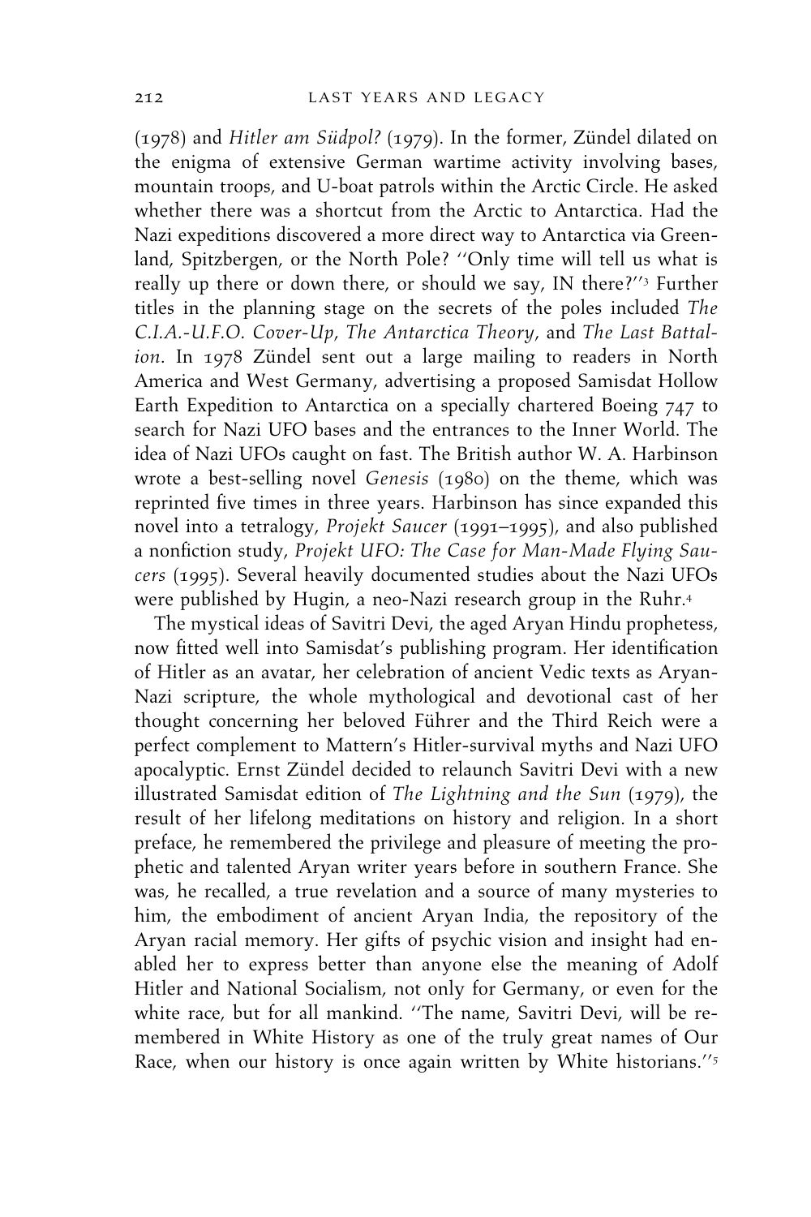(1978) and *Hitler am Südpol?* (1979). In the former, Zündel dilated on the enigma of extensive German wartime activity involving bases, mountain troops, and U-boat patrols within the Arctic Circle. He asked whether there was a shortcut from the Arctic to Antarctica. Had the Nazi expeditions discovered a more direct way to Antarctica via Greenland, Spitzbergen, or the North Pole? ''Only time will tell us what is really up there or down there, or should we say, IN there?''[3] Further titles in the planning stage on the secrets of the poles included *The C.I.A.-U.F.O. Cover-Up*, *The Antarctica Theory*, and *The Last Battalion*. In 1978 Zündel sent out a large mailing to readers in North America and West Germany, advertising a proposed Samisdat Hollow Earth Expedition to Antarctica on a specially chartered Boeing 747 to search for Nazi UFO bases and the entrances to the Inner World. The idea of Nazi UFOs caught on fast. The British author W. A. Harbinson wrote a best-selling novel *Genesis* (1980) on the theme, which was reprinted five times in three years. Harbinson has since expanded this novel into a tetralogy, *Projekt Saucer* (1991–1995), and also published a nonfiction study, *Projekt UFO: The Case for Man-Made Flying Saucers* (1995). Several heavily documented studies about the Nazi UFOs were published by Hugin, a neo-Nazi research group in the Ruhr.[4]

The mystical ideas of Savitri Devi, the aged Aryan Hindu prophetess, now fitted well into Samisdat's publishing program. Her identification of Hitler as an avatar, her celebration of ancient Vedic texts as Aryan-Nazi scripture, the whole mythological and devotional cast of her thought concerning her beloved Führer and the Third Reich were a perfect complement to Mattern's Hitler-survival myths and Nazi UFO apocalyptic. Ernst Zündel decided to relaunch Savitri Devi with a new illustrated Samisdat edition of *The Lightning and the Sun* (1979), the result of her lifelong meditations on history and religion. In a short preface, he remembered the privilege and pleasure of meeting the prophetic and talented Aryan writer years before in southern France. She was, he recalled, a true revelation and a source of many mysteries to him, the embodiment of ancient Aryan India, the repository of the Aryan racial memory. Her gifts of psychic vision and insight had enabled her to express better than anyone else the meaning of Adolf Hitler and National Socialism, not only for Germany, or even for the white race, but for all mankind. ''The name, Savitri Devi, will be remembered in White History as one of the truly great names of Our Race, when our history is once again written by White historians.''[5]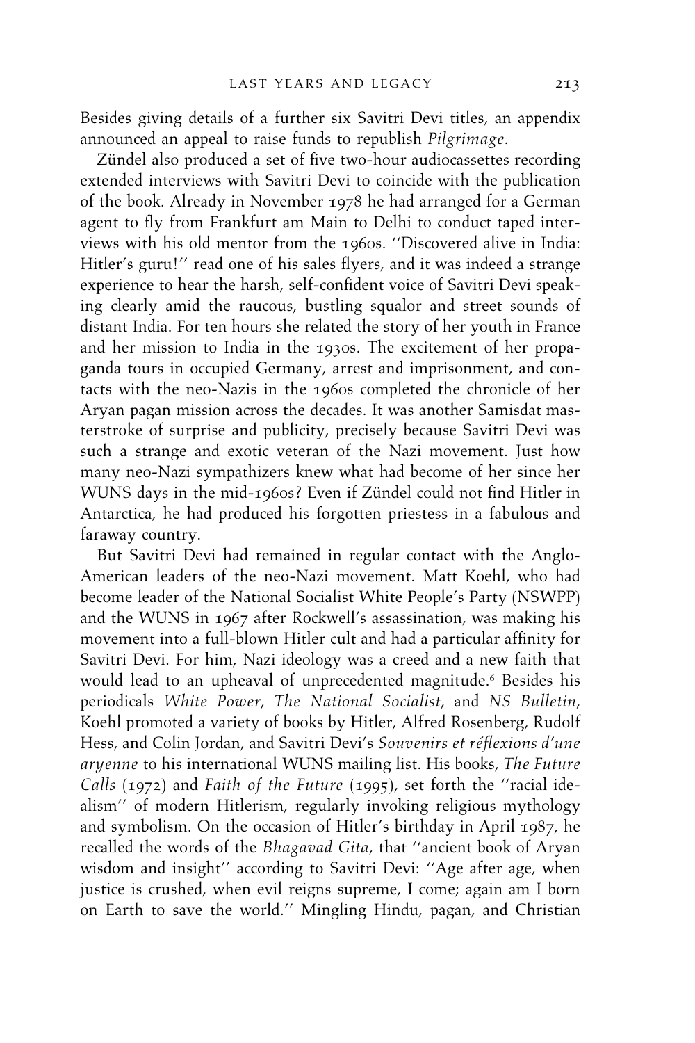Besides giving details of a further six Savitri Devi titles, an appendix announced an appeal to raise funds to republish *Pilgrimage*.

Zündel also produced a set of five two-hour audiocassettes recording extended interviews with Savitri Devi to coincide with the publication of the book. Already in November 1978 he had arranged for a German agent to fly from Frankfurt am Main to Delhi to conduct taped interviews with his old mentor from the 1960s. ''Discovered alive in India: Hitler's guru!'' read one of his sales flyers, and it was indeed a strange experience to hear the harsh, self-confident voice of Savitri Devi speaking clearly amid the raucous, bustling squalor and street sounds of distant India. For ten hours she related the story of her youth in France and her mission to India in the 1930s. The excitement of her propaganda tours in occupied Germany, arrest and imprisonment, and contacts with the neo-Nazis in the 1960s completed the chronicle of her Aryan pagan mission across the decades. It was another Samisdat masterstroke of surprise and publicity, precisely because Savitri Devi was such a strange and exotic veteran of the Nazi movement. Just how many neo-Nazi sympathizers knew what had become of her since her WUNS days in the mid-1960s? Even if Zündel could not find Hitler in Antarctica, he had produced his forgotten priestess in a fabulous and faraway country.

But Savitri Devi had remained in regular contact with the Anglo-American leaders of the neo-Nazi movement. Matt Koehl, who had become leader of the National Socialist White People's Party (NSWPP) and the WUNS in 1967 after Rockwell's assassination, was making his movement into a full-blown Hitler cult and had a particular affinity for Savitri Devi. For him, Nazi ideology was a creed and a new faith that would lead to an upheaval of unprecedented magnitude.[6] Besides his periodicals *White Power*, *The National Socialist*, and *NS Bulletin*, Koehl promoted a variety of books by Hitler, Alfred Rosenberg, Rudolf Hess, and Colin Jordan, and Savitri Devi's *Souvenirs et réflexions d'une aryenne* to his international WUNS mailing list. His books, *The Future Calls* (1972) and *Faith of the Future* (1995), set forth the ''racial idealism'' of modern Hitlerism, regularly invoking religious mythology and symbolism. On the occasion of Hitler's birthday in April 1987, he recalled the words of the *Bhagavad Gita*, that ''ancient book of Aryan wisdom and insight'' according to Savitri Devi: ''Age after age, when justice is crushed, when evil reigns supreme, I come; again am I born on Earth to save the world.'' Mingling Hindu, pagan, and Christian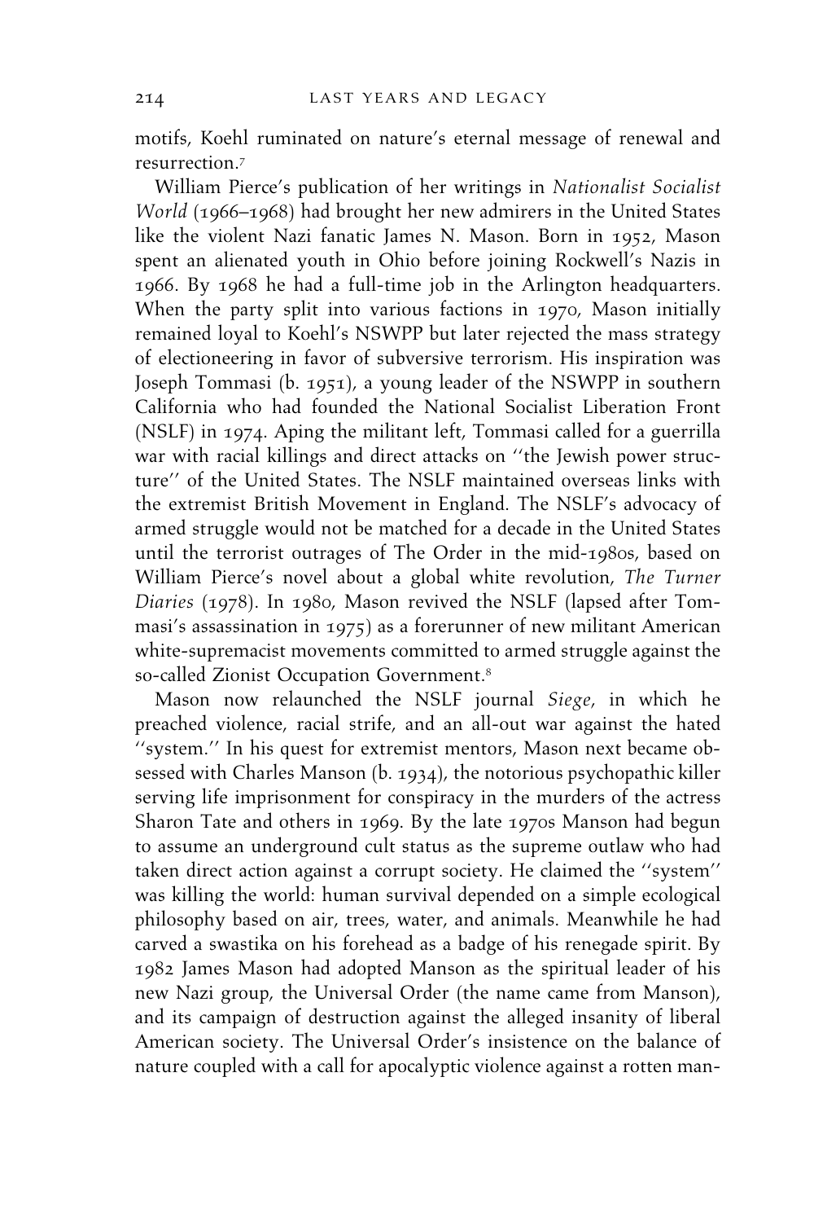motifs, Koehl ruminated on nature's eternal message of renewal and resurrection.[7]

William Pierce's publication of her writings in *Nationalist Socialist World* (1966–1968) had brought her new admirers in the United States like the violent Nazi fanatic James N. Mason. Born in 1952, Mason spent an alienated youth in Ohio before joining Rockwell's Nazis in 1966. By 1968 he had a full-time job in the Arlington headquarters. When the party split into various factions in 1970, Mason initially remained loyal to Koehl's NSWPP but later rejected the mass strategy of electioneering in favor of subversive terrorism. His inspiration was Joseph Tommasi (b. 1951), a young leader of the NSWPP in southern California who had founded the National Socialist Liberation Front (NSLF) in 1974. Aping the militant left, Tommasi called for a guerrilla war with racial killings and direct attacks on ''the Jewish power structure'' of the United States. The NSLF maintained overseas links with the extremist British Movement in England. The NSLF's advocacy of armed struggle would not be matched for a decade in the United States until the terrorist outrages of The Order in the mid-1980s, based on William Pierce's novel about a global white revolution, *The Turner Diaries* (1978). In 1980, Mason revived the NSLF (lapsed after Tommasi's assassination in 1975) as a forerunner of new militant American white-supremacist movements committed to armed struggle against the so-called Zionist Occupation Government.[8]

Mason now relaunched the NSLF journal *Siege*, in which he preached violence, racial strife, and an all-out war against the hated ''system.'' In his quest for extremist mentors, Mason next became obsessed with Charles Manson (b. 1934), the notorious psychopathic killer serving life imprisonment for conspiracy in the murders of the actress Sharon Tate and others in 1969. By the late 1970s Manson had begun to assume an underground cult status as the supreme outlaw who had taken direct action against a corrupt society. He claimed the ''system'' was killing the world: human survival depended on a simple ecological philosophy based on air, trees, water, and animals. Meanwhile he had carved a swastika on his forehead as a badge of his renegade spirit. By 1982 James Mason had adopted Manson as the spiritual leader of his new Nazi group, the Universal Order (the name came from Manson), and its campaign of destruction against the alleged insanity of liberal American society. The Universal Order's insistence on the balance of nature coupled with a call for apocalyptic violence against a rotten man-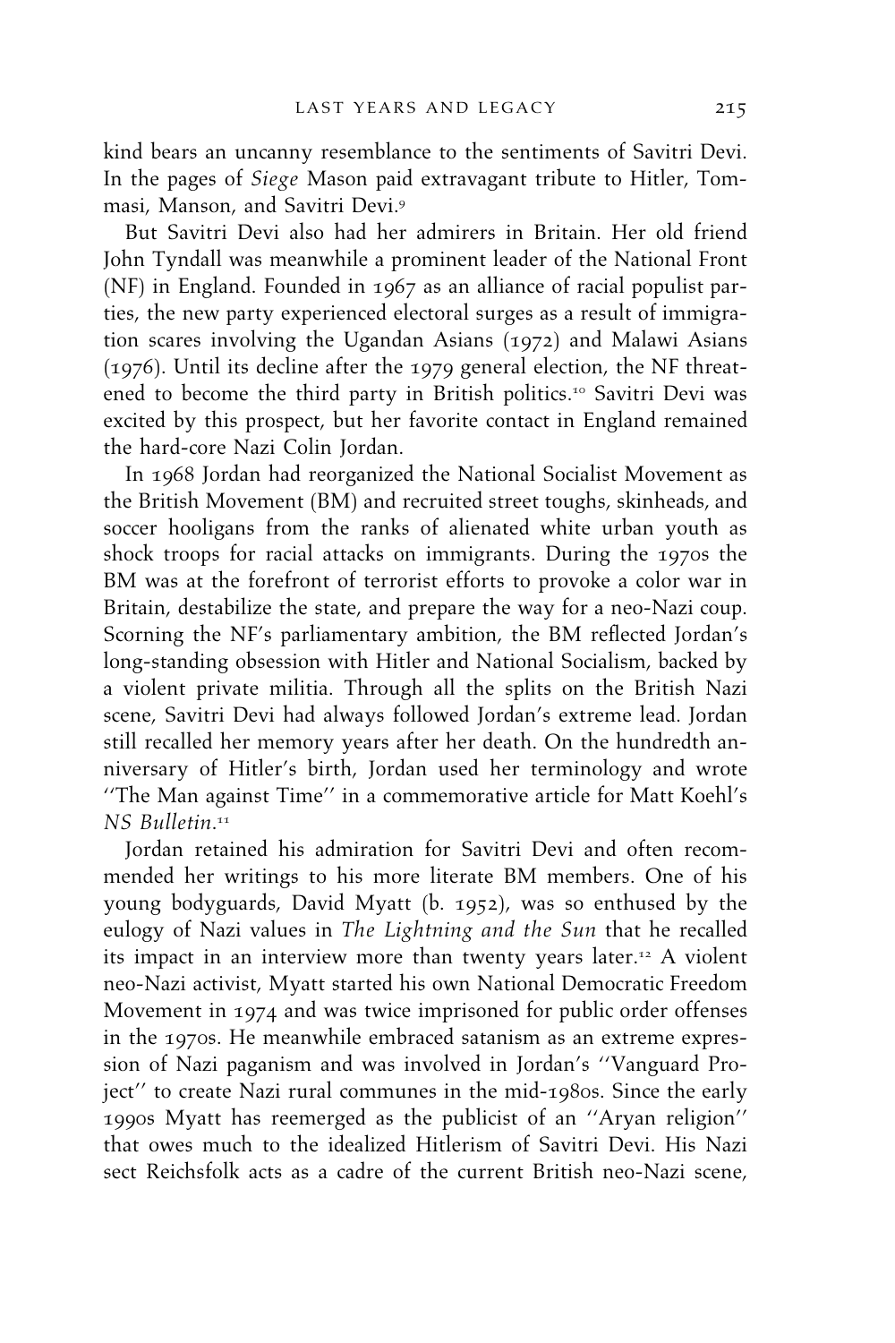kind bears an uncanny resemblance to the sentiments of Savitri Devi. In the pages of *Siege* Mason paid extravagant tribute to Hitler, Tommasi, Manson, and Savitri Devi.[9]

But Savitri Devi also had her admirers in Britain. Her old friend John Tyndall was meanwhile a prominent leader of the National Front (NF) in England. Founded in 1967 as an alliance of racial populist parties, the new party experienced electoral surges as a result of immigration scares involving the Ugandan Asians (1972) and Malawi Asians (1976). Until its decline after the 1979 general election, the NF threatened to become the third party in British politics.[10] Savitri Devi was excited by this prospect, but her favorite contact in England remained the hard-core Nazi Colin Jordan.

In 1968 Jordan had reorganized the National Socialist Movement as the British Movement (BM) and recruited street toughs, skinheads, and soccer hooligans from the ranks of alienated white urban youth as shock troops for racial attacks on immigrants. During the 1970s the BM was at the forefront of terrorist efforts to provoke a color war in Britain, destabilize the state, and prepare the way for a neo-Nazi coup. Scorning the NF's parliamentary ambition, the BM reflected Jordan's long-standing obsession with Hitler and National Socialism, backed by a violent private militia. Through all the splits on the British Nazi scene, Savitri Devi had always followed Jordan's extreme lead. Jordan still recalled her memory years after her death. On the hundredth anniversary of Hitler's birth, Jordan used her terminology and wrote "The Man against Time" in a commemorative article for Matt Koehl's *NS Bulletin*.[11]

Jordan retained his admiration for Savitri Devi and often recommended her writings to his more literate BM members. One of his young bodyguards, David Myatt (b. 1952), was so enthused by the eulogy of Nazi values in *The Lightning and the Sun* that he recalled its impact in an interview more than twenty years later.[12] A violent neo-Nazi activist, Myatt started his own National Democratic Freedom Movement in 1974 and was twice imprisoned for public order offenses in the 1970s. He meanwhile embraced satanism as an extreme expression of Nazi paganism and was involved in Jordan's "Vanguard Project" to create Nazi rural communes in the mid-1980s. Since the early 1990s Myatt has reemerged as the publicist of an "Aryan religion" that owes much to the idealized Hitlerism of Savitri Devi. His Nazi sect Reichsfolk acts as a cadre of the current British neo-Nazi scene,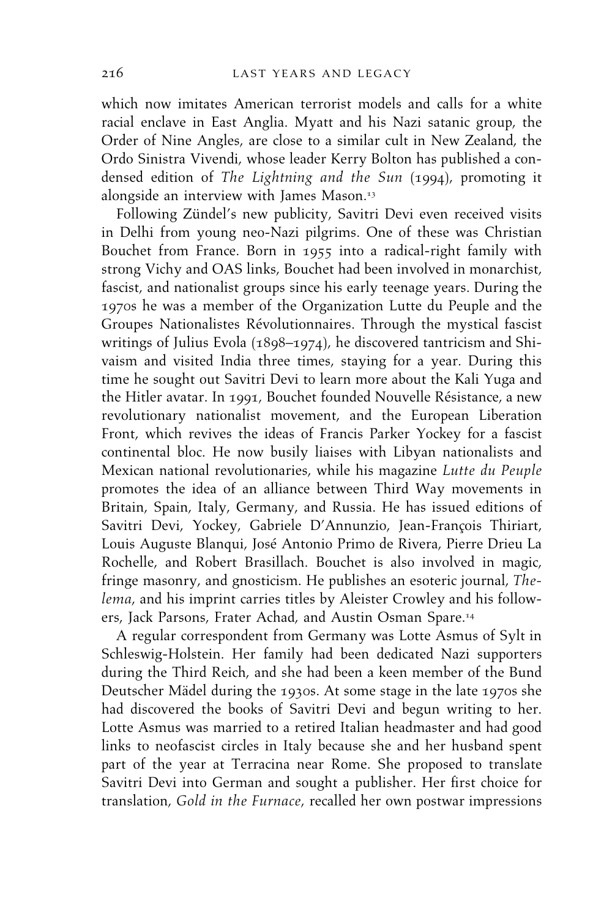which now imitates American terrorist models and calls for a white racial enclave in East Anglia. Myatt and his Nazi satanic group, the Order of Nine Angles, are close to a similar cult in New Zealand, the Ordo Sinistra Vivendi, whose leader Kerry Bolton has published a condensed edition of *The Lightning and the Sun* (1994), promoting it alongside an interview with James Mason.[13]

Following Zündel's new publicity, Savitri Devi even received visits in Delhi from young neo-Nazi pilgrims. One of these was Christian Bouchet from France. Born in 1955 into a radical-right family with strong Vichy and OAS links, Bouchet had been involved in monarchist, fascist, and nationalist groups since his early teenage years. During the 1970s he was a member of the Organization Lutte du Peuple and the Groupes Nationalistes Révolutionnaires. Through the mystical fascist writings of Julius Evola (1898–1974), he discovered tantricism and Shivaism and visited India three times, staying for a year. During this time he sought out Savitri Devi to learn more about the Kali Yuga and the Hitler avatar. In 1991, Bouchet founded Nouvelle Résistance, a new revolutionary nationalist movement, and the European Liberation Front, which revives the ideas of Francis Parker Yockey for a fascist continental bloc. He now busily liaises with Libyan nationalists and Mexican national revolutionaries, while his magazine *Lutte du Peuple* promotes the idea of an alliance between Third Way movements in Britain, Spain, Italy, Germany, and Russia. He has issued editions of Savitri Devi, Yockey, Gabriele D'Annunzio, Jean-François Thiriart, Louis Auguste Blanqui, José Antonio Primo de Rivera, Pierre Drieu La Rochelle, and Robert Brasillach. Bouchet is also involved in magic, fringe masonry, and gnosticism. He publishes an esoteric journal, *Thelema*, and his imprint carries titles by Aleister Crowley and his followers, Jack Parsons, Frater Achad, and Austin Osman Spare.[14]

A regular correspondent from Germany was Lotte Asmus of Sylt in Schleswig-Holstein. Her family had been dedicated Nazi supporters during the Third Reich, and she had been a keen member of the Bund Deutscher Mädel during the 1930s. At some stage in the late 1970s she had discovered the books of Savitri Devi and begun writing to her. Lotte Asmus was married to a retired Italian headmaster and had good links to neofascist circles in Italy because she and her husband spent part of the year at Terracina near Rome. She proposed to translate Savitri Devi into German and sought a publisher. Her first choice for translation, *Gold in the Furnace*, recalled her own postwar impressions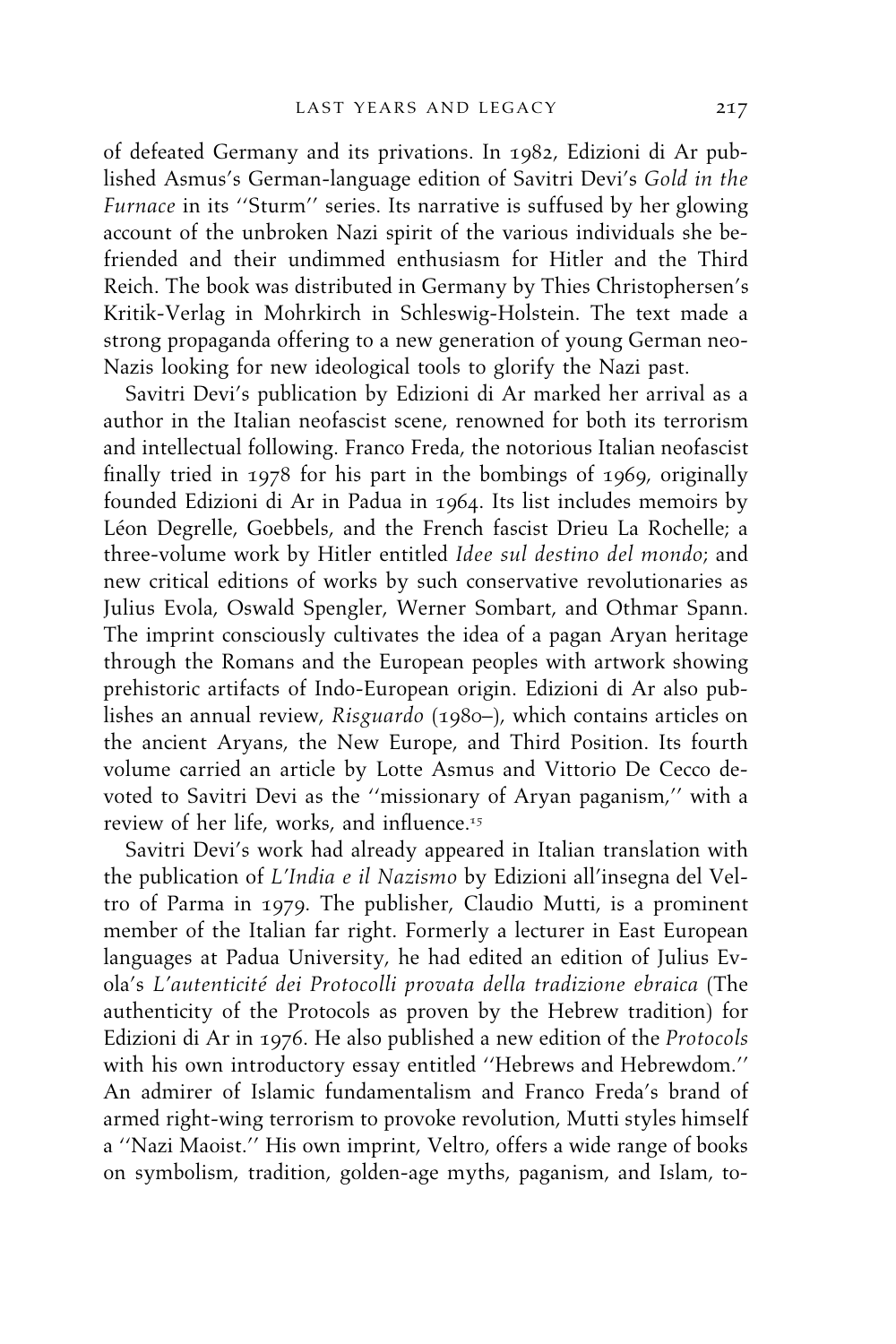of defeated Germany and its privations. In 1982, Edizioni di Ar published Asmus's German-language edition of Savitri Devi's *Gold in the Furnace* in its ''Sturm'' series. Its narrative is suffused by her glowing account of the unbroken Nazi spirit of the various individuals she befriended and their undimmed enthusiasm for Hitler and the Third Reich. The book was distributed in Germany by Thies Christophersen's Kritik-Verlag in Mohrkirch in Schleswig-Holstein. The text made a strong propaganda offering to a new generation of young German neo-Nazis looking for new ideological tools to glorify the Nazi past.

Savitri Devi's publication by Edizioni di Ar marked her arrival as a author in the Italian neofascist scene, renowned for both its terrorism and intellectual following. Franco Freda, the notorious Italian neofascist finally tried in 1978 for his part in the bombings of 1969, originally founded Edizioni di Ar in Padua in 1964. Its list includes memoirs by Léon Degrelle, Goebbels, and the French fascist Drieu La Rochelle; a three-volume work by Hitler entitled *Idee sul destino del mondo*; and new critical editions of works by such conservative revolutionaries as Julius Evola, Oswald Spengler, Werner Sombart, and Othmar Spann. The imprint consciously cultivates the idea of a pagan Aryan heritage through the Romans and the European peoples with artwork showing prehistoric artifacts of Indo-European origin. Edizioni di Ar also publishes an annual review, *Risguardo* (1980–), which contains articles on the ancient Aryans, the New Europe, and Third Position. Its fourth volume carried an article by Lotte Asmus and Vittorio De Cecco devoted to Savitri Devi as the ''missionary of Aryan paganism,'' with a review of her life, works, and influence.[15]

Savitri Devi's work had already appeared in Italian translation with the publication of *L'India e il Nazismo* by Edizioni all'insegna del Veltro of Parma in 1979. The publisher, Claudio Mutti, is a prominent member of the Italian far right. Formerly a lecturer in East European languages at Padua University, he had edited an edition of Julius Evola's *L'autenticité dei Protocolli provata della tradizione ebraica* (The authenticity of the Protocols as proven by the Hebrew tradition) for Edizioni di Ar in 1976. He also published a new edition of the *Protocols* with his own introductory essay entitled ''Hebrews and Hebrewdom.'' An admirer of Islamic fundamentalism and Franco Freda's brand of armed right-wing terrorism to provoke revolution, Mutti styles himself a ''Nazi Maoist.'' His own imprint, Veltro, offers a wide range of books on symbolism, tradition, golden-age myths, paganism, and Islam, to-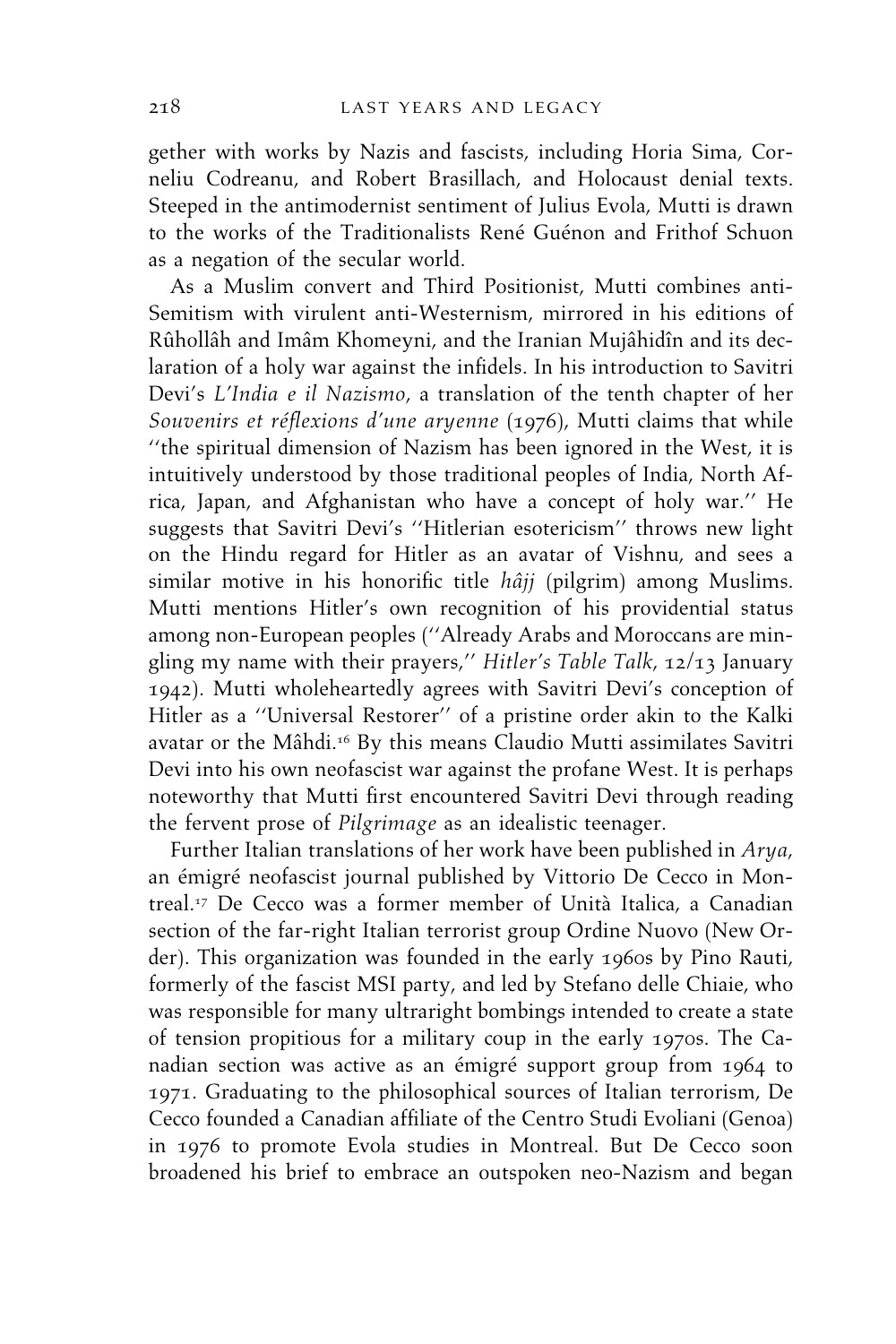gether with works by Nazis and fascists, including Horia Sima, Corneliu Codreanu, and Robert Brasillach, and Holocaust denial texts. Steeped in the antimodernist sentiment of Julius Evola, Mutti is drawn to the works of the Traditionalists René Guénon and Frithof Schuon as a negation of the secular world.

As a Muslim convert and Third Positionist, Mutti combines anti-Semitism with virulent anti-Westernism, mirrored in his editions of Rûhollâh and Imâm Khomeyni, and the Iranian Mujâhidîn and its declaration of a holy war against the infidels. In his introduction to Savitri Devi's *L'India e il Nazismo*, a translation of the tenth chapter of her *Souvenirs et réflexions d'une aryenne* (1976), Mutti claims that while ''the spiritual dimension of Nazism has been ignored in the West, it is intuitively understood by those traditional peoples of India, North Africa, Japan, and Afghanistan who have a concept of holy war.'' He suggests that Savitri Devi's ''Hitlerian esotericism'' throws new light on the Hindu regard for Hitler as an avatar of Vishnu, and sees a similar motive in his honorific title *hâjj* (pilgrim) among Muslims. Mutti mentions Hitler's own recognition of his providential status among non-European peoples (''Already Arabs and Moroccans are mingling my name with their prayers,'' *Hitler's Table Talk*, 12/13 January 1942). Mutti wholeheartedly agrees with Savitri Devi's conception of Hitler as a ''Universal Restorer'' of a pristine order akin to the Kalki avatar or the Mâhdi.[16] By this means Claudio Mutti assimilates Savitri Devi into his own neofascist war against the profane West. It is perhaps noteworthy that Mutti first encountered Savitri Devi through reading the fervent prose of *Pilgrimage* as an idealistic teenager.

Further Italian translations of her work have been published in *Arya*, an émigré neofascist journal published by Vittorio De Cecco in Montreal.[17] De Cecco was a former member of Unità Italica, a Canadian section of the far-right Italian terrorist group Ordine Nuovo (New Order). This organization was founded in the early 1960s by Pino Rauti, formerly of the fascist MSI party, and led by Stefano delle Chiaie, who was responsible for many ultraright bombings intended to create a state of tension propitious for a military coup in the early 1970s. The Canadian section was active as an émigré support group from 1964 to 1971. Graduating to the philosophical sources of Italian terrorism, De Cecco founded a Canadian affiliate of the Centro Studi Evoliani (Genoa) in 1976 to promote Evola studies in Montreal. But De Cecco soon broadened his brief to embrace an outspoken neo-Nazism and began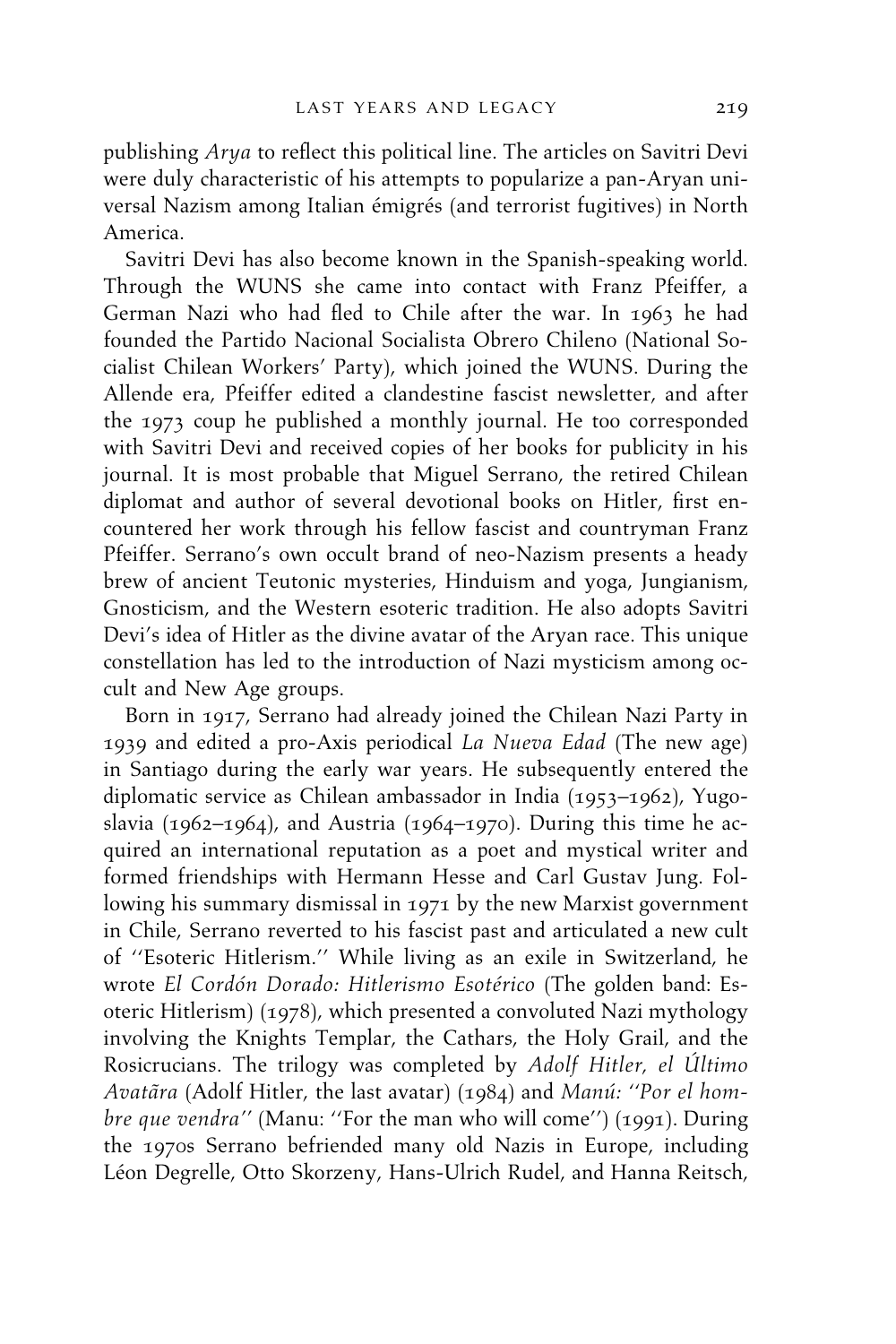publishing *Arya* to reflect this political line. The articles on Savitri Devi were duly characteristic of his attempts to popularize a pan-Aryan universal Nazism among Italian émigrés (and terrorist fugitives) in North America.

Savitri Devi has also become known in the Spanish-speaking world. Through the WUNS she came into contact with Franz Pfeiffer, a German Nazi who had fled to Chile after the war. In 1963 he had founded the Partido Nacional Socialista Obrero Chileno (National Socialist Chilean Workers' Party), which joined the WUNS. During the Allende era, Pfeiffer edited a clandestine fascist newsletter, and after the 1973 coup he published a monthly journal. He too corresponded with Savitri Devi and received copies of her books for publicity in his journal. It is most probable that Miguel Serrano, the retired Chilean diplomat and author of several devotional books on Hitler, first encountered her work through his fellow fascist and countryman Franz Pfeiffer. Serrano's own occult brand of neo-Nazism presents a heady brew of ancient Teutonic mysteries, Hinduism and yoga, Jungianism, Gnosticism, and the Western esoteric tradition. He also adopts Savitri Devi's idea of Hitler as the divine avatar of the Aryan race. This unique constellation has led to the introduction of Nazi mysticism among occult and New Age groups.

Born in 1917, Serrano had already joined the Chilean Nazi Party in 1939 and edited a pro-Axis periodical *La Nueva Edad* (The new age) in Santiago during the early war years. He subsequently entered the diplomatic service as Chilean ambassador in India (1953–1962), Yugoslavia (1962–1964), and Austria (1964–1970). During this time he acquired an international reputation as a poet and mystical writer and formed friendships with Hermann Hesse and Carl Gustav Jung. Following his summary dismissal in 1971 by the new Marxist government in Chile, Serrano reverted to his fascist past and articulated a new cult of ''Esoteric Hitlerism.'' While living as an exile in Switzerland, he wrote *El Cordón Dorado: Hitlerismo Esotérico* (The golden band: Esoteric Hitlerism) (1978), which presented a convoluted Nazi mythology involving the Knights Templar, the Cathars, the Holy Grail, and the Rosicrucians. The trilogy was completed by *Adolf Hitler, el Último Avatãra* (Adolf Hitler, the last avatar) (1984) and *Manú: ''Por el hombre que vendra''* (Manu: ''For the man who will come'') (1991). During the 1970s Serrano befriended many old Nazis in Europe, including Léon Degrelle, Otto Skorzeny, Hans-Ulrich Rudel, and Hanna Reitsch,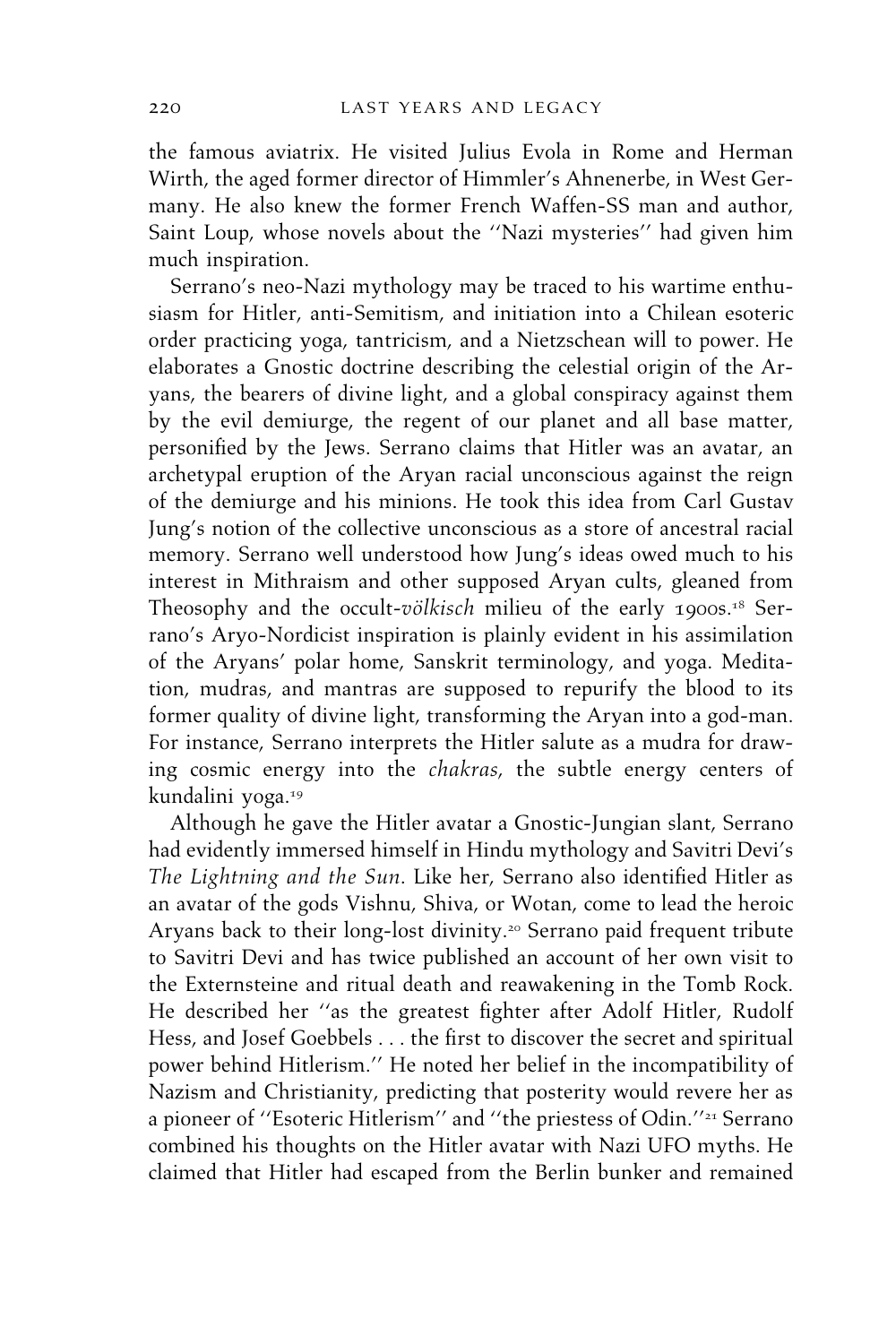the famous aviatrix. He visited Julius Evola in Rome and Herman Wirth, the aged former director of Himmler's Ahnenerbe, in West Germany. He also knew the former French Waffen-SS man and author, Saint Loup, whose novels about the ''Nazi mysteries'' had given him much inspiration.

Serrano's neo-Nazi mythology may be traced to his wartime enthusiasm for Hitler, anti-Semitism, and initiation into a Chilean esoteric order practicing yoga, tantricism, and a Nietzschean will to power. He elaborates a Gnostic doctrine describing the celestial origin of the Aryans, the bearers of divine light, and a global conspiracy against them by the evil demiurge, the regent of our planet and all base matter, personified by the Jews. Serrano claims that Hitler was an avatar, an archetypal eruption of the Aryan racial unconscious against the reign of the demiurge and his minions. He took this idea from Carl Gustav Jung's notion of the collective unconscious as a store of ancestral racial memory. Serrano well understood how Jung's ideas owed much to his interest in Mithraism and other supposed Aryan cults, gleaned from Theosophy and the occult-*völkisch* milieu of the early 1900s.[18] Serrano's Aryo-Nordicist inspiration is plainly evident in his assimilation of the Aryans' polar home, Sanskrit terminology, and yoga. Meditation, mudras, and mantras are supposed to repurify the blood to its former quality of divine light, transforming the Aryan into a god-man. For instance, Serrano interprets the Hitler salute as a mudra for drawing cosmic energy into the *chakras*, the subtle energy centers of kundalini yoga.[19]

Although he gave the Hitler avatar a Gnostic-Jungian slant, Serrano had evidently immersed himself in Hindu mythology and Savitri Devi's *The Lightning and the Sun*. Like her, Serrano also identified Hitler as an avatar of the gods Vishnu, Shiva, or Wotan, come to lead the heroic Aryans back to their long-lost divinity.[20] Serrano paid frequent tribute to Savitri Devi and has twice published an account of her own visit to the Externsteine and ritual death and reawakening in the Tomb Rock. He described her ''as the greatest fighter after Adolf Hitler, Rudolf Hess, and Josef Goebbels . . . the first to discover the secret and spiritual power behind Hitlerism.'' He noted her belief in the incompatibility of Nazism and Christianity, predicting that posterity would revere her as a pioneer of ''Esoteric Hitlerism'' and ''the priestess of Odin.''[21] Serrano combined his thoughts on the Hitler avatar with Nazi UFO myths. He claimed that Hitler had escaped from the Berlin bunker and remained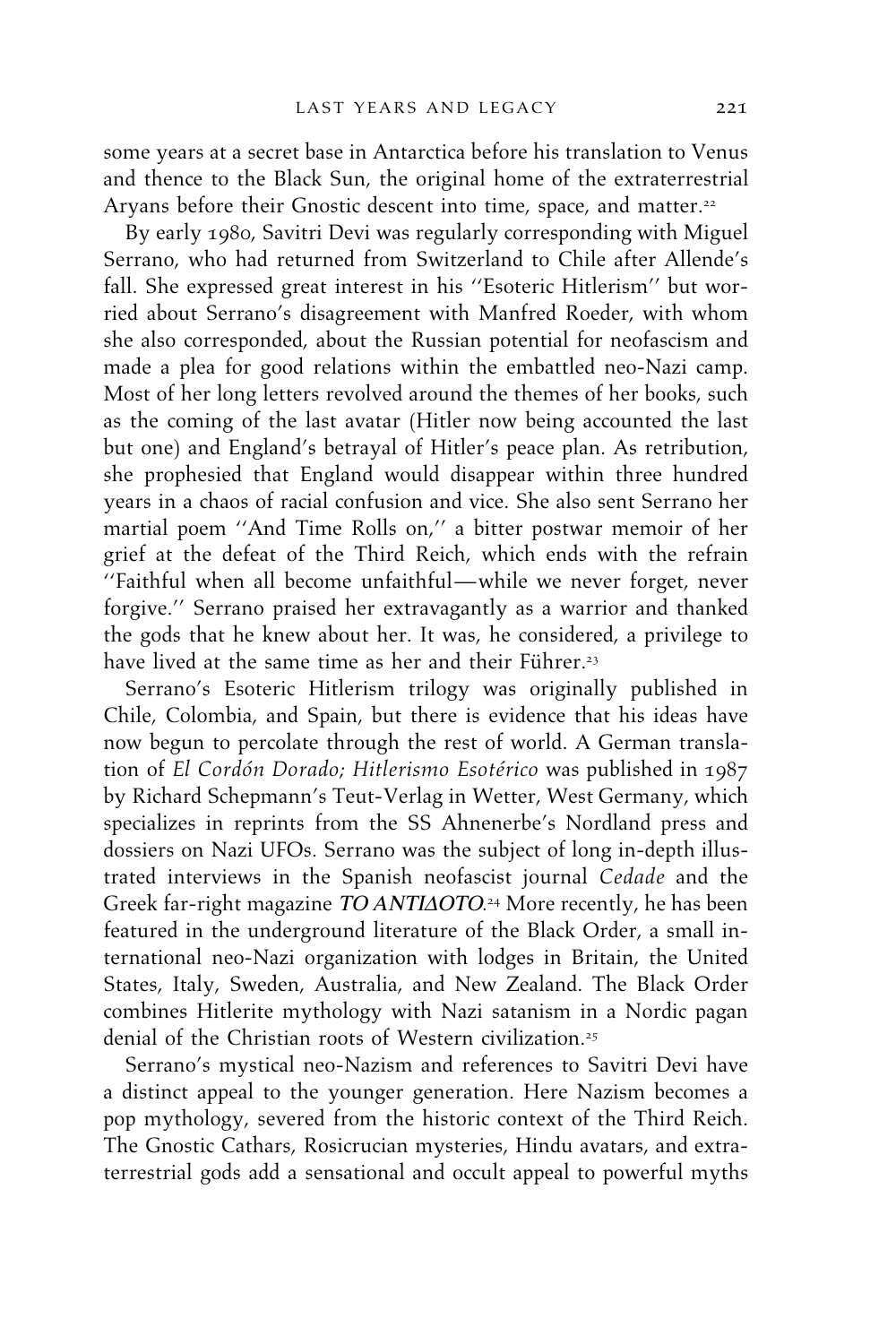some years at a secret base in Antarctica before his translation to Venus and thence to the Black Sun, the original home of the extraterrestrial Aryans before their Gnostic descent into time, space, and matter.[22]

By early 1980, Savitri Devi was regularly corresponding with Miguel Serrano, who had returned from Switzerland to Chile after Allende's fall. She expressed great interest in his ''Esoteric Hitlerism'' but worried about Serrano's disagreement with Manfred Roeder, with whom she also corresponded, about the Russian potential for neofascism and made a plea for good relations within the embattled neo-Nazi camp. Most of her long letters revolved around the themes of her books, such as the coming of the last avatar (Hitler now being accounted the last but one) and England's betrayal of Hitler's peace plan. As retribution, she prophesied that England would disappear within three hundred years in a chaos of racial confusion and vice. She also sent Serrano her martial poem ''And Time Rolls on,'' a bitter postwar memoir of her grief at the defeat of the Third Reich, which ends with the refrain ''Faithful when all become unfaithful—while we never forget, never forgive.'' Serrano praised her extravagantly as a warrior and thanked the gods that he knew about her. It was, he considered, a privilege to have lived at the same time as her and their Führer.[23]

Serrano's Esoteric Hitlerism trilogy was originally published in Chile, Colombia, and Spain, but there is evidence that his ideas have now begun to percolate through the rest of world. A German translation of *El Cordón Dorado; Hitlerismo Esotérico* was published in 1987 by Richard Schepmann's Teut-Verlag in Wetter, West Germany, which specializes in reprints from the SS Ahnenerbe's Nordland press and dossiers on Nazi UFOs. Serrano was the subject of long in-depth illustrated interviews in the Spanish neofascist journal *Cedade* and the Greek far-right magazine ***TO ANTIΔOTO***.[24] More recently, he has been featured in the underground literature of the Black Order, a small international neo-Nazi organization with lodges in Britain, the United States, Italy, Sweden, Australia, and New Zealand. The Black Order combines Hitlerite mythology with Nazi satanism in a Nordic pagan denial of the Christian roots of Western civilization.[25]

Serrano's mystical neo-Nazism and references to Savitri Devi have a distinct appeal to the younger generation. Here Nazism becomes a pop mythology, severed from the historic context of the Third Reich. The Gnostic Cathars, Rosicrucian mysteries, Hindu avatars, and extraterrestrial gods add a sensational and occult appeal to powerful myths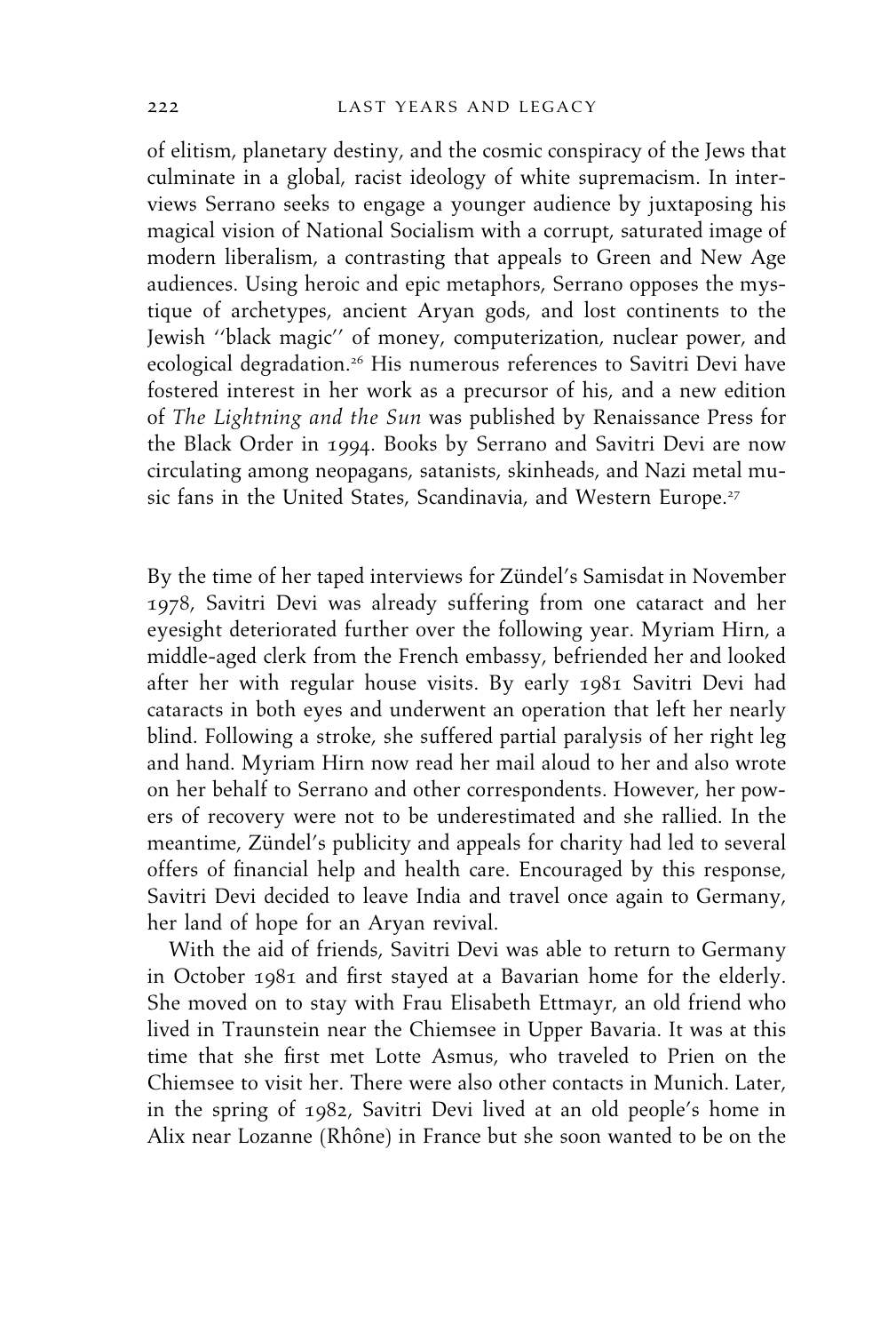of elitism, planetary destiny, and the cosmic conspiracy of the Jews that culminate in a global, racist ideology of white supremacism. In interviews Serrano seeks to engage a younger audience by juxtaposing his magical vision of National Socialism with a corrupt, saturated image of modern liberalism, a contrasting that appeals to Green and New Age audiences. Using heroic and epic metaphors, Serrano opposes the mystique of archetypes, ancient Aryan gods, and lost continents to the Jewish ''black magic'' of money, computerization, nuclear power, and ecological degradation.[26] His numerous references to Savitri Devi have fostered interest in her work as a precursor of his, and a new edition of *The Lightning and the Sun* was published by Renaissance Press for the Black Order in 1994. Books by Serrano and Savitri Devi are now circulating among neopagans, satanists, skinheads, and Nazi metal music fans in the United States, Scandinavia, and Western Europe.[27]

By the time of her taped interviews for Zündel's Samisdat in November 1978, Savitri Devi was already suffering from one cataract and her eyesight deteriorated further over the following year. Myriam Hirn, a middle-aged clerk from the French embassy, befriended her and looked after her with regular house visits. By early 1981 Savitri Devi had cataracts in both eyes and underwent an operation that left her nearly blind. Following a stroke, she suffered partial paralysis of her right leg and hand. Myriam Hirn now read her mail aloud to her and also wrote on her behalf to Serrano and other correspondents. However, her powers of recovery were not to be underestimated and she rallied. In the meantime, Zündel's publicity and appeals for charity had led to several offers of financial help and health care. Encouraged by this response, Savitri Devi decided to leave India and travel once again to Germany, her land of hope for an Aryan revival.

With the aid of friends, Savitri Devi was able to return to Germany in October 1981 and first stayed at a Bavarian home for the elderly. She moved on to stay with Frau Elisabeth Ettmayr, an old friend who lived in Traunstein near the Chiemsee in Upper Bavaria. It was at this time that she first met Lotte Asmus, who traveled to Prien on the Chiemsee to visit her. There were also other contacts in Munich. Later, in the spring of 1982, Savitri Devi lived at an old people's home in Alix near Lozanne (Rhône) in France but she soon wanted to be on the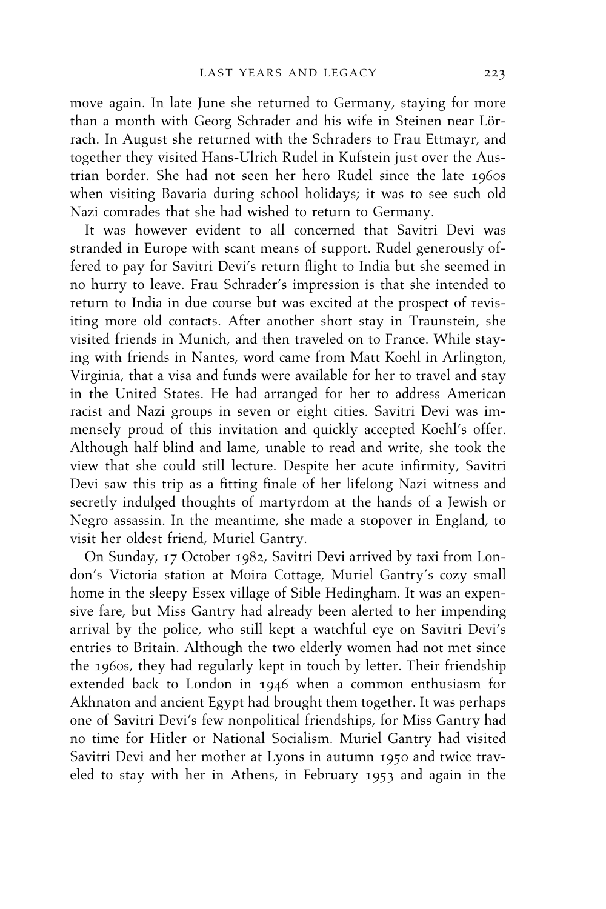move again. In late June she returned to Germany, staying for more than a month with Georg Schrader and his wife in Steinen near Lörrach. In August she returned with the Schraders to Frau Ettmayr, and together they visited Hans-Ulrich Rudel in Kufstein just over the Austrian border. She had not seen her hero Rudel since the late 1960s when visiting Bavaria during school holidays; it was to see such old Nazi comrades that she had wished to return to Germany.

It was however evident to all concerned that Savitri Devi was stranded in Europe with scant means of support. Rudel generously offered to pay for Savitri Devi's return flight to India but she seemed in no hurry to leave. Frau Schrader's impression is that she intended to return to India in due course but was excited at the prospect of revisiting more old contacts. After another short stay in Traunstein, she visited friends in Munich, and then traveled on to France. While staying with friends in Nantes, word came from Matt Koehl in Arlington, Virginia, that a visa and funds were available for her to travel and stay in the United States. He had arranged for her to address American racist and Nazi groups in seven or eight cities. Savitri Devi was immensely proud of this invitation and quickly accepted Koehl's offer. Although half blind and lame, unable to read and write, she took the view that she could still lecture. Despite her acute infirmity, Savitri Devi saw this trip as a fitting finale of her lifelong Nazi witness and secretly indulged thoughts of martyrdom at the hands of a Jewish or Negro assassin. In the meantime, she made a stopover in England, to visit her oldest friend, Muriel Gantry.

On Sunday, 17 October 1982, Savitri Devi arrived by taxi from London's Victoria station at Moira Cottage, Muriel Gantry's cozy small home in the sleepy Essex village of Sible Hedingham. It was an expensive fare, but Miss Gantry had already been alerted to her impending arrival by the police, who still kept a watchful eye on Savitri Devi's entries to Britain. Although the two elderly women had not met since the 1960s, they had regularly kept in touch by letter. Their friendship extended back to London in 1946 when a common enthusiasm for Akhnaton and ancient Egypt had brought them together. It was perhaps one of Savitri Devi's few nonpolitical friendships, for Miss Gantry had no time for Hitler or National Socialism. Muriel Gantry had visited Savitri Devi and her mother at Lyons in autumn 1950 and twice traveled to stay with her in Athens, in February 1953 and again in the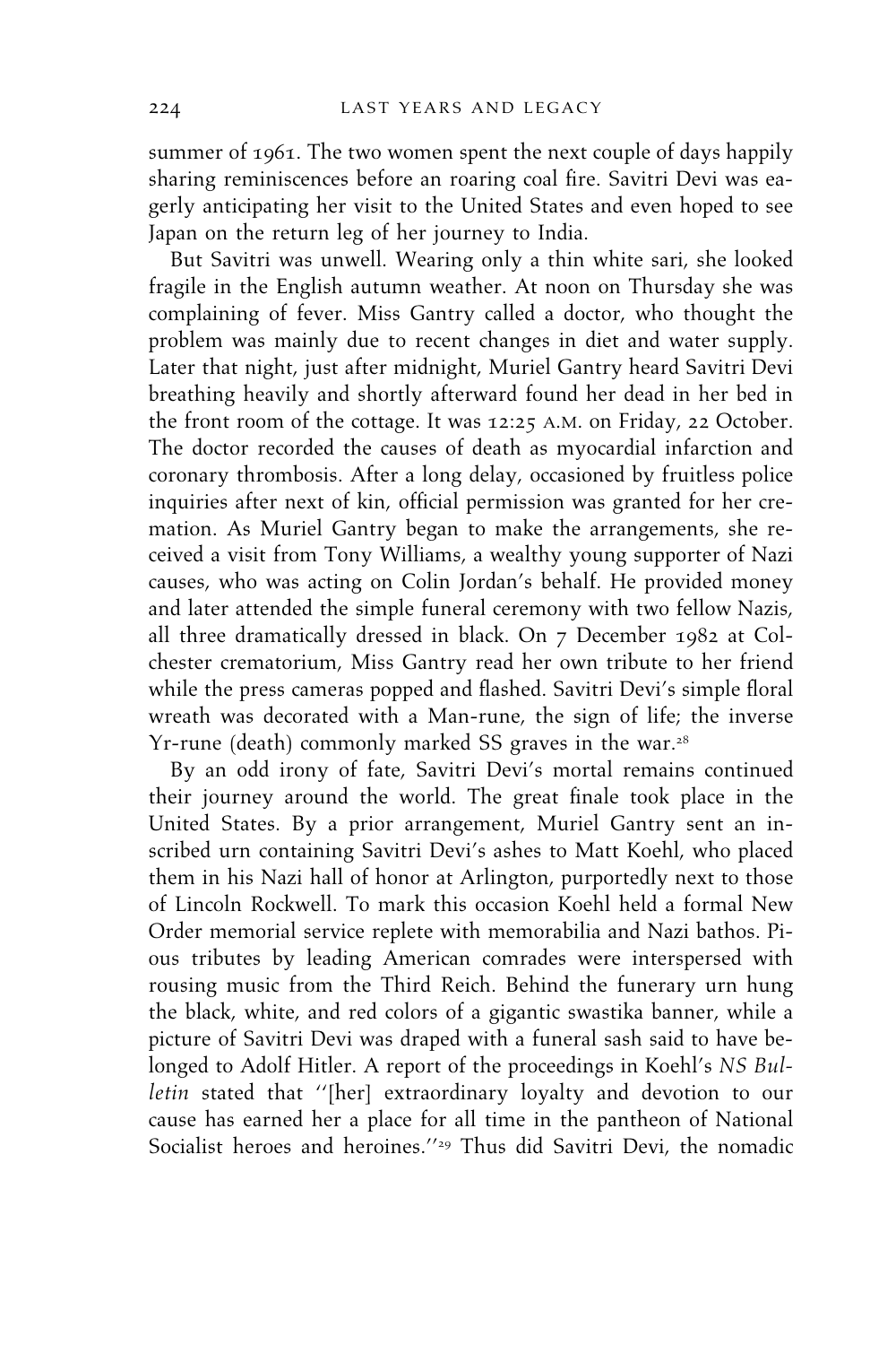summer of 1961. The two women spent the next couple of days happily sharing reminiscences before an roaring coal fire. Savitri Devi was eagerly anticipating her visit to the United States and even hoped to see Japan on the return leg of her journey to India.

But Savitri was unwell. Wearing only a thin white sari, she looked fragile in the English autumn weather. At noon on Thursday she was complaining of fever. Miss Gantry called a doctor, who thought the problem was mainly due to recent changes in diet and water supply. Later that night, just after midnight, Muriel Gantry heard Savitri Devi breathing heavily and shortly afterward found her dead in her bed in the front room of the cottage. It was 12:25 A.M. on Friday, 22 October. The doctor recorded the causes of death as myocardial infarction and coronary thrombosis. After a long delay, occasioned by fruitless police inquiries after next of kin, official permission was granted for her cremation. As Muriel Gantry began to make the arrangements, she received a visit from Tony Williams, a wealthy young supporter of Nazi causes, who was acting on Colin Jordan's behalf. He provided money and later attended the simple funeral ceremony with two fellow Nazis, all three dramatically dressed in black. On 7 December 1982 at Colchester crematorium, Miss Gantry read her own tribute to her friend while the press cameras popped and flashed. Savitri Devi's simple floral wreath was decorated with a Man-rune, the sign of life; the inverse Yr-rune (death) commonly marked SS graves in the war.[28]

By an odd irony of fate, Savitri Devi's mortal remains continued their journey around the world. The great finale took place in the United States. By a prior arrangement, Muriel Gantry sent an inscribed urn containing Savitri Devi's ashes to Matt Koehl, who placed them in his Nazi hall of honor at Arlington, purportedly next to those of Lincoln Rockwell. To mark this occasion Koehl held a formal New Order memorial service replete with memorabilia and Nazi bathos. Pious tributes by leading American comrades were interspersed with rousing music from the Third Reich. Behind the funerary urn hung the black, white, and red colors of a gigantic swastika banner, while a picture of Savitri Devi was draped with a funeral sash said to have belonged to Adolf Hitler. A report of the proceedings in Koehl's *NS Bulletin* stated that "[her] extraordinary loyalty and devotion to our cause has earned her a place for all time in the pantheon of National Socialist heroes and heroines."[29] Thus did Savitri Devi, the nomadic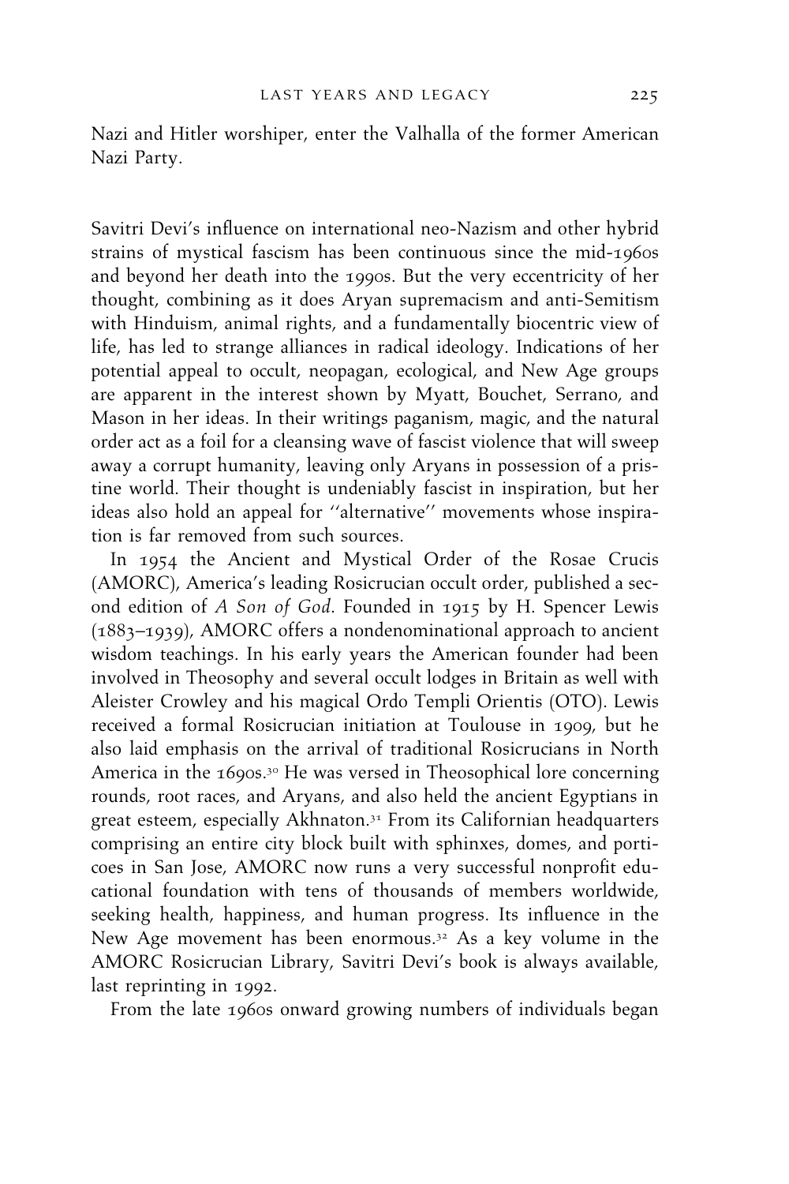Nazi and Hitler worshiper, enter the Valhalla of the former American Nazi Party.

Savitri Devi's influence on international neo-Nazism and other hybrid strains of mystical fascism has been continuous since the mid-1960s and beyond her death into the 1990s. But the very eccentricity of her thought, combining as it does Aryan supremacism and anti-Semitism with Hinduism, animal rights, and a fundamentally biocentric view of life, has led to strange alliances in radical ideology. Indications of her potential appeal to occult, neopagan, ecological, and New Age groups are apparent in the interest shown by Myatt, Bouchet, Serrano, and Mason in her ideas. In their writings paganism, magic, and the natural order act as a foil for a cleansing wave of fascist violence that will sweep away a corrupt humanity, leaving only Aryans in possession of a pristine world. Their thought is undeniably fascist in inspiration, but her ideas also hold an appeal for ''alternative'' movements whose inspiration is far removed from such sources.

In 1954 the Ancient and Mystical Order of the Rosae Crucis (AMORC), America's leading Rosicrucian occult order, published a second edition of *A Son of God*. Founded in 1915 by H. Spencer Lewis (1883–1939), AMORC offers a nondenominational approach to ancient wisdom teachings. In his early years the American founder had been involved in Theosophy and several occult lodges in Britain as well with Aleister Crowley and his magical Ordo Templi Orientis (OTO). Lewis received a formal Rosicrucian initiation at Toulouse in 1909, but he also laid emphasis on the arrival of traditional Rosicrucians in North America in the 1690s.[30] He was versed in Theosophical lore concerning rounds, root races, and Aryans, and also held the ancient Egyptians in great esteem, especially Akhnaton.[31] From its Californian headquarters comprising an entire city block built with sphinxes, domes, and porticoes in San Jose, AMORC now runs a very successful nonprofit educational foundation with tens of thousands of members worldwide, seeking health, happiness, and human progress. Its influence in the New Age movement has been enormous.[32] As a key volume in the AMORC Rosicrucian Library, Savitri Devi's book is always available, last reprinting in 1992.

From the late 1960s onward growing numbers of individuals began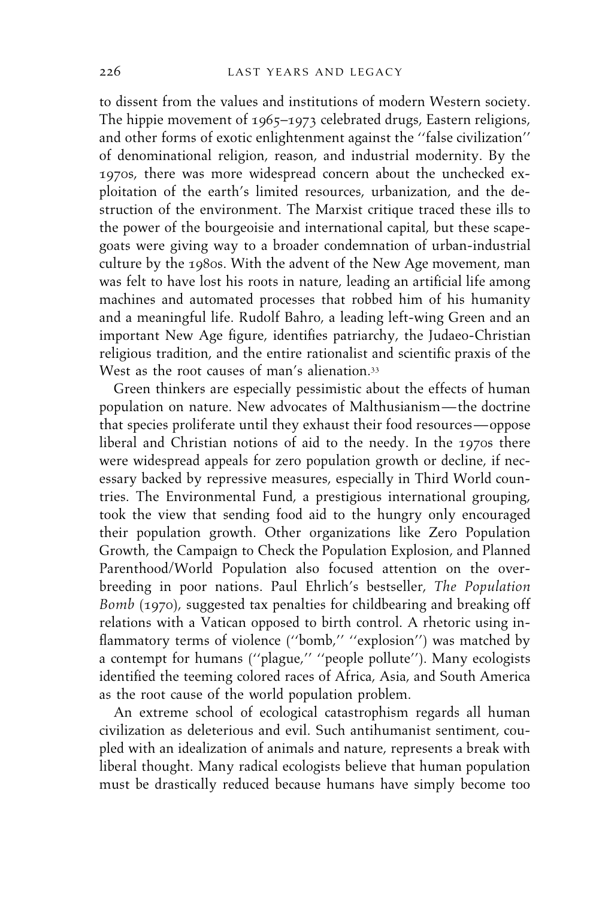to dissent from the values and institutions of modern Western society. The hippie movement of 1965–1973 celebrated drugs, Eastern religions, and other forms of exotic enlightenment against the ''false civilization'' of denominational religion, reason, and industrial modernity. By the 1970s, there was more widespread concern about the unchecked exploitation of the earth's limited resources, urbanization, and the destruction of the environment. The Marxist critique traced these ills to the power of the bourgeoisie and international capital, but these scapegoats were giving way to a broader condemnation of urban-industrial culture by the 1980s. With the advent of the New Age movement, man was felt to have lost his roots in nature, leading an artificial life among machines and automated processes that robbed him of his humanity and a meaningful life. Rudolf Bahro, a leading left-wing Green and an important New Age figure, identifies patriarchy, the Judaeo-Christian religious tradition, and the entire rationalist and scientific praxis of the West as the root causes of man's alienation.[33]

Green thinkers are especially pessimistic about the effects of human population on nature. New advocates of Malthusianism—the doctrine that species proliferate until they exhaust their food resources—oppose liberal and Christian notions of aid to the needy. In the 1970s there were widespread appeals for zero population growth or decline, if necessary backed by repressive measures, especially in Third World countries. The Environmental Fund, a prestigious international grouping, took the view that sending food aid to the hungry only encouraged their population growth. Other organizations like Zero Population Growth, the Campaign to Check the Population Explosion, and Planned Parenthood/World Population also focused attention on the overbreeding in poor nations. Paul Ehrlich's bestseller, *The Population Bomb* (1970), suggested tax penalties for childbearing and breaking off relations with a Vatican opposed to birth control. A rhetoric using inflammatory terms of violence (''bomb,'' ''explosion'') was matched by a contempt for humans (''plague,'' ''people pollute''). Many ecologists identified the teeming colored races of Africa, Asia, and South America as the root cause of the world population problem.

An extreme school of ecological catastrophism regards all human civilization as deleterious and evil. Such antihumanist sentiment, coupled with an idealization of animals and nature, represents a break with liberal thought. Many radical ecologists believe that human population must be drastically reduced because humans have simply become too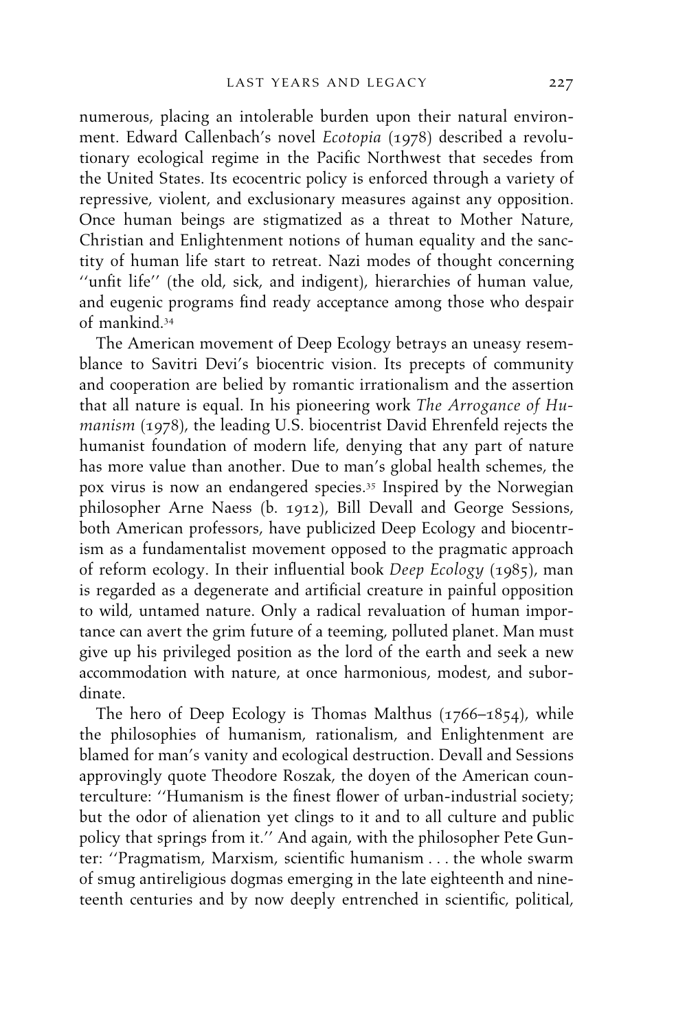numerous, placing an intolerable burden upon their natural environment. Edward Callenbach's novel *Ecotopia* (1978) described a revolutionary ecological regime in the Pacific Northwest that secedes from the United States. Its ecocentric policy is enforced through a variety of repressive, violent, and exclusionary measures against any opposition. Once human beings are stigmatized as a threat to Mother Nature, Christian and Enlightenment notions of human equality and the sanctity of human life start to retreat. Nazi modes of thought concerning ''unfit life'' (the old, sick, and indigent), hierarchies of human value, and eugenic programs find ready acceptance among those who despair of mankind.[34]

The American movement of Deep Ecology betrays an uneasy resemblance to Savitri Devi's biocentric vision. Its precepts of community and cooperation are belied by romantic irrationalism and the assertion that all nature is equal. In his pioneering work *The Arrogance of Humanism* (1978), the leading U.S. biocentrist David Ehrenfeld rejects the humanist foundation of modern life, denying that any part of nature has more value than another. Due to man's global health schemes, the pox virus is now an endangered species.[35] Inspired by the Norwegian philosopher Arne Naess (b. 1912), Bill Devall and George Sessions, both American professors, have publicized Deep Ecology and biocentrism as a fundamentalist movement opposed to the pragmatic approach of reform ecology. In their influential book *Deep Ecology* (1985), man is regarded as a degenerate and artificial creature in painful opposition to wild, untamed nature. Only a radical revaluation of human importance can avert the grim future of a teeming, polluted planet. Man must give up his privileged position as the lord of the earth and seek a new accommodation with nature, at once harmonious, modest, and subordinate.

The hero of Deep Ecology is Thomas Malthus (1766–1854), while the philosophies of humanism, rationalism, and Enlightenment are blamed for man's vanity and ecological destruction. Devall and Sessions approvingly quote Theodore Roszak, the doyen of the American counterculture: ''Humanism is the finest flower of urban-industrial society; but the odor of alienation yet clings to it and to all culture and public policy that springs from it.'' And again, with the philosopher Pete Gunter: ''Pragmatism, Marxism, scientific humanism . . . the whole swarm of smug antireligious dogmas emerging in the late eighteenth and nineteenth centuries and by now deeply entrenched in scientific, political,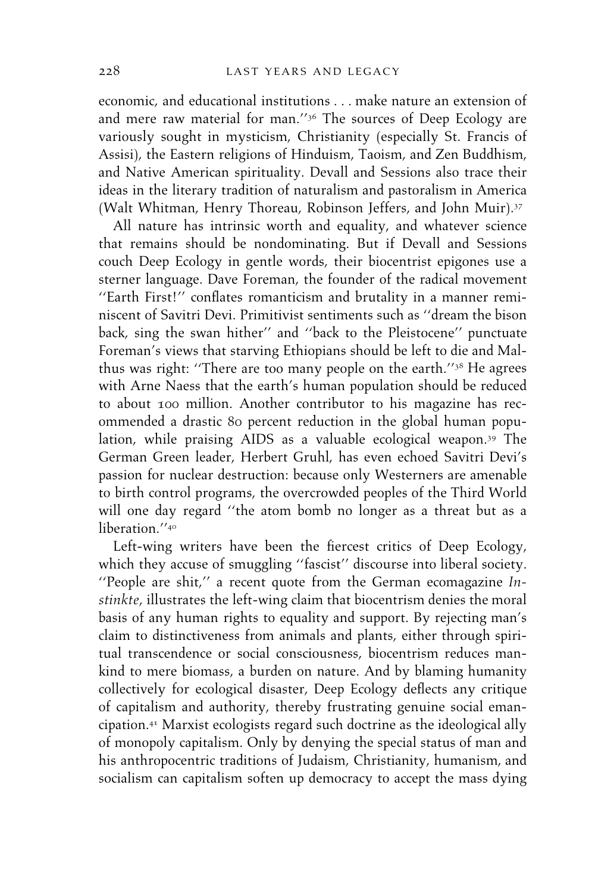economic, and educational institutions . . . make nature an extension of and mere raw material for man.''[36] The sources of Deep Ecology are variously sought in mysticism, Christianity (especially St. Francis of Assisi), the Eastern religions of Hinduism, Taoism, and Zen Buddhism, and Native American spirituality. Devall and Sessions also trace their ideas in the literary tradition of naturalism and pastoralism in America (Walt Whitman, Henry Thoreau, Robinson Jeffers, and John Muir).[37]

All nature has intrinsic worth and equality, and whatever science that remains should be nondominating. But if Devall and Sessions couch Deep Ecology in gentle words, their biocentrist epigones use a sterner language. Dave Foreman, the founder of the radical movement ''Earth First!'' conflates romanticism and brutality in a manner reminiscent of Savitri Devi. Primitivist sentiments such as ''dream the bison back, sing the swan hither'' and ''back to the Pleistocene'' punctuate Foreman's views that starving Ethiopians should be left to die and Malthus was right: ''There are too many people on the earth.''[38] He agrees with Arne Naess that the earth's human population should be reduced to about 100 million. Another contributor to his magazine has recommended a drastic 80 percent reduction in the global human population, while praising AIDS as a valuable ecological weapon.[39] The German Green leader, Herbert Gruhl, has even echoed Savitri Devi's passion for nuclear destruction: because only Westerners are amenable to birth control programs, the overcrowded peoples of the Third World will one day regard ''the atom bomb no longer as a threat but as a liberation.''[40]

Left-wing writers have been the fiercest critics of Deep Ecology, which they accuse of smuggling ''fascist'' discourse into liberal society. ''People are shit,'' a recent quote from the German ecomagazine *Instinkte*, illustrates the left-wing claim that biocentrism denies the moral basis of any human rights to equality and support. By rejecting man's claim to distinctiveness from animals and plants, either through spiritual transcendence or social consciousness, biocentrism reduces mankind to mere biomass, a burden on nature. And by blaming humanity collectively for ecological disaster, Deep Ecology deflects any critique of capitalism and authority, thereby frustrating genuine social emancipation.[41] Marxist ecologists regard such doctrine as the ideological ally of monopoly capitalism. Only by denying the special status of man and his anthropocentric traditions of Judaism, Christianity, humanism, and socialism can capitalism soften up democracy to accept the mass dying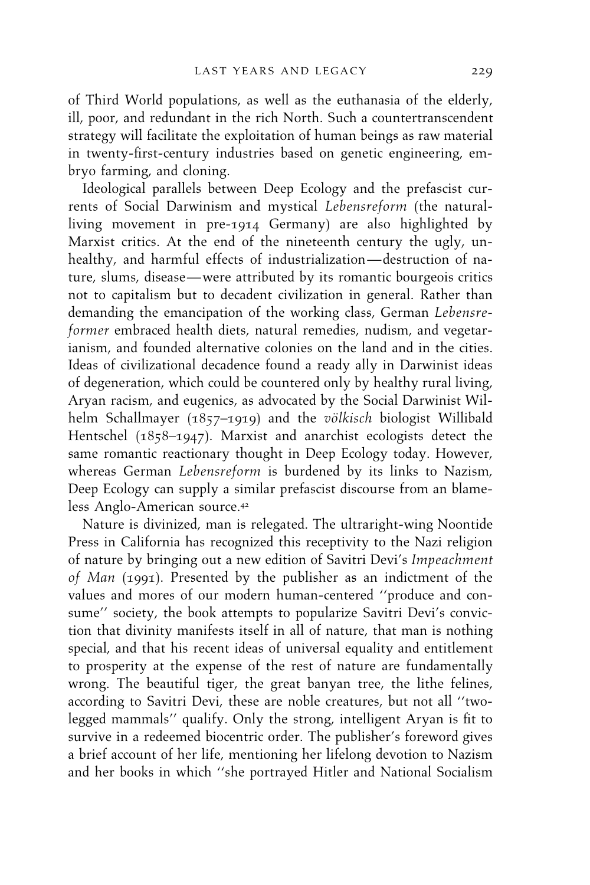of Third World populations, as well as the euthanasia of the elderly, ill, poor, and redundant in the rich North. Such a countertranscendent strategy will facilitate the exploitation of human beings as raw material in twenty-first-century industries based on genetic engineering, embryo farming, and cloning.

Ideological parallels between Deep Ecology and the prefascist currents of Social Darwinism and mystical *Lebensreform* (the natural-living movement in pre-1914 Germany) are also highlighted by Marxist critics. At the end of the nineteenth century the ugly, unhealthy, and harmful effects of industrialization—destruction of nature, slums, disease—were attributed by its romantic bourgeois critics not to capitalism but to decadent civilization in general. Rather than demanding the emancipation of the working class, German *Lebensreformer* embraced health diets, natural remedies, nudism, and vegetarianism, and founded alternative colonies on the land and in the cities. Ideas of civilizational decadence found a ready ally in Darwinist ideas of degeneration, which could be countered only by healthy rural living, Aryan racism, and eugenics, as advocated by the Social Darwinist Wilhelm Schallmayer (1857–1919) and the *völkisch* biologist Willibald Hentschel (1858–1947). Marxist and anarchist ecologists detect the same romantic reactionary thought in Deep Ecology today. However, whereas German *Lebensreform* is burdened by its links to Nazism, Deep Ecology can supply a similar prefascist discourse from an blameless Anglo-American source.[42]

Nature is divinized, man is relegated. The ultraright-wing Noontide Press in California has recognized this receptivity to the Nazi religion of nature by bringing out a new edition of Savitri Devi's *Impeachment of Man* (1991). Presented by the publisher as an indictment of the values and mores of our modern human-centered ''produce and consume'' society, the book attempts to popularize Savitri Devi's conviction that divinity manifests itself in all of nature, that man is nothing special, and that his recent ideas of universal equality and entitlement to prosperity at the expense of the rest of nature are fundamentally wrong. The beautiful tiger, the great banyan tree, the lithe felines, according to Savitri Devi, these are noble creatures, but not all ''two-legged mammals'' qualify. Only the strong, intelligent Aryan is fit to survive in a redeemed biocentric order. The publisher's foreword gives a brief account of her life, mentioning her lifelong devotion to Nazism and her books in which ''she portrayed Hitler and National Socialism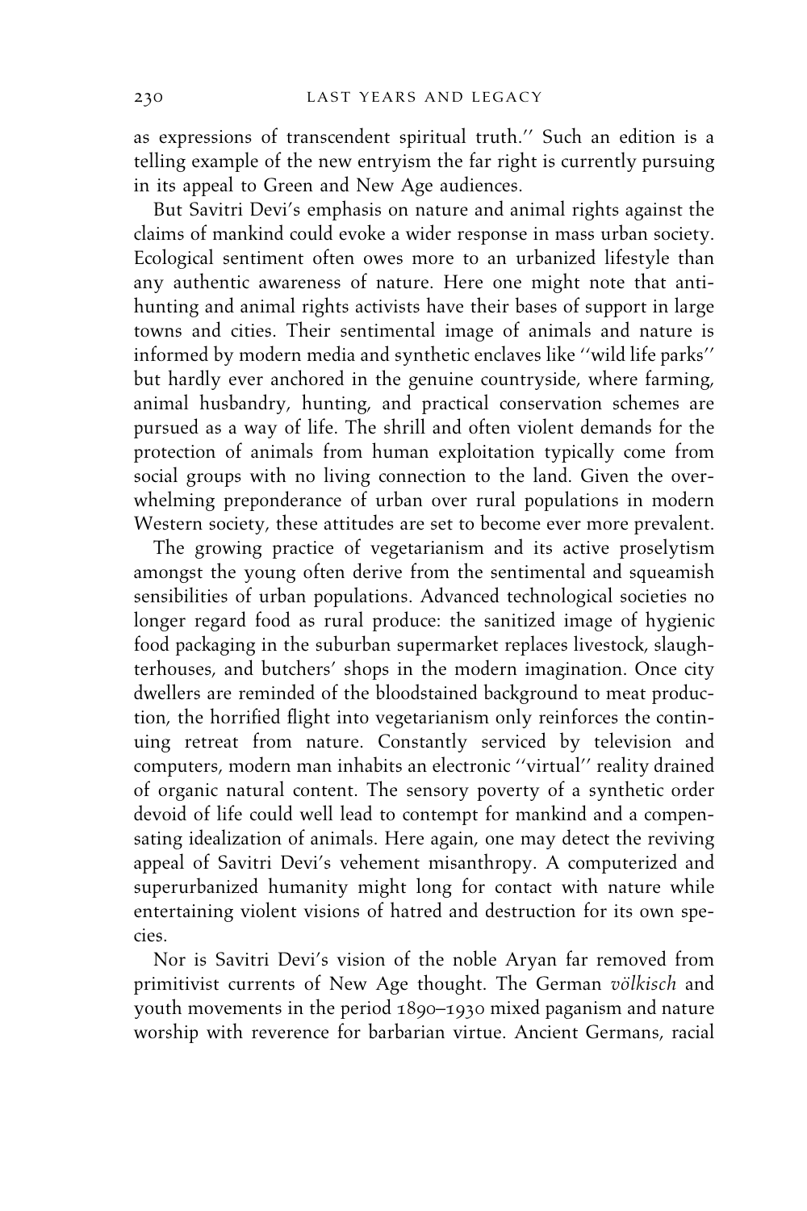as expressions of transcendent spiritual truth.'' Such an edition is a telling example of the new entryism the far right is currently pursuing in its appeal to Green and New Age audiences.

But Savitri Devi's emphasis on nature and animal rights against the claims of mankind could evoke a wider response in mass urban society. Ecological sentiment often owes more to an urbanized lifestyle than any authentic awareness of nature. Here one might note that anti-hunting and animal rights activists have their bases of support in large towns and cities. Their sentimental image of animals and nature is informed by modern media and synthetic enclaves like ''wild life parks'' but hardly ever anchored in the genuine countryside, where farming, animal husbandry, hunting, and practical conservation schemes are pursued as a way of life. The shrill and often violent demands for the protection of animals from human exploitation typically come from social groups with no living connection to the land. Given the overwhelming preponderance of urban over rural populations in modern Western society, these attitudes are set to become ever more prevalent.

The growing practice of vegetarianism and its active proselytism amongst the young often derive from the sentimental and squeamish sensibilities of urban populations. Advanced technological societies no longer regard food as rural produce: the sanitized image of hygienic food packaging in the suburban supermarket replaces livestock, slaughterhouses, and butchers' shops in the modern imagination. Once city dwellers are reminded of the bloodstained background to meat production, the horrified flight into vegetarianism only reinforces the continuing retreat from nature. Constantly serviced by television and computers, modern man inhabits an electronic ''virtual'' reality drained of organic natural content. The sensory poverty of a synthetic order devoid of life could well lead to contempt for mankind and a compensating idealization of animals. Here again, one may detect the reviving appeal of Savitri Devi's vehement misanthropy. A computerized and superurbanized humanity might long for contact with nature while entertaining violent visions of hatred and destruction for its own species.

Nor is Savitri Devi's vision of the noble Aryan far removed from primitivist currents of New Age thought. The German *völkisch* and youth movements in the period 1890–1930 mixed paganism and nature worship with reverence for barbarian virtue. Ancient Germans, racial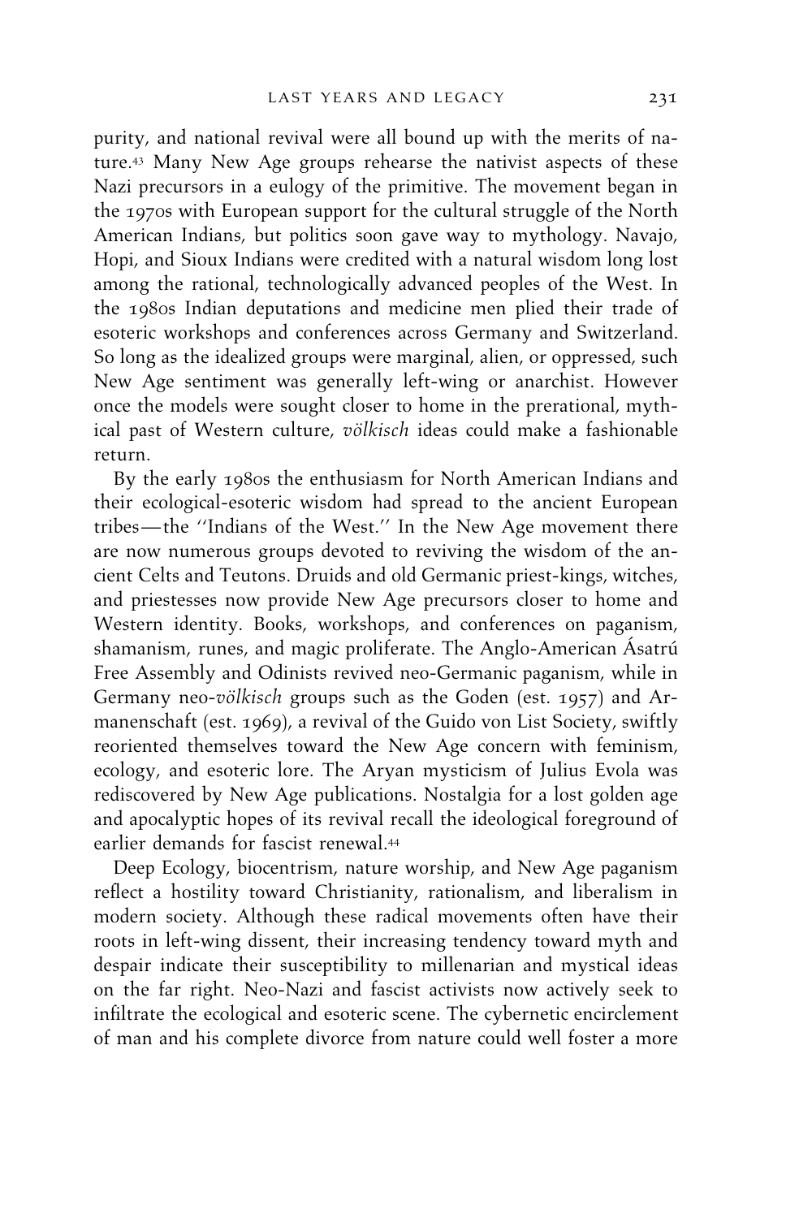purity, and national revival were all bound up with the merits of nature.[43] Many New Age groups rehearse the nativist aspects of these Nazi precursors in a eulogy of the primitive. The movement began in the 1970s with European support for the cultural struggle of the North American Indians, but politics soon gave way to mythology. Navajo, Hopi, and Sioux Indians were credited with a natural wisdom long lost among the rational, technologically advanced peoples of the West. In the 1980s Indian deputations and medicine men plied their trade of esoteric workshops and conferences across Germany and Switzerland. So long as the idealized groups were marginal, alien, or oppressed, such New Age sentiment was generally left-wing or anarchist. However once the models were sought closer to home in the prerational, mythical past of Western culture, *völkisch* ideas could make a fashionable return.

By the early 1980s the enthusiasm for North American Indians and their ecological-esoteric wisdom had spread to the ancient European tribes—the ''Indians of the West.'' In the New Age movement there are now numerous groups devoted to reviving the wisdom of the ancient Celts and Teutons. Druids and old Germanic priest-kings, witches, and priestesses now provide New Age precursors closer to home and Western identity. Books, workshops, and conferences on paganism, shamanism, runes, and magic proliferate. The Anglo-American Ásatrú Free Assembly and Odinists revived neo-Germanic paganism, while in Germany neo-*völkisch* groups such as the Goden (est. 1957) and Armanenschaft (est. 1969), a revival of the Guido von List Society, swiftly reoriented themselves toward the New Age concern with feminism, ecology, and esoteric lore. The Aryan mysticism of Julius Evola was rediscovered by New Age publications. Nostalgia for a lost golden age and apocalyptic hopes of its revival recall the ideological foreground of earlier demands for fascist renewal.[44]

Deep Ecology, biocentrism, nature worship, and New Age paganism reflect a hostility toward Christianity, rationalism, and liberalism in modern society. Although these radical movements often have their roots in left-wing dissent, their increasing tendency toward myth and despair indicate their susceptibility to millenarian and mystical ideas on the far right. Neo-Nazi and fascist activists now actively seek to infiltrate the ecological and esoteric scene. The cybernetic encirclement of man and his complete divorce from nature could well foster a more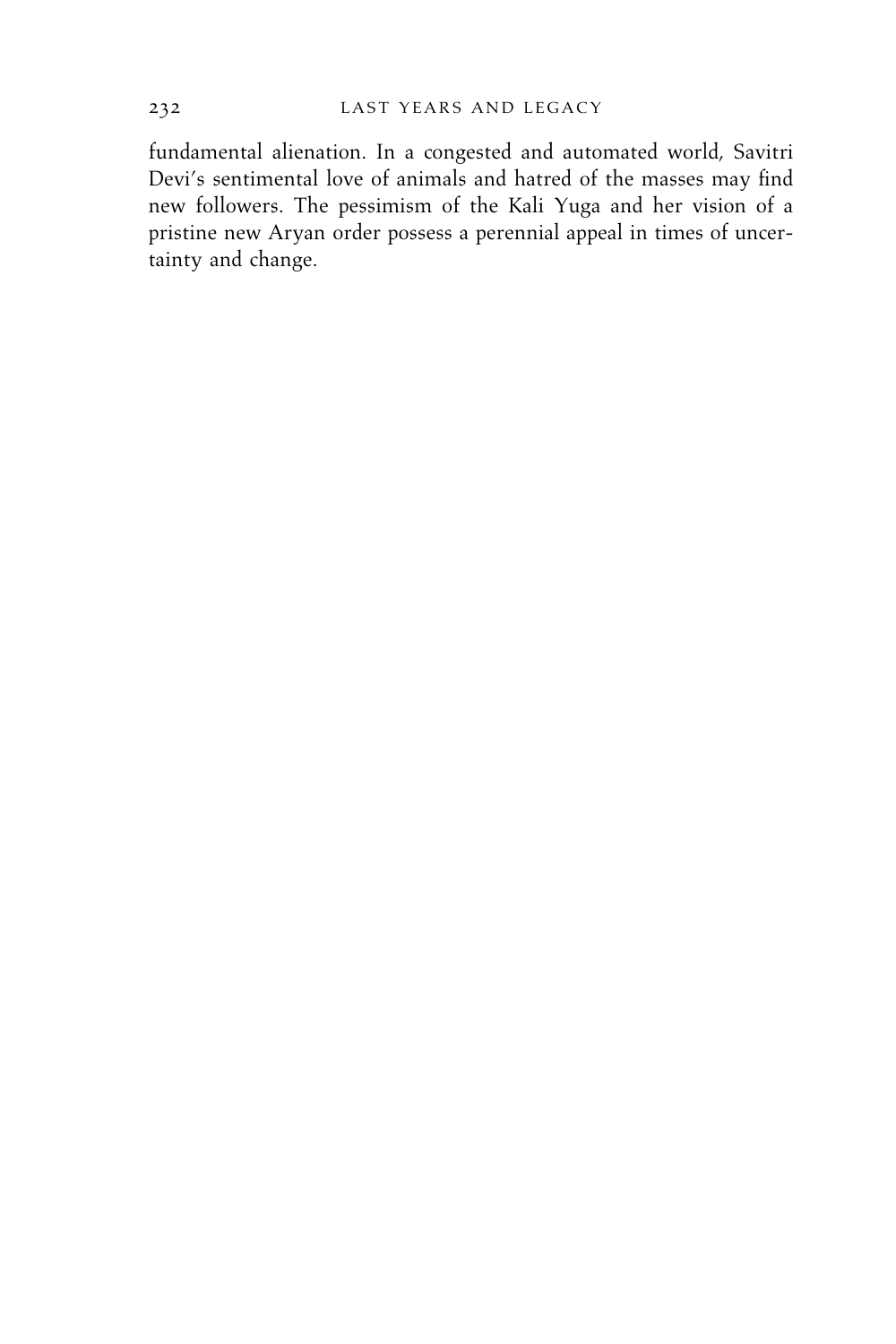fundamental alienation. In a congested and automated world, Savitri Devi's sentimental love of animals and hatred of the masses may find new followers. The pessimism of the Kali Yuga and her vision of a pristine new Aryan order possess a perennial appeal in times of uncertainty and change.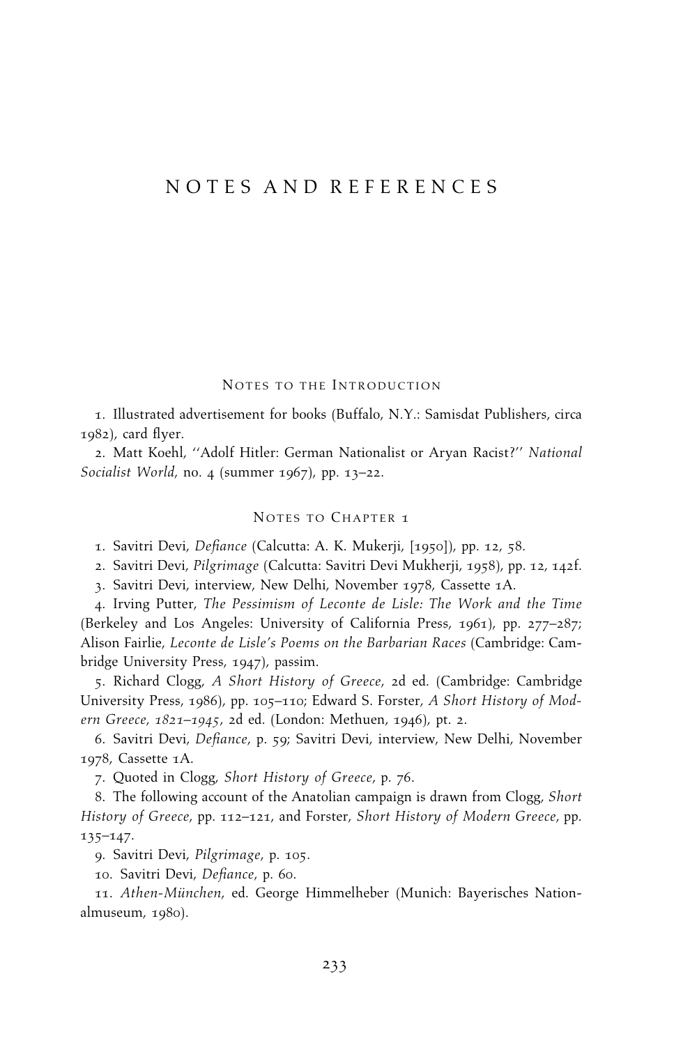# NOTES AND REFERENCES

## Notes to the Introduction

1. Illustrated advertisement for books (Buffalo, N.Y.: Samisdat Publishers, circa 1982), card flyer.

2. Matt Koehl, ''Adolf Hitler: German Nationalist or Aryan Racist?'' *National Socialist World*, no. 4 (summer 1967), pp. 13–22.

## Notes to Chapter 1

1. Savitri Devi, *Defiance* (Calcutta: A. K. Mukerji, [1950]), pp. 12, 58.

2. Savitri Devi, *Pilgrimage* (Calcutta: Savitri Devi Mukherji, 1958), pp. 12, 142f.

3. Savitri Devi, interview, New Delhi, November 1978, Cassette 1A.

4. Irving Putter, *The Pessimism of Leconte de Lisle: The Work and the Time* (Berkeley and Los Angeles: University of California Press, 1961), pp. 277–287; Alison Fairlie, *Leconte de Lisle's Poems on the Barbarian Races* (Cambridge: Cambridge University Press, 1947), passim.

5. Richard Clogg, *A Short History of Greece*, 2d ed. (Cambridge: Cambridge University Press, 1986), pp. 105–110; Edward S. Forster, *A Short History of Modern Greece, 1821–1945*, 2d ed. (London: Methuen, 1946), pt. 2.

6. Savitri Devi, *Defiance*, p. 59; Savitri Devi, interview, New Delhi, November 1978, Cassette 1A.

7. Quoted in Clogg, *Short History of Greece*, p. 76.

8. The following account of the Anatolian campaign is drawn from Clogg, *Short History of Greece*, pp. 112–121, and Forster, *Short History of Modern Greece*, pp. 135–147.

9. Savitri Devi, *Pilgrimage*, p. 105.

10. Savitri Devi, *Defiance*, p. 60.

11. *Athen-München*, ed. George Himmelheber (Munich: Bayerisches Nationalmuseum, 1980).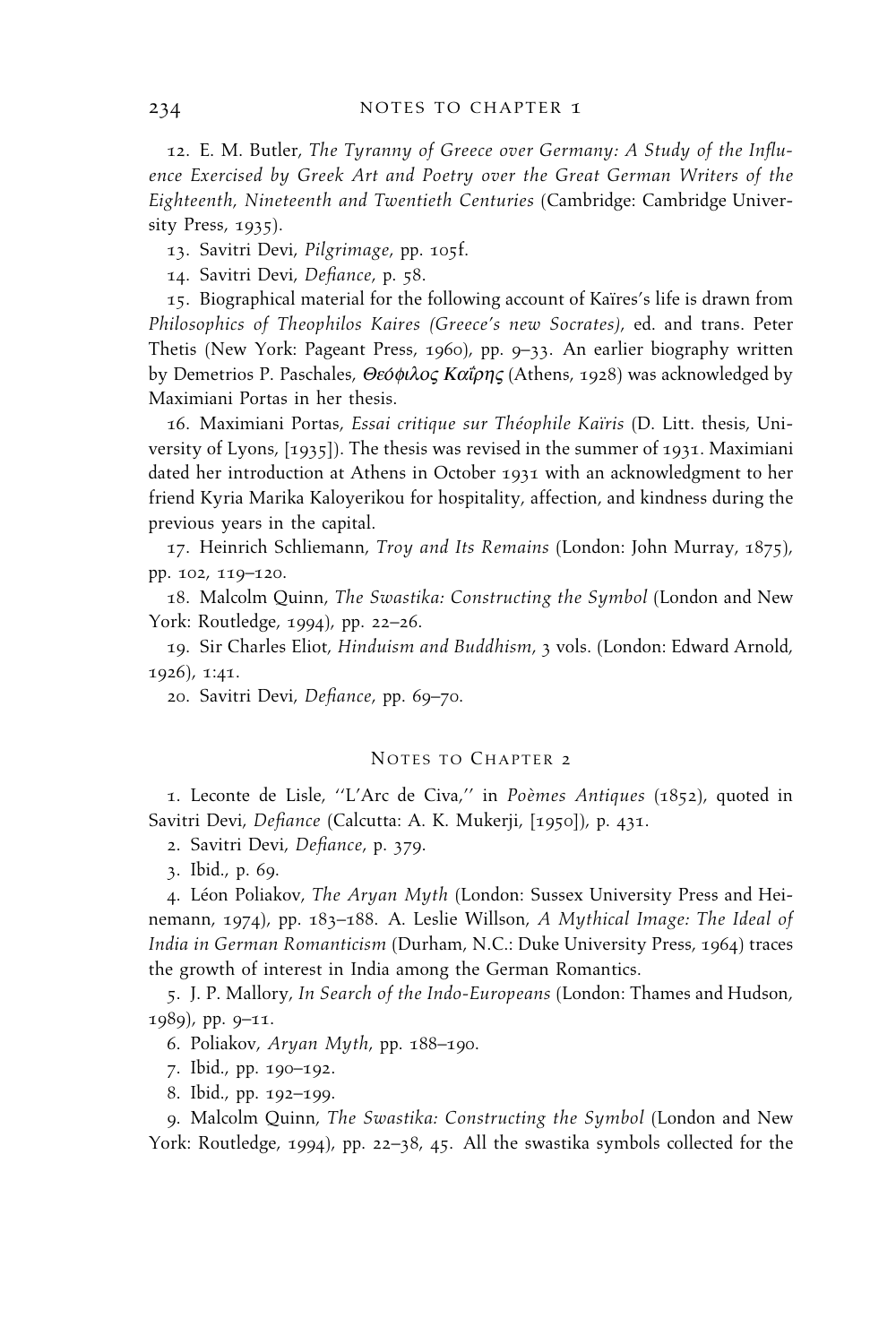12. E. M. Butler, *The Tyranny of Greece over Germany: A Study of the Influence Exercised by Greek Art and Poetry over the Great German Writers of the Eighteenth, Nineteenth and Twentieth Centuries* (Cambridge: Cambridge University Press, 1935).

13. Savitri Devi, *Pilgrimage*, pp. 105f.

14. Savitri Devi, *Defiance*, p. 58.

15. Biographical material for the following account of Kaïres's life is drawn from *Philosophics of Theophilos Kaires (Greece's new Socrates)*, ed. and trans. Peter Thetis (New York: Pageant Press, 1960), pp. 9–33. An earlier biography written by Demetrios P. Paschales, *Θεόφιλος Καΐρης* (Athens, 1928) was acknowledged by Maximiani Portas in her thesis.

16. Maximiani Portas, *Essai critique sur Théophile Kaïris* (D. Litt. thesis, University of Lyons, [1935]). The thesis was revised in the summer of 1931. Maximiani dated her introduction at Athens in October 1931 with an acknowledgment to her friend Kyria Marika Kaloyerikou for hospitality, affection, and kindness during the previous years in the capital.

17. Heinrich Schliemann, *Troy and Its Remains* (London: John Murray, 1875), pp. 102, 119–120.

18. Malcolm Quinn, *The Swastika: Constructing the Symbol* (London and New York: Routledge, 1994), pp. 22–26.

19. Sir Charles Eliot, *Hinduism and Buddhism*, 3 vols. (London: Edward Arnold, 1926), 1:41.

20. Savitri Devi, *Defiance*, pp. 69–70.

## Notes to Chapter 2

1. Leconte de Lisle, ''L'Arc de Civa,'' in *Poèmes Antiques* (1852), quoted in Savitri Devi, *Defiance* (Calcutta: A. K. Mukerji, [1950]), p. 431.

2. Savitri Devi, *Defiance*, p. 379.

3. Ibid., p. 69.

4. Léon Poliakov, *The Aryan Myth* (London: Sussex University Press and Heinemann, 1974), pp. 183–188. A. Leslie Willson, *A Mythical Image: The Ideal of India in German Romanticism* (Durham, N.C.: Duke University Press, 1964) traces the growth of interest in India among the German Romantics.

5. J. P. Mallory, *In Search of the Indo-Europeans* (London: Thames and Hudson, 1989), pp. 9–11.

6. Poliakov, *Aryan Myth*, pp. 188–190.

7. Ibid., pp. 190–192.

8. Ibid., pp. 192–199.

9. Malcolm Quinn, *The Swastika: Constructing the Symbol* (London and New York: Routledge, 1994), pp. 22–38, 45. All the swastika symbols collected for the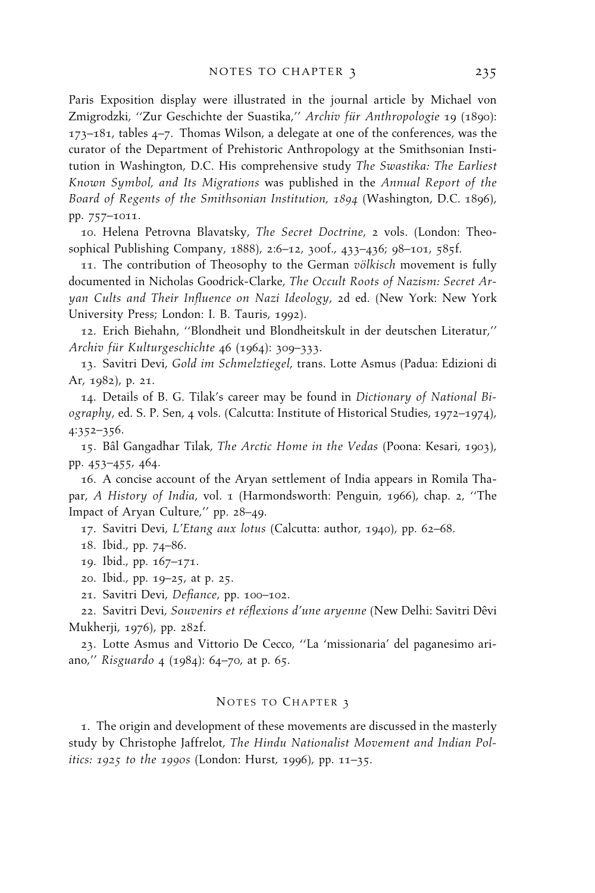Paris Exposition display were illustrated in the journal article by Michael von Zmigrodzki, ''Zur Geschichte der Suastika,'' *Archiv für Anthropologie* 19 (1890): 173–181, tables 4–7. Thomas Wilson, a delegate at one of the conferences, was the curator of the Department of Prehistoric Anthropology at the Smithsonian Institution in Washington, D.C. His comprehensive study *The Swastika: The Earliest Known Symbol, and Its Migrations* was published in the *Annual Report of the Board of Regents of the Smithsonian Institution, 1894* (Washington, D.C. 1896), pp. 757–1011.

10. Helena Petrovna Blavatsky, *The Secret Doctrine*, 2 vols. (London: Theosophical Publishing Company, 1888), 2:6–12, 300f., 433–436; 98–101, 585f.

11. The contribution of Theosophy to the German *völkisch* movement is fully documented in Nicholas Goodrick-Clarke, *The Occult Roots of Nazism: Secret Aryan Cults and Their Influence on Nazi Ideology*, 2d ed. (New York: New York University Press; London: I. B. Tauris, 1992).

12. Erich Biehahn, ''Blondheit und Blondheitskult in der deutschen Literatur,'' *Archiv für Kulturgeschichte* 46 (1964): 309–333.

13. Savitri Devi, *Gold im Schmelztiegel*, trans. Lotte Asmus (Padua: Edizioni di Ar, 1982), p. 21.

14. Details of B. G. Tilak's career may be found in *Dictionary of National Biography*, ed. S. P. Sen, 4 vols. (Calcutta: Institute of Historical Studies, 1972–1974), 4:352–356.

15. Bâl Gangadhar Tilak, *The Arctic Home in the Vedas* (Poona: Kesari, 1903), pp. 453–455, 464.

16. A concise account of the Aryan settlement of India appears in Romila Thapar, *A History of India*, vol. 1 (Harmondsworth: Penguin, 1966), chap. 2, ''The Impact of Aryan Culture,'' pp. 28–49.

17. Savitri Devi, *L'Etang aux lotus* (Calcutta: author, 1940), pp. 62–68.

18. Ibid., pp. 74–86.

19. Ibid., pp. 167–171.

20. Ibid., pp. 19–25, at p. 25.

21. Savitri Devi, *Defiance*, pp. 100–102.

22. Savitri Devi, *Souvenirs et réflexions d'une aryenne* (New Delhi: Savitri Dêvi Mukherji, 1976), pp. 282f.

23. Lotte Asmus and Vittorio De Cecco, ''La 'missionaria' del paganesimo ariano,'' *Risguardo* 4 (1984): 64–70, at p. 65.

## Notes to Chapter 3

1. The origin and development of these movements are discussed in the masterly study by Christophe Jaffrelot, *The Hindu Nationalist Movement and Indian Politics: 1925 to the 1990s* (London: Hurst, 1996), pp. 11–35.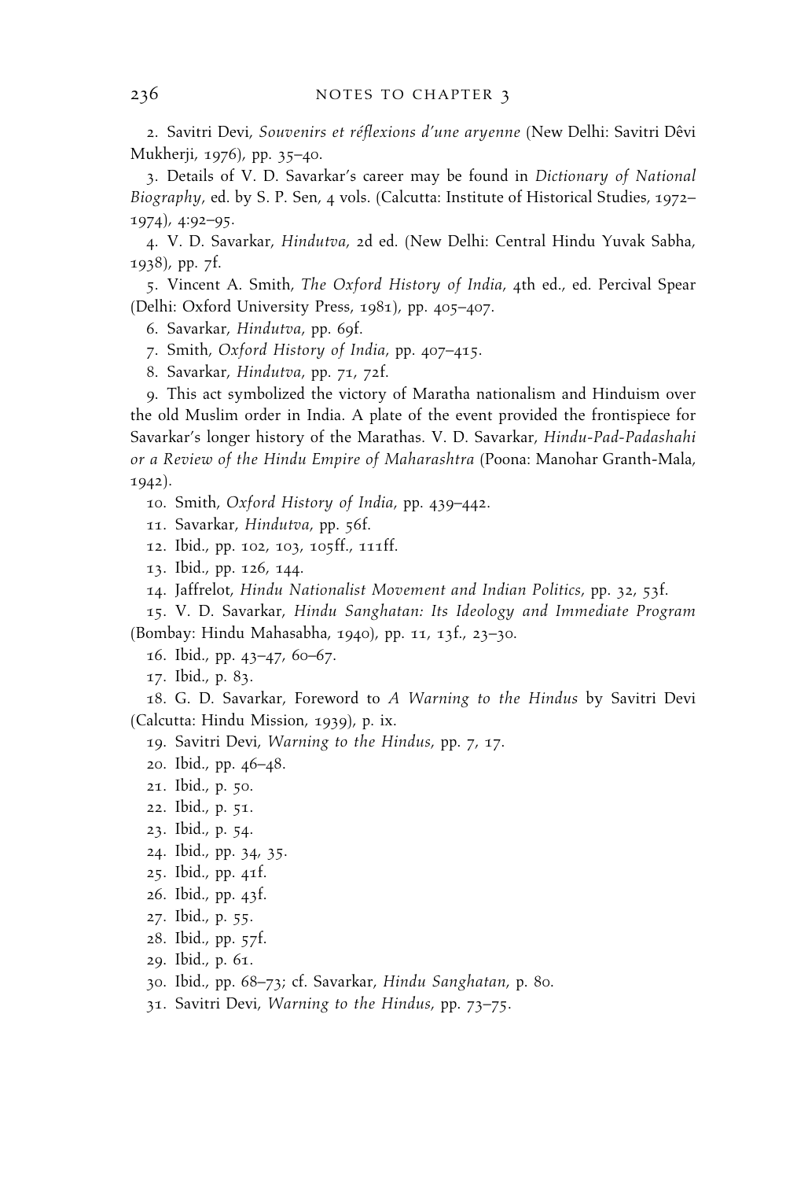2. Savitri Devi, *Souvenirs et réflexions d'une aryenne* (New Delhi: Savitri Dêvi Mukherji, 1976), pp. 35–40.

3. Details of V. D. Savarkar's career may be found in *Dictionary of National Biography*, ed. by S. P. Sen, 4 vols. (Calcutta: Institute of Historical Studies, 1972–1974), 4:92–95.

4. V. D. Savarkar, *Hindutva*, 2d ed. (New Delhi: Central Hindu Yuvak Sabha, 1938), pp. 7f.

5. Vincent A. Smith, *The Oxford History of India*, 4th ed., ed. Percival Spear (Delhi: Oxford University Press, 1981), pp. 405–407.

6. Savarkar, *Hindutva*, pp. 69f.

7. Smith, *Oxford History of India*, pp. 407–415.

8. Savarkar, *Hindutva*, pp. 71, 72f.

9. This act symbolized the victory of Maratha nationalism and Hinduism over the old Muslim order in India. A plate of the event provided the frontispiece for Savarkar's longer history of the Marathas. V. D. Savarkar, *Hindu-Pad-Padashahi or a Review of the Hindu Empire of Maharashtra* (Poona: Manohar Granth-Mala, 1942).

10. Smith, *Oxford History of India*, pp. 439–442.

11. Savarkar, *Hindutva*, pp. 56f.

12. Ibid., pp. 102, 103, 105ff., 111ff.

13. Ibid., pp. 126, 144.

14. Jaffrelot, *Hindu Nationalist Movement and Indian Politics*, pp. 32, 53f.

15. V. D. Savarkar, *Hindu Sanghatan: Its Ideology and Immediate Program* (Bombay: Hindu Mahasabha, 1940), pp. 11, 13f., 23–30.

16. Ibid., pp. 43–47, 60–67.

17. Ibid., p. 83.

18. G. D. Savarkar, Foreword to *A Warning to the Hindus* by Savitri Devi (Calcutta: Hindu Mission, 1939), p. ix.

19. Savitri Devi, *Warning to the Hindus*, pp. 7, 17.

20. Ibid., pp. 46–48.

21. Ibid., p. 50.

22. Ibid., p. 51.

23. Ibid., p. 54.

24. Ibid., pp. 34, 35.

25. Ibid., pp. 41f.

26. Ibid., pp. 43f.

27. Ibid., p. 55.

28. Ibid., pp. 57f.

29. Ibid., p. 61.

30. Ibid., pp. 68–73; cf. Savarkar, *Hindu Sanghatan*, p. 80.

31. Savitri Devi, *Warning to the Hindus*, pp. 73–75.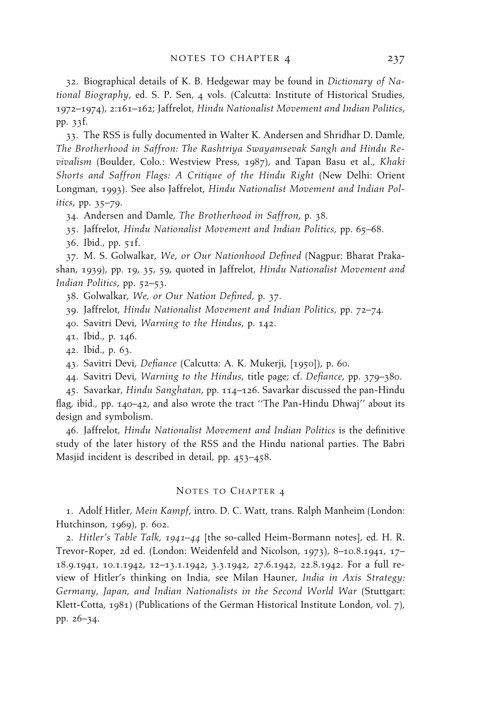32. Biographical details of K. B. Hedgewar may be found in *Dictionary of National Biography*, ed. S. P. Sen, 4 vols. (Calcutta: Institute of Historical Studies, 1972–1974), 2:161–162; Jaffrelot, *Hindu Nationalist Movement and Indian Politics*, pp. 33f.

33. The RSS is fully documented in Walter K. Andersen and Shridhar D. Damle, *The Brotherhood in Saffron: The Rashtriya Swayamsevak Sangh and Hindu Revivalism* (Boulder, Colo.: Westview Press, 1987), and Tapan Basu et al., *Khaki Shorts and Saffron Flags: A Critique of the Hindu Right* (New Delhi: Orient Longman, 1993). See also Jaffrelot, *Hindu Nationalist Movement and Indian Politics*, pp. 35–79.

34. Andersen and Damle, *The Brotherhood in Saffron*, p. 38.

35. Jaffrelot, *Hindu Nationalist Movement and Indian Politics*, pp. 65–68.

36. Ibid., pp. 51f.

37. M. S. Golwalkar, *We, or Our Nationhood Defined* (Nagpur: Bharat Prakashan, 1939), pp. 19, 35, 59, quoted in Jaffrelot, *Hindu Nationalist Movement and Indian Politics*, pp. 52–53.

38. Golwalkar, *We, or Our Nation Defined*, p. 37.

39. Jaffrelot, *Hindu Nationalist Movement and Indian Politics*, pp. 72–74.

40. Savitri Devi, *Warning to the Hindus*, p. 142.

41. Ibid., p. 146.

42. Ibid., p. 63.

43. Savitri Devi, *Defiance* (Calcutta: A. K. Mukerji, [1950]), p. 60.

44. Savitri Devi, *Warning to the Hindus*, title page; cf. *Defiance*, pp. 379–380.

45. Savarkar, *Hindu Sanghatan*, pp. 114–126. Savarkar discussed the pan-Hindu flag, ibid., pp. 140–42, and also wrote the tract ''The Pan-Hindu Dhwaj'' about its design and symbolism.

46. Jaffrelot, *Hindu Nationalist Movement and Indian Politics* is the definitive study of the later history of the RSS and the Hindu national parties. The Babri Masjid incident is described in detail, pp. 453–458.

## Notes to Chapter 4

1. Adolf Hitler, *Mein Kampf*, intro. D. C. Watt, trans. Ralph Manheim (London: Hutchinson, 1969), p. 602.

2. *Hitler's Table Talk, 1941–44* [the so-called Heim-Bormann notes], ed. H. R. Trevor-Roper, 2d ed. (London: Weidenfeld and Nicolson, 1973), 8–10.8.1941, 17–18.9.1941, 10.1.1942, 12–13.1.1942, 3.3.1942, 27.6.1942, 22.8.1942. For a full review of Hitler's thinking on India, see Milan Hauner, *India in Axis Strategy: Germany, Japan, and Indian Nationalists in the Second World War* (Stuttgart: Klett-Cotta, 1981) (Publications of the German Historical Institute London, vol. 7), pp. 26–34.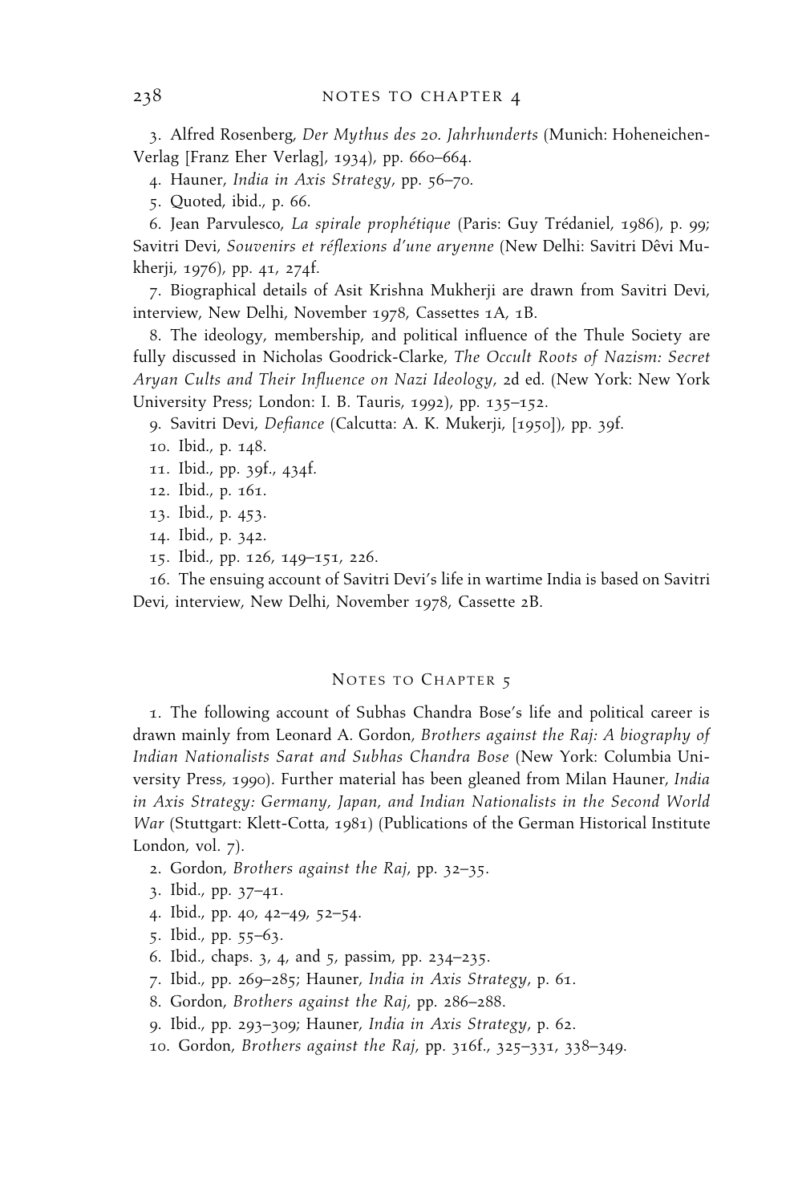3. Alfred Rosenberg, *Der Mythus des 20. Jahrhunderts* (Munich: Hoheneichen-Verlag [Franz Eher Verlag], 1934), pp. 660–664.

4. Hauner, *India in Axis Strategy*, pp. 56–70.

5. Quoted, ibid., p. 66.

6. Jean Parvulesco, *La spirale prophétique* (Paris: Guy Trédaniel, 1986), p. 99; Savitri Devi, *Souvenirs et réflexions d'une aryenne* (New Delhi: Savitri Dêvi Mukherji, 1976), pp. 41, 274f.

7. Biographical details of Asit Krishna Mukherji are drawn from Savitri Devi, interview, New Delhi, November 1978, Cassettes 1A, 1B.

8. The ideology, membership, and political influence of the Thule Society are fully discussed in Nicholas Goodrick-Clarke, *The Occult Roots of Nazism: Secret Aryan Cults and Their Influence on Nazi Ideology*, 2d ed. (New York: New York University Press; London: I. B. Tauris, 1992), pp. 135–152.

9. Savitri Devi, *Defiance* (Calcutta: A. K. Mukerji, [1950]), pp. 39f.

10. Ibid., p. 148.

11. Ibid., pp. 39f., 434f.

12. Ibid., p. 161.

13. Ibid., p. 453.

14. Ibid., p. 342.

15. Ibid., pp. 126, 149–151, 226.

16. The ensuing account of Savitri Devi's life in wartime India is based on Savitri Devi, interview, New Delhi, November 1978, Cassette 2B.

## Notes to Chapter 5

1. The following account of Subhas Chandra Bose's life and political career is drawn mainly from Leonard A. Gordon, *Brothers against the Raj: A biography of Indian Nationalists Sarat and Subhas Chandra Bose* (New York: Columbia University Press, 1990). Further material has been gleaned from Milan Hauner, *India in Axis Strategy: Germany, Japan, and Indian Nationalists in the Second World War* (Stuttgart: Klett-Cotta, 1981) (Publications of the German Historical Institute London, vol. 7).

2. Gordon, *Brothers against the Raj*, pp. 32–35.

3. Ibid., pp. 37–41.

4. Ibid., pp. 40, 42–49, 52–54.

5. Ibid., pp. 55–63.

6. Ibid., chaps. 3, 4, and 5, passim, pp. 234–235.

7. Ibid., pp. 269–285; Hauner, *India in Axis Strategy*, p. 61.

8. Gordon, *Brothers against the Raj*, pp. 286–288.

9. Ibid., pp. 293–309; Hauner, *India in Axis Strategy*, p. 62.

10. Gordon, *Brothers against the Raj*, pp. 316f., 325–331, 338–349.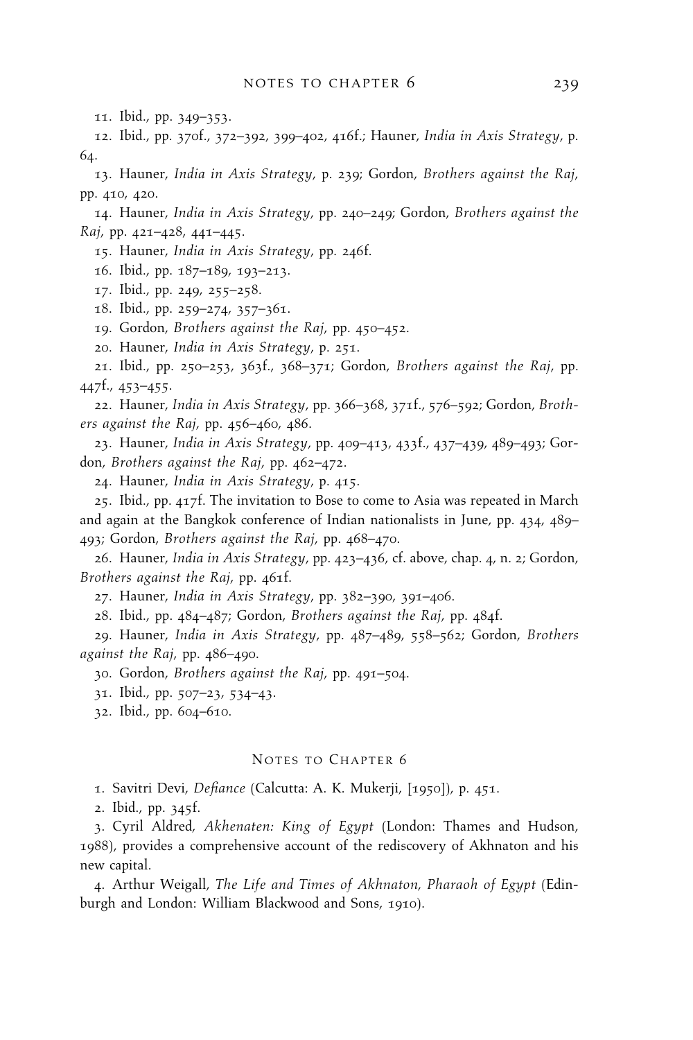11. Ibid., pp. 349–353.

12. Ibid., pp. 370f., 372–392, 399–402, 416f.; Hauner, *India in Axis Strategy*, p. 64.

13. Hauner, *India in Axis Strategy*, p. 239; Gordon, *Brothers against the Raj*, pp. 410, 420.

14. Hauner, *India in Axis Strategy*, pp. 240–249; Gordon, *Brothers against the Raj*, pp. 421–428, 441–445.

15. Hauner, *India in Axis Strategy*, pp. 246f.

16. Ibid., pp. 187–189, 193–213.

17. Ibid., pp. 249, 255–258.

18. Ibid., pp. 259–274, 357–361.

19. Gordon, *Brothers against the Raj*, pp. 450–452.

20. Hauner, *India in Axis Strategy*, p. 251.

21. Ibid., pp. 250–253, 363f., 368–371; Gordon, *Brothers against the Raj*, pp. 447f., 453–455.

22. Hauner, *India in Axis Strategy*, pp. 366–368, 371f., 576–592; Gordon, *Brothers against the Raj*, pp. 456–460, 486.

23. Hauner, *India in Axis Strategy*, pp. 409–413, 433f., 437–439, 489–493; Gordon, *Brothers against the Raj*, pp. 462–472.

24. Hauner, *India in Axis Strategy*, p. 415.

25. Ibid., pp. 417f. The invitation to Bose to come to Asia was repeated in March and again at the Bangkok conference of Indian nationalists in June, pp. 434, 489–493; Gordon, *Brothers against the Raj*, pp. 468–470.

26. Hauner, *India in Axis Strategy*, pp. 423–436, cf. above, chap. 4, n. 2; Gordon, *Brothers against the Raj*, pp. 461f.

27. Hauner, *India in Axis Strategy*, pp. 382–390, 391–406.

28. Ibid., pp. 484–487; Gordon, *Brothers against the Raj*, pp. 484f.

29. Hauner, *India in Axis Strategy*, pp. 487–489, 558–562; Gordon, *Brothers against the Raj*, pp. 486–490.

30. Gordon, *Brothers against the Raj*, pp. 491–504.

31. Ibid., pp. 507–23, 534–43.

32. Ibid., pp. 604–610.

## Notes to Chapter 6

1. Savitri Devi, *Defiance* (Calcutta: A. K. Mukerji, [1950]), p. 451.

2. Ibid., pp. 345f.

3. Cyril Aldred, *Akhenaten: King of Egypt* (London: Thames and Hudson, 1988), provides a comprehensive account of the rediscovery of Akhnaton and his new capital.

4. Arthur Weigall, *The Life and Times of Akhnaton, Pharaoh of Egypt* (Edinburgh and London: William Blackwood and Sons, 1910).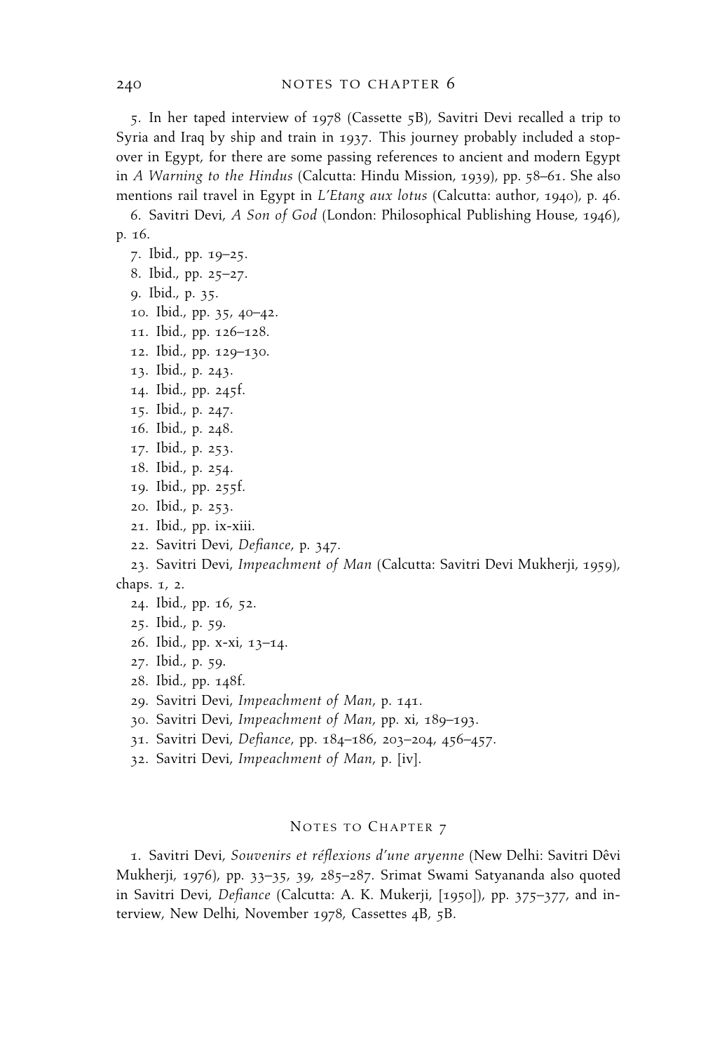5. In her taped interview of 1978 (Cassette 5B), Savitri Devi recalled a trip to Syria and Iraq by ship and train in 1937. This journey probably included a stopover in Egypt, for there are some passing references to ancient and modern Egypt in *A Warning to the Hindus* (Calcutta: Hindu Mission, 1939), pp. 58–61. She also mentions rail travel in Egypt in *L'Etang aux lotus* (Calcutta: author, 1940), p. 46.

6. Savitri Devi, *A Son of God* (London: Philosophical Publishing House, 1946), p. 16.

7. Ibid., pp. 19–25.

8. Ibid., pp. 25–27.

9. Ibid., p. 35.

10. Ibid., pp. 35, 40–42.

11. Ibid., pp. 126–128.

12. Ibid., pp. 129–130.

13. Ibid., p. 243.

14. Ibid., pp. 245f.

15. Ibid., p. 247.

16. Ibid., p. 248.

17. Ibid., p. 253.

18. Ibid., p. 254.

19. Ibid., pp. 255f.

20. Ibid., p. 253.

21. Ibid., pp. ix-xiii.

22. Savitri Devi, *Defiance*, p. 347.

23. Savitri Devi, *Impeachment of Man* (Calcutta: Savitri Devi Mukherji, 1959), chaps. 1, 2.

24. Ibid., pp. 16, 52.

25. Ibid., p. 59.

26. Ibid., pp. x-xi, 13–14.

27. Ibid., p. 59.

28. Ibid., pp. 148f.

29. Savitri Devi, *Impeachment of Man*, p. 141.

30. Savitri Devi, *Impeachment of Man*, pp. xi, 189–193.

31. Savitri Devi, *Defiance*, pp. 184–186, 203–204, 456–457.

32. Savitri Devi, *Impeachment of Man*, p. [iv].

## Notes to Chapter 7

1. Savitri Devi, *Souvenirs et réflexions d'une aryenne* (New Delhi: Savitri Dêvi Mukherji, 1976), pp. 33–35, 39, 285–287. Srimat Swami Satyananda also quoted in Savitri Devi, *Defiance* (Calcutta: A. K. Mukerji, [1950]), pp. 375–377, and interview, New Delhi, November 1978, Cassettes 4B, 5B.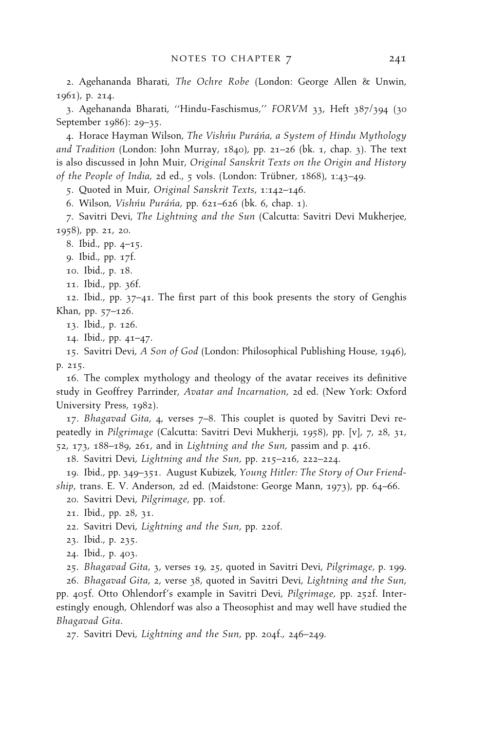2. Agehananda Bharati, *The Ochre Robe* (London: George Allen & Unwin, 1961), p. 214.

3. Agehananda Bharati, ''Hindu-Faschismus,'' *FORVM* 33, Heft 387/394 (30 September 1986): 29–35.

4. Horace Hayman Wilson, *The Vishńu Puráńa, a System of Hindu Mythology and Tradition* (London: John Murray, 1840), pp. 21–26 (bk. 1, chap. 3). The text is also discussed in John Muir, *Original Sanskrit Texts on the Origin and History of the People of India*, 2d ed., 5 vols. (London: Trübner, 1868), 1:43–49.

5. Quoted in Muir, *Original Sanskrit Texts*, 1:142–146.

6. Wilson, *Vishńu Puráńa*, pp. 621–626 (bk. 6, chap. 1).

7. Savitri Devi, *The Lightning and the Sun* (Calcutta: Savitri Devi Mukherjee, 1958), pp. 21, 20.

8. Ibid., pp. 4–15.

9. Ibid., pp. 17f.

10. Ibid., p. 18.

11. Ibid., pp. 36f.

12. Ibid., pp. 37–41. The first part of this book presents the story of Genghis Khan, pp. 57–126.

13. Ibid., p. 126.

14. Ibid., pp. 41–47.

15. Savitri Devi, *A Son of God* (London: Philosophical Publishing House, 1946), p. 215.

16. The complex mythology and theology of the avatar receives its definitive study in Geoffrey Parrinder, *Avatar and Incarnation*, 2d ed. (New York: Oxford University Press, 1982).

17. *Bhagavad Gita*, 4, verses 7–8. This couplet is quoted by Savitri Devi repeatedly in *Pilgrimage* (Calcutta: Savitri Devi Mukherji, 1958), pp. [v], 7, 28, 31, 52, 173, 188–189, 261, and in *Lightning and the Sun*, passim and p. 416.

18. Savitri Devi, *Lightning and the Sun*, pp. 215–216, 222–224.

19. Ibid., pp. 349–351. August Kubizek, *Young Hitler: The Story of Our Friendship*, trans. E. V. Anderson, 2d ed. (Maidstone: George Mann, 1973), pp. 64–66.

20. Savitri Devi, *Pilgrimage*, pp. 10f.

21. Ibid., pp. 28, 31.

22. Savitri Devi, *Lightning and the Sun*, pp. 220f.

23. Ibid., p. 235.

24. Ibid., p. 403.

25. *Bhagavad Gita*, 3, verses 19, 25, quoted in Savitri Devi, *Pilgrimage*, p. 199.

26. *Bhagavad Gita*, 2, verse 38, quoted in Savitri Devi, *Lightning and the Sun*, pp. 405f. Otto Ohlendorf's example in Savitri Devi, *Pilgrimage*, pp. 252f. Interestingly enough, Ohlendorf was also a Theosophist and may well have studied the *Bhagavad Gita*.

27. Savitri Devi, *Lightning and the Sun*, pp. 204f., 246–249.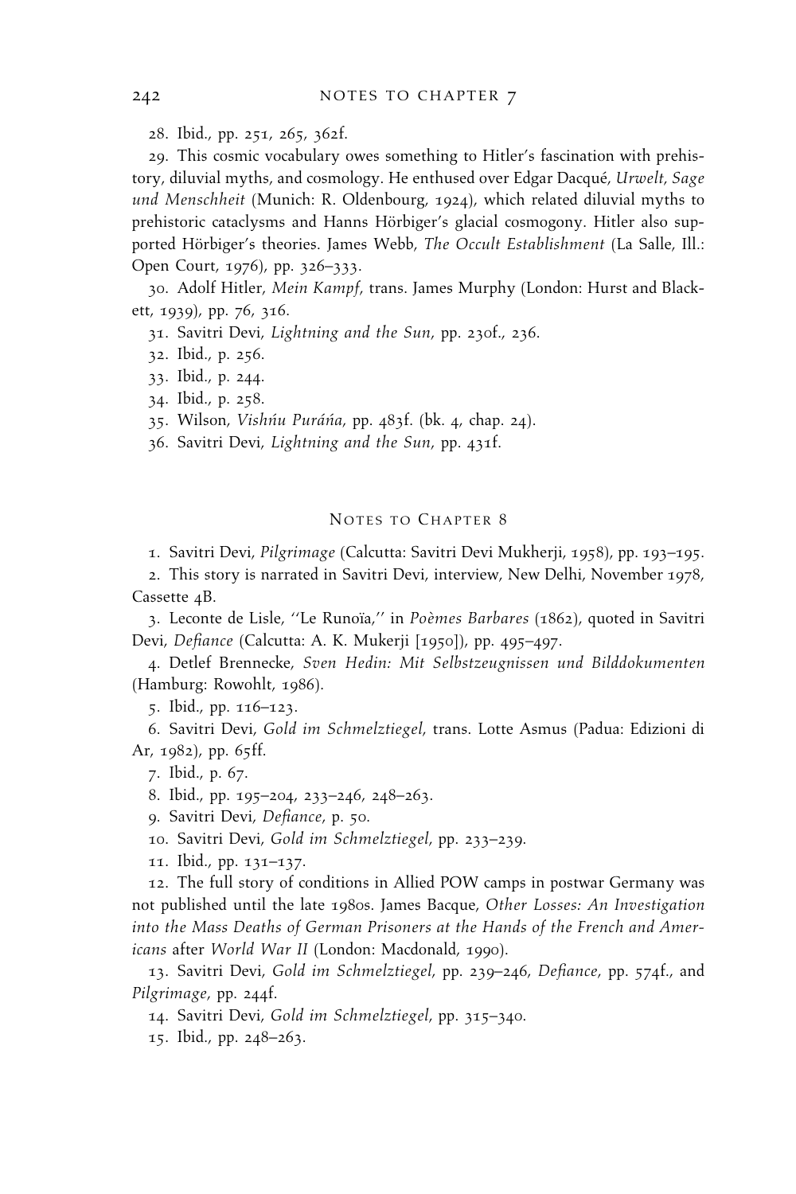28. Ibid., pp. 251, 265, 362f.

29. This cosmic vocabulary owes something to Hitler's fascination with prehistory, diluvial myths, and cosmology. He enthused over Edgar Dacqué, *Urwelt, Sage und Menschheit* (Munich: R. Oldenbourg, 1924), which related diluvial myths to prehistoric cataclysms and Hanns Hörbiger's glacial cosmogony. Hitler also supported Hörbiger's theories. James Webb, *The Occult Establishment* (La Salle, Ill.: Open Court, 1976), pp. 326–333.

30. Adolf Hitler, *Mein Kampf*, trans. James Murphy (London: Hurst and Blackett, 1939), pp. 76, 316.

31. Savitri Devi, *Lightning and the Sun*, pp. 230f., 236.

32. Ibid., p. 256.

33. Ibid., p. 244.

34. Ibid., p. 258.

35. Wilson, *Vishńu Puráńa*, pp. 483f. (bk. 4, chap. 24).

36. Savitri Devi, *Lightning and the Sun*, pp. 431f.

## Notes to Chapter 8

1. Savitri Devi, *Pilgrimage* (Calcutta: Savitri Devi Mukherji, 1958), pp. 193–195.

2. This story is narrated in Savitri Devi, interview, New Delhi, November 1978, Cassette 4B.

3. Leconte de Lisle, ''Le Runoïa,'' in *Poèmes Barbares* (1862), quoted in Savitri Devi, *Defiance* (Calcutta: A. K. Mukerji [1950]), pp. 495–497.

4. Detlef Brennecke, *Sven Hedin: Mit Selbstzeugnissen und Bilddokumenten* (Hamburg: Rowohlt, 1986).

5. Ibid., pp. 116–123.

6. Savitri Devi, *Gold im Schmelztiegel*, trans. Lotte Asmus (Padua: Edizioni di Ar, 1982), pp. 65ff.

7. Ibid., p. 67.

8. Ibid., pp. 195–204, 233–246, 248–263.

9. Savitri Devi, *Defiance*, p. 50.

10. Savitri Devi, *Gold im Schmelztiegel*, pp. 233–239.

11. Ibid., pp. 131–137.

12. The full story of conditions in Allied POW camps in postwar Germany was not published until the late 1980s. James Bacque, *Other Losses: An Investigation into the Mass Deaths of German Prisoners at the Hands of the French and Americans* after *World War II* (London: Macdonald, 1990).

13. Savitri Devi, *Gold im Schmelztiegel*, pp. 239–246, *Defiance*, pp. 574f., and *Pilgrimage*, pp. 244f.

14. Savitri Devi, *Gold im Schmelztiegel*, pp. 315–340.

15. Ibid., pp. 248–263.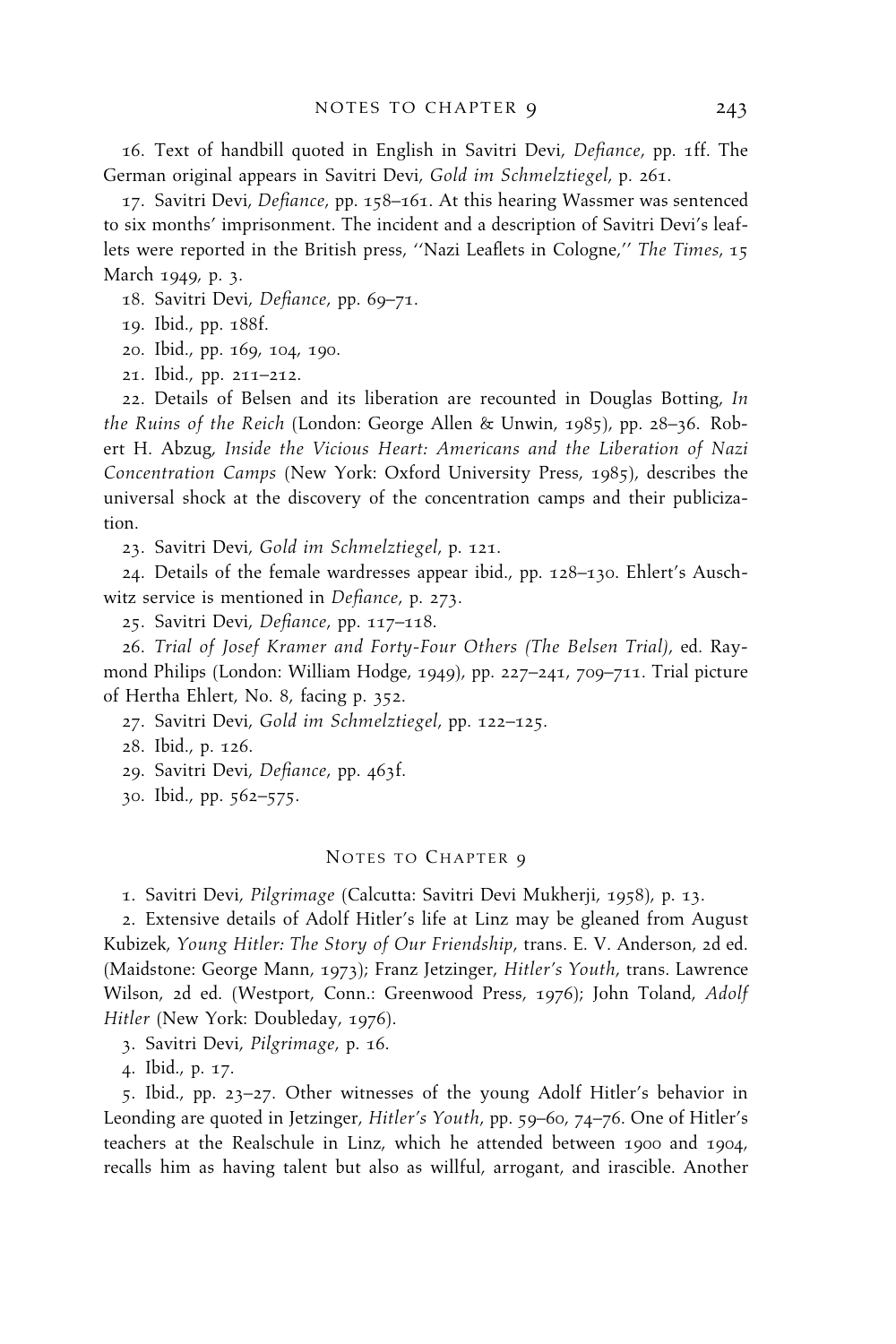16. Text of handbill quoted in English in Savitri Devi, *Defiance*, pp. 1ff. The German original appears in Savitri Devi, *Gold im Schmelztiegel*, p. 261.

17. Savitri Devi, *Defiance*, pp. 158–161. At this hearing Wassmer was sentenced to six months' imprisonment. The incident and a description of Savitri Devi's leaflets were reported in the British press, ''Nazi Leaflets in Cologne,'' *The Times*, 15 March 1949, p. 3.

18. Savitri Devi, *Defiance*, pp. 69–71.

19. Ibid., pp. 188f.

20. Ibid., pp. 169, 104, 190.

21. Ibid., pp. 211–212.

22. Details of Belsen and its liberation are recounted in Douglas Botting, *In the Ruins of the Reich* (London: George Allen & Unwin, 1985), pp. 28–36. Robert H. Abzug, *Inside the Vicious Heart: Americans and the Liberation of Nazi Concentration Camps* (New York: Oxford University Press, 1985), describes the universal shock at the discovery of the concentration camps and their publicization.

23. Savitri Devi, *Gold im Schmelztiegel*, p. 121.

24. Details of the female wardresses appear ibid., pp. 128–130. Ehlert's Auschwitz service is mentioned in *Defiance*, p. 273.

25. Savitri Devi, *Defiance*, pp. 117–118.

26. *Trial of Josef Kramer and Forty-Four Others (The Belsen Trial)*, ed. Raymond Philips (London: William Hodge, 1949), pp. 227–241, 709–711. Trial picture of Hertha Ehlert, No. 8, facing p. 352.

27. Savitri Devi, *Gold im Schmelztiegel*, pp. 122–125.

28. Ibid., p. 126.

29. Savitri Devi, *Defiance*, pp. 463f.

30. Ibid., pp. 562–575.

## Notes to Chapter 9

1. Savitri Devi, *Pilgrimage* (Calcutta: Savitri Devi Mukherji, 1958), p. 13.

2. Extensive details of Adolf Hitler's life at Linz may be gleaned from August Kubizek, *Young Hitler: The Story of Our Friendship*, trans. E. V. Anderson, 2d ed. (Maidstone: George Mann, 1973); Franz Jetzinger, *Hitler's Youth*, trans. Lawrence Wilson, 2d ed. (Westport, Conn.: Greenwood Press, 1976); John Toland, *Adolf Hitler* (New York: Doubleday, 1976).

3. Savitri Devi, *Pilgrimage*, p. 16.

4. Ibid., p. 17.

5. Ibid., pp. 23–27. Other witnesses of the young Adolf Hitler's behavior in Leonding are quoted in Jetzinger, *Hitler's Youth*, pp. 59–60, 74–76. One of Hitler's teachers at the Realschule in Linz, which he attended between 1900 and 1904, recalls him as having talent but also as willful, arrogant, and irascible. Another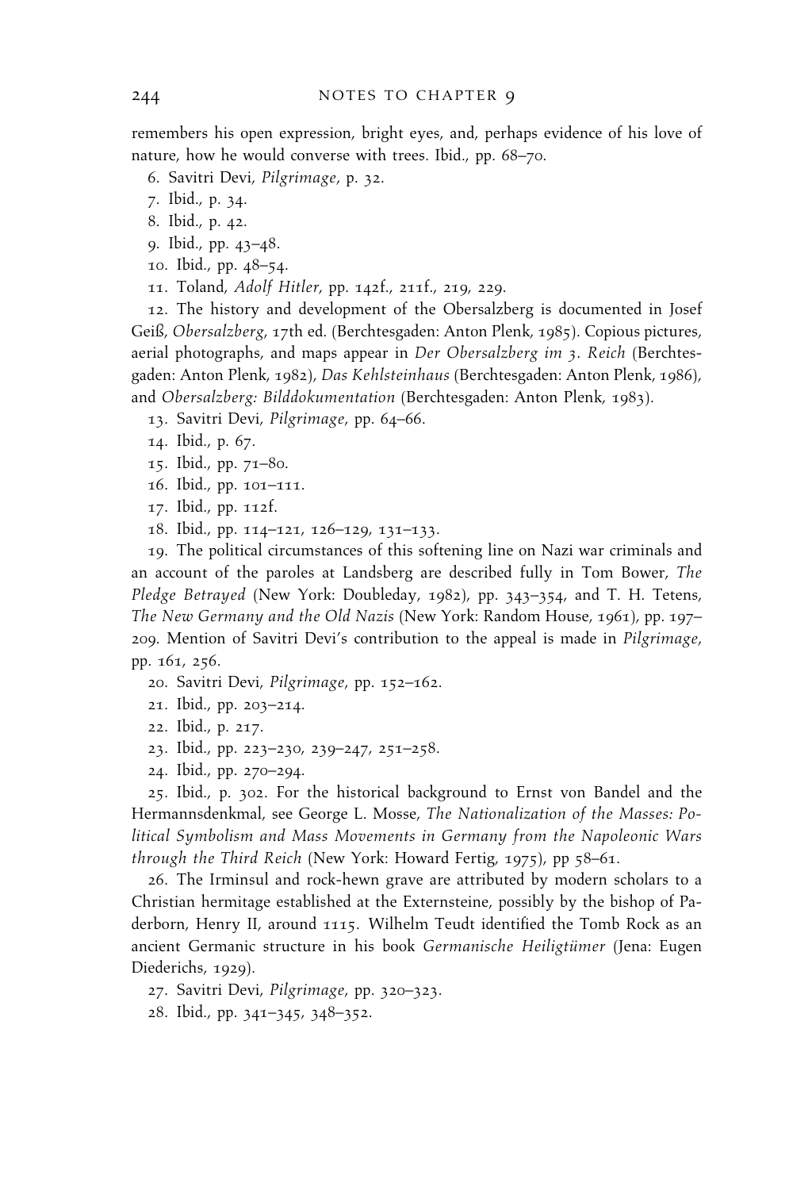remembers his open expression, bright eyes, and, perhaps evidence of his love of nature, how he would converse with trees. Ibid., pp. 68–70.

6. Savitri Devi, *Pilgrimage*, p. 32.

7. Ibid., p. 34.

8. Ibid., p. 42.

9. Ibid., pp. 43–48.

10. Ibid., pp. 48–54.

11. Toland, *Adolf Hitler*, pp. 142f., 211f., 219, 229.

12. The history and development of the Obersalzberg is documented in Josef Geiß, *Obersalzberg*, 17th ed. (Berchtesgaden: Anton Plenk, 1985). Copious pictures, aerial photographs, and maps appear in *Der Obersalzberg im 3. Reich* (Berchtesgaden: Anton Plenk, 1982), *Das Kehlsteinhaus* (Berchtesgaden: Anton Plenk, 1986), and *Obersalzberg: Bilddokumentation* (Berchtesgaden: Anton Plenk, 1983).

13. Savitri Devi, *Pilgrimage*, pp. 64–66.

14. Ibid., p. 67.

15. Ibid., pp. 71–80.

16. Ibid., pp. 101–111.

17. Ibid., pp. 112f.

18. Ibid., pp. 114–121, 126–129, 131–133.

19. The political circumstances of this softening line on Nazi war criminals and an account of the paroles at Landsberg are described fully in Tom Bower, *The Pledge Betrayed* (New York: Doubleday, 1982), pp. 343–354, and T. H. Tetens, *The New Germany and the Old Nazis* (New York: Random House, 1961), pp. 197–209. Mention of Savitri Devi's contribution to the appeal is made in *Pilgrimage*, pp. 161, 256.

20. Savitri Devi, *Pilgrimage*, pp. 152–162.

21. Ibid., pp. 203–214.

22. Ibid., p. 217.

23. Ibid., pp. 223–230, 239–247, 251–258.

24. Ibid., pp. 270–294.

25. Ibid., p. 302. For the historical background to Ernst von Bandel and the Hermannsdenkmal, see George L. Mosse, *The Nationalization of the Masses: Political Symbolism and Mass Movements in Germany from the Napoleonic Wars through the Third Reich* (New York: Howard Fertig, 1975), pp 58–61.

26. The Irminsul and rock-hewn grave are attributed by modern scholars to a Christian hermitage established at the Externsteine, possibly by the bishop of Paderborn, Henry II, around 1115. Wilhelm Teudt identified the Tomb Rock as an ancient Germanic structure in his book *Germanische Heiligtümer* (Jena: Eugen Diederichs, 1929).

27. Savitri Devi, *Pilgrimage*, pp. 320–323.

28. Ibid., pp. 341–345, 348–352.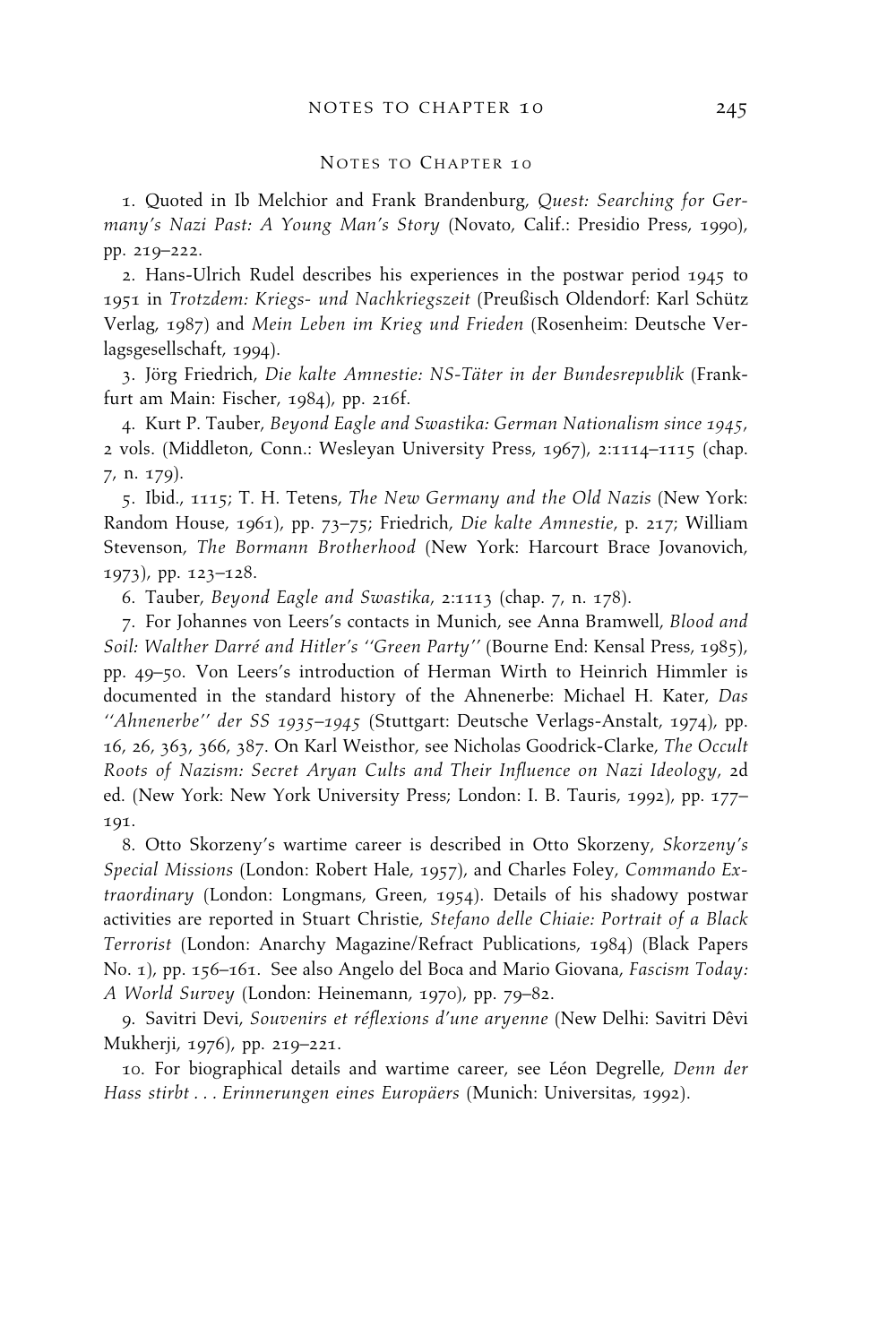## Notes to Chapter 10

1. Quoted in Ib Melchior and Frank Brandenburg, *Quest: Searching for Germany's Nazi Past: A Young Man's Story* (Novato, Calif.: Presidio Press, 1990), pp. 219–222.

2. Hans-Ulrich Rudel describes his experiences in the postwar period 1945 to 1951 in *Trotzdem: Kriegs- und Nachkriegszeit* (Preußisch Oldendorf: Karl Schütz Verlag, 1987) and *Mein Leben im Krieg und Frieden* (Rosenheim: Deutsche Verlagsgesellschaft, 1994).

3. Jörg Friedrich, *Die kalte Amnestie: NS-Täter in der Bundesrepublik* (Frankfurt am Main: Fischer, 1984), pp. 216f.

4. Kurt P. Tauber, *Beyond Eagle and Swastika: German Nationalism since 1945*, 2 vols. (Middleton, Conn.: Wesleyan University Press, 1967), 2:1114–1115 (chap. 7, n. 179).

5. Ibid., 1115; T. H. Tetens, *The New Germany and the Old Nazis* (New York: Random House, 1961), pp. 73–75; Friedrich, *Die kalte Amnestie*, p. 217; William Stevenson, *The Bormann Brotherhood* (New York: Harcourt Brace Jovanovich, 1973), pp. 123–128.

6. Tauber, *Beyond Eagle and Swastika*, 2:1113 (chap. 7, n. 178).

7. For Johannes von Leers's contacts in Munich, see Anna Bramwell, *Blood and Soil: Walther Darré and Hitler's ''Green Party''* (Bourne End: Kensal Press, 1985), pp. 49–50. Von Leers's introduction of Herman Wirth to Heinrich Himmler is documented in the standard history of the Ahnenerbe: Michael H. Kater, *Das ''Ahnenerbe'' der SS 1935–1945* (Stuttgart: Deutsche Verlags-Anstalt, 1974), pp. 16, 26, 363, 366, 387. On Karl Weisthor, see Nicholas Goodrick-Clarke, *The Occult Roots of Nazism: Secret Aryan Cults and Their Influence on Nazi Ideology*, 2d ed. (New York: New York University Press; London: I. B. Tauris, 1992), pp. 177–191.

8. Otto Skorzeny's wartime career is described in Otto Skorzeny, *Skorzeny's Special Missions* (London: Robert Hale, 1957), and Charles Foley, *Commando Extraordinary* (London: Longmans, Green, 1954). Details of his shadowy postwar activities are reported in Stuart Christie, *Stefano delle Chiaie: Portrait of a Black Terrorist* (London: Anarchy Magazine/Refract Publications, 1984) (Black Papers No. 1), pp. 156–161. See also Angelo del Boca and Mario Giovana, *Fascism Today: A World Survey* (London: Heinemann, 1970), pp. 79–82.

9. Savitri Devi, *Souvenirs et réflexions d'une aryenne* (New Delhi: Savitri Dêvi Mukherji, 1976), pp. 219–221.

10. For biographical details and wartime career, see Léon Degrelle, *Denn der Hass stirbt . . . Erinnerungen eines Europäers* (Munich: Universitas, 1992).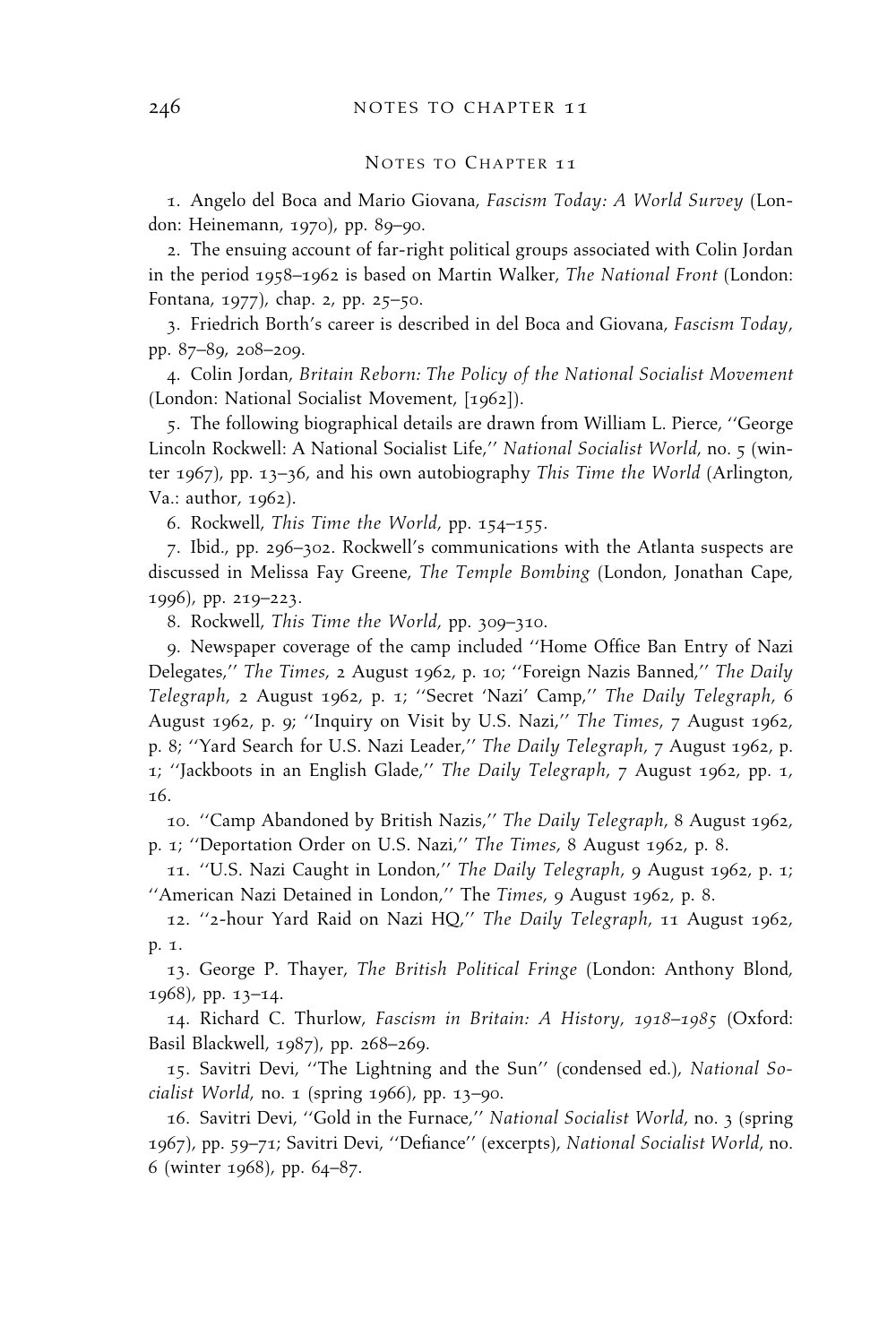## Notes to Chapter 11

1. Angelo del Boca and Mario Giovana, *Fascism Today: A World Survey* (London: Heinemann, 1970), pp. 89–90.

2. The ensuing account of far-right political groups associated with Colin Jordan in the period 1958–1962 is based on Martin Walker, *The National Front* (London: Fontana, 1977), chap. 2, pp. 25–50.

3. Friedrich Borth's career is described in del Boca and Giovana, *Fascism Today*, pp. 87–89, 208–209.

4. Colin Jordan, *Britain Reborn: The Policy of the National Socialist Movement* (London: National Socialist Movement, [1962]).

5. The following biographical details are drawn from William L. Pierce, ''George Lincoln Rockwell: A National Socialist Life,'' *National Socialist World*, no. 5 (winter 1967), pp. 13–36, and his own autobiography *This Time the World* (Arlington, Va.: author, 1962).

6. Rockwell, *This Time the World*, pp. 154–155.

7. Ibid., pp. 296–302. Rockwell's communications with the Atlanta suspects are discussed in Melissa Fay Greene, *The Temple Bombing* (London, Jonathan Cape, 1996), pp. 219–223.

8. Rockwell, *This Time the World*, pp. 309–310.

9. Newspaper coverage of the camp included ''Home Office Ban Entry of Nazi Delegates,'' *The Times*, 2 August 1962, p. 10; ''Foreign Nazis Banned,'' *The Daily Telegraph*, 2 August 1962, p. 1; ''Secret 'Nazi' Camp,'' *The Daily Telegraph*, 6 August 1962, p. 9; ''Inquiry on Visit by U.S. Nazi,'' *The Times*, 7 August 1962, p. 8; ''Yard Search for U.S. Nazi Leader,'' *The Daily Telegraph*, 7 August 1962, p. 1; ''Jackboots in an English Glade,'' *The Daily Telegraph*, 7 August 1962, pp. 1, 16.

10. ''Camp Abandoned by British Nazis,'' *The Daily Telegraph*, 8 August 1962, p. 1; ''Deportation Order on U.S. Nazi,'' *The Times*, 8 August 1962, p. 8.

11. ''U.S. Nazi Caught in London,'' *The Daily Telegraph*, 9 August 1962, p. 1; ''American Nazi Detained in London,'' The *Times*, 9 August 1962, p. 8.

12. ''2-hour Yard Raid on Nazi HQ,'' *The Daily Telegraph*, 11 August 1962, p. 1.

13. George P. Thayer, *The British Political Fringe* (London: Anthony Blond, 1968), pp. 13–14.

14. Richard C. Thurlow, *Fascism in Britain: A History, 1918–1985* (Oxford: Basil Blackwell, 1987), pp. 268–269.

15. Savitri Devi, ''The Lightning and the Sun'' (condensed ed.), *National Socialist World*, no. 1 (spring 1966), pp. 13–90.

16. Savitri Devi, ''Gold in the Furnace,'' *National Socialist World*, no. 3 (spring 1967), pp. 59–71; Savitri Devi, ''Defiance'' (excerpts), *National Socialist World*, no. 6 (winter 1968), pp. 64–87.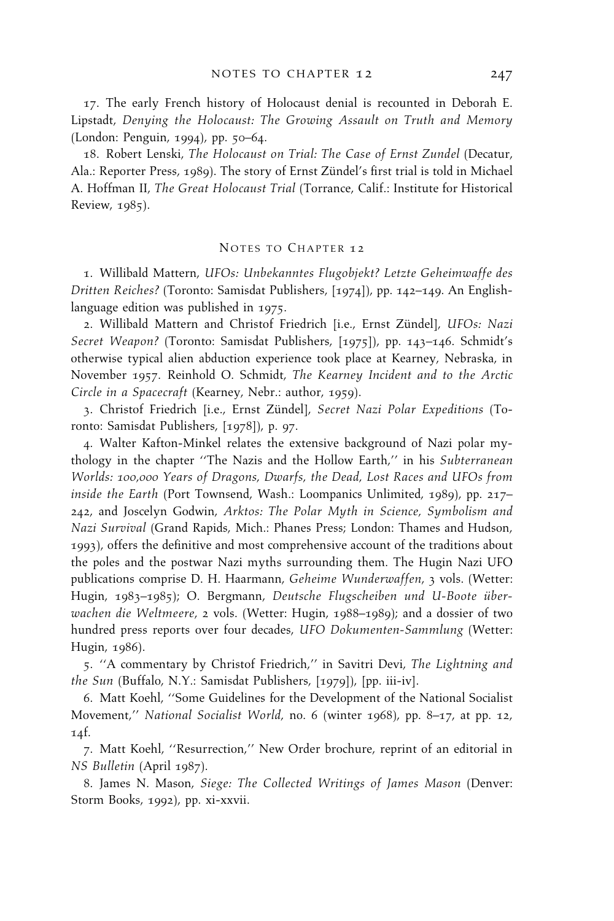17. The early French history of Holocaust denial is recounted in Deborah E. Lipstadt, *Denying the Holocaust: The Growing Assault on Truth and Memory* (London: Penguin, 1994), pp. 50–64.

18. Robert Lenski, *The Holocaust on Trial: The Case of Ernst Zundel* (Decatur, Ala.: Reporter Press, 1989). The story of Ernst Zündel's first trial is told in Michael A. Hoffman II, *The Great Holocaust Trial* (Torrance, Calif.: Institute for Historical Review, 1985).

## Notes to Chapter 12

1. Willibald Mattern, *UFOs: Unbekanntes Flugobjekt? Letzte Geheimwaffe des Dritten Reiches?* (Toronto: Samisdat Publishers, [1974]), pp. 142–149. An English-language edition was published in 1975.

2. Willibald Mattern and Christof Friedrich [i.e., Ernst Zündel], *UFOs: Nazi Secret Weapon?* (Toronto: Samisdat Publishers, [1975]), pp. 143–146. Schmidt's otherwise typical alien abduction experience took place at Kearney, Nebraska, in November 1957. Reinhold O. Schmidt, *The Kearney Incident and to the Arctic Circle in a Spacecraft* (Kearney, Nebr.: author, 1959).

3. Christof Friedrich [i.e., Ernst Zündel], *Secret Nazi Polar Expeditions* (Toronto: Samisdat Publishers, [1978]), p. 97.

4. Walter Kafton-Minkel relates the extensive background of Nazi polar mythology in the chapter "The Nazis and the Hollow Earth," in his *Subterranean Worlds: 100,000 Years of Dragons, Dwarfs, the Dead, Lost Races and UFOs from inside the Earth* (Port Townsend, Wash.: Loompanics Unlimited, 1989), pp. 217–242, and Joscelyn Godwin, *Arktos: The Polar Myth in Science, Symbolism and Nazi Survival* (Grand Rapids, Mich.: Phanes Press; London: Thames and Hudson, 1993), offers the definitive and most comprehensive account of the traditions about the poles and the postwar Nazi myths surrounding them. The Hugin Nazi UFO publications comprise D. H. Haarmann, *Geheime Wunderwaffen*, 3 vols. (Wetter: Hugin, 1983–1985); O. Bergmann, *Deutsche Flugscheiben und U-Boote überwachen die Weltmeere*, 2 vols. (Wetter: Hugin, 1988–1989); and a dossier of two hundred press reports over four decades, *UFO Dokumenten-Sammlung* (Wetter: Hugin, 1986).

5. "A commentary by Christof Friedrich," in Savitri Devi, *The Lightning and the Sun* (Buffalo, N.Y.: Samisdat Publishers, [1979]), [pp. iii-iv].

6. Matt Koehl, "Some Guidelines for the Development of the National Socialist Movement," *National Socialist World*, no. 6 (winter 1968), pp. 8–17, at pp. 12, 14f.

7. Matt Koehl, "Resurrection," New Order brochure, reprint of an editorial in *NS Bulletin* (April 1987).

8. James N. Mason, *Siege: The Collected Writings of James Mason* (Denver: Storm Books, 1992), pp. xi-xxvii.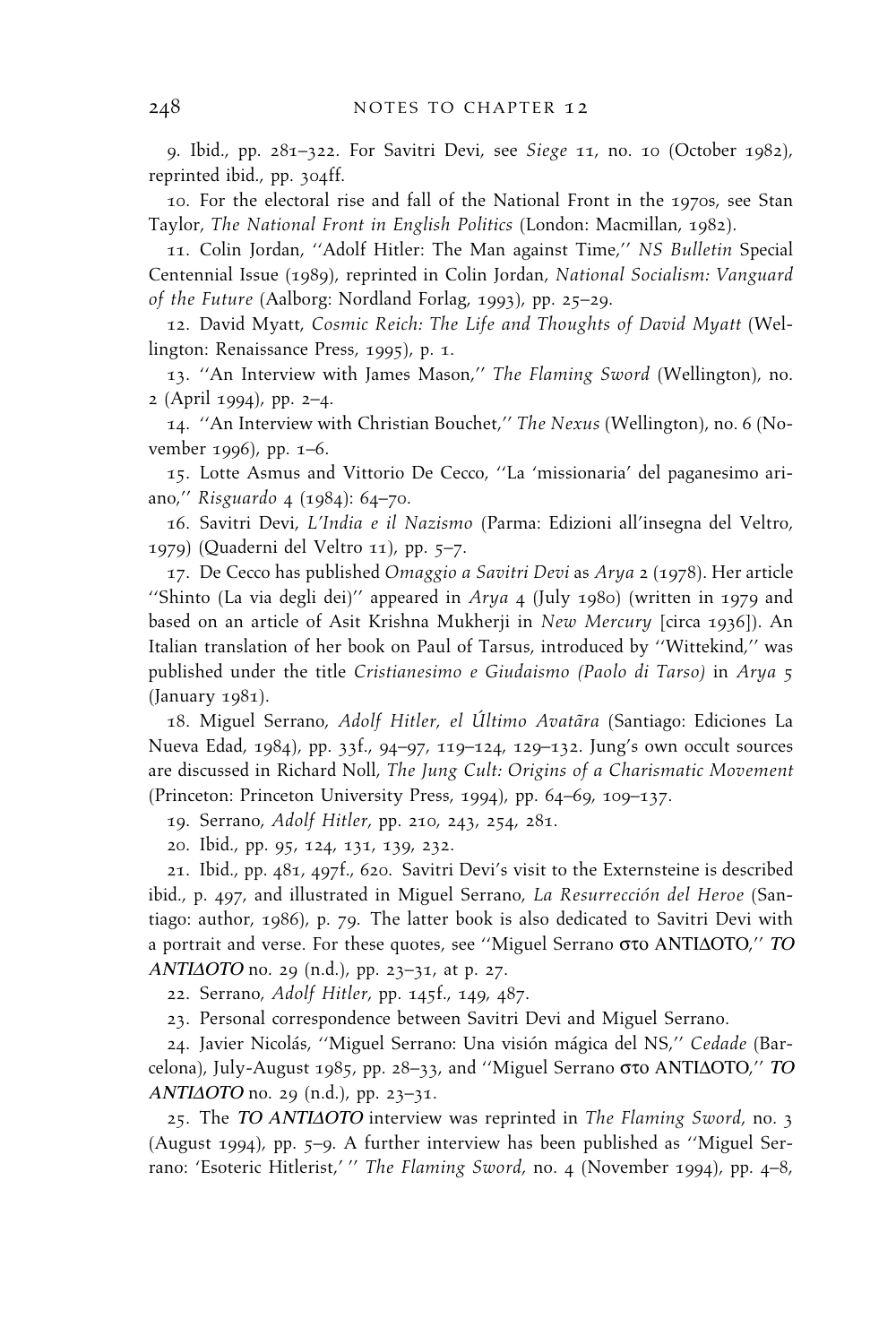9. Ibid., pp. 281–322. For Savitri Devi, see *Siege* 11, no. 10 (October 1982), reprinted ibid., pp. 304ff.

10. For the electoral rise and fall of the National Front in the 1970s, see Stan Taylor, *The National Front in English Politics* (London: Macmillan, 1982).

11. Colin Jordan, ''Adolf Hitler: The Man against Time,'' *NS Bulletin* Special Centennial Issue (1989), reprinted in Colin Jordan, *National Socialism: Vanguard of the Future* (Aalborg: Nordland Forlag, 1993), pp. 25–29.

12. David Myatt, *Cosmic Reich: The Life and Thoughts of David Myatt* (Wellington: Renaissance Press, 1995), p. 1.

13. ''An Interview with James Mason,'' *The Flaming Sword* (Wellington), no. 2 (April 1994), pp. 2–4.

14. ''An Interview with Christian Bouchet,'' *The Nexus* (Wellington), no. 6 (November 1996), pp. 1–6.

15. Lotte Asmus and Vittorio De Cecco, ''La 'missionaria' del paganesimo ariano,'' *Risguardo* 4 (1984): 64–70.

16. Savitri Devi, *L'India e il Nazismo* (Parma: Edizioni all'insegna del Veltro, 1979) (Quaderni del Veltro 11), pp. 5–7.

17. De Cecco has published *Omaggio a Savitri Devi* as *Arya* 2 (1978). Her article ''Shinto (La via degli dei)'' appeared in *Arya* 4 (July 1980) (written in 1979 and based on an article of Asit Krishna Mukherji in *New Mercury* [circa 1936]). An Italian translation of her book on Paul of Tarsus, introduced by ''Wittekind,'' was published under the title *Cristianesimo e Giudaismo (Paolo di Tarso)* in *Arya* 5 (January 1981).

18. Miguel Serrano, *Adolf Hitler, el Último Avatãra* (Santiago: Ediciones La Nueva Edad, 1984), pp. 33f., 94–97, 119–124, 129–132. Jung's own occult sources are discussed in Richard Noll, *The Jung Cult: Origins of a Charismatic Movement* (Princeton: Princeton University Press, 1994), pp. 64–69, 109–137.

19. Serrano, *Adolf Hitler*, pp. 210, 243, 254, 281.

20. Ibid., pp. 95, 124, 131, 139, 232.

21. Ibid., pp. 481, 497f., 620. Savitri Devi's visit to the Externsteine is described ibid., p. 497, and illustrated in Miguel Serrano, *La Resurrección del Heroe* (Santiago: author, 1986), p. 79. The latter book is also dedicated to Savitri Devi with a portrait and verse. For these quotes, see ''Miguel Serrano στο ΑΝΤΙΔΟΤΟ,'' ***ΤΟ ΑΝΤΙΔΟΤΟ*** no. 29 (n.d.), pp. 23–31, at p. 27.

22. Serrano, *Adolf Hitler*, pp. 145f., 149, 487.

23. Personal correspondence between Savitri Devi and Miguel Serrano.

24. Javier Nicolás, ''Miguel Serrano: Una visión mágica del NS,'' *Cedade* (Barcelona), July-August 1985, pp. 28–33, and ''Miguel Serrano στο ΑΝΤΙΔΟΤΟ,'' ***ΤΟ ΑΝΤΙΔΟΤΟ*** no. 29 (n.d.), pp. 23–31.

25. The ***ΤΟ ΑΝΤΙΔΟΤΟ*** interview was reprinted in *The Flaming Sword*, no. 3 (August 1994), pp. 5–9. A further interview has been published as ''Miguel Serrano: 'Esoteric Hitlerist,' '' *The Flaming Sword*, no. 4 (November 1994), pp. 4–8,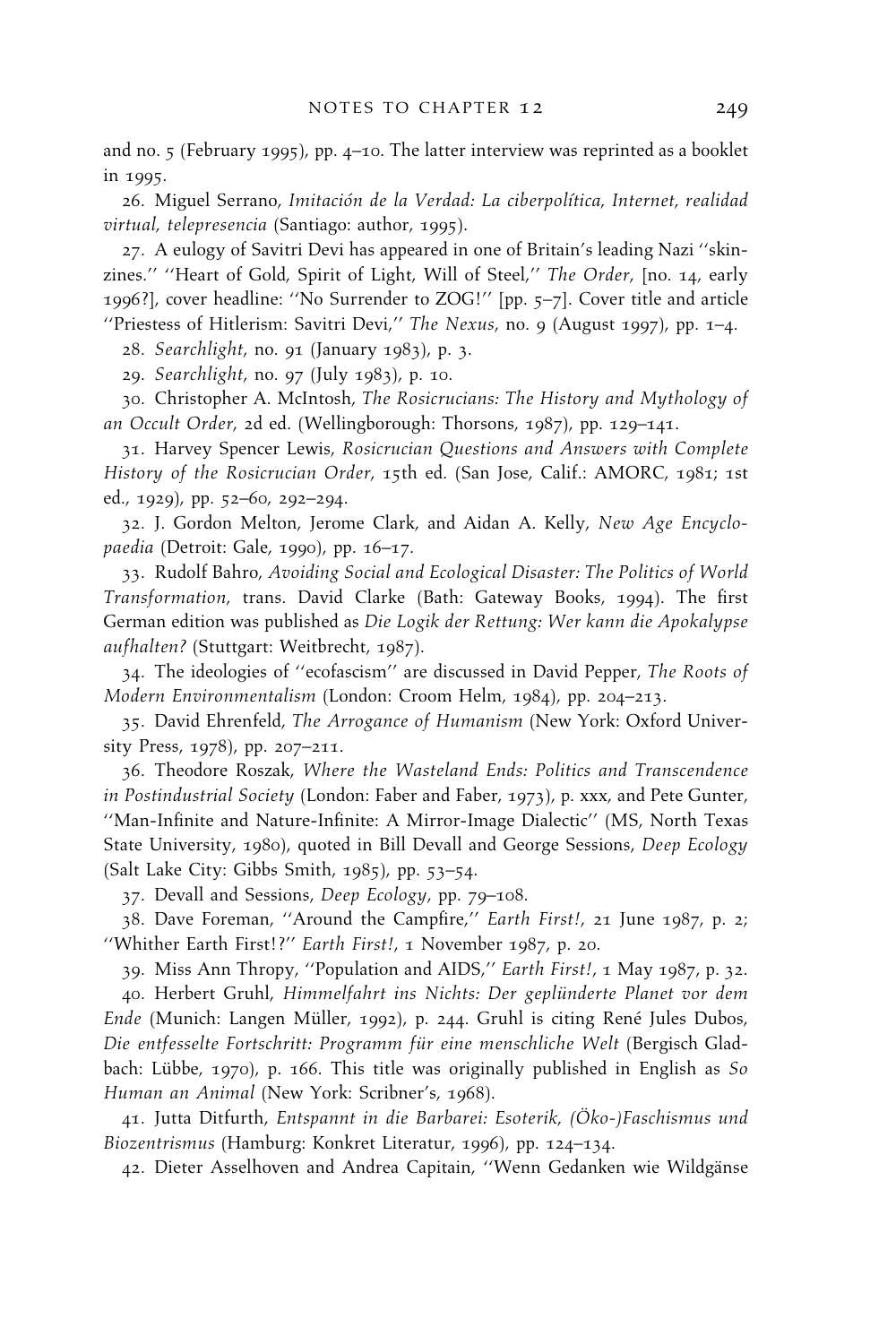and no. 5 (February 1995), pp. 4–10. The latter interview was reprinted as a booklet in 1995.

26. Miguel Serrano, *Imitación de la Verdad: La ciberpolítica, Internet, realidad virtual, telepresencia* (Santiago: author, 1995).

27. A eulogy of Savitri Devi has appeared in one of Britain's leading Nazi ''skinzines.'' ''Heart of Gold, Spirit of Light, Will of Steel,'' *The Order*, [no. 14, early 1996?], cover headline: ''No Surrender to ZOG!'' [pp. 5–7]. Cover title and article ''Priestess of Hitlerism: Savitri Devi,'' *The Nexus*, no. 9 (August 1997), pp. 1–4.

28. *Searchlight*, no. 91 (January 1983), p. 3.

29. *Searchlight*, no. 97 (July 1983), p. 10.

30. Christopher A. McIntosh, *The Rosicrucians: The History and Mythology of an Occult Order*, 2d ed. (Wellingborough: Thorsons, 1987), pp. 129–141.

31. Harvey Spencer Lewis, *Rosicrucian Questions and Answers with Complete History of the Rosicrucian Order*, 15th ed. (San Jose, Calif.: AMORC, 1981; 1st ed., 1929), pp. 52–60, 292–294.

32. J. Gordon Melton, Jerome Clark, and Aidan A. Kelly, *New Age Encyclopaedia* (Detroit: Gale, 1990), pp. 16–17.

33. Rudolf Bahro, *Avoiding Social and Ecological Disaster: The Politics of World Transformation*, trans. David Clarke (Bath: Gateway Books, 1994). The first German edition was published as *Die Logik der Rettung: Wer kann die Apokalypse aufhalten?* (Stuttgart: Weitbrecht, 1987).

34. The ideologies of ''ecofascism'' are discussed in David Pepper, *The Roots of Modern Environmentalism* (London: Croom Helm, 1984), pp. 204–213.

35. David Ehrenfeld, *The Arrogance of Humanism* (New York: Oxford University Press, 1978), pp. 207–211.

36. Theodore Roszak, *Where the Wasteland Ends: Politics and Transcendence in Postindustrial Society* (London: Faber and Faber, 1973), p. xxx, and Pete Gunter, ''Man-Infinite and Nature-Infinite: A Mirror-Image Dialectic'' (MS, North Texas State University, 1980), quoted in Bill Devall and George Sessions, *Deep Ecology* (Salt Lake City: Gibbs Smith, 1985), pp. 53–54.

37. Devall and Sessions, *Deep Ecology*, pp. 79–108.

38. Dave Foreman, ''Around the Campfire,'' *Earth First!*, 21 June 1987, p. 2; ''Whither Earth First!?'' *Earth First!*, 1 November 1987, p. 20.

39. Miss Ann Thropy, ''Population and AIDS,'' *Earth First!*, 1 May 1987, p. 32.

40. Herbert Gruhl, *Himmelfahrt ins Nichts: Der geplünderte Planet vor dem Ende* (Munich: Langen Müller, 1992), p. 244. Gruhl is citing René Jules Dubos, *Die entfesselte Fortschritt: Programm für eine menschliche Welt* (Bergisch Gladbach: Lübbe, 1970), p. 166. This title was originally published in English as *So Human an Animal* (New York: Scribner's, 1968).

41. Jutta Ditfurth, *Entspannt in die Barbarei: Esoterik, (Öko-)Faschismus und Biozentrismus* (Hamburg: Konkret Literatur, 1996), pp. 124–134.

42. Dieter Asselhoven and Andrea Capitain, ''Wenn Gedanken wie Wildgänse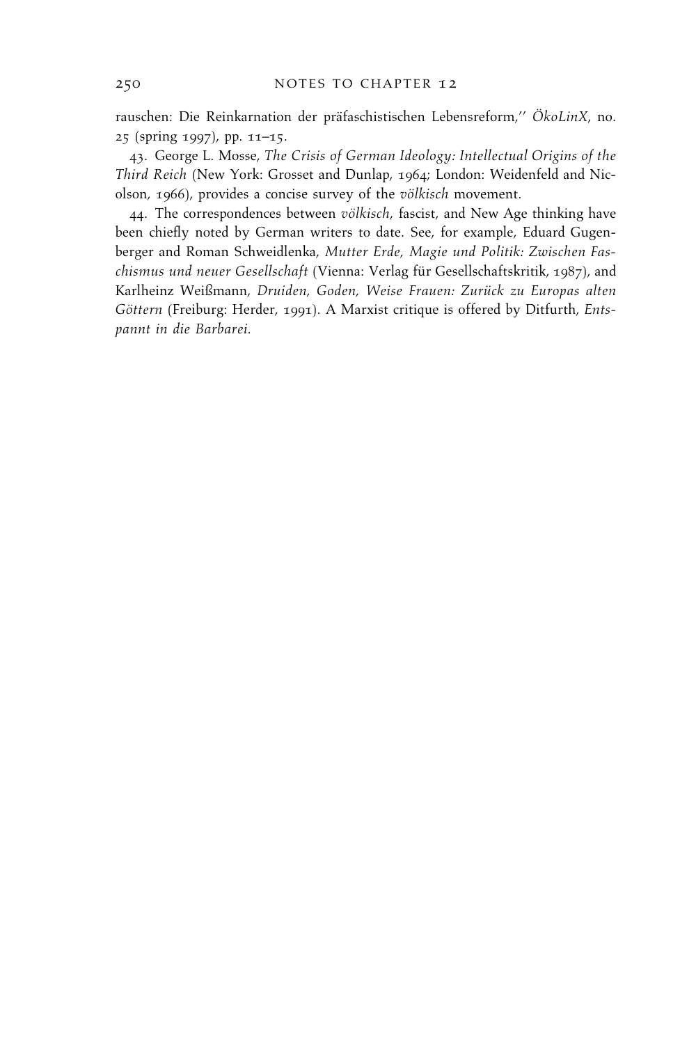rauschen: Die Reinkarnation der präfaschistischen Lebensreform,'' *ÖkoLinX*, no. 25 (spring 1997), pp. 11–15.

43. George L. Mosse, *The Crisis of German Ideology: Intellectual Origins of the Third Reich* (New York: Grosset and Dunlap, 1964; London: Weidenfeld and Nicolson, 1966), provides a concise survey of the *völkisch* movement.

44. The correspondences between *völkisch*, fascist, and New Age thinking have been chiefly noted by German writers to date. See, for example, Eduard Gugenberger and Roman Schweidlenka, *Mutter Erde, Magie und Politik: Zwischen Faschismus und neuer Gesellschaft* (Vienna: Verlag für Gesellschaftskritik, 1987), and Karlheinz Weißmann, *Druiden, Goden, Weise Frauen: Zurück zu Europas alten Göttern* (Freiburg: Herder, 1991). A Marxist critique is offered by Ditfurth, *Entspannt in die Barbarei*.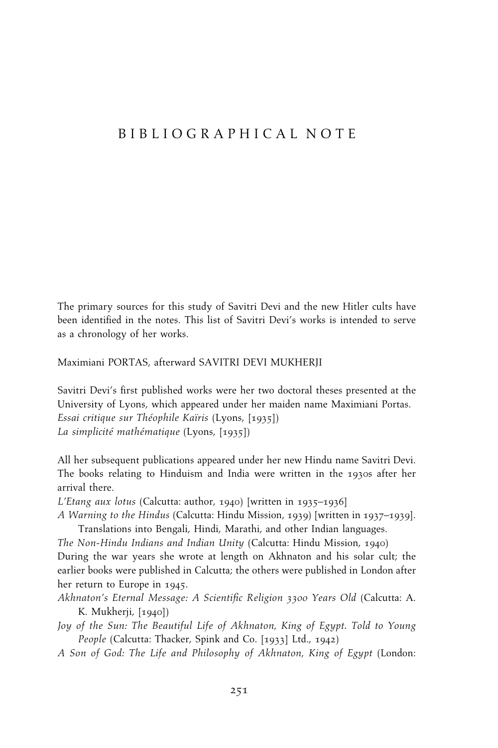# BIBLIOGRAPHICAL NOTE

The primary sources for this study of Savitri Devi and the new Hitler cults have been identified in the notes. This list of Savitri Devi's works is intended to serve as a chronology of her works.

Maximiani PORTAS, afterward SAVITRI DEVI MUKHERJI

Savitri Devi's first published works were her two doctoral theses presented at the University of Lyons, which appeared under her maiden name Maximiani Portas.

*Essai critique sur Théophile Kaïris* (Lyons, [1935])

*La simplicité mathématique* (Lyons, [1935])

All her subsequent publications appeared under her new Hindu name Savitri Devi. The books relating to Hinduism and India were written in the 1930s after her arrival there.

*L'Etang aux lotus* (Calcutta: author, 1940) [written in 1935–1936]

*A Warning to the Hindus* (Calcutta: Hindu Mission, 1939) [written in 1937–1939]. Translations into Bengali, Hindi, Marathi, and other Indian languages.

*The Non-Hindu Indians and Indian Unity* (Calcutta: Hindu Mission, 1940)

During the war years she wrote at length on Akhnaton and his solar cult; the earlier books were published in Calcutta; the others were published in London after her return to Europe in 1945.

*Akhnaton's Eternal Message: A Scientific Religion 3300 Years Old* (Calcutta: A. K. Mukherji, [1940])

*Joy of the Sun: The Beautiful Life of Akhnaton, King of Egypt. Told to Young People* (Calcutta: Thacker, Spink and Co. [1933] Ltd., 1942)

*A Son of God: The Life and Philosophy of Akhnaton, King of Egypt* (London: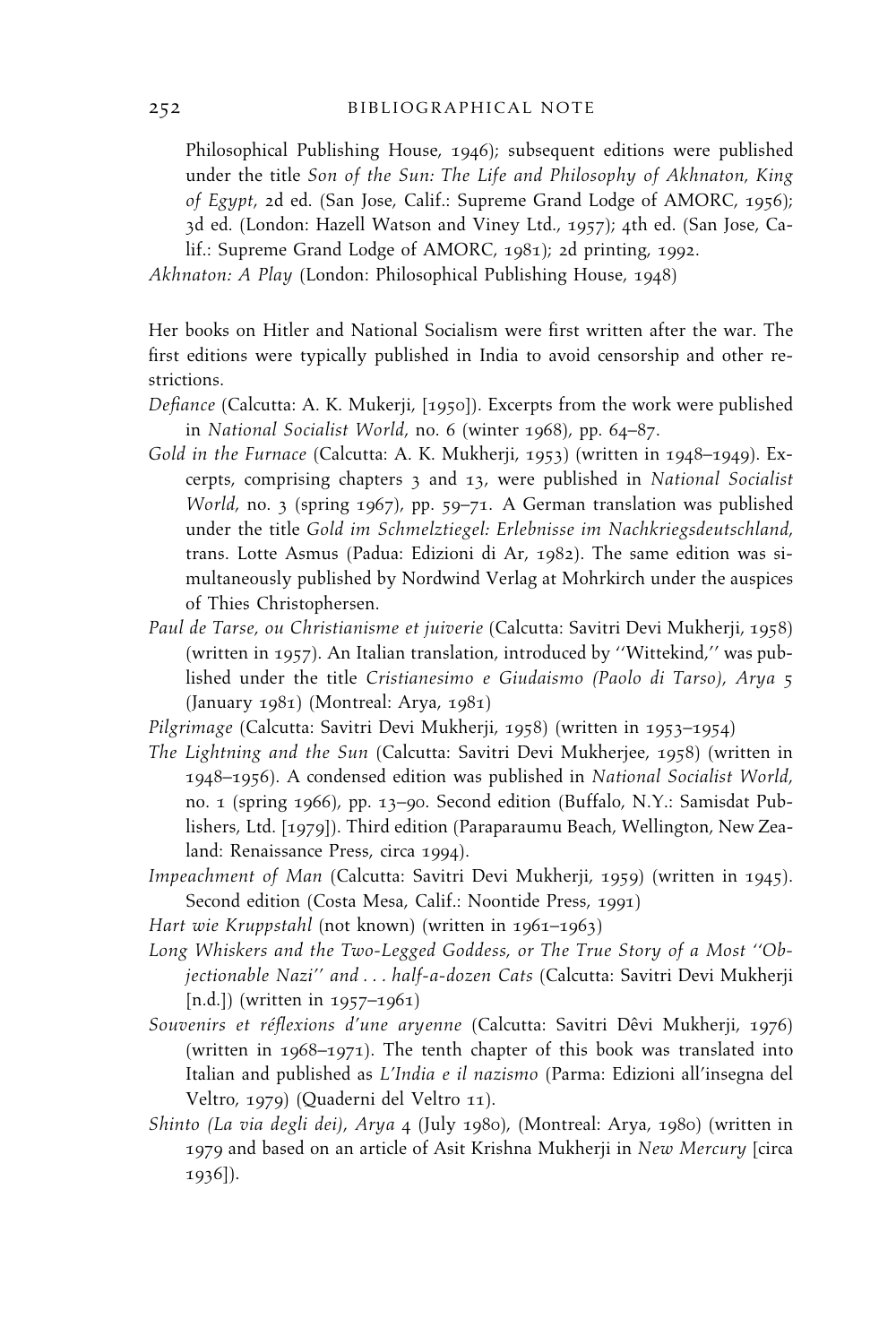Philosophical Publishing House, 1946); subsequent editions were published under the title *Son of the Sun: The Life and Philosophy of Akhnaton, King of Egypt*, 2d ed. (San Jose, Calif.: Supreme Grand Lodge of AMORC, 1956); 3d ed. (London: Hazell Watson and Viney Ltd., 1957); 4th ed. (San Jose, Calif.: Supreme Grand Lodge of AMORC, 1981); 2d printing, 1992.

*Akhnaton: A Play* (London: Philosophical Publishing House, 1948)

Her books on Hitler and National Socialism were first written after the war. The first editions were typically published in India to avoid censorship and other restrictions.

*Defiance* (Calcutta: A. K. Mukerji, [1950]). Excerpts from the work were published in *National Socialist World*, no. 6 (winter 1968), pp. 64–87.

*Gold in the Furnace* (Calcutta: A. K. Mukherji, 1953) (written in 1948–1949). Excerpts, comprising chapters 3 and 13, were published in *National Socialist World*, no. 3 (spring 1967), pp. 59–71. A German translation was published under the title *Gold im Schmelztiegel: Erlebnisse im Nachkriegsdeutschland*, trans. Lotte Asmus (Padua: Edizioni di Ar, 1982). The same edition was simultaneously published by Nordwind Verlag at Mohrkirch under the auspices of Thies Christophersen.

*Paul de Tarse, ou Christianisme et juiverie* (Calcutta: Savitri Devi Mukherji, 1958) (written in 1957). An Italian translation, introduced by ''Wittekind,'' was published under the title *Cristianesimo e Giudaismo (Paolo di Tarso)*, *Arya* 5 (January 1981) (Montreal: Arya, 1981)

*Pilgrimage* (Calcutta: Savitri Devi Mukherji, 1958) (written in 1953–1954)

*The Lightning and the Sun* (Calcutta: Savitri Devi Mukherjee, 1958) (written in 1948–1956). A condensed edition was published in *National Socialist World*, no. 1 (spring 1966), pp. 13–90. Second edition (Buffalo, N.Y.: Samisdat Publishers, Ltd. [1979]). Third edition (Paraparaumu Beach, Wellington, New Zealand: Renaissance Press, circa 1994).

*Impeachment of Man* (Calcutta: Savitri Devi Mukherji, 1959) (written in 1945). Second edition (Costa Mesa, Calif.: Noontide Press, 1991)

*Hart wie Kruppstahl* (not known) (written in 1961–1963)

*Long Whiskers and the Two-Legged Goddess, or The True Story of a Most ''Objectionable Nazi'' and . . . half-a-dozen Cats* (Calcutta: Savitri Devi Mukherji [n.d.]) (written in 1957–1961)

*Souvenirs et réflexions d'une aryenne* (Calcutta: Savitri Dêvi Mukherji, 1976) (written in 1968–1971). The tenth chapter of this book was translated into Italian and published as *L'India e il nazismo* (Parma: Edizioni all'insegna del Veltro, 1979) (Quaderni del Veltro 11).

*Shinto (La via degli dei)*, *Arya* 4 (July 1980), (Montreal: Arya, 1980) (written in 1979 and based on an article of Asit Krishna Mukherji in *New Mercury* [circa 1936]).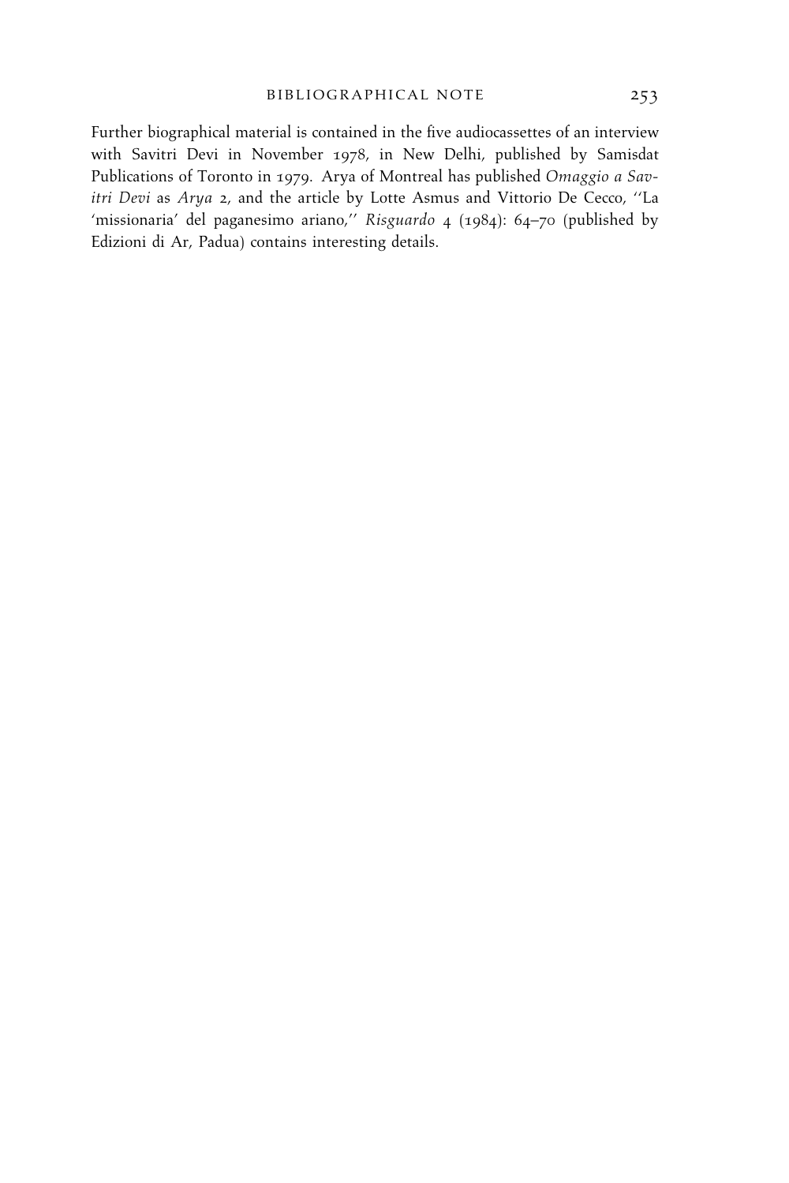Further biographical material is contained in the five audiocassettes of an interview with Savitri Devi in November 1978, in New Delhi, published by Samisdat Publications of Toronto in 1979. Arya of Montreal has published *Omaggio a Savitri Devi* as *Arya* 2, and the article by Lotte Asmus and Vittorio De Cecco, ''La 'missionaria' del paganesimo ariano,'' *Risguardo* 4 (1984): 64–70 (published by Edizioni di Ar, Padua) contains interesting details.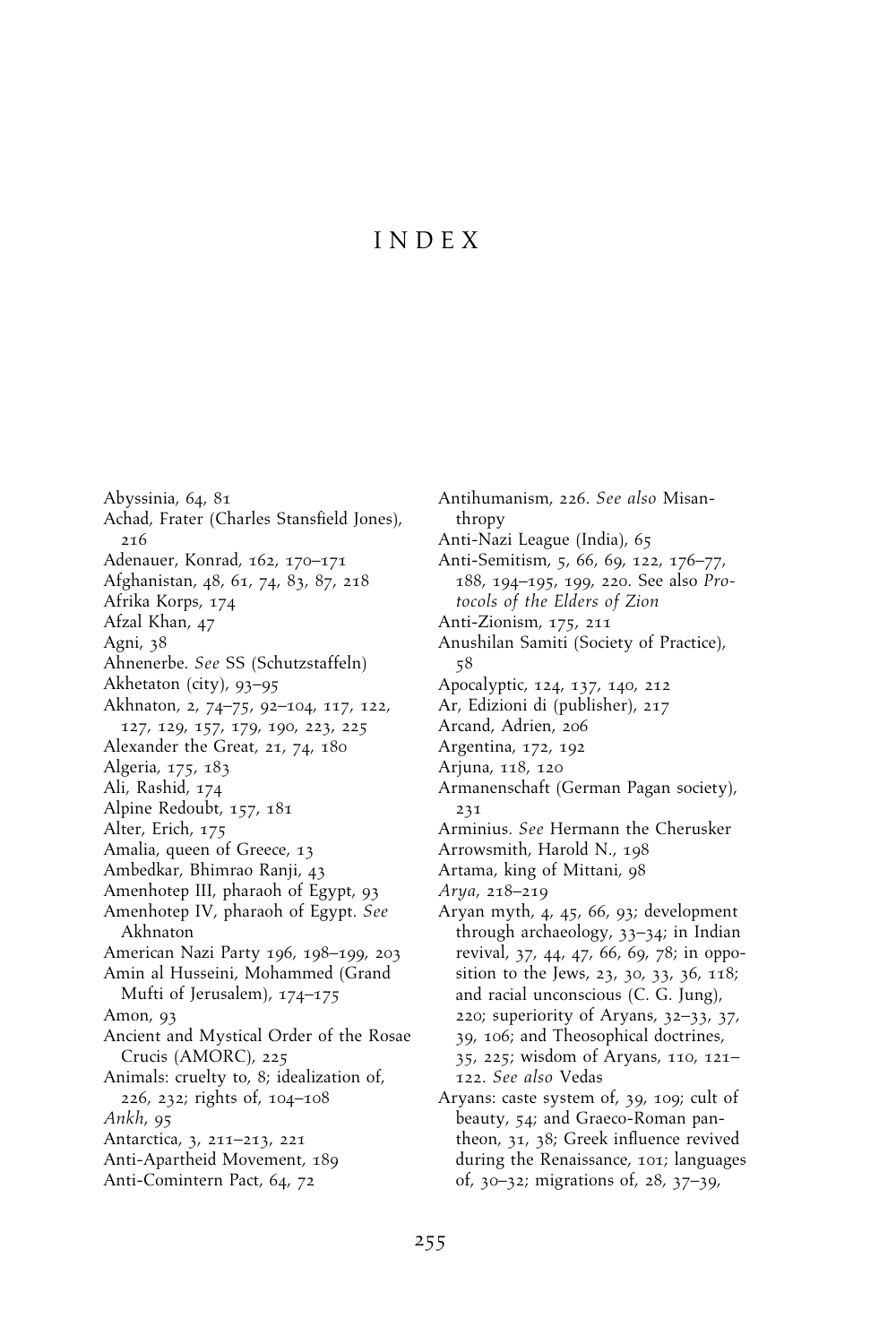# INDEX

Abyssinia, 64, 81
Achad, Frater (Charles Stansfield Jones), 216
Adenauer, Konrad, 162, 170–171
Afghanistan, 48, 61, 74, 83, 87, 218
Afrika Korps, 174
Afzal Khan, 47
Agni, 38
Ahnenerbe. *See* SS (Schutzstaffeln)
Akhetaton (city), 93–95
Akhnaton, 2, 74–75, 92–104, 117, 122, 127, 129, 157, 179, 190, 223, 225
Alexander the Great, 21, 74, 180
Algeria, 175, 183
Ali, Rashid, 174
Alpine Redoubt, 157, 181
Alter, Erich, 175
Amalia, queen of Greece, 13
Ambedkar, Bhimrao Ranji, 43
Amenhotep III, pharaoh of Egypt, 93
Amenhotep IV, pharaoh of Egypt. *See* Akhnaton
American Nazi Party 196, 198–199, 203
Amin al Husseini, Mohammed (Grand Mufti of Jerusalem), 174–175
Amon, 93
Ancient and Mystical Order of the Rosae Crucis (AMORC), 225
Animals: cruelty to, 8; idealization of, 226, 232; rights of, 104–108
*Ankh*, 95
Antarctica, 3, 211–213, 221
Anti-Apartheid Movement, 189
Anti-Comintern Pact, 64, 72
Antihumanism, 226. *See also* Misanthropy
Anti-Nazi League (India), 65
Anti-Semitism, 5, 66, 69, 122, 176–77, 188, 194–195, 199, 220. See also *Protocols of the Elders of Zion*
Anti-Zionism, 175, 211
Anushilan Samiti (Society of Practice), 58
Apocalyptic, 124, 137, 140, 212
Ar, Edizioni di (publisher), 217
Arcand, Adrien, 206
Argentina, 172, 192
Arjuna, 118, 120
Armanenschaft (German Pagan society), 231
Arminius. *See* Hermann the Cherusker
Arrowsmith, Harold N., 198
Artama, king of Mittani, 98
*Arya*, 218–219
Aryan myth, 4, 45, 66, 93; development through archaeology, 33–34; in Indian revival, 37, 44, 47, 66, 69, 78; in opposition to the Jews, 23, 30, 33, 36, 118; and racial unconscious (C. G. Jung), 220; superiority of Aryans, 32–33, 37, 39, 106; and Theosophical doctrines, 35, 225; wisdom of Aryans, 110, 121–122. *See also* Vedas
Aryans: caste system of, 39, 109; cult of beauty, 54; and Graeco-Roman pantheon, 31, 38; Greek influence revived during the Renaissance, 101; languages of, 30–32; migrations of, 28, 37–39,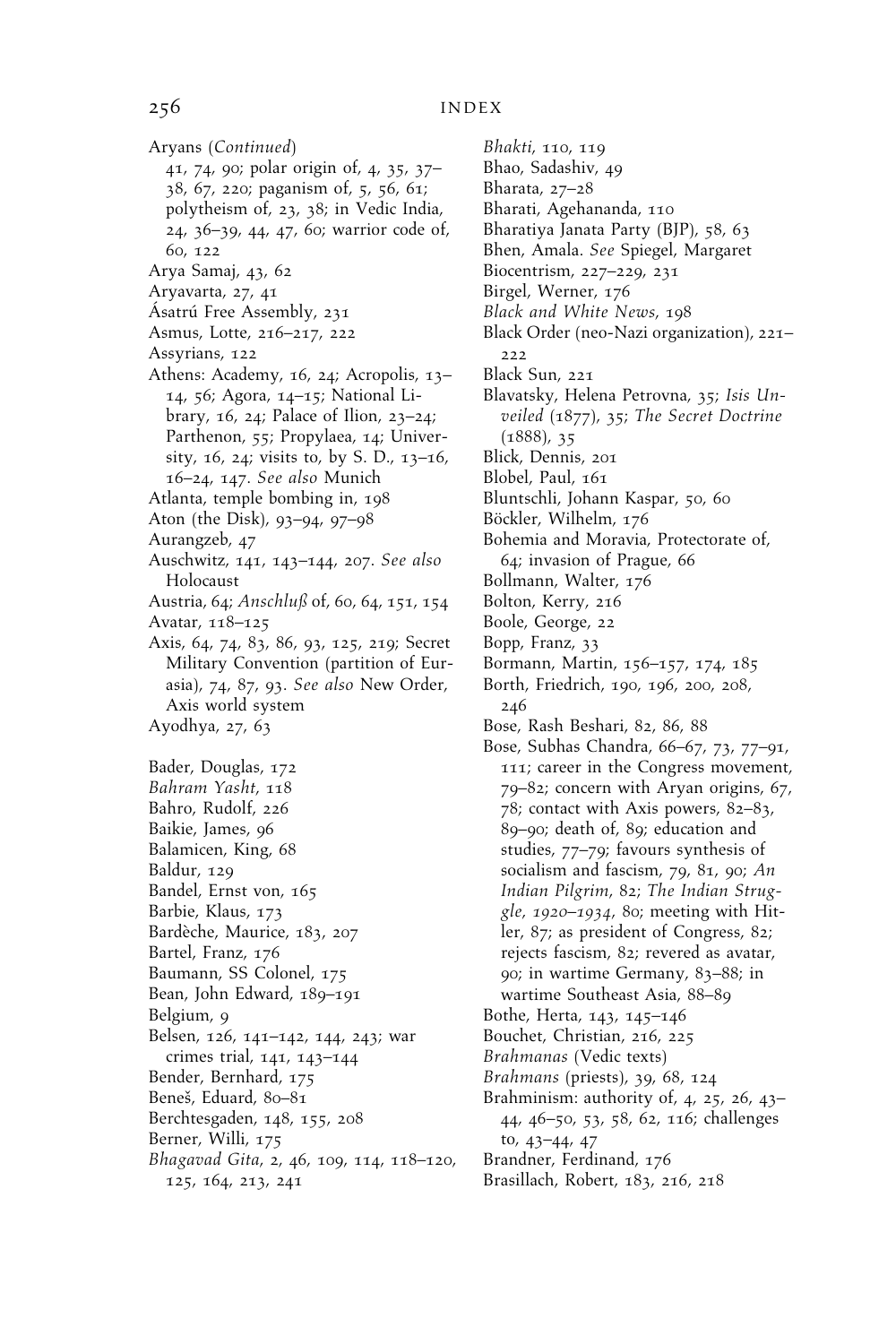Aryans (*Continued*)
41, 74, 90; polar origin of, 4, 35, 37–38, 67, 220; paganism of, 5, 56, 61; polytheism of, 23, 38; in Vedic India, 24, 36–39, 44, 47, 60; warrior code of, 60, 122
Arya Samaj, 43, 62
Aryavarta, 27, 41
Ásatrú Free Assembly, 231
Asmus, Lotte, 216–217, 222
Assyrians, 122
Athens: Academy, 16, 24; Acropolis, 13–14, 56; Agora, 14–15; National Library, 16, 24; Palace of Ilion, 23–24; Parthenon, 55; Propylaea, 14; University, 16, 24; visits to, by S. D., 13–16, 16–24, 147. *See also* Munich
Atlanta, temple bombing in, 198
Aton (the Disk), 93–94, 97–98
Aurangzeb, 47
Auschwitz, 141, 143–144, 207. *See also* Holocaust
Austria, 64; *Anschluß* of, 60, 64, 151, 154
Avatar, 118–125
Axis, 64, 74, 83, 86, 93, 125, 219; Secret Military Convention (partition of Eurasia), 74, 87, 93. *See also* New Order, Axis world system
Ayodhya, 27, 63

Bader, Douglas, 172
*Bahram Yasht*, 118
Bahro, Rudolf, 226
Baikie, James, 96
Balamicen, King, 68
Baldur, 129
Bandel, Ernst von, 165
Barbie, Klaus, 173
Bardèche, Maurice, 183, 207
Bartel, Franz, 176
Baumann, SS Colonel, 175
Bean, John Edward, 189–191
Belgium, 9
Belsen, 126, 141–142, 144, 243; war crimes trial, 141, 143–144
Bender, Bernhard, 175
Beneš, Eduard, 80–81
Berchtesgaden, 148, 155, 208
Berner, Willi, 175
*Bhagavad Gita*, 2, 46, 109, 114, 118–120, 125, 164, 213, 241
*Bhakti*, 110, 119
Bhao, Sadashiv, 49
Bharata, 27–28
Bharati, Agehananda, 110
Bharatiya Janata Party (BJP), 58, 63
Bhen, Amala. *See* Spiegel, Margaret
Biocentrism, 227–229, 231
Birgel, Werner, 176
*Black and White News*, 198
Black Order (neo-Nazi organization), 221–222
Black Sun, 221
Blavatsky, Helena Petrovna, 35; *Isis Unveiled* (1877), 35; *The Secret Doctrine* (1888), 35
Blick, Dennis, 201
Blobel, Paul, 161
Bluntschli, Johann Kaspar, 50, 60
Böckler, Wilhelm, 176
Bohemia and Moravia, Protectorate of, 64; invasion of Prague, 66
Bollmann, Walter, 176
Bolton, Kerry, 216
Boole, George, 22
Bopp, Franz, 33
Bormann, Martin, 156–157, 174, 185
Borth, Friedrich, 190, 196, 200, 208, 246
Bose, Rash Beshari, 82, 86, 88
Bose, Subhas Chandra, 66–67, 73, 77–91, 111; career in the Congress movement, 79–82; concern with Aryan origins, 67, 78; contact with Axis powers, 82–83, 89–90; death of, 89; education and studies, 77–79; favours synthesis of socialism and fascism, 79, 81, 90; *An Indian Pilgrim*, 82; *The Indian Struggle, 1920–1934*, 80; meeting with Hitler, 87; as president of Congress, 82; rejects fascism, 82; revered as avatar, 90; in wartime Germany, 83–88; in wartime Southeast Asia, 88–89
Bothe, Herta, 143, 145–146
Bouchet, Christian, 216, 225
*Brahmanas* (Vedic texts)
*Brahmans* (priests), 39, 68, 124
Brahminism: authority of, 4, 25, 26, 43–44, 46–50, 53, 58, 62, 116; challenges to, 43–44, 47
Brandner, Ferdinand, 176
Brasillach, Robert, 183, 216, 218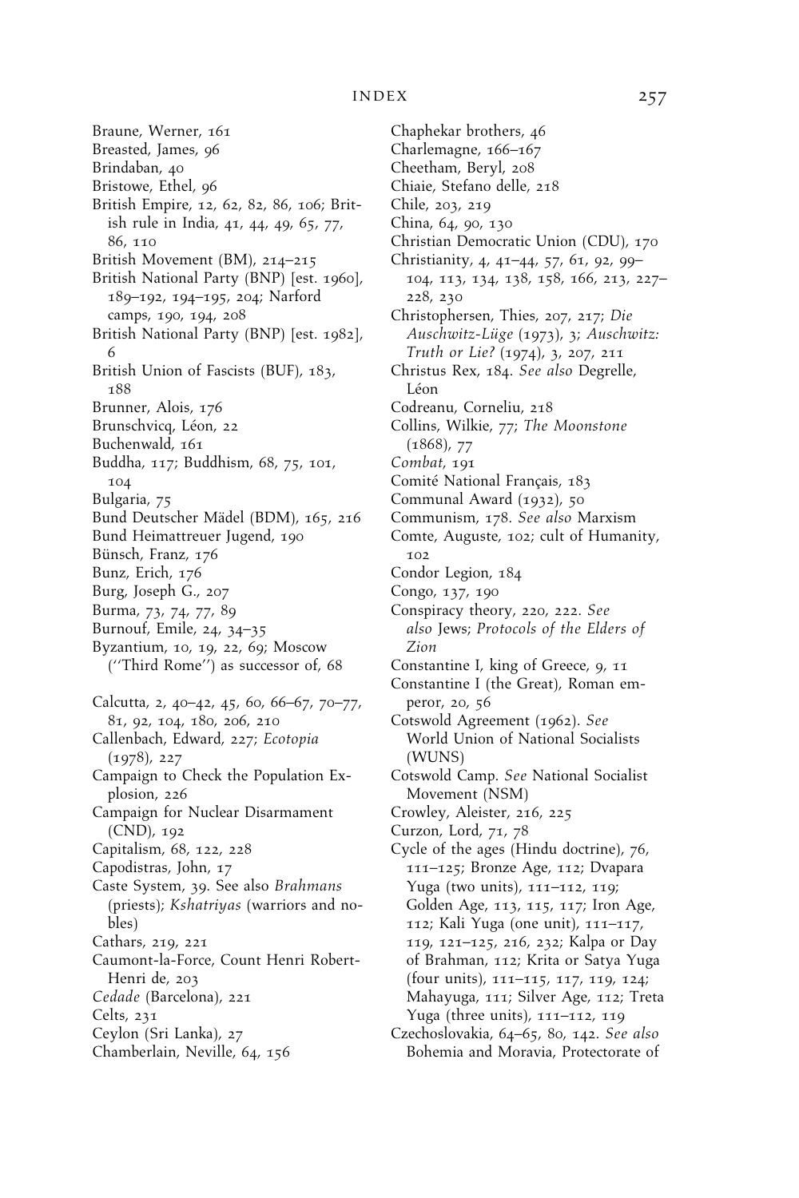Braune, Werner, 161
Breasted, James, 96
Brindaban, 40
Bristowe, Ethel, 96
British Empire, 12, 62, 82, 86, 106; British rule in India, 41, 44, 49, 65, 77, 86, 110
British Movement (BM), 214–215
British National Party (BNP) [est. 1960], 189–192, 194–195, 204; Narford camps, 190, 194, 208
British National Party (BNP) [est. 1982], 6
British Union of Fascists (BUF), 183, 188
Brunner, Alois, 176
Brunschvicq, Léon, 22
Buchenwald, 161
Buddha, 117; Buddhism, 68, 75, 101, 104
Bulgaria, 75
Bund Deutscher Mädel (BDM), 165, 216
Bund Heimattreuer Jugend, 190
Bünsch, Franz, 176
Bunz, Erich, 176
Burg, Joseph G., 207
Burma, 73, 74, 77, 89
Burnouf, Emile, 24, 34–35
Byzantium, 10, 19, 22, 69; Moscow (''Third Rome'') as successor of, 68

Calcutta, 2, 40–42, 45, 60, 66–67, 70–77, 81, 92, 104, 180, 206, 210
Callenbach, Edward, 227; *Ecotopia* (1978), 227
Campaign to Check the Population Explosion, 226
Campaign for Nuclear Disarmament (CND), 192
Capitalism, 68, 122, 228
Capodistras, John, 17
Caste System, 39. See also *Brahmans* (priests); *Kshatriyas* (warriors and nobles)
Cathars, 219, 221
Caumont-la-Force, Count Henri Robert-Henri de, 203
*Cedade* (Barcelona), 221
Celts, 231
Ceylon (Sri Lanka), 27
Chamberlain, Neville, 64, 156
Chaphekar brothers, 46
Charlemagne, 166–167
Cheetham, Beryl, 208
Chiaie, Stefano delle, 218
Chile, 203, 219
China, 64, 90, 130
Christian Democratic Union (CDU), 170
Christianity, 4, 41–44, 57, 61, 92, 99–104, 113, 134, 138, 158, 166, 213, 227–228, 230
Christophersen, Thies, 207, 217; *Die Auschwitz-Lüge* (1973), 3; *Auschwitz: Truth or Lie?* (1974), 3, 207, 211
Christus Rex, 184. *See also* Degrelle, Léon
Codreanu, Corneliu, 218
Collins, Wilkie, 77; *The Moonstone* (1868), 77
*Combat*, 191
Comité National Français, 183
Communal Award (1932), 50
Communism, 178. *See also* Marxism
Comte, Auguste, 102; cult of Humanity, 102
Condor Legion, 184
Congo, 137, 190
Conspiracy theory, 220, 222. *See also* Jews; *Protocols of the Elders of Zion*
Constantine I, king of Greece, 9, 11
Constantine I (the Great), Roman emperor, 20, 56
Cotswold Agreement (1962). *See* World Union of National Socialists (WUNS)
Cotswold Camp. *See* National Socialist Movement (NSM)
Crowley, Aleister, 216, 225
Curzon, Lord, 71, 78
Cycle of the ages (Hindu doctrine), 76, 111–125; Bronze Age, 112; Dvapara Yuga (two units), 111–112, 119; Golden Age, 113, 115, 117; Iron Age, 112; Kali Yuga (one unit), 111–117, 119, 121–125, 216, 232; Kalpa or Day of Brahman, 112; Krita or Satya Yuga (four units), 111–115, 117, 119, 124; Mahayuga, 111; Silver Age, 112; Treta Yuga (three units), 111–112, 119
Czechoslovakia, 64–65, 80, 142. *See also* Bohemia and Moravia, Protectorate of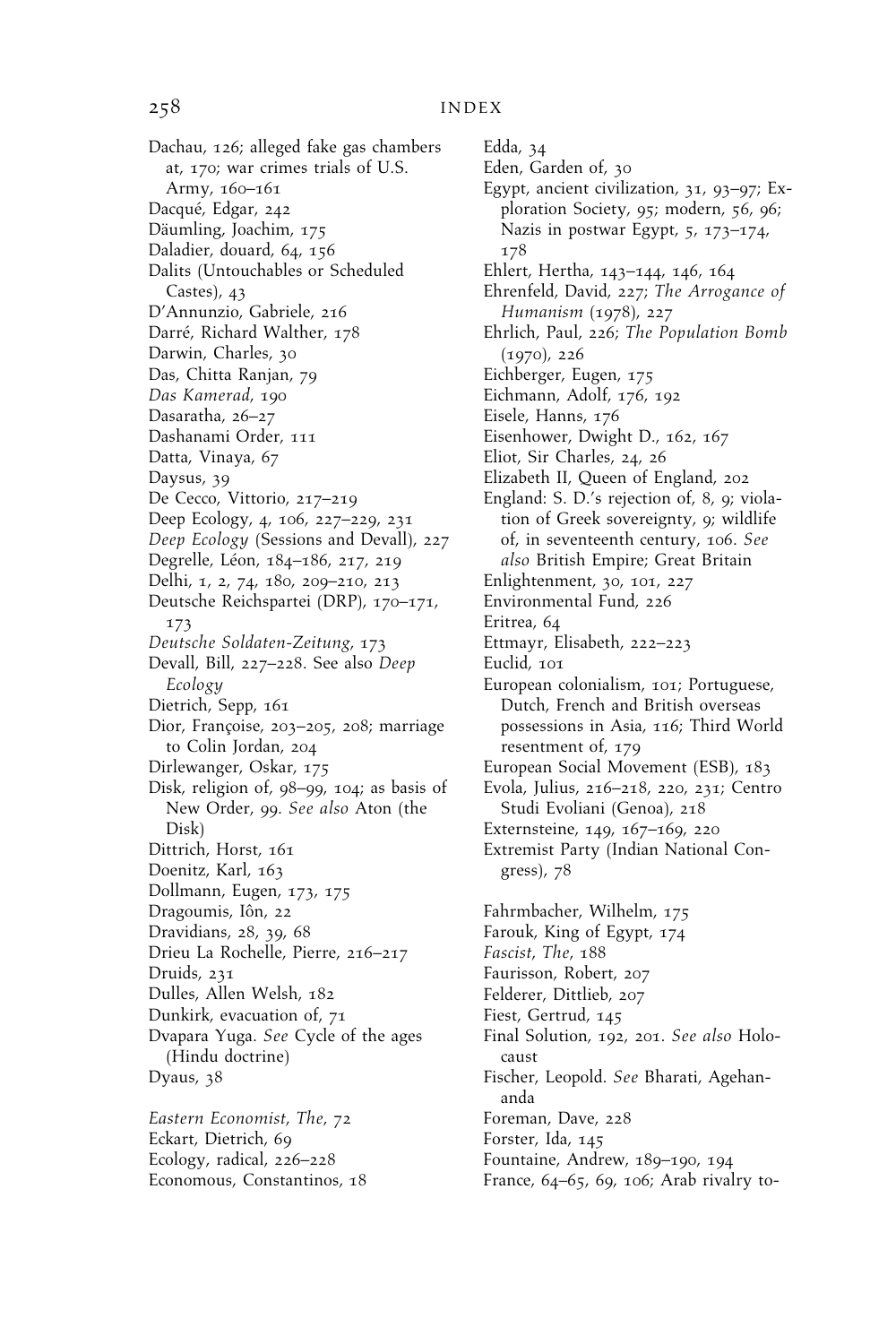Dachau, 126; alleged fake gas chambers at, 170; war crimes trials of U.S. Army, 160–161
Dacqué, Edgar, 242
Däumling, Joachim, 175
Daladier, douard, 64, 156
Dalits (Untouchables or Scheduled Castes), 43
D'Annunzio, Gabriele, 216
Darré, Richard Walther, 178
Darwin, Charles, 30
Das, Chitta Ranjan, 79
*Das Kamerad*, 190
Dasaratha, 26–27
Dashanami Order, 111
Datta, Vinaya, 67
Daysus, 39
De Cecco, Vittorio, 217–219
Deep Ecology, 4, 106, 227–229, 231
*Deep Ecology* (Sessions and Devall), 227
Degrelle, Léon, 184–186, 217, 219
Delhi, 1, 2, 74, 180, 209–210, 213
Deutsche Reichspartei (DRP), 170–171, 173
*Deutsche Soldaten-Zeitung*, 173
Devall, Bill, 227–228. See also *Deep Ecology*
Dietrich, Sepp, 161
Dior, Françoise, 203–205, 208; marriage to Colin Jordan, 204
Dirlewanger, Oskar, 175
Disk, religion of, 98–99, 104; as basis of New Order, 99. *See also* Aton (the Disk)
Dittrich, Horst, 161
Doenitz, Karl, 163
Dollmann, Eugen, 173, 175
Dragoumis, Iôn, 22
Dravidians, 28, 39, 68
Drieu La Rochelle, Pierre, 216–217
Druids, 231
Dulles, Allen Welsh, 182
Dunkirk, evacuation of, 71
Dvapara Yuga. *See* Cycle of the ages (Hindu doctrine)
Dyaus, 38

*Eastern Economist, The*, 72
Eckart, Dietrich, 69
Ecology, radical, 226–228
Economous, Constantinos, 18
Edda, 34
Eden, Garden of, 30
Egypt, ancient civilization, 31, 93–97; Exploration Society, 95; modern, 56, 96; Nazis in postwar Egypt, 5, 173–174, 178
Ehlert, Hertha, 143–144, 146, 164
Ehrenfeld, David, 227; *The Arrogance of Humanism* (1978), 227
Ehrlich, Paul, 226; *The Population Bomb* (1970), 226
Eichberger, Eugen, 175
Eichmann, Adolf, 176, 192
Eisele, Hanns, 176
Eisenhower, Dwight D., 162, 167
Eliot, Sir Charles, 24, 26
Elizabeth II, Queen of England, 202
England: S. D.'s rejection of, 8, 9; violation of Greek sovereignty, 9; wildlife of, in seventeenth century, 106. *See also* British Empire; Great Britain
Enlightenment, 30, 101, 227
Environmental Fund, 226
Eritrea, 64
Ettmayr, Elisabeth, 222–223
Euclid, 101
European colonialism, 101; Portuguese, Dutch, French and British overseas possessions in Asia, 116; Third World resentment of, 179
European Social Movement (ESB), 183
Evola, Julius, 216–218, 220, 231; Centro Studi Evoliani (Genoa), 218
Externsteine, 149, 167–169, 220
Extremist Party (Indian National Congress), 78

Fahrmbacher, Wilhelm, 175
Farouk, King of Egypt, 174
*Fascist, The*, 188
Faurisson, Robert, 207
Felderer, Dittlieb, 207
Fiest, Gertrud, 145
Final Solution, 192, 201. *See also* Holocaust
Fischer, Leopold. *See* Bharati, Agehananda
Foreman, Dave, 228
Forster, Ida, 145
Fountaine, Andrew, 189–190, 194
France, 64–65, 69, 106; Arab rivalry to-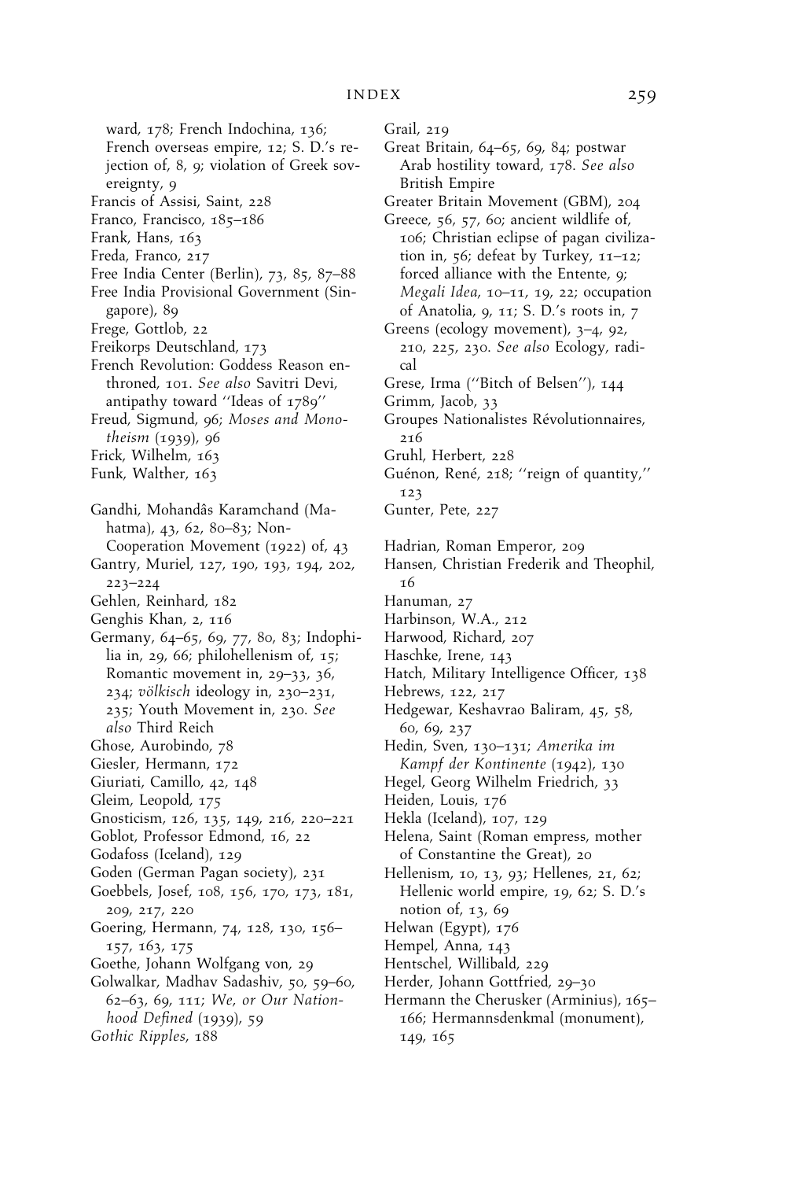ward, 178; French Indochina, 136; French overseas empire, 12; S. D.'s rejection of, 8, 9; violation of Greek sovereignty, 9
Francis of Assisi, Saint, 228
Franco, Francisco, 185–186
Frank, Hans, 163
Freda, Franco, 217
Free India Center (Berlin), 73, 85, 87–88
Free India Provisional Government (Singapore), 89
Frege, Gottlob, 22
Freikorps Deutschland, 173
French Revolution: Goddess Reason enthroned, 101. *See also* Savitri Devi, antipathy toward ''Ideas of 1789''
Freud, Sigmund, 96; *Moses and Monotheism* (1939), 96
Frick, Wilhelm, 163
Funk, Walther, 163

Gandhi, Mohandâs Karamchand (Mahatma), 43, 62, 80–83; Non-Cooperation Movement (1922) of, 43
Gantry, Muriel, 127, 190, 193, 194, 202, 223–224
Gehlen, Reinhard, 182
Genghis Khan, 2, 116
Germany, 64–65, 69, 77, 80, 83; Indophilia in, 29, 66; philohellenism of, 15; Romantic movement in, 29–33, 36, 234; *völkisch* ideology in, 230–231, 235; Youth Movement in, 230. *See also* Third Reich
Ghose, Aurobindo, 78
Giesler, Hermann, 172
Giuriati, Camillo, 42, 148
Gleim, Leopold, 175
Gnosticism, 126, 135, 149, 216, 220–221
Goblot, Professor Edmond, 16, 22
Godafoss (Iceland), 129
Goden (German Pagan society), 231
Goebbels, Josef, 108, 156, 170, 173, 181, 209, 217, 220
Goering, Hermann, 74, 128, 130, 156–157, 163, 175
Goethe, Johann Wolfgang von, 29
Golwalkar, Madhav Sadashiv, 50, 59–60, 62–63, 69, 111; *We, or Our Nationhood Defined* (1939), 59
*Gothic Ripples*, 188
Grail, 219
Great Britain, 64–65, 69, 84; postwar Arab hostility toward, 178. *See also* British Empire
Greater Britain Movement (GBM), 204
Greece, 56, 57, 60; ancient wildlife of, 106; Christian eclipse of pagan civilization in, 56; defeat by Turkey, 11–12; forced alliance with the Entente, 9; *Megali Idea*, 10–11, 19, 22; occupation of Anatolia, 9, 11; S. D.'s roots in, 7
Greens (ecology movement), 3–4, 92, 210, 225, 230. *See also* Ecology, radical
Grese, Irma (''Bitch of Belsen''), 144
Grimm, Jacob, 33
Groupes Nationalistes Révolutionnaires, 216
Gruhl, Herbert, 228
Guénon, René, 218; ''reign of quantity,'' 123
Gunter, Pete, 227

Hadrian, Roman Emperor, 209
Hansen, Christian Frederik and Theophil, 16
Hanuman, 27
Harbinson, W.A., 212
Harwood, Richard, 207
Haschke, Irene, 143
Hatch, Military Intelligence Officer, 138
Hebrews, 122, 217
Hedgewar, Keshavrao Baliram, 45, 58, 60, 69, 237
Hedin, Sven, 130–131; *Amerika im Kampf der Kontinente* (1942), 130
Hegel, Georg Wilhelm Friedrich, 33
Heiden, Louis, 176
Hekla (Iceland), 107, 129
Helena, Saint (Roman empress, mother of Constantine the Great), 20
Hellenism, 10, 13, 93; Hellenes, 21, 62; Hellenic world empire, 19, 62; S. D.'s notion of, 13, 69
Helwan (Egypt), 176
Hempel, Anna, 143
Hentschel, Willibald, 229
Herder, Johann Gottfried, 29–30
Hermann the Cherusker (Arminius), 165–166; Hermannsdenkmal (monument), 149, 165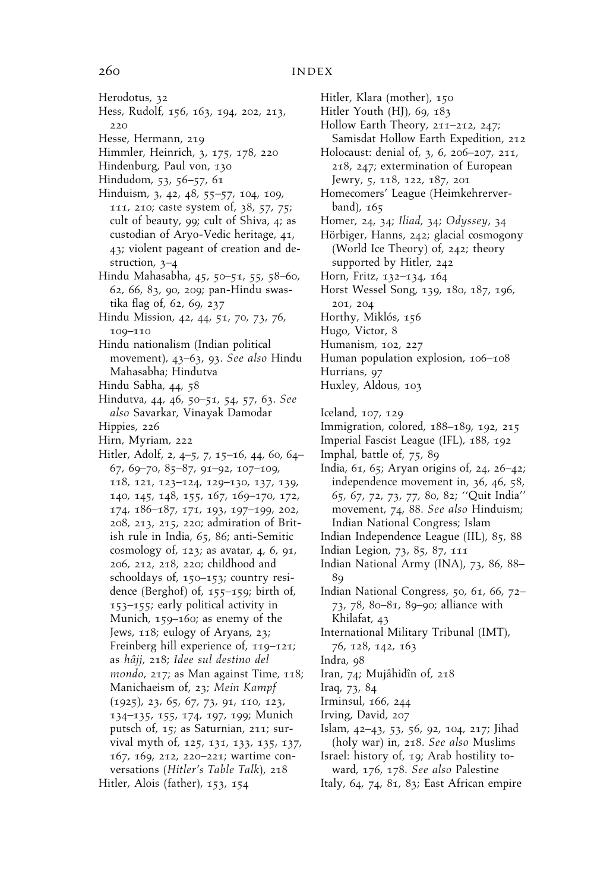Herodotus, 32
Hess, Rudolf, 156, 163, 194, 202, 213, 220
Hesse, Hermann, 219
Himmler, Heinrich, 3, 175, 178, 220
Hindenburg, Paul von, 130
Hindudom, 53, 56–57, 61
Hinduism, 3, 42, 48, 55–57, 104, 109, 111, 210; caste system of, 38, 57, 75; cult of beauty, 99; cult of Shiva, 4; as custodian of Aryo-Vedic heritage, 41, 43; violent pageant of creation and destruction, 3–4
Hindu Mahasabha, 45, 50–51, 55, 58–60, 62, 66, 83, 90, 209; pan-Hindu swastika flag of, 62, 69, 237
Hindu Mission, 42, 44, 51, 70, 73, 76, 109–110
Hindu nationalism (Indian political movement), 43–63, 93. *See also* Hindu Mahasabha; Hindutva
Hindu Sabha, 44, 58
Hindutva, 44, 46, 50–51, 54, 57, 63. *See also* Savarkar, Vinayak Damodar
Hippies, 226
Hirn, Myriam, 222
Hitler, Adolf, 2, 4–5, 7, 15–16, 44, 60, 64–67, 69–70, 85–87, 91–92, 107–109, 118, 121, 123–124, 129–130, 137, 139, 140, 145, 148, 155, 167, 169–170, 172, 174, 186–187, 171, 193, 197–199, 202, 208, 213, 215, 220; admiration of British rule in India, 65, 86; anti-Semitic cosmology of, 123; as avatar, 4, 6, 91, 206, 212, 218, 220; childhood and schooldays of, 150–153; country residence (Berghof) of, 155–159; birth of, 153–155; early political activity in Munich, 159–160; as enemy of the Jews, 118; eulogy of Aryans, 23; Freinberg hill experience of, 119–121; as *hâjj*, 218; *Idee sul destino del mondo*, 217; as Man against Time, 118; Manichaeism of, 23; *Mein Kampf* (1925), 23, 65, 67, 73, 91, 110, 123, 134–135, 155, 174, 197, 199; Munich putsch of, 15; as Saturnian, 211; survival myth of, 125, 131, 133, 135, 137, 167, 169, 212, 220–221; wartime conversations (*Hitler's Table Talk*), 218
Hitler, Alois (father), 153, 154
Hitler, Klara (mother), 150
Hitler Youth (HJ), 69, 183
Hollow Earth Theory, 211–212, 247; Samisdat Hollow Earth Expedition, 212
Holocaust: denial of, 3, 6, 206–207, 211, 218, 247; extermination of European Jewry, 5, 118, 122, 187, 201
Homecomers' League (Heimkehrerverband), 165
Homer, 24, 34; *Iliad*, 34; *Odyssey*, 34
Hörbiger, Hanns, 242; glacial cosmogony (World Ice Theory) of, 242; theory supported by Hitler, 242
Horn, Fritz, 132–134, 164
Horst Wessel Song, 139, 180, 187, 196, 201, 204
Horthy, Miklós, 156
Hugo, Victor, 8
Humanism, 102, 227
Human population explosion, 106–108
Hurrians, 97
Huxley, Aldous, 103

Iceland, 107, 129
Immigration, colored, 188–189, 192, 215
Imperial Fascist League (IFL), 188, 192
Imphal, battle of, 75, 89
India, 61, 65; Aryan origins of, 24, 26–42; independence movement in, 36, 46, 58, 65, 67, 72, 73, 77, 80, 82; "Quit India" movement, 74, 88. *See also* Hinduism; Indian National Congress; Islam
Indian Independence League (IIL), 85, 88
Indian Legion, 73, 85, 87, 111
Indian National Army (INA), 73, 86, 88–89
Indian National Congress, 50, 61, 66, 72–73, 78, 80–81, 89–90; alliance with Khilafat, 43
International Military Tribunal (IMT), 76, 128, 142, 163
Indra, 98
Iran, 74; Mujâhidîn of, 218
Iraq, 73, 84
Irminsul, 166, 244
Irving, David, 207
Islam, 42–43, 53, 56, 92, 104, 217; Jihad (holy war) in, 218. *See also* Muslims
Israel: history of, 19; Arab hostility toward, 176, 178. *See also* Palestine
Italy, 64, 74, 81, 83; East African empire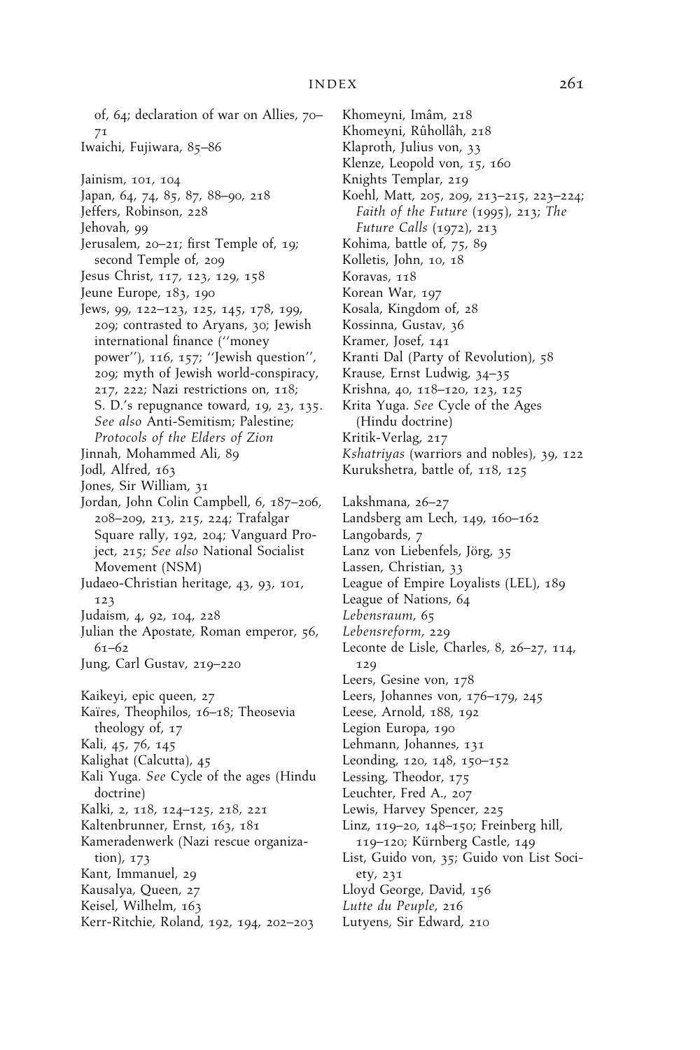of, 64; declaration of war on Allies, 70–71

Iwaichi, Fujiwara, 85–86

Jainism, 101, 104

Japan, 64, 74, 85, 87, 88–90, 218

Jeffers, Robinson, 228

Jehovah, 99

Jerusalem, 20–21; first Temple of, 19; second Temple of, 209

Jesus Christ, 117, 123, 129, 158

Jeune Europe, 183, 190

Jews, 99, 122–123, 125, 145, 178, 199, 209; contrasted to Aryans, 30; Jewish international finance (''money power''), 116, 157; ''Jewish question'', 209; myth of Jewish world-conspiracy, 217, 222; Nazi restrictions on, 118; S. D.'s repugnance toward, 19, 23, 135. *See also* Anti-Semitism; Palestine; *Protocols of the Elders of Zion*

Jinnah, Mohammed Ali, 89

Jodl, Alfred, 163

Jones, Sir William, 31

Jordan, John Colin Campbell, 6, 187–206, 208–209, 213, 215, 224; Trafalgar Square rally, 192, 204; Vanguard Project, 215; *See also* National Socialist Movement (NSM)

Judaeo-Christian heritage, 43, 93, 101, 123

Judaism, 4, 92, 104, 228

Julian the Apostate, Roman emperor, 56, 61–62

Jung, Carl Gustav, 219–220

Kaikeyi, epic queen, 27

Kaïres, Theophilos, 16–18; Theosevia theology of, 17

Kali, 45, 76, 145

Kalighat (Calcutta), 45

Kali Yuga. *See* Cycle of the ages (Hindu doctrine)

Kalki, 2, 118, 124–125, 218, 221

Kaltenbrunner, Ernst, 163, 181

Kameradenwerk (Nazi rescue organization), 173

Kant, Immanuel, 29

Kausalya, Queen, 27

Keisel, Wilhelm, 163

Kerr-Ritchie, Roland, 192, 194, 202–203

Khomeyni, Imâm, 218

Khomeyni, Rûhollâh, 218

Klaproth, Julius von, 33

Klenze, Leopold von, 15, 160

Knights Templar, 219

Koehl, Matt, 205, 209, 213–215, 223–224; *Faith of the Future* (1995), 213; *The Future Calls* (1972), 213

Kohima, battle of, 75, 89

Kolletis, John, 10, 18

Koravas, 118

Korean War, 197

Kosala, Kingdom of, 28

Kossinna, Gustav, 36

Kramer, Josef, 141

Kranti Dal (Party of Revolution), 58

Krause, Ernst Ludwig, 34–35

Krishna, 40, 118–120, 123, 125

Krita Yuga. *See* Cycle of the Ages (Hindu doctrine)

Kritik-Verlag, 217

*Kshatriyas* (warriors and nobles), 39, 122

Kurukshetra, battle of, 118, 125

Lakshmana, 26–27

Landsberg am Lech, 149, 160–162

Langobards, 7

Lanz von Liebenfels, Jörg, 35

Lassen, Christian, 33

League of Empire Loyalists (LEL), 189

League of Nations, 64

*Lebensraum*, 65

*Lebensreform*, 229

Leconte de Lisle, Charles, 8, 26–27, 114, 129

Leers, Gesine von, 178

Leers, Johannes von, 176–179, 245

Leese, Arnold, 188, 192

Legion Europa, 190

Lehmann, Johannes, 131

Leonding, 120, 148, 150–152

Lessing, Theodor, 175

Leuchter, Fred A., 207

Lewis, Harvey Spencer, 225

Linz, 119–20, 148–150; Freinberg hill, 119–120; Kürnberg Castle, 149

List, Guido von, 35; Guido von List Society, 231

Lloyd George, David, 156

*Lutte du Peuple*, 216

Lutyens, Sir Edward, 210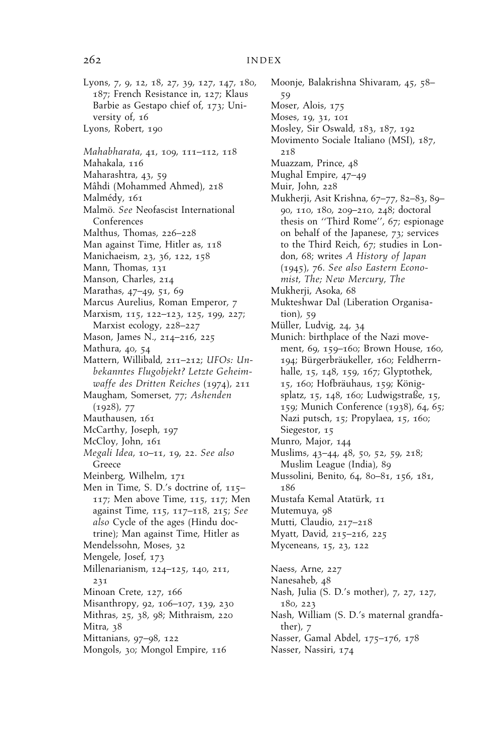Lyons, 7, 9, 12, 18, 27, 39, 127, 147, 180, 187; French Resistance in, 127; Klaus Barbie as Gestapo chief of, 173; University of, 16
Lyons, Robert, 190

*Mahabharata*, 41, 109, 111–112, 118
Mahakala, 116
Maharashtra, 43, 59
Mâhdi (Mohammed Ahmed), 218
Malmédy, 161
Malmö. *See* Neofascist International Conferences
Malthus, Thomas, 226–228
Man against Time, Hitler as, 118
Manichaeism, 23, 36, 122, 158
Mann, Thomas, 131
Manson, Charles, 214
Marathas, 47–49, 51, 69
Marcus Aurelius, Roman Emperor, 7
Marxism, 115, 122–123, 125, 199, 227; Marxist ecology, 228–227
Mason, James N., 214–216, 225
Mathura, 40, 54
Mattern, Willibald, 211–212; *UFOs: Unbekanntes Flugobjekt? Letzte Geheimwaffe des Dritten Reiches* (1974), 211
Maugham, Somerset, 77; *Ashenden* (1928), 77
Mauthausen, 161
McCarthy, Joseph, 197
McCloy, John, 161
*Megali Idea*, 10–11, 19, 22. *See also* Greece
Meinberg, Wilhelm, 171
Men in Time, S. D.'s doctrine of, 115–117; Men above Time, 115, 117; Men against Time, 115, 117–118, 215; *See also* Cycle of the ages (Hindu doctrine); Man against Time, Hitler as
Mendelssohn, Moses, 32
Mengele, Josef, 173
Millenarianism, 124–125, 140, 211, 231
Minoan Crete, 127, 166
Misanthropy, 92, 106–107, 139, 230
Mithras, 25, 38, 98; Mithraism, 220
Mitra, 38
Mittanians, 97–98, 122
Mongols, 30; Mongol Empire, 116
Moonje, Balakrishna Shivaram, 45, 58–59
Moser, Alois, 175
Moses, 19, 31, 101
Mosley, Sir Oswald, 183, 187, 192
Movimento Sociale Italiano (MSI), 187, 218
Muazzam, Prince, 48
Mughal Empire, 47–49
Muir, John, 228
Mukherji, Asit Krishna, 67–77, 82–83, 89–90, 110, 180, 209–210, 248; doctoral thesis on ''Third Rome'', 67; espionage on behalf of the Japanese, 73; services to the Third Reich, 67; studies in London, 68; writes *A History of Japan* (1945), 76. *See also Eastern Economist, The; New Mercury, The*
Mukherji, Asoka, 68
Mukteshwar Dal (Liberation Organisation), 59
Müller, Ludvig, 24, 34
Munich: birthplace of the Nazi movement, 69, 159–160; Brown House, 160, 194; Bürgerbräukeller, 160; Feldherrnhalle, 15, 148, 159, 167; Glyptothek, 15, 160; Hofbräuhaus, 159; Königsplatz, 15, 148, 160; Ludwigstraße, 15, 159; Munich Conference (1938), 64, 65; Nazi putsch, 15; Propylaea, 15, 160; Siegestor, 15
Munro, Major, 144
Muslims, 43–44, 48, 50, 52, 59, 218; Muslim League (India), 89
Mussolini, Benito, 64, 80–81, 156, 181, 186
Mustafa Kemal Atatürk, 11
Mutemuya, 98
Mutti, Claudio, 217–218
Myatt, David, 215–216, 225
Myceneans, 15, 23, 122

Naess, Arne, 227
Nanesaheb, 48
Nash, Julia (S. D.'s mother), 7, 27, 127, 180, 223
Nash, William (S. D.'s maternal grandfather), 7
Nasser, Gamal Abdel, 175–176, 178
Nasser, Nassiri, 174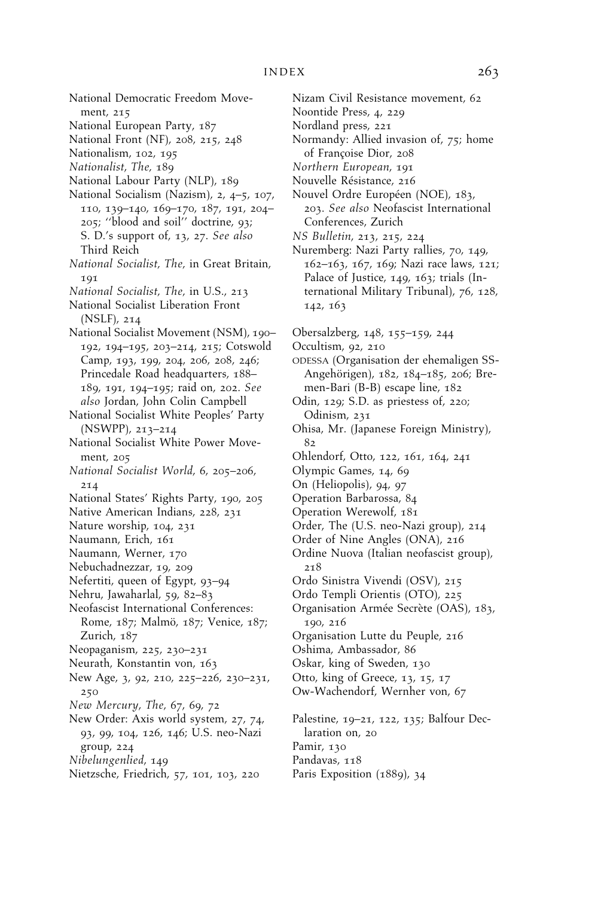National Democratic Freedom Movement, 215
National European Party, 187
National Front (NF), 208, 215, 248
Nationalism, 102, 195
*Nationalist, The*, 189
National Labour Party (NLP), 189
National Socialism (Nazism), 2, 4–5, 107, 110, 139–140, 169–170, 187, 191, 204–205; ''blood and soil'' doctrine, 93; S. D.'s support of, 13, 27. *See also* Third Reich
*National Socialist, The*, in Great Britain, 191
*National Socialist, The*, in U.S., 213
National Socialist Liberation Front (NSLF), 214
National Socialist Movement (NSM), 190–192, 194–195, 203–214, 215; Cotswold Camp, 193, 199, 204, 206, 208, 246; Princedale Road headquarters, 188–189, 191, 194–195; raid on, 202. *See also* Jordan, John Colin Campbell
National Socialist White Peoples' Party (NSWPP), 213–214
National Socialist White Power Movement, 205
*National Socialist World*, 6, 205–206, 214
National States' Rights Party, 190, 205
Native American Indians, 228, 231
Nature worship, 104, 231
Naumann, Erich, 161
Naumann, Werner, 170
Nebuchadnezzar, 19, 209
Nefertiti, queen of Egypt, 93–94
Nehru, Jawaharlal, 59, 82–83
Neofascist International Conferences: Rome, 187; Malmö, 187; Venice, 187; Zurich, 187
Neopaganism, 225, 230–231
Neurath, Konstantin von, 163
New Age, 3, 92, 210, 225–226, 230–231, 250
*New Mercury, The*, 67, 69, 72
New Order: Axis world system, 27, 74, 93, 99, 104, 126, 146; U.S. neo-Nazi group, 224
*Nibelungenlied*, 149
Nietzsche, Friedrich, 57, 101, 103, 220
Nizam Civil Resistance movement, 62
Noontide Press, 4, 229
Nordland press, 221
Normandy: Allied invasion of, 75; home of Françoise Dior, 208
*Northern European*, 191
Nouvelle Résistance, 216
Nouvel Ordre Européen (NOE), 183, 203. *See also* Neofascist International Conferences, Zurich
*NS Bulletin*, 213, 215, 224
Nuremberg: Nazi Party rallies, 70, 149, 162–163, 167, 169; Nazi race laws, 121; Palace of Justice, 149, 163; trials (International Military Tribunal), 76, 128, 142, 163

Obersalzberg, 148, 155–159, 244
Occultism, 92, 210
ODESSA (Organisation der ehemaligen SS-Angehörigen), 182, 184–185, 206; Bremen-Bari (B-B) escape line, 182
Odin, 129; S.D. as priestess of, 220; Odinism, 231
Ohisa, Mr. (Japanese Foreign Ministry), 82
Ohlendorf, Otto, 122, 161, 164, 241
Olympic Games, 14, 69
On (Heliopolis), 94, 97
Operation Barbarossa, 84
Operation Werewolf, 181
Order, The (U.S. neo-Nazi group), 214
Order of Nine Angles (ONA), 216
Ordine Nuova (Italian neofascist group), 218
Ordo Sinistra Vivendi (OSV), 215
Ordo Templi Orientis (OTO), 225
Organisation Armée Secrète (OAS), 183, 190, 216
Organisation Lutte du Peuple, 216
Oshima, Ambassador, 86
Oskar, king of Sweden, 130
Otto, king of Greece, 13, 15, 17
Ow-Wachendorf, Wernher von, 67

Palestine, 19–21, 122, 135; Balfour Declaration on, 20
Pamir, 130
Pandavas, 118
Paris Exposition (1889), 34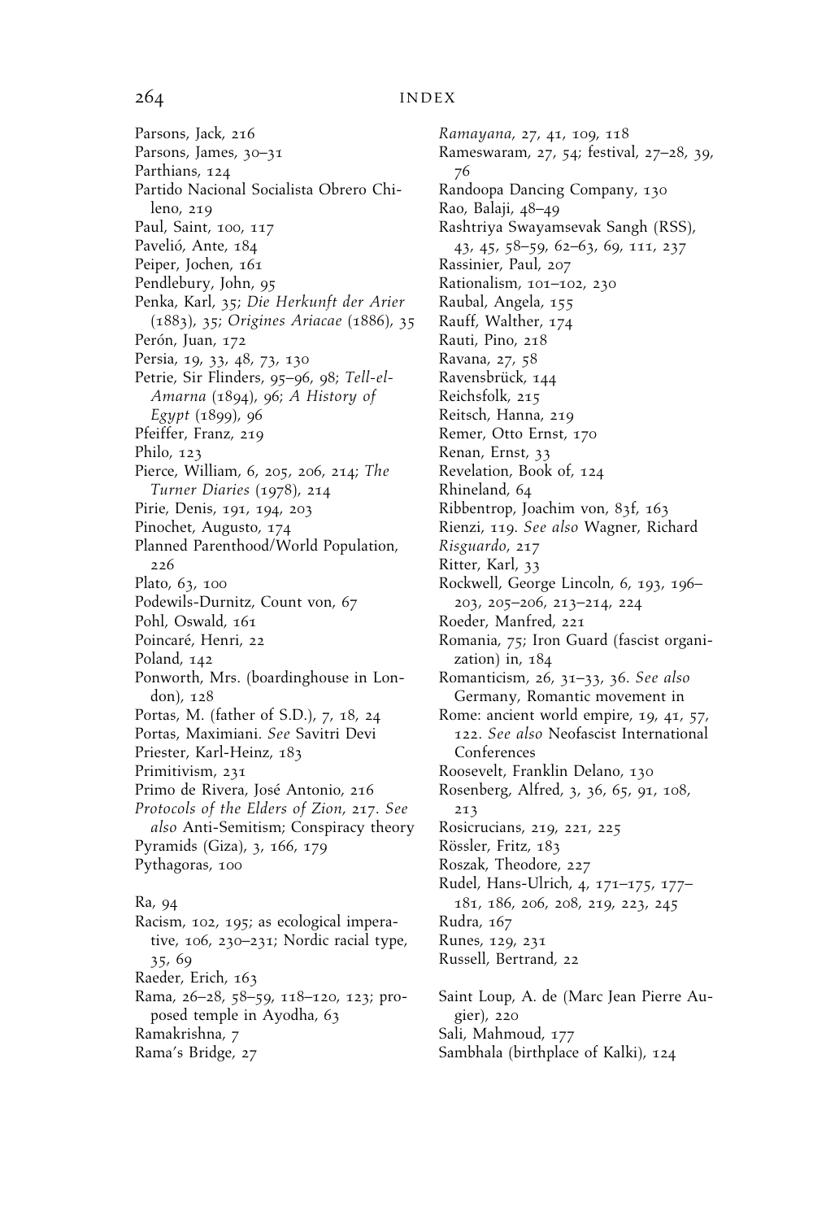Parsons, Jack, 216
Parsons, James, 30–31
Parthians, 124
Partido Nacional Socialista Obrero Chileno, 219
Paul, Saint, 100, 117
Pavelió, Ante, 184
Peiper, Jochen, 161
Pendlebury, John, 95
Penka, Karl, 35; *Die Herkunft der Arier* (1883), 35; *Origines Ariacae* (1886), 35
Perón, Juan, 172
Persia, 19, 33, 48, 73, 130
Petrie, Sir Flinders, 95–96, 98; *Tell-el-Amarna* (1894), 96; *A History of Egypt* (1899), 96
Pfeiffer, Franz, 219
Philo, 123
Pierce, William, 6, 205, 206, 214; *The Turner Diaries* (1978), 214
Pirie, Denis, 191, 194, 203
Pinochet, Augusto, 174
Planned Parenthood/World Population, 226
Plato, 63, 100
Podewils-Durnitz, Count von, 67
Pohl, Oswald, 161
Poincaré, Henri, 22
Poland, 142
Ponworth, Mrs. (boardinghouse in London), 128
Portas, M. (father of S.D.), 7, 18, 24
Portas, Maximiani. *See* Savitri Devi
Priester, Karl-Heinz, 183
Primitivism, 231
Primo de Rivera, José Antonio, 216
*Protocols of the Elders of Zion*, 217. *See also* Anti-Semitism; Conspiracy theory
Pyramids (Giza), 3, 166, 179
Pythagoras, 100

Ra, 94
Racism, 102, 195; as ecological imperative, 106, 230–231; Nordic racial type, 35, 69
Raeder, Erich, 163
Rama, 26–28, 58–59, 118–120, 123; proposed temple in Ayodha, 63
Ramakrishna, 7
Rama's Bridge, 27
*Ramayana*, 27, 41, 109, 118
Rameswaram, 27, 54; festival, 27–28, 39, 76
Randoopa Dancing Company, 130
Rao, Balaji, 48–49
Rashtriya Swayamsevak Sangh (RSS), 43, 45, 58–59, 62–63, 69, 111, 237
Rassinier, Paul, 207
Rationalism, 101–102, 230
Raubal, Angela, 155
Rauff, Walther, 174
Rauti, Pino, 218
Ravana, 27, 58
Ravensbrück, 144
Reichsfolk, 215
Reitsch, Hanna, 219
Remer, Otto Ernst, 170
Renan, Ernst, 33
Revelation, Book of, 124
Rhineland, 64
Ribbentrop, Joachim von, 83f, 163
Rienzi, 119. *See also* Wagner, Richard
*Risguardo*, 217
Ritter, Karl, 33
Rockwell, George Lincoln, 6, 193, 196–203, 205–206, 213–214, 224
Roeder, Manfred, 221
Romania, 75; Iron Guard (fascist organization) in, 184
Romanticism, 26, 31–33, 36. *See also* Germany, Romantic movement in
Rome: ancient world empire, 19, 41, 57, 122. *See also* Neofascist International Conferences
Roosevelt, Franklin Delano, 130
Rosenberg, Alfred, 3, 36, 65, 91, 108, 213
Rosicrucians, 219, 221, 225
Rössler, Fritz, 183
Roszak, Theodore, 227
Rudel, Hans-Ulrich, 4, 171–175, 177–181, 186, 206, 208, 219, 223, 245
Rudra, 167
Runes, 129, 231
Russell, Bertrand, 22

Saint Loup, A. de (Marc Jean Pierre Augier), 220
Sali, Mahmoud, 177
Sambhala (birthplace of Kalki), 124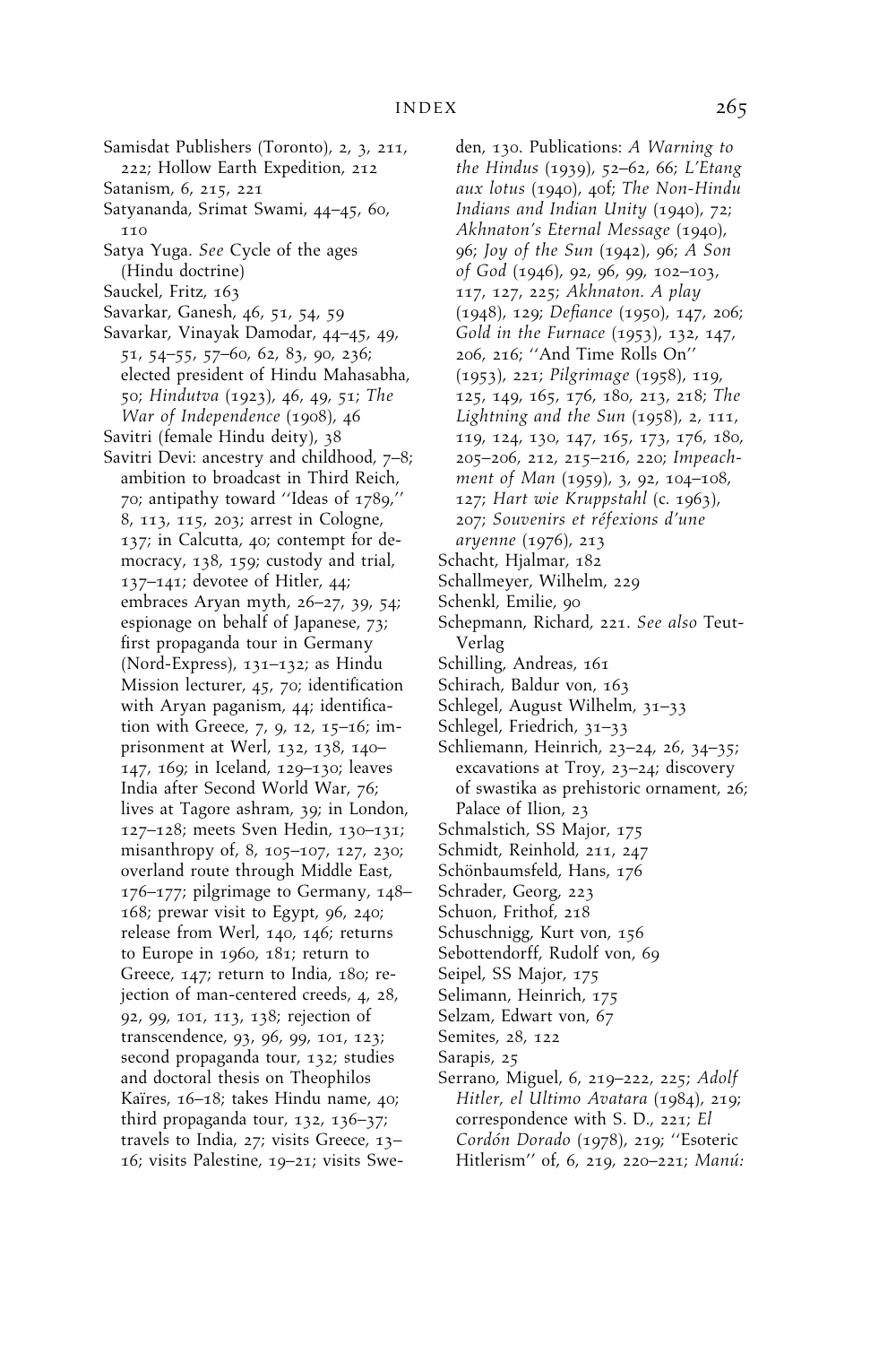Samisdat Publishers (Toronto), 2, 3, 211, 222; Hollow Earth Expedition, 212

Satanism, 6, 215, 221

Satyananda, Srimat Swami, 44–45, 60, 110

Satya Yuga. *See* Cycle of the ages (Hindu doctrine)

Sauckel, Fritz, 163

Savarkar, Ganesh, 46, 51, 54, 59

Savarkar, Vinayak Damodar, 44–45, 49, 51, 54–55, 57–60, 62, 83, 90, 236; elected president of Hindu Mahasabha, 50; *Hindutva* (1923), 46, 49, 51; *The War of Independence* (1908), 46

Savitri (female Hindu deity), 38

Savitri Devi: ancestry and childhood, 7–8; ambition to broadcast in Third Reich, 70; antipathy toward ''Ideas of 1789,'' 8, 113, 115, 203; arrest in Cologne, 137; in Calcutta, 40; contempt for democracy, 138, 159; custody and trial, 137–141; devotee of Hitler, 44; embraces Aryan myth, 26–27, 39, 54; espionage on behalf of Japanese, 73; first propaganda tour in Germany (Nord-Express), 131–132; as Hindu Mission lecturer, 45, 70; identification with Aryan paganism, 44; identification with Greece, 7, 9, 12, 15–16; imprisonment at Werl, 132, 138, 140–147, 169; in Iceland, 129–130; leaves India after Second World War, 76; lives at Tagore ashram, 39; in London, 127–128; meets Sven Hedin, 130–131; misanthropy of, 8, 105–107, 127, 230; overland route through Middle East, 176–177; pilgrimage to Germany, 148–168; prewar visit to Egypt, 96, 240; release from Werl, 140, 146; returns to Europe in 1960, 181; return to Greece, 147; return to India, 180; rejection of man-centered creeds, 4, 28, 92, 99, 101, 113, 138; rejection of transcendence, 93, 96, 99, 101, 123; second propaganda tour, 132; studies and doctoral thesis on Theophilos Kaïres, 16–18; takes Hindu name, 40; third propaganda tour, 132, 136–37; travels to India, 27; visits Greece, 13–16; visits Palestine, 19–21; visits Sweden, 130. Publications: *A Warning to the Hindus* (1939), 52–62, 66; *L'Etang aux lotus* (1940), 40f; *The Non-Hindu Indians and Indian Unity* (1940), 72; *Akhnaton's Eternal Message* (1940), 96; *Joy of the Sun* (1942), 96; *A Son of God* (1946), 92, 96, 99, 102–103, 117, 127, 225; *Akhnaton. A play* (1948), 129; *Defiance* (1950), 147, 206; *Gold in the Furnace* (1953), 132, 147, 206, 216; ''And Time Rolls On'' (1953), 221; *Pilgrimage* (1958), 119, 125, 149, 165, 176, 180, 213, 218; *The Lightning and the Sun* (1958), 2, 111, 119, 124, 130, 147, 165, 173, 176, 180, 205–206, 212, 215–216, 220; *Impeachment of Man* (1959), 3, 92, 104–108, 127; *Hart wie Kruppstahl* (c. 1963), 207; *Souvenirs et réfexions d'une aryenne* (1976), 213

Schacht, Hjalmar, 182

Schallmeyer, Wilhelm, 229

Schenkl, Emilie, 90

Schepmann, Richard, 221. *See also* Teut-Verlag

Schilling, Andreas, 161

Schirach, Baldur von, 163

Schlegel, August Wilhelm, 31–33

Schlegel, Friedrich, 31–33

Schliemann, Heinrich, 23–24, 26, 34–35; excavations at Troy, 23–24; discovery of swastika as prehistoric ornament, 26; Palace of Ilion, 23

Schmalstich, SS Major, 175

Schmidt, Reinhold, 211, 247

Schönbaumsfeld, Hans, 176

Schrader, Georg, 223

Schuon, Frithof, 218

Schuschnigg, Kurt von, 156

Sebottendorff, Rudolf von, 69

Seipel, SS Major, 175

Selimann, Heinrich, 175

Selzam, Edwart von, 67

Semites, 28, 122

Sarapis, 25

Serrano, Miguel, 6, 219–222, 225; *Adolf Hitler, el Ultimo Avatara* (1984), 219; correspondence with S. D., 221; *El Cordón Dorado* (1978), 219; ''Esoteric Hitlerism'' of, 6, 219, 220–221; *Manú:*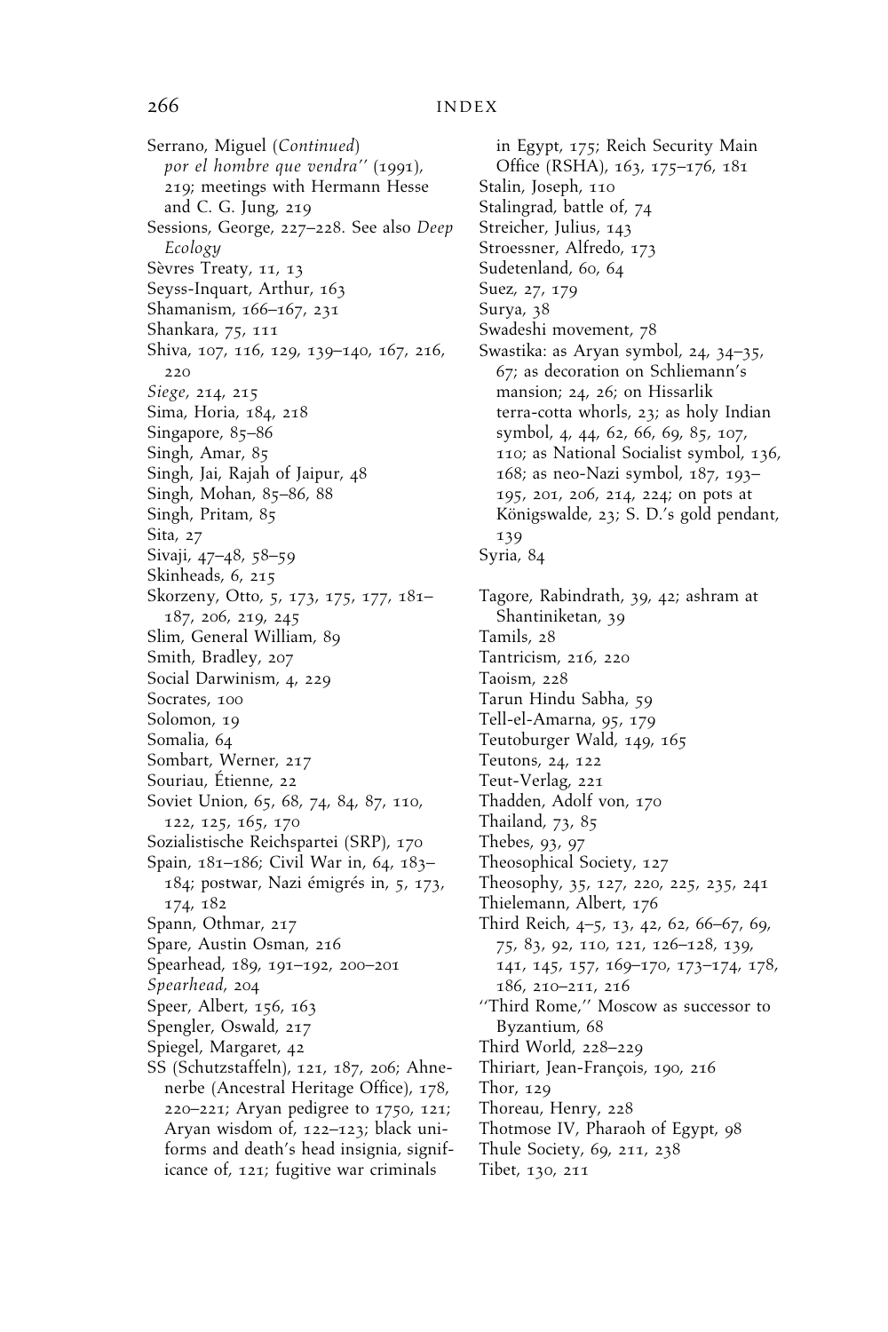Serrano, Miguel (*Continued*)
*por el hombre que vendra*'' (1991), 219; meetings with Hermann Hesse and C. G. Jung, 219
Sessions, George, 227–228. See also *Deep Ecology*
Sèvres Treaty, 11, 13
Seyss-Inquart, Arthur, 163
Shamanism, 166–167, 231
Shankara, 75, 111
Shiva, 107, 116, 129, 139–140, 167, 216, 220
*Siege*, 214, 215
Sima, Horia, 184, 218
Singapore, 85–86
Singh, Amar, 85
Singh, Jai, Rajah of Jaipur, 48
Singh, Mohan, 85–86, 88
Singh, Pritam, 85
Sita, 27
Sivaji, 47–48, 58–59
Skinheads, 6, 215
Skorzeny, Otto, 5, 173, 175, 177, 181–187, 206, 219, 245
Slim, General William, 89
Smith, Bradley, 207
Social Darwinism, 4, 229
Socrates, 100
Solomon, 19
Somalia, 64
Sombart, Werner, 217
Souriau, Étienne, 22
Soviet Union, 65, 68, 74, 84, 87, 110, 122, 125, 165, 170
Sozialistische Reichspartei (SRP), 170
Spain, 181–186; Civil War in, 64, 183–184; postwar, Nazi émigrés in, 5, 173, 174, 182
Spann, Othmar, 217
Spare, Austin Osman, 216
Spearhead, 189, 191–192, 200–201
*Spearhead*, 204
Speer, Albert, 156, 163
Spengler, Oswald, 217
Spiegel, Margaret, 42
SS (Schutzstaffeln), 121, 187, 206; Ahnenerbe (Ancestral Heritage Office), 178, 220–221; Aryan pedigree to 1750, 121; Aryan wisdom of, 122–123; black uniforms and death's head insignia, significance of, 121; fugitive war criminals in Egypt, 175; Reich Security Main Office (RSHA), 163, 175–176, 181
Stalin, Joseph, 110
Stalingrad, battle of, 74
Streicher, Julius, 143
Stroessner, Alfredo, 173
Sudetenland, 60, 64
Suez, 27, 179
Surya, 38
Swadeshi movement, 78
Swastika: as Aryan symbol, 24, 34–35, 67; as decoration on Schliemann's mansion; 24, 26; on Hissarlik terra-cotta whorls, 23; as holy Indian symbol, 4, 44, 62, 66, 69, 85, 107, 110; as National Socialist symbol, 136, 168; as neo-Nazi symbol, 187, 193–195, 201, 206, 214, 224; on pots at Königswalde, 23; S. D.'s gold pendant, 139
Syria, 84

Tagore, Rabindrath, 39, 42; ashram at Shantiniketan, 39
Tamils, 28
Tantricism, 216, 220
Taoism, 228
Tarun Hindu Sabha, 59
Tell-el-Amarna, 95, 179
Teutoburger Wald, 149, 165
Teutons, 24, 122
Teut-Verlag, 221
Thadden, Adolf von, 170
Thailand, 73, 85
Thebes, 93, 97
Theosophical Society, 127
Theosophy, 35, 127, 220, 225, 235, 241
Thielemann, Albert, 176
Third Reich, 4–5, 13, 42, 62, 66–67, 69, 75, 83, 92, 110, 121, 126–128, 139, 141, 145, 157, 169–170, 173–174, 178, 186, 210–211, 216
''Third Rome,'' Moscow as successor to Byzantium, 68
Third World, 228–229
Thiriart, Jean-François, 190, 216
Thor, 129
Thoreau, Henry, 228
Thotmose IV, Pharaoh of Egypt, 98
Thule Society, 69, 211, 238
Tibet, 130, 211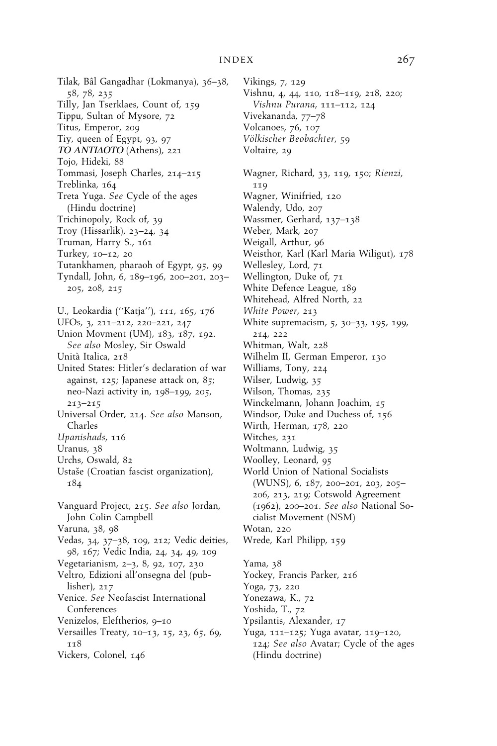Tilak, Bâl Gangadhar (Lokmanya), 36–38, 58, 78, 235
Tilly, Jan Tserklaes, Count of, 159
Tippu, Sultan of Mysore, 72
Titus, Emperor, 209
Tiy, queen of Egypt, 93, 97
***TO ANTIΔOTO*** (Athens), 221
Tojo, Hideki, 88
Tommasi, Joseph Charles, 214–215
Treblinka, 164
Treta Yuga. *See* Cycle of the ages (Hindu doctrine)
Trichinopoly, Rock of, 39
Troy (Hissarlik), 23–24, 34
Truman, Harry S., 161
Turkey, 10–12, 20
Tutankhamen, pharaoh of Egypt, 95, 99
Tyndall, John, 6, 189–196, 200–201, 203–205, 208, 215

U., Leokardia (''Katja''), 111, 165, 176
UFOs, 3, 211–212, 220–221, 247
Union Movment (UM), 183, 187, 192. *See also* Mosley, Sir Oswald
Unità Italica, 218
United States: Hitler's declaration of war against, 125; Japanese attack on, 85; neo-Nazi activity in, 198–199, 205, 213–215
Universal Order, 214. *See also* Manson, Charles
*Upanishads*, 116
Uranus, 38
Urchs, Oswald, 82
Ustaše (Croatian fascist organization), 184

Vanguard Project, 215. *See also* Jordan, John Colin Campbell
Varuna, 38, 98
Vedas, 34, 37–38, 109, 212; Vedic deities, 98, 167; Vedic India, 24, 34, 49, 109
Vegetarianism, 2–3, 8, 92, 107, 230
Veltro, Edizioni all'onsegna del (publisher), 217
Venice. *See* Neofascist International Conferences
Venizelos, Eleftherios, 9–10
Versailles Treaty, 10–13, 15, 23, 65, 69, 118
Vickers, Colonel, 146
Vikings, 7, 129
Vishnu, 4, 44, 110, 118–119, 218, 220; *Vishnu Purana*, 111–112, 124
Vivekananda, 77–78
Volcanoes, 76, 107
*Völkischer Beobachter*, 59
Voltaire, 29

Wagner, Richard, 33, 119, 150; *Rienzi*, 119
Wagner, Winifried, 120
Walendy, Udo, 207
Wassmer, Gerhard, 137–138
Weber, Mark, 207
Weigall, Arthur, 96
Weisthor, Karl (Karl Maria Wiligut), 178
Wellesley, Lord, 71
Wellington, Duke of, 71
White Defence League, 189
Whitehead, Alfred North, 22
*White Power*, 213
White supremacism, 5, 30–33, 195, 199, 214, 222
Whitman, Walt, 228
Wilhelm II, German Emperor, 130
Williams, Tony, 224
Wilser, Ludwig, 35
Wilson, Thomas, 235
Winckelmann, Johann Joachim, 15
Windsor, Duke and Duchess of, 156
Wirth, Herman, 178, 220
Witches, 231
Woltmann, Ludwig, 35
Woolley, Leonard, 95
World Union of National Socialists (WUNS), 6, 187, 200–201, 203, 205–206, 213, 219; Cotswold Agreement (1962), 200–201. *See also* National Socialist Movement (NSM)
Wotan, 220
Wrede, Karl Philipp, 159

Yama, 38
Yockey, Francis Parker, 216
Yoga, 73, 220
Yonezawa, K., 72
Yoshida, T., 72
Ypsilantis, Alexander, 17
Yuga, 111–125; Yuga avatar, 119–120, 124; *See also* Avatar; Cycle of the ages (Hindu doctrine)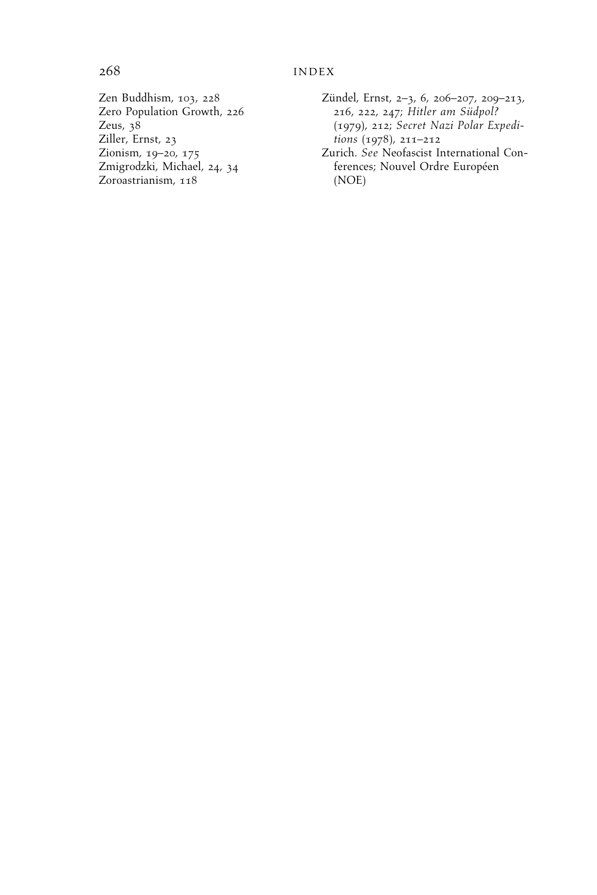Zen Buddhism, 103, 228
Zero Population Growth, 226
Zeus, 38
Ziller, Ernst, 23
Zionism, 19–20, 175
Zmigrodzki, Michael, 24, 34
Zoroastrianism, 118
Zündel, Ernst, 2–3, 6, 206–207, 209–213, 216, 222, 247; *Hitler am Südpol?* (1979), 212; *Secret Nazi Polar Expeditions* (1978), 211–212
Zurich. *See* Neofascist International Conferences; Nouvel Ordre Européen (NOE)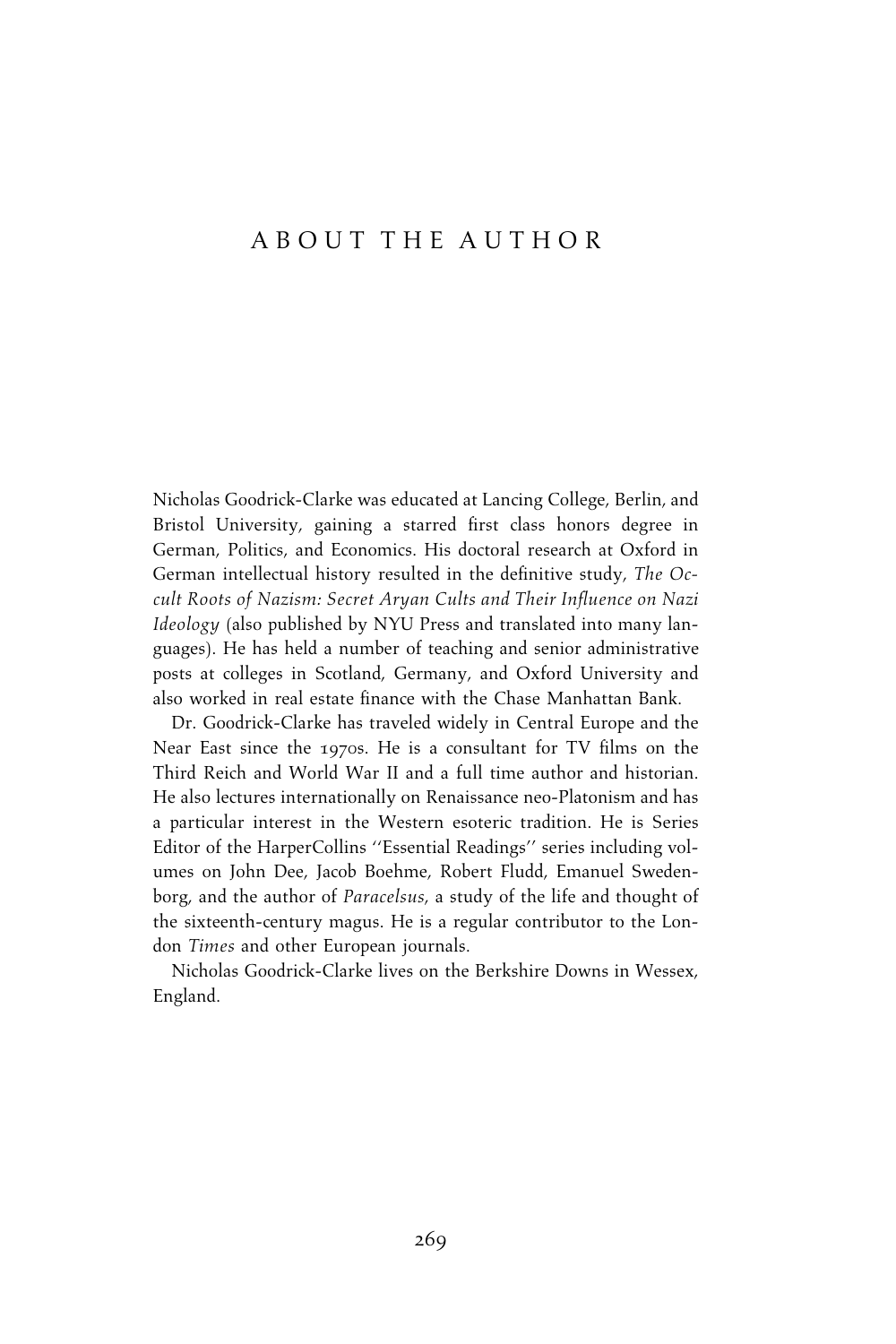# ABOUT THE AUTHOR

Nicholas Goodrick-Clarke was educated at Lancing College, Berlin, and Bristol University, gaining a starred first class honors degree in German, Politics, and Economics. His doctoral research at Oxford in German intellectual history resulted in the definitive study, *The Occult Roots of Nazism: Secret Aryan Cults and Their Influence on Nazi Ideology* (also published by NYU Press and translated into many languages). He has held a number of teaching and senior administrative posts at colleges in Scotland, Germany, and Oxford University and also worked in real estate finance with the Chase Manhattan Bank.

Dr. Goodrick-Clarke has traveled widely in Central Europe and the Near East since the 1970s. He is a consultant for TV films on the Third Reich and World War II and a full time author and historian. He also lectures internationally on Renaissance neo-Platonism and has a particular interest in the Western esoteric tradition. He is Series Editor of the HarperCollins ''Essential Readings'' series including volumes on John Dee, Jacob Boehme, Robert Fludd, Emanuel Swedenborg, and the author of *Paracelsus*, a study of the life and thought of the sixteenth-century magus. He is a regular contributor to the London *Times* and other European journals.

Nicholas Goodrick-Clarke lives on the Berkshire Downs in Wessex, England.